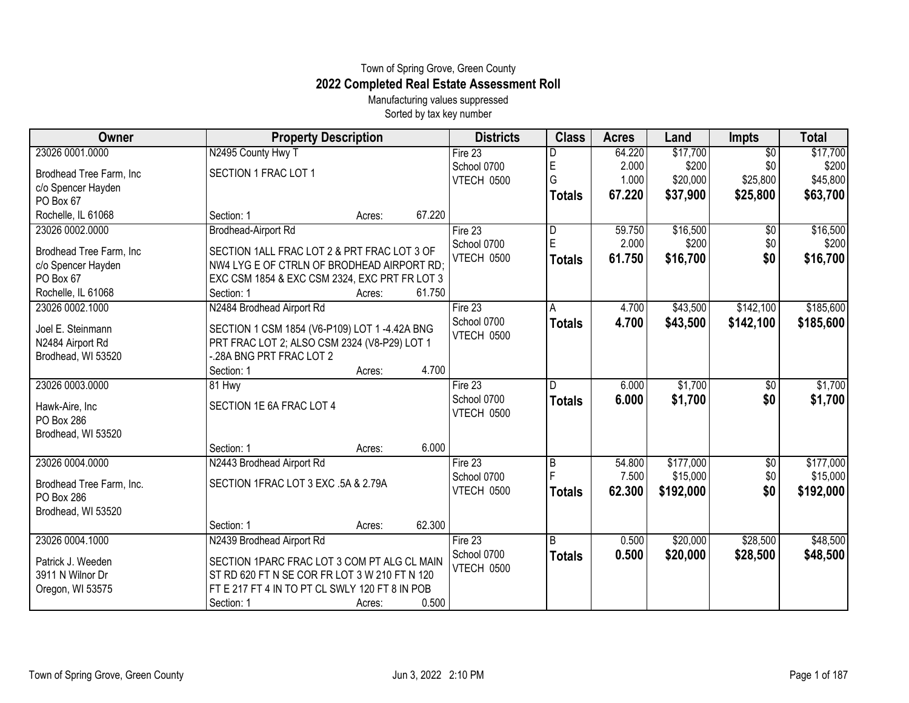Town of Spring Grove, Green County

# 2022 Completed Real Estate Assessment Roll

Manufacturing values suppressed

Sorted by tax key number

| Owner | Property Description | Districts | Class | Acres | Land | Impts | Total |
|---|---|---|---|---|---|---|---|
| 23026 0001.0000 | N2495 County Hwy T | Fire 23 | D | 64.220 | $17,700 | $0 | $17,700 |
| Brodhead Tree Farm, Inc | SECTION 1 FRAC LOT 1 | School 0700 | E | 2.000 | $200 | $0 | $200 |
| c/o Spencer Hayden | | VTECH 0500 | G | 1.000 | $20,000 | $25,800 | $45,800 |
| PO Box 67 | | | **Totals** | **67.220** | **$37,900** | **$25,800** | **$63,700** |
| Rochelle, IL 61068 | Section: 1 Acres: 67.220 | | | | | | |
| 23026 0002.0000 | Brodhead-Airport Rd | Fire 23 | D | 59.750 | $16,500 | $0 | $16,500 |
| Brodhead Tree Farm, Inc | SECTION 1ALL FRAC LOT 2 & PRT FRAC LOT 3 OF | School 0700 | E | 2.000 | $200 | $0 | $200 |
| c/o Spencer Hayden | NW4 LYG E OF CTRLN OF BRODHEAD AIRPORT RD; | VTECH 0500 | **Totals** | **61.750** | **$16,700** | **$0** | **$16,700** |
| PO Box 67 | EXC CSM 1854 & EXC CSM 2324, EXC PRT FR LOT 3 | | | | | | |
| Rochelle, IL 61068 | Section: 1 Acres: 61.750 | | | | | | |
| 23026 0002.1000 | N2484 Brodhead Airport Rd | Fire 23 | A | 4.700 | $43,500 | $142,100 | $185,600 |
| Joel E. Steinmann | SECTION 1 CSM 1854 (V6-P109) LOT 1 -4.42A BNG | School 0700 | **Totals** | **4.700** | **$43,500** | **$142,100** | **$185,600** |
| N2484 Airport Rd | PRT FRAC LOT 2; ALSO CSM 2324 (V8-P29) LOT 1 | VTECH 0500 | | | | | |
| Brodhead, WI 53520 | -.28A BNG PRT FRAC LOT 2 | | | | | | |
| | Section: 1 Acres: 4.700 | | | | | | |
| 23026 0003.0000 | 81 Hwy | Fire 23 | D | 6.000 | $1,700 | $0 | $1,700 |
| Hawk-Aire, Inc | SECTION 1E 6A FRAC LOT 4 | School 0700 | **Totals** | **6.000** | **$1,700** | **$0** | **$1,700** |
| PO Box 286 | | VTECH 0500 | | | | | |
| Brodhead, WI 53520 | | | | | | | |
| | Section: 1 Acres: 6.000 | | | | | | |
| 23026 0004.0000 | N2443 Brodhead Airport Rd | Fire 23 | B | 54.800 | $177,000 | $0 | $177,000 |
| Brodhead Tree Farm, Inc. | SECTION 1FRAC LOT 3 EXC .5A & 2.79A | School 0700 | F | 7.500 | $15,000 | $0 | $15,000 |
| PO Box 286 | | VTECH 0500 | **Totals** | **62.300** | **$192,000** | **$0** | **$192,000** |
| Brodhead, WI 53520 | | | | | | | |
| | Section: 1 Acres: 62.300 | | | | | | |
| 23026 0004.1000 | N2439 Brodhead Airport Rd | Fire 23 | B | 0.500 | $20,000 | $28,500 | $48,500 |
| Patrick J. Weeden | SECTION 1PARC FRAC LOT 3 COM PT ALG CL MAIN | School 0700 | **Totals** | **0.500** | **$20,000** | **$28,500** | **$48,500** |
| 3911 N Wilnor Dr | ST RD 620 FT N SE COR FR LOT 3 W 210 FT N 120 | VTECH 0500 | | | | | |
| Oregon, WI 53575 | FT E 217 FT 4 IN TO PT CL SWLY 120 FT 8 IN POB | | | | | | |
| | Section: 1 Acres: 0.500 | | | | | | |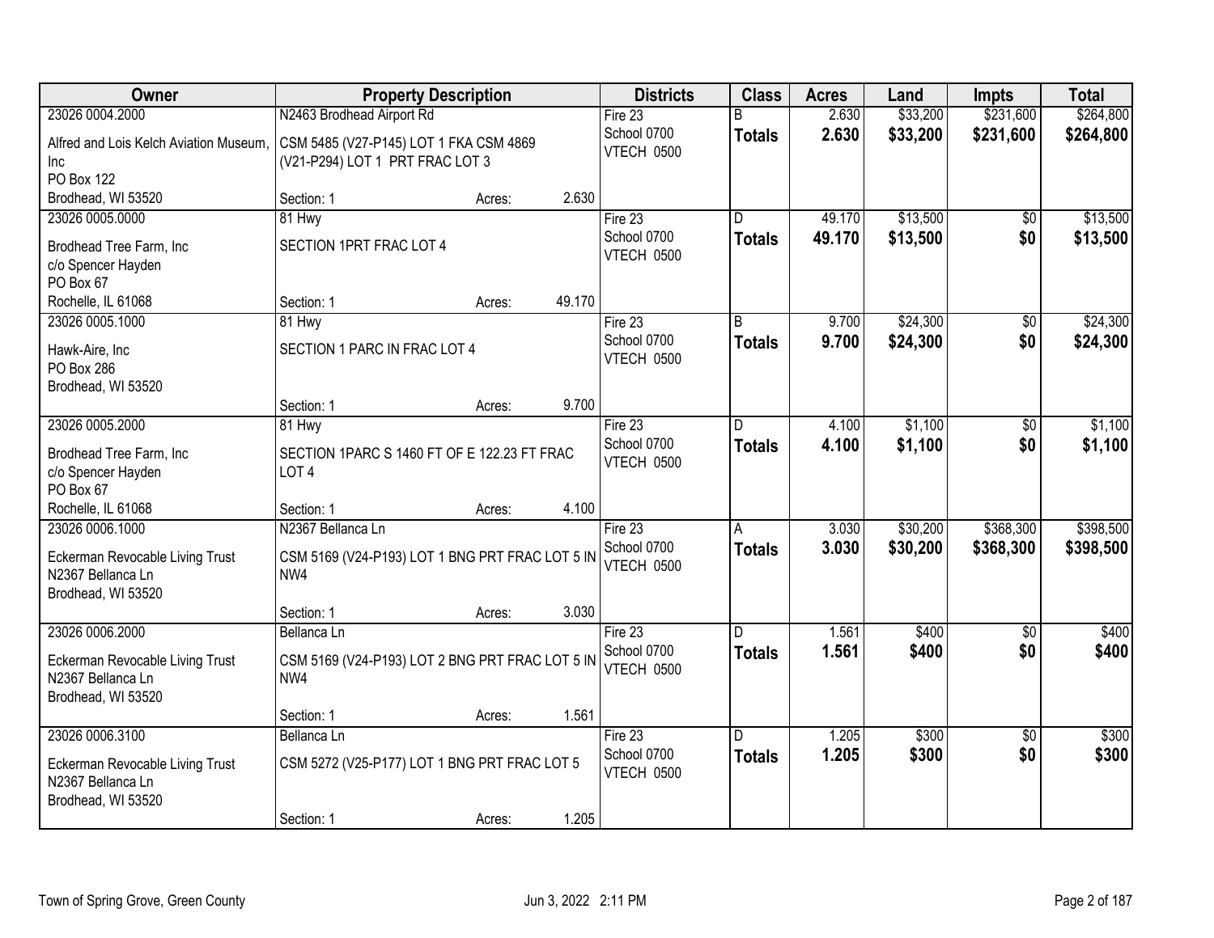| Owner | Property Description | | | Districts | Class | Acres | Land | Impts | Total |
|---|---|---|---|---|---|---|---|---|---|
| 23026 0004.2000 | N2463 Brodhead Airport Rd | | | Fire 23 | B | 2.630 | $33,200 | $231,600 | $264,800 |
| Alfred and Lois Kelch Aviation Museum, Inc<br>PO Box 122<br>Brodhead, WI 53520 | CSM 5485 (V27-P145) LOT 1 FKA CSM 4869 (V21-P294) LOT 1 PRT FRAC LOT 3 | | | School 0700<br>VTECH 0500 | **Totals** | **2.630** | **$33,200** | **$231,600** | **$264,800** |
| | Section: 1 | Acres: | 2.630 | | | | | | |
| 23026 0005.0000 | 81 Hwy | | | Fire 23 | D | 49.170 | $13,500 | $0 | $13,500 |
| Brodhead Tree Farm, Inc<br>c/o Spencer Hayden<br>PO Box 67<br>Rochelle, IL 61068 | SECTION 1PRT FRAC LOT 4 | | | School 0700<br>VTECH 0500 | **Totals** | **49.170** | **$13,500** | **$0** | **$13,500** |
| | Section: 1 | Acres: | 49.170 | | | | | | |
| 23026 0005.1000 | 81 Hwy | | | Fire 23 | B | 9.700 | $24,300 | $0 | $24,300 |
| Hawk-Aire, Inc<br>PO Box 286<br>Brodhead, WI 53520 | SECTION 1 PARC IN FRAC LOT 4 | | | School 0700<br>VTECH 0500 | **Totals** | **9.700** | **$24,300** | **$0** | **$24,300** |
| | Section: 1 | Acres: | 9.700 | | | | | | |
| 23026 0005.2000 | 81 Hwy | | | Fire 23 | D | 4.100 | $1,100 | $0 | $1,100 |
| Brodhead Tree Farm, Inc<br>c/o Spencer Hayden<br>PO Box 67<br>Rochelle, IL 61068 | SECTION 1PARC S 1460 FT OF E 122.23 FT FRAC LOT 4 | | | School 0700<br>VTECH 0500 | **Totals** | **4.100** | **$1,100** | **$0** | **$1,100** |
| | Section: 1 | Acres: | 4.100 | | | | | | |
| 23026 0006.1000 | N2367 Bellanca Ln | | | Fire 23 | A | 3.030 | $30,200 | $368,300 | $398,500 |
| Eckerman Revocable Living Trust<br>N2367 Bellanca Ln<br>Brodhead, WI 53520 | CSM 5169 (V24-P193) LOT 1 BNG PRT FRAC LOT 5 IN NW4 | | | School 0700<br>VTECH 0500 | **Totals** | **3.030** | **$30,200** | **$368,300** | **$398,500** |
| | Section: 1 | Acres: | 3.030 | | | | | | |
| 23026 0006.2000 | Bellanca Ln | | | Fire 23 | D | 1.561 | $400 | $0 | $400 |
| Eckerman Revocable Living Trust<br>N2367 Bellanca Ln<br>Brodhead, WI 53520 | CSM 5169 (V24-P193) LOT 2 BNG PRT FRAC LOT 5 IN NW4 | | | School 0700<br>VTECH 0500 | **Totals** | **1.561** | **$400** | **$0** | **$400** |
| | Section: 1 | Acres: | 1.561 | | | | | | |
| 23026 0006.3100 | Bellanca Ln | | | Fire 23 | D | 1.205 | $300 | $0 | $300 |
| Eckerman Revocable Living Trust<br>N2367 Bellanca Ln<br>Brodhead, WI 53520 | CSM 5272 (V25-P177) LOT 1 BNG PRT FRAC LOT 5 | | | School 0700<br>VTECH 0500 | **Totals** | **1.205** | **$300** | **$0** | **$300** |
| | Section: 1 | Acres: | 1.205 | | | | | | |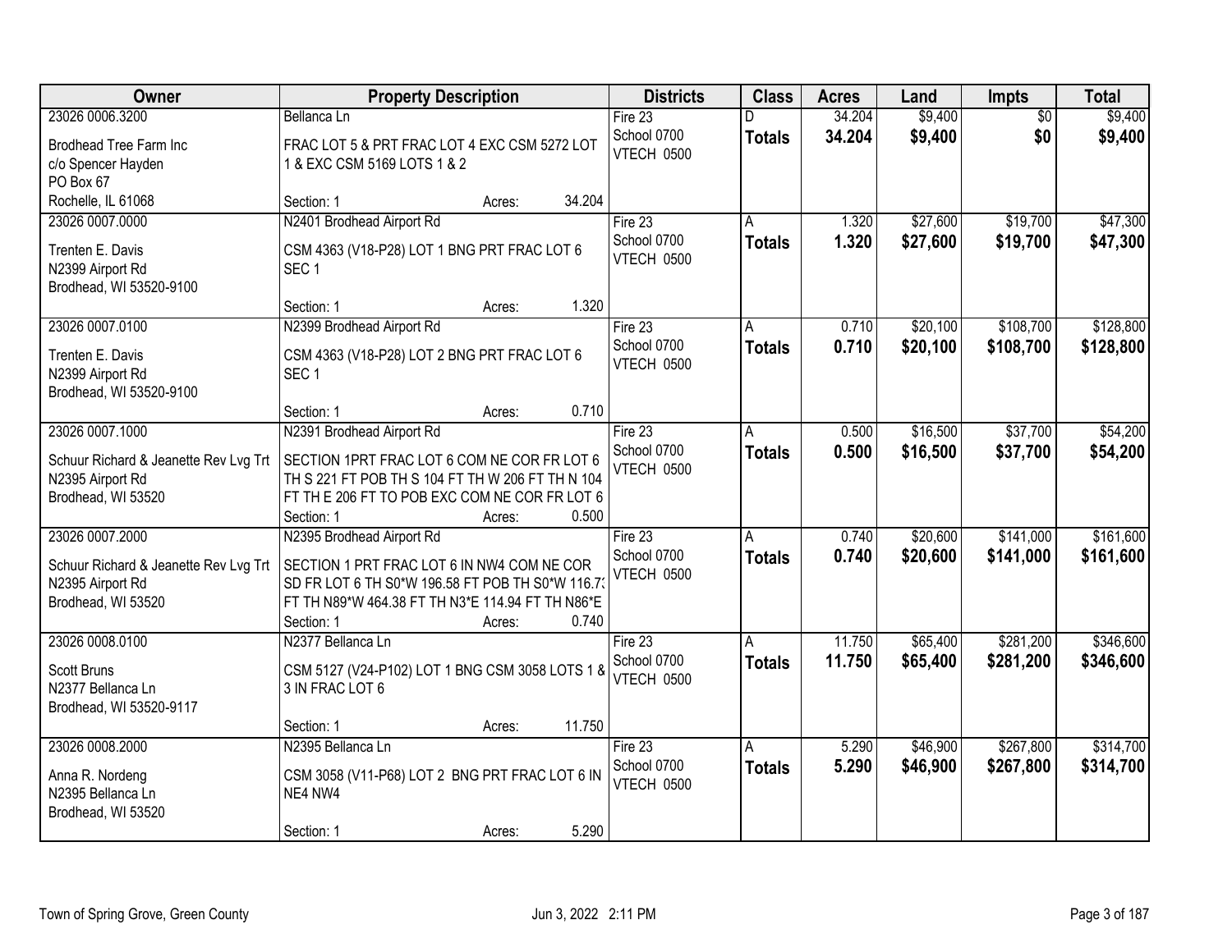| Owner | Property Description | Districts | Class | Acres | Land | Impts | Total |
|---|---|---|---|---|---|---|---|
| 23026 0006.3200<br>Brodhead Tree Farm Inc<br>c/o Spencer Hayden<br>PO Box 67<br>Rochelle, IL 61068 | Bellanca Ln<br>FRAC LOT 5 & PRT FRAC LOT 4 EXC CSM 5272 LOT 1 & EXC CSM 5169 LOTS 1 & 2<br>Section: 1 Acres: 34.204 | Fire 23<br>School 0700<br>VTECH 0500 | D<br>**Totals** | 34.204<br>**34.204** | $9,400<br>**$9,400** | $0<br>**$0** | $9,400<br>**$9,400** |
| 23026 0007.0000<br>Trenten E. Davis<br>N2399 Airport Rd<br>Brodhead, WI 53520-9100 | N2401 Brodhead Airport Rd<br>CSM 4363 (V18-P28) LOT 1 BNG PRT FRAC LOT 6 SEC 1<br>Section: 1 Acres: 1.320 | Fire 23<br>School 0700<br>VTECH 0500 | A<br>**Totals** | 1.320<br>**1.320** | $27,600<br>**$27,600** | $19,700<br>**$19,700** | $47,300<br>**$47,300** |
| 23026 0007.0100<br>Trenten E. Davis<br>N2399 Airport Rd<br>Brodhead, WI 53520-9100 | N2399 Brodhead Airport Rd<br>CSM 4363 (V18-P28) LOT 2 BNG PRT FRAC LOT 6 SEC 1<br>Section: 1 Acres: 0.710 | Fire 23<br>School 0700<br>VTECH 0500 | A<br>**Totals** | 0.710<br>**0.710** | $20,100<br>**$20,100** | $108,700<br>**$108,700** | $128,800<br>**$128,800** |
| 23026 0007.1000<br>Schuur Richard & Jeanette Rev Lvg Trt<br>N2395 Airport Rd<br>Brodhead, WI 53520 | N2391 Brodhead Airport Rd<br>SECTION 1PRT FRAC LOT 6 COM NE COR FR LOT 6 TH S 221 FT POB TH S 104 FT TH W 206 FT TH N 104 FT TH E 206 FT TO POB EXC COM NE COR FR LOT 6<br>Section: 1 Acres: 0.500 | Fire 23<br>School 0700<br>VTECH 0500 | A<br>**Totals** | 0.500<br>**0.500** | $16,500<br>**$16,500** | $37,700<br>**$37,700** | $54,200<br>**$54,200** |
| 23026 0007.2000<br>Schuur Richard & Jeanette Rev Lvg Trt<br>N2395 Airport Rd<br>Brodhead, WI 53520 | N2395 Brodhead Airport Rd<br>SECTION 1 PRT FRAC LOT 6 IN NW4 COM NE COR SD FR LOT 6 TH S0*W 196.58 FT POB TH S0*W 116.73 FT TH N89*W 464.38 FT TH N3*E 114.94 FT TH N86*E<br>Section: 1 Acres: 0.740 | Fire 23<br>School 0700<br>VTECH 0500 | A<br>**Totals** | 0.740<br>**0.740** | $20,600<br>**$20,600** | $141,000<br>**$141,000** | $161,600<br>**$161,600** |
| 23026 0008.0100<br>Scott Bruns<br>N2377 Bellanca Ln<br>Brodhead, WI 53520-9117 | N2377 Bellanca Ln<br>CSM 5127 (V24-P102) LOT 1 BNG CSM 3058 LOTS 1 & 3 IN FRAC LOT 6<br>Section: 1 Acres: 11.750 | Fire 23<br>School 0700<br>VTECH 0500 | A<br>**Totals** | 11.750<br>**11.750** | $65,400<br>**$65,400** | $281,200<br>**$281,200** | $346,600<br>**$346,600** |
| 23026 0008.2000<br>Anna R. Nordeng<br>N2395 Bellanca Ln<br>Brodhead, WI 53520 | N2395 Bellanca Ln<br>CSM 3058 (V11-P68) LOT 2 BNG PRT FRAC LOT 6 IN NE4 NW4<br>Section: 1 Acres: 5.290 | Fire 23<br>School 0700<br>VTECH 0500 | A<br>**Totals** | 5.290<br>**5.290** | $46,900<br>**$46,900** | $267,800<br>**$267,800** | $314,700<br>**$314,700** |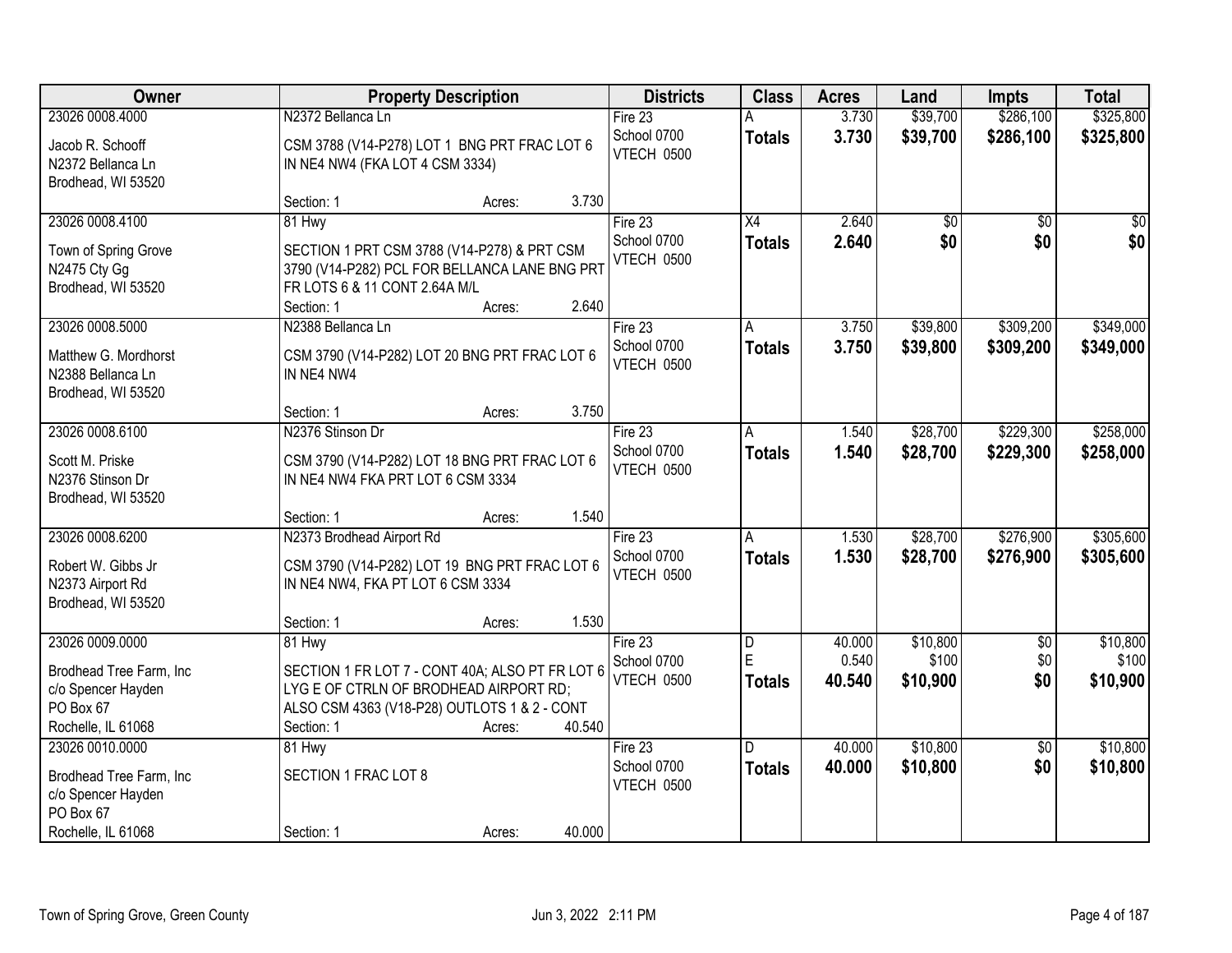| Owner | Property Description | Districts | Class | Acres | Land | Impts | Total |
|---|---|---|---|---|---|---|---|
| 23026 0008.4000<br>Jacob R. Schooff<br>N2372 Bellanca Ln<br>Brodhead, WI 53520 | N2372 Bellanca Ln<br>CSM 3788 (V14-P278) LOT 1 BNG PRT FRAC LOT 6 IN NE4 NW4 (FKA LOT 4 CSM 3334)<br>Section: 1 Acres: 3.730 | Fire 23<br>School 0700<br>VTECH 0500 | A<br>**Totals** | 3.730<br>**3.730** | $39,700<br>**$39,700** | $286,100<br>**$286,100** | $325,800<br>**$325,800** |
| 23026 0008.4100<br>Town of Spring Grove<br>N2475 Cty Gg<br>Brodhead, WI 53520 | 81 Hwy<br>SECTION 1 PRT CSM 3788 (V14-P278) & PRT CSM 3790 (V14-P282) PCL FOR BELLANCA LANE BNG PRT FR LOTS 6 & 11 CONT 2.64A M/L<br>Section: 1 Acres: 2.640 | Fire 23<br>School 0700<br>VTECH 0500 | X4<br>**Totals** | 2.640<br>**2.640** | $0<br>**$0** | $0<br>**$0** | $0<br>**$0** |
| 23026 0008.5000<br>Matthew G. Mordhorst<br>N2388 Bellanca Ln<br>Brodhead, WI 53520 | N2388 Bellanca Ln<br>CSM 3790 (V14-P282) LOT 20 BNG PRT FRAC LOT 6 IN NE4 NW4<br>Section: 1 Acres: 3.750 | Fire 23<br>School 0700<br>VTECH 0500 | A<br>**Totals** | 3.750<br>**3.750** | $39,800<br>**$39,800** | $309,200<br>**$309,200** | $349,000<br>**$349,000** |
| 23026 0008.6100<br>Scott M. Priske<br>N2376 Stinson Dr<br>Brodhead, WI 53520 | N2376 Stinson Dr<br>CSM 3790 (V14-P282) LOT 18 BNG PRT FRAC LOT 6 IN NE4 NW4 FKA PRT LOT 6 CSM 3334<br>Section: 1 Acres: 1.540 | Fire 23<br>School 0700<br>VTECH 0500 | A<br>**Totals** | 1.540<br>**1.540** | $28,700<br>**$28,700** | $229,300<br>**$229,300** | $258,000<br>**$258,000** |
| 23026 0008.6200<br>Robert W. Gibbs Jr<br>N2373 Airport Rd<br>Brodhead, WI 53520 | N2373 Brodhead Airport Rd<br>CSM 3790 (V14-P282) LOT 19 BNG PRT FRAC LOT 6 IN NE4 NW4, FKA PT LOT 6 CSM 3334<br>Section: 1 Acres: 1.530 | Fire 23<br>School 0700<br>VTECH 0500 | A<br>**Totals** | 1.530<br>**1.530** | $28,700<br>**$28,700** | $276,900<br>**$276,900** | $305,600<br>**$305,600** |
| 23026 0009.0000<br>Brodhead Tree Farm, Inc<br>c/o Spencer Hayden<br>PO Box 67<br>Rochelle, IL 61068 | 81 Hwy<br>SECTION 1 FR LOT 7 - CONT 40A; ALSO PT FR LOT 6 LYG E OF CTRLN OF BRODHEAD AIRPORT RD; ALSO CSM 4363 (V18-P28) OUTLOTS 1 & 2 - CONT<br>Section: 1 Acres: 40.540 | Fire 23<br>School 0700<br>VTECH 0500 | D<br>E<br>**Totals** | 40.000<br>0.540<br>**40.540** | $10,800<br>$100<br>**$10,900** | $0<br>$0<br>**$0** | $10,800<br>$100<br>**$10,900** |
| 23026 0010.0000<br>Brodhead Tree Farm, Inc<br>c/o Spencer Hayden<br>PO Box 67<br>Rochelle, IL 61068 | 81 Hwy<br>SECTION 1 FRAC LOT 8<br>Section: 1 Acres: 40.000 | Fire 23<br>School 0700<br>VTECH 0500 | D<br>**Totals** | 40.000<br>**40.000** | $10,800<br>**$10,800** | $0<br>**$0** | $10,800<br>**$10,800** |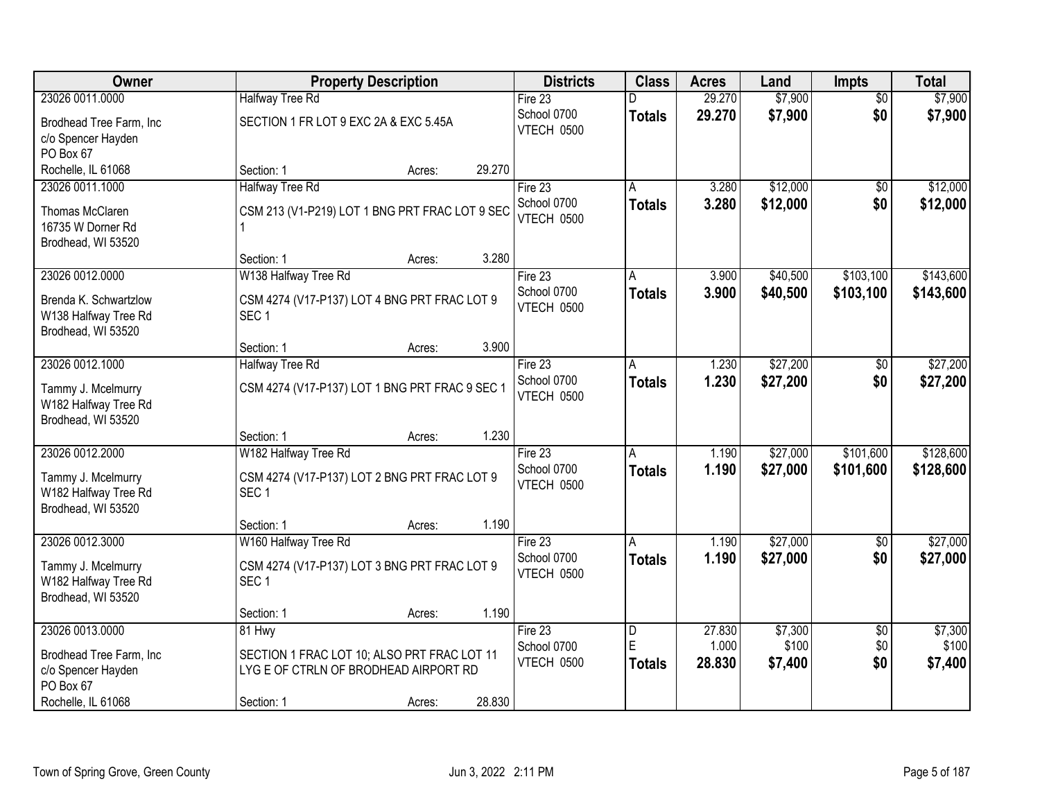| Owner | Property Description | Districts | Class | Acres | Land | Impts | Total |
|---|---|---|---|---|---|---|---|
| 23026 0011.0000<br>Brodhead Tree Farm, Inc<br>c/o Spencer Hayden<br>PO Box 67<br>Rochelle, IL 61068 | Halfway Tree Rd<br>SECTION 1 FR LOT 9 EXC 2A & EXC 5.45A<br>Section: 1 Acres: 29.270 | Fire 23<br>School 0700<br>VTECH 0500 | D<br>**Totals** | 29.270<br>**29.270** | $7,900<br>**$7,900** | $0<br>**$0** | $7,900<br>**$7,900** |
| 23026 0011.1000<br>Thomas McClaren<br>16735 W Dorner Rd<br>Brodhead, WI 53520 | Halfway Tree Rd<br>CSM 213 (V1-P219) LOT 1 BNG PRT FRAC LOT 9 SEC 1<br>Section: 1 Acres: 3.280 | Fire 23<br>School 0700<br>VTECH 0500 | A<br>**Totals** | 3.280<br>**3.280** | $12,000<br>**$12,000** | $0<br>**$0** | $12,000<br>**$12,000** |
| 23026 0012.0000<br>Brenda K. Schwartzlow<br>W138 Halfway Tree Rd<br>Brodhead, WI 53520 | W138 Halfway Tree Rd<br>CSM 4274 (V17-P137) LOT 4 BNG PRT FRAC LOT 9 SEC 1<br>Section: 1 Acres: 3.900 | Fire 23<br>School 0700<br>VTECH 0500 | A<br>**Totals** | 3.900<br>**3.900** | $40,500<br>**$40,500** | $103,100<br>**$103,100** | $143,600<br>**$143,600** |
| 23026 0012.1000<br>Tammy J. Mcelmurry<br>W182 Halfway Tree Rd<br>Brodhead, WI 53520 | Halfway Tree Rd<br>CSM 4274 (V17-P137) LOT 1 BNG PRT FRAC 9 SEC 1<br>Section: 1 Acres: 1.230 | Fire 23<br>School 0700<br>VTECH 0500 | A<br>**Totals** | 1.230<br>**1.230** | $27,200<br>**$27,200** | $0<br>**$0** | $27,200<br>**$27,200** |
| 23026 0012.2000<br>Tammy J. Mcelmurry<br>W182 Halfway Tree Rd<br>Brodhead, WI 53520 | W182 Halfway Tree Rd<br>CSM 4274 (V17-P137) LOT 2 BNG PRT FRAC LOT 9 SEC 1<br>Section: 1 Acres: 1.190 | Fire 23<br>School 0700<br>VTECH 0500 | A<br>**Totals** | 1.190<br>**1.190** | $27,000<br>**$27,000** | $101,600<br>**$101,600** | $128,600<br>**$128,600** |
| 23026 0012.3000<br>Tammy J. Mcelmurry<br>W182 Halfway Tree Rd<br>Brodhead, WI 53520 | W160 Halfway Tree Rd<br>CSM 4274 (V17-P137) LOT 3 BNG PRT FRAC LOT 9 SEC 1<br>Section: 1 Acres: 1.190 | Fire 23<br>School 0700<br>VTECH 0500 | A<br>**Totals** | 1.190<br>**1.190** | $27,000<br>**$27,000** | $0<br>**$0** | $27,000<br>**$27,000** |
| 23026 0013.0000<br>Brodhead Tree Farm, Inc<br>c/o Spencer Hayden<br>PO Box 67<br>Rochelle, IL 61068 | 81 Hwy<br>SECTION 1 FRAC LOT 10; ALSO PRT FRAC LOT 11 LYG E OF CTRLN OF BRODHEAD AIRPORT RD<br>Section: 1 Acres: 28.830 | Fire 23<br>School 0700<br>VTECH 0500 | D<br>E<br>**Totals** | 27.830<br>1.000<br>**28.830** | $7,300<br>$100<br>**$7,400** | $0<br>$0<br>**$0** | $7,300<br>$100<br>**$7,400** |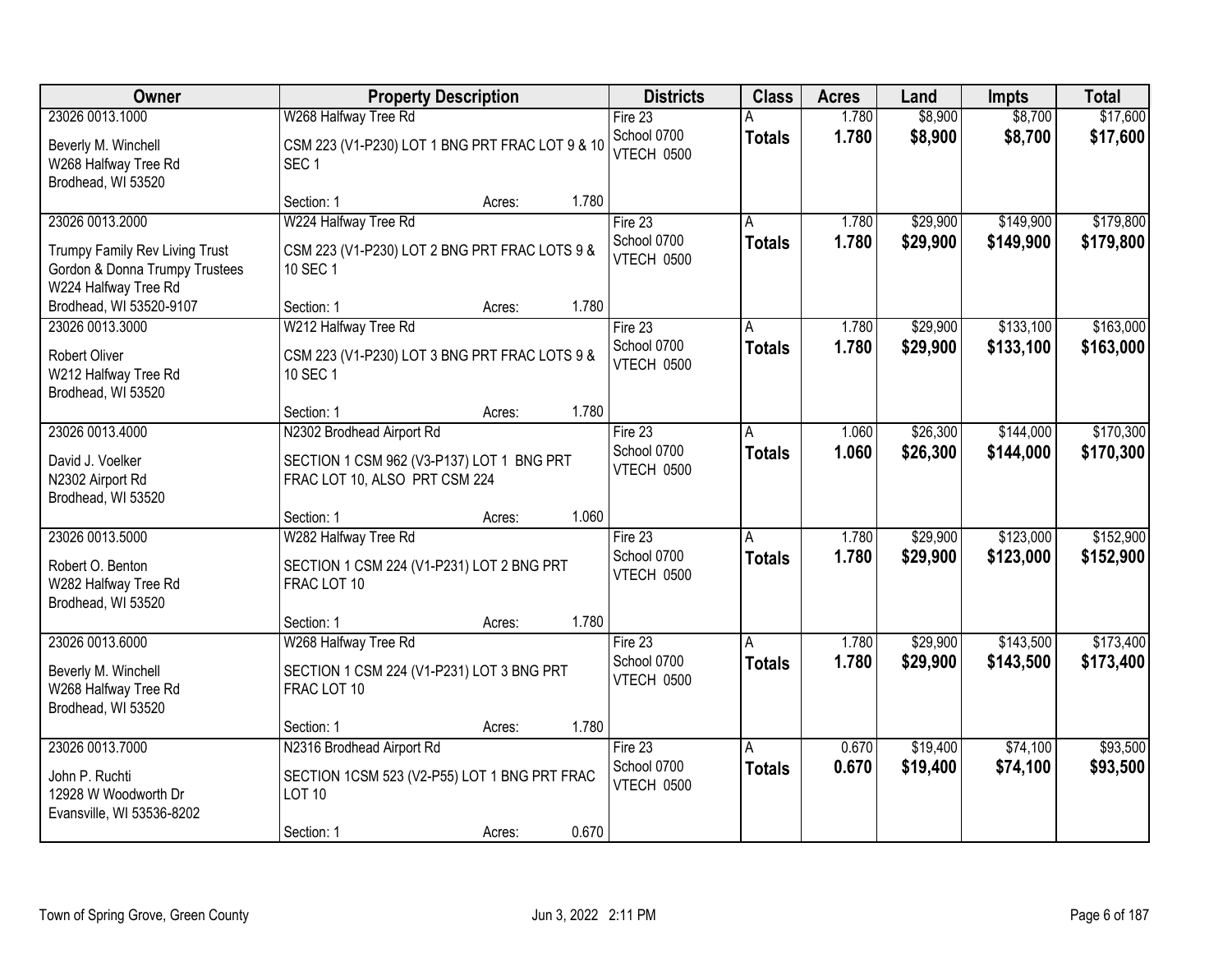| Owner | Property Description | Districts | Class | Acres | Land | Impts | Total |
|---|---|---|---|---|---|---|---|
| 23026 0013.1000<br>Beverly M. Winchell<br>W268 Halfway Tree Rd<br>Brodhead, WI 53520 | W268 Halfway Tree Rd<br>CSM 223 (V1-P230) LOT 1 BNG PRT FRAC LOT 9 & 10 SEC 1<br>Section: 1 Acres: 1.780 | Fire 23<br>School 0700<br>VTECH 0500 | A<br>**Totals** | 1.780<br>**1.780** | $8,900<br>**$8,900** | $8,700<br>**$8,700** | $17,600<br>**$17,600** |
| 23026 0013.2000<br>Trumpy Family Rev Living Trust<br>Gordon & Donna Trumpy Trustees<br>W224 Halfway Tree Rd<br>Brodhead, WI 53520-9107 | W224 Halfway Tree Rd<br>CSM 223 (V1-P230) LOT 2 BNG PRT FRAC LOTS 9 & 10 SEC 1<br>Section: 1 Acres: 1.780 | Fire 23<br>School 0700<br>VTECH 0500 | A<br>**Totals** | 1.780<br>**1.780** | $29,900<br>**$29,900** | $149,900<br>**$149,900** | $179,800<br>**$179,800** |
| 23026 0013.3000<br>Robert Oliver<br>W212 Halfway Tree Rd<br>Brodhead, WI 53520 | W212 Halfway Tree Rd<br>CSM 223 (V1-P230) LOT 3 BNG PRT FRAC LOTS 9 & 10 SEC 1<br>Section: 1 Acres: 1.780 | Fire 23<br>School 0700<br>VTECH 0500 | A<br>**Totals** | 1.780<br>**1.780** | $29,900<br>**$29,900** | $133,100<br>**$133,100** | $163,000<br>**$163,000** |
| 23026 0013.4000<br>David J. Voelker<br>N2302 Airport Rd<br>Brodhead, WI 53520 | N2302 Brodhead Airport Rd<br>SECTION 1 CSM 962 (V3-P137) LOT 1 BNG PRT FRAC LOT 10, ALSO PRT CSM 224<br>Section: 1 Acres: 1.060 | Fire 23<br>School 0700<br>VTECH 0500 | A<br>**Totals** | 1.060<br>**1.060** | $26,300<br>**$26,300** | $144,000<br>**$144,000** | $170,300<br>**$170,300** |
| 23026 0013.5000<br>Robert O. Benton<br>W282 Halfway Tree Rd<br>Brodhead, WI 53520 | W282 Halfway Tree Rd<br>SECTION 1 CSM 224 (V1-P231) LOT 2 BNG PRT FRAC LOT 10<br>Section: 1 Acres: 1.780 | Fire 23<br>School 0700<br>VTECH 0500 | A<br>**Totals** | 1.780<br>**1.780** | $29,900<br>**$29,900** | $123,000<br>**$123,000** | $152,900<br>**$152,900** |
| 23026 0013.6000<br>Beverly M. Winchell<br>W268 Halfway Tree Rd<br>Brodhead, WI 53520 | W268 Halfway Tree Rd<br>SECTION 1 CSM 224 (V1-P231) LOT 3 BNG PRT FRAC LOT 10<br>Section: 1 Acres: 1.780 | Fire 23<br>School 0700<br>VTECH 0500 | A<br>**Totals** | 1.780<br>**1.780** | $29,900<br>**$29,900** | $143,500<br>**$143,500** | $173,400<br>**$173,400** |
| 23026 0013.7000<br>John P. Ruchti<br>12928 W Woodworth Dr<br>Evansville, WI 53536-8202 | N2316 Brodhead Airport Rd<br>SECTION 1CSM 523 (V2-P55) LOT 1 BNG PRT FRAC LOT 10<br>Section: 1 Acres: 0.670 | Fire 23<br>School 0700<br>VTECH 0500 | A<br>**Totals** | 0.670<br>**0.670** | $19,400<br>**$19,400** | $74,100<br>**$74,100** | $93,500<br>**$93,500** |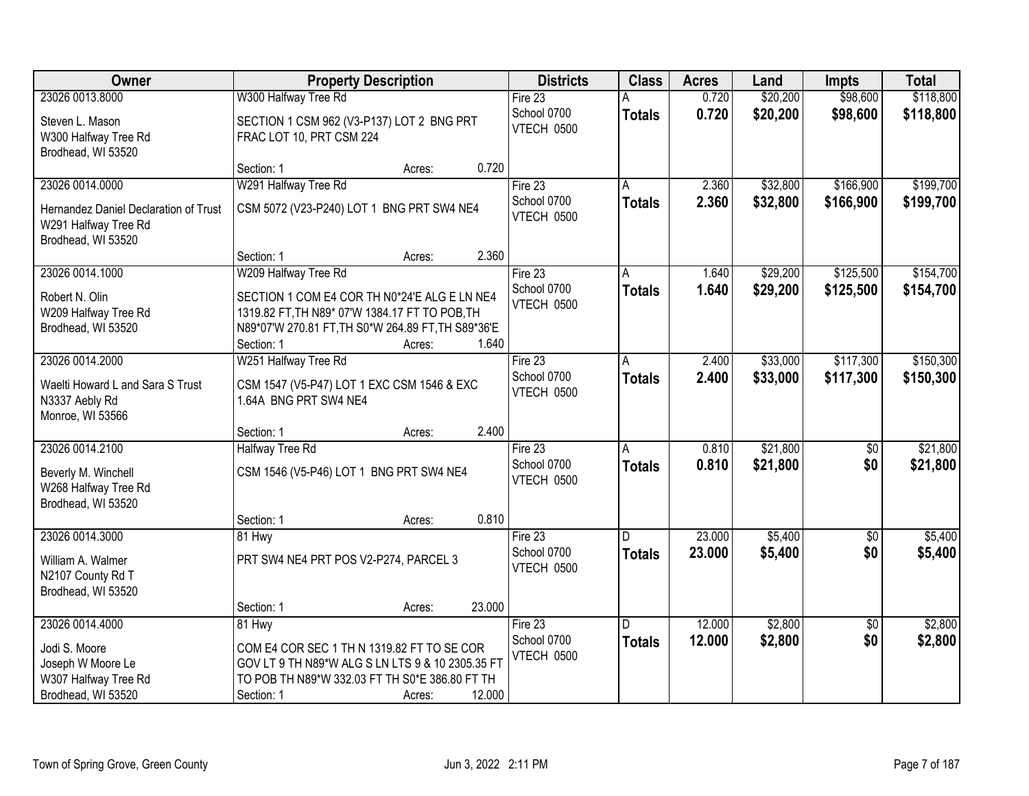| Owner | Property Description | Districts | Class | Acres | Land | Impts | Total |
|---|---|---|---|---|---|---|---|
| 23026 0013.8000<br>Steven L. Mason<br>W300 Halfway Tree Rd<br>Brodhead, WI 53520 | W300 Halfway Tree Rd<br>SECTION 1 CSM 962 (V3-P137) LOT 2 BNG PRT FRAC LOT 10, PRT CSM 224<br>Section: 1 Acres: 0.720 | Fire 23<br>School 0700<br>VTECH 0500 | A<br>**Totals** | 0.720<br>**0.720** | $20,200<br>**$20,200** | $98,600<br>**$98,600** | $118,800<br>**$118,800** |
| 23026 0014.0000<br>Hernandez Daniel Declaration of Trust<br>W291 Halfway Tree Rd<br>Brodhead, WI 53520 | W291 Halfway Tree Rd<br>CSM 5072 (V23-P240) LOT 1 BNG PRT SW4 NE4<br>Section: 1 Acres: 2.360 | Fire 23<br>School 0700<br>VTECH 0500 | A<br>**Totals** | 2.360<br>**2.360** | $32,800<br>**$32,800** | $166,900<br>**$166,900** | $199,700<br>**$199,700** |
| 23026 0014.1000<br>Robert N. Olin<br>W209 Halfway Tree Rd<br>Brodhead, WI 53520 | W209 Halfway Tree Rd<br>SECTION 1 COM E4 COR TH N0*24'E ALG E LN NE4 1319.82 FT,TH N89* 07'W 1384.17 FT TO POB,TH N89*07'W 270.81 FT,TH S0*W 264.89 FT,TH S89*36'E<br>Section: 1 Acres: 1.640 | Fire 23<br>School 0700<br>VTECH 0500 | A<br>**Totals** | 1.640<br>**1.640** | $29,200<br>**$29,200** | $125,500<br>**$125,500** | $154,700<br>**$154,700** |
| 23026 0014.2000<br>Waelti Howard L and Sara S Trust<br>N3337 Aebly Rd<br>Monroe, WI 53566 | W251 Halfway Tree Rd<br>CSM 1547 (V5-P47) LOT 1 EXC CSM 1546 & EXC 1.64A BNG PRT SW4 NE4<br>Section: 1 Acres: 2.400 | Fire 23<br>School 0700<br>VTECH 0500 | A<br>**Totals** | 2.400<br>**2.400** | $33,000<br>**$33,000** | $117,300<br>**$117,300** | $150,300<br>**$150,300** |
| 23026 0014.2100<br>Beverly M. Winchell<br>W268 Halfway Tree Rd<br>Brodhead, WI 53520 | Halfway Tree Rd<br>CSM 1546 (V5-P46) LOT 1 BNG PRT SW4 NE4<br>Section: 1 Acres: 0.810 | Fire 23<br>School 0700<br>VTECH 0500 | A<br>**Totals** | 0.810<br>**0.810** | $21,800<br>**$21,800** | $0<br>**$0** | $21,800<br>**$21,800** |
| 23026 0014.3000<br>William A. Walmer<br>N2107 County Rd T<br>Brodhead, WI 53520 | 81 Hwy<br>PRT SW4 NE4 PRT POS V2-P274, PARCEL 3<br>Section: 1 Acres: 23.000 | Fire 23<br>School 0700<br>VTECH 0500 | D<br>**Totals** | 23.000<br>**23.000** | $5,400<br>**$5,400** | $0<br>**$0** | $5,400<br>**$5,400** |
| 23026 0014.4000<br>Jodi S. Moore<br>Joseph W Moore Le<br>W307 Halfway Tree Rd<br>Brodhead, WI 53520 | 81 Hwy<br>COM E4 COR SEC 1 TH N 1319.82 FT TO SE COR GOV LT 9 TH N89*W ALG S LN LTS 9 & 10 2305.35 FT TO POB TH N89*W 332.03 FT TH S0*E 386.80 FT TH<br>Section: 1 Acres: 12.000 | Fire 23<br>School 0700<br>VTECH 0500 | D<br>**Totals** | 12.000<br>**12.000** | $2,800<br>**$2,800** | $0<br>**$0** | $2,800<br>**$2,800** |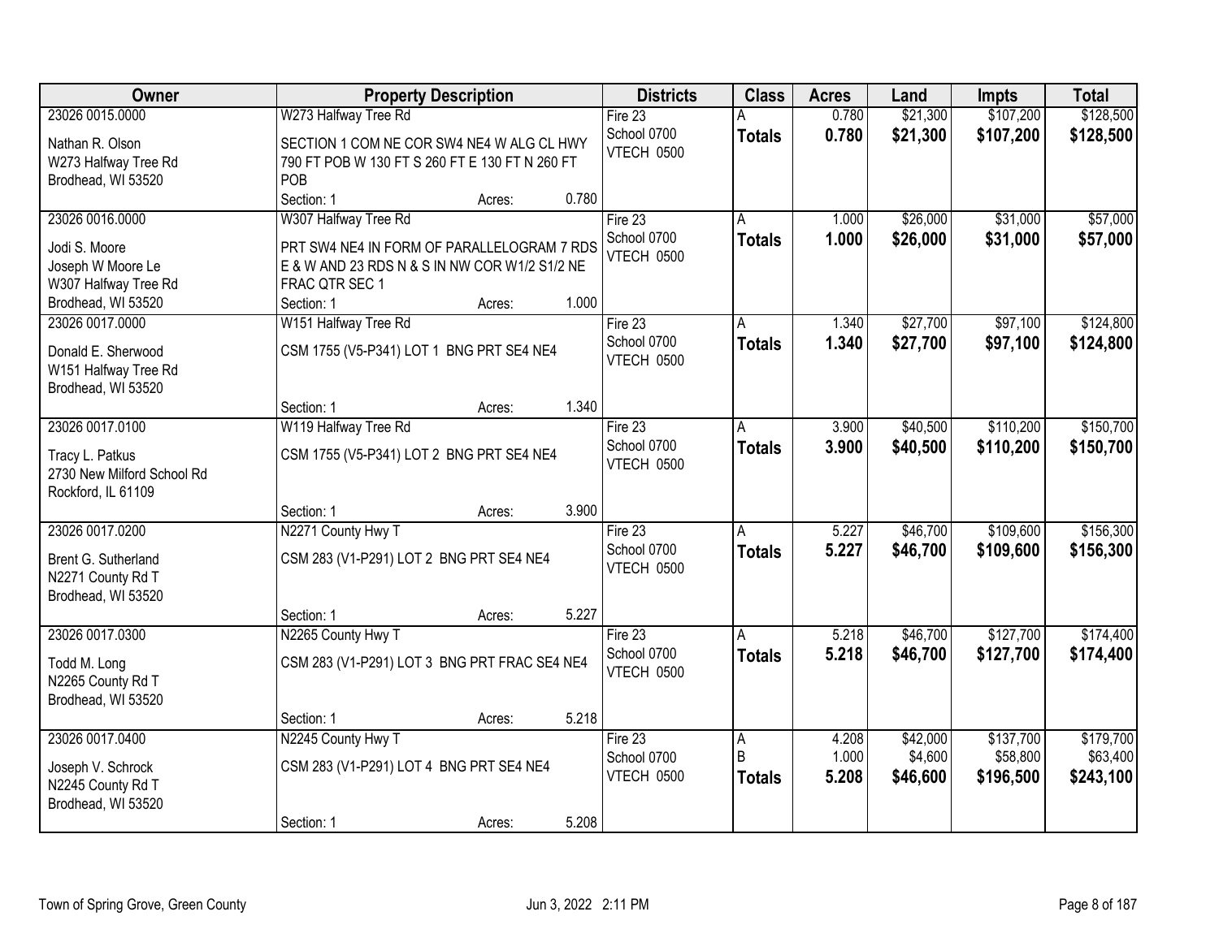| Owner | Property Description | Districts | Class | Acres | Land | Impts | Total |
|---|---|---|---|---|---|---|---|
| 23026 0015.0000<br>Nathan R. Olson<br>W273 Halfway Tree Rd<br>Brodhead, WI 53520 | W273 Halfway Tree Rd<br>SECTION 1 COM NE COR SW4 NE4 W ALG CL HWY 790 FT POB W 130 FT S 260 FT E 130 FT N 260 FT POB<br>Section: 1 Acres: 0.780 | Fire 23<br>School 0700<br>VTECH 0500 | A<br>**Totals** | 0.780<br>**0.780** | $21,300<br>**$21,300** | $107,200<br>**$107,200** | $128,500<br>**$128,500** |
| 23026 0016.0000<br>Jodi S. Moore<br>Joseph W Moore Le<br>W307 Halfway Tree Rd<br>Brodhead, WI 53520 | W307 Halfway Tree Rd<br>PRT SW4 NE4 IN FORM OF PARALLELOGRAM 7 RDS E & W AND 23 RDS N & S IN NW COR W1/2 S1/2 NE FRAC QTR SEC 1<br>Section: 1 Acres: 1.000 | Fire 23<br>School 0700<br>VTECH 0500 | A<br>**Totals** | 1.000<br>**1.000** | $26,000<br>**$26,000** | $31,000<br>**$31,000** | $57,000<br>**$57,000** |
| 23026 0017.0000<br>Donald E. Sherwood<br>W151 Halfway Tree Rd<br>Brodhead, WI 53520 | W151 Halfway Tree Rd<br>CSM 1755 (V5-P341) LOT 1 BNG PRT SE4 NE4<br>Section: 1 Acres: 1.340 | Fire 23<br>School 0700<br>VTECH 0500 | A<br>**Totals** | 1.340<br>**1.340** | $27,700<br>**$27,700** | $97,100<br>**$97,100** | $124,800<br>**$124,800** |
| 23026 0017.0100<br>Tracy L. Patkus<br>2730 New Milford School Rd<br>Rockford, IL 61109 | W119 Halfway Tree Rd<br>CSM 1755 (V5-P341) LOT 2 BNG PRT SE4 NE4<br>Section: 1 Acres: 3.900 | Fire 23<br>School 0700<br>VTECH 0500 | A<br>**Totals** | 3.900<br>**3.900** | $40,500<br>**$40,500** | $110,200<br>**$110,200** | $150,700<br>**$150,700** |
| 23026 0017.0200<br>Brent G. Sutherland<br>N2271 County Rd T<br>Brodhead, WI 53520 | N2271 County Hwy T<br>CSM 283 (V1-P291) LOT 2 BNG PRT SE4 NE4<br>Section: 1 Acres: 5.227 | Fire 23<br>School 0700<br>VTECH 0500 | A<br>**Totals** | 5.227<br>**5.227** | $46,700<br>**$46,700** | $109,600<br>**$109,600** | $156,300<br>**$156,300** |
| 23026 0017.0300<br>Todd M. Long<br>N2265 County Rd T<br>Brodhead, WI 53520 | N2265 County Hwy T<br>CSM 283 (V1-P291) LOT 3 BNG PRT FRAC SE4 NE4<br>Section: 1 Acres: 5.218 | Fire 23<br>School 0700<br>VTECH 0500 | A<br>**Totals** | 5.218<br>**5.218** | $46,700<br>**$46,700** | $127,700<br>**$127,700** | $174,400<br>**$174,400** |
| 23026 0017.0400<br>Joseph V. Schrock<br>N2245 County Rd T<br>Brodhead, WI 53520 | N2245 County Hwy T<br>CSM 283 (V1-P291) LOT 4 BNG PRT SE4 NE4<br>Section: 1 Acres: 5.208 | Fire 23<br>School 0700<br>VTECH 0500 | A<br>B<br>**Totals** | 4.208<br>1.000<br>**5.208** | $42,000<br>$4,600<br>**$46,600** | $137,700<br>$58,800<br>**$196,500** | $179,700<br>$63,400<br>**$243,100** |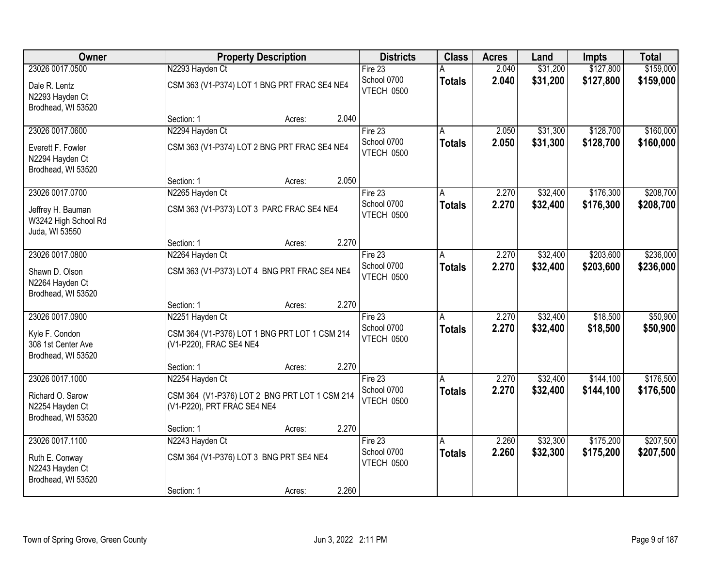| Owner | Property Description | Districts | Class | Acres | Land | Impts | Total |
|---|---|---|---|---|---|---|---|
| 23026 0017.0500<br>Dale R. Lentz<br>N2293 Hayden Ct<br>Brodhead, WI 53520 | N2293 Hayden Ct<br>CSM 363 (V1-P374) LOT 1 BNG PRT FRAC SE4 NE4<br>Section: 1 Acres: 2.040 | Fire 23<br>School 0700<br>VTECH 0500 | A<br>**Totals** | 2.040<br>**2.040** | $31,200<br>**$31,200** | $127,800<br>**$127,800** | $159,000<br>**$159,000** |
| 23026 0017.0600<br>Everett F. Fowler<br>N2294 Hayden Ct<br>Brodhead, WI 53520 | N2294 Hayden Ct<br>CSM 363 (V1-P374) LOT 2 BNG PRT FRAC SE4 NE4<br>Section: 1 Acres: 2.050 | Fire 23<br>School 0700<br>VTECH 0500 | A<br>**Totals** | 2.050<br>**2.050** | $31,300<br>**$31,300** | $128,700<br>**$128,700** | $160,000<br>**$160,000** |
| 23026 0017.0700<br>Jeffrey H. Bauman<br>W3242 High School Rd<br>Juda, WI 53550 | N2265 Hayden Ct<br>CSM 363 (V1-P373) LOT 3 PARC FRAC SE4 NE4<br>Section: 1 Acres: 2.270 | Fire 23<br>School 0700<br>VTECH 0500 | A<br>**Totals** | 2.270<br>**2.270** | $32,400<br>**$32,400** | $176,300<br>**$176,300** | $208,700<br>**$208,700** |
| 23026 0017.0800<br>Shawn D. Olson<br>N2264 Hayden Ct<br>Brodhead, WI 53520 | N2264 Hayden Ct<br>CSM 363 (V1-P373) LOT 4 BNG PRT FRAC SE4 NE4<br>Section: 1 Acres: 2.270 | Fire 23<br>School 0700<br>VTECH 0500 | A<br>**Totals** | 2.270<br>**2.270** | $32,400<br>**$32,400** | $203,600<br>**$203,600** | $236,000<br>**$236,000** |
| 23026 0017.0900<br>Kyle F. Condon<br>308 1st Center Ave<br>Brodhead, WI 53520 | N2251 Hayden Ct<br>CSM 364 (V1-P376) LOT 1 BNG PRT LOT 1 CSM 214 (V1-P220), FRAC SE4 NE4<br>Section: 1 Acres: 2.270 | Fire 23<br>School 0700<br>VTECH 0500 | A<br>**Totals** | 2.270<br>**2.270** | $32,400<br>**$32,400** | $18,500<br>**$18,500** | $50,900<br>**$50,900** |
| 23026 0017.1000<br>Richard O. Sarow<br>N2254 Hayden Ct<br>Brodhead, WI 53520 | N2254 Hayden Ct<br>CSM 364 (V1-P376) LOT 2 BNG PRT LOT 1 CSM 214 (V1-P220), PRT FRAC SE4 NE4<br>Section: 1 Acres: 2.270 | Fire 23<br>School 0700<br>VTECH 0500 | A<br>**Totals** | 2.270<br>**2.270** | $32,400<br>**$32,400** | $144,100<br>**$144,100** | $176,500<br>**$176,500** |
| 23026 0017.1100<br>Ruth E. Conway<br>N2243 Hayden Ct<br>Brodhead, WI 53520 | N2243 Hayden Ct<br>CSM 364 (V1-P376) LOT 3 BNG PRT SE4 NE4<br>Section: 1 Acres: 2.260 | Fire 23<br>School 0700<br>VTECH 0500 | A<br>**Totals** | 2.260<br>**2.260** | $32,300<br>**$32,300** | $175,200<br>**$175,200** | $207,500<br>**$207,500** |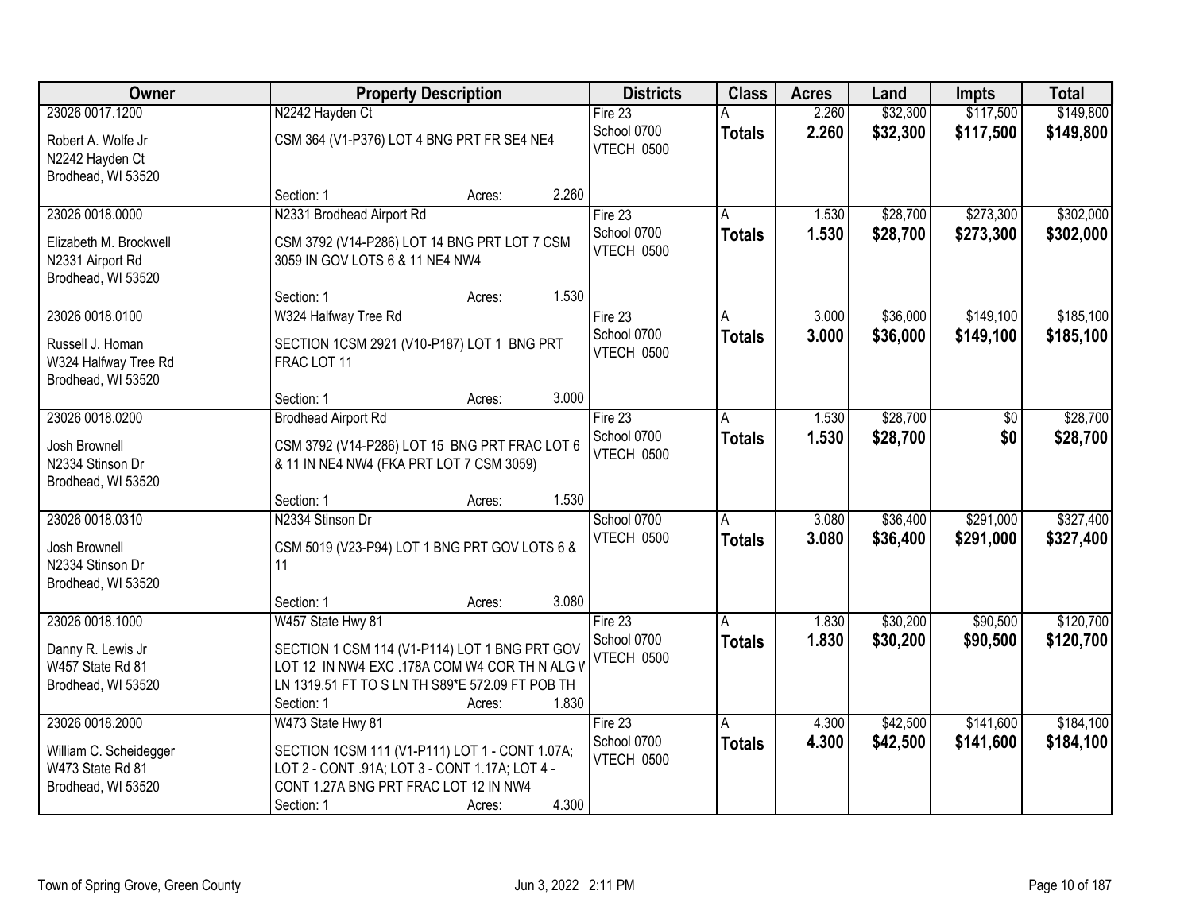| Owner | Property Description | Districts | Class | Acres | Land | Impts | Total |
|---|---|---|---|---|---|---|---|
| 23026 0017.1200<br>Robert A. Wolfe Jr<br>N2242 Hayden Ct<br>Brodhead, WI 53520 | N2242 Hayden Ct<br>CSM 364 (V1-P376) LOT 4 BNG PRT FR SE4 NE4<br>Section: 1 Acres: 2.260 | Fire 23<br>School 0700<br>VTECH 0500 | A<br>**Totals** | 2.260<br>**2.260** | $32,300<br>**$32,300** | $117,500<br>**$117,500** | $149,800<br>**$149,800** |
| 23026 0018.0000<br>Elizabeth M. Brockwell<br>N2331 Airport Rd<br>Brodhead, WI 53520 | N2331 Brodhead Airport Rd<br>CSM 3792 (V14-P286) LOT 14 BNG PRT LOT 7 CSM 3059 IN GOV LOTS 6 & 11 NE4 NW4<br>Section: 1 Acres: 1.530 | Fire 23<br>School 0700<br>VTECH 0500 | A<br>**Totals** | 1.530<br>**1.530** | $28,700<br>**$28,700** | $273,300<br>**$273,300** | $302,000<br>**$302,000** |
| 23026 0018.0100<br>Russell J. Homan<br>W324 Halfway Tree Rd<br>Brodhead, WI 53520 | W324 Halfway Tree Rd<br>SECTION 1CSM 2921 (V10-P187) LOT 1 BNG PRT FRAC LOT 11<br>Section: 1 Acres: 3.000 | Fire 23<br>School 0700<br>VTECH 0500 | A<br>**Totals** | 3.000<br>**3.000** | $36,000<br>**$36,000** | $149,100<br>**$149,100** | $185,100<br>**$185,100** |
| 23026 0018.0200<br>Josh Brownell<br>N2334 Stinson Dr<br>Brodhead, WI 53520 | Brodhead Airport Rd<br>CSM 3792 (V14-P286) LOT 15 BNG PRT FRAC LOT 6 & 11 IN NE4 NW4 (FKA PRT LOT 7 CSM 3059)<br>Section: 1 Acres: 1.530 | Fire 23<br>School 0700<br>VTECH 0500 | A<br>**Totals** | 1.530<br>**1.530** | $28,700<br>**$28,700** | $0<br>**$0** | $28,700<br>**$28,700** |
| 23026 0018.0310<br>Josh Brownell<br>N2334 Stinson Dr<br>Brodhead, WI 53520 | N2334 Stinson Dr<br>CSM 5019 (V23-P94) LOT 1 BNG PRT GOV LOTS 6 & 11<br>Section: 1 Acres: 3.080 | School 0700<br>VTECH 0500 | A<br>**Totals** | 3.080<br>**3.080** | $36,400<br>**$36,400** | $291,000<br>**$291,000** | $327,400<br>**$327,400** |
| 23026 0018.1000<br>Danny R. Lewis Jr<br>W457 State Rd 81<br>Brodhead, WI 53520 | W457 State Hwy 81<br>SECTION 1 CSM 114 (V1-P114) LOT 1 BNG PRT GOV LOT 12 IN NW4 EXC .178A COM W4 COR TH N ALG W LN 1319.51 FT TO S LN TH S89*E 572.09 FT POB TH<br>Section: 1 Acres: 1.830 | Fire 23<br>School 0700<br>VTECH 0500 | A<br>**Totals** | 1.830<br>**1.830** | $30,200<br>**$30,200** | $90,500<br>**$90,500** | $120,700<br>**$120,700** |
| 23026 0018.2000<br>William C. Scheidegger<br>W473 State Rd 81<br>Brodhead, WI 53520 | W473 State Hwy 81<br>SECTION 1CSM 111 (V1-P111) LOT 1 - CONT 1.07A; LOT 2 - CONT .91A; LOT 3 - CONT 1.17A; LOT 4 - CONT 1.27A BNG PRT FRAC LOT 12 IN NW4<br>Section: 1 Acres: 4.300 | Fire 23<br>School 0700<br>VTECH 0500 | A<br>**Totals** | 4.300<br>**4.300** | $42,500<br>**$42,500** | $141,600<br>**$141,600** | $184,100<br>**$184,100** |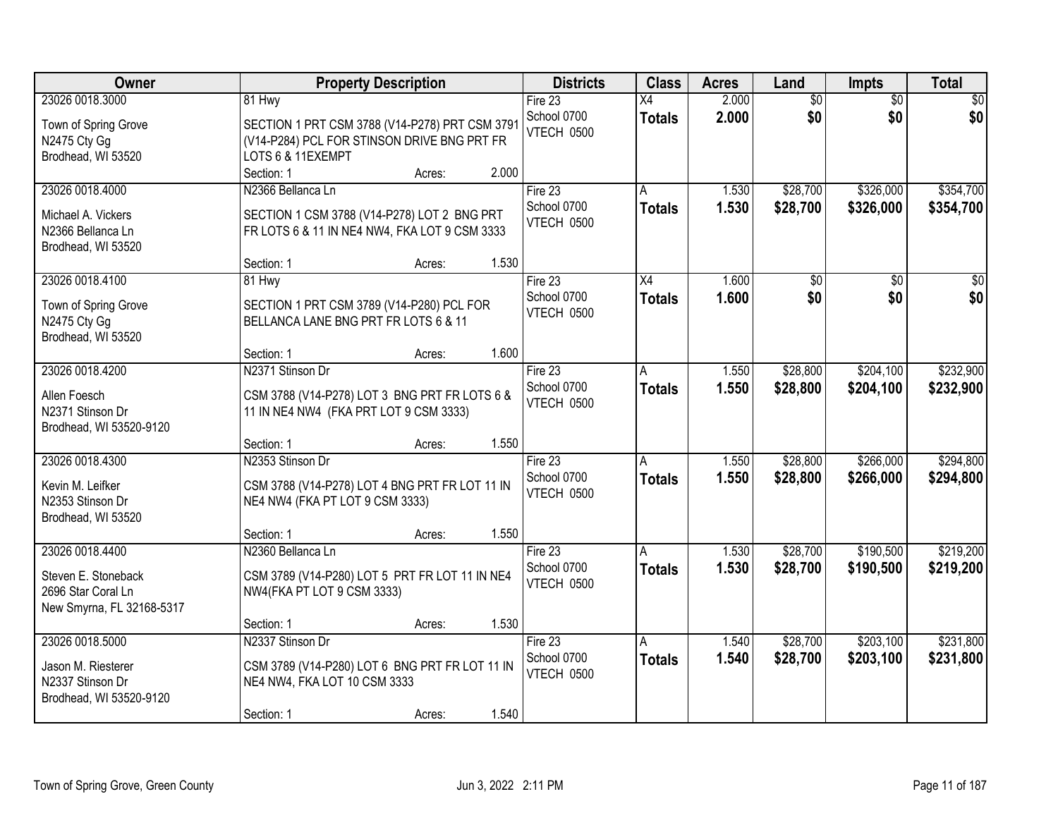| Owner | Property Description | Districts | Class | Acres | Land | Impts | Total |
|---|---|---|---|---|---|---|---|
| 23026 0018.3000<br>Town of Spring Grove<br>N2475 Cty Gg<br>Brodhead, WI 53520 | 81 Hwy<br>SECTION 1 PRT CSM 3788 (V14-P278) PRT CSM 3791 (V14-P284) PCL FOR STINSON DRIVE BNG PRT FR LOTS 6 & 11EXEMPT<br>Section: 1 Acres: 2.000 | Fire 23<br>School 0700<br>VTECH 0500 | X4<br>**Totals** | 2.000<br>**2.000** | $0<br>**$0** | $0<br>**$0** | $0<br>**$0** |
| 23026 0018.4000<br>Michael A. Vickers<br>N2366 Bellanca Ln<br>Brodhead, WI 53520 | N2366 Bellanca Ln<br>SECTION 1 CSM 3788 (V14-P278) LOT 2 BNG PRT FR LOTS 6 & 11 IN NE4 NW4, FKA LOT 9 CSM 3333<br>Section: 1 Acres: 1.530 | Fire 23<br>School 0700<br>VTECH 0500 | A<br>**Totals** | 1.530<br>**1.530** | $28,700<br>**$28,700** | $326,000<br>**$326,000** | $354,700<br>**$354,700** |
| 23026 0018.4100<br>Town of Spring Grove<br>N2475 Cty Gg<br>Brodhead, WI 53520 | 81 Hwy<br>SECTION 1 PRT CSM 3789 (V14-P280) PCL FOR BELLANCA LANE BNG PRT FR LOTS 6 & 11<br>Section: 1 Acres: 1.600 | Fire 23<br>School 0700<br>VTECH 0500 | X4<br>**Totals** | 1.600<br>**1.600** | $0<br>**$0** | $0<br>**$0** | $0<br>**$0** |
| 23026 0018.4200<br>Allen Foesch<br>N2371 Stinson Dr<br>Brodhead, WI 53520-9120 | N2371 Stinson Dr<br>CSM 3788 (V14-P278) LOT 3 BNG PRT FR LOTS 6 & 11 IN NE4 NW4 (FKA PRT LOT 9 CSM 3333)<br>Section: 1 Acres: 1.550 | Fire 23<br>School 0700<br>VTECH 0500 | A<br>**Totals** | 1.550<br>**1.550** | $28,800<br>**$28,800** | $204,100<br>**$204,100** | $232,900<br>**$232,900** |
| 23026 0018.4300<br>Kevin M. Leifker<br>N2353 Stinson Dr<br>Brodhead, WI 53520 | N2353 Stinson Dr<br>CSM 3788 (V14-P278) LOT 4 BNG PRT FR LOT 11 IN NE4 NW4 (FKA PT LOT 9 CSM 3333)<br>Section: 1 Acres: 1.550 | Fire 23<br>School 0700<br>VTECH 0500 | A<br>**Totals** | 1.550<br>**1.550** | $28,800<br>**$28,800** | $266,000<br>**$266,000** | $294,800<br>**$294,800** |
| 23026 0018.4400<br>Steven E. Stoneback<br>2696 Star Coral Ln<br>New Smyrna, FL 32168-5317 | N2360 Bellanca Ln<br>CSM 3789 (V14-P280) LOT 5 PRT FR LOT 11 IN NE4 NW4(FKA PT LOT 9 CSM 3333)<br>Section: 1 Acres: 1.530 | Fire 23<br>School 0700<br>VTECH 0500 | A<br>**Totals** | 1.530<br>**1.530** | $28,700<br>**$28,700** | $190,500<br>**$190,500** | $219,200<br>**$219,200** |
| 23026 0018.5000<br>Jason M. Riesterer<br>N2337 Stinson Dr<br>Brodhead, WI 53520-9120 | N2337 Stinson Dr<br>CSM 3789 (V14-P280) LOT 6 BNG PRT FR LOT 11 IN NE4 NW4, FKA LOT 10 CSM 3333<br>Section: 1 Acres: 1.540 | Fire 23<br>School 0700<br>VTECH 0500 | A<br>**Totals** | 1.540<br>**1.540** | $28,700<br>**$28,700** | $203,100<br>**$203,100** | $231,800<br>**$231,800** |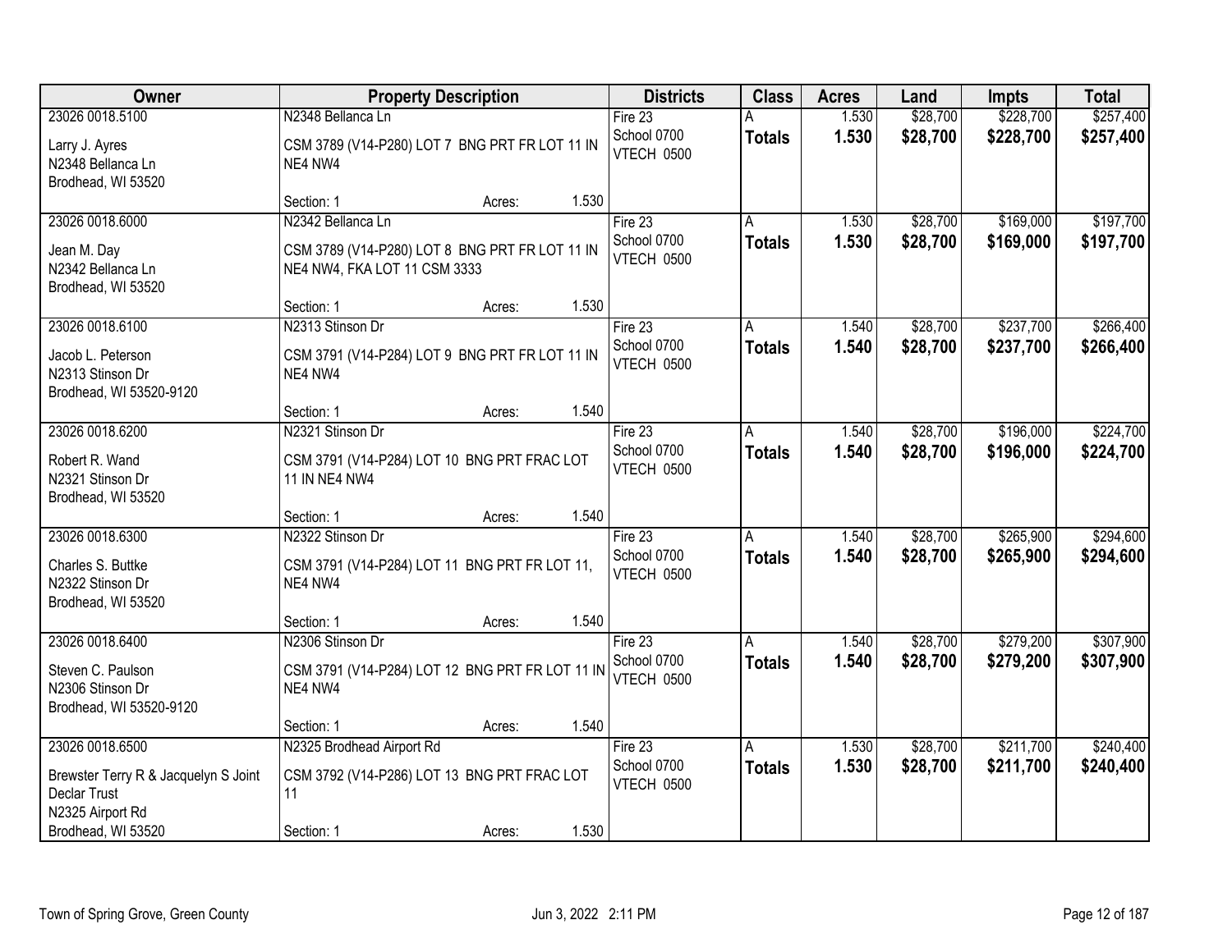| Owner | Property Description | Districts | Class | Acres | Land | Impts | Total |
|---|---|---|---|---|---|---|---|
| 23026 0018.5100<br>Larry J. Ayres<br>N2348 Bellanca Ln<br>Brodhead, WI 53520 | N2348 Bellanca Ln<br>CSM 3789 (V14-P280) LOT 7 BNG PRT FR LOT 11 IN NE4 NW4<br>Section: 1 Acres: 1.530 | Fire 23<br>School 0700<br>VTECH 0500 | A<br>**Totals** | 1.530<br>**1.530** | $28,700<br>**$28,700** | $228,700<br>**$228,700** | $257,400<br>**$257,400** |
| 23026 0018.6000<br>Jean M. Day<br>N2342 Bellanca Ln<br>Brodhead, WI 53520 | N2342 Bellanca Ln<br>CSM 3789 (V14-P280) LOT 8 BNG PRT FR LOT 11 IN NE4 NW4, FKA LOT 11 CSM 3333<br>Section: 1 Acres: 1.530 | Fire 23<br>School 0700<br>VTECH 0500 | A<br>**Totals** | 1.530<br>**1.530** | $28,700<br>**$28,700** | $169,000<br>**$169,000** | $197,700<br>**$197,700** |
| 23026 0018.6100<br>Jacob L. Peterson<br>N2313 Stinson Dr<br>Brodhead, WI 53520-9120 | N2313 Stinson Dr<br>CSM 3791 (V14-P284) LOT 9 BNG PRT FR LOT 11 IN NE4 NW4<br>Section: 1 Acres: 1.540 | Fire 23<br>School 0700<br>VTECH 0500 | A<br>**Totals** | 1.540<br>**1.540** | $28,700<br>**$28,700** | $237,700<br>**$237,700** | $266,400<br>**$266,400** |
| 23026 0018.6200<br>Robert R. Wand<br>N2321 Stinson Dr<br>Brodhead, WI 53520 | N2321 Stinson Dr<br>CSM 3791 (V14-P284) LOT 10 BNG PRT FRAC LOT 11 IN NE4 NW4<br>Section: 1 Acres: 1.540 | Fire 23<br>School 0700<br>VTECH 0500 | A<br>**Totals** | 1.540<br>**1.540** | $28,700<br>**$28,700** | $196,000<br>**$196,000** | $224,700<br>**$224,700** |
| 23026 0018.6300<br>Charles S. Buttke<br>N2322 Stinson Dr<br>Brodhead, WI 53520 | N2322 Stinson Dr<br>CSM 3791 (V14-P284) LOT 11 BNG PRT FR LOT 11, NE4 NW4<br>Section: 1 Acres: 1.540 | Fire 23<br>School 0700<br>VTECH 0500 | A<br>**Totals** | 1.540<br>**1.540** | $28,700<br>**$28,700** | $265,900<br>**$265,900** | $294,600<br>**$294,600** |
| 23026 0018.6400<br>Steven C. Paulson<br>N2306 Stinson Dr<br>Brodhead, WI 53520-9120 | N2306 Stinson Dr<br>CSM 3791 (V14-P284) LOT 12 BNG PRT FR LOT 11 IN NE4 NW4<br>Section: 1 Acres: 1.540 | Fire 23<br>School 0700<br>VTECH 0500 | A<br>**Totals** | 1.540<br>**1.540** | $28,700<br>**$28,700** | $279,200<br>**$279,200** | $307,900<br>**$307,900** |
| 23026 0018.6500<br>Brewster Terry R & Jacquelyn S Joint Declar Trust<br>N2325 Airport Rd<br>Brodhead, WI 53520 | N2325 Brodhead Airport Rd<br>CSM 3792 (V14-P286) LOT 13 BNG PRT FRAC LOT 11<br>Section: 1 Acres: 1.530 | Fire 23<br>School 0700<br>VTECH 0500 | A<br>**Totals** | 1.530<br>**1.530** | $28,700<br>**$28,700** | $211,700<br>**$211,700** | $240,400<br>**$240,400** |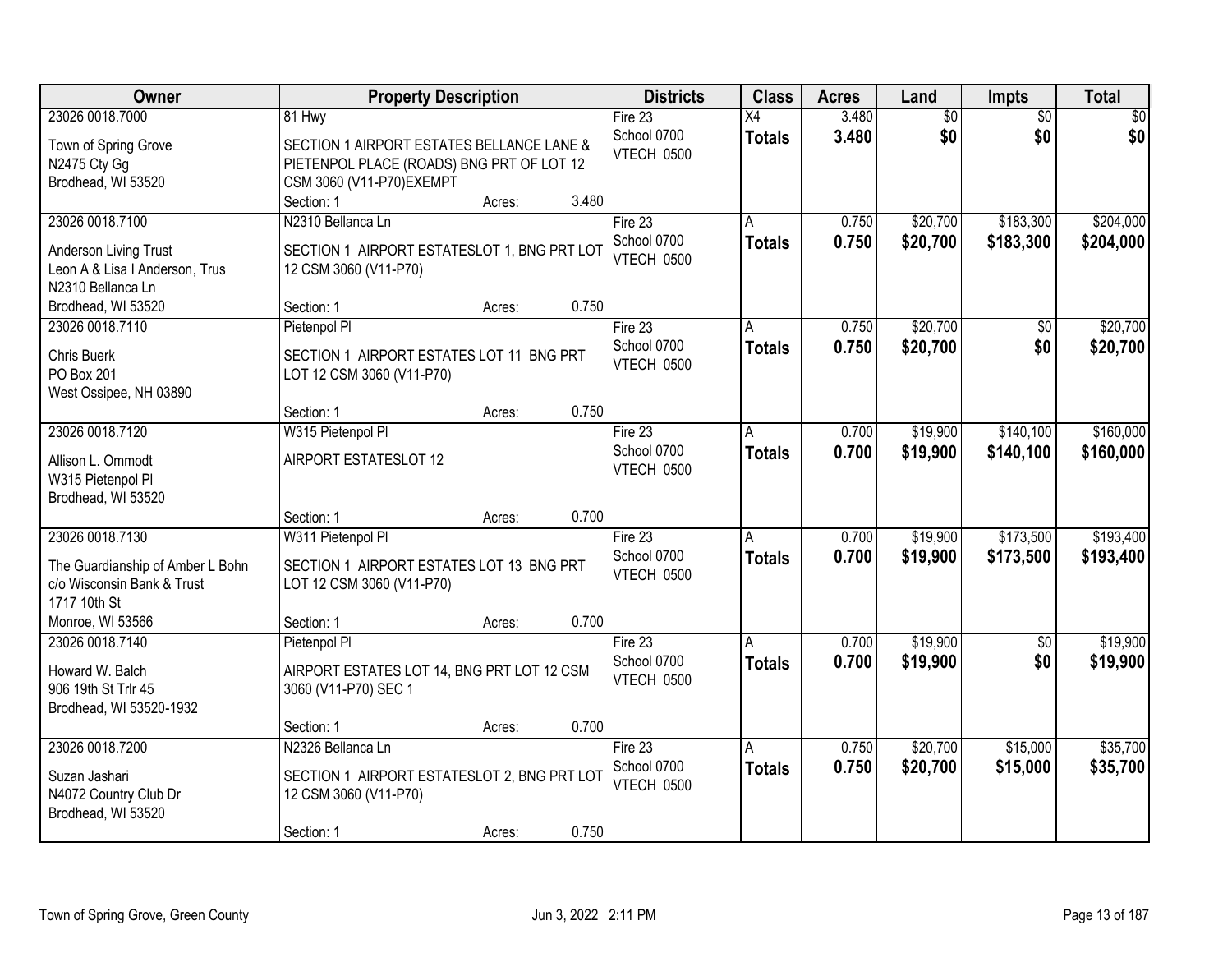| Owner | Property Description | Districts | Class | Acres | Land | Impts | Total |
|---|---|---|---|---|---|---|---|
| 23026 0018.7000<br>Town of Spring Grove<br>N2475 Cty Gg<br>Brodhead, WI 53520 | 81 Hwy<br>SECTION 1 AIRPORT ESTATES BELLANCE LANE & PIETENPOL PLACE (ROADS) BNG PRT OF LOT 12 CSM 3060 (V11-P70)EXEMPT<br>Section: 1 Acres: 3.480 | Fire 23<br>School 0700<br>VTECH 0500 | X4<br>**Totals** | 3.480<br>**3.480** | $0<br>**$0** | $0<br>**$0** | $0<br>**$0** |
| 23026 0018.7100<br>Anderson Living Trust<br>Leon A & Lisa I Anderson, Trus<br>N2310 Bellanca Ln<br>Brodhead, WI 53520 | N2310 Bellanca Ln<br>SECTION 1 AIRPORT ESTATESLOT 1, BNG PRT LOT 12 CSM 3060 (V11-P70)<br>Section: 1 Acres: 0.750 | Fire 23<br>School 0700<br>VTECH 0500 | A<br>**Totals** | 0.750<br>**0.750** | $20,700<br>**$20,700** | $183,300<br>**$183,300** | $204,000<br>**$204,000** |
| 23026 0018.7110<br>Chris Buerk<br>PO Box 201<br>West Ossipee, NH 03890 | Pietenpol Pl<br>SECTION 1 AIRPORT ESTATES LOT 11 BNG PRT LOT 12 CSM 3060 (V11-P70)<br>Section: 1 Acres: 0.750 | Fire 23<br>School 0700<br>VTECH 0500 | A<br>**Totals** | 0.750<br>**0.750** | $20,700<br>**$20,700** | $0<br>**$0** | $20,700<br>**$20,700** |
| 23026 0018.7120<br>Allison L. Ommodt<br>W315 Pietenpol Pl<br>Brodhead, WI 53520 | W315 Pietenpol Pl<br>AIRPORT ESTATESLOT 12<br>Section: 1 Acres: 0.700 | Fire 23<br>School 0700<br>VTECH 0500 | A<br>**Totals** | 0.700<br>**0.700** | $19,900<br>**$19,900** | $140,100<br>**$140,100** | $160,000<br>**$160,000** |
| 23026 0018.7130<br>The Guardianship of Amber L Bohn<br>c/o Wisconsin Bank & Trust<br>1717 10th St<br>Monroe, WI 53566 | W311 Pietenpol Pl<br>SECTION 1 AIRPORT ESTATES LOT 13 BNG PRT LOT 12 CSM 3060 (V11-P70)<br>Section: 1 Acres: 0.700 | Fire 23<br>School 0700<br>VTECH 0500 | A<br>**Totals** | 0.700<br>**0.700** | $19,900<br>**$19,900** | $173,500<br>**$173,500** | $193,400<br>**$193,400** |
| 23026 0018.7140<br>Howard W. Balch<br>906 19th St Trlr 45<br>Brodhead, WI 53520-1932 | Pietenpol Pl<br>AIRPORT ESTATES LOT 14, BNG PRT LOT 12 CSM 3060 (V11-P70) SEC 1<br>Section: 1 Acres: 0.700 | Fire 23<br>School 0700<br>VTECH 0500 | A<br>**Totals** | 0.700<br>**0.700** | $19,900<br>**$19,900** | $0<br>**$0** | $19,900<br>**$19,900** |
| 23026 0018.7200<br>Suzan Jashari<br>N4072 Country Club Dr<br>Brodhead, WI 53520 | N2326 Bellanca Ln<br>SECTION 1 AIRPORT ESTATESLOT 2, BNG PRT LOT 12 CSM 3060 (V11-P70)<br>Section: 1 Acres: 0.750 | Fire 23<br>School 0700<br>VTECH 0500 | A<br>**Totals** | 0.750<br>**0.750** | $20,700<br>**$20,700** | $15,000<br>**$15,000** | $35,700<br>**$35,700** |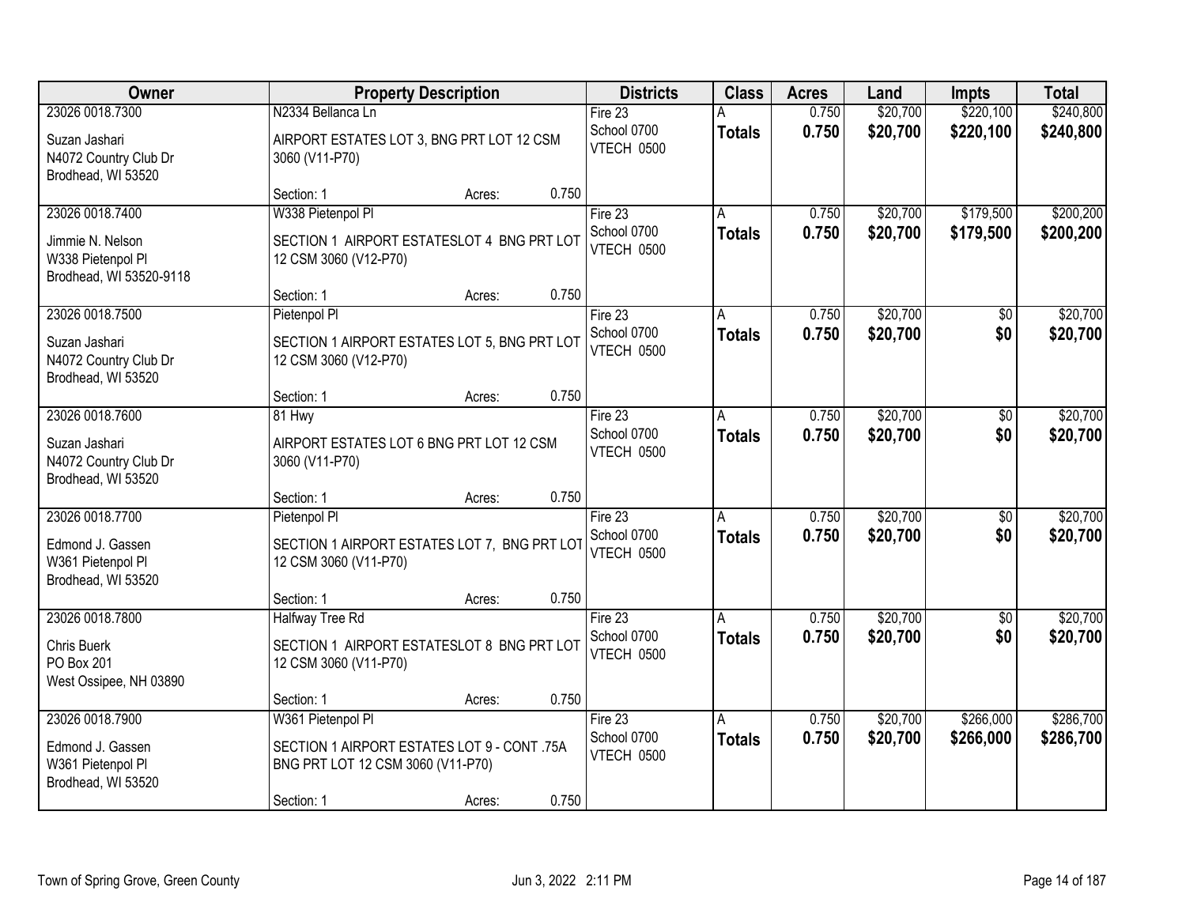| Owner | Property Description | Districts | Class | Acres | Land | Impts | Total |
|---|---|---|---|---|---|---|---|
| 23026 0018.7300<br>Suzan Jashari<br>N4072 Country Club Dr<br>Brodhead, WI 53520 | N2334 Bellanca Ln<br>AIRPORT ESTATES LOT 3, BNG PRT LOT 12 CSM 3060 (V11-P70)<br>Section: 1 Acres: 0.750 | Fire 23<br>School 0700<br>VTECH 0500 | A<br>**Totals** | 0.750<br>**0.750** | $20,700<br>**$20,700** | $220,100<br>**$220,100** | $240,800<br>**$240,800** |
| 23026 0018.7400<br>Jimmie N. Nelson<br>W338 Pietenpol Pl<br>Brodhead, WI 53520-9118 | W338 Pietenpol Pl<br>SECTION 1 AIRPORT ESTATESLOT 4 BNG PRT LOT 12 CSM 3060 (V12-P70)<br>Section: 1 Acres: 0.750 | Fire 23<br>School 0700<br>VTECH 0500 | A<br>**Totals** | 0.750<br>**0.750** | $20,700<br>**$20,700** | $179,500<br>**$179,500** | $200,200<br>**$200,200** |
| 23026 0018.7500<br>Suzan Jashari<br>N4072 Country Club Dr<br>Brodhead, WI 53520 | Pietenpol Pl<br>SECTION 1 AIRPORT ESTATES LOT 5, BNG PRT LOT 12 CSM 3060 (V12-P70)<br>Section: 1 Acres: 0.750 | Fire 23<br>School 0700<br>VTECH 0500 | A<br>**Totals** | 0.750<br>**0.750** | $20,700<br>**$20,700** | $0<br>**$0** | $20,700<br>**$20,700** |
| 23026 0018.7600<br>Suzan Jashari<br>N4072 Country Club Dr<br>Brodhead, WI 53520 | 81 Hwy<br>AIRPORT ESTATES LOT 6 BNG PRT LOT 12 CSM 3060 (V11-P70)<br>Section: 1 Acres: 0.750 | Fire 23<br>School 0700<br>VTECH 0500 | A<br>**Totals** | 0.750<br>**0.750** | $20,700<br>**$20,700** | $0<br>**$0** | $20,700<br>**$20,700** |
| 23026 0018.7700<br>Edmond J. Gassen<br>W361 Pietenpol Pl<br>Brodhead, WI 53520 | Pietenpol Pl<br>SECTION 1 AIRPORT ESTATES LOT 7, BNG PRT LOT 12 CSM 3060 (V11-P70)<br>Section: 1 Acres: 0.750 | Fire 23<br>School 0700<br>VTECH 0500 | A<br>**Totals** | 0.750<br>**0.750** | $20,700<br>**$20,700** | $0<br>**$0** | $20,700<br>**$20,700** |
| 23026 0018.7800<br>Chris Buerk<br>PO Box 201<br>West Ossipee, NH 03890 | Halfway Tree Rd<br>SECTION 1 AIRPORT ESTATESLOT 8 BNG PRT LOT 12 CSM 3060 (V11-P70)<br>Section: 1 Acres: 0.750 | Fire 23<br>School 0700<br>VTECH 0500 | A<br>**Totals** | 0.750<br>**0.750** | $20,700<br>**$20,700** | $0<br>**$0** | $20,700<br>**$20,700** |
| 23026 0018.7900<br>Edmond J. Gassen<br>W361 Pietenpol Pl<br>Brodhead, WI 53520 | W361 Pietenpol Pl<br>SECTION 1 AIRPORT ESTATES LOT 9 - CONT .75A BNG PRT LOT 12 CSM 3060 (V11-P70)<br>Section: 1 Acres: 0.750 | Fire 23<br>School 0700<br>VTECH 0500 | A<br>**Totals** | 0.750<br>**0.750** | $20,700<br>**$20,700** | $266,000<br>**$266,000** | $286,700<br>**$286,700** |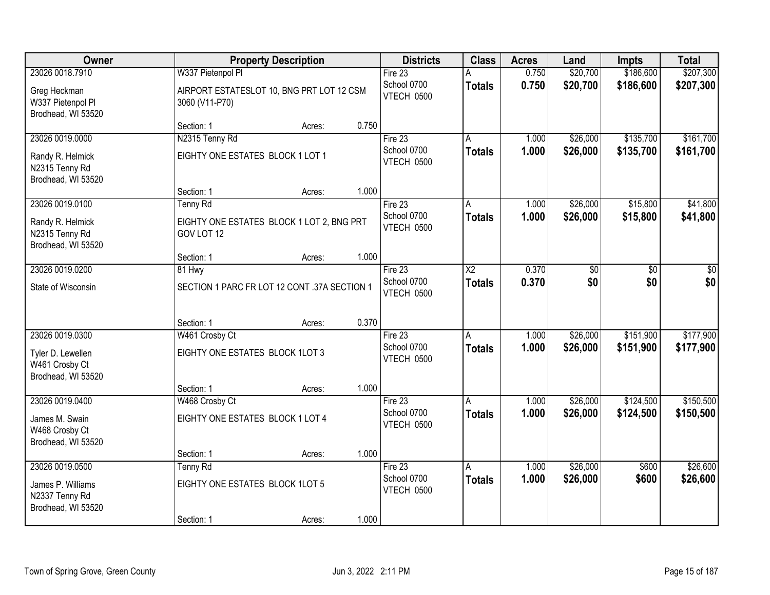| Owner | Property Description | Districts | Class | Acres | Land | Impts | Total |
|---|---|---|---|---|---|---|---|
| 23026 0018.7910<br>Greg Heckman<br>W337 Pietenpol Pl<br>Brodhead, WI 53520 | W337 Pietenpol Pl<br>AIRPORT ESTATESLOT 10, BNG PRT LOT 12 CSM 3060 (V11-P70)<br>Section: 1 Acres: 0.750 | Fire 23<br>School 0700<br>VTECH 0500 | A<br>**Totals** | 0.750<br>**0.750** | $20,700<br>**$20,700** | $186,600<br>**$186,600** | $207,300<br>**$207,300** |
| 23026 0019.0000<br>Randy R. Helmick<br>N2315 Tenny Rd<br>Brodhead, WI 53520 | N2315 Tenny Rd<br>EIGHTY ONE ESTATES BLOCK 1 LOT 1<br>Section: 1 Acres: 1.000 | Fire 23<br>School 0700<br>VTECH 0500 | A<br>**Totals** | 1.000<br>**1.000** | $26,000<br>**$26,000** | $135,700<br>**$135,700** | $161,700<br>**$161,700** |
| 23026 0019.0100<br>Randy R. Helmick<br>N2315 Tenny Rd<br>Brodhead, WI 53520 | Tenny Rd<br>EIGHTY ONE ESTATES BLOCK 1 LOT 2, BNG PRT GOV LOT 12<br>Section: 1 Acres: 1.000 | Fire 23<br>School 0700<br>VTECH 0500 | A<br>**Totals** | 1.000<br>**1.000** | $26,000<br>**$26,000** | $15,800<br>**$15,800** | $41,800<br>**$41,800** |
| 23026 0019.0200<br>State of Wisconsin | 81 Hwy<br>SECTION 1 PARC FR LOT 12 CONT .37A SECTION 1<br>Section: 1 Acres: 0.370 | Fire 23<br>School 0700<br>VTECH 0500 | X2<br>**Totals** | 0.370<br>**0.370** | $0<br>**$0** | $0<br>**$0** | $0<br>**$0** |
| 23026 0019.0300<br>Tyler D. Lewellen<br>W461 Crosby Ct<br>Brodhead, WI 53520 | W461 Crosby Ct<br>EIGHTY ONE ESTATES BLOCK 1LOT 3<br>Section: 1 Acres: 1.000 | Fire 23<br>School 0700<br>VTECH 0500 | A<br>**Totals** | 1.000<br>**1.000** | $26,000<br>**$26,000** | $151,900<br>**$151,900** | $177,900<br>**$177,900** |
| 23026 0019.0400<br>James M. Swain<br>W468 Crosby Ct<br>Brodhead, WI 53520 | W468 Crosby Ct<br>EIGHTY ONE ESTATES BLOCK 1 LOT 4<br>Section: 1 Acres: 1.000 | Fire 23<br>School 0700<br>VTECH 0500 | A<br>**Totals** | 1.000<br>**1.000** | $26,000<br>**$26,000** | $124,500<br>**$124,500** | $150,500<br>**$150,500** |
| 23026 0019.0500<br>James P. Williams<br>N2337 Tenny Rd<br>Brodhead, WI 53520 | Tenny Rd<br>EIGHTY ONE ESTATES BLOCK 1LOT 5<br>Section: 1 Acres: 1.000 | Fire 23<br>School 0700<br>VTECH 0500 | A<br>**Totals** | 1.000<br>**1.000** | $26,000<br>**$26,000** | $600<br>**$600** | $26,600<br>**$26,600** |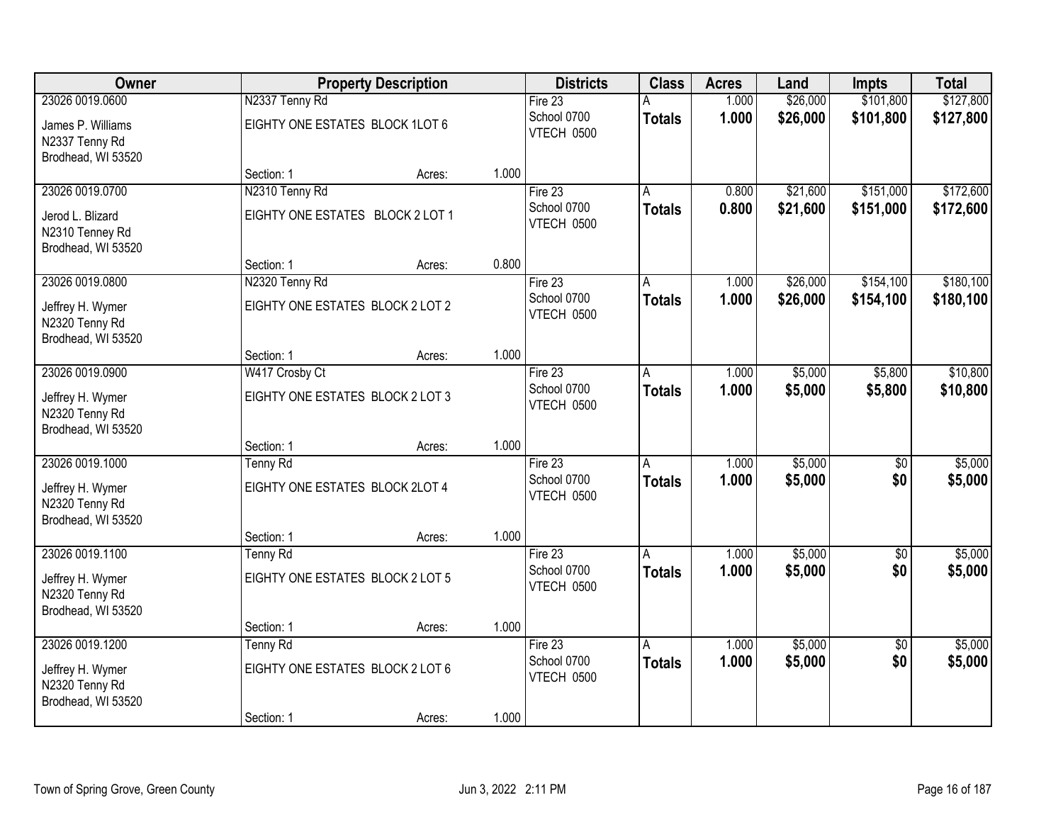| Owner | Property Description | | | Districts | Class | Acres | Land | Impts | Total |
|---|---|---|---|---|---|---|---|---|---|
| 23026 0019.0600<br>James P. Williams<br>N2337 Tenny Rd<br>Brodhead, WI 53520 | N2337 Tenny Rd<br>EIGHTY ONE ESTATES BLOCK 1LOT 6<br>Section: 1 | Acres: | 1.000 | Fire 23<br>School 0700<br>VTECH 0500 | A<br>**Totals** | 1.000<br>**1.000** | $26,000<br>**$26,000** | $101,800<br>**$101,800** | $127,800<br>**$127,800** |
| 23026 0019.0700<br>Jerod L. Blizard<br>N2310 Tenney Rd<br>Brodhead, WI 53520 | N2310 Tenny Rd<br>EIGHTY ONE ESTATES BLOCK 2 LOT 1<br>Section: 1 | Acres: | 0.800 | Fire 23<br>School 0700<br>VTECH 0500 | A<br>**Totals** | 0.800<br>**0.800** | $21,600<br>**$21,600** | $151,000<br>**$151,000** | $172,600<br>**$172,600** |
| 23026 0019.0800<br>Jeffrey H. Wymer<br>N2320 Tenny Rd<br>Brodhead, WI 53520 | N2320 Tenny Rd<br>EIGHTY ONE ESTATES BLOCK 2 LOT 2<br>Section: 1 | Acres: | 1.000 | Fire 23<br>School 0700<br>VTECH 0500 | A<br>**Totals** | 1.000<br>**1.000** | $26,000<br>**$26,000** | $154,100<br>**$154,100** | $180,100<br>**$180,100** |
| 23026 0019.0900<br>Jeffrey H. Wymer<br>N2320 Tenny Rd<br>Brodhead, WI 53520 | W417 Crosby Ct<br>EIGHTY ONE ESTATES BLOCK 2 LOT 3<br>Section: 1 | Acres: | 1.000 | Fire 23<br>School 0700<br>VTECH 0500 | A<br>**Totals** | 1.000<br>**1.000** | $5,000<br>**$5,000** | $5,800<br>**$5,800** | $10,800<br>**$10,800** |
| 23026 0019.1000<br>Jeffrey H. Wymer<br>N2320 Tenny Rd<br>Brodhead, WI 53520 | Tenny Rd<br>EIGHTY ONE ESTATES BLOCK 2LOT 4<br>Section: 1 | Acres: | 1.000 | Fire 23<br>School 0700<br>VTECH 0500 | A<br>**Totals** | 1.000<br>**1.000** | $5,000<br>**$5,000** | $0<br>**$0** | $5,000<br>**$5,000** |
| 23026 0019.1100<br>Jeffrey H. Wymer<br>N2320 Tenny Rd<br>Brodhead, WI 53520 | Tenny Rd<br>EIGHTY ONE ESTATES BLOCK 2 LOT 5<br>Section: 1 | Acres: | 1.000 | Fire 23<br>School 0700<br>VTECH 0500 | A<br>**Totals** | 1.000<br>**1.000** | $5,000<br>**$5,000** | $0<br>**$0** | $5,000<br>**$5,000** |
| 23026 0019.1200<br>Jeffrey H. Wymer<br>N2320 Tenny Rd<br>Brodhead, WI 53520 | Tenny Rd<br>EIGHTY ONE ESTATES BLOCK 2 LOT 6<br>Section: 1 | Acres: | 1.000 | Fire 23<br>School 0700<br>VTECH 0500 | A<br>**Totals** | 1.000<br>**1.000** | $5,000<br>**$5,000** | $0<br>**$0** | $5,000<br>**$5,000** |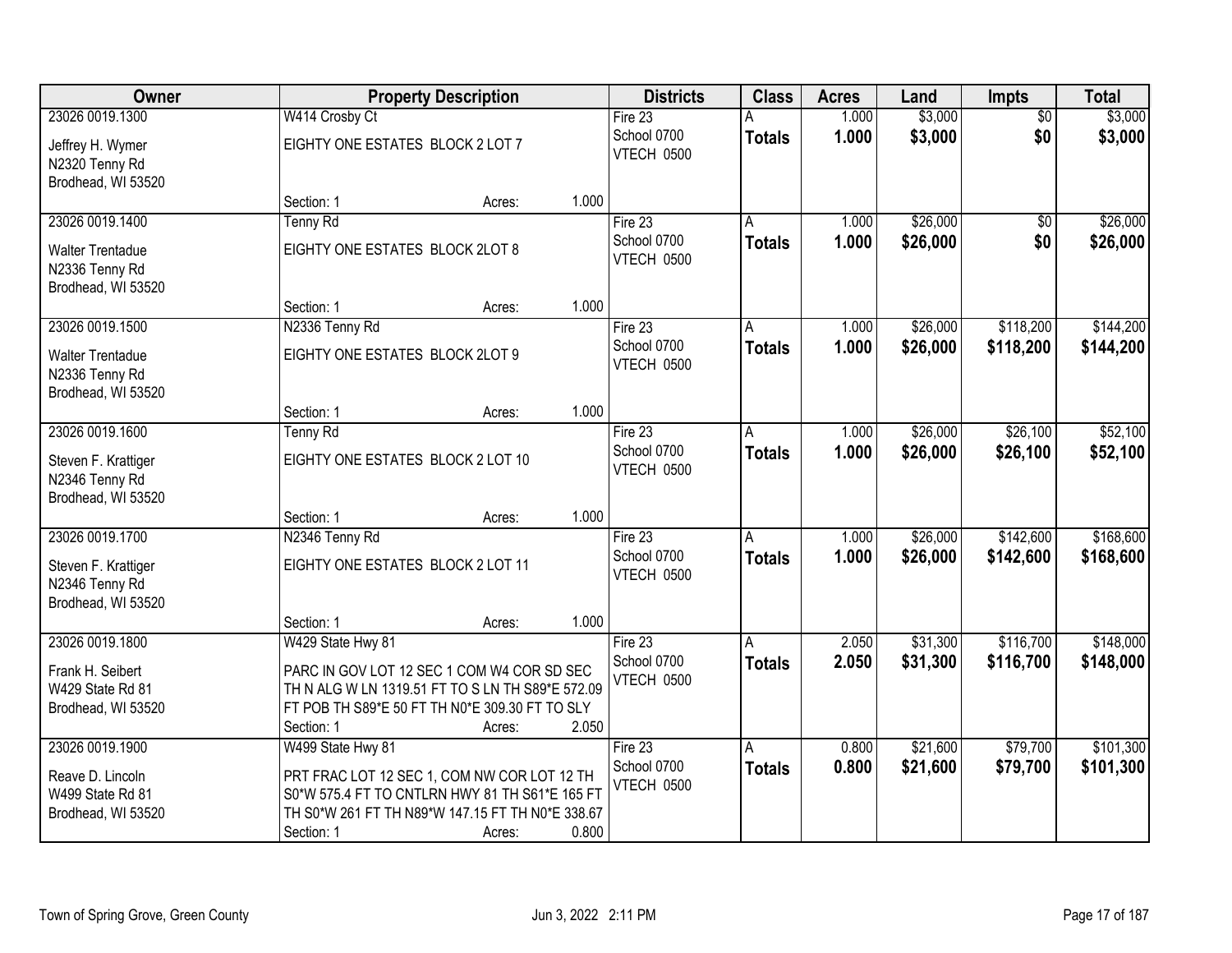| Owner | Property Description | | | Districts | Class | Acres | Land | Impts | Total |
|---|---|---|---|---|---|---|---|---|---|
| 23026 0019.1300<br>Jeffrey H. Wymer<br>N2320 Tenny Rd<br>Brodhead, WI 53520 | W414 Crosby Ct<br>EIGHTY ONE ESTATES BLOCK 2 LOT 7<br><br>Section: 1 | Acres: | 1.000 | Fire 23<br>School 0700<br>VTECH 0500 | A<br>**Totals** | 1.000<br>**1.000** | $3,000<br>**$3,000** | $0<br>**$0** | $3,000<br>**$3,000** |
| 23026 0019.1400<br>Walter Trentadue<br>N2336 Tenny Rd<br>Brodhead, WI 53520 | Tenny Rd<br>EIGHTY ONE ESTATES BLOCK 2LOT 8<br><br>Section: 1 | Acres: | 1.000 | Fire 23<br>School 0700<br>VTECH 0500 | A<br>**Totals** | 1.000<br>**1.000** | $26,000<br>**$26,000** | $0<br>**$0** | $26,000<br>**$26,000** |
| 23026 0019.1500<br>Walter Trentadue<br>N2336 Tenny Rd<br>Brodhead, WI 53520 | N2336 Tenny Rd<br>EIGHTY ONE ESTATES BLOCK 2LOT 9<br><br>Section: 1 | Acres: | 1.000 | Fire 23<br>School 0700<br>VTECH 0500 | A<br>**Totals** | 1.000<br>**1.000** | $26,000<br>**$26,000** | $118,200<br>**$118,200** | $144,200<br>**$144,200** |
| 23026 0019.1600<br>Steven F. Krattiger<br>N2346 Tenny Rd<br>Brodhead, WI 53520 | Tenny Rd<br>EIGHTY ONE ESTATES BLOCK 2 LOT 10<br><br>Section: 1 | Acres: | 1.000 | Fire 23<br>School 0700<br>VTECH 0500 | A<br>**Totals** | 1.000<br>**1.000** | $26,000<br>**$26,000** | $26,100<br>**$26,100** | $52,100<br>**$52,100** |
| 23026 0019.1700<br>Steven F. Krattiger<br>N2346 Tenny Rd<br>Brodhead, WI 53520 | N2346 Tenny Rd<br>EIGHTY ONE ESTATES BLOCK 2 LOT 11<br><br>Section: 1 | Acres: | 1.000 | Fire 23<br>School 0700<br>VTECH 0500 | A<br>**Totals** | 1.000<br>**1.000** | $26,000<br>**$26,000** | $142,600<br>**$142,600** | $168,600<br>**$168,600** |
| 23026 0019.1800<br>Frank H. Seibert<br>W429 State Rd 81<br>Brodhead, WI 53520 | W429 State Hwy 81<br>PARC IN GOV LOT 12 SEC 1 COM W4 COR SD SEC TH N ALG W LN 1319.51 FT TO S LN TH S89*E 572.09 FT POB TH S89*E 50 FT TH N0*E 309.30 FT TO SLY<br>Section: 1 | Acres: | 2.050 | Fire 23<br>School 0700<br>VTECH 0500 | A<br>**Totals** | 2.050<br>**2.050** | $31,300<br>**$31,300** | $116,700<br>**$116,700** | $148,000<br>**$148,000** |
| 23026 0019.1900<br>Reave D. Lincoln<br>W499 State Rd 81<br>Brodhead, WI 53520 | W499 State Hwy 81<br>PRT FRAC LOT 12 SEC 1, COM NW COR LOT 12 TH S0*W 575.4 FT TO CNTLRN HWY 81 TH S61*E 165 FT TH S0*W 261 FT TH N89*W 147.15 FT TH N0*E 338.67<br>Section: 1 | Acres: | 0.800 | Fire 23<br>School 0700<br>VTECH 0500 | A<br>**Totals** | 0.800<br>**0.800** | $21,600<br>**$21,600** | $79,700<br>**$79,700** | $101,300<br>**$101,300** |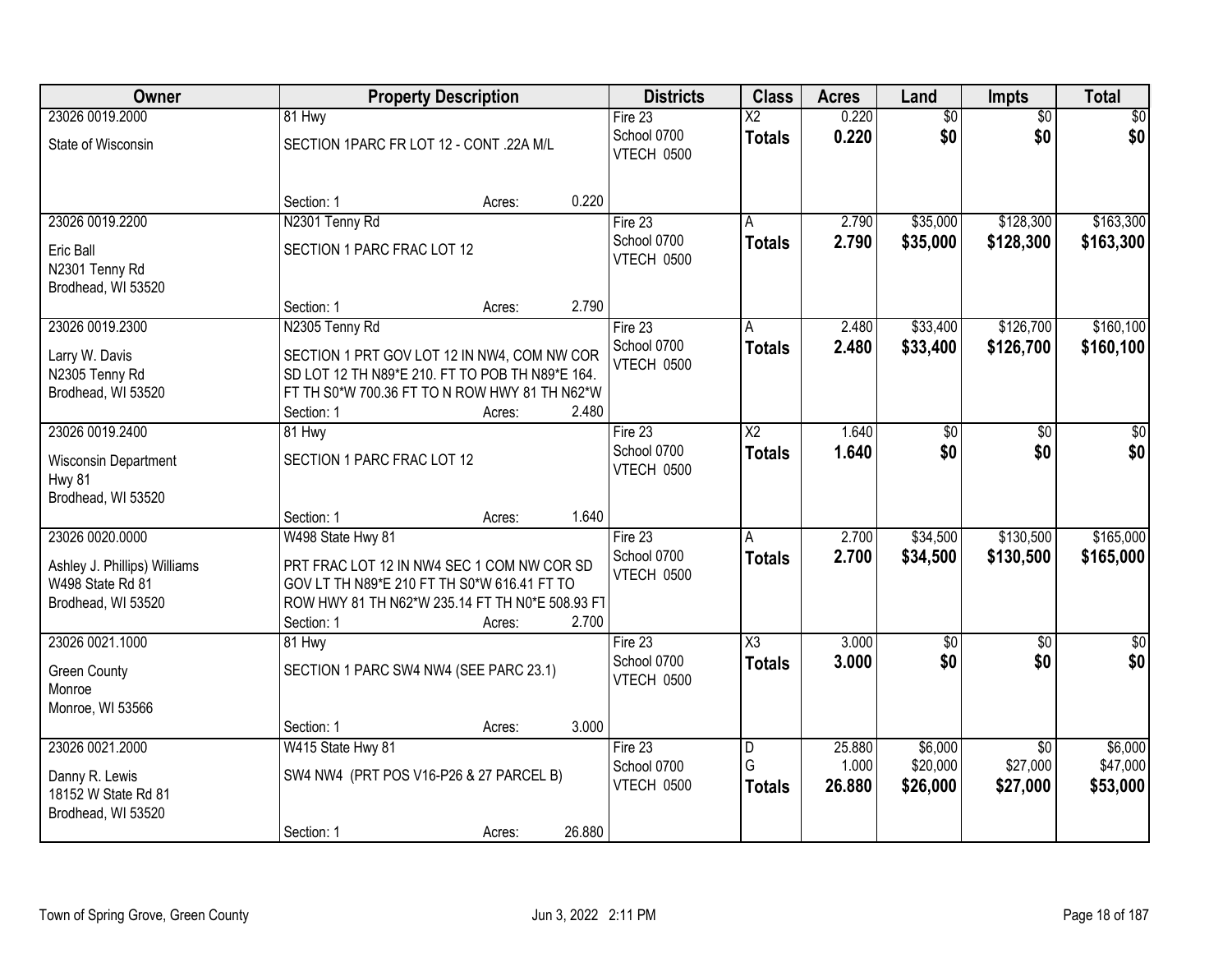| Owner | Property Description | Districts | Class | Acres | Land | Impts | Total |
|---|---|---|---|---|---|---|---|
| 23026 0019.2000<br>State of Wisconsin | 81 Hwy<br>SECTION 1PARC FR LOT 12 - CONT .22A M/L<br>Section: 1 Acres: 0.220 | Fire 23<br>School 0700<br>VTECH 0500 | X2<br>**Totals** | 0.220<br>**0.220** | $0<br>**$0** | $0<br>**$0** | $0<br>**$0** |
| 23026 0019.2200<br>Eric Ball<br>N2301 Tenny Rd<br>Brodhead, WI 53520 | N2301 Tenny Rd<br>SECTION 1 PARC FRAC LOT 12<br>Section: 1 Acres: 2.790 | Fire 23<br>School 0700<br>VTECH 0500 | A<br>**Totals** | 2.790<br>**2.790** | $35,000<br>**$35,000** | $128,300<br>**$128,300** | $163,300<br>**$163,300** |
| 23026 0019.2300<br>Larry W. Davis<br>N2305 Tenny Rd<br>Brodhead, WI 53520 | N2305 Tenny Rd<br>SECTION 1 PRT GOV LOT 12 IN NW4, COM NW COR SD LOT 12 TH N89*E 210. FT TO POB TH N89*E 164. FT TH S0*W 700.36 FT TO N ROW HWY 81 TH N62*W<br>Section: 1 Acres: 2.480 | Fire 23<br>School 0700<br>VTECH 0500 | A<br>**Totals** | 2.480<br>**2.480** | $33,400<br>**$33,400** | $126,700<br>**$126,700** | $160,100<br>**$160,100** |
| 23026 0019.2400<br>Wisconsin Department<br>Hwy 81<br>Brodhead, WI 53520 | 81 Hwy<br>SECTION 1 PARC FRAC LOT 12<br>Section: 1 Acres: 1.640 | Fire 23<br>School 0700<br>VTECH 0500 | X2<br>**Totals** | 1.640<br>**1.640** | $0<br>**$0** | $0<br>**$0** | $0<br>**$0** |
| 23026 0020.0000<br>Ashley J. Phillips) Williams<br>W498 State Rd 81<br>Brodhead, WI 53520 | W498 State Hwy 81<br>PRT FRAC LOT 12 IN NW4 SEC 1 COM NW COR SD GOV LT TH N89*E 210 FT TH S0*W 616.41 FT TO ROW HWY 81 TH N62*W 235.14 FT TH N0*E 508.93 FT<br>Section: 1 Acres: 2.700 | Fire 23<br>School 0700<br>VTECH 0500 | A<br>**Totals** | 2.700<br>**2.700** | $34,500<br>**$34,500** | $130,500<br>**$130,500** | $165,000<br>**$165,000** |
| 23026 0021.1000<br>Green County<br>Monroe<br>Monroe, WI 53566 | 81 Hwy<br>SECTION 1 PARC SW4 NW4 (SEE PARC 23.1)<br>Section: 1 Acres: 3.000 | Fire 23<br>School 0700<br>VTECH 0500 | X3<br>**Totals** | 3.000<br>**3.000** | $0<br>**$0** | $0<br>**$0** | $0<br>**$0** |
| 23026 0021.2000<br>Danny R. Lewis<br>18152 W State Rd 81<br>Brodhead, WI 53520 | W415 State Hwy 81<br>SW4 NW4 (PRT POS V16-P26 & 27 PARCEL B)<br>Section: 1 Acres: 26.880 | Fire 23<br>School 0700<br>VTECH 0500 | D<br>G<br>**Totals** | 25.880<br>1.000<br>**26.880** | $6,000<br>$20,000<br>**$26,000** | $0<br>$27,000<br>**$27,000** | $6,000<br>$47,000<br>**$53,000** |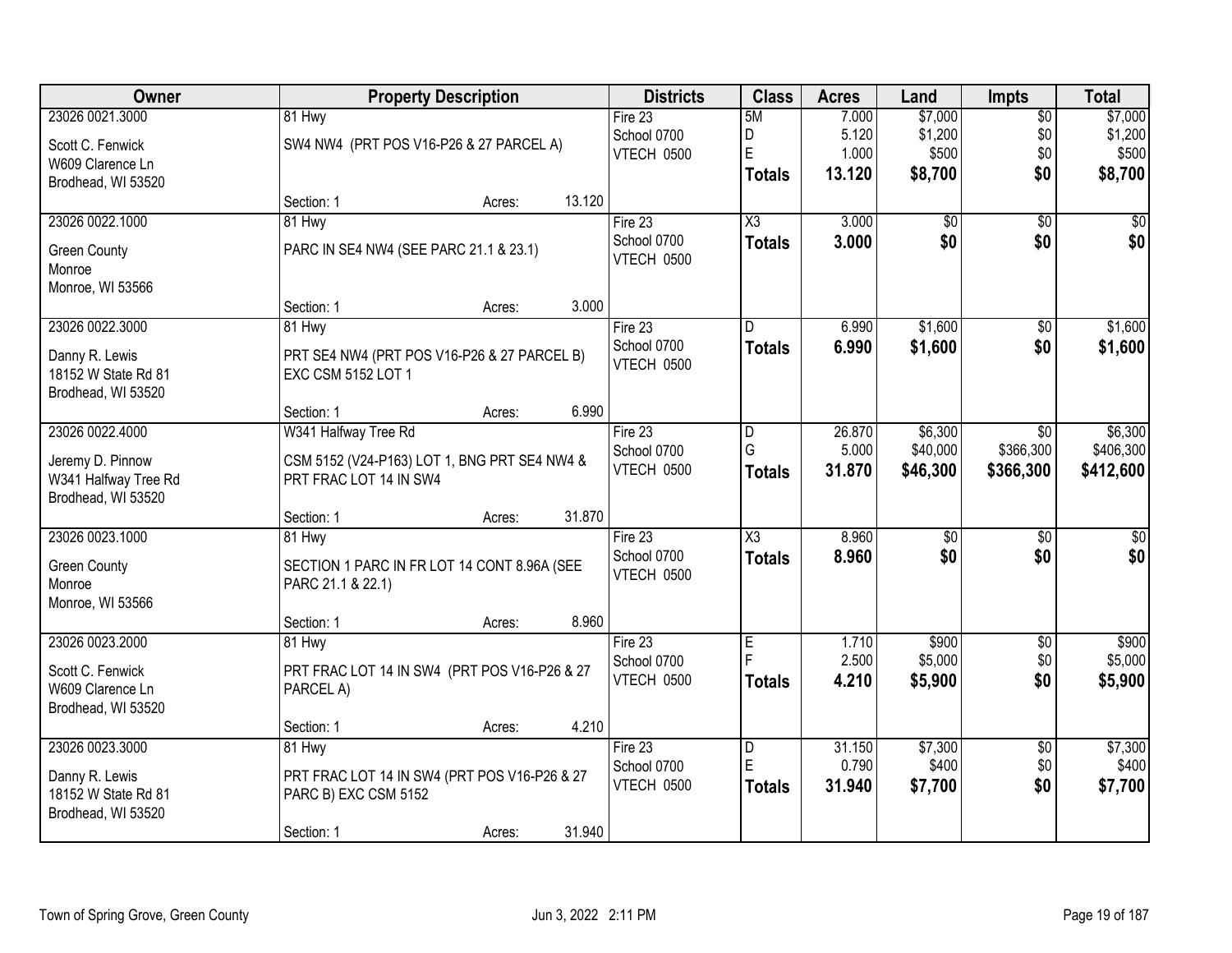| Owner | Property Description | Districts | Class | Acres | Land | Impts | Total |
|---|---|---|---|---|---|---|---|
| 23026 0021.3000<br>Scott C. Fenwick<br>W609 Clarence Ln<br>Brodhead, WI 53520 | 81 Hwy<br>SW4 NW4 (PRT POS V16-P26 & 27 PARCEL A)<br>Section: 1 Acres: 13.120 | Fire 23<br>School 0700<br>VTECH 0500 | 5M<br>D<br>E<br>**Totals** | 7.000<br>5.120<br>1.000<br>**13.120** | $7,000<br>$1,200<br>$500<br>**$8,700** | $0<br>$0<br>$0<br>**$0** | $7,000<br>$1,200<br>$500<br>**$8,700** |
| 23026 0022.1000<br>Green County<br>Monroe<br>Monroe, WI 53566 | 81 Hwy<br>PARC IN SE4 NW4 (SEE PARC 21.1 & 23.1)<br>Section: 1 Acres: 3.000 | Fire 23<br>School 0700<br>VTECH 0500 | X3<br>**Totals** | 3.000<br>**3.000** | $0<br>**$0** | $0<br>**$0** | $0<br>**$0** |
| 23026 0022.3000<br>Danny R. Lewis<br>18152 W State Rd 81<br>Brodhead, WI 53520 | 81 Hwy<br>PRT SE4 NW4 (PRT POS V16-P26 & 27 PARCEL B) EXC CSM 5152 LOT 1<br>Section: 1 Acres: 6.990 | Fire 23<br>School 0700<br>VTECH 0500 | D<br>**Totals** | 6.990<br>**6.990** | $1,600<br>**$1,600** | $0<br>**$0** | $1,600<br>**$1,600** |
| 23026 0022.4000<br>Jeremy D. Pinnow<br>W341 Halfway Tree Rd<br>Brodhead, WI 53520 | W341 Halfway Tree Rd<br>CSM 5152 (V24-P163) LOT 1, BNG PRT SE4 NW4 & PRT FRAC LOT 14 IN SW4<br>Section: 1 Acres: 31.870 | Fire 23<br>School 0700<br>VTECH 0500 | D<br>G<br>**Totals** | 26.870<br>5.000<br>**31.870** | $6,300<br>$40,000<br>**$46,300** | $0<br>$366,300<br>**$366,300** | $6,300<br>$406,300<br>**$412,600** |
| 23026 0023.1000<br>Green County<br>Monroe<br>Monroe, WI 53566 | 81 Hwy<br>SECTION 1 PARC IN FR LOT 14 CONT 8.96A (SEE PARC 21.1 & 22.1)<br>Section: 1 Acres: 8.960 | Fire 23<br>School 0700<br>VTECH 0500 | X3<br>**Totals** | 8.960<br>**8.960** | $0<br>**$0** | $0<br>**$0** | $0<br>**$0** |
| 23026 0023.2000<br>Scott C. Fenwick<br>W609 Clarence Ln<br>Brodhead, WI 53520 | 81 Hwy<br>PRT FRAC LOT 14 IN SW4 (PRT POS V16-P26 & 27 PARCEL A)<br>Section: 1 Acres: 4.210 | Fire 23<br>School 0700<br>VTECH 0500 | E<br>F<br>**Totals** | 1.710<br>2.500<br>**4.210** | $900<br>$5,000<br>**$5,900** | $0<br>$0<br>**$0** | $900<br>$5,000<br>**$5,900** |
| 23026 0023.3000<br>Danny R. Lewis<br>18152 W State Rd 81<br>Brodhead, WI 53520 | 81 Hwy<br>PRT FRAC LOT 14 IN SW4 (PRT POS V16-P26 & 27 PARC B) EXC CSM 5152<br>Section: 1 Acres: 31.940 | Fire 23<br>School 0700<br>VTECH 0500 | D<br>E<br>**Totals** | 31.150<br>0.790<br>**31.940** | $7,300<br>$400<br>**$7,700** | $0<br>$0<br>**$0** | $7,300<br>$400<br>**$7,700** |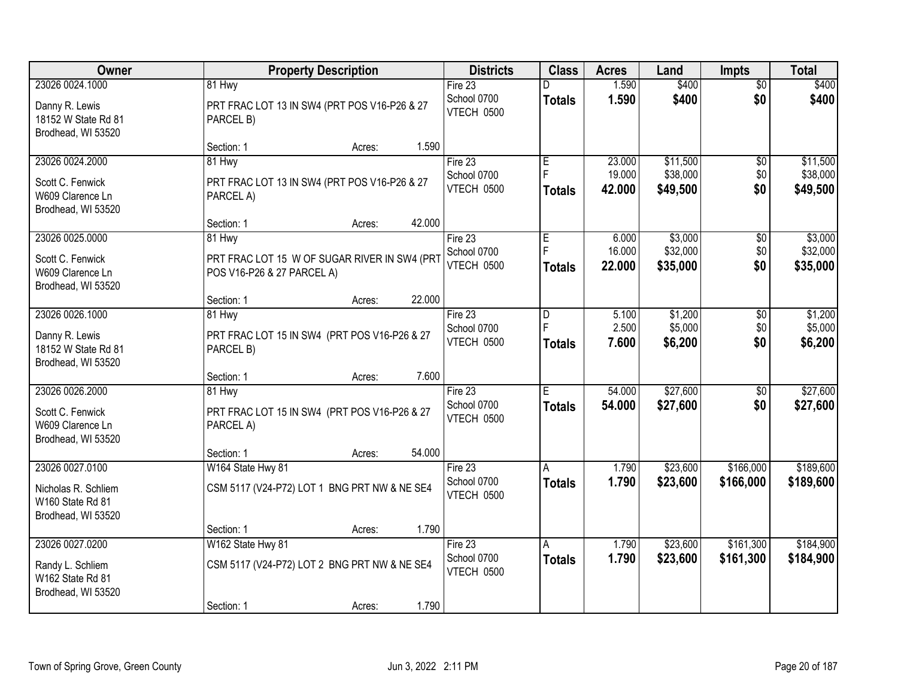| Owner | Property Description | Districts | Class | Acres | Land | Impts | Total |
|---|---|---|---|---|---|---|---|
| 23026 0024.1000<br>Danny R. Lewis<br>18152 W State Rd 81<br>Brodhead, WI 53520 | 81 Hwy<br>PRT FRAC LOT 13 IN SW4 (PRT POS V16-P26 & 27 PARCEL B)<br>Section: 1 Acres: 1.590 | Fire 23<br>School 0700<br>VTECH 0500 | D<br>**Totals** | 1.590<br>**1.590** | $400<br>**$400** | $0<br>**$0** | $400<br>**$400** |
| 23026 0024.2000<br>Scott C. Fenwick<br>W609 Clarence Ln<br>Brodhead, WI 53520 | 81 Hwy<br>PRT FRAC LOT 13 IN SW4 (PRT POS V16-P26 & 27 PARCEL A)<br>Section: 1 Acres: 42.000 | Fire 23<br>School 0700<br>VTECH 0500 | E<br>F<br>**Totals** | 23.000<br>19.000<br>**42.000** | $11,500<br>$38,000<br>**$49,500** | $0<br>$0<br>**$0** | $11,500<br>$38,000<br>**$49,500** |
| 23026 0025.0000<br>Scott C. Fenwick<br>W609 Clarence Ln<br>Brodhead, WI 53520 | 81 Hwy<br>PRT FRAC LOT 15 W OF SUGAR RIVER IN SW4 (PRT POS V16-P26 & 27 PARCEL A)<br>Section: 1 Acres: 22.000 | Fire 23<br>School 0700<br>VTECH 0500 | E<br>F<br>**Totals** | 6.000<br>16.000<br>**22.000** | $3,000<br>$32,000<br>**$35,000** | $0<br>$0<br>**$0** | $3,000<br>$32,000<br>**$35,000** |
| 23026 0026.1000<br>Danny R. Lewis<br>18152 W State Rd 81<br>Brodhead, WI 53520 | 81 Hwy<br>PRT FRAC LOT 15 IN SW4 (PRT POS V16-P26 & 27 PARCEL B)<br>Section: 1 Acres: 7.600 | Fire 23<br>School 0700<br>VTECH 0500 | D<br>F<br>**Totals** | 5.100<br>2.500<br>**7.600** | $1,200<br>$5,000<br>**$6,200** | $0<br>$0<br>**$0** | $1,200<br>$5,000<br>**$6,200** |
| 23026 0026.2000<br>Scott C. Fenwick<br>W609 Clarence Ln<br>Brodhead, WI 53520 | 81 Hwy<br>PRT FRAC LOT 15 IN SW4 (PRT POS V16-P26 & 27 PARCEL A)<br>Section: 1 Acres: 54.000 | Fire 23<br>School 0700<br>VTECH 0500 | E<br>**Totals** | 54.000<br>**54.000** | $27,600<br>**$27,600** | $0<br>**$0** | $27,600<br>**$27,600** |
| 23026 0027.0100<br>Nicholas R. Schliem<br>W160 State Rd 81<br>Brodhead, WI 53520 | W164 State Hwy 81<br>CSM 5117 (V24-P72) LOT 1 BNG PRT NW & NE SE4<br>Section: 1 Acres: 1.790 | Fire 23<br>School 0700<br>VTECH 0500 | A<br>**Totals** | 1.790<br>**1.790** | $23,600<br>**$23,600** | $166,000<br>**$166,000** | $189,600<br>**$189,600** |
| 23026 0027.0200<br>Randy L. Schliem<br>W162 State Rd 81<br>Brodhead, WI 53520 | W162 State Hwy 81<br>CSM 5117 (V24-P72) LOT 2 BNG PRT NW & NE SE4<br>Section: 1 Acres: 1.790 | Fire 23<br>School 0700<br>VTECH 0500 | A<br>**Totals** | 1.790<br>**1.790** | $23,600<br>**$23,600** | $161,300<br>**$161,300** | $184,900<br>**$184,900** |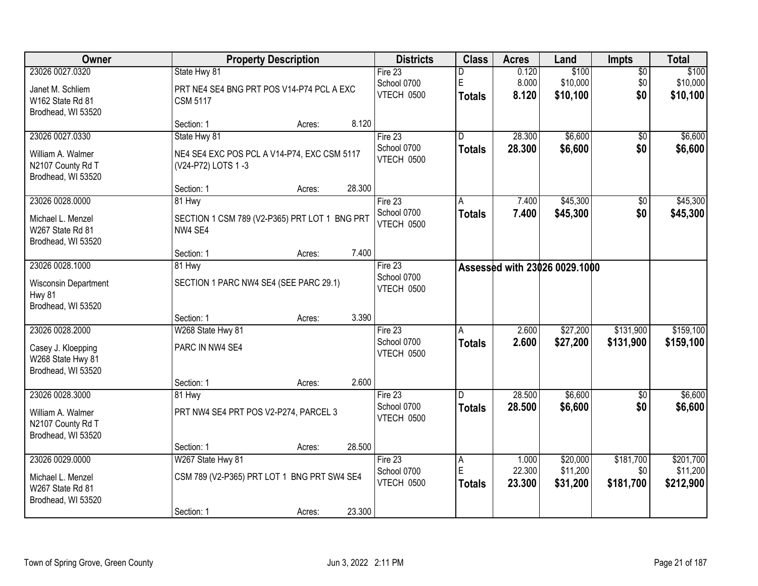| Owner | Property Description | | | Districts | Class | Acres | Land | Impts | Total |
|---|---|---|---|---|---|---|---|---|---|
| 23026 0027.0320<br>Janet M. Schliem<br>W162 State Rd 81<br>Brodhead, WI 53520 | State Hwy 81<br>PRT NE4 SE4 BNG PRT POS V14-P74 PCL A EXC CSM 5117 | | | Fire 23<br>School 0700<br>VTECH 0500 | D<br>E<br>**Totals** | 0.120<br>8.000<br>**8.120** | $100<br>$10,000<br>**$10,100** | $0<br>$0<br>**$0** | $100<br>$10,000<br>**$10,100** |
| | Section: 1 | Acres: | 8.120 | | | | | | |
| 23026 0027.0330<br>William A. Walmer<br>N2107 County Rd T<br>Brodhead, WI 53520 | State Hwy 81<br>NE4 SE4 EXC POS PCL A V14-P74, EXC CSM 5117 (V24-P72) LOTS 1 -3 | | | Fire 23<br>School 0700<br>VTECH 0500 | D<br>**Totals** | 28.300<br>**28.300** | $6,600<br>**$6,600** | $0<br>**$0** | $6,600<br>**$6,600** |
| | Section: 1 | Acres: | 28.300 | | | | | | |
| 23026 0028.0000<br>Michael L. Menzel<br>W267 State Rd 81<br>Brodhead, WI 53520 | 81 Hwy<br>SECTION 1 CSM 789 (V2-P365) PRT LOT 1 BNG PRT NW4 SE4 | | | Fire 23<br>School 0700<br>VTECH 0500 | A<br>**Totals** | 7.400<br>**7.400** | $45,300<br>**$45,300** | $0<br>**$0** | $45,300<br>**$45,300** |
| | Section: 1 | Acres: | 7.400 | | | | | | |
| 23026 0028.1000<br>Wisconsin Department<br>Hwy 81<br>Brodhead, WI 53520 | 81 Hwy<br>SECTION 1 PARC NW4 SE4 (SEE PARC 29.1) | | | Fire 23<br>School 0700<br>VTECH 0500 | **Assessed with 23026 0029.1000** | | | | |
| | Section: 1 | Acres: | 3.390 | | | | | | |
| 23026 0028.2000<br>Casey J. Kloepping<br>W268 State Hwy 81<br>Brodhead, WI 53520 | W268 State Hwy 81<br>PARC IN NW4 SE4 | | | Fire 23<br>School 0700<br>VTECH 0500 | A<br>**Totals** | 2.600<br>**2.600** | $27,200<br>**$27,200** | $131,900<br>**$131,900** | $159,100<br>**$159,100** |
| | Section: 1 | Acres: | 2.600 | | | | | | |
| 23026 0028.3000<br>William A. Walmer<br>N2107 County Rd T<br>Brodhead, WI 53520 | 81 Hwy<br>PRT NW4 SE4 PRT POS V2-P274, PARCEL 3 | | | Fire 23<br>School 0700<br>VTECH 0500 | D<br>**Totals** | 28.500<br>**28.500** | $6,600<br>**$6,600** | $0<br>**$0** | $6,600<br>**$6,600** |
| | Section: 1 | Acres: | 28.500 | | | | | | |
| 23026 0029.0000<br>Michael L. Menzel<br>W267 State Rd 81<br>Brodhead, WI 53520 | W267 State Hwy 81<br>CSM 789 (V2-P365) PRT LOT 1 BNG PRT SW4 SE4 | | | Fire 23<br>School 0700<br>VTECH 0500 | A<br>E<br>**Totals** | 1.000<br>22.300<br>**23.300** | $20,000<br>$11,200<br>**$31,200** | $181,700<br>$0<br>**$181,700** | $201,700<br>$11,200<br>**$212,900** |
| | Section: 1 | Acres: | 23.300 | | | | | | |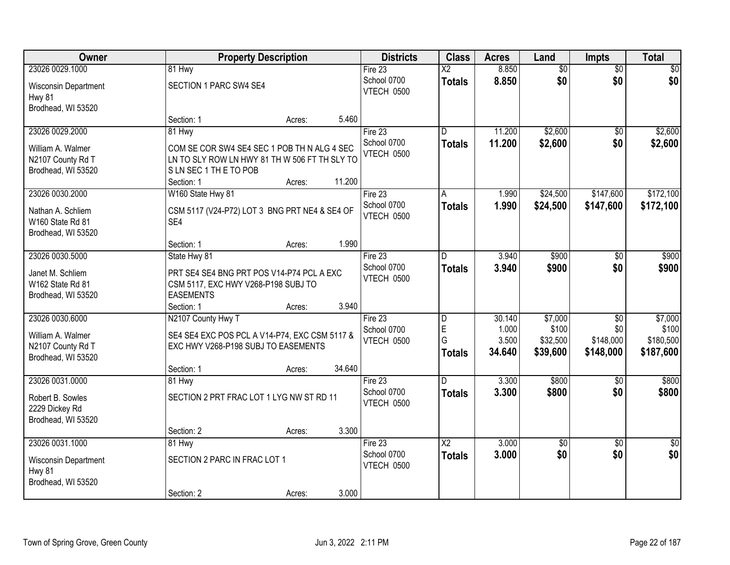| Owner | Property Description | Districts | Class | Acres | Land | Impts | Total |
|---|---|---|---|---|---|---|---|
| 23026 0029.1000<br>Wisconsin Department<br>Hwy 81<br>Brodhead, WI 53520 | 81 Hwy<br>SECTION 1 PARC SW4 SE4<br>Section: 1 Acres: 5.460 | Fire 23<br>School 0700<br>VTECH 0500 | X2<br>**Totals** | 8.850<br>**8.850** | $0<br>**$0** | $0<br>**$0** | $0<br>**$0** |
| 23026 0029.2000<br>William A. Walmer<br>N2107 County Rd T<br>Brodhead, WI 53520 | 81 Hwy<br>COM SE COR SW4 SE4 SEC 1 POB TH N ALG 4 SEC LN TO SLY ROW LN HWY 81 TH W 506 FT TH SLY TO S LN SEC 1 TH E TO POB<br>Section: 1 Acres: 11.200 | Fire 23<br>School 0700<br>VTECH 0500 | D<br>**Totals** | 11.200<br>**11.200** | $2,600<br>**$2,600** | $0<br>**$0** | $2,600<br>**$2,600** |
| 23026 0030.2000<br>Nathan A. Schliem<br>W160 State Rd 81<br>Brodhead, WI 53520 | W160 State Hwy 81<br>CSM 5117 (V24-P72) LOT 3 BNG PRT NE4 & SE4 OF SE4<br>Section: 1 Acres: 1.990 | Fire 23<br>School 0700<br>VTECH 0500 | A<br>**Totals** | 1.990<br>**1.990** | $24,500<br>**$24,500** | $147,600<br>**$147,600** | $172,100<br>**$172,100** |
| 23026 0030.5000<br>Janet M. Schliem<br>W162 State Rd 81<br>Brodhead, WI 53520 | State Hwy 81<br>PRT SE4 SE4 BNG PRT POS V14-P74 PCL A EXC CSM 5117, EXC HWY V268-P198 SUBJ TO EASEMENTS<br>Section: 1 Acres: 3.940 | Fire 23<br>School 0700<br>VTECH 0500 | D<br>**Totals** | 3.940<br>**3.940** | $900<br>**$900** | $0<br>**$0** | $900<br>**$900** |
| 23026 0030.6000<br>William A. Walmer<br>N2107 County Rd T<br>Brodhead, WI 53520 | N2107 County Hwy T<br>SE4 SE4 EXC POS PCL A V14-P74, EXC CSM 5117 & EXC HWY V268-P198 SUBJ TO EASEMENTS<br>Section: 1 Acres: 34.640 | Fire 23<br>School 0700<br>VTECH 0500 | D<br>E<br>G<br>**Totals** | 30.140<br>1.000<br>3.500<br>**34.640** | $7,000<br>$100<br>$32,500<br>**$39,600** | $0<br>$0<br>$148,000<br>**$148,000** | $7,000<br>$100<br>$180,500<br>**$187,600** |
| 23026 0031.0000<br>Robert B. Sowles<br>2229 Dickey Rd<br>Brodhead, WI 53520 | 81 Hwy<br>SECTION 2 PRT FRAC LOT 1 LYG NW ST RD 11<br>Section: 2 Acres: 3.300 | Fire 23<br>School 0700<br>VTECH 0500 | D<br>**Totals** | 3.300<br>**3.300** | $800<br>**$800** | $0<br>**$0** | $800<br>**$800** |
| 23026 0031.1000<br>Wisconsin Department<br>Hwy 81<br>Brodhead, WI 53520 | 81 Hwy<br>SECTION 2 PARC IN FRAC LOT 1<br>Section: 2 Acres: 3.000 | Fire 23<br>School 0700<br>VTECH 0500 | X2<br>**Totals** | 3.000<br>**3.000** | $0<br>**$0** | $0<br>**$0** | $0<br>**$0** |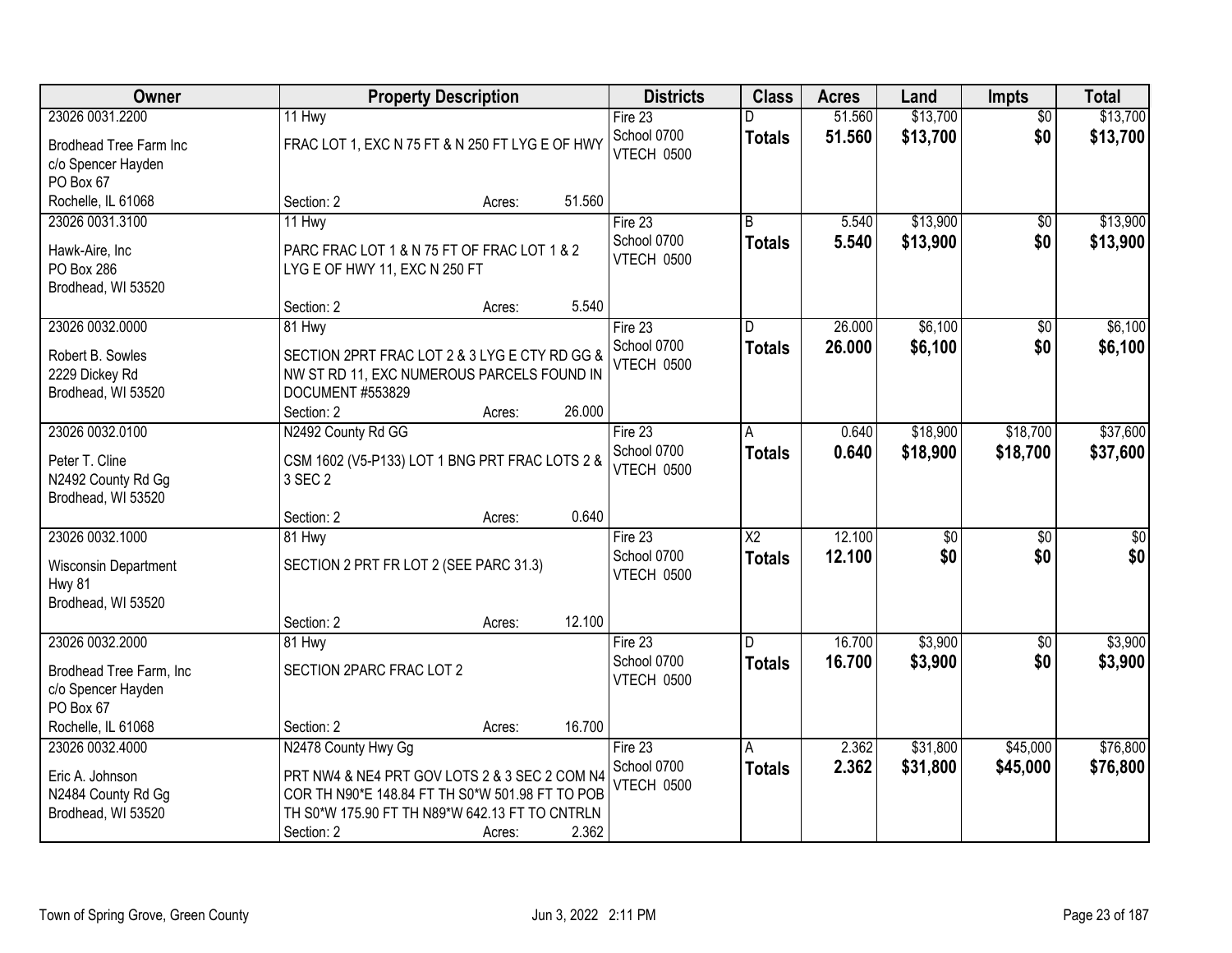| Owner | Property Description | Districts | Class | Acres | Land | Impts | Total |
|---|---|---|---|---|---|---|---|
| 23026 0031.2200<br>Brodhead Tree Farm Inc<br>c/o Spencer Hayden<br>PO Box 67<br>Rochelle, IL 61068 | 11 Hwy<br>FRAC LOT 1, EXC N 75 FT & N 250 FT LYG E OF HWY<br>Section: 2 Acres: 51.560 | Fire 23<br>School 0700<br>VTECH 0500 | D<br>**Totals** | 51.560<br>**51.560** | $13,700<br>**$13,700** | $0<br>**$0** | $13,700<br>**$13,700** |
| 23026 0031.3100<br>Hawk-Aire, Inc<br>PO Box 286<br>Brodhead, WI 53520 | 11 Hwy<br>PARC FRAC LOT 1 & N 75 FT OF FRAC LOT 1 & 2 LYG E OF HWY 11, EXC N 250 FT<br>Section: 2 Acres: 5.540 | Fire 23<br>School 0700<br>VTECH 0500 | B<br>**Totals** | 5.540<br>**5.540** | $13,900<br>**$13,900** | $0<br>**$0** | $13,900<br>**$13,900** |
| 23026 0032.0000<br>Robert B. Sowles<br>2229 Dickey Rd<br>Brodhead, WI 53520 | 81 Hwy<br>SECTION 2PRT FRAC LOT 2 & 3 LYG E CTY RD GG & NW ST RD 11, EXC NUMEROUS PARCELS FOUND IN DOCUMENT #553829<br>Section: 2 Acres: 26.000 | Fire 23<br>School 0700<br>VTECH 0500 | D<br>**Totals** | 26.000<br>**26.000** | $6,100<br>**$6,100** | $0<br>**$0** | $6,100<br>**$6,100** |
| 23026 0032.0100<br>Peter T. Cline<br>N2492 County Rd Gg<br>Brodhead, WI 53520 | N2492 County Rd GG<br>CSM 1602 (V5-P133) LOT 1 BNG PRT FRAC LOTS 2 & 3 SEC 2<br>Section: 2 Acres: 0.640 | Fire 23<br>School 0700<br>VTECH 0500 | A<br>**Totals** | 0.640<br>**0.640** | $18,900<br>**$18,900** | $18,700<br>**$18,700** | $37,600<br>**$37,600** |
| 23026 0032.1000<br>Wisconsin Department<br>Hwy 81<br>Brodhead, WI 53520 | 81 Hwy<br>SECTION 2 PRT FR LOT 2 (SEE PARC 31.3)<br>Section: 2 Acres: 12.100 | Fire 23<br>School 0700<br>VTECH 0500 | X2<br>**Totals** | 12.100<br>**12.100** | $0<br>**$0** | $0<br>**$0** | $0<br>**$0** |
| 23026 0032.2000<br>Brodhead Tree Farm, Inc<br>c/o Spencer Hayden<br>PO Box 67<br>Rochelle, IL 61068 | 81 Hwy<br>SECTION 2PARC FRAC LOT 2<br>Section: 2 Acres: 16.700 | Fire 23<br>School 0700<br>VTECH 0500 | D<br>**Totals** | 16.700<br>**16.700** | $3,900<br>**$3,900** | $0<br>**$0** | $3,900<br>**$3,900** |
| 23026 0032.4000<br>Eric A. Johnson<br>N2484 County Rd Gg<br>Brodhead, WI 53520 | N2478 County Hwy Gg<br>PRT NW4 & NE4 PRT GOV LOTS 2 & 3 SEC 2 COM N4 COR TH N90*E 148.84 FT TH S0*W 501.98 FT TO POB TH S0*W 175.90 FT TH N89*W 642.13 FT TO CNTRLN<br>Section: 2 Acres: 2.362 | Fire 23<br>School 0700<br>VTECH 0500 | A<br>**Totals** | 2.362<br>**2.362** | $31,800<br>**$31,800** | $45,000<br>**$45,000** | $76,800<br>**$76,800** |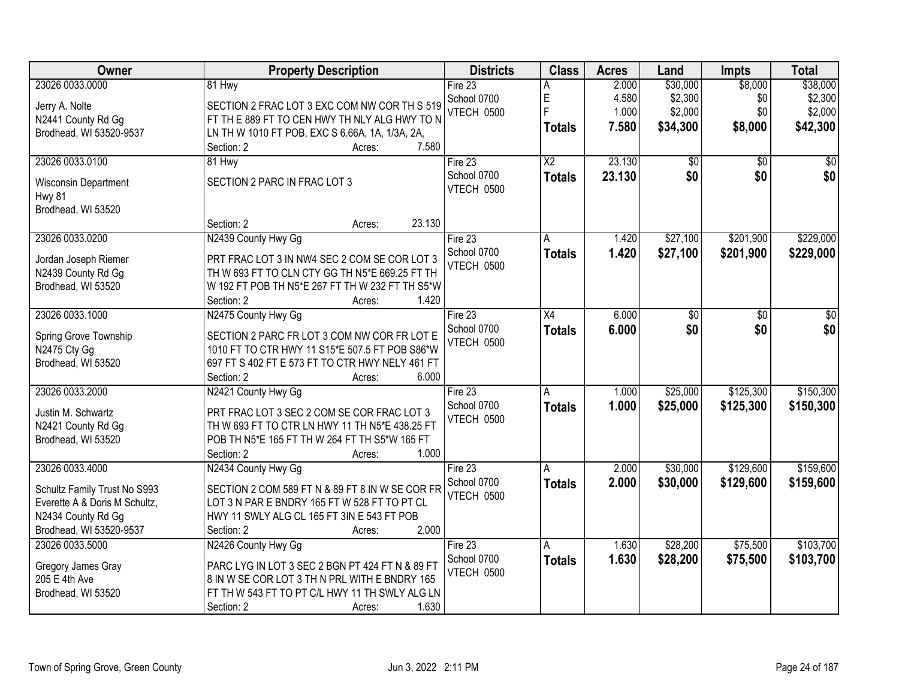| Owner | Property Description | Districts | Class | Acres | Land | Impts | Total |
|---|---|---|---|---|---|---|---|
| 23026 0033.0000<br><br>Jerry A. Nolte<br>N2441 County Rd Gg<br>Brodhead, WI 53520-9537 | 81 Hwy<br><br>SECTION 2 FRAC LOT 3 EXC COM NW COR TH S 519 FT TH E 889 FT TO CEN HWY TH NLY ALG HWY TO N LN TH W 1010 FT POB, EXC S 6.66A, 1A, 1/3A, 2A,<br>Section: 2 Acres: 7.580 | Fire 23<br>School 0700<br>VTECH 0500 | A<br>E<br>F<br>**Totals** | 2.000<br>4.580<br>1.000<br>**7.580** | $30,000<br>$2,300<br>$2,000<br>**$34,300** | $8,000<br>$0<br>$0<br>**$8,000** | $38,000<br>$2,300<br>$2,000<br>**$42,300** |
| 23026 0033.0100<br><br>Wisconsin Department<br>Hwy 81<br>Brodhead, WI 53520 | 81 Hwy<br><br>SECTION 2 PARC IN FRAC LOT 3<br><br>Section: 2 Acres: 23.130 | Fire 23<br>School 0700<br>VTECH 0500 | X2<br>**Totals** | 23.130<br>**23.130** | $0<br>**$0** | $0<br>**$0** | $0<br>**$0** |
| 23026 0033.0200<br><br>Jordan Joseph Riemer<br>N2439 County Rd Gg<br>Brodhead, WI 53520 | N2439 County Hwy Gg<br><br>PRT FRAC LOT 3 IN NW4 SEC 2 COM SE COR LOT 3 TH W 693 FT TO CLN CTY GG TH N5*E 669.25 FT TH W 192 FT POB TH N5*E 267 FT TH W 232 FT TH S5*W<br>Section: 2 Acres: 1.420 | Fire 23<br>School 0700<br>VTECH 0500 | A<br>**Totals** | 1.420<br>**1.420** | $27,100<br>**$27,100** | $201,900<br>**$201,900** | $229,000<br>**$229,000** |
| 23026 0033.1000<br><br>Spring Grove Township<br>N2475 Cty Gg<br>Brodhead, WI 53520 | N2475 County Hwy Gg<br><br>SECTION 2 PARC FR LOT 3 COM NW COR FR LOT E 1010 FT TO CTR HWY 11 S15*E 507.5 FT POB S86*W 697 FT S 402 FT E 573 FT TO CTR HWY NELY 461 FT<br>Section: 2 Acres: 6.000 | Fire 23<br>School 0700<br>VTECH 0500 | X4<br>**Totals** | 6.000<br>**6.000** | $0<br>**$0** | $0<br>**$0** | $0<br>**$0** |
| 23026 0033.2000<br><br>Justin M. Schwartz<br>N2421 County Rd Gg<br>Brodhead, WI 53520 | N2421 County Hwy Gg<br><br>PRT FRAC LOT 3 SEC 2 COM SE COR FRAC LOT 3 TH W 693 FT TO CTR LN HWY 11 TH N5*E 438.25 FT POB TH N5*E 165 FT TH W 264 FT TH S5*W 165 FT<br>Section: 2 Acres: 1.000 | Fire 23<br>School 0700<br>VTECH 0500 | A<br>**Totals** | 1.000<br>**1.000** | $25,000<br>**$25,000** | $125,300<br>**$125,300** | $150,300<br>**$150,300** |
| 23026 0033.4000<br><br>Schultz Family Trust No S993<br>Everette A & Doris M Schultz,<br>N2434 County Rd Gg<br>Brodhead, WI 53520-9537 | N2434 County Hwy Gg<br><br>SECTION 2 COM 589 FT N & 89 FT 8 IN W SE COR FR LOT 3 N PAR E BNDRY 165 FT W 528 FT TO PT CL HWY 11 SWLY ALG CL 165 FT 3IN E 543 FT POB<br>Section: 2 Acres: 2.000 | Fire 23<br>School 0700<br>VTECH 0500 | A<br>**Totals** | 2.000<br>**2.000** | $30,000<br>**$30,000** | $129,600<br>**$129,600** | $159,600<br>**$159,600** |
| 23026 0033.5000<br><br>Gregory James Gray<br>205 E 4th Ave<br>Brodhead, WI 53520 | N2426 County Hwy Gg<br><br>PARC LYG IN LOT 3 SEC 2 BGN PT 424 FT N & 89 FT 8 IN W SE COR LOT 3 TH N PRL WITH E BNDRY 165 FT TH W 543 FT TO PT C/L HWY 11 TH SWLY ALG LN<br>Section: 2 Acres: 1.630 | Fire 23<br>School 0700<br>VTECH 0500 | A<br>**Totals** | 1.630<br>**1.630** | $28,200<br>**$28,200** | $75,500<br>**$75,500** | $103,700<br>**$103,700** |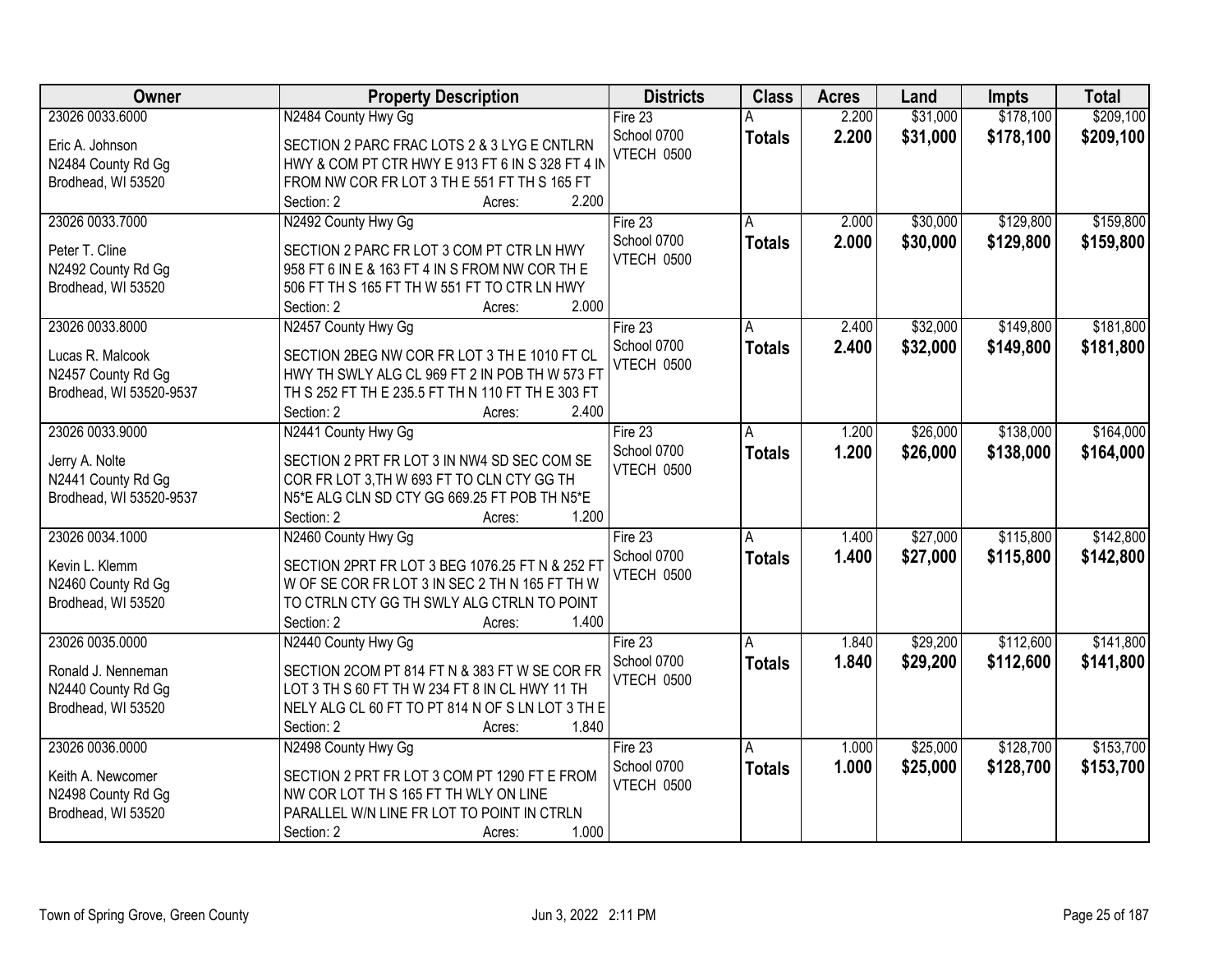| Owner | Property Description | Districts | Class | Acres | Land | Impts | Total |
|---|---|---|---|---|---|---|---|
| 23026 0033.6000<br><br>Eric A. Johnson<br>N2484 County Rd Gg<br>Brodhead, WI 53520 | N2484 County Hwy Gg<br><br>SECTION 2 PARC FRAC LOTS 2 & 3 LYG E CNTLRN HWY & COM PT CTR HWY E 913 FT 6 IN S 328 FT 4 IN FROM NW COR FR LOT 3 TH E 551 FT TH S 165 FT<br>Section: 2 Acres: 2.200 | Fire 23<br>School 0700<br>VTECH 0500 | A<br>**Totals** | 2.200<br>**2.200** | $31,000<br>**$31,000** | $178,100<br>**$178,100** | $209,100<br>**$209,100** |
| 23026 0033.7000<br><br>Peter T. Cline<br>N2492 County Rd Gg<br>Brodhead, WI 53520 | N2492 County Hwy Gg<br><br>SECTION 2 PARC FR LOT 3 COM PT CTR LN HWY 958 FT 6 IN E & 163 FT 4 IN S FROM NW COR TH E 506 FT TH S 165 FT TH W 551 FT TO CTR LN HWY<br>Section: 2 Acres: 2.000 | Fire 23<br>School 0700<br>VTECH 0500 | A<br>**Totals** | 2.000<br>**2.000** | $30,000<br>**$30,000** | $129,800<br>**$129,800** | $159,800<br>**$159,800** |
| 23026 0033.8000<br><br>Lucas R. Malcook<br>N2457 County Rd Gg<br>Brodhead, WI 53520-9537 | N2457 County Hwy Gg<br><br>SECTION 2BEG NW COR FR LOT 3 TH E 1010 FT CL HWY TH SWLY ALG CL 969 FT 2 IN POB TH W 573 FT TH S 252 FT TH E 235.5 FT TH N 110 FT TH E 303 FT<br>Section: 2 Acres: 2.400 | Fire 23<br>School 0700<br>VTECH 0500 | A<br>**Totals** | 2.400<br>**2.400** | $32,000<br>**$32,000** | $149,800<br>**$149,800** | $181,800<br>**$181,800** |
| 23026 0033.9000<br><br>Jerry A. Nolte<br>N2441 County Rd Gg<br>Brodhead, WI 53520-9537 | N2441 County Hwy Gg<br><br>SECTION 2 PRT FR LOT 3 IN NW4 SD SEC COM SE COR FR LOT 3,TH W 693 FT TO CLN CTY GG TH N5*E ALG CLN SD CTY GG 669.25 FT POB TH N5*E<br>Section: 2 Acres: 1.200 | Fire 23<br>School 0700<br>VTECH 0500 | A<br>**Totals** | 1.200<br>**1.200** | $26,000<br>**$26,000** | $138,000<br>**$138,000** | $164,000<br>**$164,000** |
| 23026 0034.1000<br><br>Kevin L. Klemm<br>N2460 County Rd Gg<br>Brodhead, WI 53520 | N2460 County Hwy Gg<br><br>SECTION 2PRT FR LOT 3 BEG 1076.25 FT N & 252 FT W OF SE COR FR LOT 3 IN SEC 2 TH N 165 FT TH W TO CTRLN CTY GG TH SWLY ALG CTRLN TO POINT<br>Section: 2 Acres: 1.400 | Fire 23<br>School 0700<br>VTECH 0500 | A<br>**Totals** | 1.400<br>**1.400** | $27,000<br>**$27,000** | $115,800<br>**$115,800** | $142,800<br>**$142,800** |
| 23026 0035.0000<br><br>Ronald J. Nenneman<br>N2440 County Rd Gg<br>Brodhead, WI 53520 | N2440 County Hwy Gg<br><br>SECTION 2COM PT 814 FT N & 383 FT W SE COR FR LOT 3 TH S 60 FT TH W 234 FT 8 IN CL HWY 11 TH NELY ALG CL 60 FT TO PT 814 N OF S LN LOT 3 TH E<br>Section: 2 Acres: 1.840 | Fire 23<br>School 0700<br>VTECH 0500 | A<br>**Totals** | 1.840<br>**1.840** | $29,200<br>**$29,200** | $112,600<br>**$112,600** | $141,800<br>**$141,800** |
| 23026 0036.0000<br><br>Keith A. Newcomer<br>N2498 County Rd Gg<br>Brodhead, WI 53520 | N2498 County Hwy Gg<br><br>SECTION 2 PRT FR LOT 3 COM PT 1290 FT E FROM NW COR LOT TH S 165 FT TH WLY ON LINE PARALLEL W/N LINE FR LOT TO POINT IN CTRLN<br>Section: 2 Acres: 1.000 | Fire 23<br>School 0700<br>VTECH 0500 | A<br>**Totals** | 1.000<br>**1.000** | $25,000<br>**$25,000** | $128,700<br>**$128,700** | $153,700<br>**$153,700** |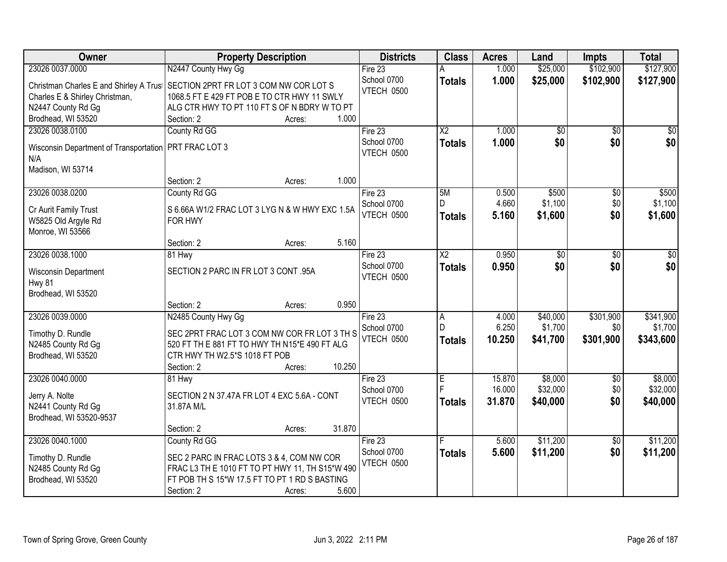| Owner | Property Description | Districts | Class | Acres | Land | Impts | Total |
|---|---|---|---|---|---|---|---|
| 23026 0037.0000<br>Christman Charles E and Shirley A Trust<br>Charles E & Shirley Christman,<br>N2447 County Rd Gg<br>Brodhead, WI 53520 | N2447 County Hwy Gg<br>SECTION 2PRT FR LOT 3 COM NW COR LOT S 1068.5 FT E 429 FT POB E TO CTR HWY 11 SWLY ALG CTR HWY TO PT 110 FT S OF N BDRY W TO PT<br>Section: 2 Acres: 1.000 | Fire 23<br>School 0700<br>VTECH 0500 | A<br>**Totals** | 1.000<br>**1.000** | $25,000<br>**$25,000** | $102,900<br>**$102,900** | $127,900<br>**$127,900** |
| 23026 0038.0100<br>Wisconsin Department of Transportation<br>N/A<br>Madison, WI 53714 | County Rd GG<br>PRT FRAC LOT 3<br>Section: 2 Acres: 1.000 | Fire 23<br>School 0700<br>VTECH 0500 | X2<br>**Totals** | 1.000<br>**1.000** | $0<br>**$0** | $0<br>**$0** | $0<br>**$0** |
| 23026 0038.0200<br>Cr Aurit Family Trust<br>W5825 Old Argyle Rd<br>Monroe, WI 53566 | County Rd GG<br>S 6.66A W1/2 FRAC LOT 3 LYG N & W HWY EXC 1.5A FOR HWY<br>Section: 2 Acres: 5.160 | Fire 23<br>School 0700<br>VTECH 0500 | 5M<br>D<br>**Totals** | 0.500<br>4.660<br>**5.160** | $500<br>$1,100<br>**$1,600** | $0<br>$0<br>**$0** | $500<br>$1,100<br>**$1,600** |
| 23026 0038.1000<br>Wisconsin Department<br>Hwy 81<br>Brodhead, WI 53520 | 81 Hwy<br>SECTION 2 PARC IN FR LOT 3 CONT .95A<br>Section: 2 Acres: 0.950 | Fire 23<br>School 0700<br>VTECH 0500 | X2<br>**Totals** | 0.950<br>**0.950** | $0<br>**$0** | $0<br>**$0** | $0<br>**$0** |
| 23026 0039.0000<br>Timothy D. Rundle<br>N2485 County Rd Gg<br>Brodhead, WI 53520 | N2485 County Hwy Gg<br>SEC 2PRT FRAC LOT 3 COM NW COR FR LOT 3 TH S 520 FT TH E 881 FT TO HWY TH N15*E 490 FT ALG CTR HWY TH W2.5*S 1018 FT POB<br>Section: 2 Acres: 10.250 | Fire 23<br>School 0700<br>VTECH 0500 | A<br>D<br>**Totals** | 4.000<br>6.250<br>**10.250** | $40,000<br>$1,700<br>**$41,700** | $301,900<br>$0<br>**$301,900** | $341,900<br>$1,700<br>**$343,600** |
| 23026 0040.0000<br>Jerry A. Nolte<br>N2441 County Rd Gg<br>Brodhead, WI 53520-9537 | 81 Hwy<br>SECTION 2 N 37.47A FR LOT 4 EXC 5.6A - CONT 31.87A M/L<br>Section: 2 Acres: 31.870 | Fire 23<br>School 0700<br>VTECH 0500 | E<br>F<br>**Totals** | 15.870<br>16.000<br>**31.870** | $8,000<br>$32,000<br>**$40,000** | $0<br>$0<br>**$0** | $8,000<br>$32,000<br>**$40,000** |
| 23026 0040.1000<br>Timothy D. Rundle<br>N2485 County Rd Gg<br>Brodhead, WI 53520 | County Rd GG<br>SEC 2 PARC IN FRAC LOTS 3 & 4, COM NW COR FRAC L3 TH E 1010 FT TO PT HWY 11, TH S15*W 490 FT POB TH S 15*W 17.5 FT TO PT 1 RD S BASTING<br>Section: 2 Acres: 5.600 | Fire 23<br>School 0700<br>VTECH 0500 | F<br>**Totals** | 5.600<br>**5.600** | $11,200<br>**$11,200** | $0<br>**$0** | $11,200<br>**$11,200** |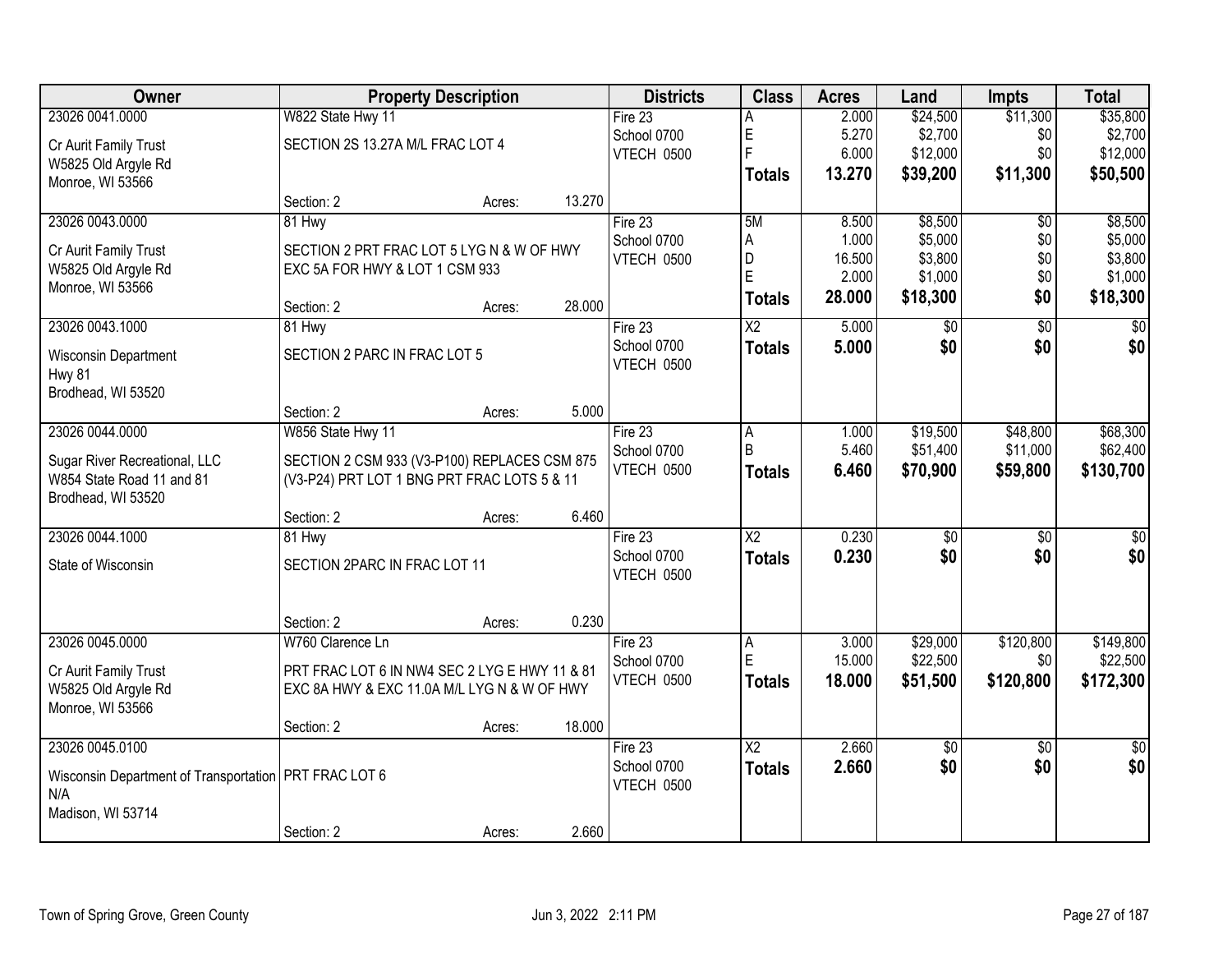| Owner | Property Description | | | Districts | Class | Acres | Land | Impts | Total |
|---|---|---|---|---|---|---|---|---|---|
| 23026 0041.0000 | W822 State Hwy 11 | | | Fire 23 | A | 2.000 | $24,500 | $11,300 | $35,800 |
| Cr Aurit Family Trust | SECTION 2S 13.27A M/L FRAC LOT 4 | | | School 0700 | E | 5.270 | $2,700 | $0 | $2,700 |
| W5825 Old Argyle Rd | | | | VTECH 0500 | F | 6.000 | $12,000 | $0 | $12,000 |
| Monroe, WI 53566 | | | | | **Totals** | **13.270** | **$39,200** | **$11,300** | **$50,500** |
| | Section: 2 | Acres: | 13.270 | | | | | | |
| 23026 0043.0000 | 81 Hwy | | | Fire 23 | 5M | 8.500 | $8,500 | $0 | $8,500 |
| Cr Aurit Family Trust | SECTION 2 PRT FRAC LOT 5 LYG N & W OF HWY | | | School 0700 | A | 1.000 | $5,000 | $0 | $5,000 |
| W5825 Old Argyle Rd | EXC 5A FOR HWY & LOT 1 CSM 933 | | | VTECH 0500 | D | 16.500 | $3,800 | $0 | $3,800 |
| Monroe, WI 53566 | | | | | E | 2.000 | $1,000 | $0 | $1,000 |
| | Section: 2 | Acres: | 28.000 | | **Totals** | **28.000** | **$18,300** | **$0** | **$18,300** |
| 23026 0043.1000 | 81 Hwy | | | Fire 23 | X2 | 5.000 | $0 | $0 | $0 |
| Wisconsin Department | SECTION 2 PARC IN FRAC LOT 5 | | | School 0700 | **Totals** | **5.000** | **$0** | **$0** | **$0** |
| Hwy 81 | | | | VTECH 0500 | | | | | |
| Brodhead, WI 53520 | | | | | | | | | |
| | Section: 2 | Acres: | 5.000 | | | | | | |
| 23026 0044.0000 | W856 State Hwy 11 | | | Fire 23 | A | 1.000 | $19,500 | $48,800 | $68,300 |
| Sugar River Recreational, LLC | SECTION 2 CSM 933 (V3-P100) REPLACES CSM 875 | | | School 0700 | B | 5.460 | $51,400 | $11,000 | $62,400 |
| W854 State Road 11 and 81 | (V3-P24) PRT LOT 1 BNG PRT FRAC LOTS 5 & 11 | | | VTECH 0500 | **Totals** | **6.460** | **$70,900** | **$59,800** | **$130,700** |
| Brodhead, WI 53520 | | | | | | | | | |
| | Section: 2 | Acres: | 6.460 | | | | | | |
| 23026 0044.1000 | 81 Hwy | | | Fire 23 | X2 | 0.230 | $0 | $0 | $0 |
| State of Wisconsin | SECTION 2PARC IN FRAC LOT 11 | | | School 0700 | **Totals** | **0.230** | **$0** | **$0** | **$0** |
| | | | | VTECH 0500 | | | | | |
| | Section: 2 | Acres: | 0.230 | | | | | | |
| 23026 0045.0000 | W760 Clarence Ln | | | Fire 23 | A | 3.000 | $29,000 | $120,800 | $149,800 |
| Cr Aurit Family Trust | PRT FRAC LOT 6 IN NW4 SEC 2 LYG E HWY 11 & 81 | | | School 0700 | E | 15.000 | $22,500 | $0 | $22,500 |
| W5825 Old Argyle Rd | EXC 8A HWY & EXC 11.0A M/L LYG N & W OF HWY | | | VTECH 0500 | **Totals** | **18.000** | **$51,500** | **$120,800** | **$172,300** |
| Monroe, WI 53566 | | | | | | | | | |
| | Section: 2 | Acres: | 18.000 | | | | | | |
| 23026 0045.0100 | | | | Fire 23 | X2 | 2.660 | $0 | $0 | $0 |
| Wisconsin Department of Transportation | PRT FRAC LOT 6 | | | School 0700 | **Totals** | **2.660** | **$0** | **$0** | **$0** |
| N/A | | | | VTECH 0500 | | | | | |
| Madison, WI 53714 | | | | | | | | | |
| | Section: 2 | Acres: | 2.660 | | | | | | |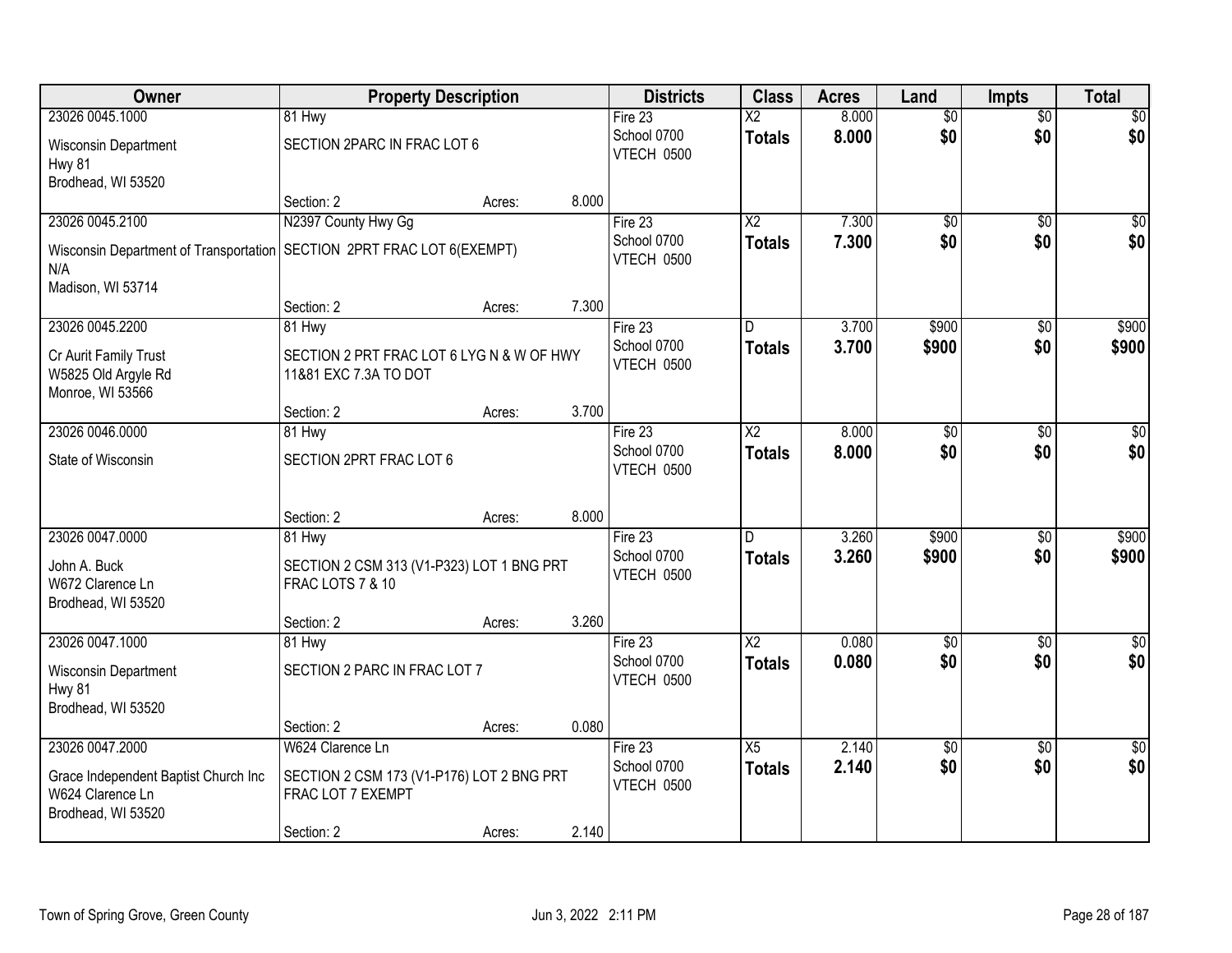| Owner | Property Description | | | Districts | Class | Acres | Land | Impts | Total |
|---|---|---|---|---|---|---|---|---|---|
| 23026 0045.1000<br>Wisconsin Department<br>Hwy 81<br>Brodhead, WI 53520 | 81 Hwy<br>SECTION 2PARC IN FRAC LOT 6<br><br>Section: 2 | Acres: | 8.000 | Fire 23<br>School 0700<br>VTECH 0500 | X2<br>**Totals** | 8.000<br>**8.000** | $0<br>**$0** | $0<br>**$0** | $0<br>**$0** |
| 23026 0045.2100<br>Wisconsin Department of Transportation<br>N/A<br>Madison, WI 53714 | N2397 County Hwy Gg<br>SECTION 2PRT FRAC LOT 6(EXEMPT)<br><br>Section: 2 | Acres: | 7.300 | Fire 23<br>School 0700<br>VTECH 0500 | X2<br>**Totals** | 7.300<br>**7.300** | $0<br>**$0** | $0<br>**$0** | $0<br>**$0** |
| 23026 0045.2200<br>Cr Aurit Family Trust<br>W5825 Old Argyle Rd<br>Monroe, WI 53566 | 81 Hwy<br>SECTION 2 PRT FRAC LOT 6 LYG N & W OF HWY 11&81 EXC 7.3A TO DOT<br><br>Section: 2 | Acres: | 3.700 | Fire 23<br>School 0700<br>VTECH 0500 | D<br>**Totals** | 3.700<br>**3.700** | $900<br>**$900** | $0<br>**$0** | $900<br>**$900** |
| 23026 0046.0000<br>State of Wisconsin | 81 Hwy<br>SECTION 2PRT FRAC LOT 6<br><br>Section: 2 | Acres: | 8.000 | Fire 23<br>School 0700<br>VTECH 0500 | X2<br>**Totals** | 8.000<br>**8.000** | $0<br>**$0** | $0<br>**$0** | $0<br>**$0** |
| 23026 0047.0000<br>John A. Buck<br>W672 Clarence Ln<br>Brodhead, WI 53520 | 81 Hwy<br>SECTION 2 CSM 313 (V1-P323) LOT 1 BNG PRT FRAC LOTS 7 & 10<br><br>Section: 2 | Acres: | 3.260 | Fire 23<br>School 0700<br>VTECH 0500 | D<br>**Totals** | 3.260<br>**3.260** | $900<br>**$900** | $0<br>**$0** | $900<br>**$900** |
| 23026 0047.1000<br>Wisconsin Department<br>Hwy 81<br>Brodhead, WI 53520 | 81 Hwy<br>SECTION 2 PARC IN FRAC LOT 7<br><br>Section: 2 | Acres: | 0.080 | Fire 23<br>School 0700<br>VTECH 0500 | X2<br>**Totals** | 0.080<br>**0.080** | $0<br>**$0** | $0<br>**$0** | $0<br>**$0** |
| 23026 0047.2000<br>Grace Independent Baptist Church Inc<br>W624 Clarence Ln<br>Brodhead, WI 53520 | W624 Clarence Ln<br>SECTION 2 CSM 173 (V1-P176) LOT 2 BNG PRT FRAC LOT 7 EXEMPT<br><br>Section: 2 | Acres: | 2.140 | Fire 23<br>School 0700<br>VTECH 0500 | X5<br>**Totals** | 2.140<br>**2.140** | $0<br>**$0** | $0<br>**$0** | $0<br>**$0** |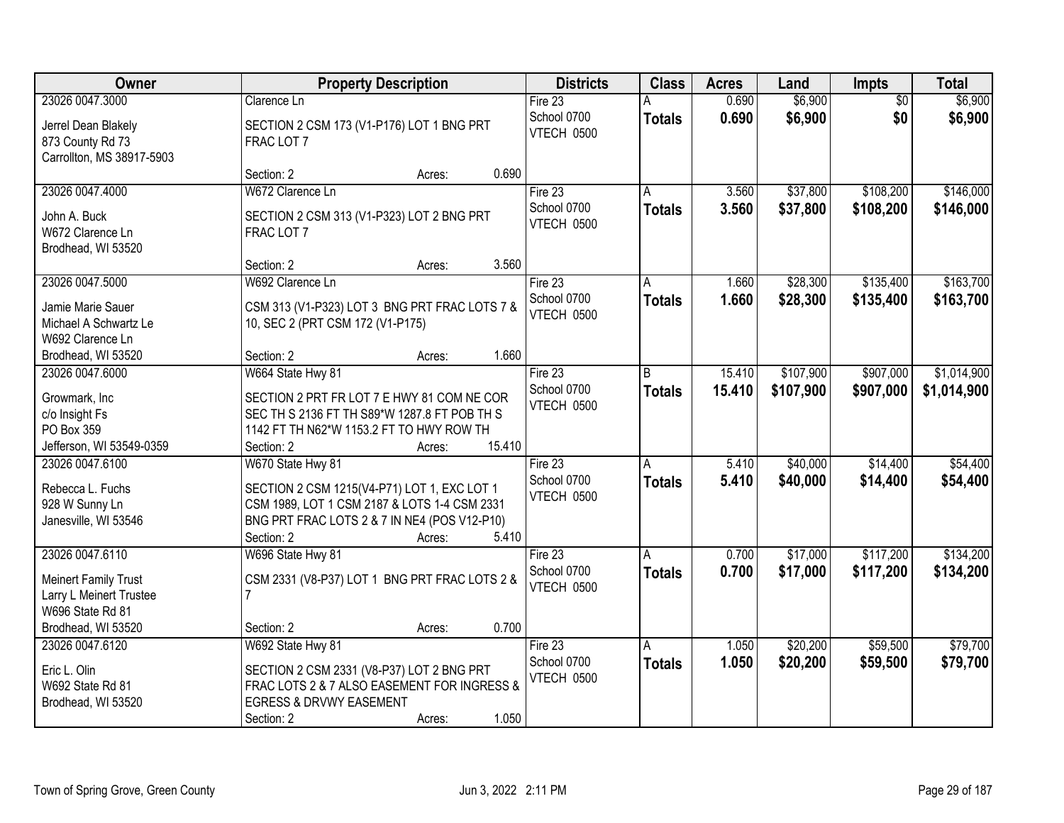| Owner | Property Description | Districts | Class | Acres | Land | Impts | Total |
|---|---|---|---|---|---|---|---|
| 23026 0047.3000<br><br>Jerrel Dean Blakely<br>873 County Rd 73<br>Carrollton, MS 38917-5903 | Clarence Ln<br><br>SECTION 2 CSM 173 (V1-P176) LOT 1 BNG PRT FRAC LOT 7<br><br>Section: 2 Acres: 0.690 | Fire 23<br>School 0700<br>VTECH 0500 | A<br>**Totals** | 0.690<br>**0.690** | $6,900<br>**$6,900** | $0<br>**$0** | $6,900<br>**$6,900** |
| 23026 0047.4000<br><br>John A. Buck<br>W672 Clarence Ln<br>Brodhead, WI 53520 | W672 Clarence Ln<br><br>SECTION 2 CSM 313 (V1-P323) LOT 2 BNG PRT FRAC LOT 7<br><br>Section: 2 Acres: 3.560 | Fire 23<br>School 0700<br>VTECH 0500 | A<br>**Totals** | 3.560<br>**3.560** | $37,800<br>**$37,800** | $108,200<br>**$108,200** | $146,000<br>**$146,000** |
| 23026 0047.5000<br><br>Jamie Marie Sauer<br>Michael A Schwartz Le<br>W692 Clarence Ln<br>Brodhead, WI 53520 | W692 Clarence Ln<br><br>CSM 313 (V1-P323) LOT 3 BNG PRT FRAC LOTS 7 & 10, SEC 2 (PRT CSM 172 (V1-P175)<br><br>Section: 2 Acres: 1.660 | Fire 23<br>School 0700<br>VTECH 0500 | A<br>**Totals** | 1.660<br>**1.660** | $28,300<br>**$28,300** | $135,400<br>**$135,400** | $163,700<br>**$163,700** |
| 23026 0047.6000<br><br>Growmark, Inc<br>c/o Insight Fs<br>PO Box 359<br>Jefferson, WI 53549-0359 | W664 State Hwy 81<br><br>SECTION 2 PRT FR LOT 7 E HWY 81 COM NE COR SEC TH S 2136 FT TH S89*W 1287.8 FT POB TH S 1142 FT TH N62*W 1153.2 FT TO HWY ROW TH<br>Section: 2 Acres: 15.410 | Fire 23<br>School 0700<br>VTECH 0500 | B<br>**Totals** | 15.410<br>**15.410** | $107,900<br>**$107,900** | $907,000<br>**$907,000** | $1,014,900<br>**$1,014,900** |
| 23026 0047.6100<br><br>Rebecca L. Fuchs<br>928 W Sunny Ln<br>Janesville, WI 53546 | W670 State Hwy 81<br><br>SECTION 2 CSM 1215(V4-P71) LOT 1, EXC LOT 1 CSM 1989, LOT 1 CSM 2187 & LOTS 1-4 CSM 2331 BNG PRT FRAC LOTS 2 & 7 IN NE4 (POS V12-P10)<br>Section: 2 Acres: 5.410 | Fire 23<br>School 0700<br>VTECH 0500 | A<br>**Totals** | 5.410<br>**5.410** | $40,000<br>**$40,000** | $14,400<br>**$14,400** | $54,400<br>**$54,400** |
| 23026 0047.6110<br><br>Meinert Family Trust<br>Larry L Meinert Trustee<br>W696 State Rd 81<br>Brodhead, WI 53520 | W696 State Hwy 81<br><br>CSM 2331 (V8-P37) LOT 1 BNG PRT FRAC LOTS 2 & 7<br><br>Section: 2 Acres: 0.700 | Fire 23<br>School 0700<br>VTECH 0500 | A<br>**Totals** | 0.700<br>**0.700** | $17,000<br>**$17,000** | $117,200<br>**$117,200** | $134,200<br>**$134,200** |
| 23026 0047.6120<br><br>Eric L. Olin<br>W692 State Rd 81<br>Brodhead, WI 53520 | W692 State Hwy 81<br><br>SECTION 2 CSM 2331 (V8-P37) LOT 2 BNG PRT FRAC LOTS 2 & 7 ALSO EASEMENT FOR INGRESS & EGRESS & DRVWY EASEMENT<br>Section: 2 Acres: 1.050 | Fire 23<br>School 0700<br>VTECH 0500 | A<br>**Totals** | 1.050<br>**1.050** | $20,200<br>**$20,200** | $59,500<br>**$59,500** | $79,700<br>**$79,700** |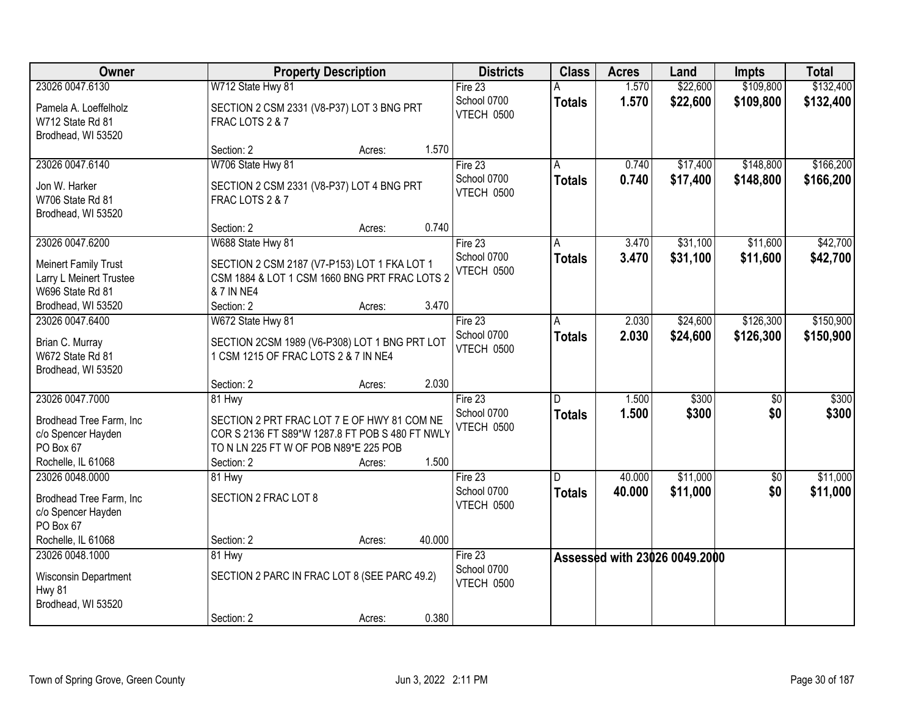| Owner | Property Description | Districts | Class | Acres | Land | Impts | Total |
|---|---|---|---|---|---|---|---|
| 23026 0047.6130<br>Pamela A. Loeffelholz<br>W712 State Rd 81<br>Brodhead, WI 53520 | W712 State Hwy 81<br>SECTION 2 CSM 2331 (V8-P37) LOT 3 BNG PRT FRAC LOTS 2 & 7<br>Section: 2 Acres: 1.570 | Fire 23<br>School 0700<br>VTECH 0500 | A<br>**Totals** | 1.570<br>**1.570** | $22,600<br>**$22,600** | $109,800<br>**$109,800** | $132,400<br>**$132,400** |
| 23026 0047.6140<br>Jon W. Harker<br>W706 State Rd 81<br>Brodhead, WI 53520 | W706 State Hwy 81<br>SECTION 2 CSM 2331 (V8-P37) LOT 4 BNG PRT FRAC LOTS 2 & 7<br>Section: 2 Acres: 0.740 | Fire 23<br>School 0700<br>VTECH 0500 | A<br>**Totals** | 0.740<br>**0.740** | $17,400<br>**$17,400** | $148,800<br>**$148,800** | $166,200<br>**$166,200** |
| 23026 0047.6200<br>Meinert Family Trust<br>Larry L Meinert Trustee<br>W696 State Rd 81<br>Brodhead, WI 53520 | W688 State Hwy 81<br>SECTION 2 CSM 2187 (V7-P153) LOT 1 FKA LOT 1 CSM 1884 & LOT 1 CSM 1660 BNG PRT FRAC LOTS 2 & 7 IN NE4<br>Section: 2 Acres: 3.470 | Fire 23<br>School 0700<br>VTECH 0500 | A<br>**Totals** | 3.470<br>**3.470** | $31,100<br>**$31,100** | $11,600<br>**$11,600** | $42,700<br>**$42,700** |
| 23026 0047.6400<br>Brian C. Murray<br>W672 State Rd 81<br>Brodhead, WI 53520 | W672 State Hwy 81<br>SECTION 2CSM 1989 (V6-P308) LOT 1 BNG PRT LOT 1 CSM 1215 OF FRAC LOTS 2 & 7 IN NE4<br>Section: 2 Acres: 2.030 | Fire 23<br>School 0700<br>VTECH 0500 | A<br>**Totals** | 2.030<br>**2.030** | $24,600<br>**$24,600** | $126,300<br>**$126,300** | $150,900<br>**$150,900** |
| 23026 0047.7000<br>Brodhead Tree Farm, Inc<br>c/o Spencer Hayden<br>PO Box 67<br>Rochelle, IL 61068 | 81 Hwy<br>SECTION 2 PRT FRAC LOT 7 E OF HWY 81 COM NE COR S 2136 FT S89*W 1287.8 FT POB S 480 FT NWLY TO N LN 225 FT W OF POB N89*E 225 POB<br>Section: 2 Acres: 1.500 | Fire 23<br>School 0700<br>VTECH 0500 | D<br>**Totals** | 1.500<br>**1.500** | $300<br>**$300** | $0<br>**$0** | $300<br>**$300** |
| 23026 0048.0000<br>Brodhead Tree Farm, Inc<br>c/o Spencer Hayden<br>PO Box 67<br>Rochelle, IL 61068 | 81 Hwy<br>SECTION 2 FRAC LOT 8<br>Section: 2 Acres: 40.000 | Fire 23<br>School 0700<br>VTECH 0500 | D<br>**Totals** | 40.000<br>**40.000** | $11,000<br>**$11,000** | $0<br>**$0** | $11,000<br>**$11,000** |
| 23026 0048.1000<br>Wisconsin Department<br>Hwy 81<br>Brodhead, WI 53520 | 81 Hwy<br>SECTION 2 PARC IN FRAC LOT 8 (SEE PARC 49.2)<br>Section: 2 Acres: 0.380 | Fire 23<br>School 0700<br>VTECH 0500 | Assessed with 23026 0049.2000 | | | | |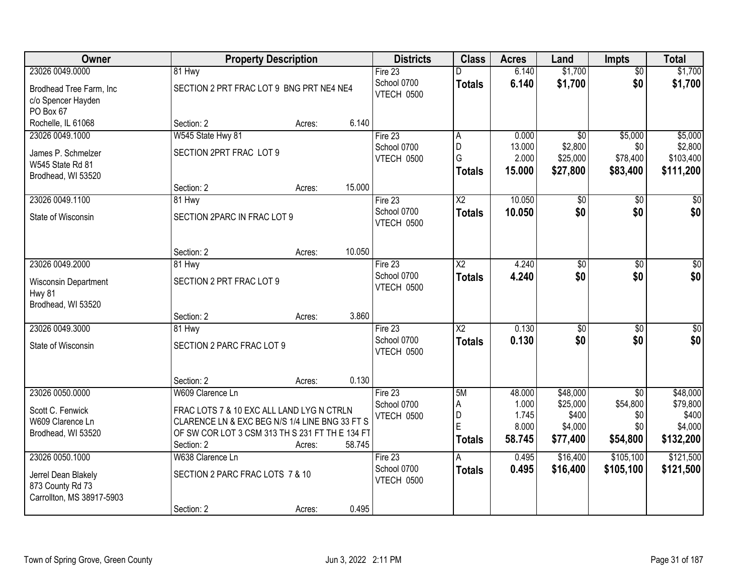| Owner | Property Description | Districts | Class | Acres | Land | Impts | Total |
|---|---|---|---|---|---|---|---|
| 23026 0049.0000<br>Brodhead Tree Farm, Inc<br>c/o Spencer Hayden<br>PO Box 67<br>Rochelle, IL 61068 | 81 Hwy<br>SECTION 2 PRT FRAC LOT 9 BNG PRT NE4 NE4<br>Section: 2 Acres: 6.140 | Fire 23<br>School 0700<br>VTECH 0500 | D<br>**Totals** | 6.140<br>**6.140** | $1,700<br>**$1,700** | $0<br>**$0** | $1,700<br>**$1,700** |
| 23026 0049.1000<br>James P. Schmelzer<br>W545 State Rd 81<br>Brodhead, WI 53520 | W545 State Hwy 81<br>SECTION 2PRT FRAC LOT 9<br>Section: 2 Acres: 15.000 | Fire 23<br>School 0700<br>VTECH 0500 | A<br>D<br>G<br>**Totals** | 0.000<br>13.000<br>2.000<br>**15.000** | $0<br>$2,800<br>$25,000<br>**$27,800** | $5,000<br>$0<br>$78,400<br>**$83,400** | $5,000<br>$2,800<br>$103,400<br>**$111,200** |
| 23026 0049.1100<br>State of Wisconsin | 81 Hwy<br>SECTION 2PARC IN FRAC LOT 9<br>Section: 2 Acres: 10.050 | Fire 23<br>School 0700<br>VTECH 0500 | X2<br>**Totals** | 10.050<br>**10.050** | $0<br>**$0** | $0<br>**$0** | $0<br>**$0** |
| 23026 0049.2000<br>Wisconsin Department<br>Hwy 81<br>Brodhead, WI 53520 | 81 Hwy<br>SECTION 2 PRT FRAC LOT 9<br>Section: 2 Acres: 3.860 | Fire 23<br>School 0700<br>VTECH 0500 | X2<br>**Totals** | 4.240<br>**4.240** | $0<br>**$0** | $0<br>**$0** | $0<br>**$0** |
| 23026 0049.3000<br>State of Wisconsin | 81 Hwy<br>SECTION 2 PARC FRAC LOT 9<br>Section: 2 Acres: 0.130 | Fire 23<br>School 0700<br>VTECH 0500 | X2<br>**Totals** | 0.130<br>**0.130** | $0<br>**$0** | $0<br>**$0** | $0<br>**$0** |
| 23026 0050.0000<br>Scott C. Fenwick<br>W609 Clarence Ln<br>Brodhead, WI 53520 | W609 Clarence Ln<br>FRAC LOTS 7 & 10 EXC ALL LAND LYG N CTRLN CLARENCE LN & EXC BEG N/S 1/4 LINE BNG 33 FT S OF SW COR LOT 3 CSM 313 TH S 231 FT TH E 134 FT<br>Section: 2 Acres: 58.745 | Fire 23<br>School 0700<br>VTECH 0500 | 5M<br>A<br>D<br>E<br>**Totals** | 48.000<br>1.000<br>1.745<br>8.000<br>**58.745** | $48,000<br>$25,000<br>$400<br>$4,000<br>**$77,400** | $0<br>$54,800<br>$0<br>$0<br>**$54,800** | $48,000<br>$79,800<br>$400<br>$4,000<br>**$132,200** |
| 23026 0050.1000<br>Jerrel Dean Blakely<br>873 County Rd 73<br>Carrollton, MS 38917-5903 | W638 Clarence Ln<br>SECTION 2 PARC FRAC LOTS 7 & 10<br>Section: 2 Acres: 0.495 | Fire 23<br>School 0700<br>VTECH 0500 | A<br>**Totals** | 0.495<br>**0.495** | $16,400<br>**$16,400** | $105,100<br>**$105,100** | $121,500<br>**$121,500** |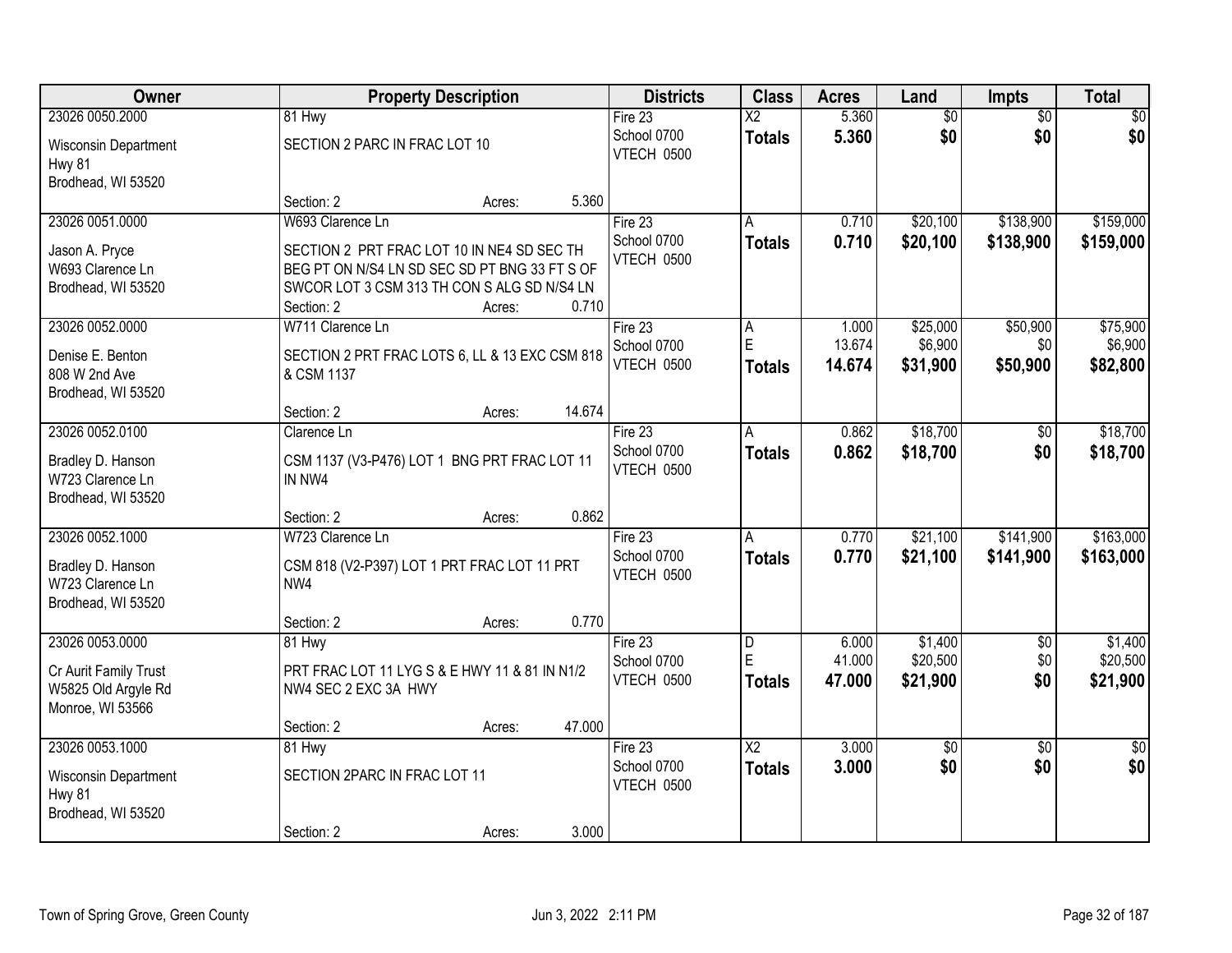| Owner | Property Description | Districts | Class | Acres | Land | Impts | Total |
|---|---|---|---|---|---|---|---|
| 23026 0050.2000<br>Wisconsin Department<br>Hwy 81<br>Brodhead, WI 53520 | 81 Hwy<br>SECTION 2 PARC IN FRAC LOT 10<br>Section: 2 Acres: 5.360 | Fire 23<br>School 0700<br>VTECH 0500 | X2<br>**Totals** | 5.360<br>**5.360** | $0<br>**$0** | $0<br>**$0** | $0<br>**$0** |
| 23026 0051.0000<br>Jason A. Pryce<br>W693 Clarence Ln<br>Brodhead, WI 53520 | W693 Clarence Ln<br>SECTION 2 PRT FRAC LOT 10 IN NE4 SD SEC TH BEG PT ON N/S4 LN SD SEC SD PT BNG 33 FT S OF SWCOR LOT 3 CSM 313 TH CON S ALG SD N/S4 LN<br>Section: 2 Acres: 0.710 | Fire 23<br>School 0700<br>VTECH 0500 | A<br>**Totals** | 0.710<br>**0.710** | $20,100<br>**$20,100** | $138,900<br>**$138,900** | $159,000<br>**$159,000** |
| 23026 0052.0000<br>Denise E. Benton<br>808 W 2nd Ave<br>Brodhead, WI 53520 | W711 Clarence Ln<br>SECTION 2 PRT FRAC LOTS 6, LL & 13 EXC CSM 818 & CSM 1137<br>Section: 2 Acres: 14.674 | Fire 23<br>School 0700<br>VTECH 0500 | A<br>E<br>**Totals** | 1.000<br>13.674<br>**14.674** | $25,000<br>$6,900<br>**$31,900** | $50,900<br>$0<br>**$50,900** | $75,900<br>$6,900<br>**$82,800** |
| 23026 0052.0100<br>Bradley D. Hanson<br>W723 Clarence Ln<br>Brodhead, WI 53520 | Clarence Ln<br>CSM 1137 (V3-P476) LOT 1 BNG PRT FRAC LOT 11 IN NW4<br>Section: 2 Acres: 0.862 | Fire 23<br>School 0700<br>VTECH 0500 | A<br>**Totals** | 0.862<br>**0.862** | $18,700<br>**$18,700** | $0<br>**$0** | $18,700<br>**$18,700** |
| 23026 0052.1000<br>Bradley D. Hanson<br>W723 Clarence Ln<br>Brodhead, WI 53520 | W723 Clarence Ln<br>CSM 818 (V2-P397) LOT 1 PRT FRAC LOT 11 PRT NW4<br>Section: 2 Acres: 0.770 | Fire 23<br>School 0700<br>VTECH 0500 | A<br>**Totals** | 0.770<br>**0.770** | $21,100<br>**$21,100** | $141,900<br>**$141,900** | $163,000<br>**$163,000** |
| 23026 0053.0000<br>Cr Aurit Family Trust<br>W5825 Old Argyle Rd<br>Monroe, WI 53566 | 81 Hwy<br>PRT FRAC LOT 11 LYG S & E HWY 11 & 81 IN N1/2 NW4 SEC 2 EXC 3A HWY<br>Section: 2 Acres: 47.000 | Fire 23<br>School 0700<br>VTECH 0500 | D<br>E<br>**Totals** | 6.000<br>41.000<br>**47.000** | $1,400<br>$20,500<br>**$21,900** | $0<br>$0<br>**$0** | $1,400<br>$20,500<br>**$21,900** |
| 23026 0053.1000<br>Wisconsin Department<br>Hwy 81<br>Brodhead, WI 53520 | 81 Hwy<br>SECTION 2PARC IN FRAC LOT 11<br>Section: 2 Acres: 3.000 | Fire 23<br>School 0700<br>VTECH 0500 | X2<br>**Totals** | 3.000<br>**3.000** | $0<br>**$0** | $0<br>**$0** | $0<br>**$0** |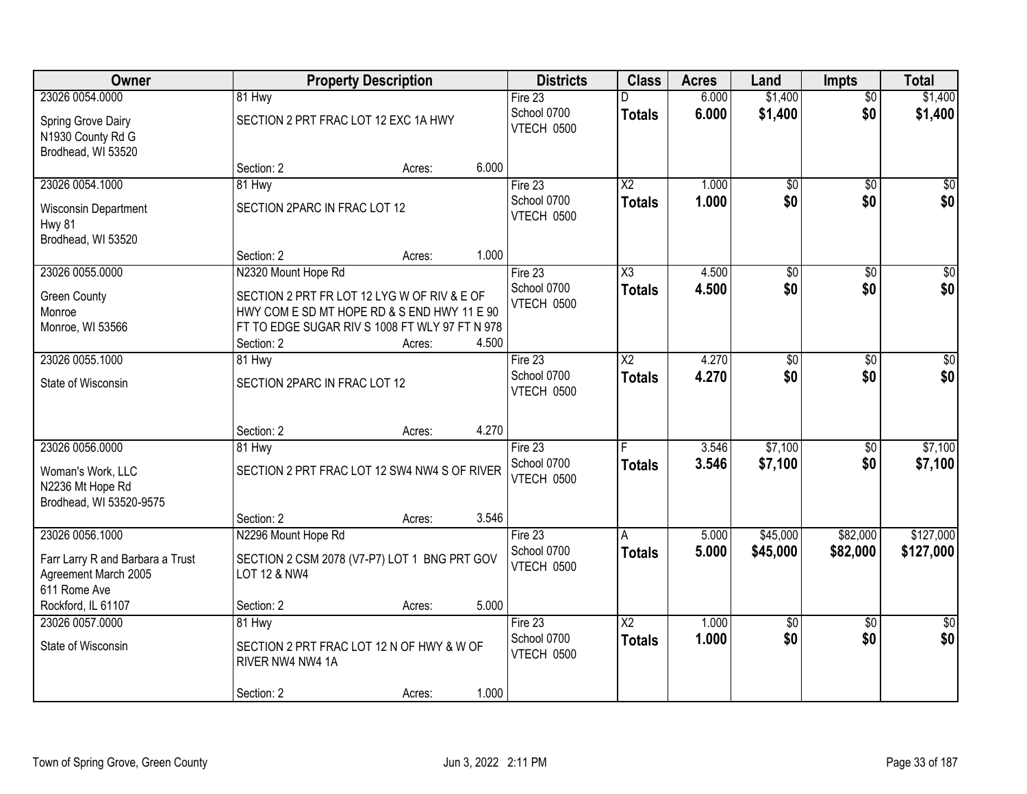| Owner | Property Description | | | Districts | Class | Acres | Land | Impts | Total |
|---|---|---|---|---|---|---|---|---|---|
| 23026 0054.0000 | 81 Hwy | | | Fire 23 | D | 6.000 | $1,400 | $0 | $1,400 |
| Spring Grove Dairy<br>N1930 County Rd G<br>Brodhead, WI 53520 | SECTION 2 PRT FRAC LOT 12 EXC 1A HWY | | | School 0700<br>VTECH 0500 | **Totals** | **6.000** | **$1,400** | **$0** | **$1,400** |
| | Section: 2 | Acres: | 6.000 | | | | | | |
| 23026 0054.1000 | 81 Hwy | | | Fire 23 | X2 | 1.000 | $0 | $0 | $0 |
| Wisconsin Department<br>Hwy 81<br>Brodhead, WI 53520 | SECTION 2PARC IN FRAC LOT 12 | | | School 0700<br>VTECH 0500 | **Totals** | **1.000** | **$0** | **$0** | **$0** |
| | Section: 2 | Acres: | 1.000 | | | | | | |
| 23026 0055.0000 | N2320 Mount Hope Rd | | | Fire 23 | X3 | 4.500 | $0 | $0 | $0 |
| Green County<br>Monroe<br>Monroe, WI 53566 | SECTION 2 PRT FR LOT 12 LYG W OF RIV & E OF HWY COM E SD MT HOPE RD & S END HWY 11 E 90 FT TO EDGE SUGAR RIV S 1008 FT WLY 97 FT N 978 | | | School 0700<br>VTECH 0500 | **Totals** | **4.500** | **$0** | **$0** | **$0** |
| | Section: 2 | Acres: | 4.500 | | | | | | |
| 23026 0055.1000 | 81 Hwy | | | Fire 23 | X2 | 4.270 | $0 | $0 | $0 |
| State of Wisconsin | SECTION 2PARC IN FRAC LOT 12 | | | School 0700<br>VTECH 0500 | **Totals** | **4.270** | **$0** | **$0** | **$0** |
| | Section: 2 | Acres: | 4.270 | | | | | | |
| 23026 0056.0000 | 81 Hwy | | | Fire 23 | F | 3.546 | $7,100 | $0 | $7,100 |
| Woman's Work, LLC<br>N2236 Mt Hope Rd<br>Brodhead, WI 53520-9575 | SECTION 2 PRT FRAC LOT 12 SW4 NW4 S OF RIVER | | | School 0700<br>VTECH 0500 | **Totals** | **3.546** | **$7,100** | **$0** | **$7,100** |
| | Section: 2 | Acres: | 3.546 | | | | | | |
| 23026 0056.1000 | N2296 Mount Hope Rd | | | Fire 23 | A | 5.000 | $45,000 | $82,000 | $127,000 |
| Farr Larry R and Barbara a Trust<br>Agreement March 2005<br>611 Rome Ave<br>Rockford, IL 61107 | SECTION 2 CSM 2078 (V7-P7) LOT 1 BNG PRT GOV LOT 12 & NW4 | | | School 0700<br>VTECH 0500 | **Totals** | **5.000** | **$45,000** | **$82,000** | **$127,000** |
| | Section: 2 | Acres: | 5.000 | | | | | | |
| 23026 0057.0000 | 81 Hwy | | | Fire 23 | X2 | 1.000 | $0 | $0 | $0 |
| State of Wisconsin | SECTION 2 PRT FRAC LOT 12 N OF HWY & W OF RIVER NW4 NW4 1A | | | School 0700<br>VTECH 0500 | **Totals** | **1.000** | **$0** | **$0** | **$0** |
| | Section: 2 | Acres: | 1.000 | | | | | | |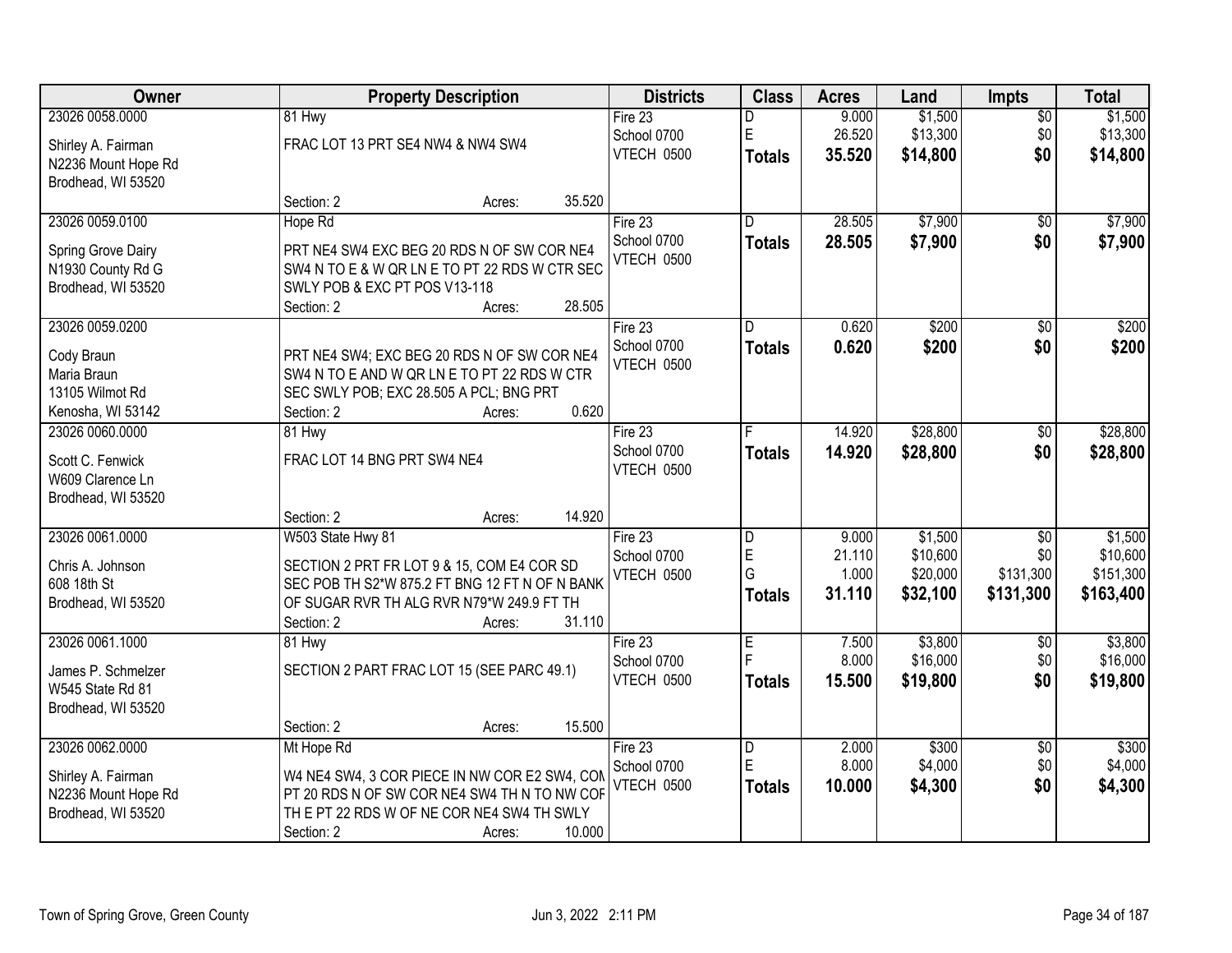| Owner | Property Description | Districts | Class | Acres | Land | Impts | Total |
|---|---|---|---|---|---|---|---|
| 23026 0058.0000<br>Shirley A. Fairman<br>N2236 Mount Hope Rd<br>Brodhead, WI 53520 | 81 Hwy<br>FRAC LOT 13 PRT SE4 NW4 & NW4 SW4<br>Section: 2 Acres: 35.520 | Fire 23<br>School 0700<br>VTECH 0500 | D<br>E<br>**Totals** | 9.000<br>26.520<br>**35.520** | $1,500<br>$13,300<br>**$14,800** | $0<br>$0<br>**$0** | $1,500<br>$13,300<br>**$14,800** |
| 23026 0059.0100<br>Spring Grove Dairy<br>N1930 County Rd G<br>Brodhead, WI 53520 | Hope Rd<br>PRT NE4 SW4 EXC BEG 20 RDS N OF SW COR NE4 SW4 N TO E & W QR LN E TO PT 22 RDS W CTR SEC SWLY POB & EXC PT POS V13-118<br>Section: 2 Acres: 28.505 | Fire 23<br>School 0700<br>VTECH 0500 | D<br>**Totals** | 28.505<br>**28.505** | $7,900<br>**$7,900** | $0<br>**$0** | $7,900<br>**$7,900** |
| 23026 0059.0200<br>Cody Braun<br>Maria Braun<br>13105 Wilmot Rd<br>Kenosha, WI 53142 | PRT NE4 SW4; EXC BEG 20 RDS N OF SW COR NE4 SW4 N TO E AND W QR LN E TO PT 22 RDS W CTR SEC SWLY POB; EXC 28.505 A PCL; BNG PRT<br>Section: 2 Acres: 0.620 | Fire 23<br>School 0700<br>VTECH 0500 | D<br>**Totals** | 0.620<br>**0.620** | $200<br>**$200** | $0<br>**$0** | $200<br>**$200** |
| 23026 0060.0000<br>Scott C. Fenwick<br>W609 Clarence Ln<br>Brodhead, WI 53520 | 81 Hwy<br>FRAC LOT 14 BNG PRT SW4 NE4<br>Section: 2 Acres: 14.920 | Fire 23<br>School 0700<br>VTECH 0500 | F<br>**Totals** | 14.920<br>**14.920** | $28,800<br>**$28,800** | $0<br>**$0** | $28,800<br>**$28,800** |
| 23026 0061.0000<br>Chris A. Johnson<br>608 18th St<br>Brodhead, WI 53520 | W503 State Hwy 81<br>SECTION 2 PRT FR LOT 9 & 15, COM E4 COR SD SEC POB TH S2*W 875.2 FT BNG 12 FT N OF N BANK OF SUGAR RVR TH ALG RVR N79*W 249.9 FT TH<br>Section: 2 Acres: 31.110 | Fire 23<br>School 0700<br>VTECH 0500 | D<br>E<br>G<br>**Totals** | 9.000<br>21.110<br>1.000<br>**31.110** | $1,500<br>$10,600<br>$20,000<br>**$32,100** | $0<br>$0<br>$131,300<br>**$131,300** | $1,500<br>$10,600<br>$151,300<br>**$163,400** |
| 23026 0061.1000<br>James P. Schmelzer<br>W545 State Rd 81<br>Brodhead, WI 53520 | 81 Hwy<br>SECTION 2 PART FRAC LOT 15 (SEE PARC 49.1)<br>Section: 2 Acres: 15.500 | Fire 23<br>School 0700<br>VTECH 0500 | E<br>F<br>**Totals** | 7.500<br>8.000<br>**15.500** | $3,800<br>$16,000<br>**$19,800** | $0<br>$0<br>**$0** | $3,800<br>$16,000<br>**$19,800** |
| 23026 0062.0000<br>Shirley A. Fairman<br>N2236 Mount Hope Rd<br>Brodhead, WI 53520 | Mt Hope Rd<br>W4 NE4 SW4, 3 COR PIECE IN NW COR E2 SW4, COM PT 20 RDS N OF SW COR NE4 SW4 TH N TO NW COF TH E PT 22 RDS W OF NE COR NE4 SW4 TH SWLY<br>Section: 2 Acres: 10.000 | Fire 23<br>School 0700<br>VTECH 0500 | D<br>E<br>**Totals** | 2.000<br>8.000<br>**10.000** | $300<br>$4,000<br>**$4,300** | $0<br>$0<br>**$0** | $300<br>$4,000<br>**$4,300** |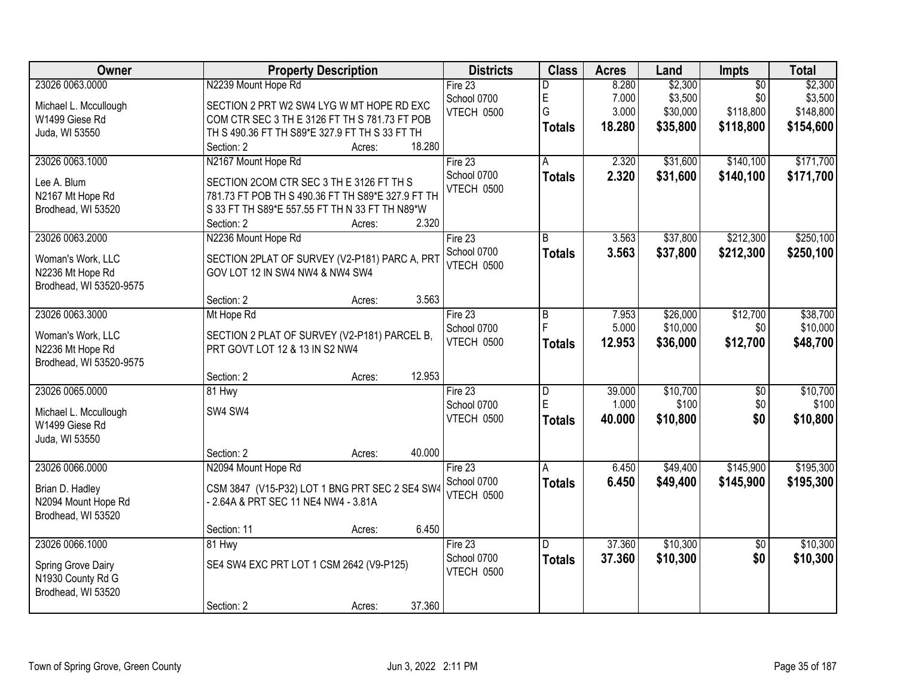| Owner | Property Description | Districts | Class | Acres | Land | Impts | Total |
|---|---|---|---|---|---|---|---|
| 23026 0063.0000<br>Michael L. Mccullough<br>W1499 Giese Rd<br>Juda, WI 53550 | N2239 Mount Hope Rd<br>SECTION 2 PRT W2 SW4 LYG W MT HOPE RD EXC COM CTR SEC 3 TH E 3126 FT TH S 781.73 FT POB TH S 490.36 FT TH S89*E 327.9 FT TH S 33 FT TH<br>Section: 2 Acres: 18.280 | Fire 23<br>School 0700<br>VTECH 0500 | D<br>E<br>G<br>**Totals** | 8.280<br>7.000<br>3.000<br>**18.280** | $2,300<br>$3,500<br>$30,000<br>**$35,800** | $0<br>$0<br>$118,800<br>**$118,800** | $2,300<br>$3,500<br>$148,800<br>**$154,600** |
| 23026 0063.1000<br>Lee A. Blum<br>N2167 Mt Hope Rd<br>Brodhead, WI 53520 | N2167 Mount Hope Rd<br>SECTION 2COM CTR SEC 3 TH E 3126 FT TH S 781.73 FT POB TH S 490.36 FT TH S89*E 327.9 FT TH S 33 FT TH S89*E 557.55 FT TH N 33 FT TH N89*W<br>Section: 2 Acres: 2.320 | Fire 23<br>School 0700<br>VTECH 0500 | A<br>**Totals** | 2.320<br>**2.320** | $31,600<br>**$31,600** | $140,100<br>**$140,100** | $171,700<br>**$171,700** |
| 23026 0063.2000<br>Woman's Work, LLC<br>N2236 Mt Hope Rd<br>Brodhead, WI 53520-9575 | N2236 Mount Hope Rd<br>SECTION 2PLAT OF SURVEY (V2-P181) PARC A, PRT GOV LOT 12 IN SW4 NW4 & NW4 SW4<br>Section: 2 Acres: 3.563 | Fire 23<br>School 0700<br>VTECH 0500 | B<br>**Totals** | 3.563<br>**3.563** | $37,800<br>**$37,800** | $212,300<br>**$212,300** | $250,100<br>**$250,100** |
| 23026 0063.3000<br>Woman's Work, LLC<br>N2236 Mt Hope Rd<br>Brodhead, WI 53520-9575 | Mt Hope Rd<br>SECTION 2 PLAT OF SURVEY (V2-P181) PARCEL B, PRT GOVT LOT 12 & 13 IN S2 NW4<br>Section: 2 Acres: 12.953 | Fire 23<br>School 0700<br>VTECH 0500 | B<br>F<br>**Totals** | 7.953<br>5.000<br>**12.953** | $26,000<br>$10,000<br>**$36,000** | $12,700<br>$0<br>**$12,700** | $38,700<br>$10,000<br>**$48,700** |
| 23026 0065.0000<br>Michael L. Mccullough<br>W1499 Giese Rd<br>Juda, WI 53550 | 81 Hwy<br>SW4 SW4<br>Section: 2 Acres: 40.000 | Fire 23<br>School 0700<br>VTECH 0500 | D<br>E<br>**Totals** | 39.000<br>1.000<br>**40.000** | $10,700<br>$100<br>**$10,800** | $0<br>$0<br>**$0** | $10,700<br>$100<br>**$10,800** |
| 23026 0066.0000<br>Brian D. Hadley<br>N2094 Mount Hope Rd<br>Brodhead, WI 53520 | N2094 Mount Hope Rd<br>CSM 3847 (V15-P32) LOT 1 BNG PRT SEC 2 SE4 SW4 - 2.64A & PRT SEC 11 NE4 NW4 - 3.81A<br>Section: 11 Acres: 6.450 | Fire 23<br>School 0700<br>VTECH 0500 | A<br>**Totals** | 6.450<br>**6.450** | $49,400<br>**$49,400** | $145,900<br>**$145,900** | $195,300<br>**$195,300** |
| 23026 0066.1000<br>Spring Grove Dairy<br>N1930 County Rd G<br>Brodhead, WI 53520 | 81 Hwy<br>SE4 SW4 EXC PRT LOT 1 CSM 2642 (V9-P125)<br>Section: 2 Acres: 37.360 | Fire 23<br>School 0700<br>VTECH 0500 | D<br>**Totals** | 37.360<br>**37.360** | $10,300<br>**$10,300** | $0<br>**$0** | $10,300<br>**$10,300** |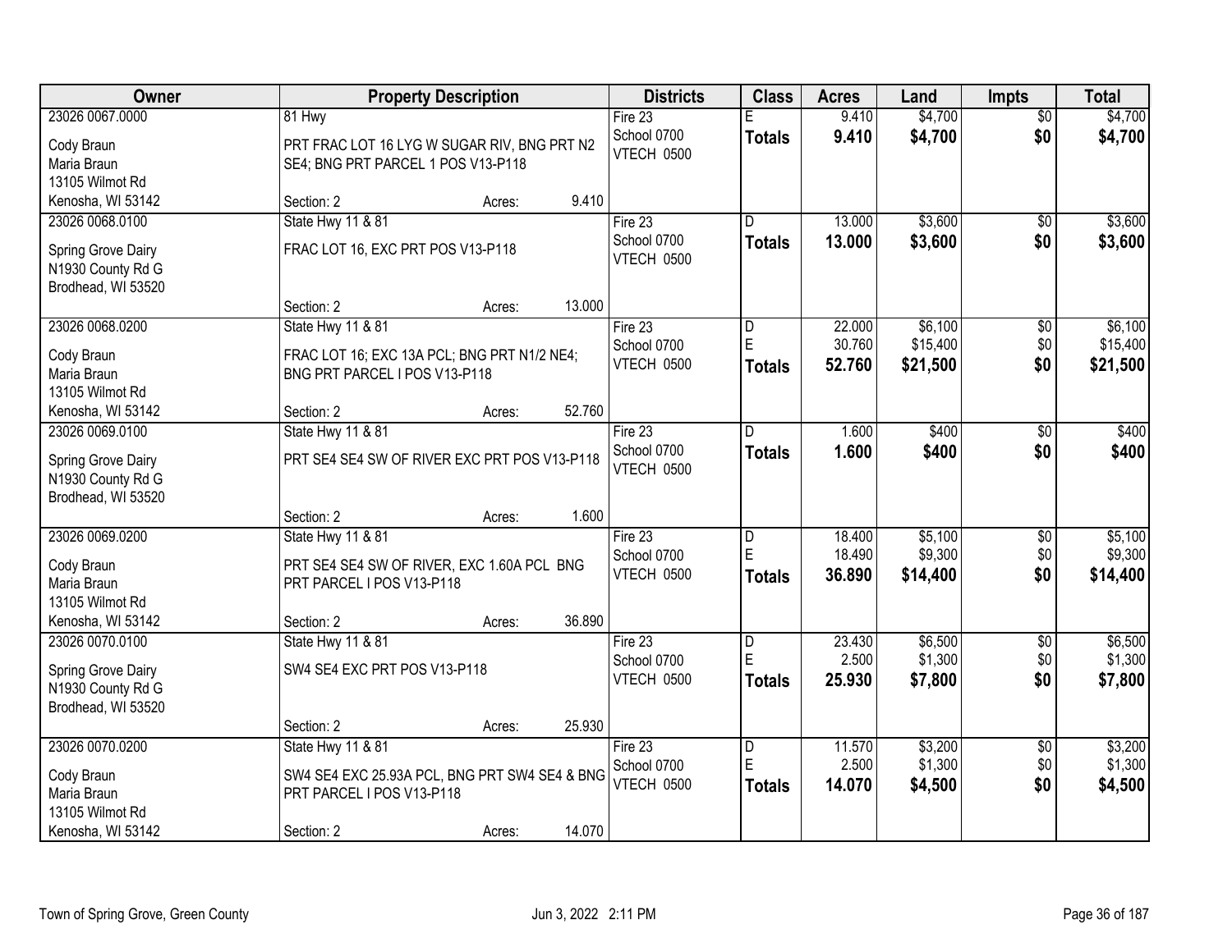| Owner | Property Description | Districts | Class | Acres | Land | Impts | Total |
|---|---|---|---|---|---|---|---|
| 23026 0067.0000<br>Cody Braun<br>Maria Braun<br>13105 Wilmot Rd<br>Kenosha, WI 53142 | 81 Hwy<br>PRT FRAC LOT 16 LYG W SUGAR RIV, BNG PRT N2 SE4; BNG PRT PARCEL 1 POS V13-P118<br>Section: 2 Acres: 9.410 | Fire 23<br>School 0700<br>VTECH 0500 | E<br>**Totals** | 9.410<br>**9.410** | $4,700<br>**$4,700** | $0<br>**$0** | $4,700<br>**$4,700** |
| 23026 0068.0100<br>Spring Grove Dairy<br>N1930 County Rd G<br>Brodhead, WI 53520 | State Hwy 11 & 81<br>FRAC LOT 16, EXC PRT POS V13-P118<br>Section: 2 Acres: 13.000 | Fire 23<br>School 0700<br>VTECH 0500 | D<br>**Totals** | 13.000<br>**13.000** | $3,600<br>**$3,600** | $0<br>**$0** | $3,600<br>**$3,600** |
| 23026 0068.0200<br>Cody Braun<br>Maria Braun<br>13105 Wilmot Rd<br>Kenosha, WI 53142 | State Hwy 11 & 81<br>FRAC LOT 16; EXC 13A PCL; BNG PRT N1/2 NE4; BNG PRT PARCEL I POS V13-P118<br>Section: 2 Acres: 52.760 | Fire 23<br>School 0700<br>VTECH 0500 | D<br>E<br>**Totals** | 22.000<br>30.760<br>**52.760** | $6,100<br>$15,400<br>**$21,500** | $0<br>$0<br>**$0** | $6,100<br>$15,400<br>**$21,500** |
| 23026 0069.0100<br>Spring Grove Dairy<br>N1930 County Rd G<br>Brodhead, WI 53520 | State Hwy 11 & 81<br>PRT SE4 SE4 SW OF RIVER EXC PRT POS V13-P118<br>Section: 2 Acres: 1.600 | Fire 23<br>School 0700<br>VTECH 0500 | D<br>**Totals** | 1.600<br>**1.600** | $400<br>**$400** | $0<br>**$0** | $400<br>**$400** |
| 23026 0069.0200<br>Cody Braun<br>Maria Braun<br>13105 Wilmot Rd<br>Kenosha, WI 53142 | State Hwy 11 & 81<br>PRT SE4 SE4 SW OF RIVER, EXC 1.60A PCL BNG PRT PARCEL I POS V13-P118<br>Section: 2 Acres: 36.890 | Fire 23<br>School 0700<br>VTECH 0500 | D<br>E<br>**Totals** | 18.400<br>18.490<br>**36.890** | $5,100<br>$9,300<br>**$14,400** | $0<br>$0<br>**$0** | $5,100<br>$9,300<br>**$14,400** |
| 23026 0070.0100<br>Spring Grove Dairy<br>N1930 County Rd G<br>Brodhead, WI 53520 | State Hwy 11 & 81<br>SW4 SE4 EXC PRT POS V13-P118<br>Section: 2 Acres: 25.930 | Fire 23<br>School 0700<br>VTECH 0500 | D<br>E<br>**Totals** | 23.430<br>2.500<br>**25.930** | $6,500<br>$1,300<br>**$7,800** | $0<br>$0<br>**$0** | $6,500<br>$1,300<br>**$7,800** |
| 23026 0070.0200<br>Cody Braun<br>Maria Braun<br>13105 Wilmot Rd<br>Kenosha, WI 53142 | State Hwy 11 & 81<br>SW4 SE4 EXC 25.93A PCL, BNG PRT SW4 SE4 & BNG PRT PARCEL I POS V13-P118<br>Section: 2 Acres: 14.070 | Fire 23<br>School 0700<br>VTECH 0500 | D<br>E<br>**Totals** | 11.570<br>2.500<br>**14.070** | $3,200<br>$1,300<br>**$4,500** | $0<br>$0<br>**$0** | $3,200<br>$1,300<br>**$4,500** |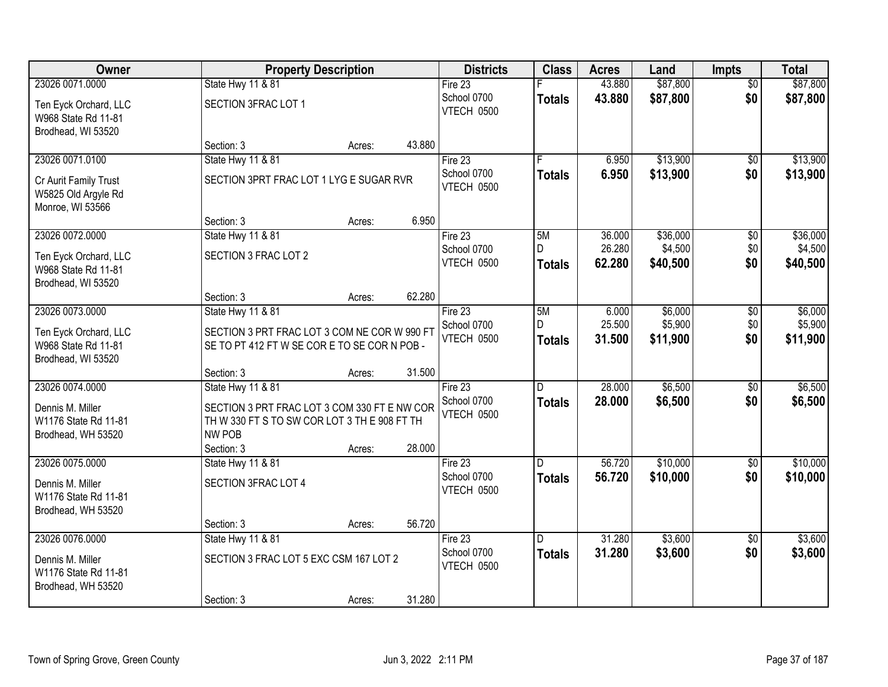| Owner | Property Description | Districts | Class | Acres | Land | Impts | Total |
|---|---|---|---|---|---|---|---|
| 23026 0071.0000<br>Ten Eyck Orchard, LLC<br>W968 State Rd 11-81<br>Brodhead, WI 53520 | State Hwy 11 & 81<br>SECTION 3FRAC LOT 1<br>Section: 3 Acres: 43.880 | Fire 23<br>School 0700<br>VTECH 0500 | F<br>**Totals** | 43.880<br>**43.880** | $87,800<br>**$87,800** | $0<br>**$0** | $87,800<br>**$87,800** |
| 23026 0071.0100<br>Cr Aurit Family Trust<br>W5825 Old Argyle Rd<br>Monroe, WI 53566 | State Hwy 11 & 81<br>SECTION 3PRT FRAC LOT 1 LYG E SUGAR RVR<br>Section: 3 Acres: 6.950 | Fire 23<br>School 0700<br>VTECH 0500 | F<br>**Totals** | 6.950<br>**6.950** | $13,900<br>**$13,900** | $0<br>**$0** | $13,900<br>**$13,900** |
| 23026 0072.0000<br>Ten Eyck Orchard, LLC<br>W968 State Rd 11-81<br>Brodhead, WI 53520 | State Hwy 11 & 81<br>SECTION 3 FRAC LOT 2<br>Section: 3 Acres: 62.280 | Fire 23<br>School 0700<br>VTECH 0500 | 5M<br>D<br>**Totals** | 36.000<br>26.280<br>**62.280** | $36,000<br>$4,500<br>**$40,500** | $0<br>$0<br>**$0** | $36,000<br>$4,500<br>**$40,500** |
| 23026 0073.0000<br>Ten Eyck Orchard, LLC<br>W968 State Rd 11-81<br>Brodhead, WI 53520 | State Hwy 11 & 81<br>SECTION 3 PRT FRAC LOT 3 COM NE COR W 990 FT SE TO PT 412 FT W SE COR E TO SE COR N POB -<br>Section: 3 Acres: 31.500 | Fire 23<br>School 0700<br>VTECH 0500 | 5M<br>D<br>**Totals** | 6.000<br>25.500<br>**31.500** | $6,000<br>$5,900<br>**$11,900** | $0<br>$0<br>**$0** | $6,000<br>$5,900<br>**$11,900** |
| 23026 0074.0000<br>Dennis M. Miller<br>W1176 State Rd 11-81<br>Brodhead, WH 53520 | State Hwy 11 & 81<br>SECTION 3 PRT FRAC LOT 3 COM 330 FT E NW COR TH W 330 FT S TO SW COR LOT 3 TH E 908 FT TH NW POB<br>Section: 3 Acres: 28.000 | Fire 23<br>School 0700<br>VTECH 0500 | D<br>**Totals** | 28.000<br>**28.000** | $6,500<br>**$6,500** | $0<br>**$0** | $6,500<br>**$6,500** |
| 23026 0075.0000<br>Dennis M. Miller<br>W1176 State Rd 11-81<br>Brodhead, WH 53520 | State Hwy 11 & 81<br>SECTION 3FRAC LOT 4<br>Section: 3 Acres: 56.720 | Fire 23<br>School 0700<br>VTECH 0500 | D<br>**Totals** | 56.720<br>**56.720** | $10,000<br>**$10,000** | $0<br>**$0** | $10,000<br>**$10,000** |
| 23026 0076.0000<br>Dennis M. Miller<br>W1176 State Rd 11-81<br>Brodhead, WH 53520 | State Hwy 11 & 81<br>SECTION 3 FRAC LOT 5 EXC CSM 167 LOT 2<br>Section: 3 Acres: 31.280 | Fire 23<br>School 0700<br>VTECH 0500 | D<br>**Totals** | 31.280<br>**31.280** | $3,600<br>**$3,600** | $0<br>**$0** | $3,600<br>**$3,600** |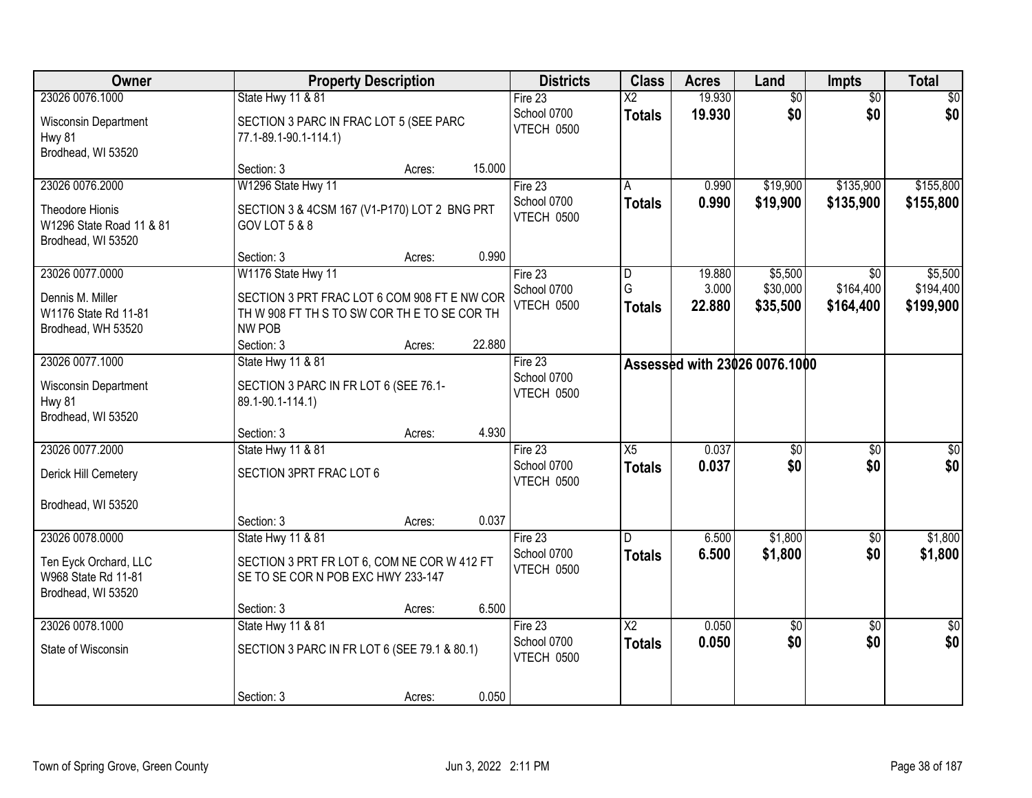| Owner | Property Description | Districts | Class | Acres | Land | Impts | Total |
|---|---|---|---|---|---|---|---|
| 23026 0076.1000<br>Wisconsin Department<br>Hwy 81<br>Brodhead, WI 53520 | State Hwy 11 & 81<br>SECTION 3 PARC IN FRAC LOT 5 (SEE PARC 77.1-89.1-90.1-114.1)<br>Section: 3 Acres: 15.000 | Fire 23<br>School 0700<br>VTECH 0500 | X2<br>**Totals** | 19.930<br>**19.930** | $0<br>**$0** | $0<br>**$0** | $0<br>**$0** |
| 23026 0076.2000<br>Theodore Hionis<br>W1296 State Road 11 & 81<br>Brodhead, WI 53520 | W1296 State Hwy 11<br>SECTION 3 & 4CSM 167 (V1-P170) LOT 2 BNG PRT GOV LOT 5 & 8<br>Section: 3 Acres: 0.990 | Fire 23<br>School 0700<br>VTECH 0500 | A<br>**Totals** | 0.990<br>**0.990** | $19,900<br>**$19,900** | $135,900<br>**$135,900** | $155,800<br>**$155,800** |
| 23026 0077.0000<br>Dennis M. Miller<br>W1176 State Rd 11-81<br>Brodhead, WH 53520 | W1176 State Hwy 11<br>SECTION 3 PRT FRAC LOT 6 COM 908 FT E NW COR TH W 908 FT TH S TO SW COR TH E TO SE COR TH NW POB<br>Section: 3 Acres: 22.880 | Fire 23<br>School 0700<br>VTECH 0500 | D<br>G<br>**Totals** | 19.880<br>3.000<br>**22.880** | $5,500<br>$30,000<br>**$35,500** | $0<br>$164,400<br>**$164,400** | $5,500<br>$194,400<br>**$199,900** |
| 23026 0077.1000<br>Wisconsin Department<br>Hwy 81<br>Brodhead, WI 53520 | State Hwy 11 & 81<br>SECTION 3 PARC IN FR LOT 6 (SEE 76.1-89.1-90.1-114.1)<br>Section: 3 Acres: 4.930 | Fire 23<br>School 0700<br>VTECH 0500 | **Assessed with 23026 0076.1000** | | | | |
| 23026 0077.2000<br>Derick Hill Cemetery<br><br>Brodhead, WI 53520 | State Hwy 11 & 81<br>SECTION 3PRT FRAC LOT 6<br>Section: 3 Acres: 0.037 | Fire 23<br>School 0700<br>VTECH 0500 | X5<br>**Totals** | 0.037<br>**0.037** | $0<br>**$0** | $0<br>**$0** | $0<br>**$0** |
| 23026 0078.0000<br>Ten Eyck Orchard, LLC<br>W968 State Rd 11-81<br>Brodhead, WI 53520 | State Hwy 11 & 81<br>SECTION 3 PRT FR LOT 6, COM NE COR W 412 FT SE TO SE COR N POB EXC HWY 233-147<br>Section: 3 Acres: 6.500 | Fire 23<br>School 0700<br>VTECH 0500 | D<br>**Totals** | 6.500<br>**6.500** | $1,800<br>**$1,800** | $0<br>**$0** | $1,800<br>**$1,800** |
| 23026 0078.1000<br>State of Wisconsin | State Hwy 11 & 81<br>SECTION 3 PARC IN FR LOT 6 (SEE 79.1 & 80.1)<br>Section: 3 Acres: 0.050 | Fire 23<br>School 0700<br>VTECH 0500 | X2<br>**Totals** | 0.050<br>**0.050** | $0<br>**$0** | $0<br>**$0** | $0<br>**$0** |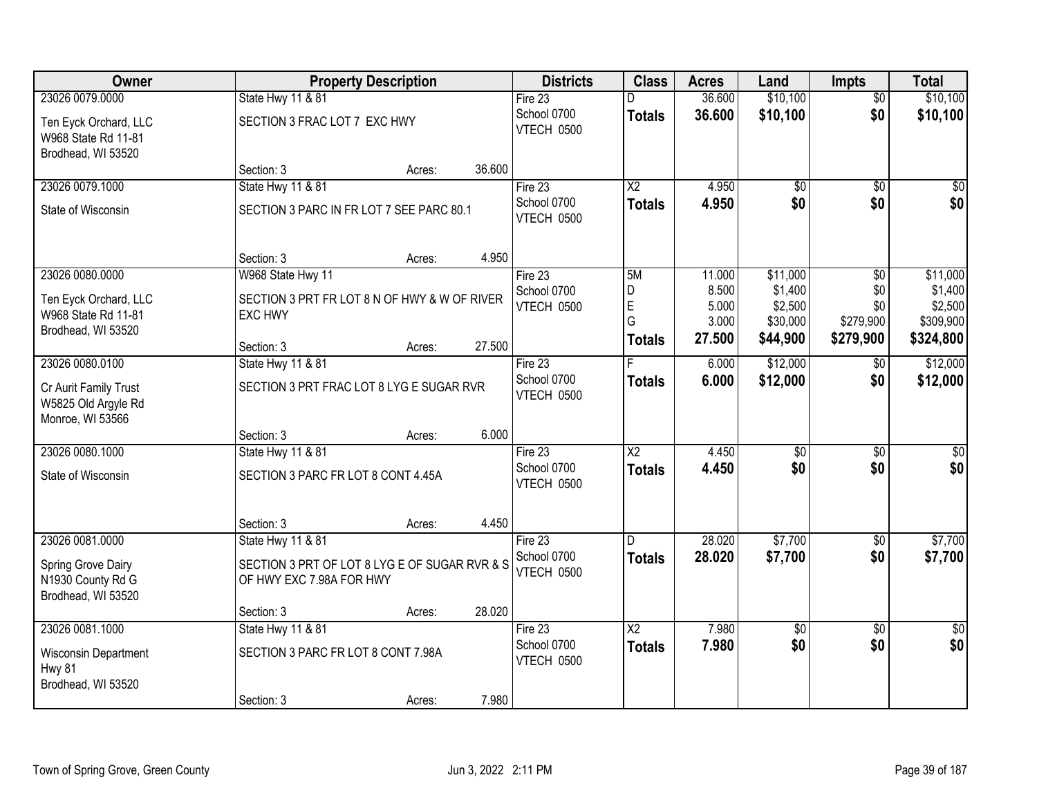| Owner | Property Description | | | Districts | Class | Acres | Land | Impts | Total |
|---|---|---|---|---|---|---|---|---|---|
| 23026 0079.0000 | State Hwy 11 & 81 | | | Fire 23 | D | 36.600 | $10,100 | $0 | $10,100 |
| Ten Eyck Orchard, LLC<br>W968 State Rd 11-81<br>Brodhead, WI 53520 | SECTION 3 FRAC LOT 7 EXC HWY | | | School 0700<br>VTECH 0500 | **Totals** | **36.600** | **$10,100** | **$0** | **$10,100** |
| | Section: 3 | Acres: | 36.600 | | | | | | |
| 23026 0079.1000 | State Hwy 11 & 81 | | | Fire 23 | X2 | 4.950 | $0 | $0 | $0 |
| State of Wisconsin | SECTION 3 PARC IN FR LOT 7 SEE PARC 80.1 | | | School 0700<br>VTECH 0500 | **Totals** | **4.950** | **$0** | **$0** | **$0** |
| | Section: 3 | Acres: | 4.950 | | | | | | |
| 23026 0080.0000 | W968 State Hwy 11 | | | Fire 23 | 5M | 11.000 | $11,000 | $0 | $11,000 |
| Ten Eyck Orchard, LLC<br>W968 State Rd 11-81<br>Brodhead, WI 53520 | SECTION 3 PRT FR LOT 8 N OF HWY & W OF RIVER EXC HWY | | | School 0700<br>VTECH 0500 | D | 8.500 | $1,400 | $0 | $1,400 |
| | | | | | E | 5.000 | $2,500 | $0 | $2,500 |
| | | | | | G | 3.000 | $30,000 | $279,900 | $309,900 |
| | Section: 3 | Acres: | 27.500 | | **Totals** | **27.500** | **$44,900** | **$279,900** | **$324,800** |
| 23026 0080.0100 | State Hwy 11 & 81 | | | Fire 23 | F | 6.000 | $12,000 | $0 | $12,000 |
| Cr Aurit Family Trust<br>W5825 Old Argyle Rd<br>Monroe, WI 53566 | SECTION 3 PRT FRAC LOT 8 LYG E SUGAR RVR | | | School 0700<br>VTECH 0500 | **Totals** | **6.000** | **$12,000** | **$0** | **$12,000** |
| | Section: 3 | Acres: | 6.000 | | | | | | |
| 23026 0080.1000 | State Hwy 11 & 81 | | | Fire 23 | X2 | 4.450 | $0 | $0 | $0 |
| State of Wisconsin | SECTION 3 PARC FR LOT 8 CONT 4.45A | | | School 0700<br>VTECH 0500 | **Totals** | **4.450** | **$0** | **$0** | **$0** |
| | Section: 3 | Acres: | 4.450 | | | | | | |
| 23026 0081.0000 | State Hwy 11 & 81 | | | Fire 23 | D | 28.020 | $7,700 | $0 | $7,700 |
| Spring Grove Dairy<br>N1930 County Rd G<br>Brodhead, WI 53520 | SECTION 3 PRT OF LOT 8 LYG E OF SUGAR RVR & S OF HWY EXC 7.98A FOR HWY | | | School 0700<br>VTECH 0500 | **Totals** | **28.020** | **$7,700** | **$0** | **$7,700** |
| | Section: 3 | Acres: | 28.020 | | | | | | |
| 23026 0081.1000 | State Hwy 11 & 81 | | | Fire 23 | X2 | 7.980 | $0 | $0 | $0 |
| Wisconsin Department<br>Hwy 81<br>Brodhead, WI 53520 | SECTION 3 PARC FR LOT 8 CONT 7.98A | | | School 0700<br>VTECH 0500 | **Totals** | **7.980** | **$0** | **$0** | **$0** |
| | Section: 3 | Acres: | 7.980 | | | | | | |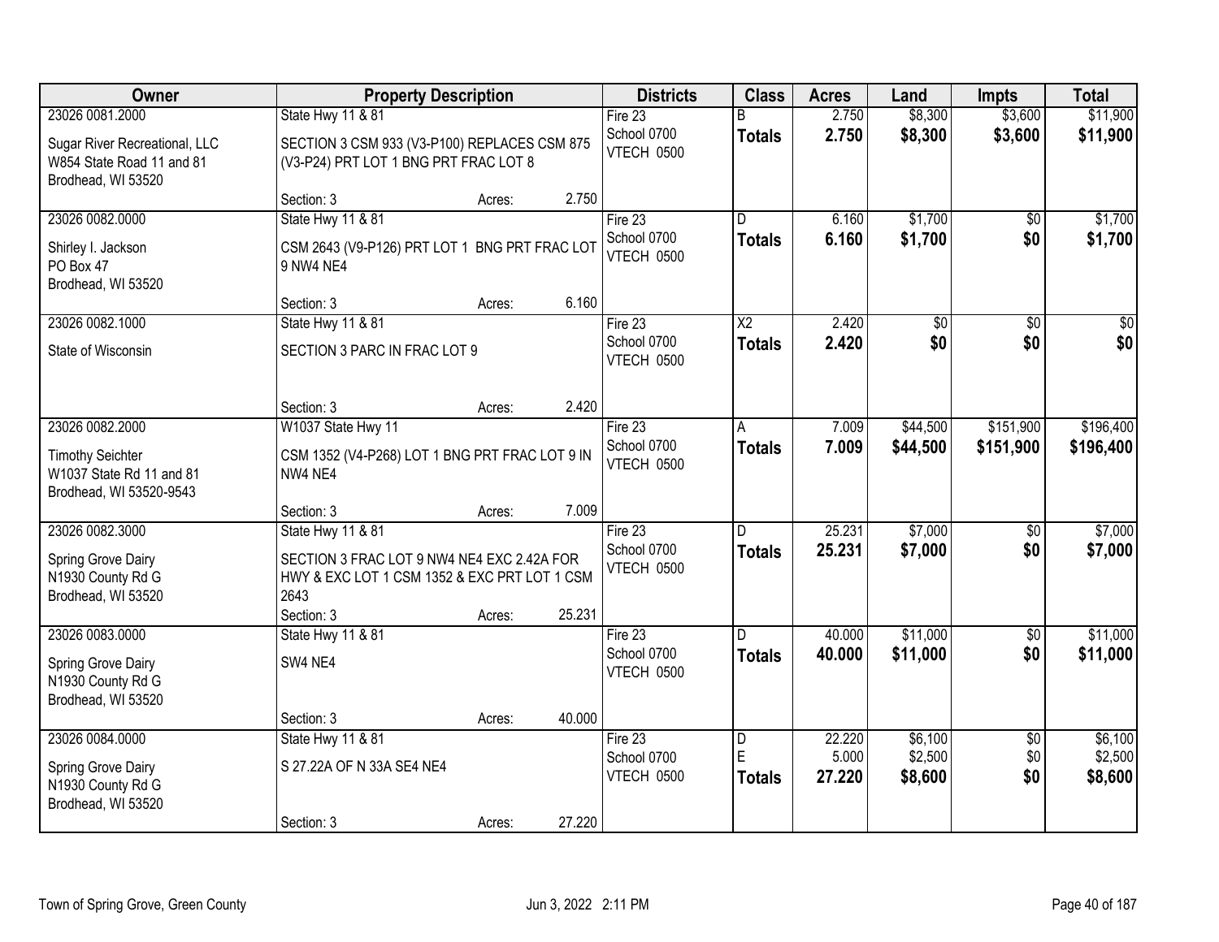| Owner | Property Description | Districts | Class | Acres | Land | Impts | Total |
|---|---|---|---|---|---|---|---|
| 23026 0081.2000<br>Sugar River Recreational, LLC<br>W854 State Road 11 and 81<br>Brodhead, WI 53520 | State Hwy 11 & 81<br>SECTION 3 CSM 933 (V3-P100) REPLACES CSM 875 (V3-P24) PRT LOT 1 BNG PRT FRAC LOT 8<br>Section: 3 Acres: 2.750 | Fire 23<br>School 0700<br>VTECH 0500 | B<br>**Totals** | 2.750<br>**2.750** | $8,300<br>**$8,300** | $3,600<br>**$3,600** | $11,900<br>**$11,900** |
| 23026 0082.0000<br>Shirley I. Jackson<br>PO Box 47<br>Brodhead, WI 53520 | State Hwy 11 & 81<br>CSM 2643 (V9-P126) PRT LOT 1 BNG PRT FRAC LOT 9 NW4 NE4<br>Section: 3 Acres: 6.160 | Fire 23<br>School 0700<br>VTECH 0500 | D<br>**Totals** | 6.160<br>**6.160** | $1,700<br>**$1,700** | $0<br>**$0** | $1,700<br>**$1,700** |
| 23026 0082.1000<br>State of Wisconsin | State Hwy 11 & 81<br>SECTION 3 PARC IN FRAC LOT 9<br>Section: 3 Acres: 2.420 | Fire 23<br>School 0700<br>VTECH 0500 | X2<br>**Totals** | 2.420<br>**2.420** | $0<br>**$0** | $0<br>**$0** | $0<br>**$0** |
| 23026 0082.2000<br>Timothy Seichter<br>W1037 State Rd 11 and 81<br>Brodhead, WI 53520-9543 | W1037 State Hwy 11<br>CSM 1352 (V4-P268) LOT 1 BNG PRT FRAC LOT 9 IN NW4 NE4<br>Section: 3 Acres: 7.009 | Fire 23<br>School 0700<br>VTECH 0500 | A<br>**Totals** | 7.009<br>**7.009** | $44,500<br>**$44,500** | $151,900<br>**$151,900** | $196,400<br>**$196,400** |
| 23026 0082.3000<br>Spring Grove Dairy<br>N1930 County Rd G<br>Brodhead, WI 53520 | State Hwy 11 & 81<br>SECTION 3 FRAC LOT 9 NW4 NE4 EXC 2.42A FOR HWY & EXC LOT 1 CSM 1352 & EXC PRT LOT 1 CSM 2643<br>Section: 3 Acres: 25.231 | Fire 23<br>School 0700<br>VTECH 0500 | D<br>**Totals** | 25.231<br>**25.231** | $7,000<br>**$7,000** | $0<br>**$0** | $7,000<br>**$7,000** |
| 23026 0083.0000<br>Spring Grove Dairy<br>N1930 County Rd G<br>Brodhead, WI 53520 | State Hwy 11 & 81<br>SW4 NE4<br>Section: 3 Acres: 40.000 | Fire 23<br>School 0700<br>VTECH 0500 | D<br>**Totals** | 40.000<br>**40.000** | $11,000<br>**$11,000** | $0<br>**$0** | $11,000<br>**$11,000** |
| 23026 0084.0000<br>Spring Grove Dairy<br>N1930 County Rd G<br>Brodhead, WI 53520 | State Hwy 11 & 81<br>S 27.22A OF N 33A SE4 NE4<br>Section: 3 Acres: 27.220 | Fire 23<br>School 0700<br>VTECH 0500 | D<br>E<br>**Totals** | 22.220<br>5.000<br>**27.220** | $6,100<br>$2,500<br>**$8,600** | $0<br>$0<br>**$0** | $6,100<br>$2,500<br>**$8,600** |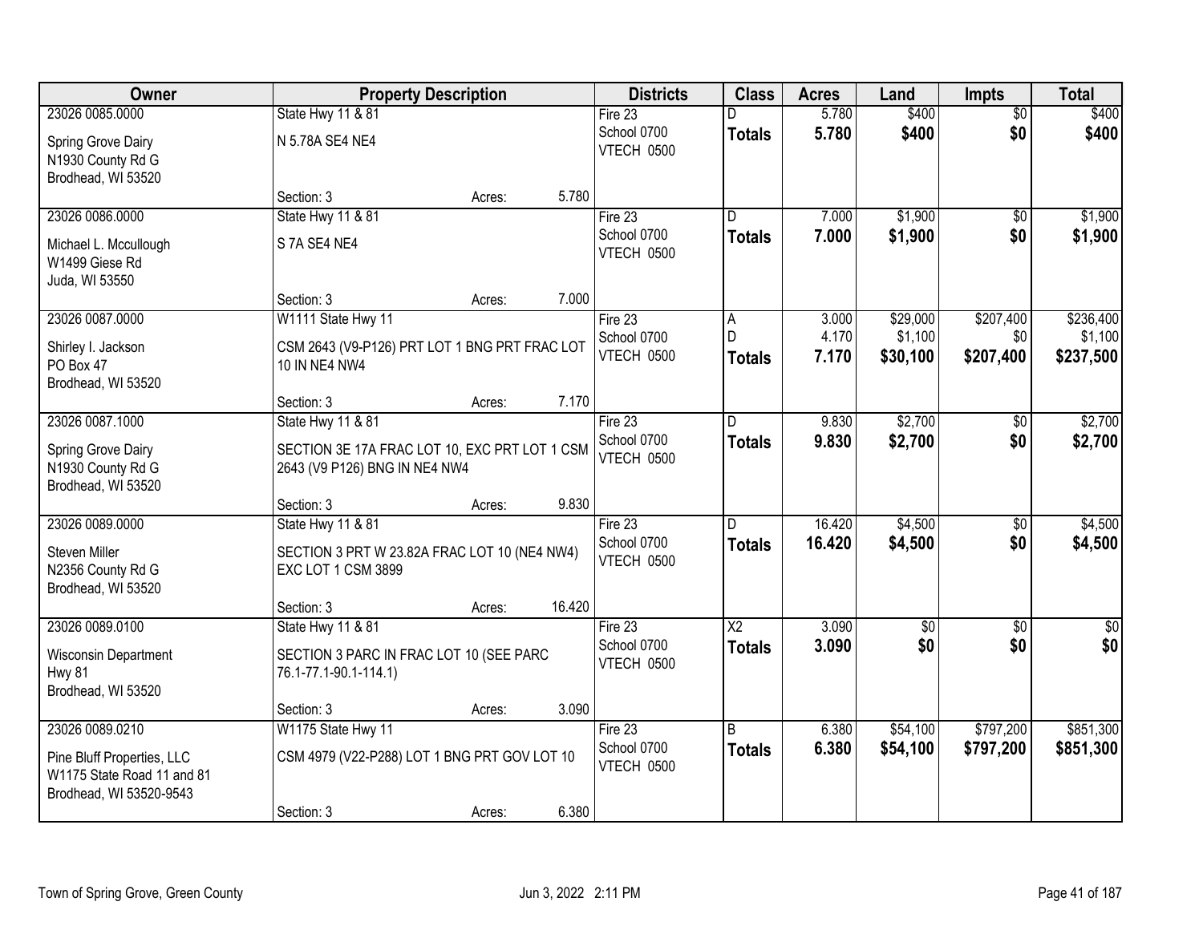| Owner | Property Description | Districts | Class | Acres | Land | Impts | Total |
|---|---|---|---|---|---|---|---|
| 23026 0085.0000<br>Spring Grove Dairy<br>N1930 County Rd G<br>Brodhead, WI 53520 | State Hwy 11 & 81<br>N 5.78A SE4 NE4<br>Section: 3 Acres: 5.780 | Fire 23<br>School 0700<br>VTECH 0500 | D<br>**Totals** | 5.780<br>**5.780** | $400<br>**$400** | $0<br>**$0** | $400<br>**$400** |
| 23026 0086.0000<br>Michael L. Mccullough<br>W1499 Giese Rd<br>Juda, WI 53550 | State Hwy 11 & 81<br>S 7A SE4 NE4<br>Section: 3 Acres: 7.000 | Fire 23<br>School 0700<br>VTECH 0500 | D<br>**Totals** | 7.000<br>**7.000** | $1,900<br>**$1,900** | $0<br>**$0** | $1,900<br>**$1,900** |
| 23026 0087.0000<br>Shirley I. Jackson<br>PO Box 47<br>Brodhead, WI 53520 | W1111 State Hwy 11<br>CSM 2643 (V9-P126) PRT LOT 1 BNG PRT FRAC LOT 10 IN NE4 NW4<br>Section: 3 Acres: 7.170 | Fire 23<br>School 0700<br>VTECH 0500 | A<br>D<br>**Totals** | 3.000<br>4.170<br>**7.170** | $29,000<br>$1,100<br>**$30,100** | $207,400<br>$0<br>**$207,400** | $236,400<br>$1,100<br>**$237,500** |
| 23026 0087.1000<br>Spring Grove Dairy<br>N1930 County Rd G<br>Brodhead, WI 53520 | State Hwy 11 & 81<br>SECTION 3E 17A FRAC LOT 10, EXC PRT LOT 1 CSM 2643 (V9 P126) BNG IN NE4 NW4<br>Section: 3 Acres: 9.830 | Fire 23<br>School 0700<br>VTECH 0500 | D<br>**Totals** | 9.830<br>**9.830** | $2,700<br>**$2,700** | $0<br>**$0** | $2,700<br>**$2,700** |
| 23026 0089.0000<br>Steven Miller<br>N2356 County Rd G<br>Brodhead, WI 53520 | State Hwy 11 & 81<br>SECTION 3 PRT W 23.82A FRAC LOT 10 (NE4 NW4) EXC LOT 1 CSM 3899<br>Section: 3 Acres: 16.420 | Fire 23<br>School 0700<br>VTECH 0500 | D<br>**Totals** | 16.420<br>**16.420** | $4,500<br>**$4,500** | $0<br>**$0** | $4,500<br>**$4,500** |
| 23026 0089.0100<br>Wisconsin Department<br>Hwy 81<br>Brodhead, WI 53520 | State Hwy 11 & 81<br>SECTION 3 PARC IN FRAC LOT 10 (SEE PARC 76.1-77.1-90.1-114.1)<br>Section: 3 Acres: 3.090 | Fire 23<br>School 0700<br>VTECH 0500 | X2<br>**Totals** | 3.090<br>**3.090** | $0<br>**$0** | $0<br>**$0** | $0<br>**$0** |
| 23026 0089.0210<br>Pine Bluff Properties, LLC<br>W1175 State Road 11 and 81<br>Brodhead, WI 53520-9543 | W1175 State Hwy 11<br>CSM 4979 (V22-P288) LOT 1 BNG PRT GOV LOT 10<br>Section: 3 Acres: 6.380 | Fire 23<br>School 0700<br>VTECH 0500 | B<br>**Totals** | 6.380<br>**6.380** | $54,100<br>**$54,100** | $797,200<br>**$797,200** | $851,300<br>**$851,300** |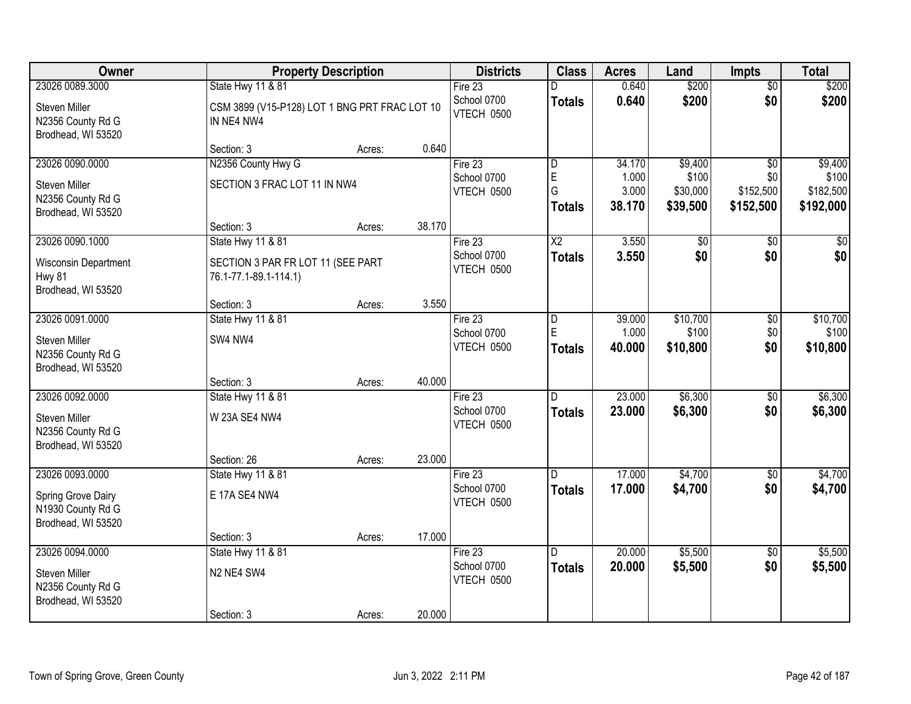| Owner | Property Description | | | Districts | Class | Acres | Land | Impts | Total |
|---|---|---|---|---|---|---|---|---|---|
| 23026 0089.3000<br>Steven Miller<br>N2356 County Rd G<br>Brodhead, WI 53520 | State Hwy 11 & 81<br>CSM 3899 (V15-P128) LOT 1 BNG PRT FRAC LOT 10 IN NE4 NW4<br>Section: 3 | Acres: | 0.640 | Fire 23<br>School 0700<br>VTECH 0500 | D<br>**Totals** | 0.640<br>**0.640** | $200<br>**$200** | $0<br>**$0** | $200<br>**$200** |
| 23026 0090.0000<br>Steven Miller<br>N2356 County Rd G<br>Brodhead, WI 53520 | N2356 County Hwy G<br>SECTION 3 FRAC LOT 11 IN NW4<br>Section: 3 | Acres: | 38.170 | Fire 23<br>School 0700<br>VTECH 0500 | D<br>E<br>G<br>**Totals** | 34.170<br>1.000<br>3.000<br>**38.170** | $9,400<br>$100<br>$30,000<br>**$39,500** | $0<br>$0<br>$152,500<br>**$152,500** | $9,400<br>$100<br>$182,500<br>**$192,000** |
| 23026 0090.1000<br>Wisconsin Department<br>Hwy 81<br>Brodhead, WI 53520 | State Hwy 11 & 81<br>SECTION 3 PAR FR LOT 11 (SEE PART 76.1-77.1-89.1-114.1)<br>Section: 3 | Acres: | 3.550 | Fire 23<br>School 0700<br>VTECH 0500 | X2<br>**Totals** | 3.550<br>**3.550** | $0<br>**$0** | $0<br>**$0** | $0<br>**$0** |
| 23026 0091.0000<br>Steven Miller<br>N2356 County Rd G<br>Brodhead, WI 53520 | State Hwy 11 & 81<br>SW4 NW4<br>Section: 3 | Acres: | 40.000 | Fire 23<br>School 0700<br>VTECH 0500 | D<br>E<br>**Totals** | 39.000<br>1.000<br>**40.000** | $10,700<br>$100<br>**$10,800** | $0<br>$0<br>**$0** | $10,700<br>$100<br>**$10,800** |
| 23026 0092.0000<br>Steven Miller<br>N2356 County Rd G<br>Brodhead, WI 53520 | State Hwy 11 & 81<br>W 23A SE4 NW4<br>Section: 26 | Acres: | 23.000 | Fire 23<br>School 0700<br>VTECH 0500 | D<br>**Totals** | 23.000<br>**23.000** | $6,300<br>**$6,300** | $0<br>**$0** | $6,300<br>**$6,300** |
| 23026 0093.0000<br>Spring Grove Dairy<br>N1930 County Rd G<br>Brodhead, WI 53520 | State Hwy 11 & 81<br>E 17A SE4 NW4<br>Section: 3 | Acres: | 17.000 | Fire 23<br>School 0700<br>VTECH 0500 | D<br>**Totals** | 17.000<br>**17.000** | $4,700<br>**$4,700** | $0<br>**$0** | $4,700<br>**$4,700** |
| 23026 0094.0000<br>Steven Miller<br>N2356 County Rd G<br>Brodhead, WI 53520 | State Hwy 11 & 81<br>N2 NE4 SW4<br>Section: 3 | Acres: | 20.000 | Fire 23<br>School 0700<br>VTECH 0500 | D<br>**Totals** | 20.000<br>**20.000** | $5,500<br>**$5,500** | $0<br>**$0** | $5,500<br>**$5,500** |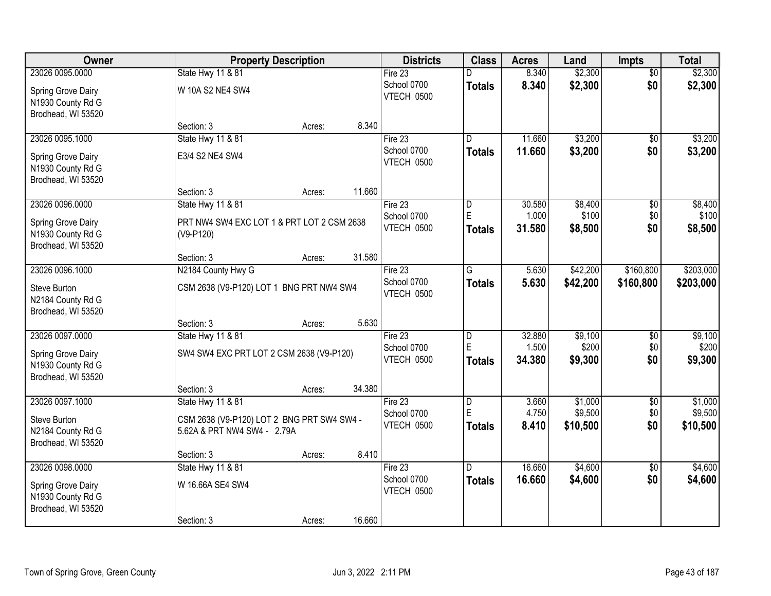| Owner | Property Description | Districts | Class | Acres | Land | Impts | Total |
|---|---|---|---|---|---|---|---|
| 23026 0095.0000<br>Spring Grove Dairy<br>N1930 County Rd G<br>Brodhead, WI 53520 | State Hwy 11 & 81<br>W 10A S2 NE4 SW4<br>Section: 3 Acres: 8.340 | Fire 23<br>School 0700<br>VTECH 0500 | D<br>**Totals** | 8.340<br>**8.340** | $2,300<br>**$2,300** | $0<br>**$0** | $2,300<br>**$2,300** |
| 23026 0095.1000<br>Spring Grove Dairy<br>N1930 County Rd G<br>Brodhead, WI 53520 | State Hwy 11 & 81<br>E3/4 S2 NE4 SW4<br>Section: 3 Acres: 11.660 | Fire 23<br>School 0700<br>VTECH 0500 | D<br>**Totals** | 11.660<br>**11.660** | $3,200<br>**$3,200** | $0<br>**$0** | $3,200<br>**$3,200** |
| 23026 0096.0000<br>Spring Grove Dairy<br>N1930 County Rd G<br>Brodhead, WI 53520 | State Hwy 11 & 81<br>PRT NW4 SW4 EXC LOT 1 & PRT LOT 2 CSM 2638 (V9-P120)<br>Section: 3 Acres: 31.580 | Fire 23<br>School 0700<br>VTECH 0500 | D<br>E<br>**Totals** | 30.580<br>1.000<br>**31.580** | $8,400<br>$100<br>**$8,500** | $0<br>$0<br>**$0** | $8,400<br>$100<br>**$8,500** |
| 23026 0096.1000<br>Steve Burton<br>N2184 County Rd G<br>Brodhead, WI 53520 | N2184 County Hwy G<br>CSM 2638 (V9-P120) LOT 1 BNG PRT NW4 SW4<br>Section: 3 Acres: 5.630 | Fire 23<br>School 0700<br>VTECH 0500 | G<br>**Totals** | 5.630<br>**5.630** | $42,200<br>**$42,200** | $160,800<br>**$160,800** | $203,000<br>**$203,000** |
| 23026 0097.0000<br>Spring Grove Dairy<br>N1930 County Rd G<br>Brodhead, WI 53520 | State Hwy 11 & 81<br>SW4 SW4 EXC PRT LOT 2 CSM 2638 (V9-P120)<br>Section: 3 Acres: 34.380 | Fire 23<br>School 0700<br>VTECH 0500 | D<br>E<br>**Totals** | 32.880<br>1.500<br>**34.380** | $9,100<br>$200<br>**$9,300** | $0<br>$0<br>**$0** | $9,100<br>$200<br>**$9,300** |
| 23026 0097.1000<br>Steve Burton<br>N2184 County Rd G<br>Brodhead, WI 53520 | State Hwy 11 & 81<br>CSM 2638 (V9-P120) LOT 2 BNG PRT SW4 SW4 - 5.62A & PRT NW4 SW4 - 2.79A<br>Section: 3 Acres: 8.410 | Fire 23<br>School 0700<br>VTECH 0500 | D<br>E<br>**Totals** | 3.660<br>4.750<br>**8.410** | $1,000<br>$9,500<br>**$10,500** | $0<br>$0<br>**$0** | $1,000<br>$9,500<br>**$10,500** |
| 23026 0098.0000<br>Spring Grove Dairy<br>N1930 County Rd G<br>Brodhead, WI 53520 | State Hwy 11 & 81<br>W 16.66A SE4 SW4<br>Section: 3 Acres: 16.660 | Fire 23<br>School 0700<br>VTECH 0500 | D<br>**Totals** | 16.660<br>**16.660** | $4,600<br>**$4,600** | $0<br>**$0** | $4,600<br>**$4,600** |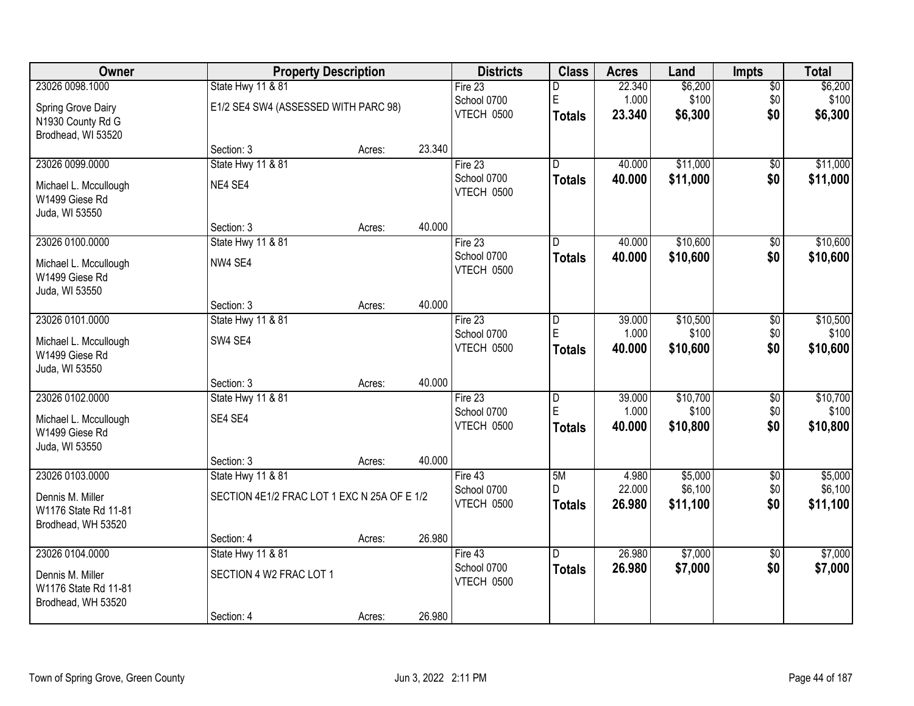| Owner | Property Description | | | Districts | Class | Acres | Land | Impts | Total |
|---|---|---|---|---|---|---|---|---|---|
| 23026 0098.1000 | State Hwy 11 & 81 | | | Fire 23 | D | 22.340 | $6,200 | $0 | $6,200 |
| Spring Grove Dairy | E1/2 SE4 SW4 (ASSESSED WITH PARC 98) | | | School 0700 | E | 1.000 | $100 | $0 | $100 |
| N1930 County Rd G | | | | VTECH 0500 | **Totals** | **23.340** | **$6,300** | **$0** | **$6,300** |
| Brodhead, WI 53520 | | | | | | | | | |
| | Section: 3 | Acres: | 23.340 | | | | | | |
| 23026 0099.0000 | State Hwy 11 & 81 | | | Fire 23 | D | 40.000 | $11,000 | $0 | $11,000 |
| Michael L. Mccullough | NE4 SE4 | | | School 0700 | **Totals** | **40.000** | **$11,000** | **$0** | **$11,000** |
| W1499 Giese Rd | | | | VTECH 0500 | | | | | |
| Juda, WI 53550 | | | | | | | | | |
| | Section: 3 | Acres: | 40.000 | | | | | | |
| 23026 0100.0000 | State Hwy 11 & 81 | | | Fire 23 | D | 40.000 | $10,600 | $0 | $10,600 |
| Michael L. Mccullough | NW4 SE4 | | | School 0700 | **Totals** | **40.000** | **$10,600** | **$0** | **$10,600** |
| W1499 Giese Rd | | | | VTECH 0500 | | | | | |
| Juda, WI 53550 | | | | | | | | | |
| | Section: 3 | Acres: | 40.000 | | | | | | |
| 23026 0101.0000 | State Hwy 11 & 81 | | | Fire 23 | D | 39.000 | $10,500 | $0 | $10,500 |
| Michael L. Mccullough | SW4 SE4 | | | School 0700 | E | 1.000 | $100 | $0 | $100 |
| W1499 Giese Rd | | | | VTECH 0500 | **Totals** | **40.000** | **$10,600** | **$0** | **$10,600** |
| Juda, WI 53550 | | | | | | | | | |
| | Section: 3 | Acres: | 40.000 | | | | | | |
| 23026 0102.0000 | State Hwy 11 & 81 | | | Fire 23 | D | 39.000 | $10,700 | $0 | $10,700 |
| Michael L. Mccullough | SE4 SE4 | | | School 0700 | E | 1.000 | $100 | $0 | $100 |
| W1499 Giese Rd | | | | VTECH 0500 | **Totals** | **40.000** | **$10,800** | **$0** | **$10,800** |
| Juda, WI 53550 | | | | | | | | | |
| | Section: 3 | Acres: | 40.000 | | | | | | |
| 23026 0103.0000 | State Hwy 11 & 81 | | | Fire 43 | 5M | 4.980 | $5,000 | $0 | $5,000 |
| Dennis M. Miller | SECTION 4E1/2 FRAC LOT 1 EXC N 25A OF E 1/2 | | | School 0700 | D | 22.000 | $6,100 | $0 | $6,100 |
| W1176 State Rd 11-81 | | | | VTECH 0500 | **Totals** | **26.980** | **$11,100** | **$0** | **$11,100** |
| Brodhead, WH 53520 | | | | | | | | | |
| | Section: 4 | Acres: | 26.980 | | | | | | |
| 23026 0104.0000 | State Hwy 11 & 81 | | | Fire 43 | D | 26.980 | $7,000 | $0 | $7,000 |
| Dennis M. Miller | SECTION 4 W2 FRAC LOT 1 | | | School 0700 | **Totals** | **26.980** | **$7,000** | **$0** | **$7,000** |
| W1176 State Rd 11-81 | | | | VTECH 0500 | | | | | |
| Brodhead, WH 53520 | | | | | | | | | |
| | Section: 4 | Acres: | 26.980 | | | | | | |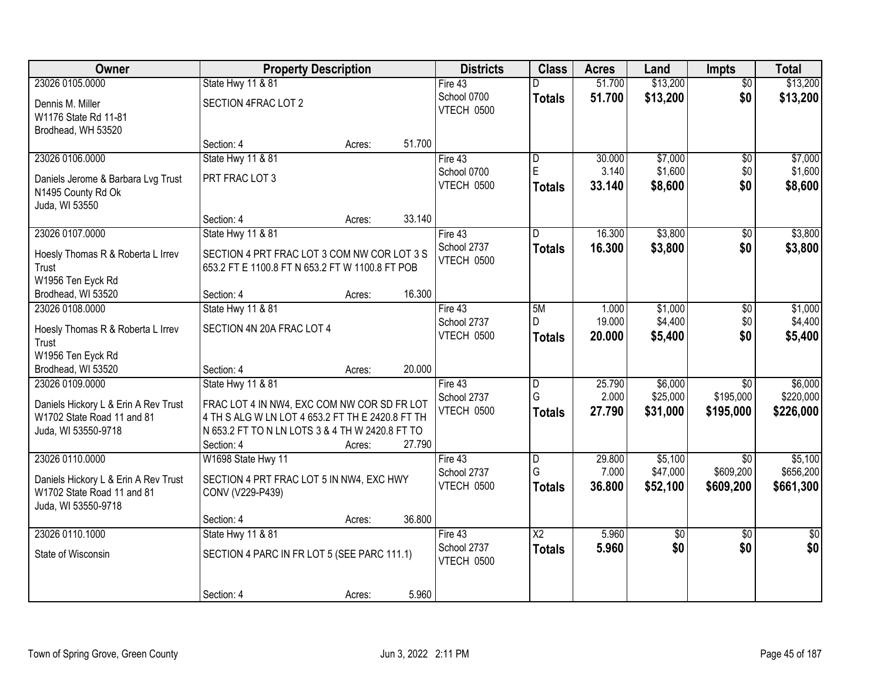| Owner | Property Description | Districts | Class | Acres | Land | Impts | Total |
|---|---|---|---|---|---|---|---|
| 23026 0105.0000<br>Dennis M. Miller<br>W1176 State Rd 11-81<br>Brodhead, WH 53520 | State Hwy 11 & 81<br>SECTION 4FRAC LOT 2<br>Section: 4 Acres: 51.700 | Fire 43<br>School 0700<br>VTECH 0500 | D<br>**Totals** | 51.700<br>**51.700** | $13,200<br>**$13,200** | $0<br>**$0** | $13,200<br>**$13,200** |
| 23026 0106.0000<br>Daniels Jerome & Barbara Lvg Trust<br>N1495 County Rd Ok<br>Juda, WI 53550 | State Hwy 11 & 81<br>PRT FRAC LOT 3<br>Section: 4 Acres: 33.140 | Fire 43<br>School 0700<br>VTECH 0500 | D<br>E<br>**Totals** | 30.000<br>3.140<br>**33.140** | $7,000<br>$1,600<br>**$8,600** | $0<br>$0<br>**$0** | $7,000<br>$1,600<br>**$8,600** |
| 23026 0107.0000<br>Hoesly Thomas R & Roberta L Irrev Trust<br>W1956 Ten Eyck Rd<br>Brodhead, WI 53520 | State Hwy 11 & 81<br>SECTION 4 PRT FRAC LOT 3 COM NW COR LOT 3 S 653.2 FT E 1100.8 FT N 653.2 FT W 1100.8 FT POB<br>Section: 4 Acres: 16.300 | Fire 43<br>School 2737<br>VTECH 0500 | D<br>**Totals** | 16.300<br>**16.300** | $3,800<br>**$3,800** | $0<br>**$0** | $3,800<br>**$3,800** |
| 23026 0108.0000<br>Hoesly Thomas R & Roberta L Irrev Trust<br>W1956 Ten Eyck Rd<br>Brodhead, WI 53520 | State Hwy 11 & 81<br>SECTION 4N 20A FRAC LOT 4<br>Section: 4 Acres: 20.000 | Fire 43<br>School 2737<br>VTECH 0500 | 5M<br>D<br>**Totals** | 1.000<br>19.000<br>**20.000** | $1,000<br>$4,400<br>**$5,400** | $0<br>$0<br>**$0** | $1,000<br>$4,400<br>**$5,400** |
| 23026 0109.0000<br>Daniels Hickory L & Erin A Rev Trust<br>W1702 State Road 11 and 81<br>Juda, WI 53550-9718 | State Hwy 11 & 81<br>FRAC LOT 4 IN NW4, EXC COM NW COR SD FR LOT 4 TH S ALG W LN LOT 4 653.2 FT TH E 2420.8 FT TH N 653.2 FT TO N LN LOTS 3 & 4 TH W 2420.8 FT TO<br>Section: 4 Acres: 27.790 | Fire 43<br>School 2737<br>VTECH 0500 | D<br>G<br>**Totals** | 25.790<br>2.000<br>**27.790** | $6,000<br>$25,000<br>**$31,000** | $0<br>$195,000<br>**$195,000** | $6,000<br>$220,000<br>**$226,000** |
| 23026 0110.0000<br>Daniels Hickory L & Erin A Rev Trust<br>W1702 State Road 11 and 81<br>Juda, WI 53550-9718 | W1698 State Hwy 11<br>SECTION 4 PRT FRAC LOT 5 IN NW4, EXC HWY CONV (V229-P439)<br>Section: 4 Acres: 36.800 | Fire 43<br>School 2737<br>VTECH 0500 | D<br>G<br>**Totals** | 29.800<br>7.000<br>**36.800** | $5,100<br>$47,000<br>**$52,100** | $0<br>$609,200<br>**$609,200** | $5,100<br>$656,200<br>**$661,300** |
| 23026 0110.1000<br>State of Wisconsin | State Hwy 11 & 81<br>SECTION 4 PARC IN FR LOT 5 (SEE PARC 111.1)<br>Section: 4 Acres: 5.960 | Fire 43<br>School 2737<br>VTECH 0500 | X2<br>**Totals** | 5.960<br>**5.960** | $0<br>**$0** | $0<br>**$0** | $0<br>**$0** |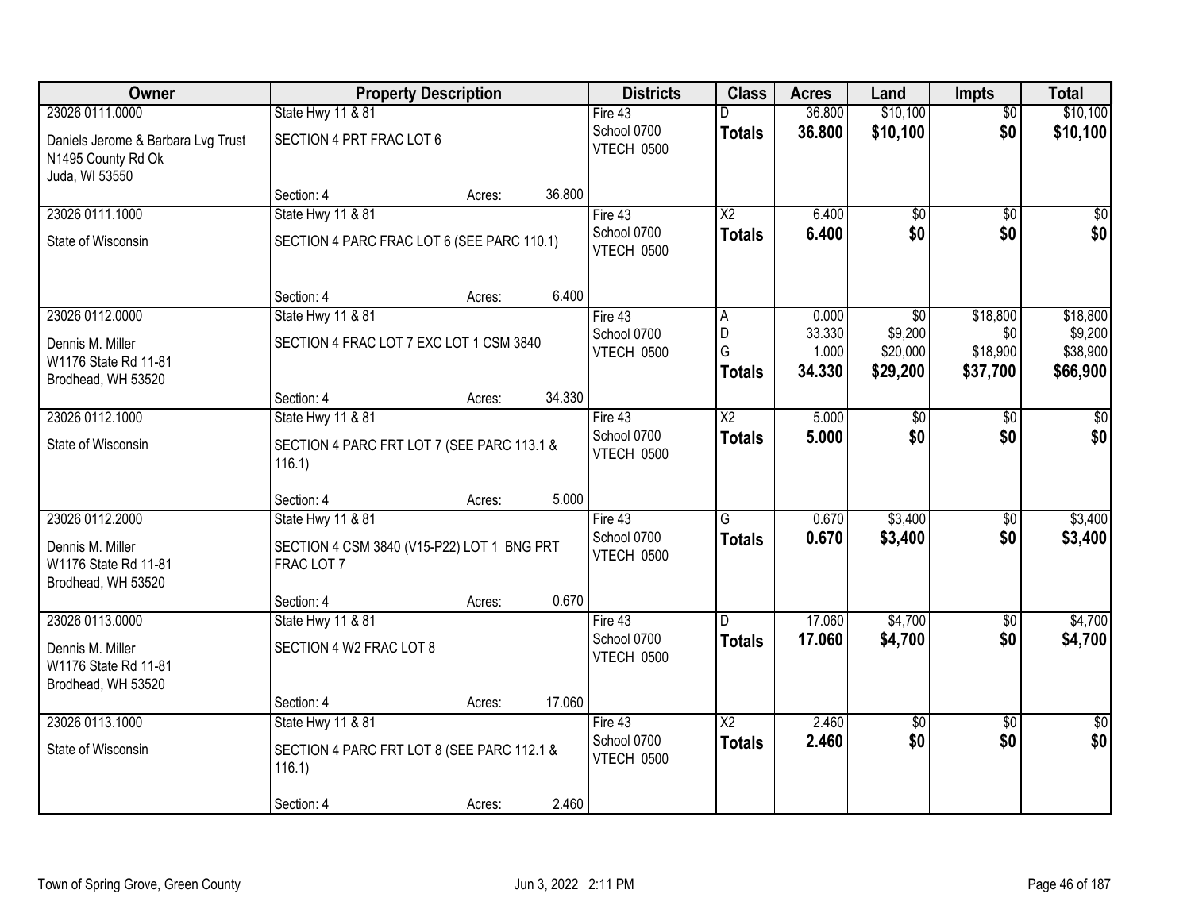| Owner | Property Description | | | Districts | Class | Acres | Land | Impts | Total |
|---|---|---|---|---|---|---|---|---|---|
| 23026 0111.0000 | State Hwy 11 & 81 | | | Fire 43 | D | 36.800 | $10,100 | $0 | $10,100 |
| Daniels Jerome & Barbara Lvg Trust<br>N1495 County Rd Ok<br>Juda, WI 53550 | SECTION 4 PRT FRAC LOT 6 | | | School 0700<br>VTECH 0500 | **Totals** | **36.800** | **$10,100** | **$0** | **$10,100** |
| | Section: 4 | Acres: | 36.800 | | | | | | |
| 23026 0111.1000 | State Hwy 11 & 81 | | | Fire 43 | X2 | 6.400 | $0 | $0 | $0 |
| State of Wisconsin | SECTION 4 PARC FRAC LOT 6 (SEE PARC 110.1) | | | School 0700<br>VTECH 0500 | **Totals** | **6.400** | **$0** | **$0** | **$0** |
| | Section: 4 | Acres: | 6.400 | | | | | | |
| 23026 0112.0000 | State Hwy 11 & 81 | | | Fire 43 | A | 0.000 | $0 | $18,800 | $18,800 |
| Dennis M. Miller<br>W1176 State Rd 11-81<br>Brodhead, WH 53520 | SECTION 4 FRAC LOT 7 EXC LOT 1 CSM 3840 | | | School 0700<br>VTECH 0500 | D | 33.330 | $9,200 | $0 | $9,200 |
| | | | | | G | 1.000 | $20,000 | $18,900 | $38,900 |
| | | | | | **Totals** | **34.330** | **$29,200** | **$37,700** | **$66,900** |
| | Section: 4 | Acres: | 34.330 | | | | | | |
| 23026 0112.1000 | State Hwy 11 & 81 | | | Fire 43 | X2 | 5.000 | $0 | $0 | $0 |
| State of Wisconsin | SECTION 4 PARC FRT LOT 7 (SEE PARC 113.1 & 116.1) | | | School 0700<br>VTECH 0500 | **Totals** | **5.000** | **$0** | **$0** | **$0** |
| | Section: 4 | Acres: | 5.000 | | | | | | |
| 23026 0112.2000 | State Hwy 11 & 81 | | | Fire 43 | G | 0.670 | $3,400 | $0 | $3,400 |
| Dennis M. Miller<br>W1176 State Rd 11-81<br>Brodhead, WH 53520 | SECTION 4 CSM 3840 (V15-P22) LOT 1 BNG PRT FRAC LOT 7 | | | School 0700<br>VTECH 0500 | **Totals** | **0.670** | **$3,400** | **$0** | **$3,400** |
| | Section: 4 | Acres: | 0.670 | | | | | | |
| 23026 0113.0000 | State Hwy 11 & 81 | | | Fire 43 | D | 17.060 | $4,700 | $0 | $4,700 |
| Dennis M. Miller<br>W1176 State Rd 11-81<br>Brodhead, WH 53520 | SECTION 4 W2 FRAC LOT 8 | | | School 0700<br>VTECH 0500 | **Totals** | **17.060** | **$4,700** | **$0** | **$4,700** |
| | Section: 4 | Acres: | 17.060 | | | | | | |
| 23026 0113.1000 | State Hwy 11 & 81 | | | Fire 43 | X2 | 2.460 | $0 | $0 | $0 |
| State of Wisconsin | SECTION 4 PARC FRT LOT 8 (SEE PARC 112.1 & 116.1) | | | School 0700<br>VTECH 0500 | **Totals** | **2.460** | **$0** | **$0** | **$0** |
| | Section: 4 | Acres: | 2.460 | | | | | | |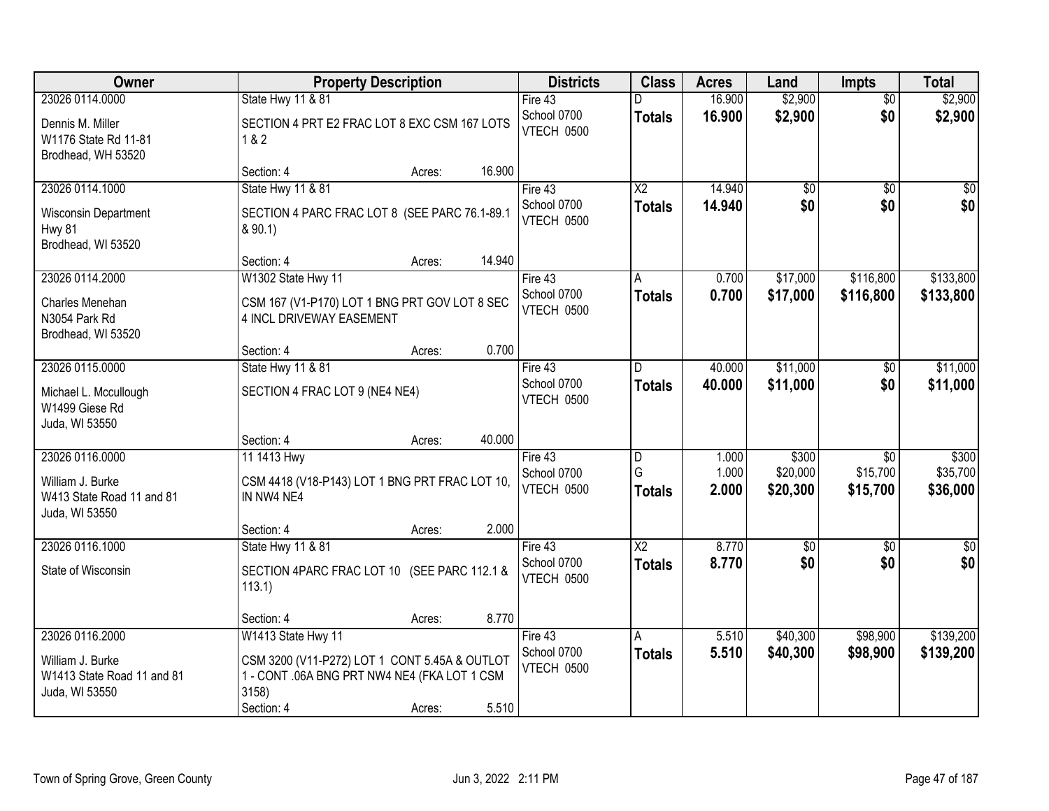| Owner | Property Description | Districts | Class | Acres | Land | Impts | Total |
|---|---|---|---|---|---|---|---|
| 23026 0114.0000<br>Dennis M. Miller<br>W1176 State Rd 11-81<br>Brodhead, WH 53520 | State Hwy 11 & 81<br>SECTION 4 PRT E2 FRAC LOT 8 EXC CSM 167 LOTS 1 & 2<br>Section: 4 Acres: 16.900 | Fire 43<br>School 0700<br>VTECH 0500 | D<br>**Totals** | 16.900<br>**16.900** | $2,900<br>**$2,900** | $0<br>**$0** | $2,900<br>**$2,900** |
| 23026 0114.1000<br>Wisconsin Department<br>Hwy 81<br>Brodhead, WI 53520 | State Hwy 11 & 81<br>SECTION 4 PARC FRAC LOT 8 (SEE PARC 76.1-89.1 & 90.1)<br>Section: 4 Acres: 14.940 | Fire 43<br>School 0700<br>VTECH 0500 | X2<br>**Totals** | 14.940<br>**14.940** | $0<br>**$0** | $0<br>**$0** | $0<br>**$0** |
| 23026 0114.2000<br>Charles Menehan<br>N3054 Park Rd<br>Brodhead, WI 53520 | W1302 State Hwy 11<br>CSM 167 (V1-P170) LOT 1 BNG PRT GOV LOT 8 SEC 4 INCL DRIVEWAY EASEMENT<br>Section: 4 Acres: 0.700 | Fire 43<br>School 0700<br>VTECH 0500 | A<br>**Totals** | 0.700<br>**0.700** | $17,000<br>**$17,000** | $116,800<br>**$116,800** | $133,800<br>**$133,800** |
| 23026 0115.0000<br>Michael L. Mccullough<br>W1499 Giese Rd<br>Juda, WI 53550 | State Hwy 11 & 81<br>SECTION 4 FRAC LOT 9 (NE4 NE4)<br>Section: 4 Acres: 40.000 | Fire 43<br>School 0700<br>VTECH 0500 | D<br>**Totals** | 40.000<br>**40.000** | $11,000<br>**$11,000** | $0<br>**$0** | $11,000<br>**$11,000** |
| 23026 0116.0000<br>William J. Burke<br>W413 State Road 11 and 81<br>Juda, WI 53550 | 11 1413 Hwy<br>CSM 4418 (V18-P143) LOT 1 BNG PRT FRAC LOT 10, IN NW4 NE4<br>Section: 4 Acres: 2.000 | Fire 43<br>School 0700<br>VTECH 0500 | D<br>G<br>**Totals** | 1.000<br>1.000<br>**2.000** | $300<br>$20,000<br>**$20,300** | $0<br>$15,700<br>**$15,700** | $300<br>$35,700<br>**$36,000** |
| 23026 0116.1000<br>State of Wisconsin | State Hwy 11 & 81<br>SECTION 4PARC FRAC LOT 10 (SEE PARC 112.1 & 113.1)<br>Section: 4 Acres: 8.770 | Fire 43<br>School 0700<br>VTECH 0500 | X2<br>**Totals** | 8.770<br>**8.770** | $0<br>**$0** | $0<br>**$0** | $0<br>**$0** |
| 23026 0116.2000<br>William J. Burke<br>W1413 State Road 11 and 81<br>Juda, WI 53550 | W1413 State Hwy 11<br>CSM 3200 (V11-P272) LOT 1 CONT 5.45A & OUTLOT 1 - CONT .06A BNG PRT NW4 NE4 (FKA LOT 1 CSM 3158)<br>Section: 4 Acres: 5.510 | Fire 43<br>School 0700<br>VTECH 0500 | A<br>**Totals** | 5.510<br>**5.510** | $40,300<br>**$40,300** | $98,900<br>**$98,900** | $139,200<br>**$139,200** |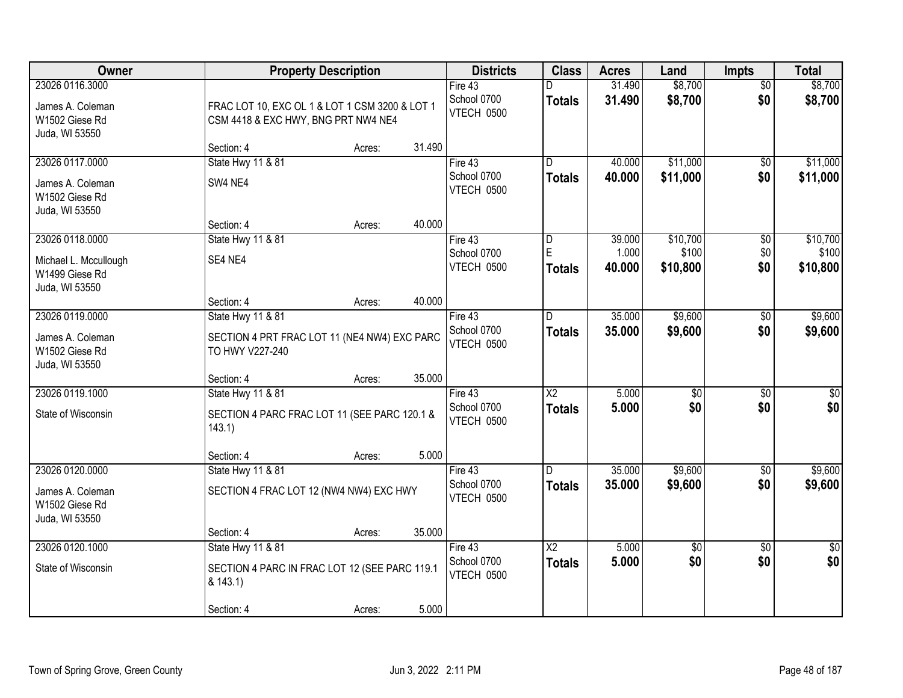| Owner | Property Description | Districts | Class | Acres | Land | Impts | Total |
|---|---|---|---|---|---|---|---|
| 23026 0116.3000<br>James A. Coleman<br>W1502 Giese Rd<br>Juda, WI 53550 | FRAC LOT 10, EXC OL 1 & LOT 1 CSM 3200 & LOT 1 CSM 4418 & EXC HWY, BNG PRT NW4 NE4<br>Section: 4 Acres: 31.490 | Fire 43<br>School 0700<br>VTECH 0500 | D<br>**Totals** | 31.490<br>**31.490** | $8,700<br>**$8,700** | $0<br>**$0** | $8,700<br>**$8,700** |
| 23026 0117.0000<br>James A. Coleman<br>W1502 Giese Rd<br>Juda, WI 53550 | State Hwy 11 & 81<br>SW4 NE4<br>Section: 4 Acres: 40.000 | Fire 43<br>School 0700<br>VTECH 0500 | D<br>**Totals** | 40.000<br>**40.000** | $11,000<br>**$11,000** | $0<br>**$0** | $11,000<br>**$11,000** |
| 23026 0118.0000<br>Michael L. Mccullough<br>W1499 Giese Rd<br>Juda, WI 53550 | State Hwy 11 & 81<br>SE4 NE4<br>Section: 4 Acres: 40.000 | Fire 43<br>School 0700<br>VTECH 0500 | D<br>E<br>**Totals** | 39.000<br>1.000<br>**40.000** | $10,700<br>$100<br>**$10,800** | $0<br>$0<br>**$0** | $10,700<br>$100<br>**$10,800** |
| 23026 0119.0000<br>James A. Coleman<br>W1502 Giese Rd<br>Juda, WI 53550 | State Hwy 11 & 81<br>SECTION 4 PRT FRAC LOT 11 (NE4 NW4) EXC PARC TO HWY V227-240<br>Section: 4 Acres: 35.000 | Fire 43<br>School 0700<br>VTECH 0500 | D<br>**Totals** | 35.000<br>**35.000** | $9,600<br>**$9,600** | $0<br>**$0** | $9,600<br>**$9,600** |
| 23026 0119.1000<br>State of Wisconsin | State Hwy 11 & 81<br>SECTION 4 PARC FRAC LOT 11 (SEE PARC 120.1 & 143.1)<br>Section: 4 Acres: 5.000 | Fire 43<br>School 0700<br>VTECH 0500 | X2<br>**Totals** | 5.000<br>**5.000** | $0<br>**$0** | $0<br>**$0** | $0<br>**$0** |
| 23026 0120.0000<br>James A. Coleman<br>W1502 Giese Rd<br>Juda, WI 53550 | State Hwy 11 & 81<br>SECTION 4 FRAC LOT 12 (NW4 NW4) EXC HWY<br>Section: 4 Acres: 35.000 | Fire 43<br>School 0700<br>VTECH 0500 | D<br>**Totals** | 35.000<br>**35.000** | $9,600<br>**$9,600** | $0<br>**$0** | $9,600<br>**$9,600** |
| 23026 0120.1000<br>State of Wisconsin | State Hwy 11 & 81<br>SECTION 4 PARC IN FRAC LOT 12 (SEE PARC 119.1 & 143.1)<br>Section: 4 Acres: 5.000 | Fire 43<br>School 0700<br>VTECH 0500 | X2<br>**Totals** | 5.000<br>**5.000** | $0<br>**$0** | $0<br>**$0** | $0<br>**$0** |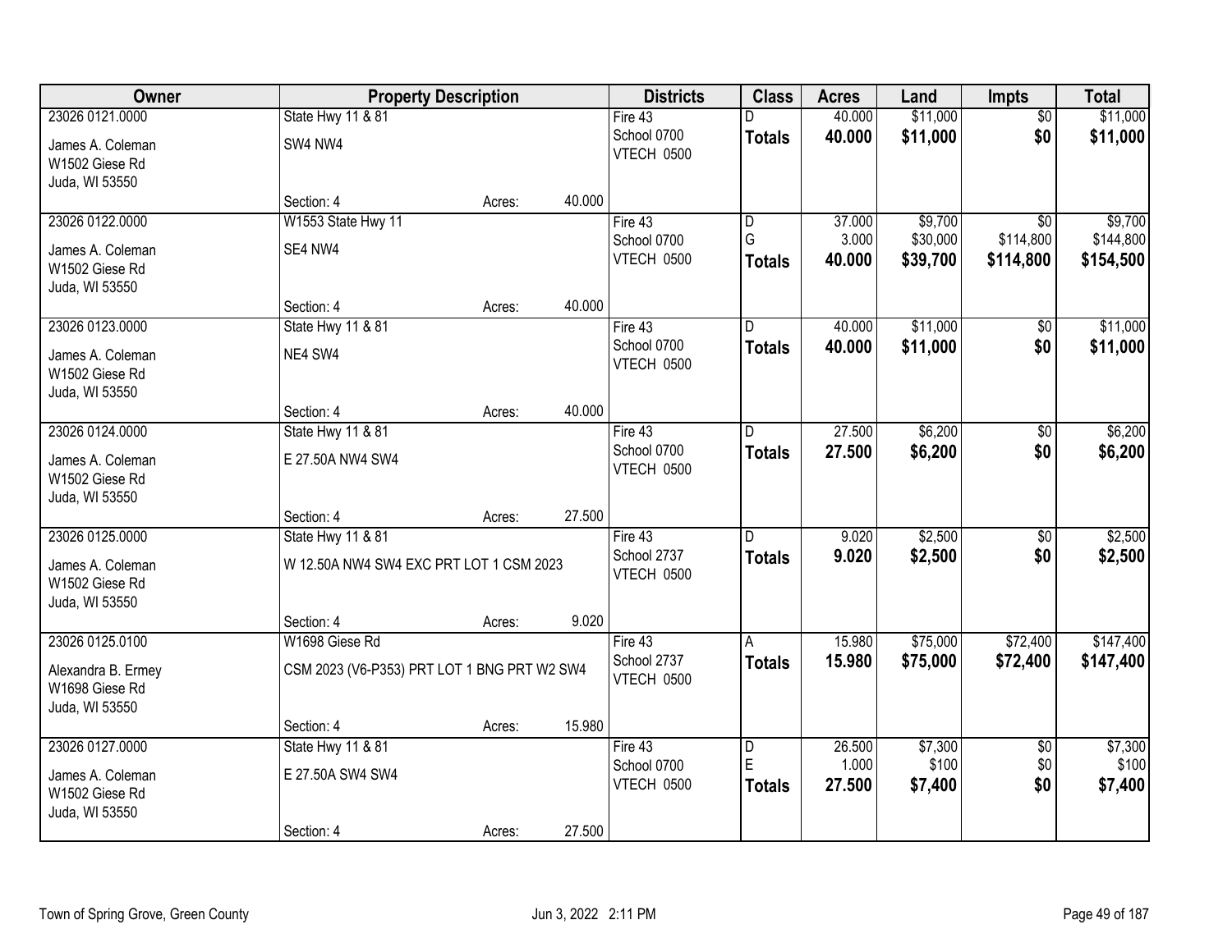| Owner | Property Description | Districts | Class | Acres | Land | Impts | Total |
|---|---|---|---|---|---|---|---|
| 23026 0121.0000<br>James A. Coleman<br>W1502 Giese Rd<br>Juda, WI 53550 | State Hwy 11 & 81<br>SW4 NW4<br>Section: 4 Acres: 40.000 | Fire 43<br>School 0700<br>VTECH 0500 | D<br>**Totals** | 40.000<br>**40.000** | $11,000<br>**$11,000** | $0<br>**$0** | $11,000<br>**$11,000** |
| 23026 0122.0000<br>James A. Coleman<br>W1502 Giese Rd<br>Juda, WI 53550 | W1553 State Hwy 11<br>SE4 NW4<br>Section: 4 Acres: 40.000 | Fire 43<br>School 0700<br>VTECH 0500 | D<br>G<br>**Totals** | 37.000<br>3.000<br>**40.000** | $9,700<br>$30,000<br>**$39,700** | $0<br>$114,800<br>**$114,800** | $9,700<br>$144,800<br>**$154,500** |
| 23026 0123.0000<br>James A. Coleman<br>W1502 Giese Rd<br>Juda, WI 53550 | State Hwy 11 & 81<br>NE4 SW4<br>Section: 4 Acres: 40.000 | Fire 43<br>School 0700<br>VTECH 0500 | D<br>**Totals** | 40.000<br>**40.000** | $11,000<br>**$11,000** | $0<br>**$0** | $11,000<br>**$11,000** |
| 23026 0124.0000<br>James A. Coleman<br>W1502 Giese Rd<br>Juda, WI 53550 | State Hwy 11 & 81<br>E 27.50A NW4 SW4<br>Section: 4 Acres: 27.500 | Fire 43<br>School 0700<br>VTECH 0500 | D<br>**Totals** | 27.500<br>**27.500** | $6,200<br>**$6,200** | $0<br>**$0** | $6,200<br>**$6,200** |
| 23026 0125.0000<br>James A. Coleman<br>W1502 Giese Rd<br>Juda, WI 53550 | State Hwy 11 & 81<br>W 12.50A NW4 SW4 EXC PRT LOT 1 CSM 2023<br>Section: 4 Acres: 9.020 | Fire 43<br>School 2737<br>VTECH 0500 | D<br>**Totals** | 9.020<br>**9.020** | $2,500<br>**$2,500** | $0<br>**$0** | $2,500<br>**$2,500** |
| 23026 0125.0100<br>Alexandra B. Ermey<br>W1698 Giese Rd<br>Juda, WI 53550 | W1698 Giese Rd<br>CSM 2023 (V6-P353) PRT LOT 1 BNG PRT W2 SW4<br>Section: 4 Acres: 15.980 | Fire 43<br>School 2737<br>VTECH 0500 | A<br>**Totals** | 15.980<br>**15.980** | $75,000<br>**$75,000** | $72,400<br>**$72,400** | $147,400<br>**$147,400** |
| 23026 0127.0000<br>James A. Coleman<br>W1502 Giese Rd<br>Juda, WI 53550 | State Hwy 11 & 81<br>E 27.50A SW4 SW4<br>Section: 4 Acres: 27.500 | Fire 43<br>School 0700<br>VTECH 0500 | D<br>E<br>**Totals** | 26.500<br>1.000<br>**27.500** | $7,300<br>$100<br>**$7,400** | $0<br>$0<br>**$0** | $7,300<br>$100<br>**$7,400** |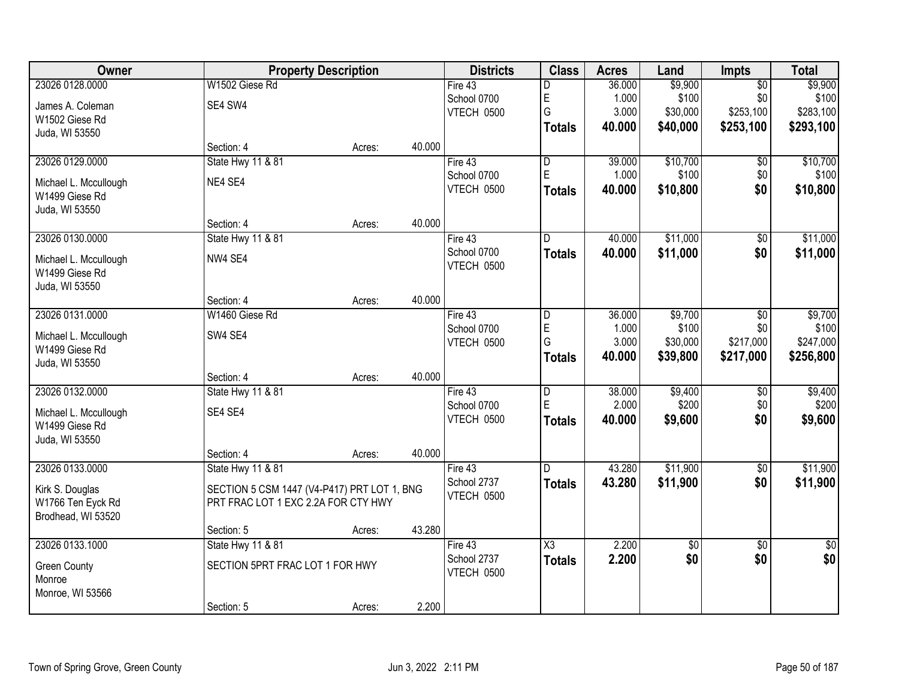| Owner | Property Description | | | Districts | Class | Acres | Land | Impts | Total |
|---|---|---|---|---|---|---|---|---|---|
| 23026 0128.0000<br><br>James A. Coleman<br>W1502 Giese Rd<br>Juda, WI 53550 | W1502 Giese Rd<br><br>SE4 SW4 | | | Fire 43<br>School 0700<br>VTECH 0500 | D<br>E<br>G<br>**Totals** | 36.000<br>1.000<br>3.000<br>**40.000** | $9,900<br>$100<br>$30,000<br>**$40,000** | $0<br>$0<br>$253,100<br>**$253,100** | $9,900<br>$100<br>$283,100<br>**$293,100** |
| | Section: 4 | Acres: | 40.000 | | | | | | |
| 23026 0129.0000<br><br>Michael L. Mccullough<br>W1499 Giese Rd<br>Juda, WI 53550 | State Hwy 11 & 81<br><br>NE4 SE4 | | | Fire 43<br>School 0700<br>VTECH 0500 | D<br>E<br>**Totals** | 39.000<br>1.000<br>**40.000** | $10,700<br>$100<br>**$10,800** | $0<br>$0<br>**$0** | $10,700<br>$100<br>**$10,800** |
| | Section: 4 | Acres: | 40.000 | | | | | | |
| 23026 0130.0000<br><br>Michael L. Mccullough<br>W1499 Giese Rd<br>Juda, WI 53550 | State Hwy 11 & 81<br><br>NW4 SE4 | | | Fire 43<br>School 0700<br>VTECH 0500 | D<br>**Totals** | 40.000<br>**40.000** | $11,000<br>**$11,000** | $0<br>**$0** | $11,000<br>**$11,000** |
| | Section: 4 | Acres: | 40.000 | | | | | | |
| 23026 0131.0000<br><br>Michael L. Mccullough<br>W1499 Giese Rd<br>Juda, WI 53550 | W1460 Giese Rd<br><br>SW4 SE4 | | | Fire 43<br>School 0700<br>VTECH 0500 | D<br>E<br>G<br>**Totals** | 36.000<br>1.000<br>3.000<br>**40.000** | $9,700<br>$100<br>$30,000<br>**$39,800** | $0<br>$0<br>$217,000<br>**$217,000** | $9,700<br>$100<br>$247,000<br>**$256,800** |
| | Section: 4 | Acres: | 40.000 | | | | | | |
| 23026 0132.0000<br><br>Michael L. Mccullough<br>W1499 Giese Rd<br>Juda, WI 53550 | State Hwy 11 & 81<br><br>SE4 SE4 | | | Fire 43<br>School 0700<br>VTECH 0500 | D<br>E<br>**Totals** | 38.000<br>2.000<br>**40.000** | $9,400<br>$200<br>**$9,600** | $0<br>$0<br>**$0** | $9,400<br>$200<br>**$9,600** |
| | Section: 4 | Acres: | 40.000 | | | | | | |
| 23026 0133.0000<br><br>Kirk S. Douglas<br>W1766 Ten Eyck Rd<br>Brodhead, WI 53520 | State Hwy 11 & 81<br><br>SECTION 5 CSM 1447 (V4-P417) PRT LOT 1, BNG PRT FRAC LOT 1 EXC 2.2A FOR CTY HWY | | | Fire 43<br>School 2737<br>VTECH 0500 | D<br>**Totals** | 43.280<br>**43.280** | $11,900<br>**$11,900** | $0<br>**$0** | $11,900<br>**$11,900** |
| | Section: 5 | Acres: | 43.280 | | | | | | |
| 23026 0133.1000<br><br>Green County<br>Monroe<br>Monroe, WI 53566 | State Hwy 11 & 81<br><br>SECTION 5PRT FRAC LOT 1 FOR HWY | | | Fire 43<br>School 2737<br>VTECH 0500 | X3<br>**Totals** | 2.200<br>**2.200** | $0<br>**$0** | $0<br>**$0** | $0<br>**$0** |
| | Section: 5 | Acres: | 2.200 | | | | | | |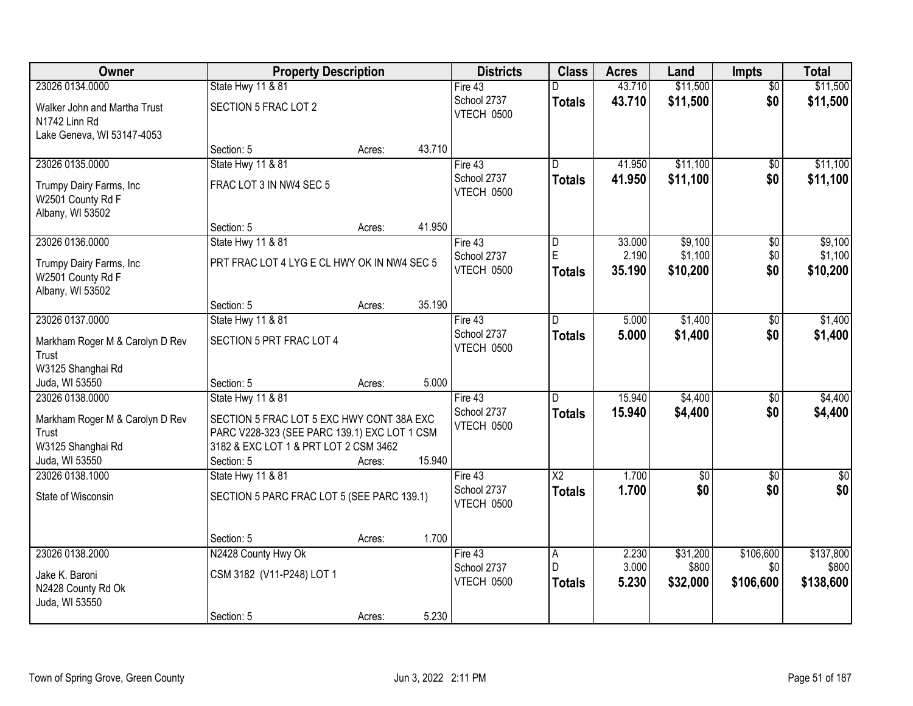| Owner | Property Description | | | Districts | Class | Acres | Land | Impts | Total |
|---|---|---|---|---|---|---|---|---|---|
| 23026 0134.0000 | State Hwy 11 & 81 | | | Fire 43 | D | 43.710 | $11,500 | $0 | $11,500 |
| Walker John and Martha Trust<br>N1742 Linn Rd<br>Lake Geneva, WI 53147-4053 | SECTION 5 FRAC LOT 2 | | | School 2737<br>VTECH 0500 | **Totals** | **43.710** | **$11,500** | **$0** | **$11,500** |
| | Section: 5 | Acres: | 43.710 | | | | | | |
| 23026 0135.0000 | State Hwy 11 & 81 | | | Fire 43 | D | 41.950 | $11,100 | $0 | $11,100 |
| Trumpy Dairy Farms, Inc<br>W2501 County Rd F<br>Albany, WI 53502 | FRAC LOT 3 IN NW4 SEC 5 | | | School 2737<br>VTECH 0500 | **Totals** | **41.950** | **$11,100** | **$0** | **$11,100** |
| | Section: 5 | Acres: | 41.950 | | | | | | |
| 23026 0136.0000 | State Hwy 11 & 81 | | | Fire 43 | D | 33.000 | $9,100 | $0 | $9,100 |
| Trumpy Dairy Farms, Inc<br>W2501 County Rd F<br>Albany, WI 53502 | PRT FRAC LOT 4 LYG E CL HWY OK IN NW4 SEC 5 | | | School 2737<br>VTECH 0500 | E | 2.190 | $1,100 | $0 | $1,100 |
| | | | | | **Totals** | **35.190** | **$10,200** | **$0** | **$10,200** |
| | Section: 5 | Acres: | 35.190 | | | | | | |
| 23026 0137.0000 | State Hwy 11 & 81 | | | Fire 43 | D | 5.000 | $1,400 | $0 | $1,400 |
| Markham Roger M & Carolyn D Rev Trust<br>W3125 Shanghai Rd<br>Juda, WI 53550 | SECTION 5 PRT FRAC LOT 4 | | | School 2737<br>VTECH 0500 | **Totals** | **5.000** | **$1,400** | **$0** | **$1,400** |
| | Section: 5 | Acres: | 5.000 | | | | | | |
| 23026 0138.0000 | State Hwy 11 & 81 | | | Fire 43 | D | 15.940 | $4,400 | $0 | $4,400 |
| Markham Roger M & Carolyn D Rev Trust<br>W3125 Shanghai Rd<br>Juda, WI 53550 | SECTION 5 FRAC LOT 5 EXC HWY CONT 38A EXC PARC V228-323 (SEE PARC 139.1) EXC LOT 1 CSM 3182 & EXC LOT 1 & PRT LOT 2 CSM 3462 | | | School 2737<br>VTECH 0500 | **Totals** | **15.940** | **$4,400** | **$0** | **$4,400** |
| | Section: 5 | Acres: | 15.940 | | | | | | |
| 23026 0138.1000 | State Hwy 11 & 81 | | | Fire 43 | X2 | 1.700 | $0 | $0 | $0 |
| State of Wisconsin | SECTION 5 PARC FRAC LOT 5 (SEE PARC 139.1) | | | School 2737<br>VTECH 0500 | **Totals** | **1.700** | **$0** | **$0** | **$0** |
| | Section: 5 | Acres: | 1.700 | | | | | | |
| 23026 0138.2000 | N2428 County Hwy Ok | | | Fire 43 | A | 2.230 | $31,200 | $106,600 | $137,800 |
| Jake K. Baroni<br>N2428 County Rd Ok<br>Juda, WI 53550 | CSM 3182 (V11-P248) LOT 1 | | | School 2737<br>VTECH 0500 | D | 3.000 | $800 | $0 | $800 |
| | | | | | **Totals** | **5.230** | **$32,000** | **$106,600** | **$138,600** |
| | Section: 5 | Acres: | 5.230 | | | | | | |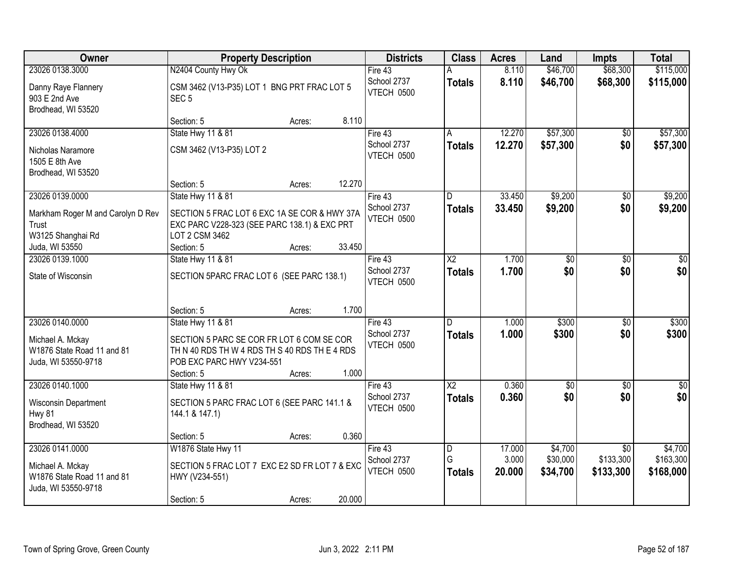| Owner | Property Description | Districts | Class | Acres | Land | Impts | Total |
|---|---|---|---|---|---|---|---|
| 23026 0138.3000<br>Danny Raye Flannery<br>903 E 2nd Ave<br>Brodhead, WI 53520 | N2404 County Hwy Ok<br>CSM 3462 (V13-P35) LOT 1 BNG PRT FRAC LOT 5 SEC 5<br>Section: 5 Acres: 8.110 | Fire 43<br>School 2737<br>VTECH 0500 | A<br>**Totals** | 8.110<br>**8.110** | $46,700<br>**$46,700** | $68,300<br>**$68,300** | $115,000<br>**$115,000** |
| 23026 0138.4000<br>Nicholas Naramore<br>1505 E 8th Ave<br>Brodhead, WI 53520 | State Hwy 11 & 81<br>CSM 3462 (V13-P35) LOT 2<br>Section: 5 Acres: 12.270 | Fire 43<br>School 2737<br>VTECH 0500 | A<br>**Totals** | 12.270<br>**12.270** | $57,300<br>**$57,300** | $0<br>**$0** | $57,300<br>**$57,300** |
| 23026 0139.0000<br>Markham Roger M and Carolyn D Rev Trust<br>W3125 Shanghai Rd<br>Juda, WI 53550 | State Hwy 11 & 81<br>SECTION 5 FRAC LOT 6 EXC 1A SE COR & HWY 37A EXC PARC V228-323 (SEE PARC 138.1) & EXC PRT LOT 2 CSM 3462<br>Section: 5 Acres: 33.450 | Fire 43<br>School 2737<br>VTECH 0500 | D<br>**Totals** | 33.450<br>**33.450** | $9,200<br>**$9,200** | $0<br>**$0** | $9,200<br>**$9,200** |
| 23026 0139.1000<br>State of Wisconsin | State Hwy 11 & 81<br>SECTION 5PARC FRAC LOT 6 (SEE PARC 138.1)<br>Section: 5 Acres: 1.700 | Fire 43<br>School 2737<br>VTECH 0500 | X2<br>**Totals** | 1.700<br>**1.700** | $0<br>**$0** | $0<br>**$0** | $0<br>**$0** |
| 23026 0140.0000<br>Michael A. Mckay<br>W1876 State Road 11 and 81<br>Juda, WI 53550-9718 | State Hwy 11 & 81<br>SECTION 5 PARC SE COR FR LOT 6 COM SE COR TH N 40 RDS TH W 4 RDS TH S 40 RDS TH E 4 RDS POB EXC PARC HWY V234-551<br>Section: 5 Acres: 1.000 | Fire 43<br>School 2737<br>VTECH 0500 | D<br>**Totals** | 1.000<br>**1.000** | $300<br>**$300** | $0<br>**$0** | $300<br>**$300** |
| 23026 0140.1000<br>Wisconsin Department<br>Hwy 81<br>Brodhead, WI 53520 | State Hwy 11 & 81<br>SECTION 5 PARC FRAC LOT 6 (SEE PARC 141.1 & 144.1 & 147.1)<br>Section: 5 Acres: 0.360 | Fire 43<br>School 2737<br>VTECH 0500 | X2<br>**Totals** | 0.360<br>**0.360** | $0<br>**$0** | $0<br>**$0** | $0<br>**$0** |
| 23026 0141.0000<br>Michael A. Mckay<br>W1876 State Road 11 and 81<br>Juda, WI 53550-9718 | W1876 State Hwy 11<br>SECTION 5 FRAC LOT 7 EXC E2 SD FR LOT 7 & EXC HWY (V234-551)<br>Section: 5 Acres: 20.000 | Fire 43<br>School 2737<br>VTECH 0500 | D<br>G<br>**Totals** | 17.000<br>3.000<br>**20.000** | $4,700<br>$30,000<br>**$34,700** | $0<br>$133,300<br>**$133,300** | $4,700<br>$163,300<br>**$168,000** |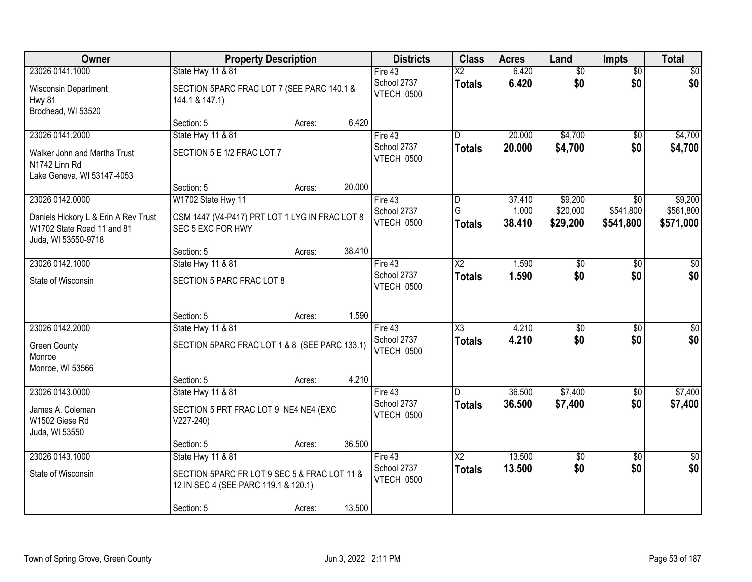| Owner | Property Description | | | Districts | Class | Acres | Land | Impts | Total |
|---|---|---|---|---|---|---|---|---|---|
| 23026 0141.1000 | State Hwy 11 & 81 | | | Fire 43 | X2 | 6.420 | $0 | $0 | $0 |
| Wisconsin Department<br>Hwy 81<br>Brodhead, WI 53520 | SECTION 5PARC FRAC LOT 7 (SEE PARC 140.1 & 144.1 & 147.1) | | | School 2737<br>VTECH 0500 | **Totals** | **6.420** | **$0** | **$0** | **$0** |
| | Section: 5 | Acres: | 6.420 | | | | | | |
| 23026 0141.2000 | State Hwy 11 & 81 | | | Fire 43 | D | 20.000 | $4,700 | $0 | $4,700 |
| Walker John and Martha Trust<br>N1742 Linn Rd<br>Lake Geneva, WI 53147-4053 | SECTION 5 E 1/2 FRAC LOT 7 | | | School 2737<br>VTECH 0500 | **Totals** | **20.000** | **$4,700** | **$0** | **$4,700** |
| | Section: 5 | Acres: | 20.000 | | | | | | |
| 23026 0142.0000 | W1702 State Hwy 11 | | | Fire 43 | D | 37.410 | $9,200 | $0 | $9,200 |
| Daniels Hickory L & Erin A Rev Trust<br>W1702 State Road 11 and 81<br>Juda, WI 53550-9718 | CSM 1447 (V4-P417) PRT LOT 1 LYG IN FRAC LOT 8 SEC 5 EXC FOR HWY | | | School 2737<br>VTECH 0500 | G | 1.000 | $20,000 | $541,800 | $561,800 |
| | | | | | **Totals** | **38.410** | **$29,200** | **$541,800** | **$571,000** |
| | Section: 5 | Acres: | 38.410 | | | | | | |
| 23026 0142.1000 | State Hwy 11 & 81 | | | Fire 43 | X2 | 1.590 | $0 | $0 | $0 |
| State of Wisconsin | SECTION 5 PARC FRAC LOT 8 | | | School 2737<br>VTECH 0500 | **Totals** | **1.590** | **$0** | **$0** | **$0** |
| | Section: 5 | Acres: | 1.590 | | | | | | |
| 23026 0142.2000 | State Hwy 11 & 81 | | | Fire 43 | X3 | 4.210 | $0 | $0 | $0 |
| Green County<br>Monroe<br>Monroe, WI 53566 | SECTION 5PARC FRAC LOT 1 & 8 (SEE PARC 133.1) | | | School 2737<br>VTECH 0500 | **Totals** | **4.210** | **$0** | **$0** | **$0** |
| | Section: 5 | Acres: | 4.210 | | | | | | |
| 23026 0143.0000 | State Hwy 11 & 81 | | | Fire 43 | D | 36.500 | $7,400 | $0 | $7,400 |
| James A. Coleman<br>W1502 Giese Rd<br>Juda, WI 53550 | SECTION 5 PRT FRAC LOT 9 NE4 NE4 (EXC V227-240) | | | School 2737<br>VTECH 0500 | **Totals** | **36.500** | **$7,400** | **$0** | **$7,400** |
| | Section: 5 | Acres: | 36.500 | | | | | | |
| 23026 0143.1000 | State Hwy 11 & 81 | | | Fire 43 | X2 | 13.500 | $0 | $0 | $0 |
| State of Wisconsin | SECTION 5PARC FR LOT 9 SEC 5 & FRAC LOT 11 & 12 IN SEC 4 (SEE PARC 119.1 & 120.1) | | | School 2737<br>VTECH 0500 | **Totals** | **13.500** | **$0** | **$0** | **$0** |
| | Section: 5 | Acres: | 13.500 | | | | | | |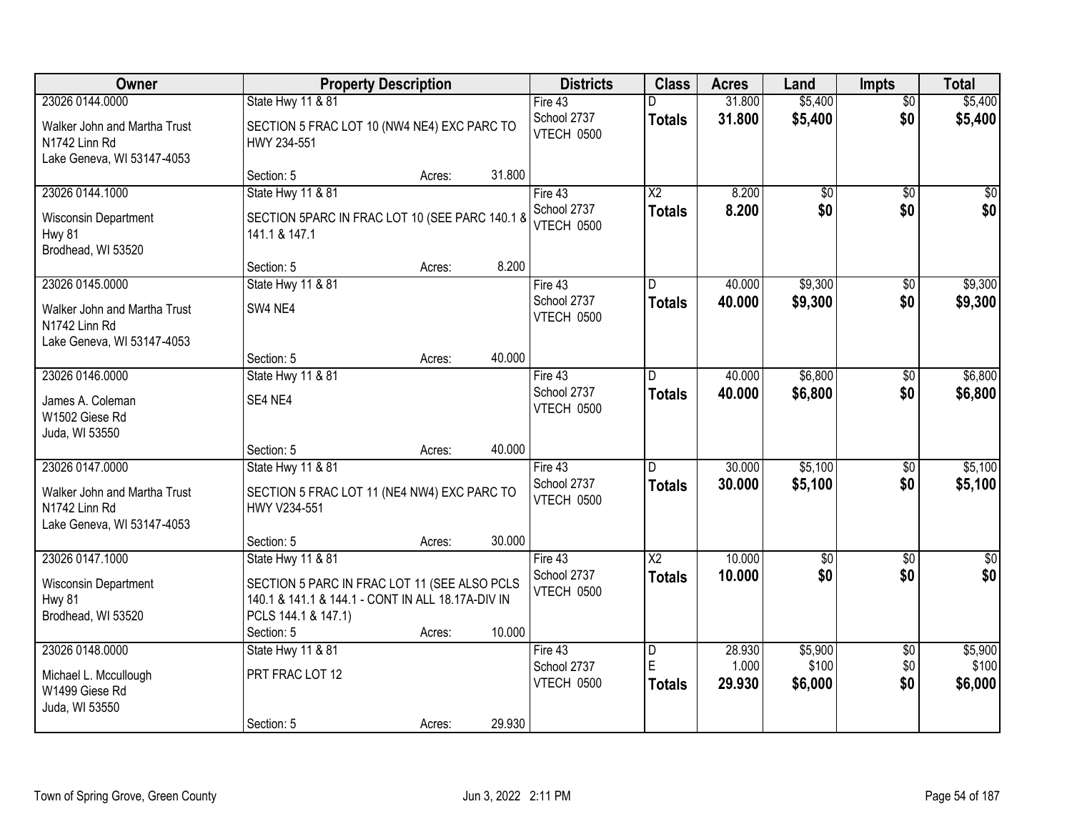| Owner | Property Description | Districts | Class | Acres | Land | Impts | Total |
|---|---|---|---|---|---|---|---|
| 23026 0144.0000<br>Walker John and Martha Trust<br>N1742 Linn Rd<br>Lake Geneva, WI 53147-4053 | State Hwy 11 & 81<br>SECTION 5 FRAC LOT 10 (NW4 NE4) EXC PARC TO HWY 234-551<br>Section: 5 Acres: 31.800 | Fire 43<br>School 2737<br>VTECH 0500 | D<br>**Totals** | 31.800<br>**31.800** | $5,400<br>**$5,400** | $0<br>**$0** | $5,400<br>**$5,400** |
| 23026 0144.1000<br>Wisconsin Department<br>Hwy 81<br>Brodhead, WI 53520 | State Hwy 11 & 81<br>SECTION 5PARC IN FRAC LOT 10 (SEE PARC 140.1 & 141.1 & 147.1<br>Section: 5 Acres: 8.200 | Fire 43<br>School 2737<br>VTECH 0500 | X2<br>**Totals** | 8.200<br>**8.200** | $0<br>**$0** | $0<br>**$0** | $0<br>**$0** |
| 23026 0145.0000<br>Walker John and Martha Trust<br>N1742 Linn Rd<br>Lake Geneva, WI 53147-4053 | State Hwy 11 & 81<br>SW4 NE4<br>Section: 5 Acres: 40.000 | Fire 43<br>School 2737<br>VTECH 0500 | D<br>**Totals** | 40.000<br>**40.000** | $9,300<br>**$9,300** | $0<br>**$0** | $9,300<br>**$9,300** |
| 23026 0146.0000<br>James A. Coleman<br>W1502 Giese Rd<br>Juda, WI 53550 | State Hwy 11 & 81<br>SE4 NE4<br>Section: 5 Acres: 40.000 | Fire 43<br>School 2737<br>VTECH 0500 | D<br>**Totals** | 40.000<br>**40.000** | $6,800<br>**$6,800** | $0<br>**$0** | $6,800<br>**$6,800** |
| 23026 0147.0000<br>Walker John and Martha Trust<br>N1742 Linn Rd<br>Lake Geneva, WI 53147-4053 | State Hwy 11 & 81<br>SECTION 5 FRAC LOT 11 (NE4 NW4) EXC PARC TO HWY V234-551<br>Section: 5 Acres: 30.000 | Fire 43<br>School 2737<br>VTECH 0500 | D<br>**Totals** | 30.000<br>**30.000** | $5,100<br>**$5,100** | $0<br>**$0** | $5,100<br>**$5,100** |
| 23026 0147.1000<br>Wisconsin Department<br>Hwy 81<br>Brodhead, WI 53520 | State Hwy 11 & 81<br>SECTION 5 PARC IN FRAC LOT 11 (SEE ALSO PCLS 140.1 & 141.1 & 144.1 - CONT IN ALL 18.17A-DIV IN PCLS 144.1 & 147.1)<br>Section: 5 Acres: 10.000 | Fire 43<br>School 2737<br>VTECH 0500 | X2<br>**Totals** | 10.000<br>**10.000** | $0<br>**$0** | $0<br>**$0** | $0<br>**$0** |
| 23026 0148.0000<br>Michael L. Mccullough<br>W1499 Giese Rd<br>Juda, WI 53550 | State Hwy 11 & 81<br>PRT FRAC LOT 12<br>Section: 5 Acres: 29.930 | Fire 43<br>School 2737<br>VTECH 0500 | D<br>E<br>**Totals** | 28.930<br>1.000<br>**29.930** | $5,900<br>$100<br>**$6,000** | $0<br>$0<br>**$0** | $5,900<br>$100<br>**$6,000** |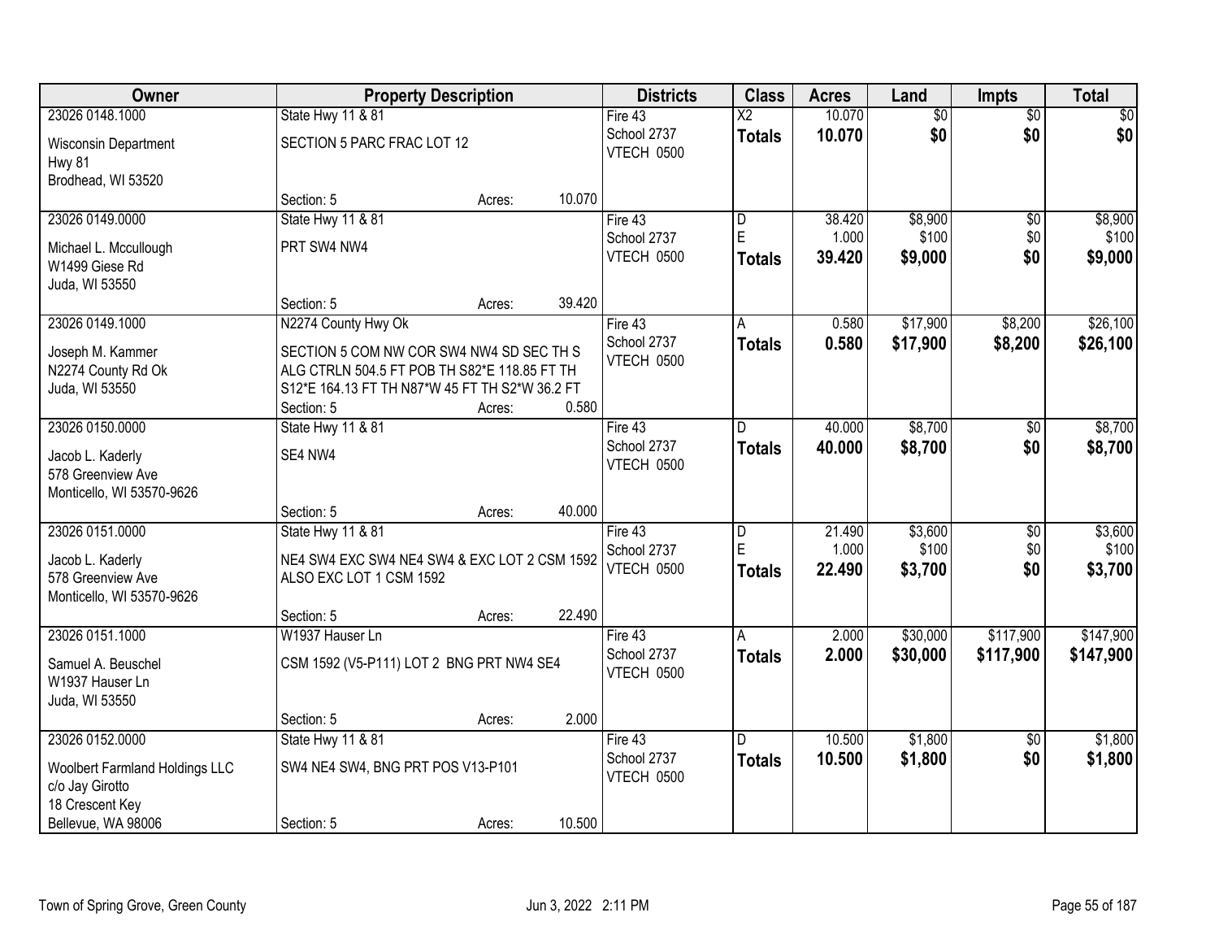| Owner | Property Description | Districts | Class | Acres | Land | Impts | Total |
|---|---|---|---|---|---|---|---|
| 23026 0148.1000<br>Wisconsin Department<br>Hwy 81<br>Brodhead, WI 53520 | State Hwy 11 & 81<br>SECTION 5 PARC FRAC LOT 12<br>Section: 5 Acres: 10.070 | Fire 43<br>School 2737<br>VTECH 0500 | X2<br>**Totals** | 10.070<br>**10.070** | $0<br>**$0** | $0<br>**$0** | $0<br>**$0** |
| 23026 0149.0000<br>Michael L. Mccullough<br>W1499 Giese Rd<br>Juda, WI 53550 | State Hwy 11 & 81<br>PRT SW4 NW4<br>Section: 5 Acres: 39.420 | Fire 43<br>School 2737<br>VTECH 0500 | D<br>E<br>**Totals** | 38.420<br>1.000<br>**39.420** | $8,900<br>$100<br>**$9,000** | $0<br>$0<br>**$0** | $8,900<br>$100<br>**$9,000** |
| 23026 0149.1000<br>Joseph M. Kammer<br>N2274 County Rd Ok<br>Juda, WI 53550 | N2274 County Hwy Ok<br>SECTION 5 COM NW COR SW4 NW4 SD SEC TH S ALG CTRLN 504.5 FT POB TH S82*E 118.85 FT TH S12*E 164.13 FT TH N87*W 45 FT TH S2*W 36.2 FT<br>Section: 5 Acres: 0.580 | Fire 43<br>School 2737<br>VTECH 0500 | A<br>**Totals** | 0.580<br>**0.580** | $17,900<br>**$17,900** | $8,200<br>**$8,200** | $26,100<br>**$26,100** |
| 23026 0150.0000<br>Jacob L. Kaderly<br>578 Greenview Ave<br>Monticello, WI 53570-9626 | State Hwy 11 & 81<br>SE4 NW4<br>Section: 5 Acres: 40.000 | Fire 43<br>School 2737<br>VTECH 0500 | D<br>**Totals** | 40.000<br>**40.000** | $8,700<br>**$8,700** | $0<br>**$0** | $8,700<br>**$8,700** |
| 23026 0151.0000<br>Jacob L. Kaderly<br>578 Greenview Ave<br>Monticello, WI 53570-9626 | State Hwy 11 & 81<br>NE4 SW4 EXC SW4 NE4 SW4 & EXC LOT 2 CSM 1592 ALSO EXC LOT 1 CSM 1592<br>Section: 5 Acres: 22.490 | Fire 43<br>School 2737<br>VTECH 0500 | D<br>E<br>**Totals** | 21.490<br>1.000<br>**22.490** | $3,600<br>$100<br>**$3,700** | $0<br>$0<br>**$0** | $3,600<br>$100<br>**$3,700** |
| 23026 0151.1000<br>Samuel A. Beuschel<br>W1937 Hauser Ln<br>Juda, WI 53550 | W1937 Hauser Ln<br>CSM 1592 (V5-P111) LOT 2 BNG PRT NW4 SE4<br>Section: 5 Acres: 2.000 | Fire 43<br>School 2737<br>VTECH 0500 | A<br>**Totals** | 2.000<br>**2.000** | $30,000<br>**$30,000** | $117,900<br>**$117,900** | $147,900<br>**$147,900** |
| 23026 0152.0000<br>Woolbert Farmland Holdings LLC<br>c/o Jay Girotto<br>18 Crescent Key<br>Bellevue, WA 98006 | State Hwy 11 & 81<br>SW4 NE4 SW4, BNG PRT POS V13-P101<br>Section: 5 Acres: 10.500 | Fire 43<br>School 2737<br>VTECH 0500 | D<br>**Totals** | 10.500<br>**10.500** | $1,800<br>**$1,800** | $0<br>**$0** | $1,800<br>**$1,800** |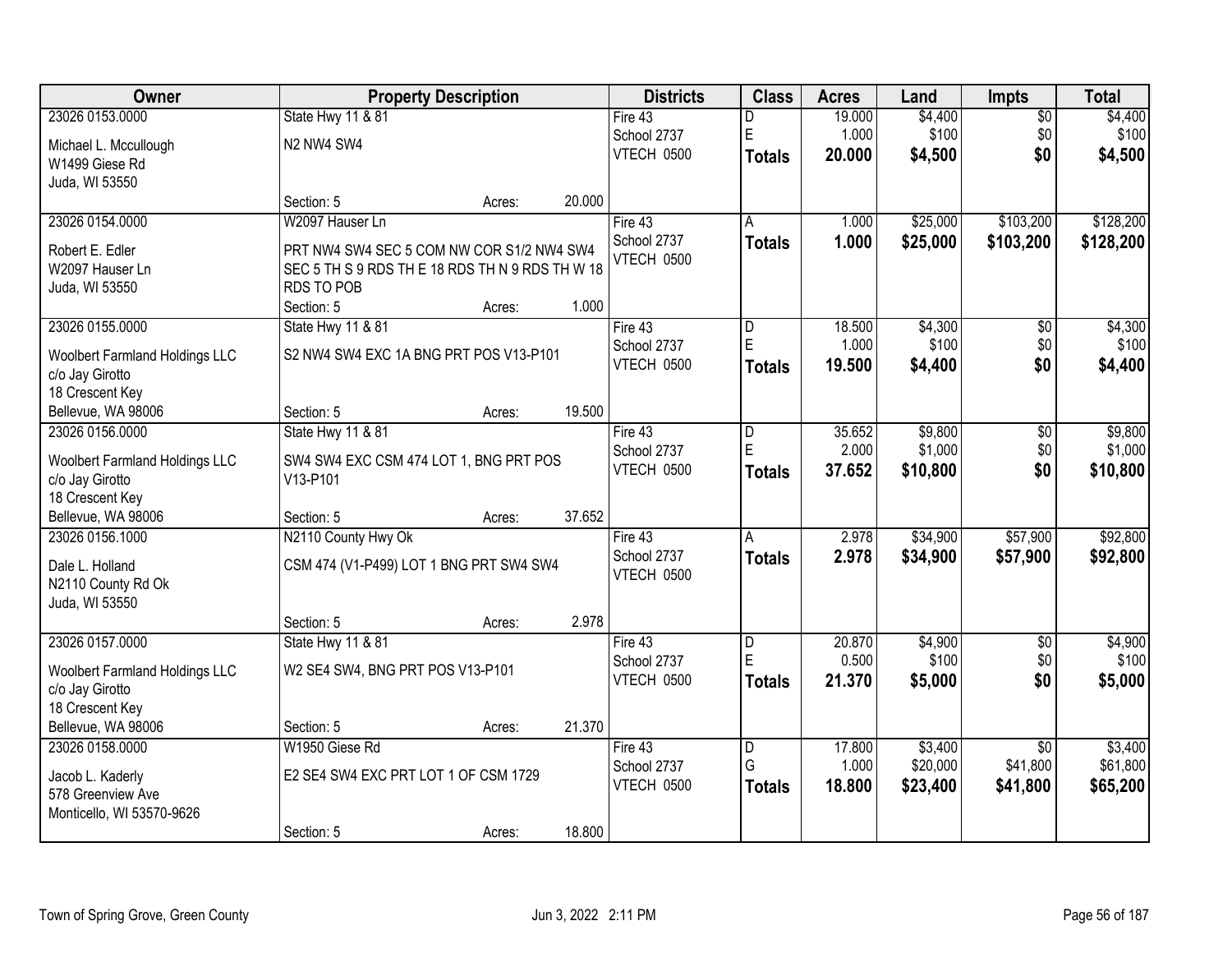| Owner | Property Description | Districts | Class | Acres | Land | Impts | Total |
|---|---|---|---|---|---|---|---|
| 23026 0153.0000<br>Michael L. Mccullough<br>W1499 Giese Rd<br>Juda, WI 53550 | State Hwy 11 & 81<br>N2 NW4 SW4<br>Section: 5 Acres: 20.000 | Fire 43<br>School 2737<br>VTECH 0500 | D<br>E<br>**Totals** | 19.000<br>1.000<br>**20.000** | $4,400<br>$100<br>**$4,500** | $0<br>$0<br>**$0** | $4,400<br>$100<br>**$4,500** |
| 23026 0154.0000<br>Robert E. Edler<br>W2097 Hauser Ln<br>Juda, WI 53550 | W2097 Hauser Ln<br>PRT NW4 SW4 SEC 5 COM NW COR S1/2 NW4 SW4 SEC 5 TH S 9 RDS TH E 18 RDS TH N 9 RDS TH W 18 RDS TO POB<br>Section: 5 Acres: 1.000 | Fire 43<br>School 2737<br>VTECH 0500 | A<br>**Totals** | 1.000<br>**1.000** | $25,000<br>**$25,000** | $103,200<br>**$103,200** | $128,200<br>**$128,200** |
| 23026 0155.0000<br>Woolbert Farmland Holdings LLC<br>c/o Jay Girotto<br>18 Crescent Key<br>Bellevue, WA 98006 | State Hwy 11 & 81<br>S2 NW4 SW4 EXC 1A BNG PRT POS V13-P101<br>Section: 5 Acres: 19.500 | Fire 43<br>School 2737<br>VTECH 0500 | D<br>E<br>**Totals** | 18.500<br>1.000<br>**19.500** | $4,300<br>$100<br>**$4,400** | $0<br>$0<br>**$0** | $4,300<br>$100<br>**$4,400** |
| 23026 0156.0000<br>Woolbert Farmland Holdings LLC<br>c/o Jay Girotto<br>18 Crescent Key<br>Bellevue, WA 98006 | State Hwy 11 & 81<br>SW4 SW4 EXC CSM 474 LOT 1, BNG PRT POS V13-P101<br>Section: 5 Acres: 37.652 | Fire 43<br>School 2737<br>VTECH 0500 | D<br>E<br>**Totals** | 35.652<br>2.000<br>**37.652** | $9,800<br>$1,000<br>**$10,800** | $0<br>$0<br>**$0** | $9,800<br>$1,000<br>**$10,800** |
| 23026 0156.1000<br>Dale L. Holland<br>N2110 County Rd Ok<br>Juda, WI 53550 | N2110 County Hwy Ok<br>CSM 474 (V1-P499) LOT 1 BNG PRT SW4 SW4<br>Section: 5 Acres: 2.978 | Fire 43<br>School 2737<br>VTECH 0500 | A<br>**Totals** | 2.978<br>**2.978** | $34,900<br>**$34,900** | $57,900<br>**$57,900** | $92,800<br>**$92,800** |
| 23026 0157.0000<br>Woolbert Farmland Holdings LLC<br>c/o Jay Girotto<br>18 Crescent Key<br>Bellevue, WA 98006 | State Hwy 11 & 81<br>W2 SE4 SW4, BNG PRT POS V13-P101<br>Section: 5 Acres: 21.370 | Fire 43<br>School 2737<br>VTECH 0500 | D<br>E<br>**Totals** | 20.870<br>0.500<br>**21.370** | $4,900<br>$100<br>**$5,000** | $0<br>$0<br>**$0** | $4,900<br>$100<br>**$5,000** |
| 23026 0158.0000<br>Jacob L. Kaderly<br>578 Greenview Ave<br>Monticello, WI 53570-9626 | W1950 Giese Rd<br>E2 SE4 SW4 EXC PRT LOT 1 OF CSM 1729<br>Section: 5 Acres: 18.800 | Fire 43<br>School 2737<br>VTECH 0500 | D<br>G<br>**Totals** | 17.800<br>1.000<br>**18.800** | $3,400<br>$20,000<br>**$23,400** | $0<br>$41,800<br>**$41,800** | $3,400<br>$61,800<br>**$65,200** |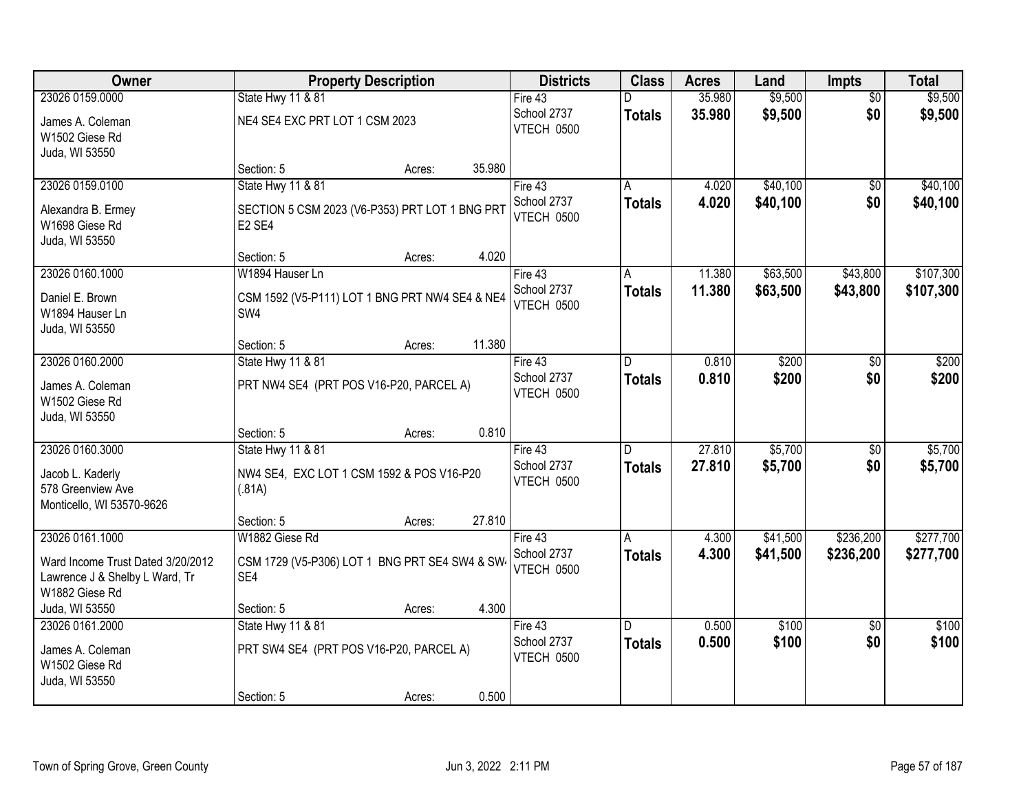| Owner | Property Description | Districts | Class | Acres | Land | Impts | Total |
|---|---|---|---|---|---|---|---|
| 23026 0159.0000<br>James A. Coleman<br>W1502 Giese Rd<br>Juda, WI 53550 | State Hwy 11 & 81<br>NE4 SE4 EXC PRT LOT 1 CSM 2023<br>Section: 5 Acres: 35.980 | Fire 43<br>School 2737<br>VTECH 0500 | D<br>**Totals** | 35.980<br>**35.980** | $9,500<br>**$9,500** | $0<br>**$0** | $9,500<br>**$9,500** |
| 23026 0159.0100<br>Alexandra B. Ermey<br>W1698 Giese Rd<br>Juda, WI 53550 | State Hwy 11 & 81<br>SECTION 5 CSM 2023 (V6-P353) PRT LOT 1 BNG PRT E2 SE4<br>Section: 5 Acres: 4.020 | Fire 43<br>School 2737<br>VTECH 0500 | A<br>**Totals** | 4.020<br>**4.020** | $40,100<br>**$40,100** | $0<br>**$0** | $40,100<br>**$40,100** |
| 23026 0160.1000<br>Daniel E. Brown<br>W1894 Hauser Ln<br>Juda, WI 53550 | W1894 Hauser Ln<br>CSM 1592 (V5-P111) LOT 1 BNG PRT NW4 SE4 & NE4 SW4<br>Section: 5 Acres: 11.380 | Fire 43<br>School 2737<br>VTECH 0500 | A<br>**Totals** | 11.380<br>**11.380** | $63,500<br>**$63,500** | $43,800<br>**$43,800** | $107,300<br>**$107,300** |
| 23026 0160.2000<br>James A. Coleman<br>W1502 Giese Rd<br>Juda, WI 53550 | State Hwy 11 & 81<br>PRT NW4 SE4 (PRT POS V16-P20, PARCEL A)<br>Section: 5 Acres: 0.810 | Fire 43<br>School 2737<br>VTECH 0500 | D<br>**Totals** | 0.810<br>**0.810** | $200<br>**$200** | $0<br>**$0** | $200<br>**$200** |
| 23026 0160.3000<br>Jacob L. Kaderly<br>578 Greenview Ave<br>Monticello, WI 53570-9626 | State Hwy 11 & 81<br>NW4 SE4, EXC LOT 1 CSM 1592 & POS V16-P20 (.81A)<br>Section: 5 Acres: 27.810 | Fire 43<br>School 2737<br>VTECH 0500 | D<br>**Totals** | 27.810<br>**27.810** | $5,700<br>**$5,700** | $0<br>**$0** | $5,700<br>**$5,700** |
| 23026 0161.1000<br>Ward Income Trust Dated 3/20/2012<br>Lawrence J & Shelby L Ward, Tr<br>W1882 Giese Rd<br>Juda, WI 53550 | W1882 Giese Rd<br>CSM 1729 (V5-P306) LOT 1 BNG PRT SE4 SW4 & SW4 SE4<br>Section: 5 Acres: 4.300 | Fire 43<br>School 2737<br>VTECH 0500 | A<br>**Totals** | 4.300<br>**4.300** | $41,500<br>**$41,500** | $236,200<br>**$236,200** | $277,700<br>**$277,700** |
| 23026 0161.2000<br>James A. Coleman<br>W1502 Giese Rd<br>Juda, WI 53550 | State Hwy 11 & 81<br>PRT SW4 SE4 (PRT POS V16-P20, PARCEL A)<br>Section: 5 Acres: 0.500 | Fire 43<br>School 2737<br>VTECH 0500 | D<br>**Totals** | 0.500<br>**0.500** | $100<br>**$100** | $0<br>**$0** | $100<br>**$100** |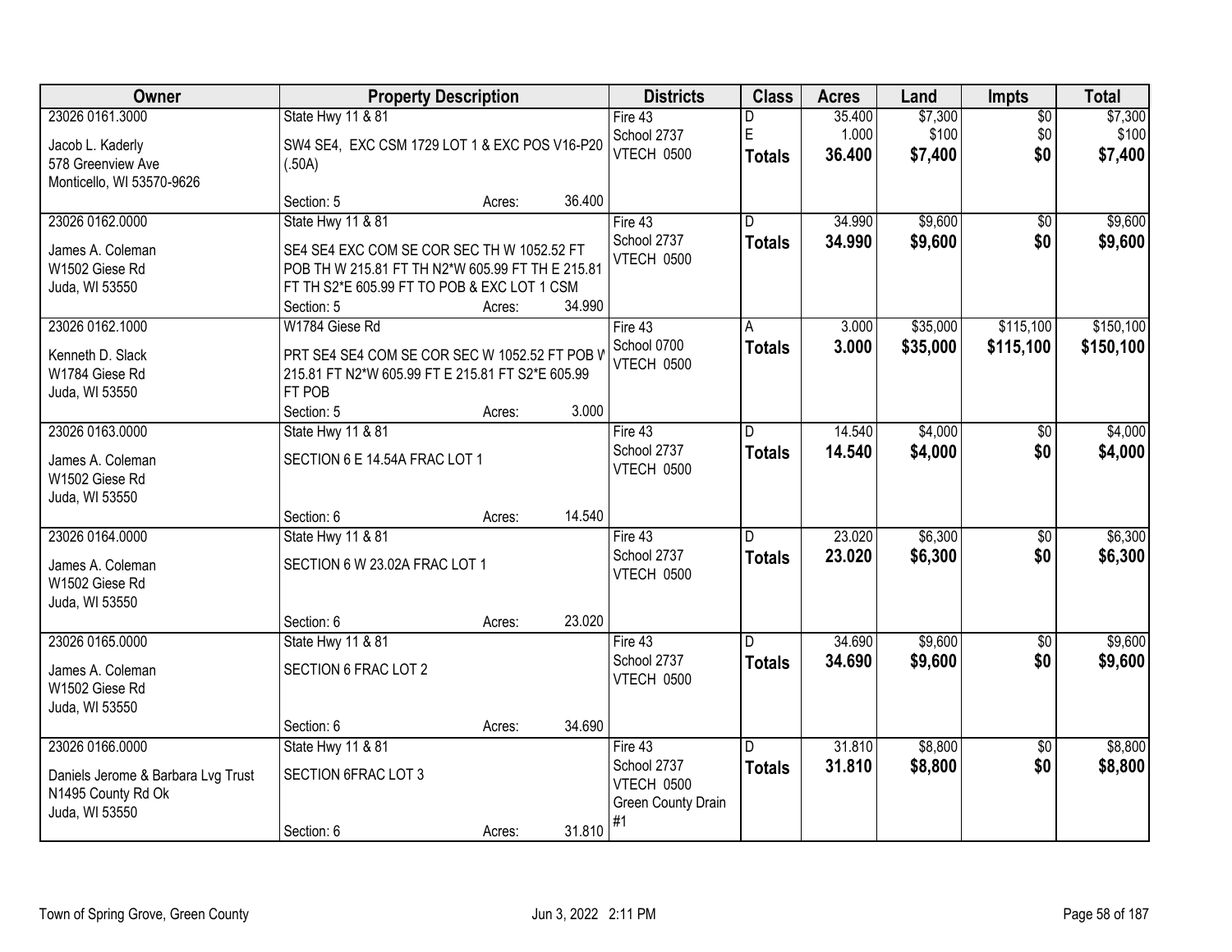| Owner | Property Description | Districts | Class | Acres | Land | Impts | Total |
|---|---|---|---|---|---|---|---|
| 23026 0161.3000<br><br>Jacob L. Kaderly<br>578 Greenview Ave<br>Monticello, WI 53570-9626 | State Hwy 11 & 81<br><br>SW4 SE4, EXC CSM 1729 LOT 1 & EXC POS V16-P20 (.50A)<br><br>Section: 5 Acres: 36.400 | Fire 43<br>School 2737<br>VTECH 0500 | D<br>E<br>**Totals** | 35.400<br>1.000<br>**36.400** | $7,300<br>$100<br>**$7,400** | $0<br>$0<br>**$0** | $7,300<br>$100<br>**$7,400** |
| 23026 0162.0000<br><br>James A. Coleman<br>W1502 Giese Rd<br>Juda, WI 53550 | State Hwy 11 & 81<br><br>SE4 SE4 EXC COM SE COR SEC TH W 1052.52 FT POB TH W 215.81 FT TH N2*W 605.99 FT TH E 215.81 FT TH S2*E 605.99 FT TO POB & EXC LOT 1 CSM<br>Section: 5 Acres: 34.990 | Fire 43<br>School 2737<br>VTECH 0500 | D<br>**Totals** | 34.990<br>**34.990** | $9,600<br>**$9,600** | $0<br>**$0** | $9,600<br>**$9,600** |
| 23026 0162.1000<br><br>Kenneth D. Slack<br>W1784 Giese Rd<br>Juda, WI 53550 | W1784 Giese Rd<br><br>PRT SE4 SE4 COM SE COR SEC W 1052.52 FT POB W 215.81 FT N2*W 605.99 FT E 215.81 FT S2*E 605.99 FT POB<br>Section: 5 Acres: 3.000 | Fire 43<br>School 0700<br>VTECH 0500 | A<br>**Totals** | 3.000<br>**3.000** | $35,000<br>**$35,000** | $115,100<br>**$115,100** | $150,100<br>**$150,100** |
| 23026 0163.0000<br><br>James A. Coleman<br>W1502 Giese Rd<br>Juda, WI 53550 | State Hwy 11 & 81<br><br>SECTION 6 E 14.54A FRAC LOT 1<br><br>Section: 6 Acres: 14.540 | Fire 43<br>School 2737<br>VTECH 0500 | D<br>**Totals** | 14.540<br>**14.540** | $4,000<br>**$4,000** | $0<br>**$0** | $4,000<br>**$4,000** |
| 23026 0164.0000<br><br>James A. Coleman<br>W1502 Giese Rd<br>Juda, WI 53550 | State Hwy 11 & 81<br><br>SECTION 6 W 23.02A FRAC LOT 1<br><br>Section: 6 Acres: 23.020 | Fire 43<br>School 2737<br>VTECH 0500 | D<br>**Totals** | 23.020<br>**23.020** | $6,300<br>**$6,300** | $0<br>**$0** | $6,300<br>**$6,300** |
| 23026 0165.0000<br><br>James A. Coleman<br>W1502 Giese Rd<br>Juda, WI 53550 | State Hwy 11 & 81<br><br>SECTION 6 FRAC LOT 2<br><br>Section: 6 Acres: 34.690 | Fire 43<br>School 2737<br>VTECH 0500 | D<br>**Totals** | 34.690<br>**34.690** | $9,600<br>**$9,600** | $0<br>**$0** | $9,600<br>**$9,600** |
| 23026 0166.0000<br><br>Daniels Jerome & Barbara Lvg Trust<br>N1495 County Rd Ok<br>Juda, WI 53550 | State Hwy 11 & 81<br><br>SECTION 6FRAC LOT 3<br><br>Section: 6 Acres: 31.810 | Fire 43<br>School 2737<br>VTECH 0500<br>Green County Drain #1 | D<br>**Totals** | 31.810<br>**31.810** | $8,800<br>**$8,800** | $0<br>**$0** | $8,800<br>**$8,800** |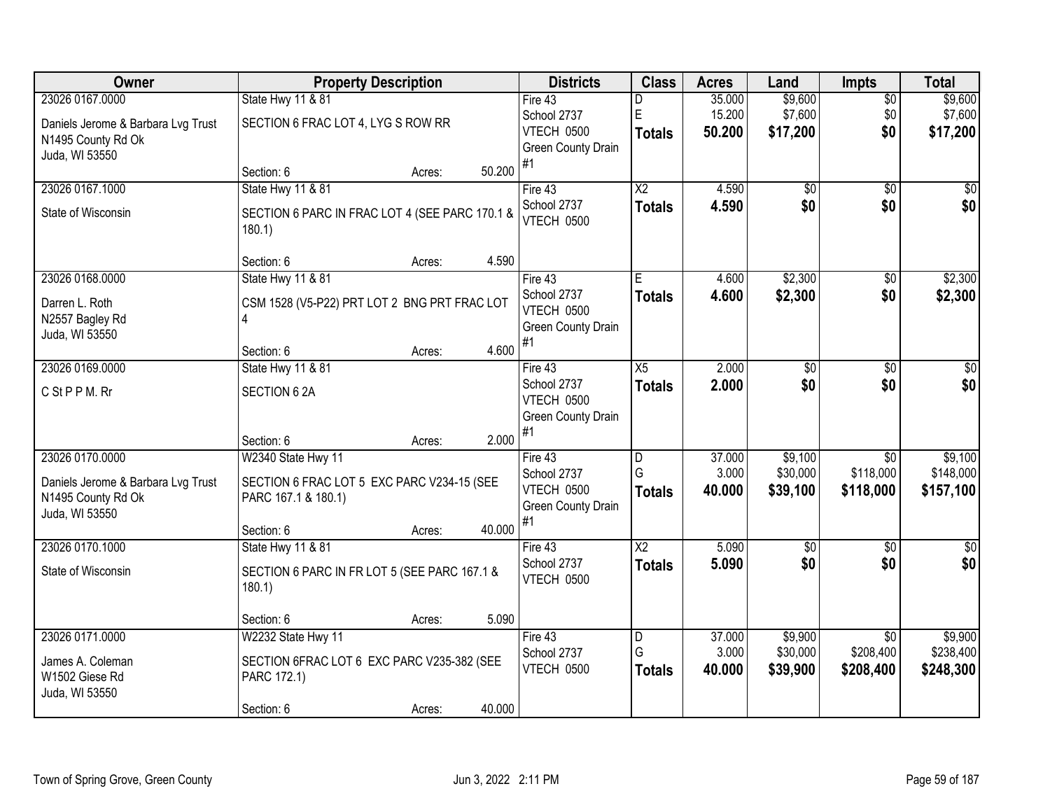| Owner | Property Description | Districts | Class | Acres | Land | Impts | Total |
|---|---|---|---|---|---|---|---|
| 23026 0167.0000<br>Daniels Jerome & Barbara Lvg Trust<br>N1495 County Rd Ok<br>Juda, WI 53550 | State Hwy 11 & 81<br>SECTION 6 FRAC LOT 4, LYG S ROW RR<br>Section: 6 Acres: 50.200 | Fire 43<br>School 2737<br>VTECH 0500<br>Green County Drain #1 | D<br>E<br>**Totals** | 35.000<br>15.200<br>**50.200** | $9,600<br>$7,600<br>**$17,200** | $0<br>$0<br>**$0** | $9,600<br>$7,600<br>**$17,200** |
| 23026 0167.1000<br>State of Wisconsin | State Hwy 11 & 81<br>SECTION 6 PARC IN FRAC LOT 4 (SEE PARC 170.1 & 180.1)<br>Section: 6 Acres: 4.590 | Fire 43<br>School 2737<br>VTECH 0500 | X2<br>**Totals** | 4.590<br>**4.590** | $0<br>**$0** | $0<br>**$0** | $0<br>**$0** |
| 23026 0168.0000<br>Darren L. Roth<br>N2557 Bagley Rd<br>Juda, WI 53550 | State Hwy 11 & 81<br>CSM 1528 (V5-P22) PRT LOT 2 BNG PRT FRAC LOT 4<br>Section: 6 Acres: 4.600 | Fire 43<br>School 2737<br>VTECH 0500<br>Green County Drain #1 | E<br>**Totals** | 4.600<br>**4.600** | $2,300<br>**$2,300** | $0<br>**$0** | $2,300<br>**$2,300** |
| 23026 0169.0000<br>C St P P M. Rr | State Hwy 11 & 81<br>SECTION 6 2A<br>Section: 6 Acres: 2.000 | Fire 43<br>School 2737<br>VTECH 0500<br>Green County Drain #1 | X5<br>**Totals** | 2.000<br>**2.000** | $0<br>**$0** | $0<br>**$0** | $0<br>**$0** |
| 23026 0170.0000<br>Daniels Jerome & Barbara Lvg Trust<br>N1495 County Rd Ok<br>Juda, WI 53550 | W2340 State Hwy 11<br>SECTION 6 FRAC LOT 5 EXC PARC V234-15 (SEE PARC 167.1 & 180.1)<br>Section: 6 Acres: 40.000 | Fire 43<br>School 2737<br>VTECH 0500<br>Green County Drain #1 | D<br>G<br>**Totals** | 37.000<br>3.000<br>**40.000** | $9,100<br>$30,000<br>**$39,100** | $0<br>$118,000<br>**$118,000** | $9,100<br>$148,000<br>**$157,100** |
| 23026 0170.1000<br>State of Wisconsin | State Hwy 11 & 81<br>SECTION 6 PARC IN FR LOT 5 (SEE PARC 167.1 & 180.1)<br>Section: 6 Acres: 5.090 | Fire 43<br>School 2737<br>VTECH 0500 | X2<br>**Totals** | 5.090<br>**5.090** | $0<br>**$0** | $0<br>**$0** | $0<br>**$0** |
| 23026 0171.0000<br>James A. Coleman<br>W1502 Giese Rd<br>Juda, WI 53550 | W2232 State Hwy 11<br>SECTION 6FRAC LOT 6 EXC PARC V235-382 (SEE PARC 172.1)<br>Section: 6 Acres: 40.000 | Fire 43<br>School 2737<br>VTECH 0500 | D<br>G<br>**Totals** | 37.000<br>3.000<br>**40.000** | $9,900<br>$30,000<br>**$39,900** | $0<br>$208,400<br>**$208,400** | $9,900<br>$238,400<br>**$248,300** |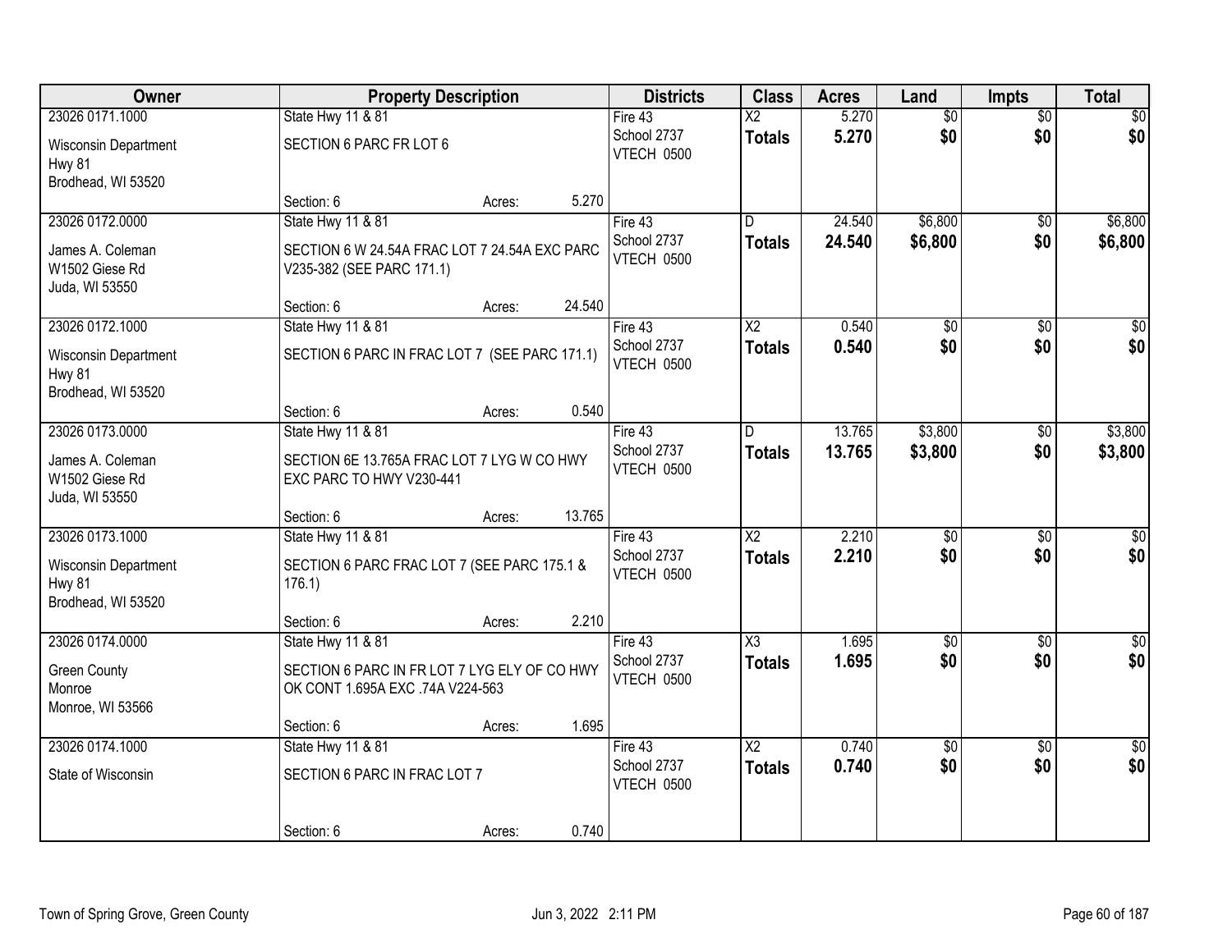| Owner | Property Description | | | Districts | Class | Acres | Land | Impts | Total |
|---|---|---|---|---|---|---|---|---|---|
| 23026 0171.1000 | State Hwy 11 & 81 | | | Fire 43 | X2 | 5.270 | $0 | $0 | $0 |
| Wisconsin Department<br>Hwy 81<br>Brodhead, WI 53520 | SECTION 6 PARC FR LOT 6 | | | School 2737<br>VTECH 0500 | **Totals** | **5.270** | **$0** | **$0** | **$0** |
| | Section: 6 | Acres: | 5.270 | | | | | | |
| 23026 0172.0000 | State Hwy 11 & 81 | | | Fire 43 | D | 24.540 | $6,800 | $0 | $6,800 |
| James A. Coleman<br>W1502 Giese Rd<br>Juda, WI 53550 | SECTION 6 W 24.54A FRAC LOT 7 24.54A EXC PARC V235-382 (SEE PARC 171.1) | | | School 2737<br>VTECH 0500 | **Totals** | **24.540** | **$6,800** | **$0** | **$6,800** |
| | Section: 6 | Acres: | 24.540 | | | | | | |
| 23026 0172.1000 | State Hwy 11 & 81 | | | Fire 43 | X2 | 0.540 | $0 | $0 | $0 |
| Wisconsin Department<br>Hwy 81<br>Brodhead, WI 53520 | SECTION 6 PARC IN FRAC LOT 7 (SEE PARC 171.1) | | | School 2737<br>VTECH 0500 | **Totals** | **0.540** | **$0** | **$0** | **$0** |
| | Section: 6 | Acres: | 0.540 | | | | | | |
| 23026 0173.0000 | State Hwy 11 & 81 | | | Fire 43 | D | 13.765 | $3,800 | $0 | $3,800 |
| James A. Coleman<br>W1502 Giese Rd<br>Juda, WI 53550 | SECTION 6E 13.765A FRAC LOT 7 LYG W CO HWY EXC PARC TO HWY V230-441 | | | School 2737<br>VTECH 0500 | **Totals** | **13.765** | **$3,800** | **$0** | **$3,800** |
| | Section: 6 | Acres: | 13.765 | | | | | | |
| 23026 0173.1000 | State Hwy 11 & 81 | | | Fire 43 | X2 | 2.210 | $0 | $0 | $0 |
| Wisconsin Department<br>Hwy 81<br>Brodhead, WI 53520 | SECTION 6 PARC FRAC LOT 7 (SEE PARC 175.1 & 176.1) | | | School 2737<br>VTECH 0500 | **Totals** | **2.210** | **$0** | **$0** | **$0** |
| | Section: 6 | Acres: | 2.210 | | | | | | |
| 23026 0174.0000 | State Hwy 11 & 81 | | | Fire 43 | X3 | 1.695 | $0 | $0 | $0 |
| Green County<br>Monroe<br>Monroe, WI 53566 | SECTION 6 PARC IN FR LOT 7 LYG ELY OF CO HWY OK CONT 1.695A EXC .74A V224-563 | | | School 2737<br>VTECH 0500 | **Totals** | **1.695** | **$0** | **$0** | **$0** |
| | Section: 6 | Acres: | 1.695 | | | | | | |
| 23026 0174.1000 | State Hwy 11 & 81 | | | Fire 43 | X2 | 0.740 | $0 | $0 | $0 |
| State of Wisconsin | SECTION 6 PARC IN FRAC LOT 7 | | | School 2737<br>VTECH 0500 | **Totals** | **0.740** | **$0** | **$0** | **$0** |
| | Section: 6 | Acres: | 0.740 | | | | | | |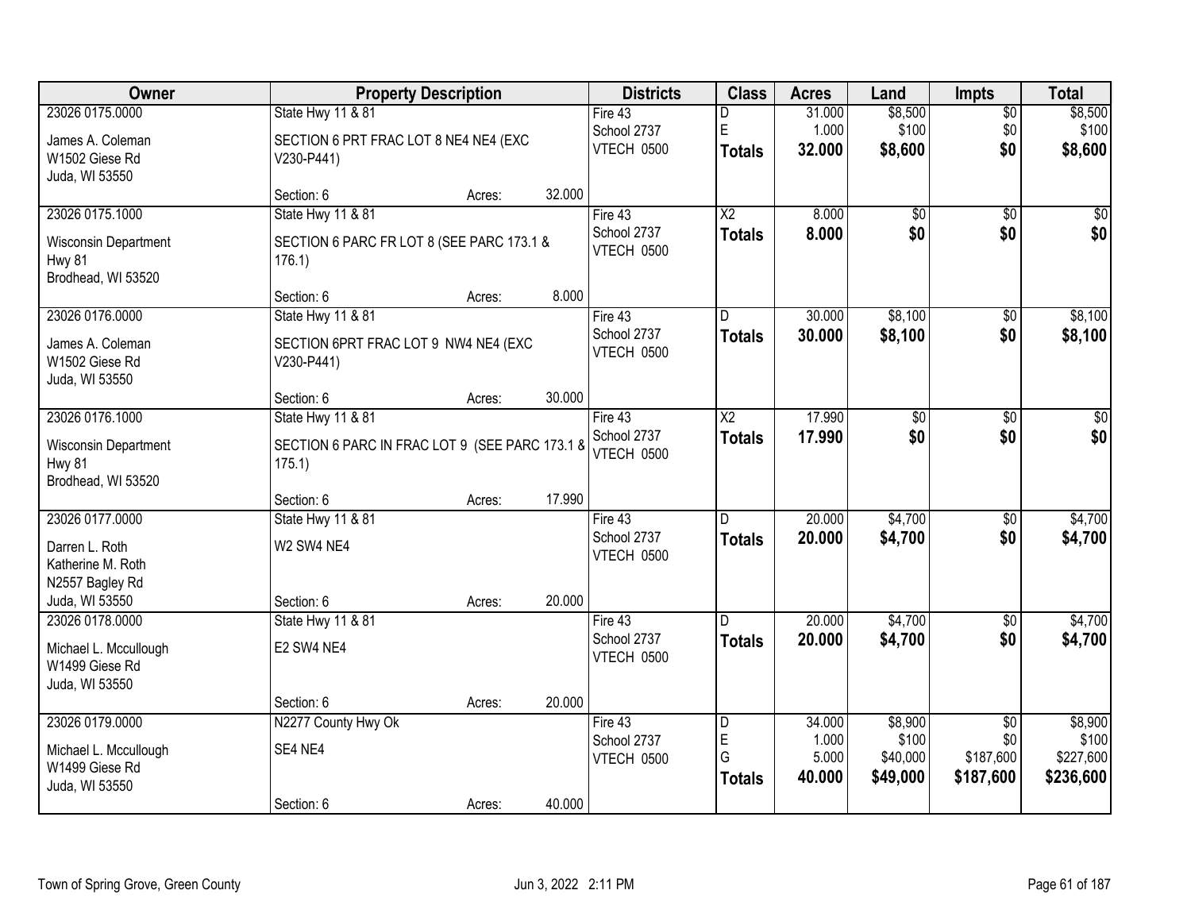| Owner | Property Description | Districts | Class | Acres | Land | Impts | Total |
|---|---|---|---|---|---|---|---|
| 23026 0175.0000<br>James A. Coleman<br>W1502 Giese Rd<br>Juda, WI 53550 | State Hwy 11 & 81<br>SECTION 6 PRT FRAC LOT 8 NE4 NE4 (EXC V230-P441)<br>Section: 6 Acres: 32.000 | Fire 43<br>School 2737<br>VTECH 0500 | D<br>E<br>**Totals** | 31.000<br>1.000<br>**32.000** | $8,500<br>$100<br>**$8,600** | $0<br>$0<br>**$0** | $8,500<br>$100<br>**$8,600** |
| 23026 0175.1000<br>Wisconsin Department<br>Hwy 81<br>Brodhead, WI 53520 | State Hwy 11 & 81<br>SECTION 6 PARC FR LOT 8 (SEE PARC 173.1 & 176.1)<br>Section: 6 Acres: 8.000 | Fire 43<br>School 2737<br>VTECH 0500 | X2<br>**Totals** | 8.000<br>**8.000** | $0<br>**$0** | $0<br>**$0** | $0<br>**$0** |
| 23026 0176.0000<br>James A. Coleman<br>W1502 Giese Rd<br>Juda, WI 53550 | State Hwy 11 & 81<br>SECTION 6PRT FRAC LOT 9 NW4 NE4 (EXC V230-P441)<br>Section: 6 Acres: 30.000 | Fire 43<br>School 2737<br>VTECH 0500 | D<br>**Totals** | 30.000<br>**30.000** | $8,100<br>**$8,100** | $0<br>**$0** | $8,100<br>**$8,100** |
| 23026 0176.1000<br>Wisconsin Department<br>Hwy 81<br>Brodhead, WI 53520 | State Hwy 11 & 81<br>SECTION 6 PARC IN FRAC LOT 9 (SEE PARC 173.1 & 175.1)<br>Section: 6 Acres: 17.990 | Fire 43<br>School 2737<br>VTECH 0500 | X2<br>**Totals** | 17.990<br>**17.990** | $0<br>**$0** | $0<br>**$0** | $0<br>**$0** |
| 23026 0177.0000<br>Darren L. Roth<br>Katherine M. Roth<br>N2557 Bagley Rd<br>Juda, WI 53550 | State Hwy 11 & 81<br>W2 SW4 NE4<br>Section: 6 Acres: 20.000 | Fire 43<br>School 2737<br>VTECH 0500 | D<br>**Totals** | 20.000<br>**20.000** | $4,700<br>**$4,700** | $0<br>**$0** | $4,700<br>**$4,700** |
| 23026 0178.0000<br>Michael L. Mccullough<br>W1499 Giese Rd<br>Juda, WI 53550 | State Hwy 11 & 81<br>E2 SW4 NE4<br>Section: 6 Acres: 20.000 | Fire 43<br>School 2737<br>VTECH 0500 | D<br>**Totals** | 20.000<br>**20.000** | $4,700<br>**$4,700** | $0<br>**$0** | $4,700<br>**$4,700** |
| 23026 0179.0000<br>Michael L. Mccullough<br>W1499 Giese Rd<br>Juda, WI 53550 | N2277 County Hwy Ok<br>SE4 NE4<br>Section: 6 Acres: 40.000 | Fire 43<br>School 2737<br>VTECH 0500 | D<br>E<br>G<br>**Totals** | 34.000<br>1.000<br>5.000<br>**40.000** | $8,900<br>$100<br>$40,000<br>**$49,000** | $0<br>$0<br>$187,600<br>**$187,600** | $8,900<br>$100<br>$227,600<br>**$236,600** |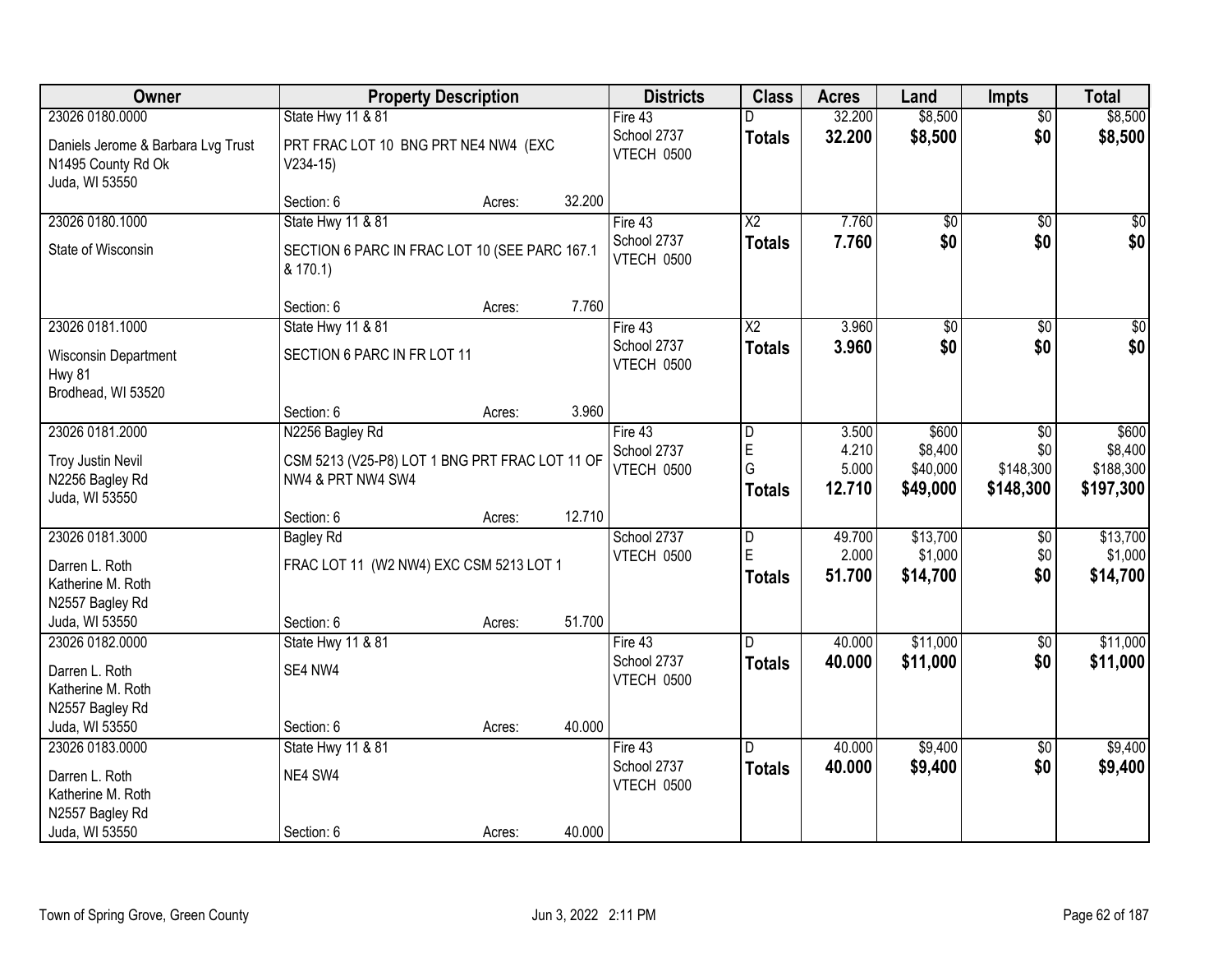| Owner | Property Description | Districts | Class | Acres | Land | Impts | Total |
|---|---|---|---|---|---|---|---|
| 23026 0180.0000<br>Daniels Jerome & Barbara Lvg Trust<br>N1495 County Rd Ok<br>Juda, WI 53550 | State Hwy 11 & 81<br>PRT FRAC LOT 10 BNG PRT NE4 NW4 (EXC V234-15)<br>Section: 6 Acres: 32.200 | Fire 43<br>School 2737<br>VTECH 0500 | D<br>**Totals** | 32.200<br>**32.200** | $8,500<br>**$8,500** | $0<br>**$0** | $8,500<br>**$8,500** |
| 23026 0180.1000<br>State of Wisconsin | State Hwy 11 & 81<br>SECTION 6 PARC IN FRAC LOT 10 (SEE PARC 167.1 & 170.1)<br>Section: 6 Acres: 7.760 | Fire 43<br>School 2737<br>VTECH 0500 | X2<br>**Totals** | 7.760<br>**7.760** | $0<br>**$0** | $0<br>**$0** | $0<br>**$0** |
| 23026 0181.1000<br>Wisconsin Department<br>Hwy 81<br>Brodhead, WI 53520 | State Hwy 11 & 81<br>SECTION 6 PARC IN FR LOT 11<br>Section: 6 Acres: 3.960 | Fire 43<br>School 2737<br>VTECH 0500 | X2<br>**Totals** | 3.960<br>**3.960** | $0<br>**$0** | $0<br>**$0** | $0<br>**$0** |
| 23026 0181.2000<br>Troy Justin Nevil<br>N2256 Bagley Rd<br>Juda, WI 53550 | N2256 Bagley Rd<br>CSM 5213 (V25-P8) LOT 1 BNG PRT FRAC LOT 11 OF NW4 & PRT NW4 SW4<br>Section: 6 Acres: 12.710 | Fire 43<br>School 2737<br>VTECH 0500 | D<br>E<br>G<br>**Totals** | 3.500<br>4.210<br>5.000<br>**12.710** | $600<br>$8,400<br>$40,000<br>**$49,000** | $0<br>$0<br>$148,300<br>**$148,300** | $600<br>$8,400<br>$188,300<br>**$197,300** |
| 23026 0181.3000<br>Darren L. Roth<br>Katherine M. Roth<br>N2557 Bagley Rd<br>Juda, WI 53550 | Bagley Rd<br>FRAC LOT 11 (W2 NW4) EXC CSM 5213 LOT 1<br>Section: 6 Acres: 51.700 | School 2737<br>VTECH 0500 | D<br>E<br>**Totals** | 49.700<br>2.000<br>**51.700** | $13,700<br>$1,000<br>**$14,700** | $0<br>$0<br>**$0** | $13,700<br>$1,000<br>**$14,700** |
| 23026 0182.0000<br>Darren L. Roth<br>Katherine M. Roth<br>N2557 Bagley Rd<br>Juda, WI 53550 | State Hwy 11 & 81<br>SE4 NW4<br>Section: 6 Acres: 40.000 | Fire 43<br>School 2737<br>VTECH 0500 | D<br>**Totals** | 40.000<br>**40.000** | $11,000<br>**$11,000** | $0<br>**$0** | $11,000<br>**$11,000** |
| 23026 0183.0000<br>Darren L. Roth<br>Katherine M. Roth<br>N2557 Bagley Rd<br>Juda, WI 53550 | State Hwy 11 & 81<br>NE4 SW4<br>Section: 6 Acres: 40.000 | Fire 43<br>School 2737<br>VTECH 0500 | D<br>**Totals** | 40.000<br>**40.000** | $9,400<br>**$9,400** | $0<br>**$0** | $9,400<br>**$9,400** |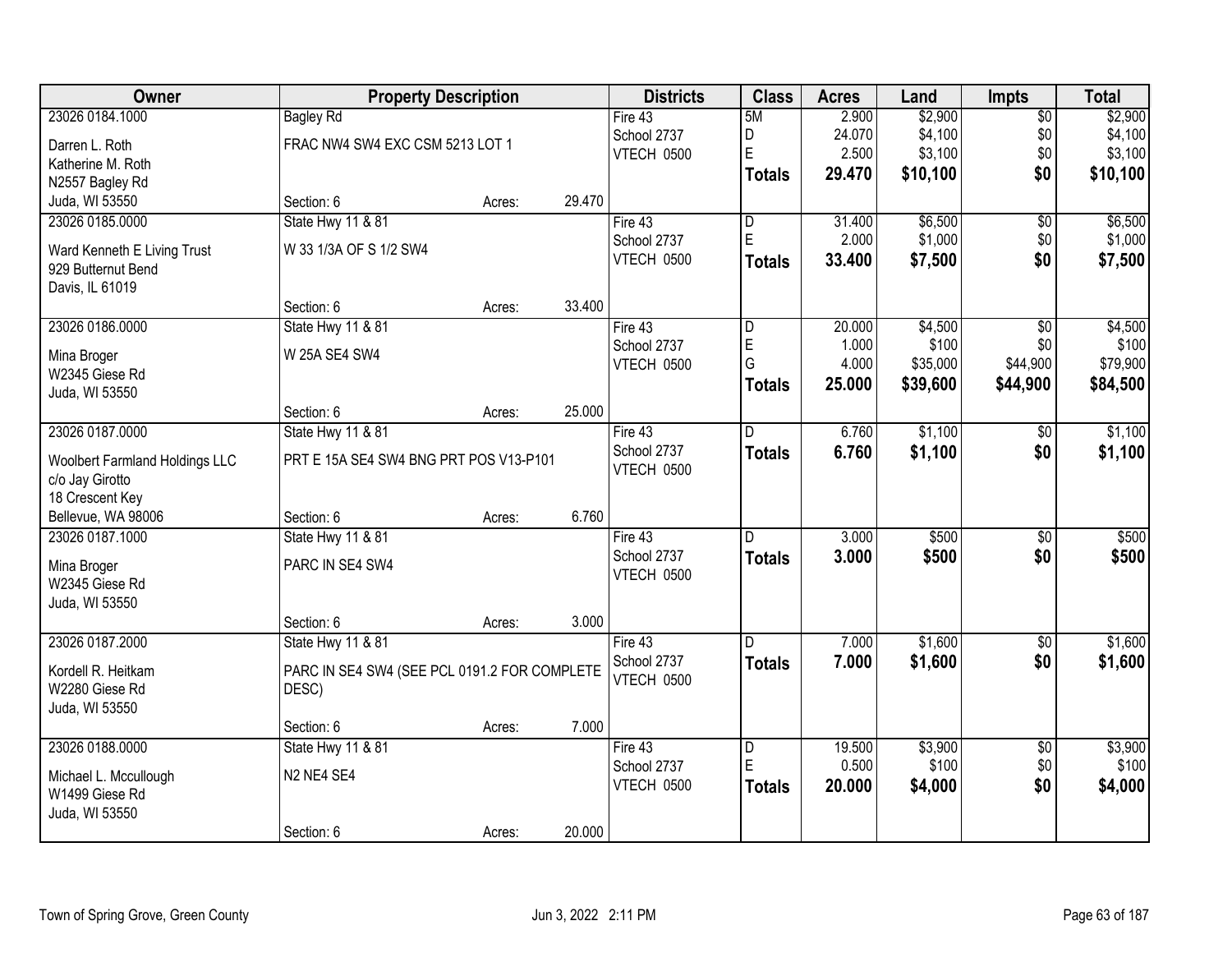| Owner | Property Description | | | Districts | Class | Acres | Land | Impts | Total |
|---|---|---|---|---|---|---|---|---|---|
| 23026 0184.1000 | Bagley Rd | | | Fire 43 | 5M | 2.900 | $2,900 | $0 | $2,900 |
| Darren L. Roth | FRAC NW4 SW4 EXC CSM 5213 LOT 1 | | | School 2737 | D | 24.070 | $4,100 | $0 | $4,100 |
| Katherine M. Roth | | | | VTECH 0500 | E | 2.500 | $3,100 | $0 | $3,100 |
| N2557 Bagley Rd | | | | | **Totals** | **29.470** | **$10,100** | **$0** | **$10,100** |
| Juda, WI 53550 | Section: 6 | Acres: | 29.470 | | | | | | |
| 23026 0185.0000 | State Hwy 11 & 81 | | | Fire 43 | D | 31.400 | $6,500 | $0 | $6,500 |
| Ward Kenneth E Living Trust | W 33 1/3A OF S 1/2 SW4 | | | School 2737 | E | 2.000 | $1,000 | $0 | $1,000 |
| 929 Butternut Bend | | | | VTECH 0500 | **Totals** | **33.400** | **$7,500** | **$0** | **$7,500** |
| Davis, IL 61019 | | | | | | | | | |
| | Section: 6 | Acres: | 33.400 | | | | | | |
| 23026 0186.0000 | State Hwy 11 & 81 | | | Fire 43 | D | 20.000 | $4,500 | $0 | $4,500 |
| Mina Broger | W 25A SE4 SW4 | | | School 2737 | E | 1.000 | $100 | $0 | $100 |
| W2345 Giese Rd | | | | VTECH 0500 | G | 4.000 | $35,000 | $44,900 | $79,900 |
| Juda, WI 53550 | | | | | **Totals** | **25.000** | **$39,600** | **$44,900** | **$84,500** |
| | Section: 6 | Acres: | 25.000 | | | | | | |
| 23026 0187.0000 | State Hwy 11 & 81 | | | Fire 43 | D | 6.760 | $1,100 | $0 | $1,100 |
| Woolbert Farmland Holdings LLC | PRT E 15A SE4 SW4 BNG PRT POS V13-P101 | | | School 2737 | **Totals** | **6.760** | **$1,100** | **$0** | **$1,100** |
| c/o Jay Girotto | | | | VTECH 0500 | | | | | |
| 18 Crescent Key | | | | | | | | | |
| Bellevue, WA 98006 | Section: 6 | Acres: | 6.760 | | | | | | |
| 23026 0187.1000 | State Hwy 11 & 81 | | | Fire 43 | D | 3.000 | $500 | $0 | $500 |
| Mina Broger | PARC IN SE4 SW4 | | | School 2737 | **Totals** | **3.000** | **$500** | **$0** | **$500** |
| W2345 Giese Rd | | | | VTECH 0500 | | | | | |
| Juda, WI 53550 | | | | | | | | | |
| | Section: 6 | Acres: | 3.000 | | | | | | |
| 23026 0187.2000 | State Hwy 11 & 81 | | | Fire 43 | D | 7.000 | $1,600 | $0 | $1,600 |
| Kordell R. Heitkam | PARC IN SE4 SW4 (SEE PCL 0191.2 FOR COMPLETE DESC) | | | School 2737 | **Totals** | **7.000** | **$1,600** | **$0** | **$1,600** |
| W2280 Giese Rd | | | | VTECH 0500 | | | | | |
| Juda, WI 53550 | | | | | | | | | |
| | Section: 6 | Acres: | 7.000 | | | | | | |
| 23026 0188.0000 | State Hwy 11 & 81 | | | Fire 43 | D | 19.500 | $3,900 | $0 | $3,900 |
| Michael L. Mccullough | N2 NE4 SE4 | | | School 2737 | E | 0.500 | $100 | $0 | $100 |
| W1499 Giese Rd | | | | VTECH 0500 | **Totals** | **20.000** | **$4,000** | **$0** | **$4,000** |
| Juda, WI 53550 | | | | | | | | | |
| | Section: 6 | Acres: | 20.000 | | | | | | |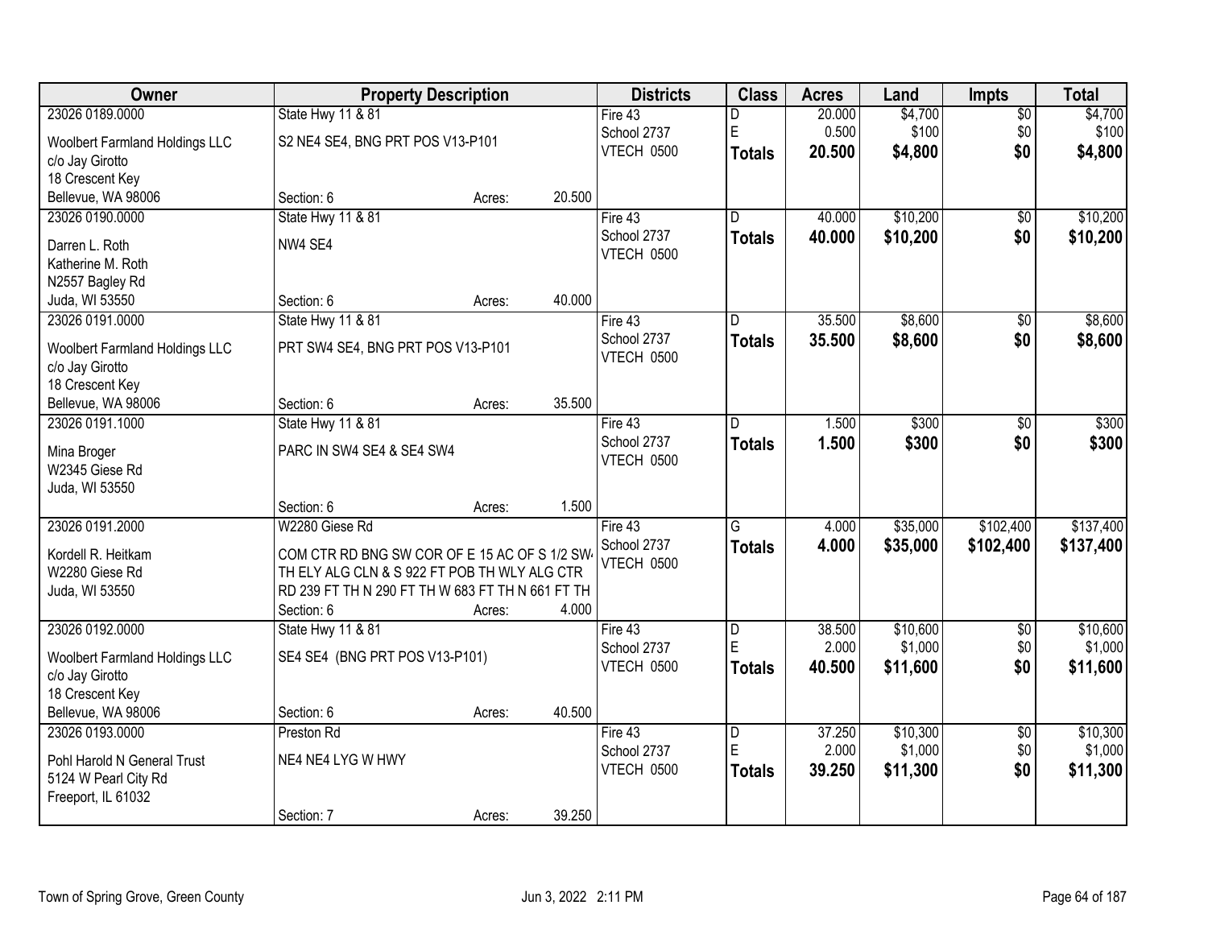| Owner | Property Description | | | Districts | Class | Acres | Land | Impts | Total |
|---|---|---|---|---|---|---|---|---|---|
| 23026 0189.0000<br>Woolbert Farmland Holdings LLC<br>c/o Jay Girotto<br>18 Crescent Key<br>Bellevue, WA 98006 | State Hwy 11 & 81<br>S2 NE4 SE4, BNG PRT POS V13-P101<br>Section: 6 | Acres: | 20.500 | Fire 43<br>School 2737<br>VTECH 0500 | D<br>E<br>**Totals** | 20.000<br>0.500<br>**20.500** | $4,700<br>$100<br>**$4,800** | $0<br>$0<br>**$0** | $4,700<br>$100<br>**$4,800** |
| 23026 0190.0000<br>Darren L. Roth<br>Katherine M. Roth<br>N2557 Bagley Rd<br>Juda, WI 53550 | State Hwy 11 & 81<br>NW4 SE4<br>Section: 6 | Acres: | 40.000 | Fire 43<br>School 2737<br>VTECH 0500 | D<br>**Totals** | 40.000<br>**40.000** | $10,200<br>**$10,200** | $0<br>**$0** | $10,200<br>**$10,200** |
| 23026 0191.0000<br>Woolbert Farmland Holdings LLC<br>c/o Jay Girotto<br>18 Crescent Key<br>Bellevue, WA 98006 | State Hwy 11 & 81<br>PRT SW4 SE4, BNG PRT POS V13-P101<br>Section: 6 | Acres: | 35.500 | Fire 43<br>School 2737<br>VTECH 0500 | D<br>**Totals** | 35.500<br>**35.500** | $8,600<br>**$8,600** | $0<br>**$0** | $8,600<br>**$8,600** |
| 23026 0191.1000<br>Mina Broger<br>W2345 Giese Rd<br>Juda, WI 53550 | State Hwy 11 & 81<br>PARC IN SW4 SE4 & SE4 SW4<br>Section: 6 | Acres: | 1.500 | Fire 43<br>School 2737<br>VTECH 0500 | D<br>**Totals** | 1.500<br>**1.500** | $300<br>**$300** | $0<br>**$0** | $300<br>**$300** |
| 23026 0191.2000<br>Kordell R. Heitkam<br>W2280 Giese Rd<br>Juda, WI 53550 | W2280 Giese Rd<br>COM CTR RD BNG SW COR OF E 15 AC OF S 1/2 SW4 TH ELY ALG CLN & S 922 FT POB TH WLY ALG CTR RD 239 FT TH N 290 FT TH W 683 FT TH N 661 FT TH<br>Section: 6 | Acres: | 4.000 | Fire 43<br>School 2737<br>VTECH 0500 | G<br>**Totals** | 4.000<br>**4.000** | $35,000<br>**$35,000** | $102,400<br>**$102,400** | $137,400<br>**$137,400** |
| 23026 0192.0000<br>Woolbert Farmland Holdings LLC<br>c/o Jay Girotto<br>18 Crescent Key<br>Bellevue, WA 98006 | State Hwy 11 & 81<br>SE4 SE4 (BNG PRT POS V13-P101)<br>Section: 6 | Acres: | 40.500 | Fire 43<br>School 2737<br>VTECH 0500 | D<br>E<br>**Totals** | 38.500<br>2.000<br>**40.500** | $10,600<br>$1,000<br>**$11,600** | $0<br>$0<br>**$0** | $10,600<br>$1,000<br>**$11,600** |
| 23026 0193.0000<br>Pohl Harold N General Trust<br>5124 W Pearl City Rd<br>Freeport, IL 61032 | Preston Rd<br>NE4 NE4 LYG W HWY<br>Section: 7 | Acres: | 39.250 | Fire 43<br>School 2737<br>VTECH 0500 | D<br>E<br>**Totals** | 37.250<br>2.000<br>**39.250** | $10,300<br>$1,000<br>**$11,300** | $0<br>$0<br>**$0** | $10,300<br>$1,000<br>**$11,300** |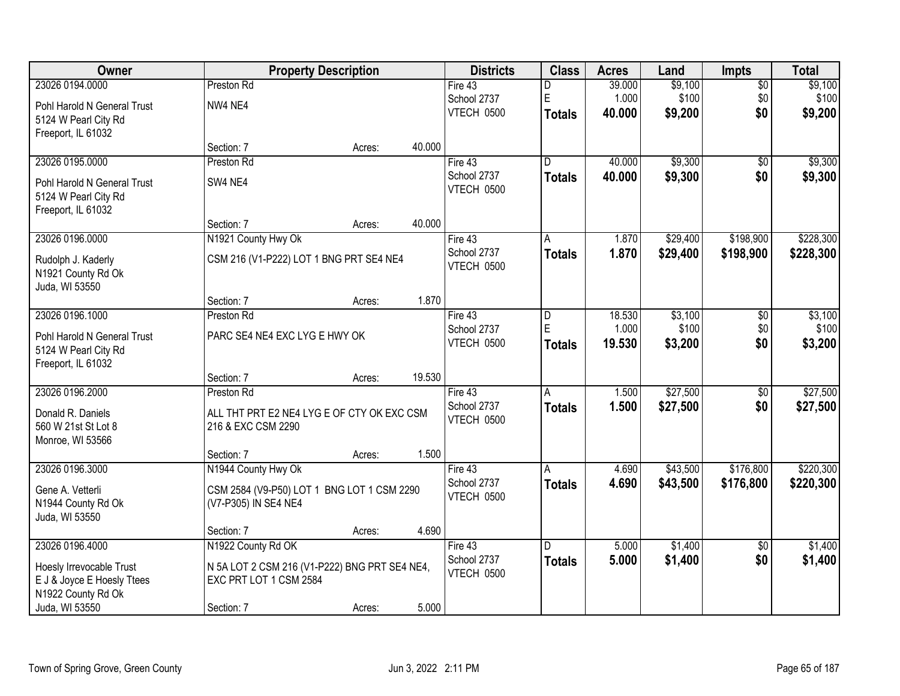| Owner | Property Description | | | Districts | Class | Acres | Land | Impts | Total |
|---|---|---|---|---|---|---|---|---|---|
| 23026 0194.0000 | Preston Rd | | | Fire 43 | D | 39.000 | $9,100 | $0 | $9,100 |
| Pohl Harold N General Trust | NW4 NE4 | | | School 2737 | E | 1.000 | $100 | $0 | $100 |
| 5124 W Pearl City Rd | | | | VTECH 0500 | **Totals** | **40.000** | **$9,200** | **$0** | **$9,200** |
| Freeport, IL 61032 | | | | | | | | | |
| | Section: 7 | Acres: | 40.000 | | | | | | |
| 23026 0195.0000 | Preston Rd | | | Fire 43 | D | 40.000 | $9,300 | $0 | $9,300 |
| Pohl Harold N General Trust | SW4 NE4 | | | School 2737 | **Totals** | **40.000** | **$9,300** | **$0** | **$9,300** |
| 5124 W Pearl City Rd | | | | VTECH 0500 | | | | | |
| Freeport, IL 61032 | | | | | | | | | |
| | Section: 7 | Acres: | 40.000 | | | | | | |
| 23026 0196.0000 | N1921 County Hwy Ok | | | Fire 43 | A | 1.870 | $29,400 | $198,900 | $228,300 |
| Rudolph J. Kaderly | CSM 216 (V1-P222) LOT 1 BNG PRT SE4 NE4 | | | School 2737 | **Totals** | **1.870** | **$29,400** | **$198,900** | **$228,300** |
| N1921 County Rd Ok | | | | VTECH 0500 | | | | | |
| Juda, WI 53550 | | | | | | | | | |
| | Section: 7 | Acres: | 1.870 | | | | | | |
| 23026 0196.1000 | Preston Rd | | | Fire 43 | D | 18.530 | $3,100 | $0 | $3,100 |
| Pohl Harold N General Trust | PARC SE4 NE4 EXC LYG E HWY OK | | | School 2737 | E | 1.000 | $100 | $0 | $100 |
| 5124 W Pearl City Rd | | | | VTECH 0500 | **Totals** | **19.530** | **$3,200** | **$0** | **$3,200** |
| Freeport, IL 61032 | | | | | | | | | |
| | Section: 7 | Acres: | 19.530 | | | | | | |
| 23026 0196.2000 | Preston Rd | | | Fire 43 | A | 1.500 | $27,500 | $0 | $27,500 |
| Donald R. Daniels | ALL THT PRT E2 NE4 LYG E OF CTY OK EXC CSM 216 & EXC CSM 2290 | | | School 2737 | **Totals** | **1.500** | **$27,500** | **$0** | **$27,500** |
| 560 W 21st St Lot 8 | | | | VTECH 0500 | | | | | |
| Monroe, WI 53566 | | | | | | | | | |
| | Section: 7 | Acres: | 1.500 | | | | | | |
| 23026 0196.3000 | N1944 County Hwy Ok | | | Fire 43 | A | 4.690 | $43,500 | $176,800 | $220,300 |
| Gene A. Vetterli | CSM 2584 (V9-P50) LOT 1 BNG LOT 1 CSM 2290 (V7-P305) IN SE4 NE4 | | | School 2737 | **Totals** | **4.690** | **$43,500** | **$176,800** | **$220,300** |
| N1944 County Rd Ok | | | | VTECH 0500 | | | | | |
| Juda, WI 53550 | | | | | | | | | |
| | Section: 7 | Acres: | 4.690 | | | | | | |
| 23026 0196.4000 | N1922 County Rd OK | | | Fire 43 | D | 5.000 | $1,400 | $0 | $1,400 |
| Hoesly Irrevocable Trust | N 5A LOT 2 CSM 216 (V1-P222) BNG PRT SE4 NE4, EXC PRT LOT 1 CSM 2584 | | | School 2737 | **Totals** | **5.000** | **$1,400** | **$0** | **$1,400** |
| E J & Joyce E Hoesly Ttees | | | | VTECH 0500 | | | | | |
| N1922 County Rd Ok | | | | | | | | | |
| Juda, WI 53550 | Section: 7 | Acres: | 5.000 | | | | | | |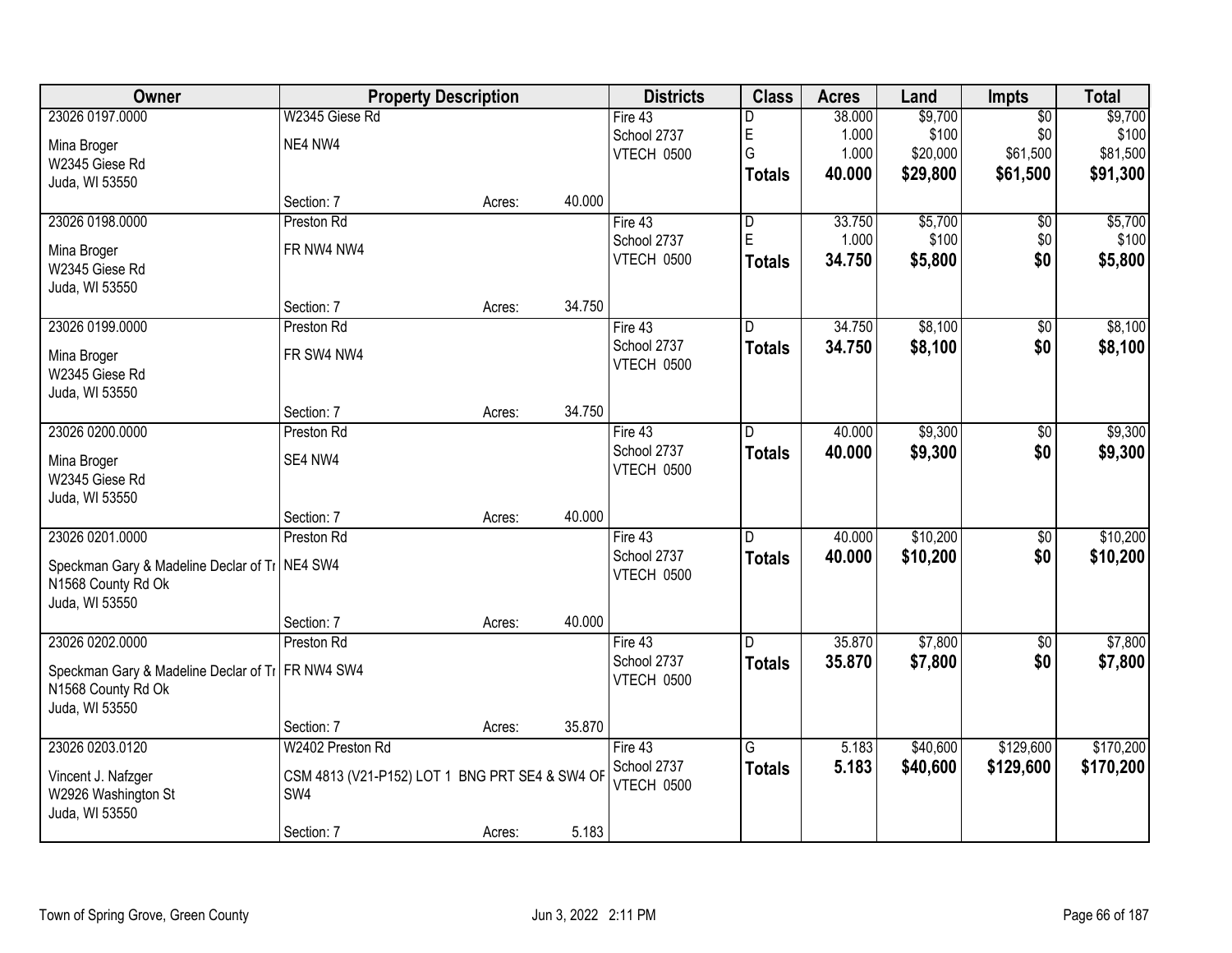| Owner | Property Description | Districts | Class | Acres | Land | Impts | Total |
|---|---|---|---|---|---|---|---|
| 23026 0197.0000<br>Mina Broger<br>W2345 Giese Rd<br>Juda, WI 53550 | W2345 Giese Rd<br>NE4 NW4<br>Section: 7 Acres: 40.000 | Fire 43<br>School 2737<br>VTECH 0500 | D<br>E<br>G<br>**Totals** | 38.000<br>1.000<br>1.000<br>**40.000** | $9,700<br>$100<br>$20,000<br>**$29,800** | $0<br>$0<br>$61,500<br>**$61,500** | $9,700<br>$100<br>$81,500<br>**$91,300** |
| 23026 0198.0000<br>Mina Broger<br>W2345 Giese Rd<br>Juda, WI 53550 | Preston Rd<br>FR NW4 NW4<br>Section: 7 Acres: 34.750 | Fire 43<br>School 2737<br>VTECH 0500 | D<br>E<br>**Totals** | 33.750<br>1.000<br>**34.750** | $5,700<br>$100<br>**$5,800** | $0<br>$0<br>**$0** | $5,700<br>$100<br>**$5,800** |
| 23026 0199.0000<br>Mina Broger<br>W2345 Giese Rd<br>Juda, WI 53550 | Preston Rd<br>FR SW4 NW4<br>Section: 7 Acres: 34.750 | Fire 43<br>School 2737<br>VTECH 0500 | D<br>**Totals** | 34.750<br>**34.750** | $8,100<br>**$8,100** | $0<br>**$0** | $8,100<br>**$8,100** |
| 23026 0200.0000<br>Mina Broger<br>W2345 Giese Rd<br>Juda, WI 53550 | Preston Rd<br>SE4 NW4<br>Section: 7 Acres: 40.000 | Fire 43<br>School 2737<br>VTECH 0500 | D<br>**Totals** | 40.000<br>**40.000** | $9,300<br>**$9,300** | $0<br>**$0** | $9,300<br>**$9,300** |
| 23026 0201.0000<br>Speckman Gary & Madeline Declar of Tr<br>N1568 County Rd Ok<br>Juda, WI 53550 | Preston Rd<br>NE4 SW4<br>Section: 7 Acres: 40.000 | Fire 43<br>School 2737<br>VTECH 0500 | D<br>**Totals** | 40.000<br>**40.000** | $10,200<br>**$10,200** | $0<br>**$0** | $10,200<br>**$10,200** |
| 23026 0202.0000<br>Speckman Gary & Madeline Declar of Tr<br>N1568 County Rd Ok<br>Juda, WI 53550 | Preston Rd<br>FR NW4 SW4<br>Section: 7 Acres: 35.870 | Fire 43<br>School 2737<br>VTECH 0500 | D<br>**Totals** | 35.870<br>**35.870** | $7,800<br>**$7,800** | $0<br>**$0** | $7,800<br>**$7,800** |
| 23026 0203.0120<br>Vincent J. Nafzger<br>W2926 Washington St<br>Juda, WI 53550 | W2402 Preston Rd<br>CSM 4813 (V21-P152) LOT 1 BNG PRT SE4 & SW4 OF SW4<br>Section: 7 Acres: 5.183 | Fire 43<br>School 2737<br>VTECH 0500 | G<br>**Totals** | 5.183<br>**5.183** | $40,600<br>**$40,600** | $129,600<br>**$129,600** | $170,200<br>**$170,200** |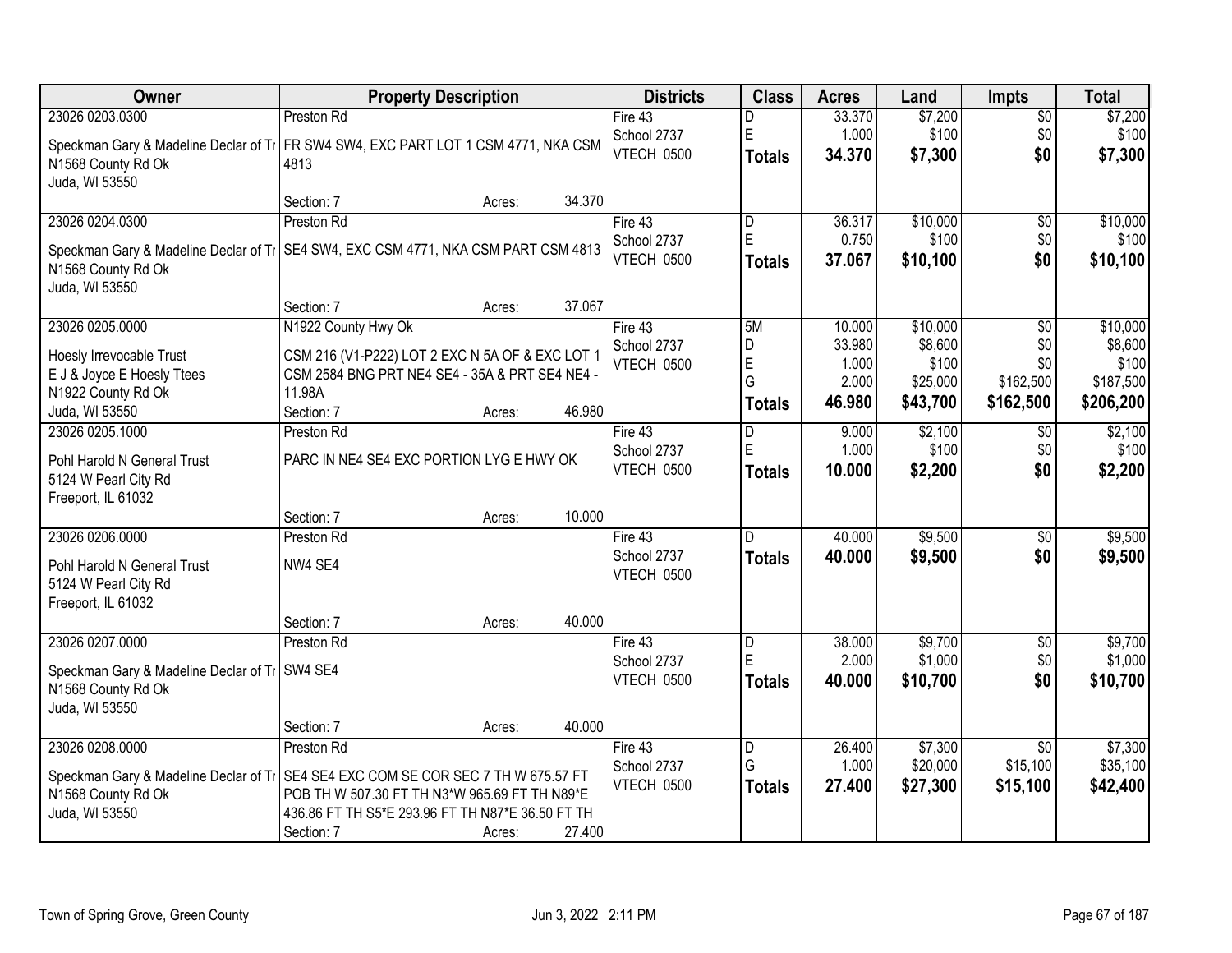| Owner | Property Description | Districts | Class | Acres | Land | Impts | Total |
|---|---|---|---|---|---|---|---|
| 23026 0203.0300<br>Speckman Gary & Madeline Declar of Tr<br>N1568 County Rd Ok<br>Juda, WI 53550 | Preston Rd<br>FR SW4 SW4, EXC PART LOT 1 CSM 4771, NKA CSM 4813<br>Section: 7 Acres: 34.370 | Fire 43<br>School 2737<br>VTECH 0500 | D<br>E<br>**Totals** | 33.370<br>1.000<br>**34.370** | $7,200<br>$100<br>**$7,300** | $0<br>$0<br>**$0** | $7,200<br>$100<br>**$7,300** |
| 23026 0204.0300<br>Speckman Gary & Madeline Declar of Tr<br>N1568 County Rd Ok<br>Juda, WI 53550 | Preston Rd<br>SE4 SW4, EXC CSM 4771, NKA CSM PART CSM 4813<br>Section: 7 Acres: 37.067 | Fire 43<br>School 2737<br>VTECH 0500 | D<br>E<br>**Totals** | 36.317<br>0.750<br>**37.067** | $10,000<br>$100<br>**$10,100** | $0<br>$0<br>**$0** | $10,000<br>$100<br>**$10,100** |
| 23026 0205.0000<br>Hoesly Irrevocable Trust<br>E J & Joyce E Hoesly Ttees<br>N1922 County Rd Ok<br>Juda, WI 53550 | N1922 County Hwy Ok<br>CSM 216 (V1-P222) LOT 2 EXC N 5A OF & EXC LOT 1 CSM 2584 BNG PRT NE4 SE4 - 35A & PRT SE4 NE4 - 11.98A<br>Section: 7 Acres: 46.980 | Fire 43<br>School 2737<br>VTECH 0500 | 5M<br>D<br>E<br>G<br>**Totals** | 10.000<br>33.980<br>1.000<br>2.000<br>**46.980** | $10,000<br>$8,600<br>$100<br>$25,000<br>**$43,700** | $0<br>$0<br>$0<br>$162,500<br>**$162,500** | $10,000<br>$8,600<br>$100<br>$187,500<br>**$206,200** |
| 23026 0205.1000<br>Pohl Harold N General Trust<br>5124 W Pearl City Rd<br>Freeport, IL 61032 | Preston Rd<br>PARC IN NE4 SE4 EXC PORTION LYG E HWY OK<br>Section: 7 Acres: 10.000 | Fire 43<br>School 2737<br>VTECH 0500 | D<br>E<br>**Totals** | 9.000<br>1.000<br>**10.000** | $2,100<br>$100<br>**$2,200** | $0<br>$0<br>**$0** | $2,100<br>$100<br>**$2,200** |
| 23026 0206.0000<br>Pohl Harold N General Trust<br>5124 W Pearl City Rd<br>Freeport, IL 61032 | Preston Rd<br>NW4 SE4<br>Section: 7 Acres: 40.000 | Fire 43<br>School 2737<br>VTECH 0500 | D<br>**Totals** | 40.000<br>**40.000** | $9,500<br>**$9,500** | $0<br>**$0** | $9,500<br>**$9,500** |
| 23026 0207.0000<br>Speckman Gary & Madeline Declar of Tr<br>N1568 County Rd Ok<br>Juda, WI 53550 | Preston Rd<br>SW4 SE4<br>Section: 7 Acres: 40.000 | Fire 43<br>School 2737<br>VTECH 0500 | D<br>E<br>**Totals** | 38.000<br>2.000<br>**40.000** | $9,700<br>$1,000<br>**$10,700** | $0<br>$0<br>**$0** | $9,700<br>$1,000<br>**$10,700** |
| 23026 0208.0000<br>Speckman Gary & Madeline Declar of Tr<br>N1568 County Rd Ok<br>Juda, WI 53550 | Preston Rd<br>SE4 SE4 EXC COM SE COR SEC 7 TH W 675.57 FT POB TH W 507.30 FT TH N3*W 965.69 FT TH N89*E 436.86 FT TH S5*E 293.96 FT TH N87*E 36.50 FT TH<br>Section: 7 Acres: 27.400 | Fire 43<br>School 2737<br>VTECH 0500 | D<br>G<br>**Totals** | 26.400<br>1.000<br>**27.400** | $7,300<br>$20,000<br>**$27,300** | $0<br>$15,100<br>**$15,100** | $7,300<br>$35,100<br>**$42,400** |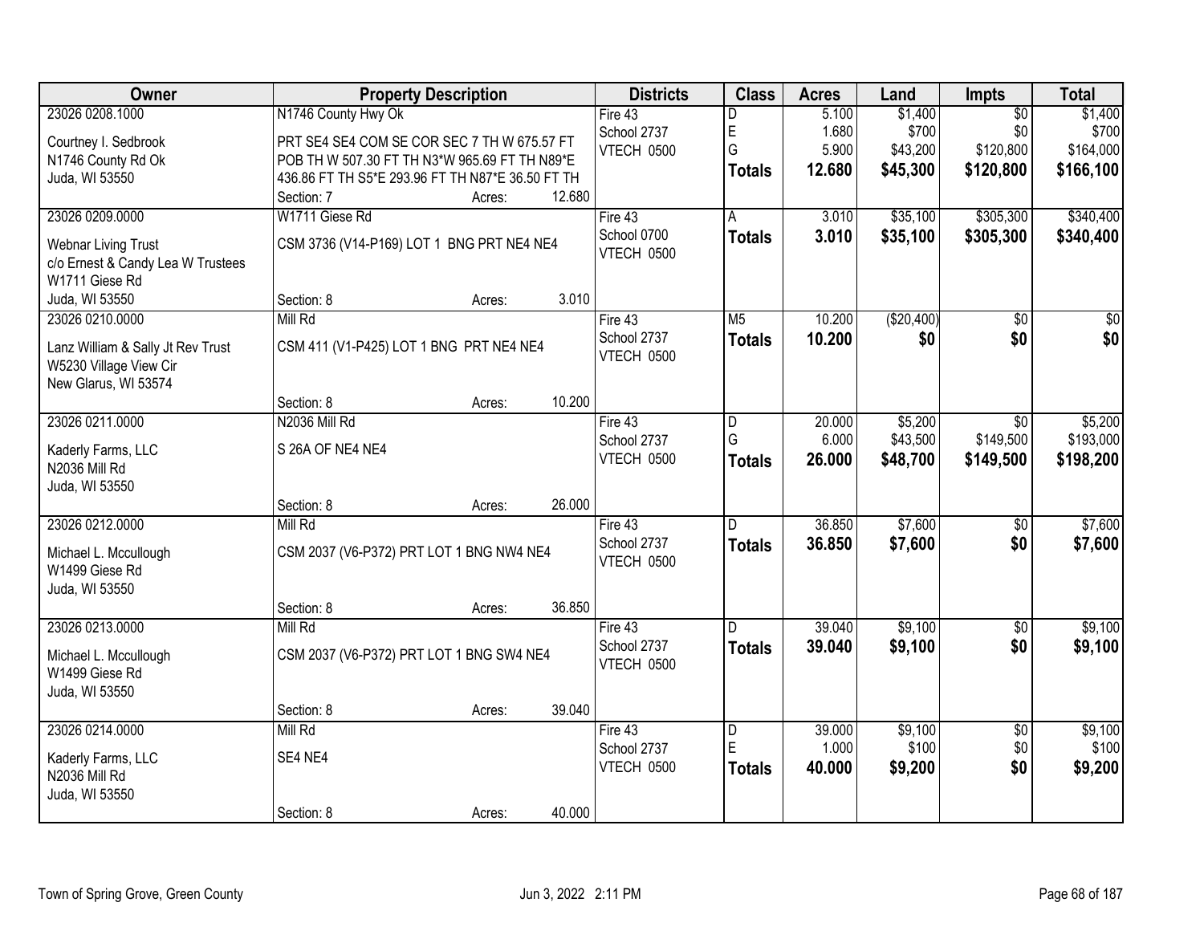| Owner | Property Description | Districts | Class | Acres | Land | Impts | Total |
|---|---|---|---|---|---|---|---|
| 23026 0208.1000<br>Courtney I. Sedbrook<br>N1746 County Rd Ok<br>Juda, WI 53550 | N1746 County Hwy Ok<br>PRT SE4 SE4 COM SE COR SEC 7 TH W 675.57 FT POB TH W 507.30 FT TH N3*W 965.69 FT TH N89*E 436.86 FT TH S5*E 293.96 FT TH N87*E 36.50 FT TH<br>Section: 7 Acres: 12.680 | Fire 43<br>School 2737<br>VTECH 0500 | D<br>E<br>G<br>**Totals** | 5.100<br>1.680<br>5.900<br>**12.680** | $1,400<br>$700<br>$43,200<br>**$45,300** | $0<br>$0<br>$120,800<br>**$120,800** | $1,400<br>$700<br>$164,000<br>**$166,100** |
| 23026 0209.0000<br>Webnar Living Trust<br>c/o Ernest & Candy Lea W Trustees<br>W1711 Giese Rd<br>Juda, WI 53550 | W1711 Giese Rd<br>CSM 3736 (V14-P169) LOT 1 BNG PRT NE4 NE4<br>Section: 8 Acres: 3.010 | Fire 43<br>School 0700<br>VTECH 0500 | A<br>**Totals** | 3.010<br>**3.010** | $35,100<br>**$35,100** | $305,300<br>**$305,300** | $340,400<br>**$340,400** |
| 23026 0210.0000<br>Lanz William & Sally Jt Rev Trust<br>W5230 Village View Cir<br>New Glarus, WI 53574 | Mill Rd<br>CSM 411 (V1-P425) LOT 1 BNG PRT NE4 NE4<br>Section: 8 Acres: 10.200 | Fire 43<br>School 2737<br>VTECH 0500 | M5<br>**Totals** | 10.200<br>**10.200** | ($20,400)<br>**$0** | $0<br>**$0** | $0<br>**$0** |
| 23026 0211.0000<br>Kaderly Farms, LLC<br>N2036 Mill Rd<br>Juda, WI 53550 | N2036 Mill Rd<br>S 26A OF NE4 NE4<br>Section: 8 Acres: 26.000 | Fire 43<br>School 2737<br>VTECH 0500 | D<br>G<br>**Totals** | 20.000<br>6.000<br>**26.000** | $5,200<br>$43,500<br>**$48,700** | $0<br>$149,500<br>**$149,500** | $5,200<br>$193,000<br>**$198,200** |
| 23026 0212.0000<br>Michael L. Mccullough<br>W1499 Giese Rd<br>Juda, WI 53550 | Mill Rd<br>CSM 2037 (V6-P372) PRT LOT 1 BNG NW4 NE4<br>Section: 8 Acres: 36.850 | Fire 43<br>School 2737<br>VTECH 0500 | D<br>**Totals** | 36.850<br>**36.850** | $7,600<br>**$7,600** | $0<br>**$0** | $7,600<br>**$7,600** |
| 23026 0213.0000<br>Michael L. Mccullough<br>W1499 Giese Rd<br>Juda, WI 53550 | Mill Rd<br>CSM 2037 (V6-P372) PRT LOT 1 BNG SW4 NE4<br>Section: 8 Acres: 39.040 | Fire 43<br>School 2737<br>VTECH 0500 | D<br>**Totals** | 39.040<br>**39.040** | $9,100<br>**$9,100** | $0<br>**$0** | $9,100<br>**$9,100** |
| 23026 0214.0000<br>Kaderly Farms, LLC<br>N2036 Mill Rd<br>Juda, WI 53550 | Mill Rd<br>SE4 NE4<br>Section: 8 Acres: 40.000 | Fire 43<br>School 2737<br>VTECH 0500 | D<br>E<br>**Totals** | 39.000<br>1.000<br>**40.000** | $9,100<br>$100<br>**$9,200** | $0<br>$0<br>**$0** | $9,100<br>$100<br>**$9,200** |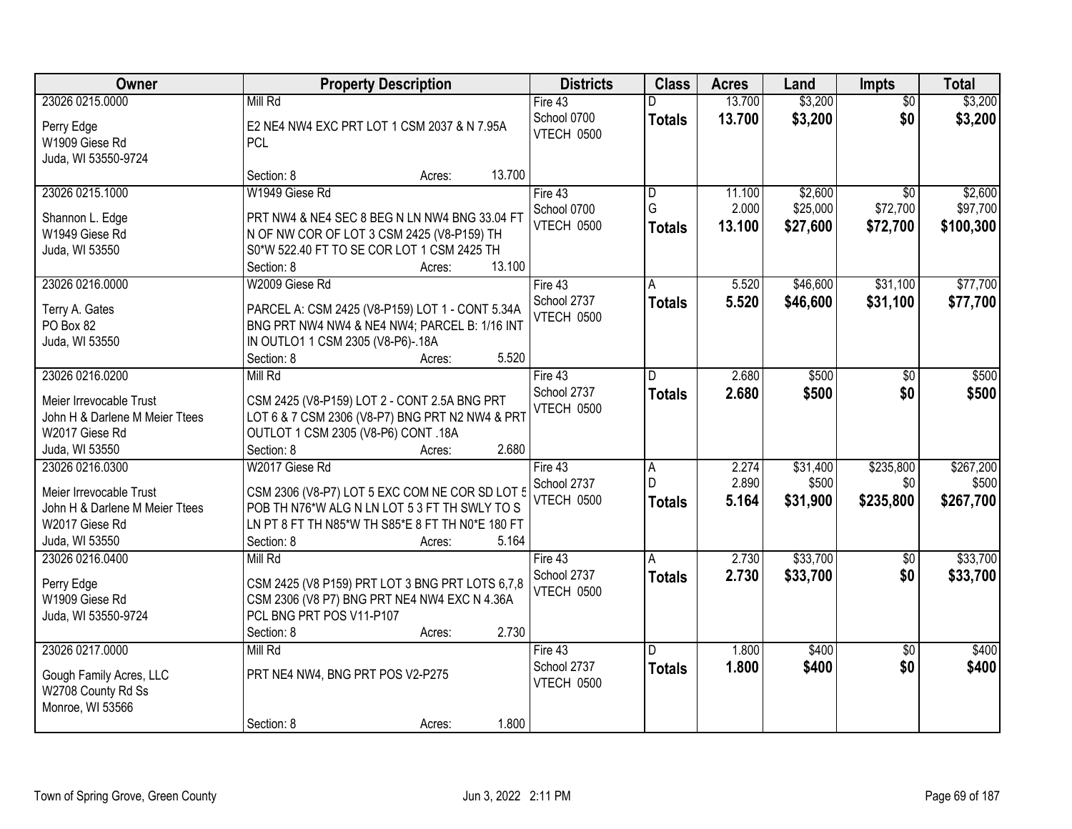| Owner | Property Description | Districts | Class | Acres | Land | Impts | Total |
|---|---|---|---|---|---|---|---|
| 23026 0215.0000<br>Perry Edge<br>W1909 Giese Rd<br>Juda, WI 53550-9724 | Mill Rd<br>E2 NE4 NW4 EXC PRT LOT 1 CSM 2037 & N 7.95A PCL<br>Section: 8 Acres: 13.700 | Fire 43<br>School 0700<br>VTECH 0500 | D<br>**Totals** | 13.700<br>**13.700** | $3,200<br>**$3,200** | $0<br>**$0** | $3,200<br>**$3,200** |
| 23026 0215.1000<br>Shannon L. Edge<br>W1949 Giese Rd<br>Juda, WI 53550 | W1949 Giese Rd<br>PRT NW4 & NE4 SEC 8 BEG N LN NW4 BNG 33.04 FT N OF NW COR OF LOT 3 CSM 2425 (V8-P159) TH S0*W 522.40 FT TO SE COR LOT 1 CSM 2425 TH<br>Section: 8 Acres: 13.100 | Fire 43<br>School 0700<br>VTECH 0500 | D<br>G<br>**Totals** | 11.100<br>2.000<br>**13.100** | $2,600<br>$25,000<br>**$27,600** | $0<br>$72,700<br>**$72,700** | $2,600<br>$97,700<br>**$100,300** |
| 23026 0216.0000<br>Terry A. Gates<br>PO Box 82<br>Juda, WI 53550 | W2009 Giese Rd<br>PARCEL A: CSM 2425 (V8-P159) LOT 1 - CONT 5.34A BNG PRT NW4 NW4 & NE4 NW4; PARCEL B: 1/16 INT IN OUTLO1 1 CSM 2305 (V8-P6)-.18A<br>Section: 8 Acres: 5.520 | Fire 43<br>School 2737<br>VTECH 0500 | A<br>**Totals** | 5.520<br>**5.520** | $46,600<br>**$46,600** | $31,100<br>**$31,100** | $77,700<br>**$77,700** |
| 23026 0216.0200<br>Meier Irrevocable Trust<br>John H & Darlene M Meier Ttees<br>W2017 Giese Rd<br>Juda, WI 53550 | Mill Rd<br>CSM 2425 (V8-P159) LOT 2 - CONT 2.5A BNG PRT LOT 6 & 7 CSM 2306 (V8-P7) BNG PRT N2 NW4 & PRT OUTLOT 1 CSM 2305 (V8-P6) CONT .18A<br>Section: 8 Acres: 2.680 | Fire 43<br>School 2737<br>VTECH 0500 | D<br>**Totals** | 2.680<br>**2.680** | $500<br>**$500** | $0<br>**$0** | $500<br>**$500** |
| 23026 0216.0300<br>Meier Irrevocable Trust<br>John H & Darlene M Meier Ttees<br>W2017 Giese Rd<br>Juda, WI 53550 | W2017 Giese Rd<br>CSM 2306 (V8-P7) LOT 5 EXC COM NE COR SD LOT 5 POB TH N76*W ALG N LN LOT 5 3 FT TH SWLY TO S LN PT 8 FT TH N85*W TH S85*E 8 FT TH N0*E 180 FT<br>Section: 8 Acres: 5.164 | Fire 43<br>School 2737<br>VTECH 0500 | A<br>D<br>**Totals** | 2.274<br>2.890<br>**5.164** | $31,400<br>$500<br>**$31,900** | $235,800<br>$0<br>**$235,800** | $267,200<br>$500<br>**$267,700** |
| 23026 0216.0400<br>Perry Edge<br>W1909 Giese Rd<br>Juda, WI 53550-9724 | Mill Rd<br>CSM 2425 (V8 P159) PRT LOT 3 BNG PRT LOTS 6,7,8 CSM 2306 (V8 P7) BNG PRT NE4 NW4 EXC N 4.36A PCL BNG PRT POS V11-P107<br>Section: 8 Acres: 2.730 | Fire 43<br>School 2737<br>VTECH 0500 | A<br>**Totals** | 2.730<br>**2.730** | $33,700<br>**$33,700** | $0<br>**$0** | $33,700<br>**$33,700** |
| 23026 0217.0000<br>Gough Family Acres, LLC<br>W2708 County Rd Ss<br>Monroe, WI 53566 | Mill Rd<br>PRT NE4 NW4, BNG PRT POS V2-P275<br>Section: 8 Acres: 1.800 | Fire 43<br>School 2737<br>VTECH 0500 | D<br>**Totals** | 1.800<br>**1.800** | $400<br>**$400** | $0<br>**$0** | $400<br>**$400** |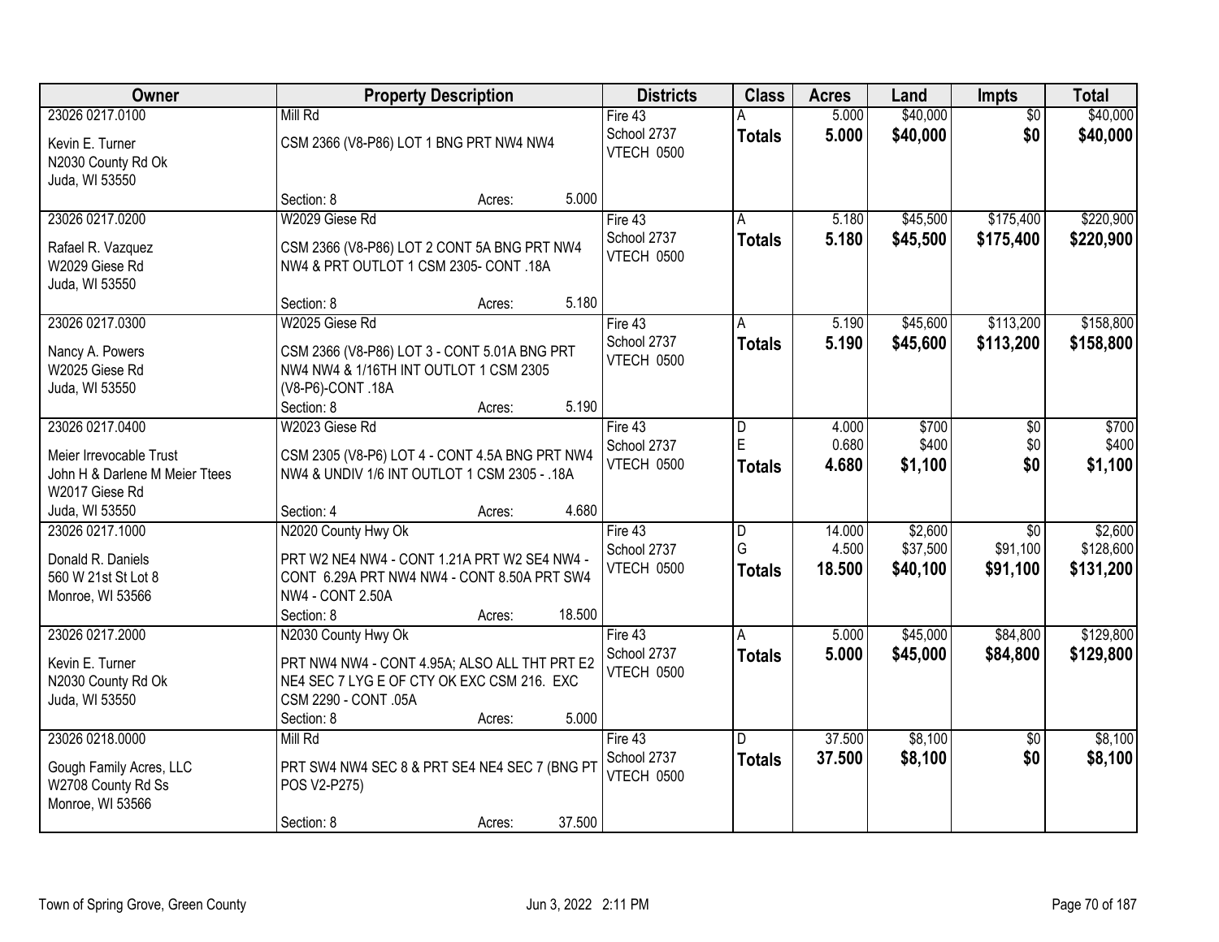| Owner | Property Description | Districts | Class | Acres | Land | Impts | Total |
|---|---|---|---|---|---|---|---|
| 23026 0217.0100<br>Kevin E. Turner<br>N2030 County Rd Ok<br>Juda, WI 53550 | Mill Rd<br>CSM 2366 (V8-P86) LOT 1 BNG PRT NW4 NW4<br>Section: 8 Acres: 5.000 | Fire 43<br>School 2737<br>VTECH 0500 | A<br>**Totals** | 5.000<br>**5.000** | $40,000<br>**$40,000** | $0<br>**$0** | $40,000<br>**$40,000** |
| 23026 0217.0200<br>Rafael R. Vazquez<br>W2029 Giese Rd<br>Juda, WI 53550 | W2029 Giese Rd<br>CSM 2366 (V8-P86) LOT 2 CONT 5A BNG PRT NW4 NW4 & PRT OUTLOT 1 CSM 2305- CONT .18A<br>Section: 8 Acres: 5.180 | Fire 43<br>School 2737<br>VTECH 0500 | A<br>**Totals** | 5.180<br>**5.180** | $45,500<br>**$45,500** | $175,400<br>**$175,400** | $220,900<br>**$220,900** |
| 23026 0217.0300<br>Nancy A. Powers<br>W2025 Giese Rd<br>Juda, WI 53550 | W2025 Giese Rd<br>CSM 2366 (V8-P86) LOT 3 - CONT 5.01A BNG PRT NW4 NW4 & 1/16TH INT OUTLOT 1 CSM 2305 (V8-P6)-CONT .18A<br>Section: 8 Acres: 5.190 | Fire 43<br>School 2737<br>VTECH 0500 | A<br>**Totals** | 5.190<br>**5.190** | $45,600<br>**$45,600** | $113,200<br>**$113,200** | $158,800<br>**$158,800** |
| 23026 0217.0400<br>Meier Irrevocable Trust<br>John H & Darlene M Meier Ttees<br>W2017 Giese Rd<br>Juda, WI 53550 | W2023 Giese Rd<br>CSM 2305 (V8-P6) LOT 4 - CONT 4.5A BNG PRT NW4 NW4 & UNDIV 1/6 INT OUTLOT 1 CSM 2305 - .18A<br>Section: 4 Acres: 4.680 | Fire 43<br>School 2737<br>VTECH 0500 | D<br>E<br>**Totals** | 4.000<br>0.680<br>**4.680** | $700<br>$400<br>**$1,100** | $0<br>$0<br>**$0** | $700<br>$400<br>**$1,100** |
| 23026 0217.1000<br>Donald R. Daniels<br>560 W 21st St Lot 8<br>Monroe, WI 53566 | N2020 County Hwy Ok<br>PRT W2 NE4 NW4 - CONT 1.21A PRT W2 SE4 NW4 - CONT 6.29A PRT NW4 NW4 - CONT 8.50A PRT SW4 NW4 - CONT 2.50A<br>Section: 8 Acres: 18.500 | Fire 43<br>School 2737<br>VTECH 0500 | D<br>G<br>**Totals** | 14.000<br>4.500<br>**18.500** | $2,600<br>$37,500<br>**$40,100** | $0<br>$91,100<br>**$91,100** | $2,600<br>$128,600<br>**$131,200** |
| 23026 0217.2000<br>Kevin E. Turner<br>N2030 County Rd Ok<br>Juda, WI 53550 | N2030 County Hwy Ok<br>PRT NW4 NW4 - CONT 4.95A; ALSO ALL THT PRT E2 NE4 SEC 7 LYG E OF CTY OK EXC CSM 216. EXC CSM 2290 - CONT .05A<br>Section: 8 Acres: 5.000 | Fire 43<br>School 2737<br>VTECH 0500 | A<br>**Totals** | 5.000<br>**5.000** | $45,000<br>**$45,000** | $84,800<br>**$84,800** | $129,800<br>**$129,800** |
| 23026 0218.0000<br>Gough Family Acres, LLC<br>W2708 County Rd Ss<br>Monroe, WI 53566 | Mill Rd<br>PRT SW4 NW4 SEC 8 & PRT SE4 NE4 SEC 7 (BNG PT POS V2-P275)<br>Section: 8 Acres: 37.500 | Fire 43<br>School 2737<br>VTECH 0500 | D<br>**Totals** | 37.500<br>**37.500** | $8,100<br>**$8,100** | $0<br>**$0** | $8,100<br>**$8,100** |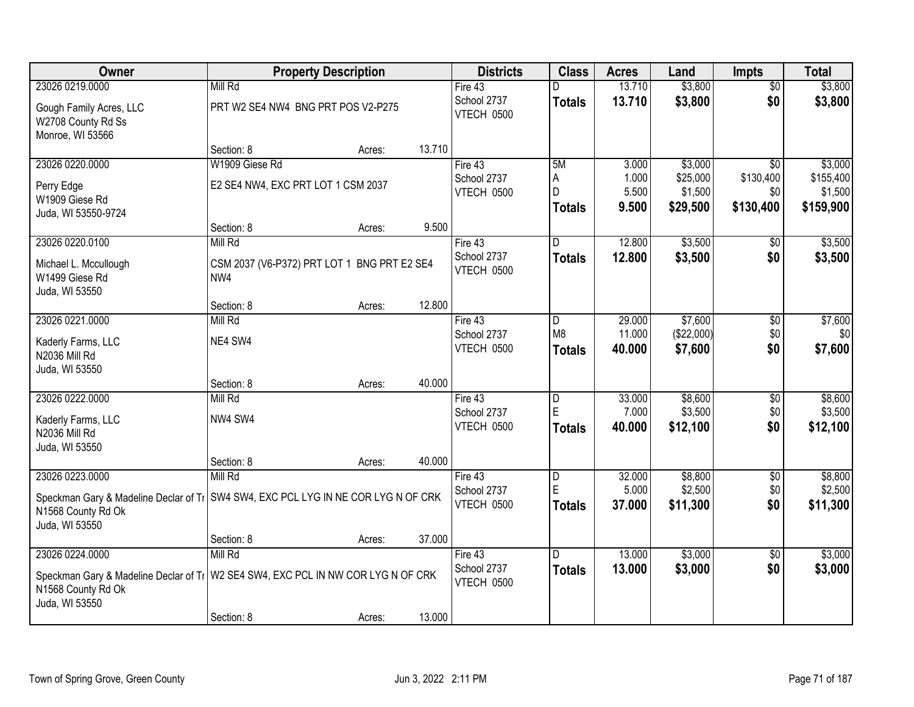| Owner | Property Description | | | Districts | Class | Acres | Land | Impts | Total |
|---|---|---|---|---|---|---|---|---|---|
| 23026 0219.0000 | Mill Rd | | | Fire 43 | D | 13.710 | $3,800 | $0 | $3,800 |
| Gough Family Acres, LLC<br>W2708 County Rd Ss<br>Monroe, WI 53566 | PRT W2 SE4 NW4 BNG PRT POS V2-P275 | | | School 2737<br>VTECH 0500 | **Totals** | **13.710** | **$3,800** | **$0** | **$3,800** |
| | Section: 8 | Acres: | 13.710 | | | | | | |
| 23026 0220.0000 | W1909 Giese Rd | | | Fire 43 | 5M | 3.000 | $3,000 | $0 | $3,000 |
| Perry Edge<br>W1909 Giese Rd<br>Juda, WI 53550-9724 | E2 SE4 NW4, EXC PRT LOT 1 CSM 2037 | | | School 2737<br>VTECH 0500 | A<br>D<br>**Totals** | 1.000<br>5.500<br>**9.500** | $25,000<br>$1,500<br>**$29,500** | $130,400<br>$0<br>**$130,400** | $155,400<br>$1,500<br>**$159,900** |
| | Section: 8 | Acres: | 9.500 | | | | | | |
| 23026 0220.0100 | Mill Rd | | | Fire 43 | D | 12.800 | $3,500 | $0 | $3,500 |
| Michael L. Mccullough<br>W1499 Giese Rd<br>Juda, WI 53550 | CSM 2037 (V6-P372) PRT LOT 1 BNG PRT E2 SE4 NW4 | | | School 2737<br>VTECH 0500 | **Totals** | **12.800** | **$3,500** | **$0** | **$3,500** |
| | Section: 8 | Acres: | 12.800 | | | | | | |
| 23026 0221.0000 | Mill Rd | | | Fire 43 | D | 29.000 | $7,600 | $0 | $7,600 |
| Kaderly Farms, LLC<br>N2036 Mill Rd<br>Juda, WI 53550 | NE4 SW4 | | | School 2737<br>VTECH 0500 | M8<br>**Totals** | 11.000<br>**40.000** | ($22,000)<br>**$7,600** | $0<br>**$0** | $0<br>**$7,600** |
| | Section: 8 | Acres: | 40.000 | | | | | | |
| 23026 0222.0000 | Mill Rd | | | Fire 43 | D | 33.000 | $8,600 | $0 | $8,600 |
| Kaderly Farms, LLC<br>N2036 Mill Rd<br>Juda, WI 53550 | NW4 SW4 | | | School 2737<br>VTECH 0500 | E<br>**Totals** | 7.000<br>**40.000** | $3,500<br>**$12,100** | $0<br>**$0** | $3,500<br>**$12,100** |
| | Section: 8 | Acres: | 40.000 | | | | | | |
| 23026 0223.0000 | Mill Rd | | | Fire 43 | D | 32.000 | $8,800 | $0 | $8,800 |
| Speckman Gary & Madeline Declar of Tr<br>N1568 County Rd Ok<br>Juda, WI 53550 | SW4 SW4, EXC PCL LYG IN NE COR LYG N OF CRK | | | School 2737<br>VTECH 0500 | E<br>**Totals** | 5.000<br>**37.000** | $2,500<br>**$11,300** | $0<br>**$0** | $2,500<br>**$11,300** |
| | Section: 8 | Acres: | 37.000 | | | | | | |
| 23026 0224.0000 | Mill Rd | | | Fire 43 | D | 13.000 | $3,000 | $0 | $3,000 |
| Speckman Gary & Madeline Declar of Tr<br>N1568 County Rd Ok<br>Juda, WI 53550 | W2 SE4 SW4, EXC PCL IN NW COR LYG N OF CRK | | | School 2737<br>VTECH 0500 | **Totals** | **13.000** | **$3,000** | **$0** | **$3,000** |
| | Section: 8 | Acres: | 13.000 | | | | | | |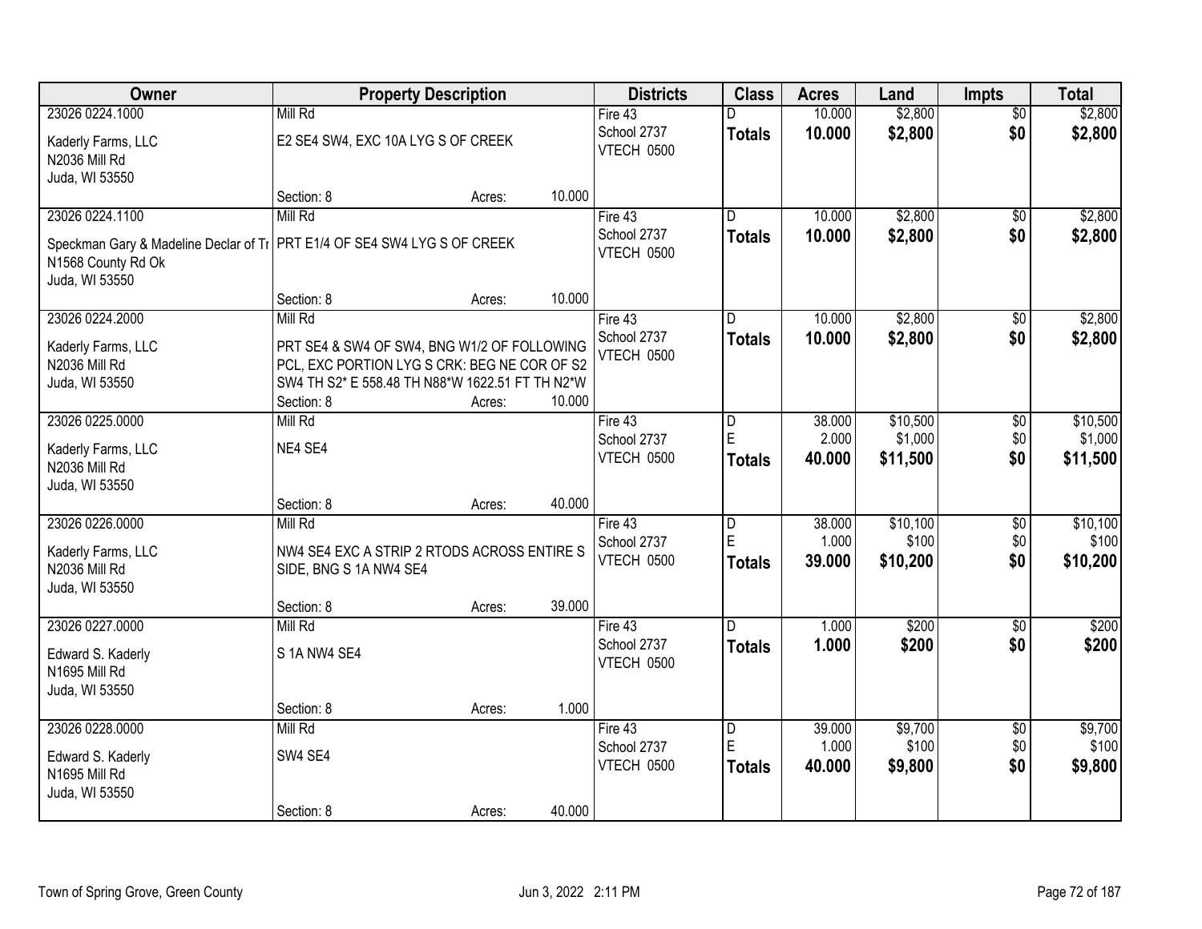| Owner | Property Description | Districts | Class | Acres | Land | Impts | Total |
|---|---|---|---|---|---|---|---|
| 23026 0224.1000<br>Kaderly Farms, LLC<br>N2036 Mill Rd<br>Juda, WI 53550 | Mill Rd<br>E2 SE4 SW4, EXC 10A LYG S OF CREEK<br>Section: 8 Acres: 10.000 | Fire 43<br>School 2737<br>VTECH 0500 | D<br>**Totals** | 10.000<br>**10.000** | $2,800<br>**$2,800** | $0<br>**$0** | $2,800<br>**$2,800** |
| 23026 0224.1100<br>Speckman Gary & Madeline Declar of Tr<br>N1568 County Rd Ok<br>Juda, WI 53550 | Mill Rd<br>PRT E1/4 OF SE4 SW4 LYG S OF CREEK<br>Section: 8 Acres: 10.000 | Fire 43<br>School 2737<br>VTECH 0500 | D<br>**Totals** | 10.000<br>**10.000** | $2,800<br>**$2,800** | $0<br>**$0** | $2,800<br>**$2,800** |
| 23026 0224.2000<br>Kaderly Farms, LLC<br>N2036 Mill Rd<br>Juda, WI 53550 | Mill Rd<br>PRT SE4 & SW4 OF SW4, BNG W1/2 OF FOLLOWING PCL, EXC PORTION LYG S CRK: BEG NE COR OF S2 SW4 TH S2* E 558.48 TH N88*W 1622.51 FT TH N2*W<br>Section: 8 Acres: 10.000 | Fire 43<br>School 2737<br>VTECH 0500 | D<br>**Totals** | 10.000<br>**10.000** | $2,800<br>**$2,800** | $0<br>**$0** | $2,800<br>**$2,800** |
| 23026 0225.0000<br>Kaderly Farms, LLC<br>N2036 Mill Rd<br>Juda, WI 53550 | Mill Rd<br>NE4 SE4<br>Section: 8 Acres: 40.000 | Fire 43<br>School 2737<br>VTECH 0500 | D<br>E<br>**Totals** | 38.000<br>2.000<br>**40.000** | $10,500<br>$1,000<br>**$11,500** | $0<br>$0<br>**$0** | $10,500<br>$1,000<br>**$11,500** |
| 23026 0226.0000<br>Kaderly Farms, LLC<br>N2036 Mill Rd<br>Juda, WI 53550 | Mill Rd<br>NW4 SE4 EXC A STRIP 2 RTODS ACROSS ENTIRE S SIDE, BNG S 1A NW4 SE4<br>Section: 8 Acres: 39.000 | Fire 43<br>School 2737<br>VTECH 0500 | D<br>E<br>**Totals** | 38.000<br>1.000<br>**39.000** | $10,100<br>$100<br>**$10,200** | $0<br>$0<br>**$0** | $10,100<br>$100<br>**$10,200** |
| 23026 0227.0000<br>Edward S. Kaderly<br>N1695 Mill Rd<br>Juda, WI 53550 | Mill Rd<br>S 1A NW4 SE4<br>Section: 8 Acres: 1.000 | Fire 43<br>School 2737<br>VTECH 0500 | D<br>**Totals** | 1.000<br>**1.000** | $200<br>**$200** | $0<br>**$0** | $200<br>**$200** |
| 23026 0228.0000<br>Edward S. Kaderly<br>N1695 Mill Rd<br>Juda, WI 53550 | Mill Rd<br>SW4 SE4<br>Section: 8 Acres: 40.000 | Fire 43<br>School 2737<br>VTECH 0500 | D<br>E<br>**Totals** | 39.000<br>1.000<br>**40.000** | $9,700<br>$100<br>**$9,800** | $0<br>$0<br>**$0** | $9,700<br>$100<br>**$9,800** |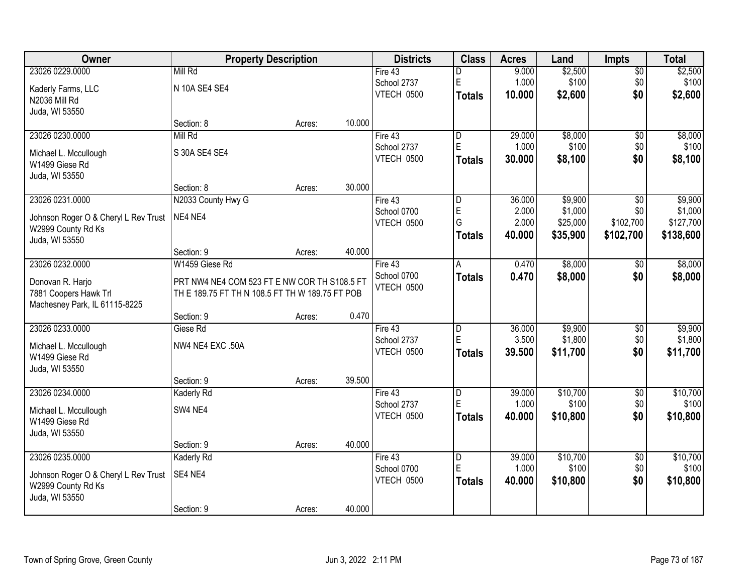| Owner | Property Description | | | Districts | Class | Acres | Land | Impts | Total |
|---|---|---|---|---|---|---|---|---|---|
| 23026 0229.0000 | Mill Rd | | | Fire 43 | D | 9.000 | $2,500 | $0 | $2,500 |
| Kaderly Farms, LLC | N 10A SE4 SE4 | | | School 2737 | E | 1.000 | $100 | $0 | $100 |
| N2036 Mill Rd | | | | VTECH 0500 | **Totals** | **10.000** | **$2,600** | **$0** | **$2,600** |
| Juda, WI 53550 | | | | | | | | | |
| | Section: 8 | Acres: | 10.000 | | | | | | |
| 23026 0230.0000 | Mill Rd | | | Fire 43 | D | 29.000 | $8,000 | $0 | $8,000 |
| Michael L. Mccullough | S 30A SE4 SE4 | | | School 2737 | E | 1.000 | $100 | $0 | $100 |
| W1499 Giese Rd | | | | VTECH 0500 | **Totals** | **30.000** | **$8,100** | **$0** | **$8,100** |
| Juda, WI 53550 | | | | | | | | | |
| | Section: 8 | Acres: | 30.000 | | | | | | |
| 23026 0231.0000 | N2033 County Hwy G | | | Fire 43 | D | 36.000 | $9,900 | $0 | $9,900 |
| Johnson Roger O & Cheryl L Rev Trust | NE4 NE4 | | | School 0700 | E | 2.000 | $1,000 | $0 | $1,000 |
| W2999 County Rd Ks | | | | VTECH 0500 | G | 2.000 | $25,000 | $102,700 | $127,700 |
| Juda, WI 53550 | | | | | **Totals** | **40.000** | **$35,900** | **$102,700** | **$138,600** |
| | Section: 9 | Acres: | 40.000 | | | | | | |
| 23026 0232.0000 | W1459 Giese Rd | | | Fire 43 | A | 0.470 | $8,000 | $0 | $8,000 |
| Donovan R. Harjo | PRT NW4 NE4 COM 523 FT E NW COR TH S108.5 FT | | | School 0700 | **Totals** | **0.470** | **$8,000** | **$0** | **$8,000** |
| 7881 Coopers Hawk Trl | TH E 189.75 FT TH N 108.5 FT TH W 189.75 FT POB | | | VTECH 0500 | | | | | |
| Machesney Park, IL 61115-8225 | | | | | | | | | |
| | Section: 9 | Acres: | 0.470 | | | | | | |
| 23026 0233.0000 | Giese Rd | | | Fire 43 | D | 36.000 | $9,900 | $0 | $9,900 |
| Michael L. Mccullough | NW4 NE4 EXC .50A | | | School 2737 | E | 3.500 | $1,800 | $0 | $1,800 |
| W1499 Giese Rd | | | | VTECH 0500 | **Totals** | **39.500** | **$11,700** | **$0** | **$11,700** |
| Juda, WI 53550 | | | | | | | | | |
| | Section: 9 | Acres: | 39.500 | | | | | | |
| 23026 0234.0000 | Kaderly Rd | | | Fire 43 | D | 39.000 | $10,700 | $0 | $10,700 |
| Michael L. Mccullough | SW4 NE4 | | | School 2737 | E | 1.000 | $100 | $0 | $100 |
| W1499 Giese Rd | | | | VTECH 0500 | **Totals** | **40.000** | **$10,800** | **$0** | **$10,800** |
| Juda, WI 53550 | | | | | | | | | |
| | Section: 9 | Acres: | 40.000 | | | | | | |
| 23026 0235.0000 | Kaderly Rd | | | Fire 43 | D | 39.000 | $10,700 | $0 | $10,700 |
| Johnson Roger O & Cheryl L Rev Trust | SE4 NE4 | | | School 0700 | E | 1.000 | $100 | $0 | $100 |
| W2999 County Rd Ks | | | | VTECH 0500 | **Totals** | **40.000** | **$10,800** | **$0** | **$10,800** |
| Juda, WI 53550 | | | | | | | | | |
| | Section: 9 | Acres: | 40.000 | | | | | | |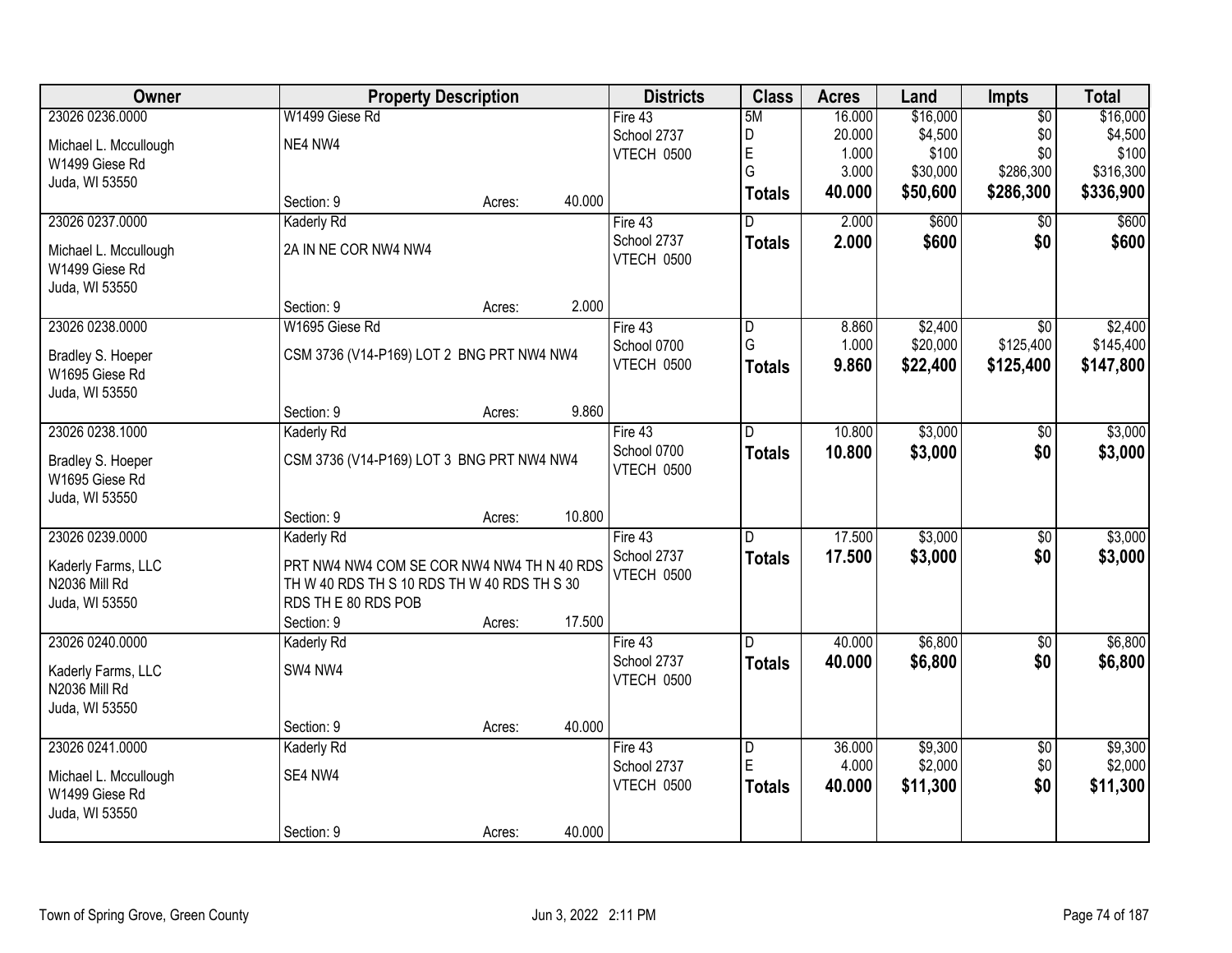| Owner | Property Description | Districts | Class | Acres | Land | Impts | Total |
|---|---|---|---|---|---|---|---|
| 23026 0236.0000<br>Michael L. Mccullough<br>W1499 Giese Rd<br>Juda, WI 53550 | W1499 Giese Rd<br>NE4 NW4<br>Section: 9 Acres: 40.000 | Fire 43<br>School 2737<br>VTECH 0500 | 5M<br>D<br>E<br>G<br>**Totals** | 16.000<br>20.000<br>1.000<br>3.000<br>**40.000** | $16,000<br>$4,500<br>$100<br>$30,000<br>**$50,600** | $0<br>$0<br>$0<br>$286,300<br>**$286,300** | $16,000<br>$4,500<br>$100<br>$316,300<br>**$336,900** |
| 23026 0237.0000<br>Michael L. Mccullough<br>W1499 Giese Rd<br>Juda, WI 53550 | Kaderly Rd<br>2A IN NE COR NW4 NW4<br>Section: 9 Acres: 2.000 | Fire 43<br>School 2737<br>VTECH 0500 | D<br>**Totals** | 2.000<br>**2.000** | $600<br>**$600** | $0<br>**$0** | $600<br>**$600** |
| 23026 0238.0000<br>Bradley S. Hoeper<br>W1695 Giese Rd<br>Juda, WI 53550 | W1695 Giese Rd<br>CSM 3736 (V14-P169) LOT 2 BNG PRT NW4 NW4<br>Section: 9 Acres: 9.860 | Fire 43<br>School 0700<br>VTECH 0500 | D<br>G<br>**Totals** | 8.860<br>1.000<br>**9.860** | $2,400<br>$20,000<br>**$22,400** | $0<br>$125,400<br>**$125,400** | $2,400<br>$145,400<br>**$147,800** |
| 23026 0238.1000<br>Bradley S. Hoeper<br>W1695 Giese Rd<br>Juda, WI 53550 | Kaderly Rd<br>CSM 3736 (V14-P169) LOT 3 BNG PRT NW4 NW4<br>Section: 9 Acres: 10.800 | Fire 43<br>School 0700<br>VTECH 0500 | D<br>**Totals** | 10.800<br>**10.800** | $3,000<br>**$3,000** | $0<br>**$0** | $3,000<br>**$3,000** |
| 23026 0239.0000<br>Kaderly Farms, LLC<br>N2036 Mill Rd<br>Juda, WI 53550 | Kaderly Rd<br>PRT NW4 NW4 COM SE COR NW4 NW4 TH N 40 RDS TH W 40 RDS TH S 10 RDS TH W 40 RDS TH S 30 RDS TH E 80 RDS POB<br>Section: 9 Acres: 17.500 | Fire 43<br>School 2737<br>VTECH 0500 | D<br>**Totals** | 17.500<br>**17.500** | $3,000<br>**$3,000** | $0<br>**$0** | $3,000<br>**$3,000** |
| 23026 0240.0000<br>Kaderly Farms, LLC<br>N2036 Mill Rd<br>Juda, WI 53550 | Kaderly Rd<br>SW4 NW4<br>Section: 9 Acres: 40.000 | Fire 43<br>School 2737<br>VTECH 0500 | D<br>**Totals** | 40.000<br>**40.000** | $6,800<br>**$6,800** | $0<br>**$0** | $6,800<br>**$6,800** |
| 23026 0241.0000<br>Michael L. Mccullough<br>W1499 Giese Rd<br>Juda, WI 53550 | Kaderly Rd<br>SE4 NW4<br>Section: 9 Acres: 40.000 | Fire 43<br>School 2737<br>VTECH 0500 | D<br>E<br>**Totals** | 36.000<br>4.000<br>**40.000** | $9,300<br>$2,000<br>**$11,300** | $0<br>$0<br>**$0** | $9,300<br>$2,000<br>**$11,300** |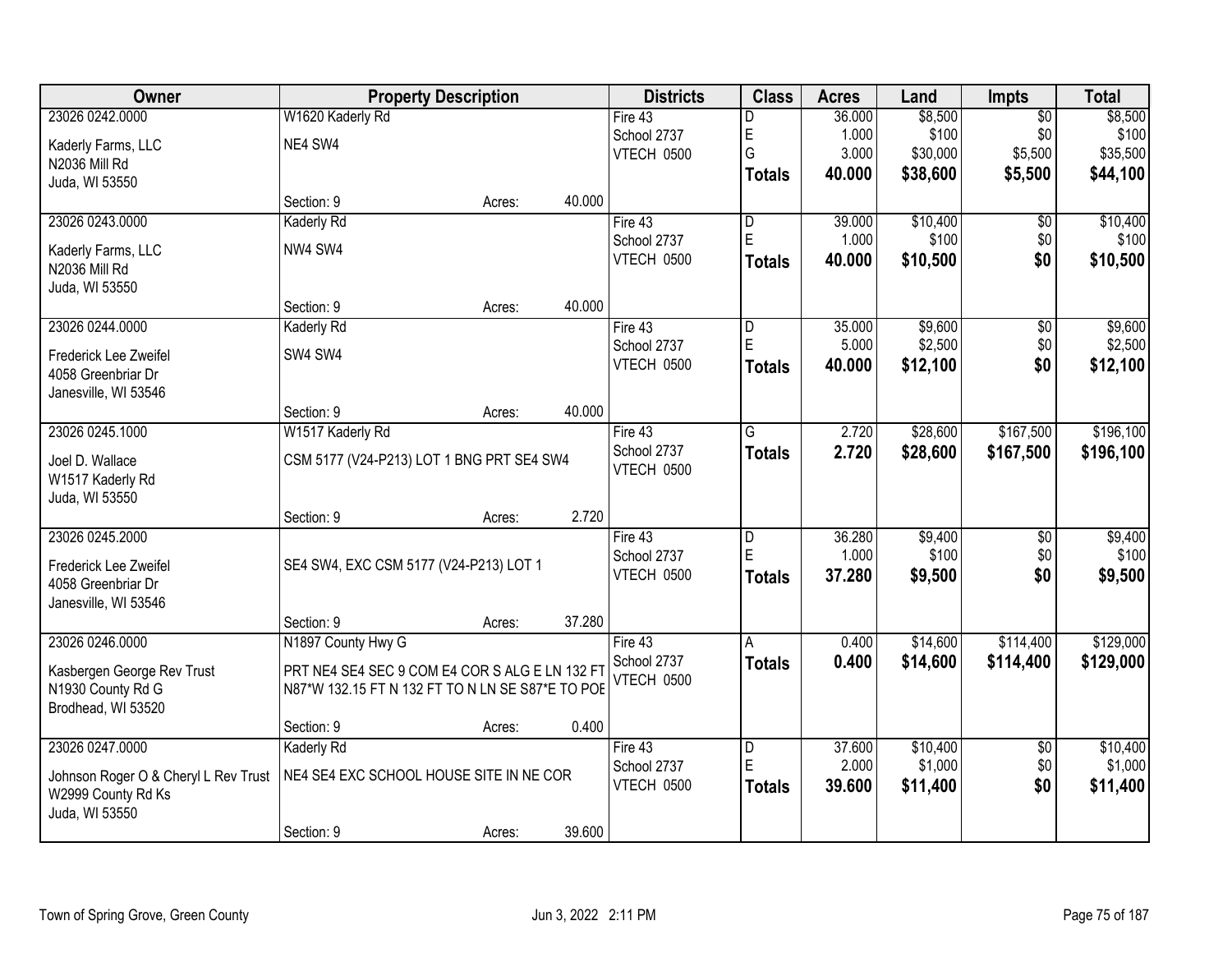| Owner | Property Description | | | Districts | Class | Acres | Land | Impts | Total |
|---|---|---|---|---|---|---|---|---|---|
| 23026 0242.0000 | W1620 Kaderly Rd | | | Fire 43 | D | 36.000 | $8,500 | $0 | $8,500 |
| Kaderly Farms, LLC | NE4 SW4 | | | School 2737 | E | 1.000 | $100 | $0 | $100 |
| N2036 Mill Rd | | | | VTECH 0500 | G | 3.000 | $30,000 | $5,500 | $35,500 |
| Juda, WI 53550 | | | | | **Totals** | **40.000** | **$38,600** | **$5,500** | **$44,100** |
| | Section: 9 | Acres: | 40.000 | | | | | | |
| 23026 0243.0000 | Kaderly Rd | | | Fire 43 | D | 39.000 | $10,400 | $0 | $10,400 |
| Kaderly Farms, LLC | NW4 SW4 | | | School 2737 | E | 1.000 | $100 | $0 | $100 |
| N2036 Mill Rd | | | | VTECH 0500 | **Totals** | **40.000** | **$10,500** | **$0** | **$10,500** |
| Juda, WI 53550 | | | | | | | | | |
| | Section: 9 | Acres: | 40.000 | | | | | | |
| 23026 0244.0000 | Kaderly Rd | | | Fire 43 | D | 35.000 | $9,600 | $0 | $9,600 |
| Frederick Lee Zweifel | SW4 SW4 | | | School 2737 | E | 5.000 | $2,500 | $0 | $2,500 |
| 4058 Greenbriar Dr | | | | VTECH 0500 | **Totals** | **40.000** | **$12,100** | **$0** | **$12,100** |
| Janesville, WI 53546 | | | | | | | | | |
| | Section: 9 | Acres: | 40.000 | | | | | | |
| 23026 0245.1000 | W1517 Kaderly Rd | | | Fire 43 | G | 2.720 | $28,600 | $167,500 | $196,100 |
| Joel D. Wallace | CSM 5177 (V24-P213) LOT 1 BNG PRT SE4 SW4 | | | School 2737 | **Totals** | **2.720** | **$28,600** | **$167,500** | **$196,100** |
| W1517 Kaderly Rd | | | | VTECH 0500 | | | | | |
| Juda, WI 53550 | | | | | | | | | |
| | Section: 9 | Acres: | 2.720 | | | | | | |
| 23026 0245.2000 | | | | Fire 43 | D | 36.280 | $9,400 | $0 | $9,400 |
| Frederick Lee Zweifel | SE4 SW4, EXC CSM 5177 (V24-P213) LOT 1 | | | School 2737 | E | 1.000 | $100 | $0 | $100 |
| 4058 Greenbriar Dr | | | | VTECH 0500 | **Totals** | **37.280** | **$9,500** | **$0** | **$9,500** |
| Janesville, WI 53546 | | | | | | | | | |
| | Section: 9 | Acres: | 37.280 | | | | | | |
| 23026 0246.0000 | N1897 County Hwy G | | | Fire 43 | A | 0.400 | $14,600 | $114,400 | $129,000 |
| Kasbergen George Rev Trust | PRT NE4 SE4 SEC 9 COM E4 COR S ALG E LN 132 FT | | | School 2737 | **Totals** | **0.400** | **$14,600** | **$114,400** | **$129,000** |
| N1930 County Rd G | N87*W 132.15 FT N 132 FT TO N LN SE S87*E TO POE | | | VTECH 0500 | | | | | |
| Brodhead, WI 53520 | | | | | | | | | |
| | Section: 9 | Acres: | 0.400 | | | | | | |
| 23026 0247.0000 | Kaderly Rd | | | Fire 43 | D | 37.600 | $10,400 | $0 | $10,400 |
| Johnson Roger O & Cheryl L Rev Trust | NE4 SE4 EXC SCHOOL HOUSE SITE IN NE COR | | | School 2737 | E | 2.000 | $1,000 | $0 | $1,000 |
| W2999 County Rd Ks | | | | VTECH 0500 | **Totals** | **39.600** | **$11,400** | **$0** | **$11,400** |
| Juda, WI 53550 | | | | | | | | | |
| | Section: 9 | Acres: | 39.600 | | | | | | |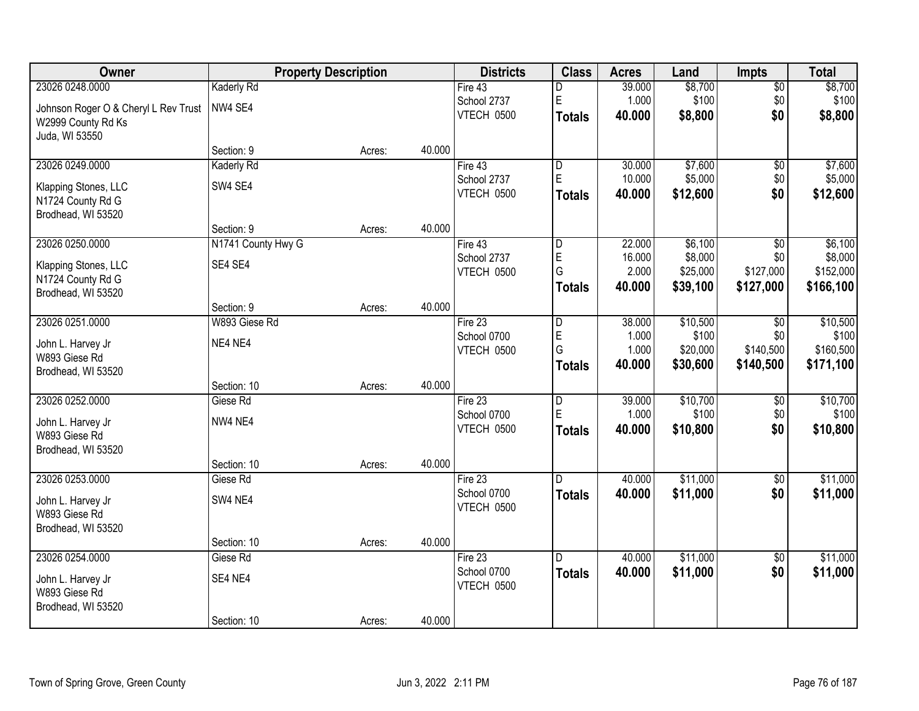| Owner | Property Description | Districts | Class | Acres | Land | Impts | Total |
|---|---|---|---|---|---|---|---|
| 23026 0248.0000<br>Johnson Roger O & Cheryl L Rev Trust<br>W2999 County Rd Ks<br>Juda, WI 53550 | Kaderly Rd<br>NW4 SE4<br>Section: 9 Acres: 40.000 | Fire 43<br>School 2737<br>VTECH 0500 | D<br>E<br>**Totals** | 39.000<br>1.000<br>**40.000** | $8,700<br>$100<br>**$8,800** | $0<br>$0<br>**$0** | $8,700<br>$100<br>**$8,800** |
| 23026 0249.0000<br>Klapping Stones, LLC<br>N1724 County Rd G<br>Brodhead, WI 53520 | Kaderly Rd<br>SW4 SE4<br>Section: 9 Acres: 40.000 | Fire 43<br>School 2737<br>VTECH 0500 | D<br>E<br>**Totals** | 30.000<br>10.000<br>**40.000** | $7,600<br>$5,000<br>**$12,600** | $0<br>$0<br>**$0** | $7,600<br>$5,000<br>**$12,600** |
| 23026 0250.0000<br>Klapping Stones, LLC<br>N1724 County Rd G<br>Brodhead, WI 53520 | N1741 County Hwy G<br>SE4 SE4<br>Section: 9 Acres: 40.000 | Fire 43<br>School 2737<br>VTECH 0500 | D<br>E<br>G<br>**Totals** | 22.000<br>16.000<br>2.000<br>**40.000** | $6,100<br>$8,000<br>$25,000<br>**$39,100** | $0<br>$0<br>$127,000<br>**$127,000** | $6,100<br>$8,000<br>$152,000<br>**$166,100** |
| 23026 0251.0000<br>John L. Harvey Jr<br>W893 Giese Rd<br>Brodhead, WI 53520 | W893 Giese Rd<br>NE4 NE4<br>Section: 10 Acres: 40.000 | Fire 23<br>School 0700<br>VTECH 0500 | D<br>E<br>G<br>**Totals** | 38.000<br>1.000<br>1.000<br>**40.000** | $10,500<br>$100<br>$20,000<br>**$30,600** | $0<br>$0<br>$140,500<br>**$140,500** | $10,500<br>$100<br>$160,500<br>**$171,100** |
| 23026 0252.0000<br>John L. Harvey Jr<br>W893 Giese Rd<br>Brodhead, WI 53520 | Giese Rd<br>NW4 NE4<br>Section: 10 Acres: 40.000 | Fire 23<br>School 0700<br>VTECH 0500 | D<br>E<br>**Totals** | 39.000<br>1.000<br>**40.000** | $10,700<br>$100<br>**$10,800** | $0<br>$0<br>**$0** | $10,700<br>$100<br>**$10,800** |
| 23026 0253.0000<br>John L. Harvey Jr<br>W893 Giese Rd<br>Brodhead, WI 53520 | Giese Rd<br>SW4 NE4<br>Section: 10 Acres: 40.000 | Fire 23<br>School 0700<br>VTECH 0500 | D<br>**Totals** | 40.000<br>**40.000** | $11,000<br>**$11,000** | $0<br>**$0** | $11,000<br>**$11,000** |
| 23026 0254.0000<br>John L. Harvey Jr<br>W893 Giese Rd<br>Brodhead, WI 53520 | Giese Rd<br>SE4 NE4<br>Section: 10 Acres: 40.000 | Fire 23<br>School 0700<br>VTECH 0500 | D<br>**Totals** | 40.000<br>**40.000** | $11,000<br>**$11,000** | $0<br>**$0** | $11,000<br>**$11,000** |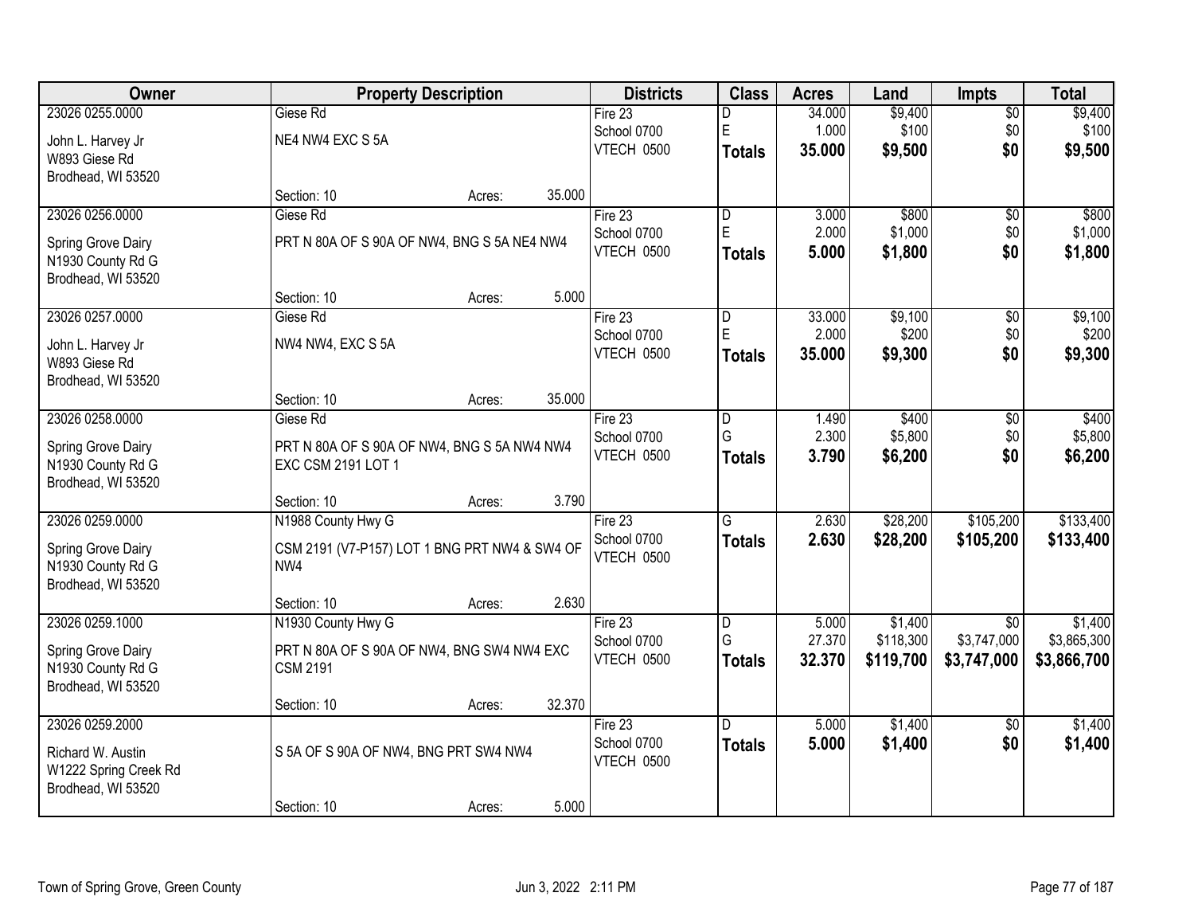| Owner | Property Description | Districts | Class | Acres | Land | Impts | Total |
|---|---|---|---|---|---|---|---|
| 23026 0255.0000<br>John L. Harvey Jr<br>W893 Giese Rd<br>Brodhead, WI 53520 | Giese Rd<br>NE4 NW4 EXC S 5A<br>Section: 10 Acres: 35.000 | Fire 23<br>School 0700<br>VTECH 0500 | D<br>E<br>**Totals** | 34.000<br>1.000<br>**35.000** | $9,400<br>$100<br>**$9,500** | $0<br>$0<br>**$0** | $9,400<br>$100<br>**$9,500** |
| 23026 0256.0000<br>Spring Grove Dairy<br>N1930 County Rd G<br>Brodhead, WI 53520 | Giese Rd<br>PRT N 80A OF S 90A OF NW4, BNG S 5A NE4 NW4<br>Section: 10 Acres: 5.000 | Fire 23<br>School 0700<br>VTECH 0500 | D<br>E<br>**Totals** | 3.000<br>2.000<br>**5.000** | $800<br>$1,000<br>**$1,800** | $0<br>$0<br>**$0** | $800<br>$1,000<br>**$1,800** |
| 23026 0257.0000<br>John L. Harvey Jr<br>W893 Giese Rd<br>Brodhead, WI 53520 | Giese Rd<br>NW4 NW4, EXC S 5A<br>Section: 10 Acres: 35.000 | Fire 23<br>School 0700<br>VTECH 0500 | D<br>E<br>**Totals** | 33.000<br>2.000<br>**35.000** | $9,100<br>$200<br>**$9,300** | $0<br>$0<br>**$0** | $9,100<br>$200<br>**$9,300** |
| 23026 0258.0000<br>Spring Grove Dairy<br>N1930 County Rd G<br>Brodhead, WI 53520 | Giese Rd<br>PRT N 80A OF S 90A OF NW4, BNG S 5A NW4 NW4 EXC CSM 2191 LOT 1<br>Section: 10 Acres: 3.790 | Fire 23<br>School 0700<br>VTECH 0500 | D<br>G<br>**Totals** | 1.490<br>2.300<br>**3.790** | $400<br>$5,800<br>**$6,200** | $0<br>$0<br>**$0** | $400<br>$5,800<br>**$6,200** |
| 23026 0259.0000<br>Spring Grove Dairy<br>N1930 County Rd G<br>Brodhead, WI 53520 | N1988 County Hwy G<br>CSM 2191 (V7-P157) LOT 1 BNG PRT NW4 & SW4 OF NW4<br>Section: 10 Acres: 2.630 | Fire 23<br>School 0700<br>VTECH 0500 | G<br>**Totals** | 2.630<br>**2.630** | $28,200<br>**$28,200** | $105,200<br>**$105,200** | $133,400<br>**$133,400** |
| 23026 0259.1000<br>Spring Grove Dairy<br>N1930 County Rd G<br>Brodhead, WI 53520 | N1930 County Hwy G<br>PRT N 80A OF S 90A OF NW4, BNG SW4 NW4 EXC CSM 2191<br>Section: 10 Acres: 32.370 | Fire 23<br>School 0700<br>VTECH 0500 | D<br>G<br>**Totals** | 5.000<br>27.370<br>**32.370** | $1,400<br>$118,300<br>**$119,700** | $0<br>$3,747,000<br>**$3,747,000** | $1,400<br>$3,865,300<br>**$3,866,700** |
| 23026 0259.2000<br>Richard W. Austin<br>W1222 Spring Creek Rd<br>Brodhead, WI 53520 | S 5A OF S 90A OF NW4, BNG PRT SW4 NW4<br>Section: 10 Acres: 5.000 | Fire 23<br>School 0700<br>VTECH 0500 | D<br>**Totals** | 5.000<br>**5.000** | $1,400<br>**$1,400** | $0<br>**$0** | $1,400<br>**$1,400** |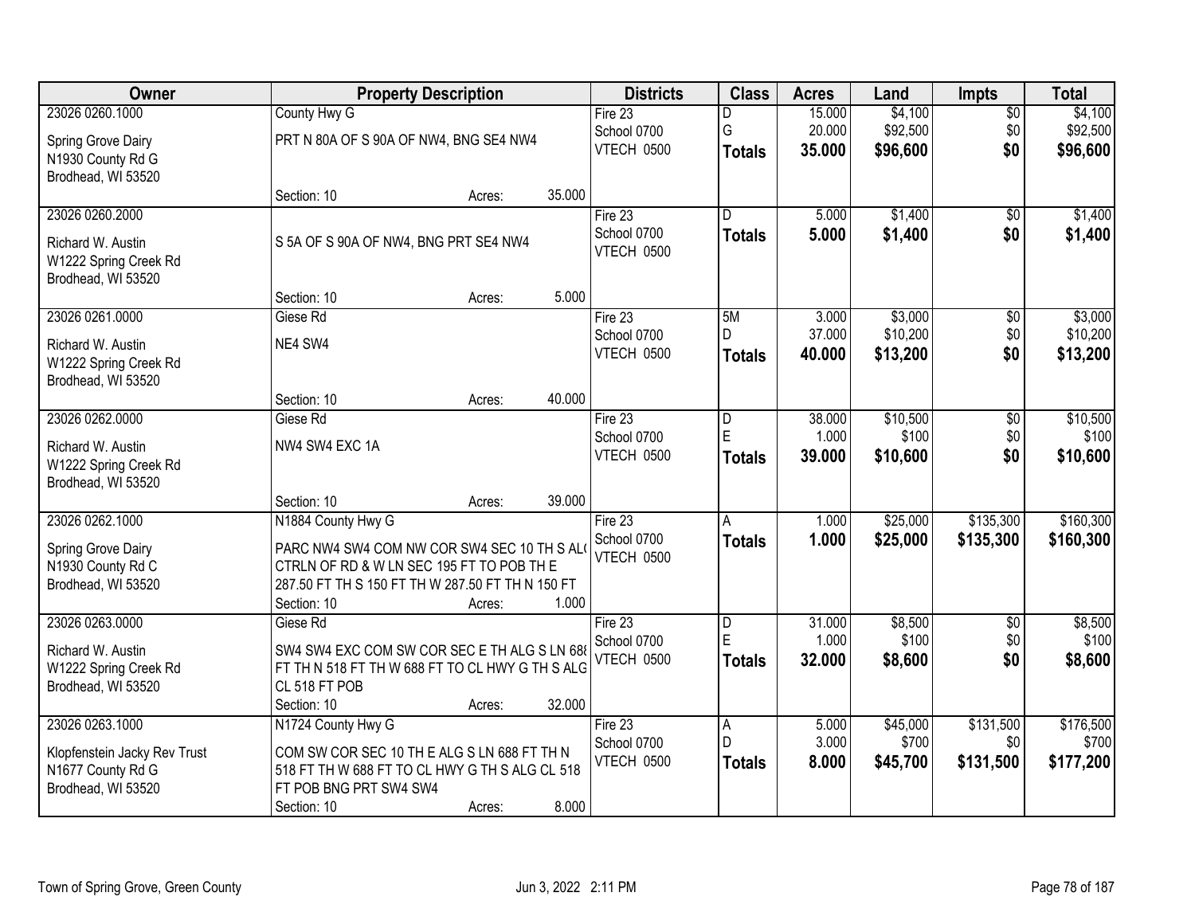| Owner | Property Description | Districts | Class | Acres | Land | Impts | Total |
|---|---|---|---|---|---|---|---|
| 23026 0260.1000<br>Spring Grove Dairy<br>N1930 County Rd G<br>Brodhead, WI 53520 | County Hwy G<br>PRT N 80A OF S 90A OF NW4, BNG SE4 NW4<br>Section: 10 Acres: 35.000 | Fire 23<br>School 0700<br>VTECH 0500 | D<br>G<br>**Totals** | 15.000<br>20.000<br>**35.000** | $4,100<br>$92,500<br>**$96,600** | $0<br>$0<br>**$0** | $4,100<br>$92,500<br>**$96,600** |
| 23026 0260.2000<br>Richard W. Austin<br>W1222 Spring Creek Rd<br>Brodhead, WI 53520 | S 5A OF S 90A OF NW4, BNG PRT SE4 NW4<br>Section: 10 Acres: 5.000 | Fire 23<br>School 0700<br>VTECH 0500 | D<br>**Totals** | 5.000<br>**5.000** | $1,400<br>**$1,400** | $0<br>**$0** | $1,400<br>**$1,400** |
| 23026 0261.0000<br>Richard W. Austin<br>W1222 Spring Creek Rd<br>Brodhead, WI 53520 | Giese Rd<br>NE4 SW4<br>Section: 10 Acres: 40.000 | Fire 23<br>School 0700<br>VTECH 0500 | 5M<br>D<br>**Totals** | 3.000<br>37.000<br>**40.000** | $3,000<br>$10,200<br>**$13,200** | $0<br>$0<br>**$0** | $3,000<br>$10,200<br>**$13,200** |
| 23026 0262.0000<br>Richard W. Austin<br>W1222 Spring Creek Rd<br>Brodhead, WI 53520 | Giese Rd<br>NW4 SW4 EXC 1A<br>Section: 10 Acres: 39.000 | Fire 23<br>School 0700<br>VTECH 0500 | D<br>E<br>**Totals** | 38.000<br>1.000<br>**39.000** | $10,500<br>$100<br>**$10,600** | $0<br>$0<br>**$0** | $10,500<br>$100<br>**$10,600** |
| 23026 0262.1000<br>Spring Grove Dairy<br>N1930 County Rd C<br>Brodhead, WI 53520 | N1884 County Hwy G<br>PARC NW4 SW4 COM NW COR SW4 SEC 10 TH S AL( CTRLN OF RD & W LN SEC 195 FT TO POB TH E 287.50 FT TH S 150 FT TH W 287.50 FT TH N 150 FT<br>Section: 10 Acres: 1.000 | Fire 23<br>School 0700<br>VTECH 0500 | A<br>**Totals** | 1.000<br>**1.000** | $25,000<br>**$25,000** | $135,300<br>**$135,300** | $160,300<br>**$160,300** |
| 23026 0263.0000<br>Richard W. Austin<br>W1222 Spring Creek Rd<br>Brodhead, WI 53520 | Giese Rd<br>SW4 SW4 EXC COM SW COR SEC E TH ALG S LN 688 FT TH N 518 FT TH W 688 FT TO CL HWY G TH S ALG CL 518 FT POB<br>Section: 10 Acres: 32.000 | Fire 23<br>School 0700<br>VTECH 0500 | D<br>E<br>**Totals** | 31.000<br>1.000<br>**32.000** | $8,500<br>$100<br>**$8,600** | $0<br>$0<br>**$0** | $8,500<br>$100<br>**$8,600** |
| 23026 0263.1000<br>Klopfenstein Jacky Rev Trust<br>N1677 County Rd G<br>Brodhead, WI 53520 | N1724 County Hwy G<br>COM SW COR SEC 10 TH E ALG S LN 688 FT TH N 518 FT TH W 688 FT TO CL HWY G TH S ALG CL 518 FT POB BNG PRT SW4 SW4<br>Section: 10 Acres: 8.000 | Fire 23<br>School 0700<br>VTECH 0500 | A<br>D<br>**Totals** | 5.000<br>3.000<br>**8.000** | $45,000<br>$700<br>**$45,700** | $131,500<br>$0<br>**$131,500** | $176,500<br>$700<br>**$177,200** |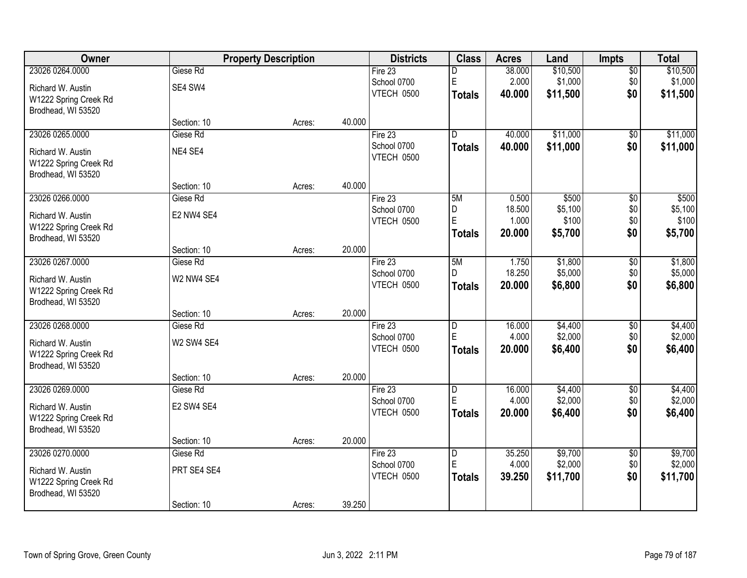| Owner | Property Description | | | Districts | Class | Acres | Land | Impts | Total |
|---|---|---|---|---|---|---|---|---|---|
| 23026 0264.0000 | Giese Rd | | | Fire 23 | D | 38.000 | $10,500 | $0 | $10,500 |
| Richard W. Austin | SE4 SW4 | | | School 0700 | E | 2.000 | $1,000 | $0 | $1,000 |
| W1222 Spring Creek Rd | | | | VTECH 0500 | **Totals** | **40.000** | **$11,500** | **$0** | **$11,500** |
| Brodhead, WI 53520 | | | | | | | | | |
| | Section: 10 | Acres: | 40.000 | | | | | | |
| 23026 0265.0000 | Giese Rd | | | Fire 23 | D | 40.000 | $11,000 | $0 | $11,000 |
| Richard W. Austin | NE4 SE4 | | | School 0700 | **Totals** | **40.000** | **$11,000** | **$0** | **$11,000** |
| W1222 Spring Creek Rd | | | | VTECH 0500 | | | | | |
| Brodhead, WI 53520 | | | | | | | | | |
| | Section: 10 | Acres: | 40.000 | | | | | | |
| 23026 0266.0000 | Giese Rd | | | Fire 23 | 5M | 0.500 | $500 | $0 | $500 |
| Richard W. Austin | E2 NW4 SE4 | | | School 0700 | D | 18.500 | $5,100 | $0 | $5,100 |
| W1222 Spring Creek Rd | | | | VTECH 0500 | E | 1.000 | $100 | $0 | $100 |
| Brodhead, WI 53520 | | | | | **Totals** | **20.000** | **$5,700** | **$0** | **$5,700** |
| | Section: 10 | Acres: | 20.000 | | | | | | |
| 23026 0267.0000 | Giese Rd | | | Fire 23 | 5M | 1.750 | $1,800 | $0 | $1,800 |
| Richard W. Austin | W2 NW4 SE4 | | | School 0700 | D | 18.250 | $5,000 | $0 | $5,000 |
| W1222 Spring Creek Rd | | | | VTECH 0500 | **Totals** | **20.000** | **$6,800** | **$0** | **$6,800** |
| Brodhead, WI 53520 | | | | | | | | | |
| | Section: 10 | Acres: | 20.000 | | | | | | |
| 23026 0268.0000 | Giese Rd | | | Fire 23 | D | 16.000 | $4,400 | $0 | $4,400 |
| Richard W. Austin | W2 SW4 SE4 | | | School 0700 | E | 4.000 | $2,000 | $0 | $2,000 |
| W1222 Spring Creek Rd | | | | VTECH 0500 | **Totals** | **20.000** | **$6,400** | **$0** | **$6,400** |
| Brodhead, WI 53520 | | | | | | | | | |
| | Section: 10 | Acres: | 20.000 | | | | | | |
| 23026 0269.0000 | Giese Rd | | | Fire 23 | D | 16.000 | $4,400 | $0 | $4,400 |
| Richard W. Austin | E2 SW4 SE4 | | | School 0700 | E | 4.000 | $2,000 | $0 | $2,000 |
| W1222 Spring Creek Rd | | | | VTECH 0500 | **Totals** | **20.000** | **$6,400** | **$0** | **$6,400** |
| Brodhead, WI 53520 | | | | | | | | | |
| | Section: 10 | Acres: | 20.000 | | | | | | |
| 23026 0270.0000 | Giese Rd | | | Fire 23 | D | 35.250 | $9,700 | $0 | $9,700 |
| Richard W. Austin | PRT SE4 SE4 | | | School 0700 | E | 4.000 | $2,000 | $0 | $2,000 |
| W1222 Spring Creek Rd | | | | VTECH 0500 | **Totals** | **39.250** | **$11,700** | **$0** | **$11,700** |
| Brodhead, WI 53520 | | | | | | | | | |
| | Section: 10 | Acres: | 39.250 | | | | | | |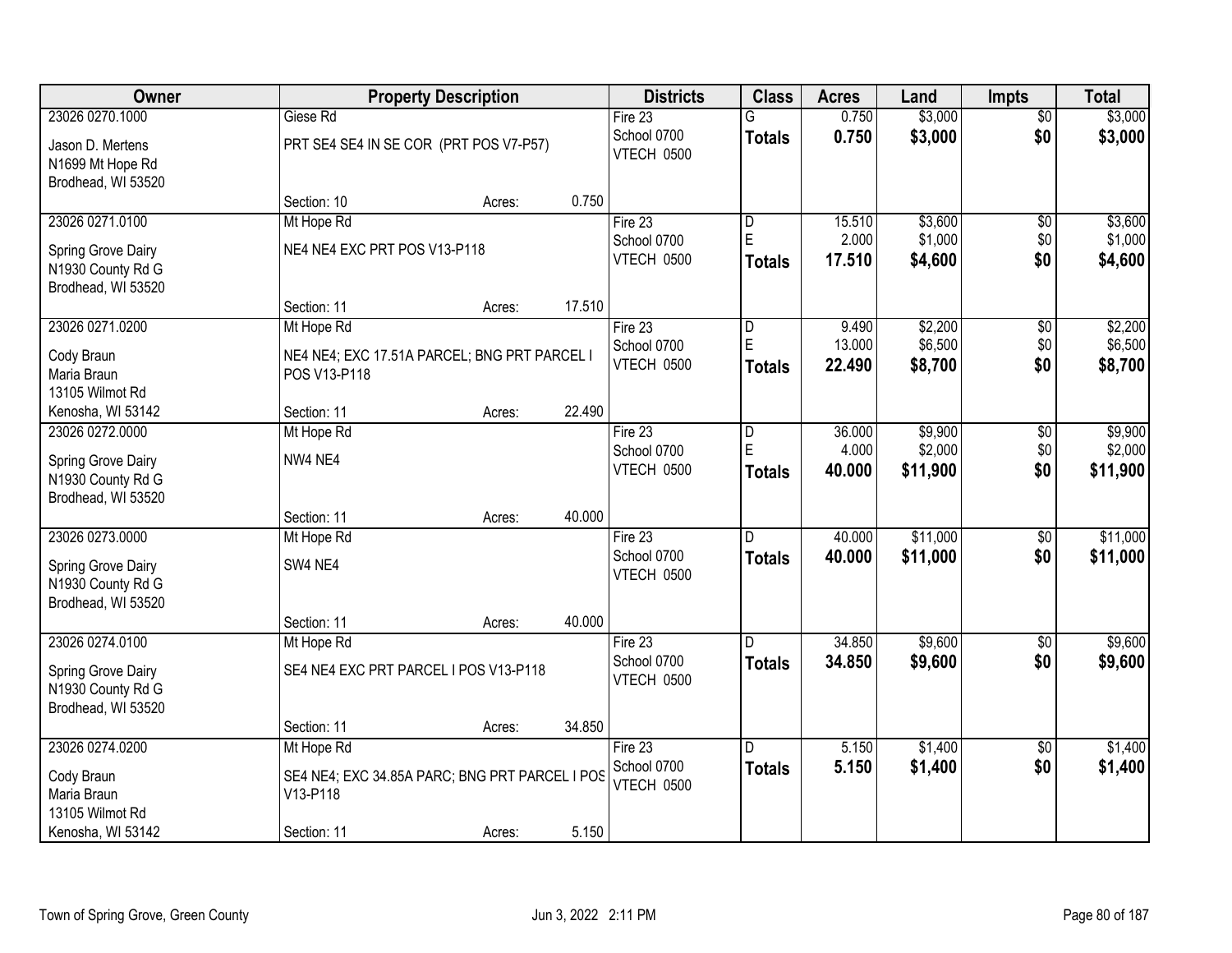| Owner | Property Description | | | Districts | Class | Acres | Land | Impts | Total |
|---|---|---|---|---|---|---|---|---|---|
| 23026 0270.1000<br>Jason D. Mertens<br>N1699 Mt Hope Rd<br>Brodhead, WI 53520 | Giese Rd<br>PRT SE4 SE4 IN SE COR (PRT POS V7-P57)<br>Section: 10 | Acres: | 0.750 | Fire 23<br>School 0700<br>VTECH 0500 | G<br>**Totals** | 0.750<br>**0.750** | $3,000<br>**$3,000** | $0<br>**$0** | $3,000<br>**$3,000** |
| 23026 0271.0100<br>Spring Grove Dairy<br>N1930 County Rd G<br>Brodhead, WI 53520 | Mt Hope Rd<br>NE4 NE4 EXC PRT POS V13-P118<br>Section: 11 | Acres: | 17.510 | Fire 23<br>School 0700<br>VTECH 0500 | D<br>E<br>**Totals** | 15.510<br>2.000<br>**17.510** | $3,600<br>$1,000<br>**$4,600** | $0<br>$0<br>**$0** | $3,600<br>$1,000<br>**$4,600** |
| 23026 0271.0200<br>Cody Braun<br>Maria Braun<br>13105 Wilmot Rd<br>Kenosha, WI 53142 | Mt Hope Rd<br>NE4 NE4; EXC 17.51A PARCEL; BNG PRT PARCEL I POS V13-P118<br>Section: 11 | Acres: | 22.490 | Fire 23<br>School 0700<br>VTECH 0500 | D<br>E<br>**Totals** | 9.490<br>13.000<br>**22.490** | $2,200<br>$6,500<br>**$8,700** | $0<br>$0<br>**$0** | $2,200<br>$6,500<br>**$8,700** |
| 23026 0272.0000<br>Spring Grove Dairy<br>N1930 County Rd G<br>Brodhead, WI 53520 | Mt Hope Rd<br>NW4 NE4<br>Section: 11 | Acres: | 40.000 | Fire 23<br>School 0700<br>VTECH 0500 | D<br>E<br>**Totals** | 36.000<br>4.000<br>**40.000** | $9,900<br>$2,000<br>**$11,900** | $0<br>$0<br>**$0** | $9,900<br>$2,000<br>**$11,900** |
| 23026 0273.0000<br>Spring Grove Dairy<br>N1930 County Rd G<br>Brodhead, WI 53520 | Mt Hope Rd<br>SW4 NE4<br>Section: 11 | Acres: | 40.000 | Fire 23<br>School 0700<br>VTECH 0500 | D<br>**Totals** | 40.000<br>**40.000** | $11,000<br>**$11,000** | $0<br>**$0** | $11,000<br>**$11,000** |
| 23026 0274.0100<br>Spring Grove Dairy<br>N1930 County Rd G<br>Brodhead, WI 53520 | Mt Hope Rd<br>SE4 NE4 EXC PRT PARCEL I POS V13-P118<br>Section: 11 | Acres: | 34.850 | Fire 23<br>School 0700<br>VTECH 0500 | D<br>**Totals** | 34.850<br>**34.850** | $9,600<br>**$9,600** | $0<br>**$0** | $9,600<br>**$9,600** |
| 23026 0274.0200<br>Cody Braun<br>Maria Braun<br>13105 Wilmot Rd<br>Kenosha, WI 53142 | Mt Hope Rd<br>SE4 NE4; EXC 34.85A PARC; BNG PRT PARCEL I POS V13-P118<br>Section: 11 | Acres: | 5.150 | Fire 23<br>School 0700<br>VTECH 0500 | D<br>**Totals** | 5.150<br>**5.150** | $1,400<br>**$1,400** | $0<br>**$0** | $1,400<br>**$1,400** |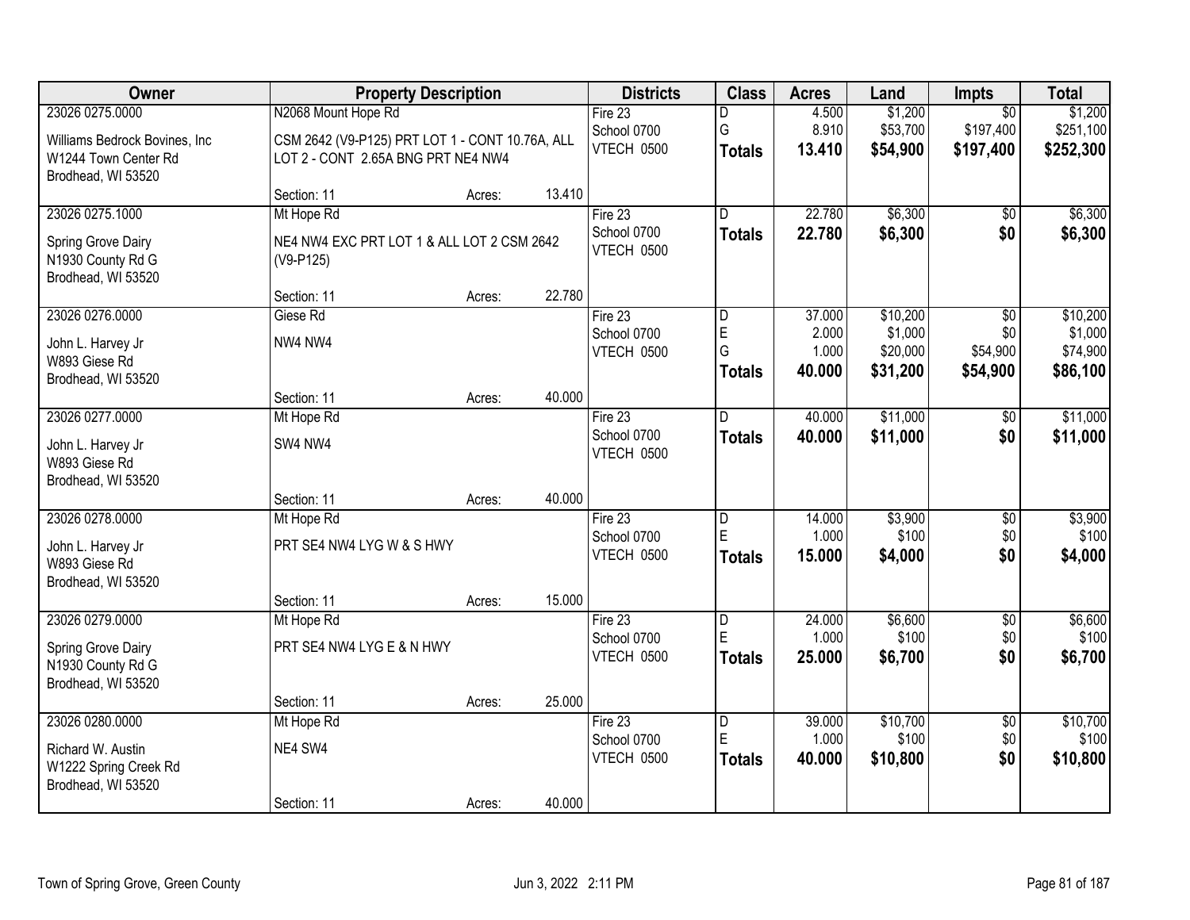| Owner | Property Description | | | Districts | Class | Acres | Land | Impts | Total |
|---|---|---|---|---|---|---|---|---|---|
| 23026 0275.0000 | N2068 Mount Hope Rd | | | Fire 23 | D | 4.500 | $1,200 | $0 | $1,200 |
| Williams Bedrock Bovines, Inc | CSM 2642 (V9-P125) PRT LOT 1 - CONT 10.76A, ALL | | | School 0700 | G | 8.910 | $53,700 | $197,400 | $251,100 |
| W1244 Town Center Rd | LOT 2 - CONT 2.65A BNG PRT NE4 NW4 | | | VTECH 0500 | **Totals** | **13.410** | **$54,900** | **$197,400** | **$252,300** |
| Brodhead, WI 53520 | | | | | | | | | |
| | Section: 11 | Acres: | 13.410 | | | | | | |
| 23026 0275.1000 | Mt Hope Rd | | | Fire 23 | D | 22.780 | $6,300 | $0 | $6,300 |
| Spring Grove Dairy | NE4 NW4 EXC PRT LOT 1 & ALL LOT 2 CSM 2642 | | | School 0700 | **Totals** | **22.780** | **$6,300** | **$0** | **$6,300** |
| N1930 County Rd G | (V9-P125) | | | VTECH 0500 | | | | | |
| Brodhead, WI 53520 | | | | | | | | | |
| | Section: 11 | Acres: | 22.780 | | | | | | |
| 23026 0276.0000 | Giese Rd | | | Fire 23 | D | 37.000 | $10,200 | $0 | $10,200 |
| John L. Harvey Jr | NW4 NW4 | | | School 0700 | E | 2.000 | $1,000 | $0 | $1,000 |
| W893 Giese Rd | | | | VTECH 0500 | G | 1.000 | $20,000 | $54,900 | $74,900 |
| Brodhead, WI 53520 | | | | | **Totals** | **40.000** | **$31,200** | **$54,900** | **$86,100** |
| | Section: 11 | Acres: | 40.000 | | | | | | |
| 23026 0277.0000 | Mt Hope Rd | | | Fire 23 | D | 40.000 | $11,000 | $0 | $11,000 |
| John L. Harvey Jr | SW4 NW4 | | | School 0700 | **Totals** | **40.000** | **$11,000** | **$0** | **$11,000** |
| W893 Giese Rd | | | | VTECH 0500 | | | | | |
| Brodhead, WI 53520 | | | | | | | | | |
| | Section: 11 | Acres: | 40.000 | | | | | | |
| 23026 0278.0000 | Mt Hope Rd | | | Fire 23 | D | 14.000 | $3,900 | $0 | $3,900 |
| John L. Harvey Jr | PRT SE4 NW4 LYG W & S HWY | | | School 0700 | E | 1.000 | $100 | $0 | $100 |
| W893 Giese Rd | | | | VTECH 0500 | **Totals** | **15.000** | **$4,000** | **$0** | **$4,000** |
| Brodhead, WI 53520 | | | | | | | | | |
| | Section: 11 | Acres: | 15.000 | | | | | | |
| 23026 0279.0000 | Mt Hope Rd | | | Fire 23 | D | 24.000 | $6,600 | $0 | $6,600 |
| Spring Grove Dairy | PRT SE4 NW4 LYG E & N HWY | | | School 0700 | E | 1.000 | $100 | $0 | $100 |
| N1930 County Rd G | | | | VTECH 0500 | **Totals** | **25.000** | **$6,700** | **$0** | **$6,700** |
| Brodhead, WI 53520 | | | | | | | | | |
| | Section: 11 | Acres: | 25.000 | | | | | | |
| 23026 0280.0000 | Mt Hope Rd | | | Fire 23 | D | 39.000 | $10,700 | $0 | $10,700 |
| Richard W. Austin | NE4 SW4 | | | School 0700 | E | 1.000 | $100 | $0 | $100 |
| W1222 Spring Creek Rd | | | | VTECH 0500 | **Totals** | **40.000** | **$10,800** | **$0** | **$10,800** |
| Brodhead, WI 53520 | | | | | | | | | |
| | Section: 11 | Acres: | 40.000 | | | | | | |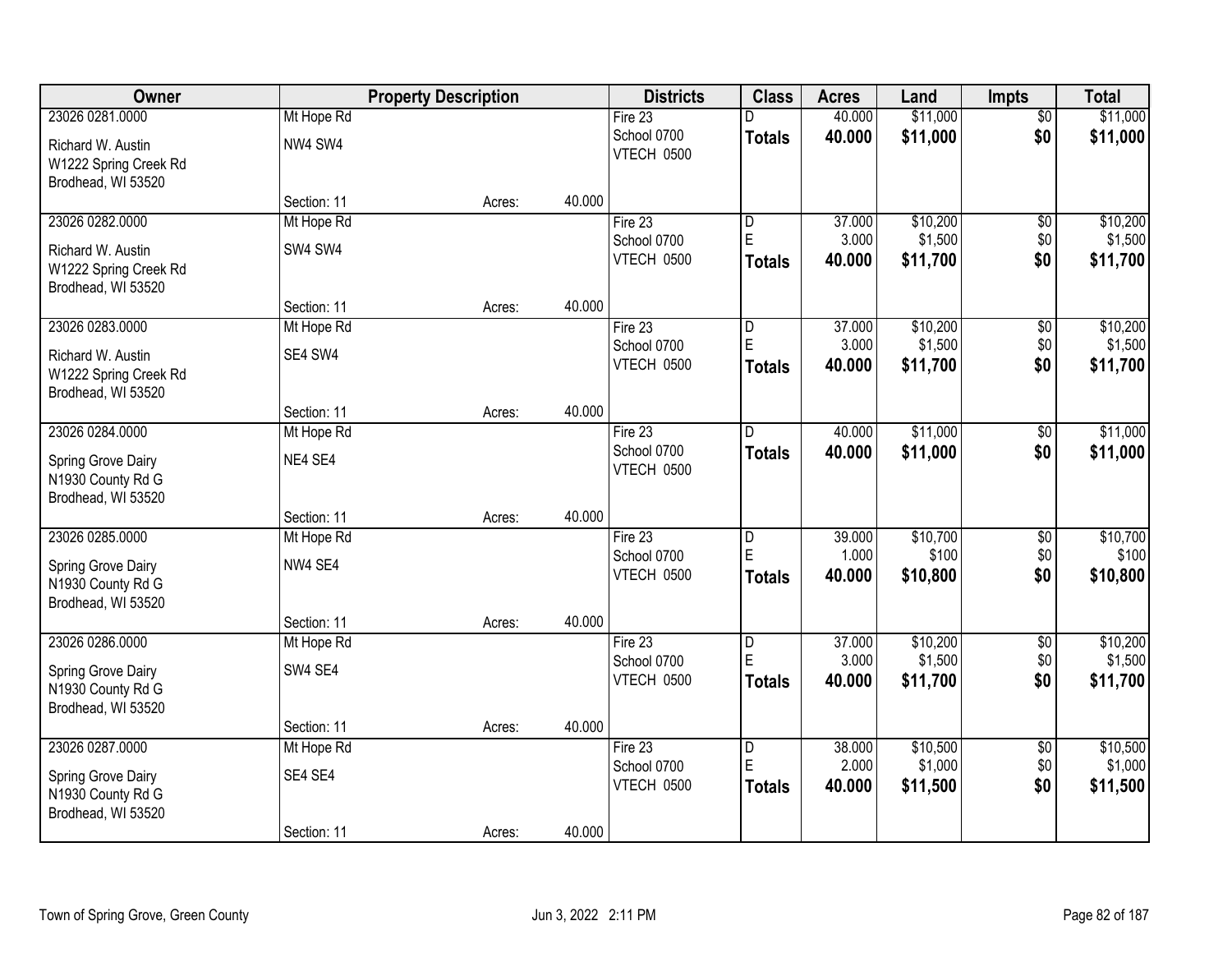| Owner | Property Description | | | Districts | Class | Acres | Land | Impts | Total |
|---|---|---|---|---|---|---|---|---|---|
| 23026 0281.0000 | Mt Hope Rd | | | Fire 23 | D | 40.000 | $11,000 | $0 | $11,000 |
| Richard W. Austin<br>W1222 Spring Creek Rd<br>Brodhead, WI 53520 | NW4 SW4 | | | School 0700<br>VTECH 0500 | **Totals** | **40.000** | **$11,000** | **$0** | **$11,000** |
| | Section: 11 | Acres: | 40.000 | | | | | | |
| 23026 0282.0000 | Mt Hope Rd | | | Fire 23 | D | 37.000 | $10,200 | $0 | $10,200 |
| Richard W. Austin<br>W1222 Spring Creek Rd<br>Brodhead, WI 53520 | SW4 SW4 | | | School 0700 | E | 3.000 | $1,500 | $0 | $1,500 |
| | | | | VTECH 0500 | **Totals** | **40.000** | **$11,700** | **$0** | **$11,700** |
| | Section: 11 | Acres: | 40.000 | | | | | | |
| 23026 0283.0000 | Mt Hope Rd | | | Fire 23 | D | 37.000 | $10,200 | $0 | $10,200 |
| Richard W. Austin<br>W1222 Spring Creek Rd<br>Brodhead, WI 53520 | SE4 SW4 | | | School 0700 | E | 3.000 | $1,500 | $0 | $1,500 |
| | | | | VTECH 0500 | **Totals** | **40.000** | **$11,700** | **$0** | **$11,700** |
| | Section: 11 | Acres: | 40.000 | | | | | | |
| 23026 0284.0000 | Mt Hope Rd | | | Fire 23 | D | 40.000 | $11,000 | $0 | $11,000 |
| Spring Grove Dairy<br>N1930 County Rd G<br>Brodhead, WI 53520 | NE4 SE4 | | | School 0700<br>VTECH 0500 | **Totals** | **40.000** | **$11,000** | **$0** | **$11,000** |
| | Section: 11 | Acres: | 40.000 | | | | | | |
| 23026 0285.0000 | Mt Hope Rd | | | Fire 23 | D | 39.000 | $10,700 | $0 | $10,700 |
| Spring Grove Dairy<br>N1930 County Rd G<br>Brodhead, WI 53520 | NW4 SE4 | | | School 0700 | E | 1.000 | $100 | $0 | $100 |
| | | | | VTECH 0500 | **Totals** | **40.000** | **$10,800** | **$0** | **$10,800** |
| | Section: 11 | Acres: | 40.000 | | | | | | |
| 23026 0286.0000 | Mt Hope Rd | | | Fire 23 | D | 37.000 | $10,200 | $0 | $10,200 |
| Spring Grove Dairy<br>N1930 County Rd G<br>Brodhead, WI 53520 | SW4 SE4 | | | School 0700 | E | 3.000 | $1,500 | $0 | $1,500 |
| | | | | VTECH 0500 | **Totals** | **40.000** | **$11,700** | **$0** | **$11,700** |
| | Section: 11 | Acres: | 40.000 | | | | | | |
| 23026 0287.0000 | Mt Hope Rd | | | Fire 23 | D | 38.000 | $10,500 | $0 | $10,500 |
| Spring Grove Dairy<br>N1930 County Rd G<br>Brodhead, WI 53520 | SE4 SE4 | | | School 0700 | E | 2.000 | $1,000 | $0 | $1,000 |
| | | | | VTECH 0500 | **Totals** | **40.000** | **$11,500** | **$0** | **$11,500** |
| | Section: 11 | Acres: | 40.000 | | | | | | |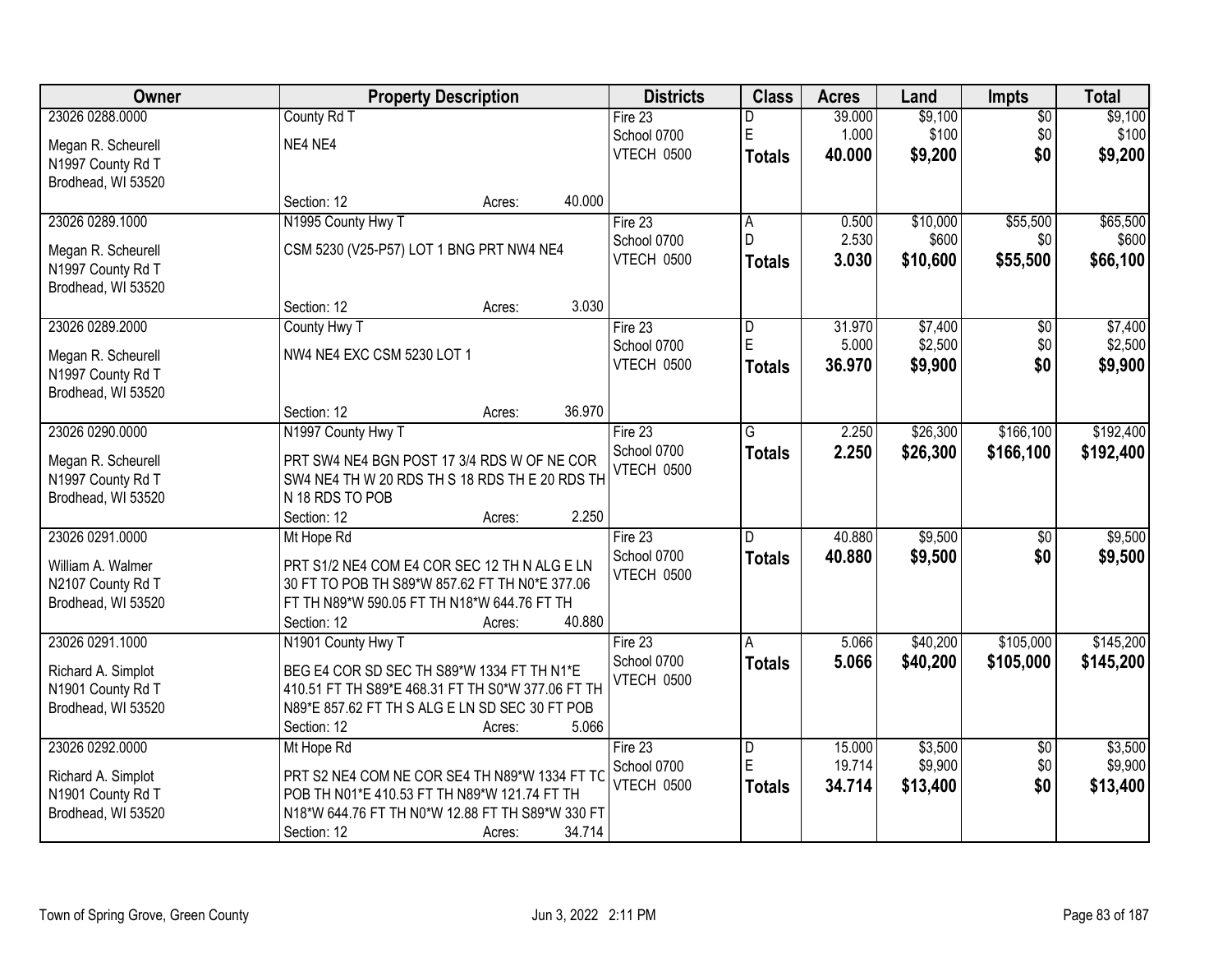| Owner | Property Description | Districts | Class | Acres | Land | Impts | Total |
|---|---|---|---|---|---|---|---|
| 23026 0288.0000<br>Megan R. Scheurell<br>N1997 County Rd T<br>Brodhead, WI 53520 | County Rd T<br>NE4 NE4<br>Section: 12 Acres: 40.000 | Fire 23<br>School 0700<br>VTECH 0500 | D<br>E<br>**Totals** | 39.000<br>1.000<br>**40.000** | $9,100<br>$100<br>**$9,200** | $0<br>$0<br>**$0** | $9,100<br>$100<br>**$9,200** |
| 23026 0289.1000<br>Megan R. Scheurell<br>N1997 County Rd T<br>Brodhead, WI 53520 | N1995 County Hwy T<br>CSM 5230 (V25-P57) LOT 1 BNG PRT NW4 NE4<br>Section: 12 Acres: 3.030 | Fire 23<br>School 0700<br>VTECH 0500 | A<br>D<br>**Totals** | 0.500<br>2.530<br>**3.030** | $10,000<br>$600<br>**$10,600** | $55,500<br>$0<br>**$55,500** | $65,500<br>$600<br>**$66,100** |
| 23026 0289.2000<br>Megan R. Scheurell<br>N1997 County Rd T<br>Brodhead, WI 53520 | County Hwy T<br>NW4 NE4 EXC CSM 5230 LOT 1<br>Section: 12 Acres: 36.970 | Fire 23<br>School 0700<br>VTECH 0500 | D<br>E<br>**Totals** | 31.970<br>5.000<br>**36.970** | $7,400<br>$2,500<br>**$9,900** | $0<br>$0<br>**$0** | $7,400<br>$2,500<br>**$9,900** |
| 23026 0290.0000<br>Megan R. Scheurell<br>N1997 County Rd T<br>Brodhead, WI 53520 | N1997 County Hwy T<br>PRT SW4 NE4 BGN POST 17 3/4 RDS W OF NE COR SW4 NE4 TH W 20 RDS TH S 18 RDS TH E 20 RDS TH N 18 RDS TO POB<br>Section: 12 Acres: 2.250 | Fire 23<br>School 0700<br>VTECH 0500 | G<br>**Totals** | 2.250<br>**2.250** | $26,300<br>**$26,300** | $166,100<br>**$166,100** | $192,400<br>**$192,400** |
| 23026 0291.0000<br>William A. Walmer<br>N2107 County Rd T<br>Brodhead, WI 53520 | Mt Hope Rd<br>PRT S1/2 NE4 COM E4 COR SEC 12 TH N ALG E LN 30 FT TO POB TH S89*W 857.62 FT TH N0*E 377.06 FT TH N89*W 590.05 FT TH N18*W 644.76 FT TH<br>Section: 12 Acres: 40.880 | Fire 23<br>School 0700<br>VTECH 0500 | D<br>**Totals** | 40.880<br>**40.880** | $9,500<br>**$9,500** | $0<br>**$0** | $9,500<br>**$9,500** |
| 23026 0291.1000<br>Richard A. Simplot<br>N1901 County Rd T<br>Brodhead, WI 53520 | N1901 County Hwy T<br>BEG E4 COR SD SEC TH S89*W 1334 FT TH N1*E 410.51 FT TH S89*E 468.31 FT TH S0*W 377.06 FT TH N89*E 857.62 FT TH S ALG E LN SD SEC 30 FT POB<br>Section: 12 Acres: 5.066 | Fire 23<br>School 0700<br>VTECH 0500 | A<br>**Totals** | 5.066<br>**5.066** | $40,200<br>**$40,200** | $105,000<br>**$105,000** | $145,200<br>**$145,200** |
| 23026 0292.0000<br>Richard A. Simplot<br>N1901 County Rd T<br>Brodhead, WI 53520 | Mt Hope Rd<br>PRT S2 NE4 COM NE COR SE4 TH N89*W 1334 FT TO POB TH N01*E 410.53 FT TH N89*W 121.74 FT TH N18*W 644.76 FT TH N0*W 12.88 FT TH S89*W 330 FT<br>Section: 12 Acres: 34.714 | Fire 23<br>School 0700<br>VTECH 0500 | D<br>E<br>**Totals** | 15.000<br>19.714<br>**34.714** | $3,500<br>$9,900<br>**$13,400** | $0<br>$0<br>**$0** | $3,500<br>$9,900<br>**$13,400** |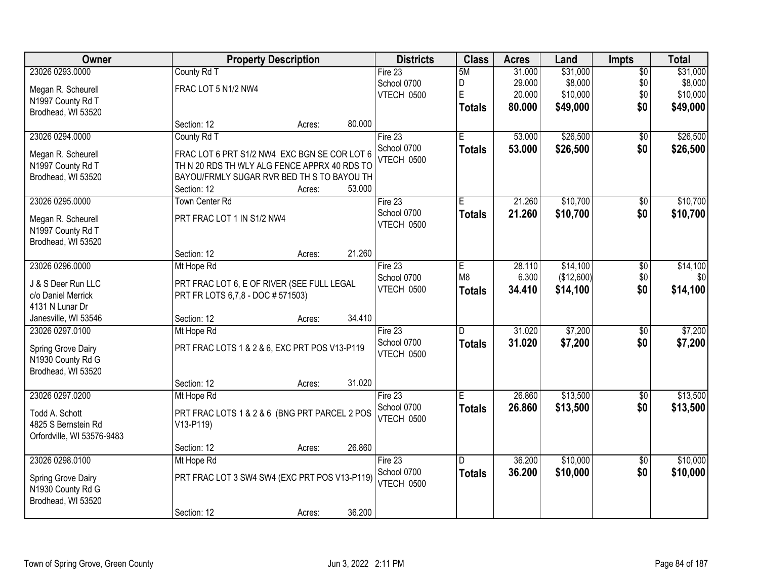| Owner | Property Description | Districts | Class | Acres | Land | Impts | Total |
|---|---|---|---|---|---|---|---|
| 23026 0293.0000<br>Megan R. Scheurell<br>N1997 County Rd T<br>Brodhead, WI 53520 | County Rd T<br>FRAC LOT 5 N1/2 NW4<br>Section: 12 Acres: 80.000 | Fire 23<br>School 0700<br>VTECH 0500 | 5M<br>D<br>E<br>**Totals** | 31.000<br>29.000<br>20.000<br>**80.000** | $31,000<br>$8,000<br>$10,000<br>**$49,000** | $0<br>$0<br>$0<br>**$0** | $31,000<br>$8,000<br>$10,000<br>**$49,000** |
| 23026 0294.0000<br>Megan R. Scheurell<br>N1997 County Rd T<br>Brodhead, WI 53520 | County Rd T<br>FRAC LOT 6 PRT S1/2 NW4 EXC BGN SE COR LOT 6 TH N 20 RDS TH WLY ALG FENCE APPRX 40 RDS TO BAYOU/FRMLY SUGAR RVR BED TH S TO BAYOU TH<br>Section: 12 Acres: 53.000 | Fire 23<br>School 0700<br>VTECH 0500 | E<br>**Totals** | 53.000<br>**53.000** | $26,500<br>**$26,500** | $0<br>**$0** | $26,500<br>**$26,500** |
| 23026 0295.0000<br>Megan R. Scheurell<br>N1997 County Rd T<br>Brodhead, WI 53520 | Town Center Rd<br>PRT FRAC LOT 1 IN S1/2 NW4<br>Section: 12 Acres: 21.260 | Fire 23<br>School 0700<br>VTECH 0500 | E<br>**Totals** | 21.260<br>**21.260** | $10,700<br>**$10,700** | $0<br>**$0** | $10,700<br>**$10,700** |
| 23026 0296.0000<br>J & S Deer Run LLC<br>c/o Daniel Merrick<br>4131 N Lunar Dr<br>Janesville, WI 53546 | Mt Hope Rd<br>PRT FRAC LOT 6, E OF RIVER (SEE FULL LEGAL PRT FR LOTS 6,7,8 - DOC # 571503)<br>Section: 12 Acres: 34.410 | Fire 23<br>School 0700<br>VTECH 0500 | E<br>M8<br>**Totals** | 28.110<br>6.300<br>**34.410** | $14,100<br>($12,600)<br>**$14,100** | $0<br>$0<br>**$0** | $14,100<br>$0<br>**$14,100** |
| 23026 0297.0100<br>Spring Grove Dairy<br>N1930 County Rd G<br>Brodhead, WI 53520 | Mt Hope Rd<br>PRT FRAC LOTS 1 & 2 & 6, EXC PRT POS V13-P119<br>Section: 12 Acres: 31.020 | Fire 23<br>School 0700<br>VTECH 0500 | D<br>**Totals** | 31.020<br>**31.020** | $7,200<br>**$7,200** | $0<br>**$0** | $7,200<br>**$7,200** |
| 23026 0297.0200<br>Todd A. Schott<br>4825 S Bernstein Rd<br>Orfordville, WI 53576-9483 | Mt Hope Rd<br>PRT FRAC LOTS 1 & 2 & 6 (BNG PRT PARCEL 2 POS V13-P119)<br>Section: 12 Acres: 26.860 | Fire 23<br>School 0700<br>VTECH 0500 | E<br>**Totals** | 26.860<br>**26.860** | $13,500<br>**$13,500** | $0<br>**$0** | $13,500<br>**$13,500** |
| 23026 0298.0100<br>Spring Grove Dairy<br>N1930 County Rd G<br>Brodhead, WI 53520 | Mt Hope Rd<br>PRT FRAC LOT 3 SW4 SW4 (EXC PRT POS V13-P119)<br>Section: 12 Acres: 36.200 | Fire 23<br>School 0700<br>VTECH 0500 | D<br>**Totals** | 36.200<br>**36.200** | $10,000<br>**$10,000** | $0<br>**$0** | $10,000<br>**$10,000** |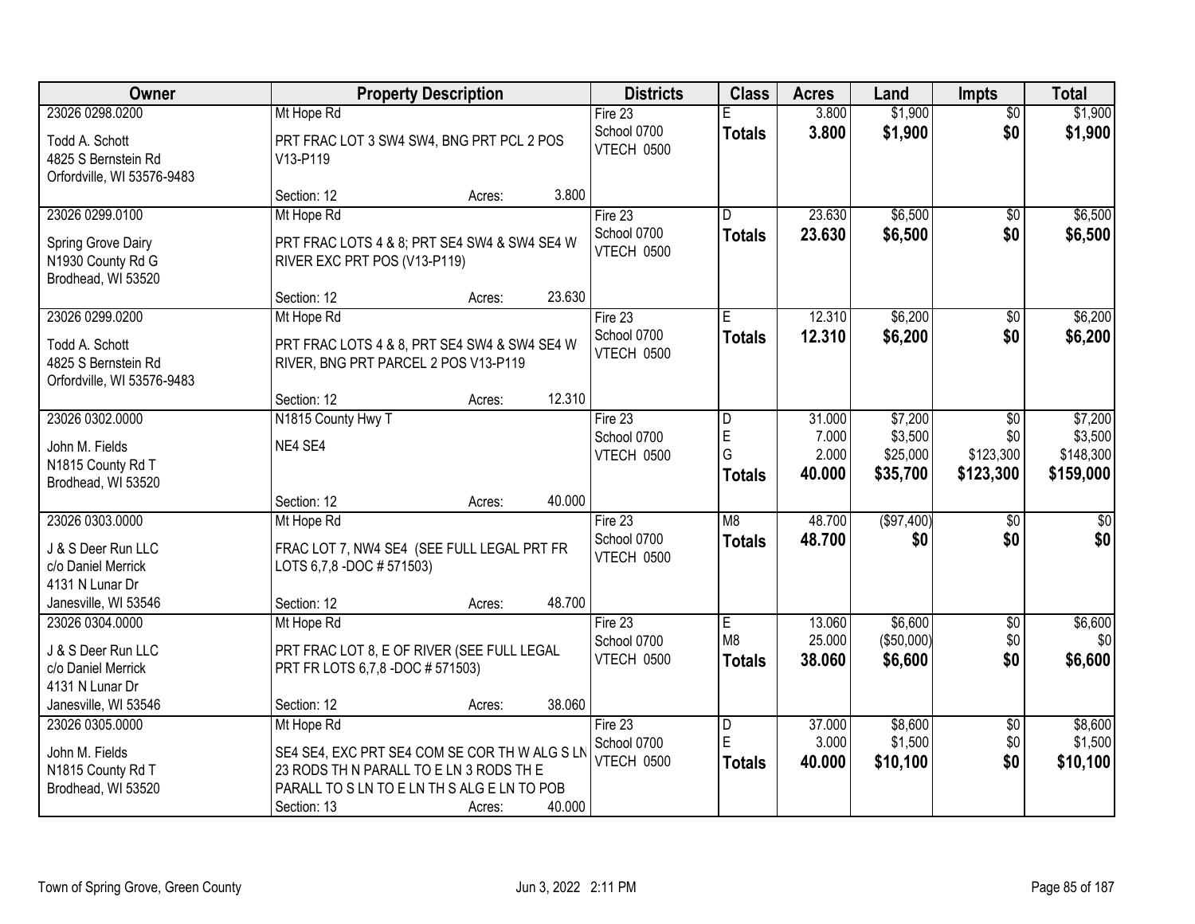| Owner | Property Description | Districts | Class | Acres | Land | Impts | Total |
|---|---|---|---|---|---|---|---|
| 23026 0298.0200<br>Todd A. Schott<br>4825 S Bernstein Rd<br>Orfordville, WI 53576-9483 | Mt Hope Rd<br>PRT FRAC LOT 3 SW4 SW4, BNG PRT PCL 2 POS V13-P119<br>Section: 12 Acres: 3.800 | Fire 23<br>School 0700<br>VTECH 0500 | E<br>**Totals** | 3.800<br>**3.800** | $1,900<br>**$1,900** | $0<br>**$0** | $1,900<br>**$1,900** |
| 23026 0299.0100<br>Spring Grove Dairy<br>N1930 County Rd G<br>Brodhead, WI 53520 | Mt Hope Rd<br>PRT FRAC LOTS 4 & 8; PRT SE4 SW4 & SW4 SE4 W RIVER EXC PRT POS (V13-P119)<br>Section: 12 Acres: 23.630 | Fire 23<br>School 0700<br>VTECH 0500 | D<br>**Totals** | 23.630<br>**23.630** | $6,500<br>**$6,500** | $0<br>**$0** | $6,500<br>**$6,500** |
| 23026 0299.0200<br>Todd A. Schott<br>4825 S Bernstein Rd<br>Orfordville, WI 53576-9483 | Mt Hope Rd<br>PRT FRAC LOTS 4 & 8, PRT SE4 SW4 & SW4 SE4 W RIVER, BNG PRT PARCEL 2 POS V13-P119<br>Section: 12 Acres: 12.310 | Fire 23<br>School 0700<br>VTECH 0500 | E<br>**Totals** | 12.310<br>**12.310** | $6,200<br>**$6,200** | $0<br>**$0** | $6,200<br>**$6,200** |
| 23026 0302.0000<br>John M. Fields<br>N1815 County Rd T<br>Brodhead, WI 53520 | N1815 County Hwy T<br>NE4 SE4<br>Section: 12 Acres: 40.000 | Fire 23<br>School 0700<br>VTECH 0500 | D<br>E<br>G<br>**Totals** | 31.000<br>7.000<br>2.000<br>**40.000** | $7,200<br>$3,500<br>$25,000<br>**$35,700** | $0<br>$0<br>$123,300<br>**$123,300** | $7,200<br>$3,500<br>$148,300<br>**$159,000** |
| 23026 0303.0000<br>J & S Deer Run LLC<br>c/o Daniel Merrick<br>4131 N Lunar Dr<br>Janesville, WI 53546 | Mt Hope Rd<br>FRAC LOT 7, NW4 SE4 (SEE FULL LEGAL PRT FR LOTS 6,7,8 -DOC # 571503)<br>Section: 12 Acres: 48.700 | Fire 23<br>School 0700<br>VTECH 0500 | M8<br>**Totals** | 48.700<br>**48.700** | ($97,400)<br>**$0** | $0<br>**$0** | $0<br>**$0** |
| 23026 0304.0000<br>J & S Deer Run LLC<br>c/o Daniel Merrick<br>4131 N Lunar Dr<br>Janesville, WI 53546 | Mt Hope Rd<br>PRT FRAC LOT 8, E OF RIVER (SEE FULL LEGAL PRT FR LOTS 6,7,8 -DOC # 571503)<br>Section: 12 Acres: 38.060 | Fire 23<br>School 0700<br>VTECH 0500 | E<br>M8<br>**Totals** | 13.060<br>25.000<br>**38.060** | $6,600<br>($50,000)<br>**$6,600** | $0<br>$0<br>**$0** | $6,600<br>$0<br>**$6,600** |
| 23026 0305.0000<br>John M. Fields<br>N1815 County Rd T<br>Brodhead, WI 53520 | Mt Hope Rd<br>SE4 SE4, EXC PRT SE4 COM SE COR TH W ALG S LN 23 RODS TH N PARALL TO E LN 3 RODS TH E PARALL TO S LN TO E LN TH S ALG E LN TO POB<br>Section: 13 Acres: 40.000 | Fire 23<br>School 0700<br>VTECH 0500 | D<br>E<br>**Totals** | 37.000<br>3.000<br>**40.000** | $8,600<br>$1,500<br>**$10,100** | $0<br>$0<br>**$0** | $8,600<br>$1,500<br>**$10,100** |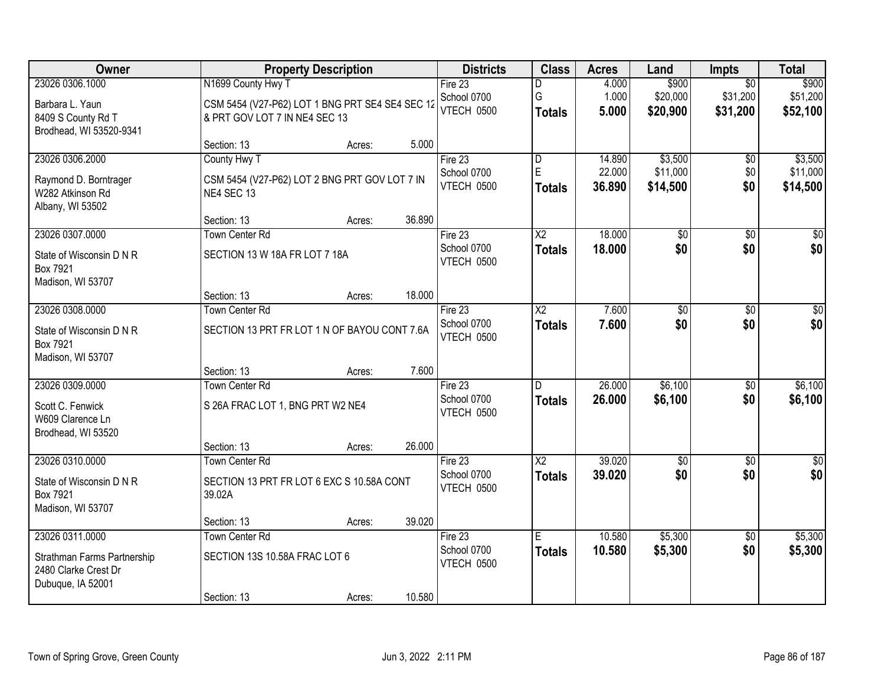| Owner | Property Description | Districts | Class | Acres | Land | Impts | Total |
|---|---|---|---|---|---|---|---|
| 23026 0306.1000<br>Barbara L. Yaun<br>8409 S County Rd T<br>Brodhead, WI 53520-9341 | N1699 County Hwy T<br>CSM 5454 (V27-P62) LOT 1 BNG PRT SE4 SE4 SEC 12 & PRT GOV LOT 7 IN NE4 SEC 13<br>Section: 13 Acres: 5.000 | Fire 23<br>School 0700<br>VTECH 0500 | D<br>G<br>**Totals** | 4.000<br>1.000<br>**5.000** | $900<br>$20,000<br>**$20,900** | $0<br>$31,200<br>**$31,200** | $900<br>$51,200<br>**$52,100** |
| 23026 0306.2000<br>Raymond D. Borntrager<br>W282 Atkinson Rd<br>Albany, WI 53502 | County Hwy T<br>CSM 5454 (V27-P62) LOT 2 BNG PRT GOV LOT 7 IN NE4 SEC 13<br>Section: 13 Acres: 36.890 | Fire 23<br>School 0700<br>VTECH 0500 | D<br>E<br>**Totals** | 14.890<br>22.000<br>**36.890** | $3,500<br>$11,000<br>**$14,500** | $0<br>$0<br>**$0** | $3,500<br>$11,000<br>**$14,500** |
| 23026 0307.0000<br>State of Wisconsin D N R<br>Box 7921<br>Madison, WI 53707 | Town Center Rd<br>SECTION 13 W 18A FR LOT 7 18A<br>Section: 13 Acres: 18.000 | Fire 23<br>School 0700<br>VTECH 0500 | X2<br>**Totals** | 18.000<br>**18.000** | $0<br>**$0** | $0<br>**$0** | $0<br>**$0** |
| 23026 0308.0000<br>State of Wisconsin D N R<br>Box 7921<br>Madison, WI 53707 | Town Center Rd<br>SECTION 13 PRT FR LOT 1 N OF BAYOU CONT 7.6A<br>Section: 13 Acres: 7.600 | Fire 23<br>School 0700<br>VTECH 0500 | X2<br>**Totals** | 7.600<br>**7.600** | $0<br>**$0** | $0<br>**$0** | $0<br>**$0** |
| 23026 0309.0000<br>Scott C. Fenwick<br>W609 Clarence Ln<br>Brodhead, WI 53520 | Town Center Rd<br>S 26A FRAC LOT 1, BNG PRT W2 NE4<br>Section: 13 Acres: 26.000 | Fire 23<br>School 0700<br>VTECH 0500 | D<br>**Totals** | 26.000<br>**26.000** | $6,100<br>**$6,100** | $0<br>**$0** | $6,100<br>**$6,100** |
| 23026 0310.0000<br>State of Wisconsin D N R<br>Box 7921<br>Madison, WI 53707 | Town Center Rd<br>SECTION 13 PRT FR LOT 6 EXC S 10.58A CONT 39.02A<br>Section: 13 Acres: 39.020 | Fire 23<br>School 0700<br>VTECH 0500 | X2<br>**Totals** | 39.020<br>**39.020** | $0<br>**$0** | $0<br>**$0** | $0<br>**$0** |
| 23026 0311.0000<br>Strathman Farms Partnership<br>2480 Clarke Crest Dr<br>Dubuque, IA 52001 | Town Center Rd<br>SECTION 13S 10.58A FRAC LOT 6<br>Section: 13 Acres: 10.580 | Fire 23<br>School 0700<br>VTECH 0500 | E<br>**Totals** | 10.580<br>**10.580** | $5,300<br>**$5,300** | $0<br>**$0** | $5,300<br>**$5,300** |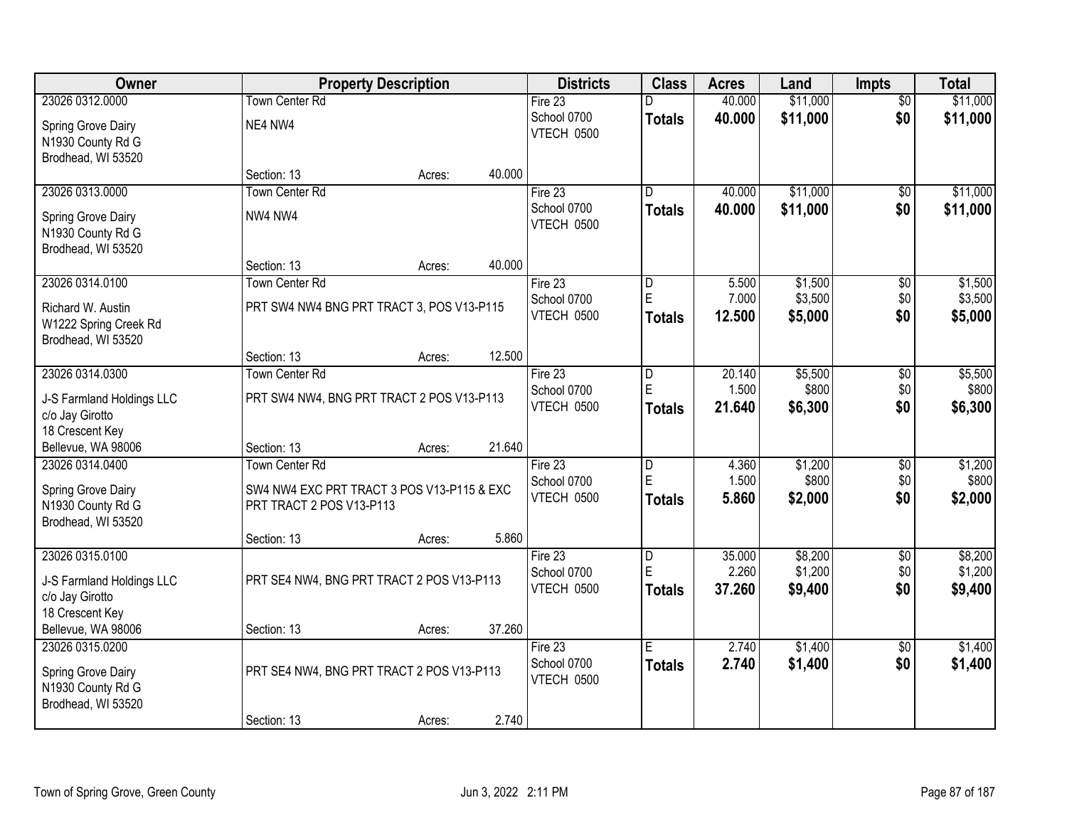| Owner | Property Description | Districts | Class | Acres | Land | Impts | Total |
|---|---|---|---|---|---|---|---|
| 23026 0312.0000<br>Spring Grove Dairy<br>N1930 County Rd G<br>Brodhead, WI 53520 | Town Center Rd<br>NE4 NW4<br>Section: 13 Acres: 40.000 | Fire 23<br>School 0700<br>VTECH 0500 | D<br>**Totals** | 40.000<br>**40.000** | $11,000<br>**$11,000** | $0<br>**$0** | $11,000<br>**$11,000** |
| 23026 0313.0000<br>Spring Grove Dairy<br>N1930 County Rd G<br>Brodhead, WI 53520 | Town Center Rd<br>NW4 NW4<br>Section: 13 Acres: 40.000 | Fire 23<br>School 0700<br>VTECH 0500 | D<br>**Totals** | 40.000<br>**40.000** | $11,000<br>**$11,000** | $0<br>**$0** | $11,000<br>**$11,000** |
| 23026 0314.0100<br>Richard W. Austin<br>W1222 Spring Creek Rd<br>Brodhead, WI 53520 | Town Center Rd<br>PRT SW4 NW4 BNG PRT TRACT 3, POS V13-P115<br>Section: 13 Acres: 12.500 | Fire 23<br>School 0700<br>VTECH 0500 | D<br>E<br>**Totals** | 5.500<br>7.000<br>**12.500** | $1,500<br>$3,500<br>**$5,000** | $0<br>$0<br>**$0** | $1,500<br>$3,500<br>**$5,000** |
| 23026 0314.0300<br>J-S Farmland Holdings LLC<br>c/o Jay Girotto<br>18 Crescent Key<br>Bellevue, WA 98006 | Town Center Rd<br>PRT SW4 NW4, BNG PRT TRACT 2 POS V13-P113<br>Section: 13 Acres: 21.640 | Fire 23<br>School 0700<br>VTECH 0500 | D<br>E<br>**Totals** | 20.140<br>1.500<br>**21.640** | $5,500<br>$800<br>**$6,300** | $0<br>$0<br>**$0** | $5,500<br>$800<br>**$6,300** |
| 23026 0314.0400<br>Spring Grove Dairy<br>N1930 County Rd G<br>Brodhead, WI 53520 | Town Center Rd<br>SW4 NW4 EXC PRT TRACT 3 POS V13-P115 & EXC PRT TRACT 2 POS V13-P113<br>Section: 13 Acres: 5.860 | Fire 23<br>School 0700<br>VTECH 0500 | D<br>E<br>**Totals** | 4.360<br>1.500<br>**5.860** | $1,200<br>$800<br>**$2,000** | $0<br>$0<br>**$0** | $1,200<br>$800<br>**$2,000** |
| 23026 0315.0100<br>J-S Farmland Holdings LLC<br>c/o Jay Girotto<br>18 Crescent Key<br>Bellevue, WA 98006 | PRT SE4 NW4, BNG PRT TRACT 2 POS V13-P113<br>Section: 13 Acres: 37.260 | Fire 23<br>School 0700<br>VTECH 0500 | D<br>E<br>**Totals** | 35.000<br>2.260<br>**37.260** | $8,200<br>$1,200<br>**$9,400** | $0<br>$0<br>**$0** | $8,200<br>$1,200<br>**$9,400** |
| 23026 0315.0200<br>Spring Grove Dairy<br>N1930 County Rd G<br>Brodhead, WI 53520 | PRT SE4 NW4, BNG PRT TRACT 2 POS V13-P113<br>Section: 13 Acres: 2.740 | Fire 23<br>School 0700<br>VTECH 0500 | E<br>**Totals** | 2.740<br>**2.740** | $1,400<br>**$1,400** | $0<br>**$0** | $1,400<br>**$1,400** |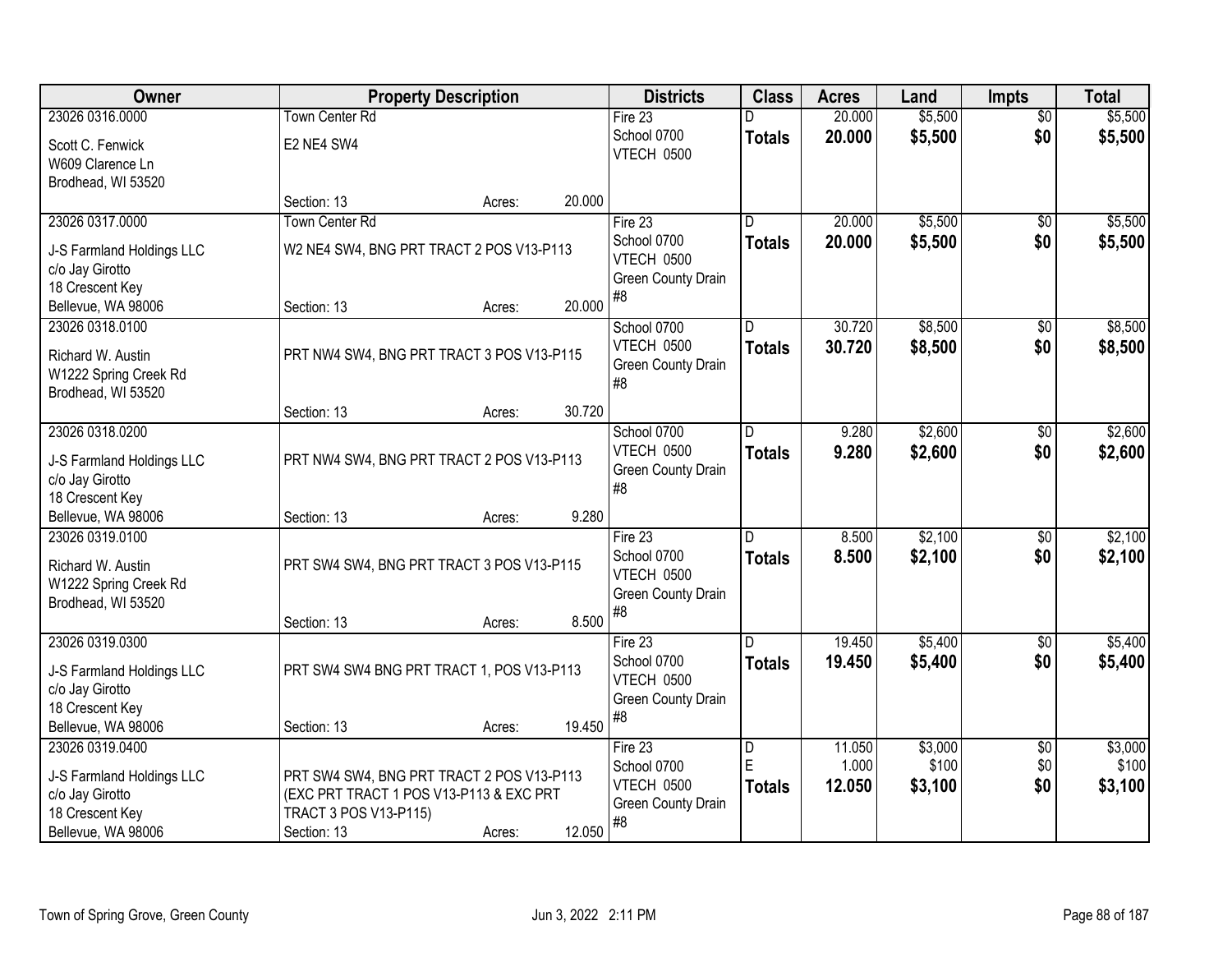| Owner | Property Description | Districts | Class | Acres | Land | Impts | Total |
|---|---|---|---|---|---|---|---|
| 23026 0316.0000<br>Scott C. Fenwick<br>W609 Clarence Ln<br>Brodhead, WI 53520 | Town Center Rd<br>E2 NE4 SW4<br>Section: 13 Acres: 20.000 | Fire 23<br>School 0700<br>VTECH 0500 | D<br>**Totals** | 20.000<br>**20.000** | $5,500<br>**$5,500** | $0<br>**$0** | $5,500<br>**$5,500** |
| 23026 0317.0000<br>J-S Farmland Holdings LLC<br>c/o Jay Girotto<br>18 Crescent Key<br>Bellevue, WA 98006 | Town Center Rd<br>W2 NE4 SW4, BNG PRT TRACT 2 POS V13-P113<br>Section: 13 Acres: 20.000 | Fire 23<br>School 0700<br>VTECH 0500<br>Green County Drain #8 | D<br>**Totals** | 20.000<br>**20.000** | $5,500<br>**$5,500** | $0<br>**$0** | $5,500<br>**$5,500** |
| 23026 0318.0100<br>Richard W. Austin<br>W1222 Spring Creek Rd<br>Brodhead, WI 53520 | PRT NW4 SW4, BNG PRT TRACT 3 POS V13-P115<br>Section: 13 Acres: 30.720 | School 0700<br>VTECH 0500<br>Green County Drain #8 | D<br>**Totals** | 30.720<br>**30.720** | $8,500<br>**$8,500** | $0<br>**$0** | $8,500<br>**$8,500** |
| 23026 0318.0200<br>J-S Farmland Holdings LLC<br>c/o Jay Girotto<br>18 Crescent Key<br>Bellevue, WA 98006 | PRT NW4 SW4, BNG PRT TRACT 2 POS V13-P113<br>Section: 13 Acres: 9.280 | School 0700<br>VTECH 0500<br>Green County Drain #8 | D<br>**Totals** | 9.280<br>**9.280** | $2,600<br>**$2,600** | $0<br>**$0** | $2,600<br>**$2,600** |
| 23026 0319.0100<br>Richard W. Austin<br>W1222 Spring Creek Rd<br>Brodhead, WI 53520 | PRT SW4 SW4, BNG PRT TRACT 3 POS V13-P115<br>Section: 13 Acres: 8.500 | Fire 23<br>School 0700<br>VTECH 0500<br>Green County Drain #8 | D<br>**Totals** | 8.500<br>**8.500** | $2,100<br>**$2,100** | $0<br>**$0** | $2,100<br>**$2,100** |
| 23026 0319.0300<br>J-S Farmland Holdings LLC<br>c/o Jay Girotto<br>18 Crescent Key<br>Bellevue, WA 98006 | PRT SW4 SW4 BNG PRT TRACT 1, POS V13-P113<br>Section: 13 Acres: 19.450 | Fire 23<br>School 0700<br>VTECH 0500<br>Green County Drain #8 | D<br>**Totals** | 19.450<br>**19.450** | $5,400<br>**$5,400** | $0<br>**$0** | $5,400<br>**$5,400** |
| 23026 0319.0400<br>J-S Farmland Holdings LLC<br>c/o Jay Girotto<br>18 Crescent Key<br>Bellevue, WA 98006 | PRT SW4 SW4, BNG PRT TRACT 2 POS V13-P113 (EXC PRT TRACT 1 POS V13-P113 & EXC PRT TRACT 3 POS V13-P115)<br>Section: 13 Acres: 12.050 | Fire 23<br>School 0700<br>VTECH 0500<br>Green County Drain #8 | D<br>E<br>**Totals** | 11.050<br>1.000<br>**12.050** | $3,000<br>$100<br>**$3,100** | $0<br>$0<br>**$0** | $3,000<br>$100<br>**$3,100** |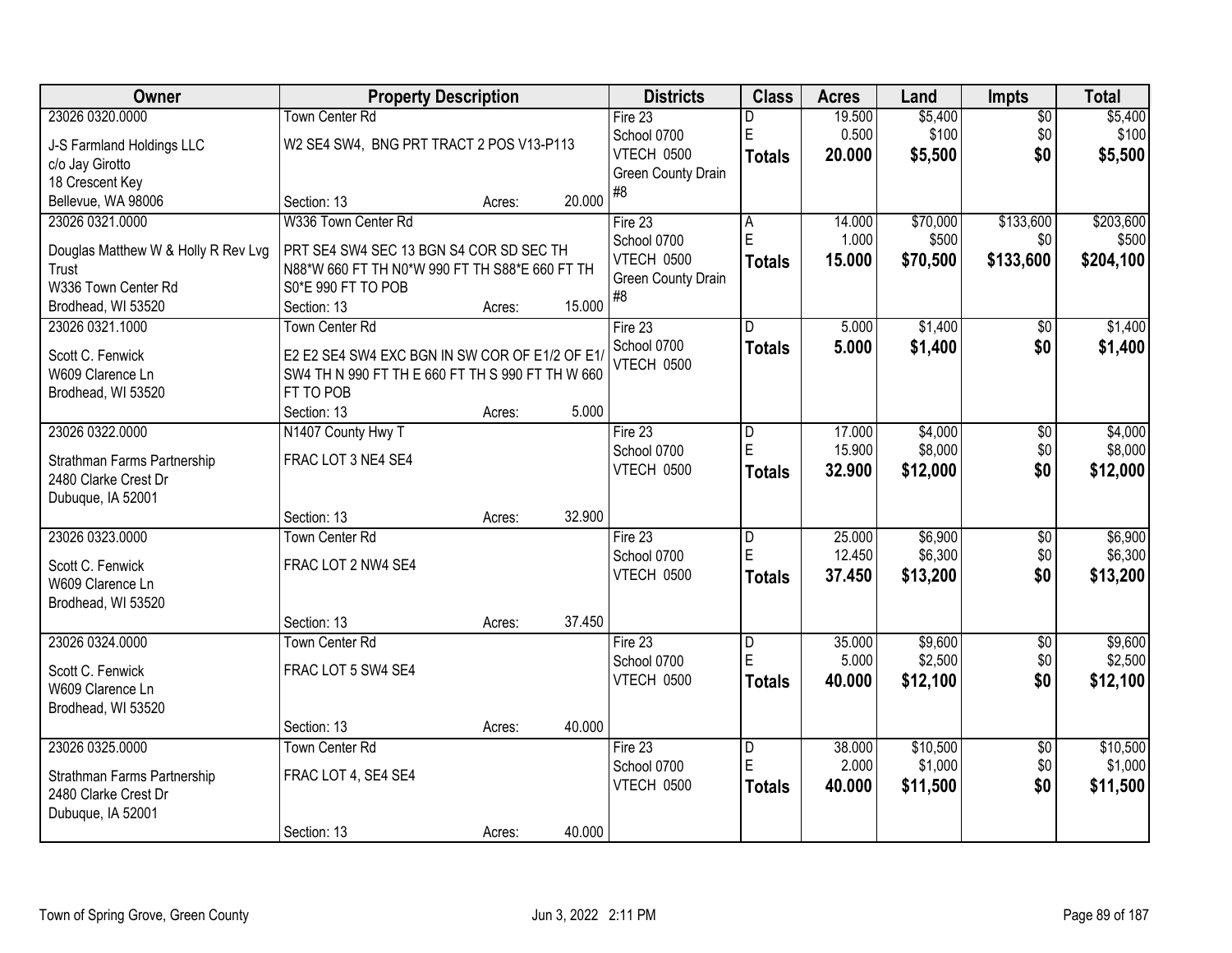| Owner | Property Description | Districts | Class | Acres | Land | Impts | Total |
|---|---|---|---|---|---|---|---|
| 23026 0320.0000<br>J-S Farmland Holdings LLC<br>c/o Jay Girotto<br>18 Crescent Key<br>Bellevue, WA 98006 | Town Center Rd<br>W2 SE4 SW4, BNG PRT TRACT 2 POS V13-P113<br>Section: 13 Acres: 20.000 | Fire 23<br>School 0700<br>VTECH 0500<br>Green County Drain #8 | D<br>E<br>**Totals** | 19.500<br>0.500<br>**20.000** | $5,400<br>$100<br>**$5,500** | $0<br>$0<br>**$0** | $5,400<br>$100<br>**$5,500** |
| 23026 0321.0000<br>Douglas Matthew W & Holly R Rev Lvg Trust<br>W336 Town Center Rd<br>Brodhead, WI 53520 | W336 Town Center Rd<br>PRT SE4 SW4 SEC 13 BGN S4 COR SD SEC TH N88*W 660 FT TH N0*W 990 FT TH S88*E 660 FT TH S0*E 990 FT TO POB<br>Section: 13 Acres: 15.000 | Fire 23<br>School 0700<br>VTECH 0500<br>Green County Drain #8 | A<br>E<br>**Totals** | 14.000<br>1.000<br>**15.000** | $70,000<br>$500<br>**$70,500** | $133,600<br>$0<br>**$133,600** | $203,600<br>$500<br>**$204,100** |
| 23026 0321.1000<br>Scott C. Fenwick<br>W609 Clarence Ln<br>Brodhead, WI 53520 | Town Center Rd<br>E2 E2 SE4 SW4 EXC BGN IN SW COR OF E1/2 OF E1/ SW4 TH N 990 FT TH E 660 FT TH S 990 FT TH W 660 FT TO POB<br>Section: 13 Acres: 5.000 | Fire 23<br>School 0700<br>VTECH 0500 | D<br>**Totals** | 5.000<br>**5.000** | $1,400<br>**$1,400** | $0<br>**$0** | $1,400<br>**$1,400** |
| 23026 0322.0000<br>Strathman Farms Partnership<br>2480 Clarke Crest Dr<br>Dubuque, IA 52001 | N1407 County Hwy T<br>FRAC LOT 3 NE4 SE4<br>Section: 13 Acres: 32.900 | Fire 23<br>School 0700<br>VTECH 0500 | D<br>E<br>**Totals** | 17.000<br>15.900<br>**32.900** | $4,000<br>$8,000<br>**$12,000** | $0<br>$0<br>**$0** | $4,000<br>$8,000<br>**$12,000** |
| 23026 0323.0000<br>Scott C. Fenwick<br>W609 Clarence Ln<br>Brodhead, WI 53520 | Town Center Rd<br>FRAC LOT 2 NW4 SE4<br>Section: 13 Acres: 37.450 | Fire 23<br>School 0700<br>VTECH 0500 | D<br>E<br>**Totals** | 25.000<br>12.450<br>**37.450** | $6,900<br>$6,300<br>**$13,200** | $0<br>$0<br>**$0** | $6,900<br>$6,300<br>**$13,200** |
| 23026 0324.0000<br>Scott C. Fenwick<br>W609 Clarence Ln<br>Brodhead, WI 53520 | Town Center Rd<br>FRAC LOT 5 SW4 SE4<br>Section: 13 Acres: 40.000 | Fire 23<br>School 0700<br>VTECH 0500 | D<br>E<br>**Totals** | 35.000<br>5.000<br>**40.000** | $9,600<br>$2,500<br>**$12,100** | $0<br>$0<br>**$0** | $9,600<br>$2,500<br>**$12,100** |
| 23026 0325.0000<br>Strathman Farms Partnership<br>2480 Clarke Crest Dr<br>Dubuque, IA 52001 | Town Center Rd<br>FRAC LOT 4, SE4 SE4<br>Section: 13 Acres: 40.000 | Fire 23<br>School 0700<br>VTECH 0500 | D<br>E<br>**Totals** | 38.000<br>2.000<br>**40.000** | $10,500<br>$1,000<br>**$11,500** | $0<br>$0<br>**$0** | $10,500<br>$1,000<br>**$11,500** |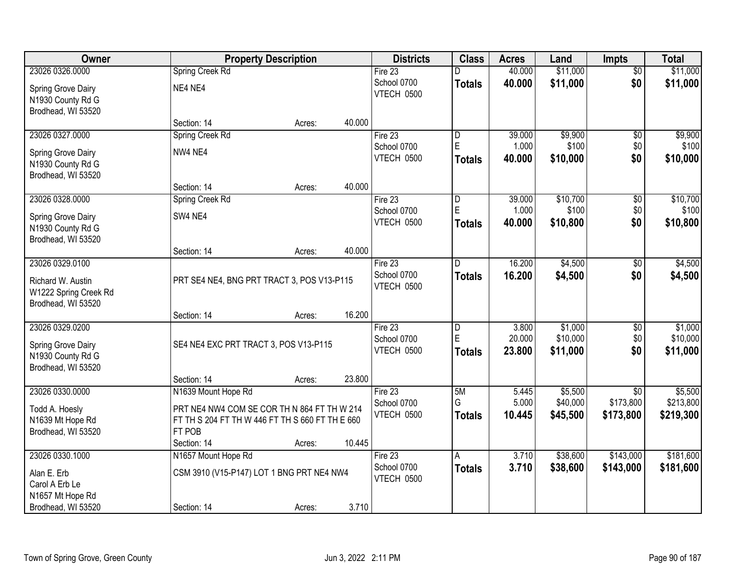| Owner | Property Description | Districts | Class | Acres | Land | Impts | Total |
|---|---|---|---|---|---|---|---|
| 23026 0326.0000<br>Spring Grove Dairy<br>N1930 County Rd G<br>Brodhead, WI 53520 | Spring Creek Rd<br>NE4 NE4<br>Section: 14 Acres: 40.000 | Fire 23<br>School 0700<br>VTECH 0500 | D<br>**Totals** | 40.000<br>**40.000** | $11,000<br>**$11,000** | $0<br>**$0** | $11,000<br>**$11,000** |
| 23026 0327.0000<br>Spring Grove Dairy<br>N1930 County Rd G<br>Brodhead, WI 53520 | Spring Creek Rd<br>NW4 NE4<br>Section: 14 Acres: 40.000 | Fire 23<br>School 0700<br>VTECH 0500 | D<br>E<br>**Totals** | 39.000<br>1.000<br>**40.000** | $9,900<br>$100<br>**$10,000** | $0<br>$0<br>**$0** | $9,900<br>$100<br>**$10,000** |
| 23026 0328.0000<br>Spring Grove Dairy<br>N1930 County Rd G<br>Brodhead, WI 53520 | Spring Creek Rd<br>SW4 NE4<br>Section: 14 Acres: 40.000 | Fire 23<br>School 0700<br>VTECH 0500 | D<br>E<br>**Totals** | 39.000<br>1.000<br>**40.000** | $10,700<br>$100<br>**$10,800** | $0<br>$0<br>**$0** | $10,700<br>$100<br>**$10,800** |
| 23026 0329.0100<br>Richard W. Austin<br>W1222 Spring Creek Rd<br>Brodhead, WI 53520 | PRT SE4 NE4, BNG PRT TRACT 3, POS V13-P115<br>Section: 14 Acres: 16.200 | Fire 23<br>School 0700<br>VTECH 0500 | D<br>**Totals** | 16.200<br>**16.200** | $4,500<br>**$4,500** | $0<br>**$0** | $4,500<br>**$4,500** |
| 23026 0329.0200<br>Spring Grove Dairy<br>N1930 County Rd G<br>Brodhead, WI 53520 | SE4 NE4 EXC PRT TRACT 3, POS V13-P115<br>Section: 14 Acres: 23.800 | Fire 23<br>School 0700<br>VTECH 0500 | D<br>E<br>**Totals** | 3.800<br>20.000<br>**23.800** | $1,000<br>$10,000<br>**$11,000** | $0<br>$0<br>**$0** | $1,000<br>$10,000<br>**$11,000** |
| 23026 0330.0000<br>Todd A. Hoesly<br>N1639 Mt Hope Rd<br>Brodhead, WI 53520 | N1639 Mount Hope Rd<br>PRT NE4 NW4 COM SE COR TH N 864 FT TH W 214 FT TH S 204 FT TH W 446 FT TH S 660 FT TH E 660 FT POB<br>Section: 14 Acres: 10.445 | Fire 23<br>School 0700<br>VTECH 0500 | 5M<br>G<br>**Totals** | 5.445<br>5.000<br>**10.445** | $5,500<br>$40,000<br>**$45,500** | $0<br>$173,800<br>**$173,800** | $5,500<br>$213,800<br>**$219,300** |
| 23026 0330.1000<br>Alan E. Erb<br>Carol A Erb Le<br>N1657 Mt Hope Rd<br>Brodhead, WI 53520 | N1657 Mount Hope Rd<br>CSM 3910 (V15-P147) LOT 1 BNG PRT NE4 NW4<br>Section: 14 Acres: 3.710 | Fire 23<br>School 0700<br>VTECH 0500 | A<br>**Totals** | 3.710<br>**3.710** | $38,600<br>**$38,600** | $143,000<br>**$143,000** | $181,600<br>**$181,600** |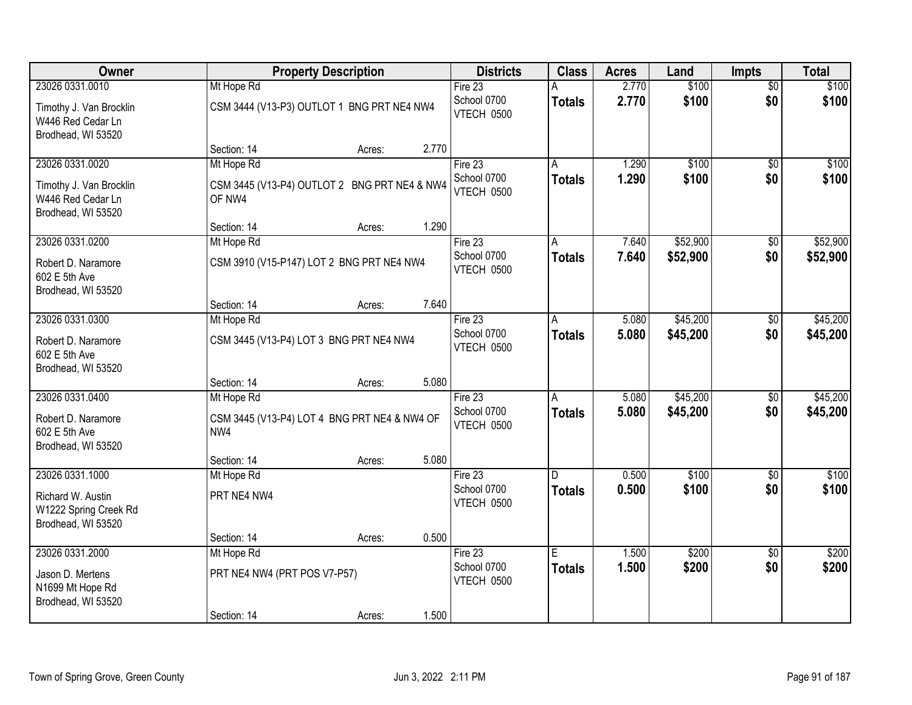| Owner | Property Description | | | Districts | Class | Acres | Land | Impts | Total |
|---|---|---|---|---|---|---|---|---|---|
| 23026 0331.0010 | Mt Hope Rd | | | Fire 23 | A | 2.770 | $100 | $0 | $100 |
| Timothy J. Van Brocklin<br>W446 Red Cedar Ln<br>Brodhead, WI 53520 | CSM 3444 (V13-P3) OUTLOT 1 BNG PRT NE4 NW4 | | | School 0700<br>VTECH 0500 | **Totals** | **2.770** | **$100** | **$0** | **$100** |
| | Section: 14 | Acres: | 2.770 | | | | | | |
| 23026 0331.0020 | Mt Hope Rd | | | Fire 23 | A | 1.290 | $100 | $0 | $100 |
| Timothy J. Van Brocklin<br>W446 Red Cedar Ln<br>Brodhead, WI 53520 | CSM 3445 (V13-P4) OUTLOT 2 BNG PRT NE4 & NW4 OF NW4 | | | School 0700<br>VTECH 0500 | **Totals** | **1.290** | **$100** | **$0** | **$100** |
| | Section: 14 | Acres: | 1.290 | | | | | | |
| 23026 0331.0200 | Mt Hope Rd | | | Fire 23 | A | 7.640 | $52,900 | $0 | $52,900 |
| Robert D. Naramore<br>602 E 5th Ave<br>Brodhead, WI 53520 | CSM 3910 (V15-P147) LOT 2 BNG PRT NE4 NW4 | | | School 0700<br>VTECH 0500 | **Totals** | **7.640** | **$52,900** | **$0** | **$52,900** |
| | Section: 14 | Acres: | 7.640 | | | | | | |
| 23026 0331.0300 | Mt Hope Rd | | | Fire 23 | A | 5.080 | $45,200 | $0 | $45,200 |
| Robert D. Naramore<br>602 E 5th Ave<br>Brodhead, WI 53520 | CSM 3445 (V13-P4) LOT 3 BNG PRT NE4 NW4 | | | School 0700<br>VTECH 0500 | **Totals** | **5.080** | **$45,200** | **$0** | **$45,200** |
| | Section: 14 | Acres: | 5.080 | | | | | | |
| 23026 0331.0400 | Mt Hope Rd | | | Fire 23 | A | 5.080 | $45,200 | $0 | $45,200 |
| Robert D. Naramore<br>602 E 5th Ave<br>Brodhead, WI 53520 | CSM 3445 (V13-P4) LOT 4 BNG PRT NE4 & NW4 OF NW4 | | | School 0700<br>VTECH 0500 | **Totals** | **5.080** | **$45,200** | **$0** | **$45,200** |
| | Section: 14 | Acres: | 5.080 | | | | | | |
| 23026 0331.1000 | Mt Hope Rd | | | Fire 23 | D | 0.500 | $100 | $0 | $100 |
| Richard W. Austin<br>W1222 Spring Creek Rd<br>Brodhead, WI 53520 | PRT NE4 NW4 | | | School 0700<br>VTECH 0500 | **Totals** | **0.500** | **$100** | **$0** | **$100** |
| | Section: 14 | Acres: | 0.500 | | | | | | |
| 23026 0331.2000 | Mt Hope Rd | | | Fire 23 | E | 1.500 | $200 | $0 | $200 |
| Jason D. Mertens<br>N1699 Mt Hope Rd<br>Brodhead, WI 53520 | PRT NE4 NW4 (PRT POS V7-P57) | | | School 0700<br>VTECH 0500 | **Totals** | **1.500** | **$200** | **$0** | **$200** |
| | Section: 14 | Acres: | 1.500 | | | | | | |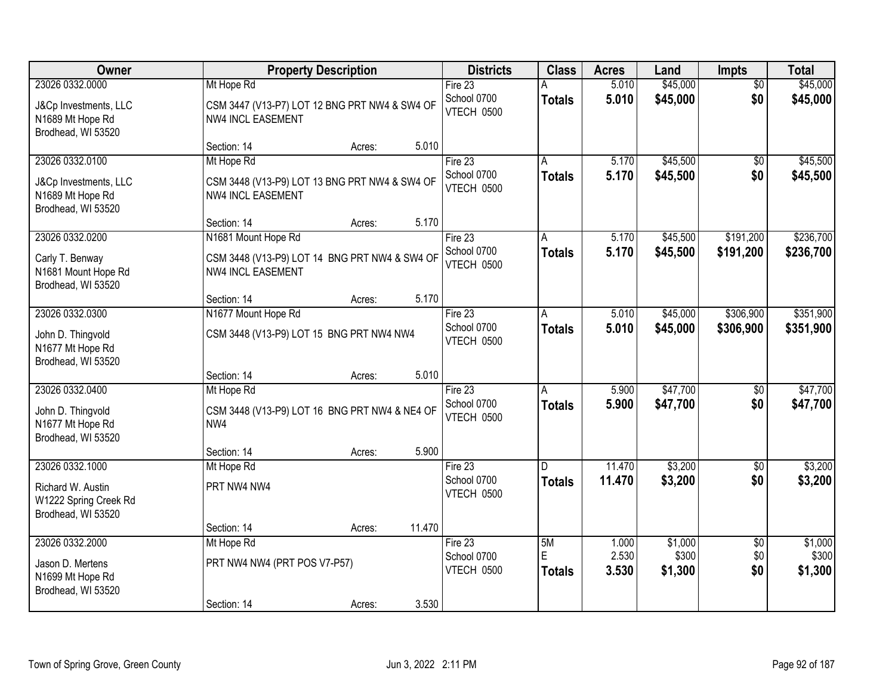| Owner | Property Description | Districts | Class | Acres | Land | Impts | Total |
|---|---|---|---|---|---|---|---|
| 23026 0332.0000<br>J&Cp Investments, LLC<br>N1689 Mt Hope Rd<br>Brodhead, WI 53520 | Mt Hope Rd<br>CSM 3447 (V13-P7) LOT 12 BNG PRT NW4 & SW4 OF NW4 INCL EASEMENT<br>Section: 14 Acres: 5.010 | Fire 23<br>School 0700<br>VTECH 0500 | A<br>**Totals** | 5.010<br>**5.010** | $45,000<br>**$45,000** | $0<br>**$0** | $45,000<br>**$45,000** |
| 23026 0332.0100<br>J&Cp Investments, LLC<br>N1689 Mt Hope Rd<br>Brodhead, WI 53520 | Mt Hope Rd<br>CSM 3448 (V13-P9) LOT 13 BNG PRT NW4 & SW4 OF NW4 INCL EASEMENT<br>Section: 14 Acres: 5.170 | Fire 23<br>School 0700<br>VTECH 0500 | A<br>**Totals** | 5.170<br>**5.170** | $45,500<br>**$45,500** | $0<br>**$0** | $45,500<br>**$45,500** |
| 23026 0332.0200<br>Carly T. Benway<br>N1681 Mount Hope Rd<br>Brodhead, WI 53520 | N1681 Mount Hope Rd<br>CSM 3448 (V13-P9) LOT 14 BNG PRT NW4 & SW4 OF NW4 INCL EASEMENT<br>Section: 14 Acres: 5.170 | Fire 23<br>School 0700<br>VTECH 0500 | A<br>**Totals** | 5.170<br>**5.170** | $45,500<br>**$45,500** | $191,200<br>**$191,200** | $236,700<br>**$236,700** |
| 23026 0332.0300<br>John D. Thingvold<br>N1677 Mt Hope Rd<br>Brodhead, WI 53520 | N1677 Mount Hope Rd<br>CSM 3448 (V13-P9) LOT 15 BNG PRT NW4 NW4<br>Section: 14 Acres: 5.010 | Fire 23<br>School 0700<br>VTECH 0500 | A<br>**Totals** | 5.010<br>**5.010** | $45,000<br>**$45,000** | $306,900<br>**$306,900** | $351,900<br>**$351,900** |
| 23026 0332.0400<br>John D. Thingvold<br>N1677 Mt Hope Rd<br>Brodhead, WI 53520 | Mt Hope Rd<br>CSM 3448 (V13-P9) LOT 16 BNG PRT NW4 & NE4 OF NW4<br>Section: 14 Acres: 5.900 | Fire 23<br>School 0700<br>VTECH 0500 | A<br>**Totals** | 5.900<br>**5.900** | $47,700<br>**$47,700** | $0<br>**$0** | $47,700<br>**$47,700** |
| 23026 0332.1000<br>Richard W. Austin<br>W1222 Spring Creek Rd<br>Brodhead, WI 53520 | Mt Hope Rd<br>PRT NW4 NW4<br>Section: 14 Acres: 11.470 | Fire 23<br>School 0700<br>VTECH 0500 | D<br>**Totals** | 11.470<br>**11.470** | $3,200<br>**$3,200** | $0<br>**$0** | $3,200<br>**$3,200** |
| 23026 0332.2000<br>Jason D. Mertens<br>N1699 Mt Hope Rd<br>Brodhead, WI 53520 | Mt Hope Rd<br>PRT NW4 NW4 (PRT POS V7-P57)<br>Section: 14 Acres: 3.530 | Fire 23<br>School 0700<br>VTECH 0500 | 5M<br>E<br>**Totals** | 1.000<br>2.530<br>**3.530** | $1,000<br>$300<br>**$1,300** | $0<br>$0<br>**$0** | $1,000<br>$300<br>**$1,300** |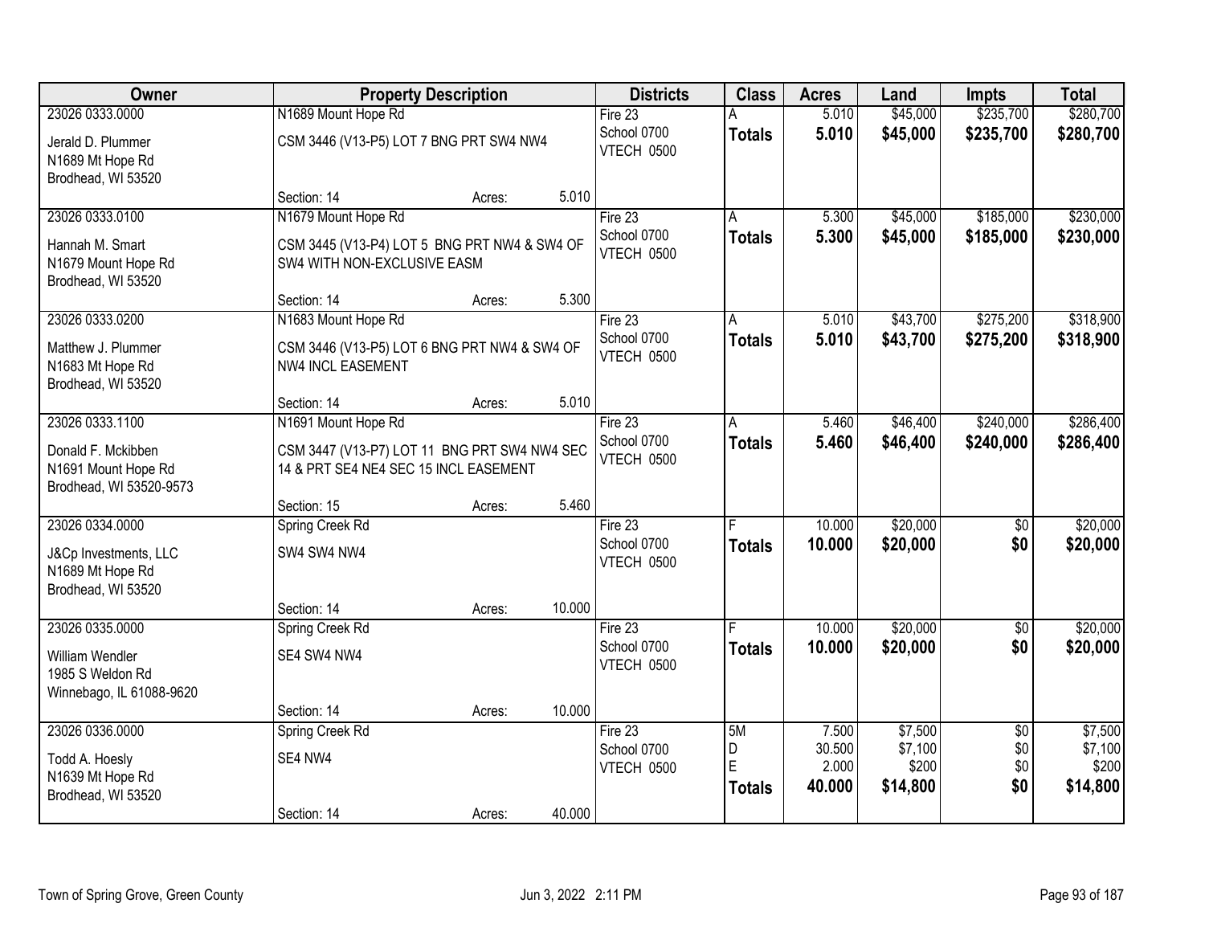| Owner | Property Description | | | Districts | Class | Acres | Land | Impts | Total |
|---|---|---|---|---|---|---|---|---|---|
| 23026 0333.0000<br><br>Jerald D. Plummer<br>N1689 Mt Hope Rd<br>Brodhead, WI 53520 | N1689 Mount Hope Rd<br><br>CSM 3446 (V13-P5) LOT 7 BNG PRT SW4 NW4<br><br>Section: 14 | Acres: | 5.010 | Fire 23<br>School 0700<br>VTECH 0500 | A<br>**Totals** | 5.010<br>**5.010** | $45,000<br>**$45,000** | $235,700<br>**$235,700** | $280,700<br>**$280,700** |
| 23026 0333.0100<br><br>Hannah M. Smart<br>N1679 Mount Hope Rd<br>Brodhead, WI 53520 | N1679 Mount Hope Rd<br><br>CSM 3445 (V13-P4) LOT 5 BNG PRT NW4 & SW4 OF SW4 WITH NON-EXCLUSIVE EASM<br><br>Section: 14 | Acres: | 5.300 | Fire 23<br>School 0700<br>VTECH 0500 | A<br>**Totals** | 5.300<br>**5.300** | $45,000<br>**$45,000** | $185,000<br>**$185,000** | $230,000<br>**$230,000** |
| 23026 0333.0200<br><br>Matthew J. Plummer<br>N1683 Mt Hope Rd<br>Brodhead, WI 53520 | N1683 Mount Hope Rd<br><br>CSM 3446 (V13-P5) LOT 6 BNG PRT NW4 & SW4 OF NW4 INCL EASEMENT<br><br>Section: 14 | Acres: | 5.010 | Fire 23<br>School 0700<br>VTECH 0500 | A<br>**Totals** | 5.010<br>**5.010** | $43,700<br>**$43,700** | $275,200<br>**$275,200** | $318,900<br>**$318,900** |
| 23026 0333.1100<br><br>Donald F. Mckibben<br>N1691 Mount Hope Rd<br>Brodhead, WI 53520-9573 | N1691 Mount Hope Rd<br><br>CSM 3447 (V13-P7) LOT 11 BNG PRT SW4 NW4 SEC 14 & PRT SE4 NE4 SEC 15 INCL EASEMENT<br><br>Section: 15 | Acres: | 5.460 | Fire 23<br>School 0700<br>VTECH 0500 | A<br>**Totals** | 5.460<br>**5.460** | $46,400<br>**$46,400** | $240,000<br>**$240,000** | $286,400<br>**$286,400** |
| 23026 0334.0000<br><br>J&Cp Investments, LLC<br>N1689 Mt Hope Rd<br>Brodhead, WI 53520 | Spring Creek Rd<br><br>SW4 SW4 NW4<br><br>Section: 14 | Acres: | 10.000 | Fire 23<br>School 0700<br>VTECH 0500 | F<br>**Totals** | 10.000<br>**10.000** | $20,000<br>**$20,000** | $0<br>**$0** | $20,000<br>**$20,000** |
| 23026 0335.0000<br><br>William Wendler<br>1985 S Weldon Rd<br>Winnebago, IL 61088-9620 | Spring Creek Rd<br><br>SE4 SW4 NW4<br><br>Section: 14 | Acres: | 10.000 | Fire 23<br>School 0700<br>VTECH 0500 | F<br>**Totals** | 10.000<br>**10.000** | $20,000<br>**$20,000** | $0<br>**$0** | $20,000<br>**$20,000** |
| 23026 0336.0000<br><br>Todd A. Hoesly<br>N1639 Mt Hope Rd<br>Brodhead, WI 53520 | Spring Creek Rd<br><br>SE4 NW4<br><br>Section: 14 | Acres: | 40.000 | Fire 23<br>School 0700<br>VTECH 0500 | 5M<br>D<br>E<br>**Totals** | 7.500<br>30.500<br>2.000<br>**40.000** | $7,500<br>$7,100<br>$200<br>**$14,800** | $0<br>$0<br>$0<br>**$0** | $7,500<br>$7,100<br>$200<br>**$14,800** |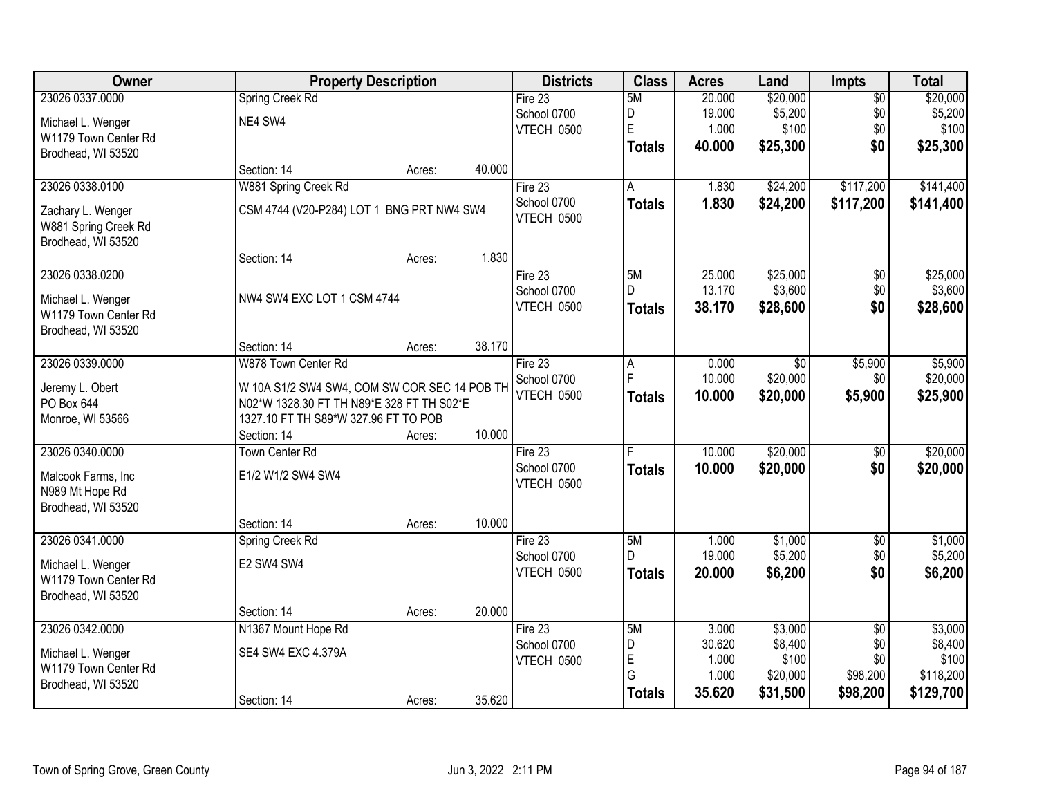| Owner | Property Description | Districts | Class | Acres | Land | Impts | Total |
|---|---|---|---|---|---|---|---|
| 23026 0337.0000<br>Michael L. Wenger<br>W1179 Town Center Rd<br>Brodhead, WI 53520 | Spring Creek Rd<br>NE4 SW4<br>Section: 14 Acres: 40.000 | Fire 23<br>School 0700<br>VTECH 0500 | 5M<br>D<br>E<br>**Totals** | 20.000<br>19.000<br>1.000<br>**40.000** | $20,000<br>$5,200<br>$100<br>**$25,300** | $0<br>$0<br>$0<br>**$0** | $20,000<br>$5,200<br>$100<br>**$25,300** |
| 23026 0338.0100<br>Zachary L. Wenger<br>W881 Spring Creek Rd<br>Brodhead, WI 53520 | W881 Spring Creek Rd<br>CSM 4744 (V20-P284) LOT 1 BNG PRT NW4 SW4<br>Section: 14 Acres: 1.830 | Fire 23<br>School 0700<br>VTECH 0500 | A<br>**Totals** | 1.830<br>**1.830** | $24,200<br>**$24,200** | $117,200<br>**$117,200** | $141,400<br>**$141,400** |
| 23026 0338.0200<br>Michael L. Wenger<br>W1179 Town Center Rd<br>Brodhead, WI 53520 | NW4 SW4 EXC LOT 1 CSM 4744<br>Section: 14 Acres: 38.170 | Fire 23<br>School 0700<br>VTECH 0500 | 5M<br>D<br>**Totals** | 25.000<br>13.170<br>**38.170** | $25,000<br>$3,600<br>**$28,600** | $0<br>$0<br>**$0** | $25,000<br>$3,600<br>**$28,600** |
| 23026 0339.0000<br>Jeremy L. Obert<br>PO Box 644<br>Monroe, WI 53566 | W878 Town Center Rd<br>W 10A S1/2 SW4 SW4, COM SW COR SEC 14 POB TH N02*W 1328.30 FT TH N89*E 328 FT TH S02*E 1327.10 FT TH S89*W 327.96 FT TO POB<br>Section: 14 Acres: 10.000 | Fire 23<br>School 0700<br>VTECH 0500 | A<br>F<br>**Totals** | 0.000<br>10.000<br>**10.000** | $0<br>$20,000<br>**$20,000** | $5,900<br>$0<br>**$5,900** | $5,900<br>$20,000<br>**$25,900** |
| 23026 0340.0000<br>Malcook Farms, Inc<br>N989 Mt Hope Rd<br>Brodhead, WI 53520 | Town Center Rd<br>E1/2 W1/2 SW4 SW4<br>Section: 14 Acres: 10.000 | Fire 23<br>School 0700<br>VTECH 0500 | F<br>**Totals** | 10.000<br>**10.000** | $20,000<br>**$20,000** | $0<br>**$0** | $20,000<br>**$20,000** |
| 23026 0341.0000<br>Michael L. Wenger<br>W1179 Town Center Rd<br>Brodhead, WI 53520 | Spring Creek Rd<br>E2 SW4 SW4<br>Section: 14 Acres: 20.000 | Fire 23<br>School 0700<br>VTECH 0500 | 5M<br>D<br>**Totals** | 1.000<br>19.000<br>**20.000** | $1,000<br>$5,200<br>**$6,200** | $0<br>$0<br>**$0** | $1,000<br>$5,200<br>**$6,200** |
| 23026 0342.0000<br>Michael L. Wenger<br>W1179 Town Center Rd<br>Brodhead, WI 53520 | N1367 Mount Hope Rd<br>SE4 SW4 EXC 4.379A<br>Section: 14 Acres: 35.620 | Fire 23<br>School 0700<br>VTECH 0500 | 5M<br>D<br>E<br>G<br>**Totals** | 3.000<br>30.620<br>1.000<br>1.000<br>**35.620** | $3,000<br>$8,400<br>$100<br>$20,000<br>**$31,500** | $0<br>$0<br>$0<br>$98,200<br>**$98,200** | $3,000<br>$8,400<br>$100<br>$118,200<br>**$129,700** |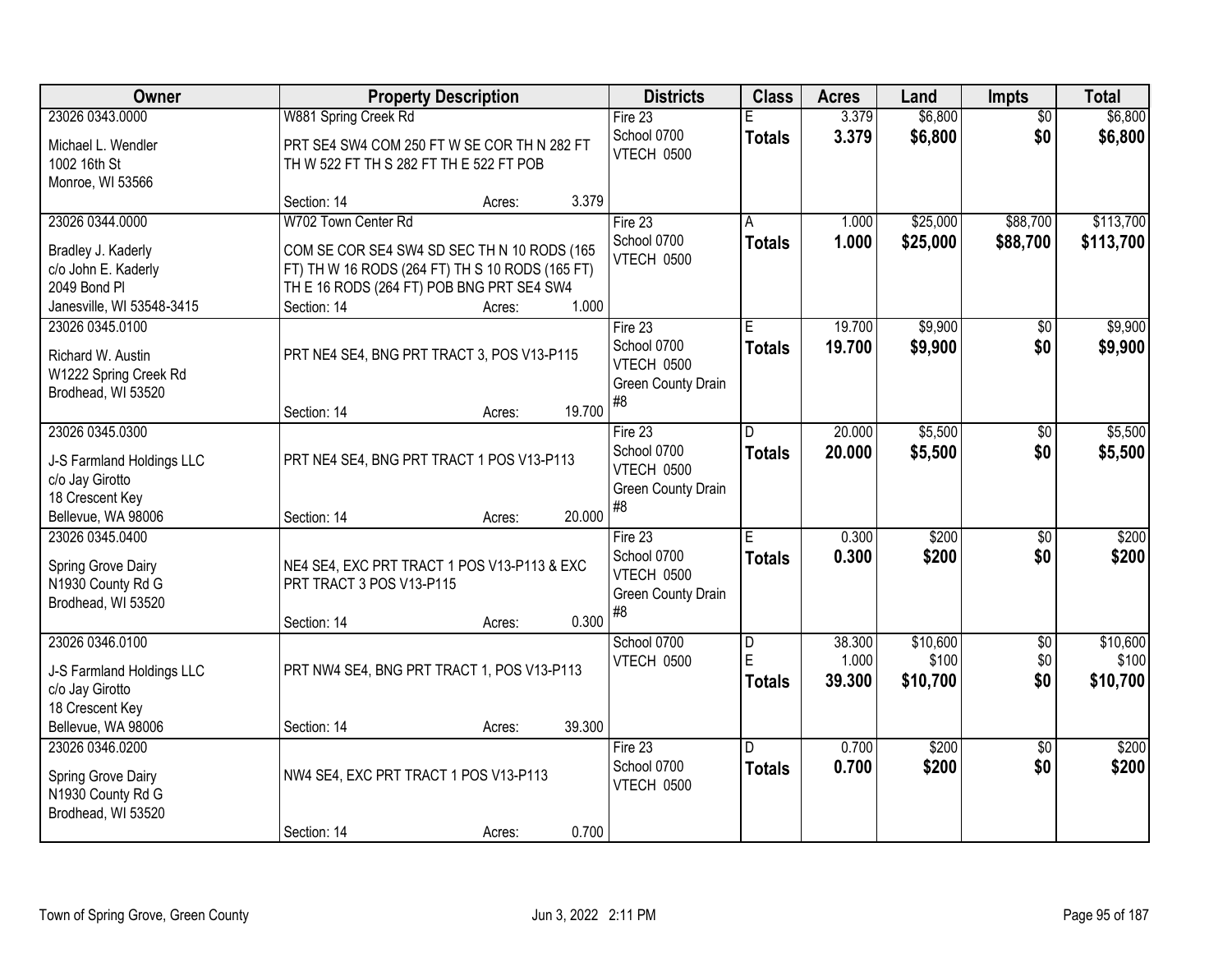| Owner | Property Description | Districts | Class | Acres | Land | Impts | Total |
|---|---|---|---|---|---|---|---|
| 23026 0343.0000<br>Michael L. Wendler<br>1002 16th St<br>Monroe, WI 53566 | W881 Spring Creek Rd<br>PRT SE4 SW4 COM 250 FT W SE COR TH N 282 FT TH W 522 FT TH S 282 FT TH E 522 FT POB<br>Section: 14 Acres: 3.379 | Fire 23<br>School 0700<br>VTECH 0500 | E<br>**Totals** | 3.379<br>**3.379** | $6,800<br>**$6,800** | $0<br>**$0** | $6,800<br>**$6,800** |
| 23026 0344.0000<br>Bradley J. Kaderly<br>c/o John E. Kaderly<br>2049 Bond Pl<br>Janesville, WI 53548-3415 | W702 Town Center Rd<br>COM SE COR SE4 SW4 SD SEC TH N 10 RODS (165 FT) TH W 16 RODS (264 FT) TH S 10 RODS (165 FT) TH E 16 RODS (264 FT) POB BNG PRT SE4 SW4<br>Section: 14 Acres: 1.000 | Fire 23<br>School 0700<br>VTECH 0500 | A<br>**Totals** | 1.000<br>**1.000** | $25,000<br>**$25,000** | $88,700<br>**$88,700** | $113,700<br>**$113,700** |
| 23026 0345.0100<br>Richard W. Austin<br>W1222 Spring Creek Rd<br>Brodhead, WI 53520 | PRT NE4 SE4, BNG PRT TRACT 3, POS V13-P115<br>Section: 14 Acres: 19.700 | Fire 23<br>School 0700<br>VTECH 0500<br>Green County Drain #8 | E<br>**Totals** | 19.700<br>**19.700** | $9,900<br>**$9,900** | $0<br>**$0** | $9,900<br>**$9,900** |
| 23026 0345.0300<br>J-S Farmland Holdings LLC<br>c/o Jay Girotto<br>18 Crescent Key<br>Bellevue, WA 98006 | PRT NE4 SE4, BNG PRT TRACT 1 POS V13-P113<br>Section: 14 Acres: 20.000 | Fire 23<br>School 0700<br>VTECH 0500<br>Green County Drain #8 | D<br>**Totals** | 20.000<br>**20.000** | $5,500<br>**$5,500** | $0<br>**$0** | $5,500<br>**$5,500** |
| 23026 0345.0400<br>Spring Grove Dairy<br>N1930 County Rd G<br>Brodhead, WI 53520 | NE4 SE4, EXC PRT TRACT 1 POS V13-P113 & EXC PRT TRACT 3 POS V13-P115<br>Section: 14 Acres: 0.300 | Fire 23<br>School 0700<br>VTECH 0500<br>Green County Drain #8 | E<br>**Totals** | 0.300<br>**0.300** | $200<br>**$200** | $0<br>**$0** | $200<br>**$200** |
| 23026 0346.0100<br>J-S Farmland Holdings LLC<br>c/o Jay Girotto<br>18 Crescent Key<br>Bellevue, WA 98006 | PRT NW4 SE4, BNG PRT TRACT 1, POS V13-P113<br>Section: 14 Acres: 39.300 | School 0700<br>VTECH 0500 | D<br>E<br>**Totals** | 38.300<br>1.000<br>**39.300** | $10,600<br>$100<br>**$10,700** | $0<br>$0<br>**$0** | $10,600<br>$100<br>**$10,700** |
| 23026 0346.0200<br>Spring Grove Dairy<br>N1930 County Rd G<br>Brodhead, WI 53520 | NW4 SE4, EXC PRT TRACT 1 POS V13-P113<br>Section: 14 Acres: 0.700 | Fire 23<br>School 0700<br>VTECH 0500 | D<br>**Totals** | 0.700<br>**0.700** | $200<br>**$200** | $0<br>**$0** | $200<br>**$200** |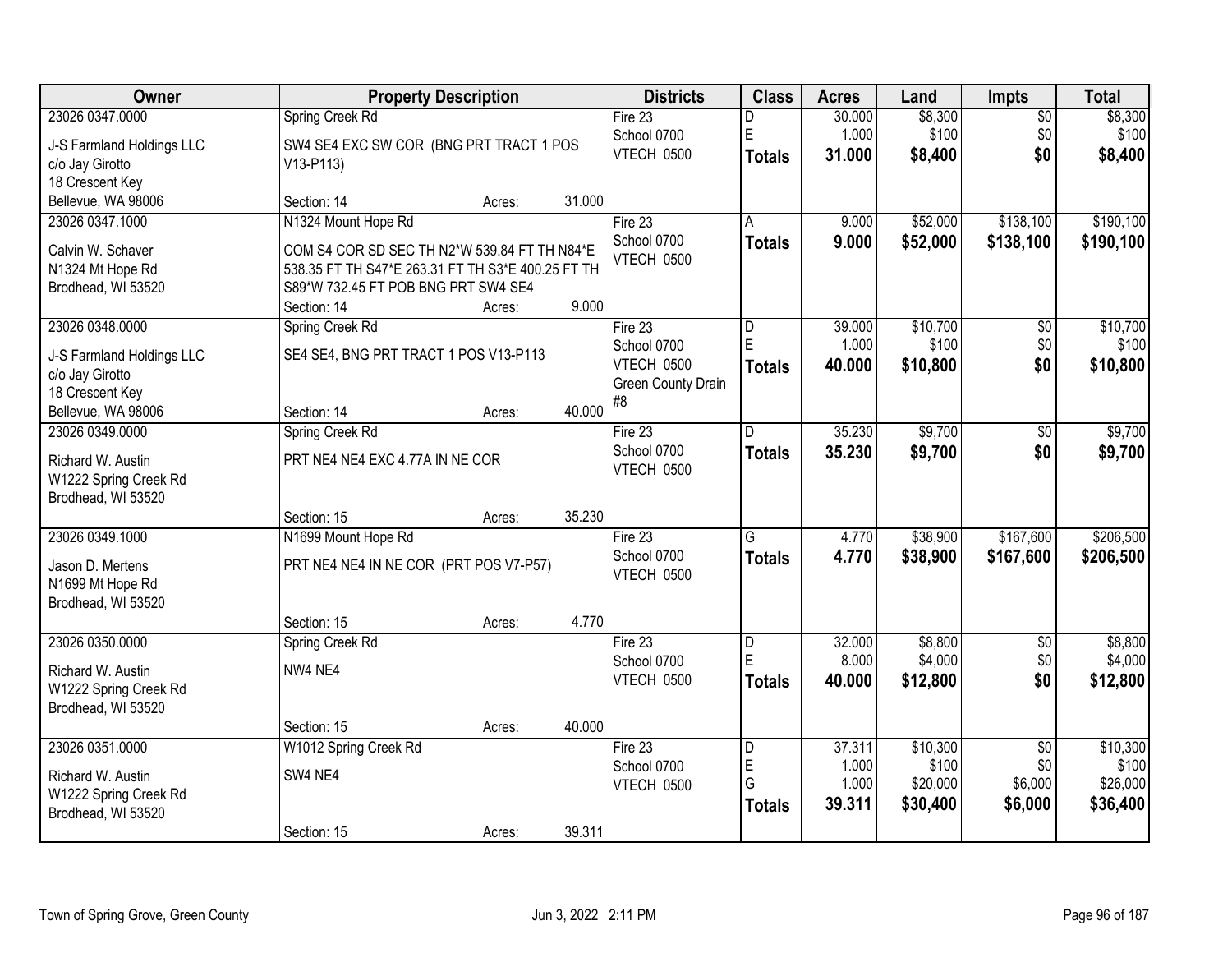| Owner | Property Description | Districts | Class | Acres | Land | Impts | Total |
|---|---|---|---|---|---|---|---|
| 23026 0347.0000<br>J-S Farmland Holdings LLC<br>c/o Jay Girotto<br>18 Crescent Key<br>Bellevue, WA 98006 | Spring Creek Rd<br>SW4 SE4 EXC SW COR (BNG PRT TRACT 1 POS V13-P113)<br>Section: 14 Acres: 31.000 | Fire 23<br>School 0700<br>VTECH 0500 | D<br>E<br>**Totals** | 30.000<br>1.000<br>**31.000** | $8,300<br>$100<br>**$8,400** | $0<br>$0<br>**$0** | $8,300<br>$100<br>**$8,400** |
| 23026 0347.1000<br>Calvin W. Schaver<br>N1324 Mt Hope Rd<br>Brodhead, WI 53520 | N1324 Mount Hope Rd<br>COM S4 COR SD SEC TH N2*W 539.84 FT TH N84*E 538.35 FT TH S47*E 263.31 FT TH S3*E 400.25 FT TH S89*W 732.45 FT POB BNG PRT SW4 SE4<br>Section: 14 Acres: 9.000 | Fire 23<br>School 0700<br>VTECH 0500 | A<br>**Totals** | 9.000<br>**9.000** | $52,000<br>**$52,000** | $138,100<br>**$138,100** | $190,100<br>**$190,100** |
| 23026 0348.0000<br>J-S Farmland Holdings LLC<br>c/o Jay Girotto<br>18 Crescent Key<br>Bellevue, WA 98006 | Spring Creek Rd<br>SE4 SE4, BNG PRT TRACT 1 POS V13-P113<br>Section: 14 Acres: 40.000 | Fire 23<br>School 0700<br>VTECH 0500<br>Green County Drain #8 | D<br>E<br>**Totals** | 39.000<br>1.000<br>**40.000** | $10,700<br>$100<br>**$10,800** | $0<br>$0<br>**$0** | $10,700<br>$100<br>**$10,800** |
| 23026 0349.0000<br>Richard W. Austin<br>W1222 Spring Creek Rd<br>Brodhead, WI 53520 | Spring Creek Rd<br>PRT NE4 NE4 EXC 4.77A IN NE COR<br>Section: 15 Acres: 35.230 | Fire 23<br>School 0700<br>VTECH 0500 | D<br>**Totals** | 35.230<br>**35.230** | $9,700<br>**$9,700** | $0<br>**$0** | $9,700<br>**$9,700** |
| 23026 0349.1000<br>Jason D. Mertens<br>N1699 Mt Hope Rd<br>Brodhead, WI 53520 | N1699 Mount Hope Rd<br>PRT NE4 NE4 IN NE COR (PRT POS V7-P57)<br>Section: 15 Acres: 4.770 | Fire 23<br>School 0700<br>VTECH 0500 | G<br>**Totals** | 4.770<br>**4.770** | $38,900<br>**$38,900** | $167,600<br>**$167,600** | $206,500<br>**$206,500** |
| 23026 0350.0000<br>Richard W. Austin<br>W1222 Spring Creek Rd<br>Brodhead, WI 53520 | Spring Creek Rd<br>NW4 NE4<br>Section: 15 Acres: 40.000 | Fire 23<br>School 0700<br>VTECH 0500 | D<br>E<br>**Totals** | 32.000<br>8.000<br>**40.000** | $8,800<br>$4,000<br>**$12,800** | $0<br>$0<br>**$0** | $8,800<br>$4,000<br>**$12,800** |
| 23026 0351.0000<br>Richard W. Austin<br>W1222 Spring Creek Rd<br>Brodhead, WI 53520 | W1012 Spring Creek Rd<br>SW4 NE4<br>Section: 15 Acres: 39.311 | Fire 23<br>School 0700<br>VTECH 0500 | D<br>E<br>G<br>**Totals** | 37.311<br>1.000<br>1.000<br>**39.311** | $10,300<br>$100<br>$20,000<br>**$30,400** | $0<br>$0<br>$6,000<br>**$6,000** | $10,300<br>$100<br>$26,000<br>**$36,400** |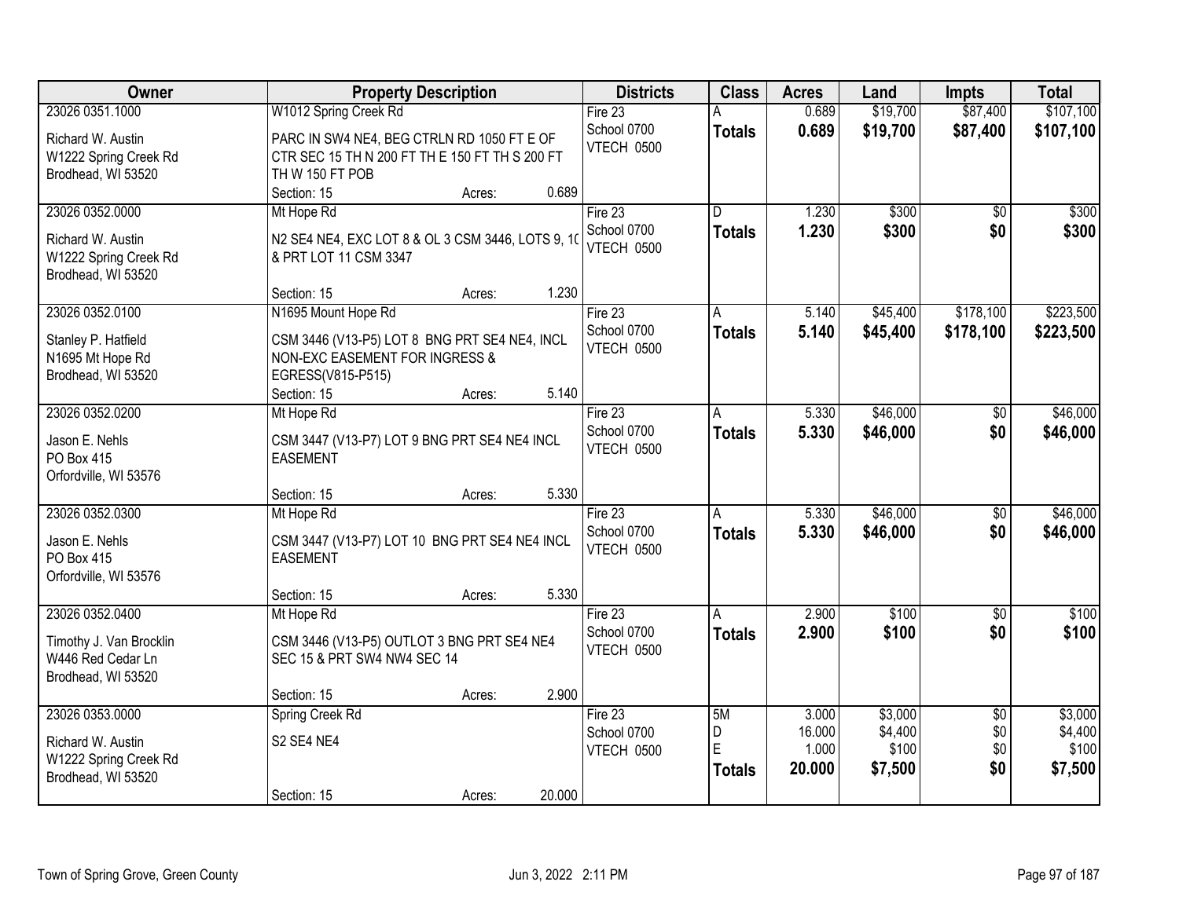| Owner | Property Description | Districts | Class | Acres | Land | Impts | Total |
|---|---|---|---|---|---|---|---|
| 23026 0351.1000<br>Richard W. Austin<br>W1222 Spring Creek Rd<br>Brodhead, WI 53520 | W1012 Spring Creek Rd<br>PARC IN SW4 NE4, BEG CTRLN RD 1050 FT E OF CTR SEC 15 TH N 200 FT TH E 150 FT TH S 200 FT TH W 150 FT POB<br>Section: 15 Acres: 0.689 | Fire 23<br>School 0700<br>VTECH 0500 | A<br>**Totals** | 0.689<br>**0.689** | $19,700<br>**$19,700** | $87,400<br>**$87,400** | $107,100<br>**$107,100** |
| 23026 0352.0000<br>Richard W. Austin<br>W1222 Spring Creek Rd<br>Brodhead, WI 53520 | Mt Hope Rd<br>N2 SE4 NE4, EXC LOT 8 & OL 3 CSM 3446, LOTS 9, 1( & PRT LOT 11 CSM 3347<br>Section: 15 Acres: 1.230 | Fire 23<br>School 0700<br>VTECH 0500 | D<br>**Totals** | 1.230<br>**1.230** | $300<br>**$300** | $0<br>**$0** | $300<br>**$300** |
| 23026 0352.0100<br>Stanley P. Hatfield<br>N1695 Mt Hope Rd<br>Brodhead, WI 53520 | N1695 Mount Hope Rd<br>CSM 3446 (V13-P5) LOT 8 BNG PRT SE4 NE4, INCL NON-EXC EASEMENT FOR INGRESS & EGRESS(V815-P515)<br>Section: 15 Acres: 5.140 | Fire 23<br>School 0700<br>VTECH 0500 | A<br>**Totals** | 5.140<br>**5.140** | $45,400<br>**$45,400** | $178,100<br>**$178,100** | $223,500<br>**$223,500** |
| 23026 0352.0200<br>Jason E. Nehls<br>PO Box 415<br>Orfordville, WI 53576 | Mt Hope Rd<br>CSM 3447 (V13-P7) LOT 9 BNG PRT SE4 NE4 INCL EASEMENT<br>Section: 15 Acres: 5.330 | Fire 23<br>School 0700<br>VTECH 0500 | A<br>**Totals** | 5.330<br>**5.330** | $46,000<br>**$46,000** | $0<br>**$0** | $46,000<br>**$46,000** |
| 23026 0352.0300<br>Jason E. Nehls<br>PO Box 415<br>Orfordville, WI 53576 | Mt Hope Rd<br>CSM 3447 (V13-P7) LOT 10 BNG PRT SE4 NE4 INCL EASEMENT<br>Section: 15 Acres: 5.330 | Fire 23<br>School 0700<br>VTECH 0500 | A<br>**Totals** | 5.330<br>**5.330** | $46,000<br>**$46,000** | $0<br>**$0** | $46,000<br>**$46,000** |
| 23026 0352.0400<br>Timothy J. Van Brocklin<br>W446 Red Cedar Ln<br>Brodhead, WI 53520 | Mt Hope Rd<br>CSM 3446 (V13-P5) OUTLOT 3 BNG PRT SE4 NE4 SEC 15 & PRT SW4 NW4 SEC 14<br>Section: 15 Acres: 2.900 | Fire 23<br>School 0700<br>VTECH 0500 | A<br>**Totals** | 2.900<br>**2.900** | $100<br>**$100** | $0<br>**$0** | $100<br>**$100** |
| 23026 0353.0000<br>Richard W. Austin<br>W1222 Spring Creek Rd<br>Brodhead, WI 53520 | Spring Creek Rd<br>S2 SE4 NE4<br>Section: 15 Acres: 20.000 | Fire 23<br>School 0700<br>VTECH 0500 | 5M<br>D<br>E<br>**Totals** | 3.000<br>16.000<br>1.000<br>**20.000** | $3,000<br>$4,400<br>$100<br>**$7,500** | $0<br>$0<br>$0<br>**$0** | $3,000<br>$4,400<br>$100<br>**$7,500** |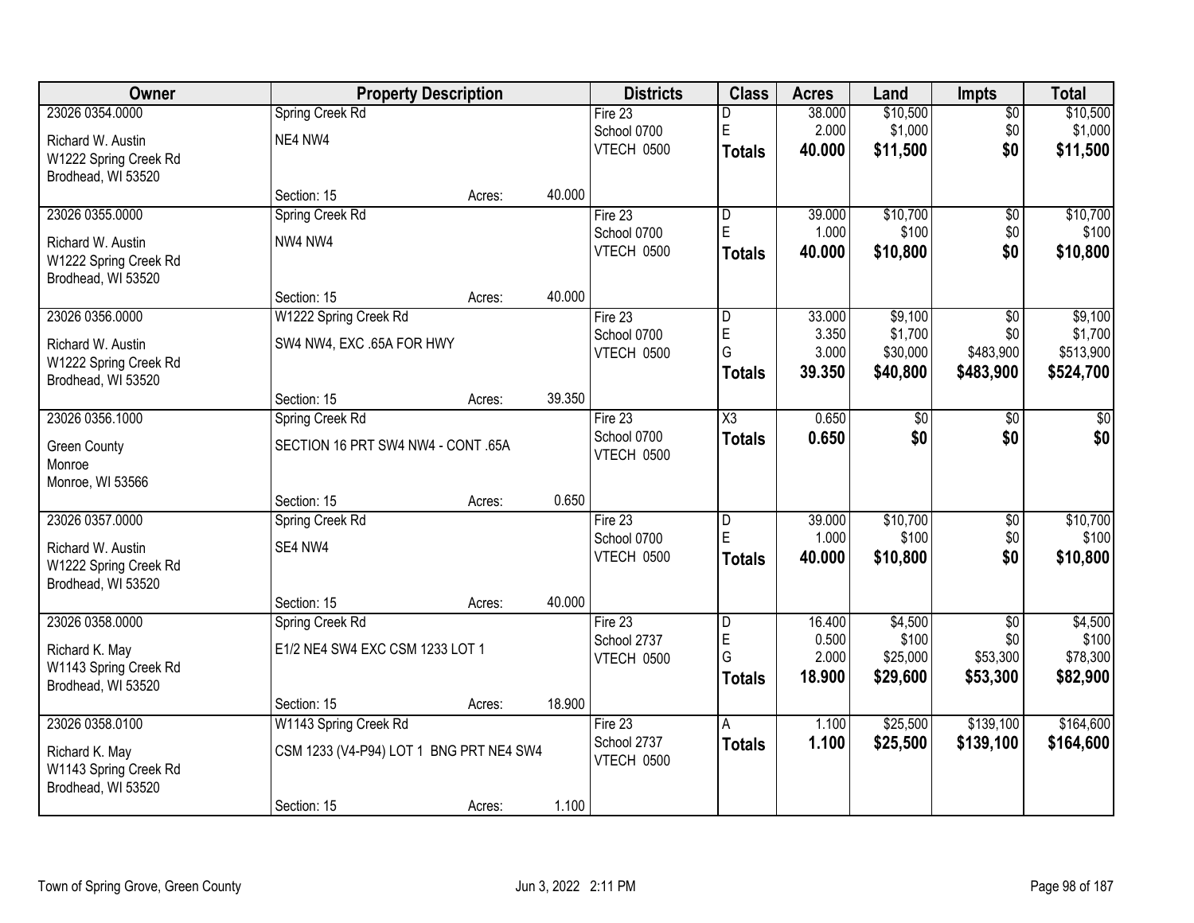| Owner | Property Description | | | Districts | Class | Acres | Land | Impts | Total |
|---|---|---|---|---|---|---|---|---|---|
| 23026 0354.0000 | Spring Creek Rd | | | Fire 23 | D | 38.000 | $10,500 | $0 | $10,500 |
| Richard W. Austin | NE4 NW4 | | | School 0700 | E | 2.000 | $1,000 | $0 | $1,000 |
| W1222 Spring Creek Rd | | | | VTECH 0500 | **Totals** | **40.000** | **$11,500** | **$0** | **$11,500** |
| Brodhead, WI 53520 | | | | | | | | | |
| | Section: 15 | Acres: | 40.000 | | | | | | |
| 23026 0355.0000 | Spring Creek Rd | | | Fire 23 | D | 39.000 | $10,700 | $0 | $10,700 |
| Richard W. Austin | NW4 NW4 | | | School 0700 | E | 1.000 | $100 | $0 | $100 |
| W1222 Spring Creek Rd | | | | VTECH 0500 | **Totals** | **40.000** | **$10,800** | **$0** | **$10,800** |
| Brodhead, WI 53520 | | | | | | | | | |
| | Section: 15 | Acres: | 40.000 | | | | | | |
| 23026 0356.0000 | W1222 Spring Creek Rd | | | Fire 23 | D | 33.000 | $9,100 | $0 | $9,100 |
| Richard W. Austin | SW4 NW4, EXC .65A FOR HWY | | | School 0700 | E | 3.350 | $1,700 | $0 | $1,700 |
| W1222 Spring Creek Rd | | | | VTECH 0500 | G | 3.000 | $30,000 | $483,900 | $513,900 |
| Brodhead, WI 53520 | | | | | **Totals** | **39.350** | **$40,800** | **$483,900** | **$524,700** |
| | Section: 15 | Acres: | 39.350 | | | | | | |
| 23026 0356.1000 | Spring Creek Rd | | | Fire 23 | X3 | 0.650 | $0 | $0 | $0 |
| Green County | SECTION 16 PRT SW4 NW4 - CONT .65A | | | School 0700 | **Totals** | **0.650** | **$0** | **$0** | **$0** |
| Monroe | | | | VTECH 0500 | | | | | |
| Monroe, WI 53566 | | | | | | | | | |
| | Section: 15 | Acres: | 0.650 | | | | | | |
| 23026 0357.0000 | Spring Creek Rd | | | Fire 23 | D | 39.000 | $10,700 | $0 | $10,700 |
| Richard W. Austin | SE4 NW4 | | | School 0700 | E | 1.000 | $100 | $0 | $100 |
| W1222 Spring Creek Rd | | | | VTECH 0500 | **Totals** | **40.000** | **$10,800** | **$0** | **$10,800** |
| Brodhead, WI 53520 | | | | | | | | | |
| | Section: 15 | Acres: | 40.000 | | | | | | |
| 23026 0358.0000 | Spring Creek Rd | | | Fire 23 | D | 16.400 | $4,500 | $0 | $4,500 |
| Richard K. May | E1/2 NE4 SW4 EXC CSM 1233 LOT 1 | | | School 2737 | E | 0.500 | $100 | $0 | $100 |
| W1143 Spring Creek Rd | | | | VTECH 0500 | G | 2.000 | $25,000 | $53,300 | $78,300 |
| Brodhead, WI 53520 | | | | | **Totals** | **18.900** | **$29,600** | **$53,300** | **$82,900** |
| | Section: 15 | Acres: | 18.900 | | | | | | |
| 23026 0358.0100 | W1143 Spring Creek Rd | | | Fire 23 | A | 1.100 | $25,500 | $139,100 | $164,600 |
| Richard K. May | CSM 1233 (V4-P94) LOT 1 BNG PRT NE4 SW4 | | | School 2737 | **Totals** | **1.100** | **$25,500** | **$139,100** | **$164,600** |
| W1143 Spring Creek Rd | | | | VTECH 0500 | | | | | |
| Brodhead, WI 53520 | | | | | | | | | |
| | Section: 15 | Acres: | 1.100 | | | | | | |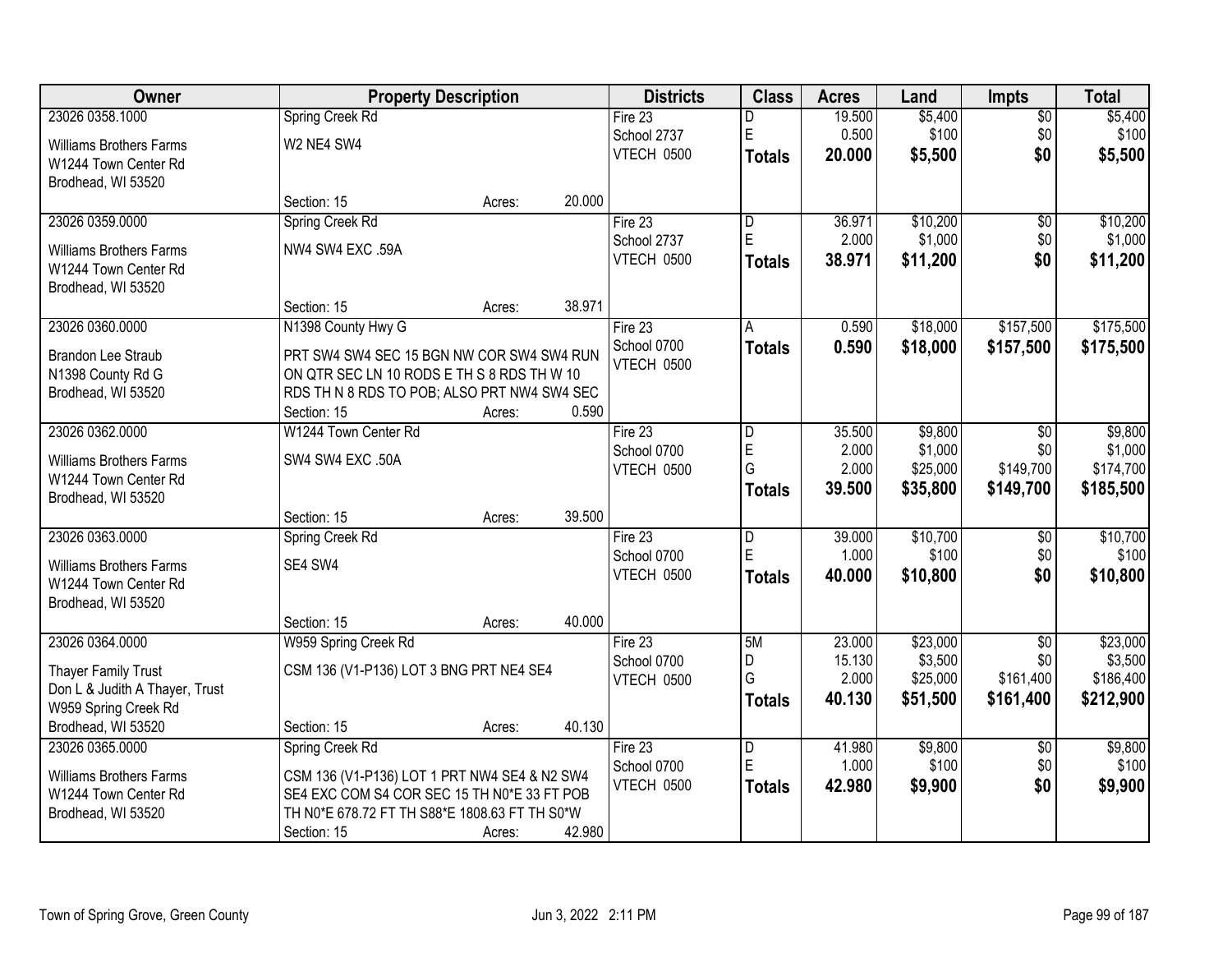| Owner | Property Description | Districts | Class | Acres | Land | Impts | Total |
|---|---|---|---|---|---|---|---|
| 23026 0358.1000<br>Williams Brothers Farms<br>W1244 Town Center Rd<br>Brodhead, WI 53520 | Spring Creek Rd<br>W2 NE4 SW4<br>Section: 15 Acres: 20.000 | Fire 23<br>School 2737<br>VTECH 0500 | D<br>E<br>**Totals** | 19.500<br>0.500<br>**20.000** | $5,400<br>$100<br>**$5,500** | $0<br>$0<br>**$0** | $5,400<br>$100<br>**$5,500** |
| 23026 0359.0000<br>Williams Brothers Farms<br>W1244 Town Center Rd<br>Brodhead, WI 53520 | Spring Creek Rd<br>NW4 SW4 EXC .59A<br>Section: 15 Acres: 38.971 | Fire 23<br>School 2737<br>VTECH 0500 | D<br>E<br>**Totals** | 36.971<br>2.000<br>**38.971** | $10,200<br>$1,000<br>**$11,200** | $0<br>$0<br>**$0** | $10,200<br>$1,000<br>**$11,200** |
| 23026 0360.0000<br>Brandon Lee Straub<br>N1398 County Rd G<br>Brodhead, WI 53520 | N1398 County Hwy G<br>PRT SW4 SW4 SEC 15 BGN NW COR SW4 SW4 RUN ON QTR SEC LN 10 RODS E TH S 8 RDS TH W 10 RDS TH N 8 RDS TO POB; ALSO PRT NW4 SW4 SEC<br>Section: 15 Acres: 0.590 | Fire 23<br>School 0700<br>VTECH 0500 | A<br>**Totals** | 0.590<br>**0.590** | $18,000<br>**$18,000** | $157,500<br>**$157,500** | $175,500<br>**$175,500** |
| 23026 0362.0000<br>Williams Brothers Farms<br>W1244 Town Center Rd<br>Brodhead, WI 53520 | W1244 Town Center Rd<br>SW4 SW4 EXC .50A<br>Section: 15 Acres: 39.500 | Fire 23<br>School 0700<br>VTECH 0500 | D<br>E<br>G<br>**Totals** | 35.500<br>2.000<br>2.000<br>**39.500** | $9,800<br>$1,000<br>$25,000<br>**$35,800** | $0<br>$0<br>$149,700<br>**$149,700** | $9,800<br>$1,000<br>$174,700<br>**$185,500** |
| 23026 0363.0000<br>Williams Brothers Farms<br>W1244 Town Center Rd<br>Brodhead, WI 53520 | Spring Creek Rd<br>SE4 SW4<br>Section: 15 Acres: 40.000 | Fire 23<br>School 0700<br>VTECH 0500 | D<br>E<br>**Totals** | 39.000<br>1.000<br>**40.000** | $10,700<br>$100<br>**$10,800** | $0<br>$0<br>**$0** | $10,700<br>$100<br>**$10,800** |
| 23026 0364.0000<br>Thayer Family Trust<br>Don L & Judith A Thayer, Trust<br>W959 Spring Creek Rd<br>Brodhead, WI 53520 | W959 Spring Creek Rd<br>CSM 136 (V1-P136) LOT 3 BNG PRT NE4 SE4<br>Section: 15 Acres: 40.130 | Fire 23<br>School 0700<br>VTECH 0500 | 5M<br>D<br>G<br>**Totals** | 23.000<br>15.130<br>2.000<br>**40.130** | $23,000<br>$3,500<br>$25,000<br>**$51,500** | $0<br>$0<br>$161,400<br>**$161,400** | $23,000<br>$3,500<br>$186,400<br>**$212,900** |
| 23026 0365.0000<br>Williams Brothers Farms<br>W1244 Town Center Rd<br>Brodhead, WI 53520 | Spring Creek Rd<br>CSM 136 (V1-P136) LOT 1 PRT NW4 SE4 & N2 SW4 SE4 EXC COM S4 COR SEC 15 TH N0*E 33 FT POB TH N0*E 678.72 FT TH S88*E 1808.63 FT TH S0*W<br>Section: 15 Acres: 42.980 | Fire 23<br>School 0700<br>VTECH 0500 | D<br>E<br>**Totals** | 41.980<br>1.000<br>**42.980** | $9,800<br>$100<br>**$9,900** | $0<br>$0<br>**$0** | $9,800<br>$100<br>**$9,900** |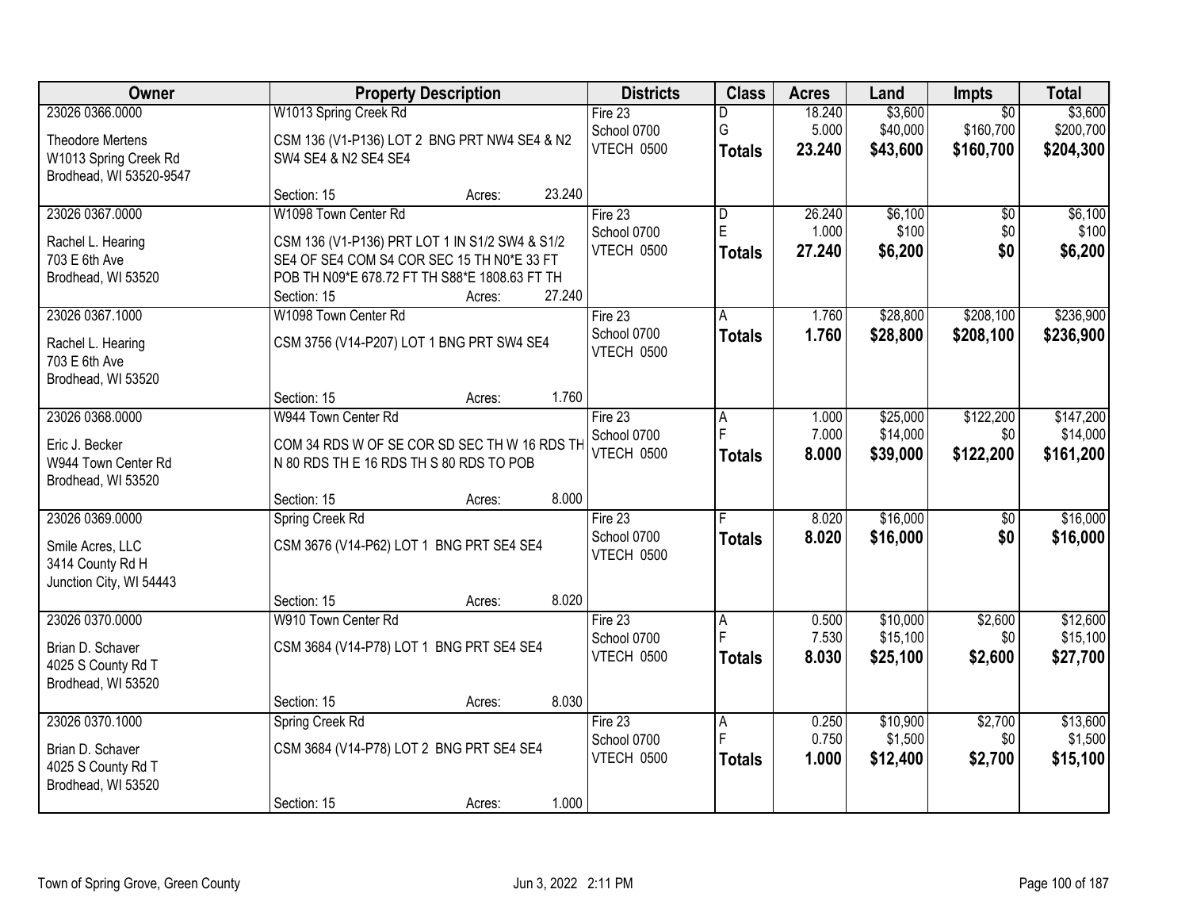| Owner | Property Description | Districts | Class | Acres | Land | Impts | Total |
|---|---|---|---|---|---|---|---|
| 23026 0366.0000<br>Theodore Mertens<br>W1013 Spring Creek Rd<br>Brodhead, WI 53520-9547 | W1013 Spring Creek Rd<br>CSM 136 (V1-P136) LOT 2 BNG PRT NW4 SE4 & N2 SW4 SE4 & N2 SE4 SE4<br>Section: 15 Acres: 23.240 | Fire 23<br>School 0700<br>VTECH 0500 | D<br>G<br>**Totals** | 18.240<br>5.000<br>**23.240** | $3,600<br>$40,000<br>**$43,600** | $0<br>$160,700<br>**$160,700** | $3,600<br>$200,700<br>**$204,300** |
| 23026 0367.0000<br>Rachel L. Hearing<br>703 E 6th Ave<br>Brodhead, WI 53520 | W1098 Town Center Rd<br>CSM 136 (V1-P136) PRT LOT 1 IN S1/2 SW4 & S1/2 SE4 OF SE4 COM S4 COR SEC 15 TH N0*E 33 FT POB TH N09*E 678.72 FT TH S88*E 1808.63 FT TH<br>Section: 15 Acres: 27.240 | Fire 23<br>School 0700<br>VTECH 0500 | D<br>E<br>**Totals** | 26.240<br>1.000<br>**27.240** | $6,100<br>$100<br>**$6,200** | $0<br>$0<br>**$0** | $6,100<br>$100<br>**$6,200** |
| 23026 0367.1000<br>Rachel L. Hearing<br>703 E 6th Ave<br>Brodhead, WI 53520 | W1098 Town Center Rd<br>CSM 3756 (V14-P207) LOT 1 BNG PRT SW4 SE4<br>Section: 15 Acres: 1.760 | Fire 23<br>School 0700<br>VTECH 0500 | A<br>**Totals** | 1.760<br>**1.760** | $28,800<br>**$28,800** | $208,100<br>**$208,100** | $236,900<br>**$236,900** |
| 23026 0368.0000<br>Eric J. Becker<br>W944 Town Center Rd<br>Brodhead, WI 53520 | W944 Town Center Rd<br>COM 34 RDS W OF SE COR SD SEC TH W 16 RDS TH N 80 RDS TH E 16 RDS TH S 80 RDS TO POB<br>Section: 15 Acres: 8.000 | Fire 23<br>School 0700<br>VTECH 0500 | A<br>F<br>**Totals** | 1.000<br>7.000<br>**8.000** | $25,000<br>$14,000<br>**$39,000** | $122,200<br>$0<br>**$122,200** | $147,200<br>$14,000<br>**$161,200** |
| 23026 0369.0000<br>Smile Acres, LLC<br>3414 County Rd H<br>Junction City, WI 54443 | Spring Creek Rd<br>CSM 3676 (V14-P62) LOT 1 BNG PRT SE4 SE4<br>Section: 15 Acres: 8.020 | Fire 23<br>School 0700<br>VTECH 0500 | F<br>**Totals** | 8.020<br>**8.020** | $16,000<br>**$16,000** | $0<br>**$0** | $16,000<br>**$16,000** |
| 23026 0370.0000<br>Brian D. Schaver<br>4025 S County Rd T<br>Brodhead, WI 53520 | W910 Town Center Rd<br>CSM 3684 (V14-P78) LOT 1 BNG PRT SE4 SE4<br>Section: 15 Acres: 8.030 | Fire 23<br>School 0700<br>VTECH 0500 | A<br>F<br>**Totals** | 0.500<br>7.530<br>**8.030** | $10,000<br>$15,100<br>**$25,100** | $2,600<br>$0<br>**$2,600** | $12,600<br>$15,100<br>**$27,700** |
| 23026 0370.1000<br>Brian D. Schaver<br>4025 S County Rd T<br>Brodhead, WI 53520 | Spring Creek Rd<br>CSM 3684 (V14-P78) LOT 2 BNG PRT SE4 SE4<br>Section: 15 Acres: 1.000 | Fire 23<br>School 0700<br>VTECH 0500 | A<br>F<br>**Totals** | 0.250<br>0.750<br>**1.000** | $10,900<br>$1,500<br>**$12,400** | $2,700<br>$0<br>**$2,700** | $13,600<br>$1,500<br>**$15,100** |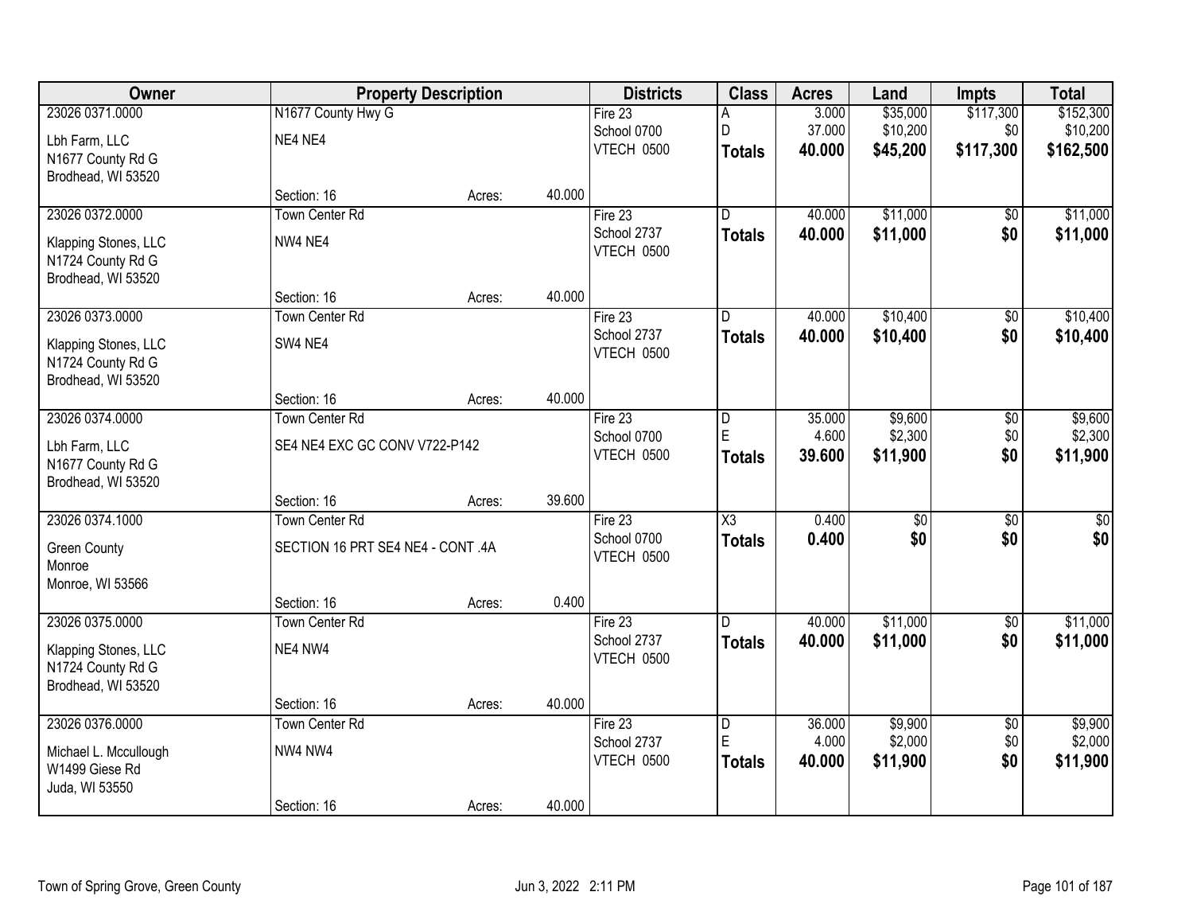| Owner | Property Description | | | Districts | Class | Acres | Land | Impts | Total |
|---|---|---|---|---|---|---|---|---|---|
| 23026 0371.0000 | N1677 County Hwy G | | | Fire 23 | A | 3.000 | $35,000 | $117,300 | $152,300 |
| Lbh Farm, LLC<br>N1677 County Rd G<br>Brodhead, WI 53520 | NE4 NE4 | | | School 0700<br>VTECH 0500 | D | 37.000 | $10,200 | $0 | $10,200 |
| | | | | | **Totals** | **40.000** | **$45,200** | **$117,300** | **$162,500** |
| | Section: 16 | Acres: | 40.000 | | | | | | |
| 23026 0372.0000 | Town Center Rd | | | Fire 23 | D | 40.000 | $11,000 | $0 | $11,000 |
| Klapping Stones, LLC<br>N1724 County Rd G<br>Brodhead, WI 53520 | NW4 NE4 | | | School 2737<br>VTECH 0500 | **Totals** | **40.000** | **$11,000** | **$0** | **$11,000** |
| | Section: 16 | Acres: | 40.000 | | | | | | |
| 23026 0373.0000 | Town Center Rd | | | Fire 23 | D | 40.000 | $10,400 | $0 | $10,400 |
| Klapping Stones, LLC<br>N1724 County Rd G<br>Brodhead, WI 53520 | SW4 NE4 | | | School 2737<br>VTECH 0500 | **Totals** | **40.000** | **$10,400** | **$0** | **$10,400** |
| | Section: 16 | Acres: | 40.000 | | | | | | |
| 23026 0374.0000 | Town Center Rd | | | Fire 23 | D | 35.000 | $9,600 | $0 | $9,600 |
| Lbh Farm, LLC<br>N1677 County Rd G<br>Brodhead, WI 53520 | SE4 NE4 EXC GC CONV V722-P142 | | | School 0700<br>VTECH 0500 | E | 4.600 | $2,300 | $0 | $2,300 |
| | | | | | **Totals** | **39.600** | **$11,900** | **$0** | **$11,900** |
| | Section: 16 | Acres: | 39.600 | | | | | | |
| 23026 0374.1000 | Town Center Rd | | | Fire 23 | X3 | 0.400 | $0 | $0 | $0 |
| Green County<br>Monroe<br>Monroe, WI 53566 | SECTION 16 PRT SE4 NE4 - CONT .4A | | | School 0700<br>VTECH 0500 | **Totals** | **0.400** | **$0** | **$0** | **$0** |
| | Section: 16 | Acres: | 0.400 | | | | | | |
| 23026 0375.0000 | Town Center Rd | | | Fire 23 | D | 40.000 | $11,000 | $0 | $11,000 |
| Klapping Stones, LLC<br>N1724 County Rd G<br>Brodhead, WI 53520 | NE4 NW4 | | | School 2737<br>VTECH 0500 | **Totals** | **40.000** | **$11,000** | **$0** | **$11,000** |
| | Section: 16 | Acres: | 40.000 | | | | | | |
| 23026 0376.0000 | Town Center Rd | | | Fire 23 | D | 36.000 | $9,900 | $0 | $9,900 |
| Michael L. Mccullough<br>W1499 Giese Rd<br>Juda, WI 53550 | NW4 NW4 | | | School 2737<br>VTECH 0500 | E | 4.000 | $2,000 | $0 | $2,000 |
| | | | | | **Totals** | **40.000** | **$11,900** | **$0** | **$11,900** |
| | Section: 16 | Acres: | 40.000 | | | | | | |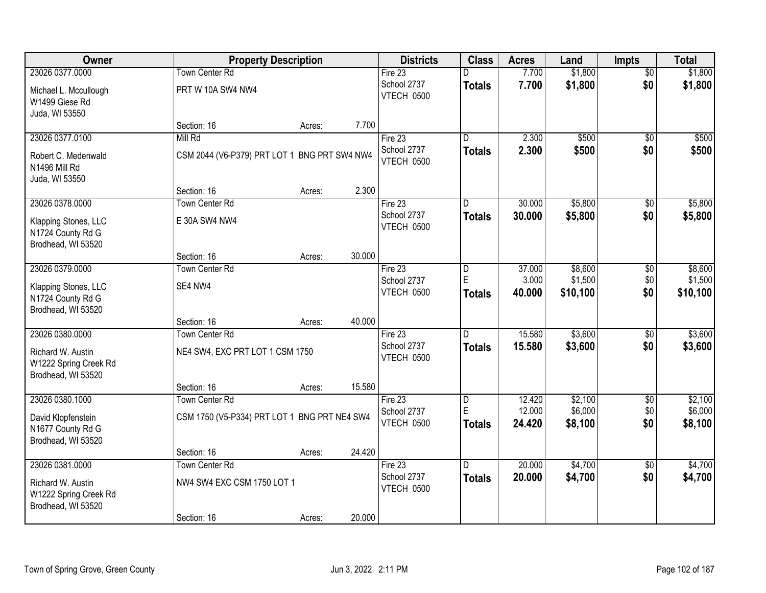| Owner | Property Description | | | Districts | Class | Acres | Land | Impts | Total |
|---|---|---|---|---|---|---|---|---|---|
| 23026 0377.0000<br>Michael L. Mccullough<br>W1499 Giese Rd<br>Juda, WI 53550 | Town Center Rd<br>PRT W 10A SW4 NW4 | | | Fire 23<br>School 2737<br>VTECH 0500 | D<br>**Totals** | 7.700<br>**7.700** | $1,800<br>**$1,800** | $0<br>**$0** | $1,800<br>**$1,800** |
| | Section: 16 | Acres: | 7.700 | | | | | | |
| 23026 0377.0100<br>Robert C. Medenwald<br>N1496 Mill Rd<br>Juda, WI 53550 | Mill Rd<br>CSM 2044 (V6-P379) PRT LOT 1 BNG PRT SW4 NW4 | | | Fire 23<br>School 2737<br>VTECH 0500 | D<br>**Totals** | 2.300<br>**2.300** | $500<br>**$500** | $0<br>**$0** | $500<br>**$500** |
| | Section: 16 | Acres: | 2.300 | | | | | | |
| 23026 0378.0000<br>Klapping Stones, LLC<br>N1724 County Rd G<br>Brodhead, WI 53520 | Town Center Rd<br>E 30A SW4 NW4 | | | Fire 23<br>School 2737<br>VTECH 0500 | D<br>**Totals** | 30.000<br>**30.000** | $5,800<br>**$5,800** | $0<br>**$0** | $5,800<br>**$5,800** |
| | Section: 16 | Acres: | 30.000 | | | | | | |
| 23026 0379.0000<br>Klapping Stones, LLC<br>N1724 County Rd G<br>Brodhead, WI 53520 | Town Center Rd<br>SE4 NW4 | | | Fire 23<br>School 2737<br>VTECH 0500 | D<br>E<br>**Totals** | 37.000<br>3.000<br>**40.000** | $8,600<br>$1,500<br>**$10,100** | $0<br>$0<br>**$0** | $8,600<br>$1,500<br>**$10,100** |
| | Section: 16 | Acres: | 40.000 | | | | | | |
| 23026 0380.0000<br>Richard W. Austin<br>W1222 Spring Creek Rd<br>Brodhead, WI 53520 | Town Center Rd<br>NE4 SW4, EXC PRT LOT 1 CSM 1750 | | | Fire 23<br>School 2737<br>VTECH 0500 | D<br>**Totals** | 15.580<br>**15.580** | $3,600<br>**$3,600** | $0<br>**$0** | $3,600<br>**$3,600** |
| | Section: 16 | Acres: | 15.580 | | | | | | |
| 23026 0380.1000<br>David Klopfenstein<br>N1677 County Rd G<br>Brodhead, WI 53520 | Town Center Rd<br>CSM 1750 (V5-P334) PRT LOT 1 BNG PRT NE4 SW4 | | | Fire 23<br>School 2737<br>VTECH 0500 | D<br>E<br>**Totals** | 12.420<br>12.000<br>**24.420** | $2,100<br>$6,000<br>**$8,100** | $0<br>$0<br>**$0** | $2,100<br>$6,000<br>**$8,100** |
| | Section: 16 | Acres: | 24.420 | | | | | | |
| 23026 0381.0000<br>Richard W. Austin<br>W1222 Spring Creek Rd<br>Brodhead, WI 53520 | Town Center Rd<br>NW4 SW4 EXC CSM 1750 LOT 1 | | | Fire 23<br>School 2737<br>VTECH 0500 | D<br>**Totals** | 20.000<br>**20.000** | $4,700<br>**$4,700** | $0<br>**$0** | $4,700<br>**$4,700** |
| | Section: 16 | Acres: | 20.000 | | | | | | |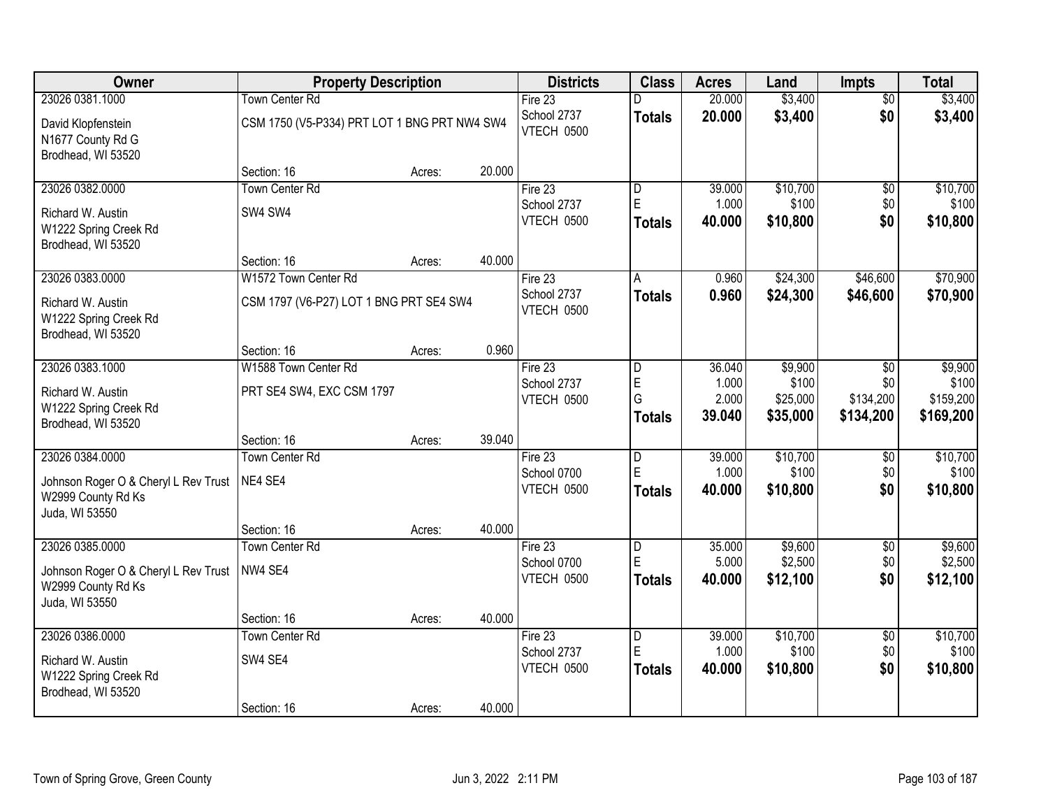| Owner | Property Description | | | Districts | Class | Acres | Land | Impts | Total |
|---|---|---|---|---|---|---|---|---|---|
| 23026 0381.1000 | Town Center Rd | | | Fire 23 | D | 20.000 | $3,400 | $0 | $3,400 |
| David Klopfenstein<br>N1677 County Rd G<br>Brodhead, WI 53520 | CSM 1750 (V5-P334) PRT LOT 1 BNG PRT NW4 SW4 | | | School 2737<br>VTECH 0500 | **Totals** | **20.000** | **$3,400** | **$0** | **$3,400** |
| | Section: 16 | Acres: | 20.000 | | | | | | |
| 23026 0382.0000 | Town Center Rd | | | Fire 23 | D<br>E | 39.000<br>1.000 | $10,700<br>$100 | $0<br>$0 | $10,700<br>$100 |
| Richard W. Austin<br>W1222 Spring Creek Rd<br>Brodhead, WI 53520 | SW4 SW4 | | | School 2737<br>VTECH 0500 | **Totals** | **40.000** | **$10,800** | **$0** | **$10,800** |
| | Section: 16 | Acres: | 40.000 | | | | | | |
| 23026 0383.0000 | W1572 Town Center Rd | | | Fire 23 | A | 0.960 | $24,300 | $46,600 | $70,900 |
| Richard W. Austin<br>W1222 Spring Creek Rd<br>Brodhead, WI 53520 | CSM 1797 (V6-P27) LOT 1 BNG PRT SE4 SW4 | | | School 2737<br>VTECH 0500 | **Totals** | **0.960** | **$24,300** | **$46,600** | **$70,900** |
| | Section: 16 | Acres: | 0.960 | | | | | | |
| 23026 0383.1000 | W1588 Town Center Rd | | | Fire 23 | D<br>E<br>G | 36.040<br>1.000<br>2.000 | $9,900<br>$100<br>$25,000 | $0<br>$0<br>$134,200 | $9,900<br>$100<br>$159,200 |
| Richard W. Austin<br>W1222 Spring Creek Rd<br>Brodhead, WI 53520 | PRT SE4 SW4, EXC CSM 1797 | | | School 2737<br>VTECH 0500 | **Totals** | **39.040** | **$35,000** | **$134,200** | **$169,200** |
| | Section: 16 | Acres: | 39.040 | | | | | | |
| 23026 0384.0000 | Town Center Rd | | | Fire 23 | D<br>E | 39.000<br>1.000 | $10,700<br>$100 | $0<br>$0 | $10,700<br>$100 |
| Johnson Roger O & Cheryl L Rev Trust<br>W2999 County Rd Ks<br>Juda, WI 53550 | NE4 SE4 | | | School 0700<br>VTECH 0500 | **Totals** | **40.000** | **$10,800** | **$0** | **$10,800** |
| | Section: 16 | Acres: | 40.000 | | | | | | |
| 23026 0385.0000 | Town Center Rd | | | Fire 23 | D<br>E | 35.000<br>5.000 | $9,600<br>$2,500 | $0<br>$0 | $9,600<br>$2,500 |
| Johnson Roger O & Cheryl L Rev Trust<br>W2999 County Rd Ks<br>Juda, WI 53550 | NW4 SE4 | | | School 0700<br>VTECH 0500 | **Totals** | **40.000** | **$12,100** | **$0** | **$12,100** |
| | Section: 16 | Acres: | 40.000 | | | | | | |
| 23026 0386.0000 | Town Center Rd | | | Fire 23 | D<br>E | 39.000<br>1.000 | $10,700<br>$100 | $0<br>$0 | $10,700<br>$100 |
| Richard W. Austin<br>W1222 Spring Creek Rd<br>Brodhead, WI 53520 | SW4 SE4 | | | School 2737<br>VTECH 0500 | **Totals** | **40.000** | **$10,800** | **$0** | **$10,800** |
| | Section: 16 | Acres: | 40.000 | | | | | | |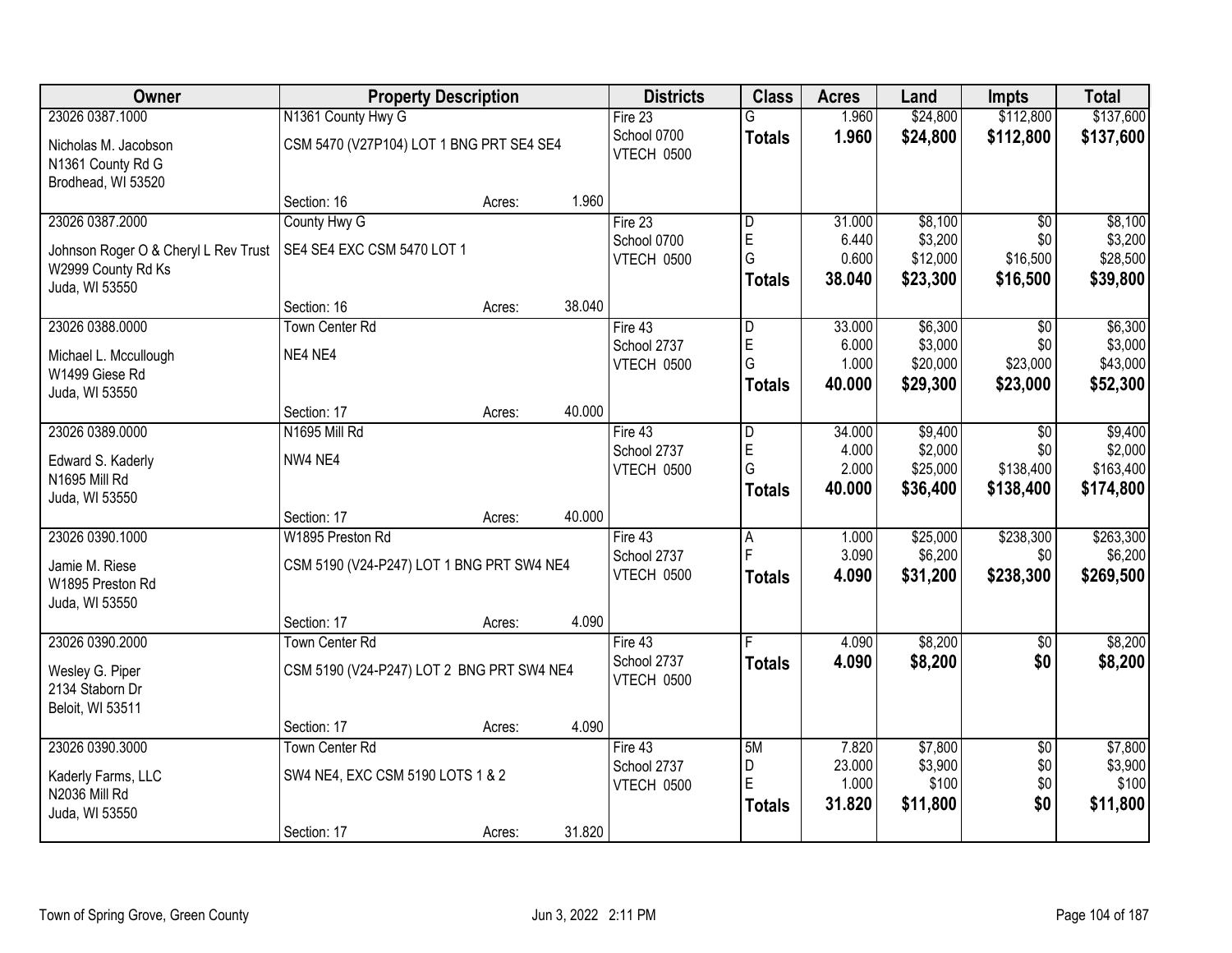| Owner | Property Description | | | Districts | Class | Acres | Land | Impts | Total |
|---|---|---|---|---|---|---|---|---|---|
| 23026 0387.1000 | N1361 County Hwy G | | | Fire 23 | G | 1.960 | $24,800 | $112,800 | $137,600 |
| Nicholas M. Jacobson<br>N1361 County Rd G<br>Brodhead, WI 53520 | CSM 5470 (V27P104) LOT 1 BNG PRT SE4 SE4 | | | School 0700<br>VTECH 0500 | **Totals** | **1.960** | **$24,800** | **$112,800** | **$137,600** |
| | Section: 16 | Acres: | 1.960 | | | | | | |
| 23026 0387.2000 | County Hwy G | | | Fire 23 | D | 31.000 | $8,100 | $0 | $8,100 |
| Johnson Roger O & Cheryl L Rev Trust<br>W2999 County Rd Ks<br>Juda, WI 53550 | SE4 SE4 EXC CSM 5470 LOT 1 | | | School 0700<br>VTECH 0500 | E | 6.440 | $3,200 | $0 | $3,200 |
| | | | | | G | 0.600 | $12,000 | $16,500 | $28,500 |
| | | | | | **Totals** | **38.040** | **$23,300** | **$16,500** | **$39,800** |
| | Section: 16 | Acres: | 38.040 | | | | | | |
| 23026 0388.0000 | Town Center Rd | | | Fire 43 | D | 33.000 | $6,300 | $0 | $6,300 |
| Michael L. Mccullough<br>W1499 Giese Rd<br>Juda, WI 53550 | NE4 NE4 | | | School 2737<br>VTECH 0500 | E | 6.000 | $3,000 | $0 | $3,000 |
| | | | | | G | 1.000 | $20,000 | $23,000 | $43,000 |
| | | | | | **Totals** | **40.000** | **$29,300** | **$23,000** | **$52,300** |
| | Section: 17 | Acres: | 40.000 | | | | | | |
| 23026 0389.0000 | N1695 Mill Rd | | | Fire 43 | D | 34.000 | $9,400 | $0 | $9,400 |
| Edward S. Kaderly<br>N1695 Mill Rd<br>Juda, WI 53550 | NW4 NE4 | | | School 2737<br>VTECH 0500 | E | 4.000 | $2,000 | $0 | $2,000 |
| | | | | | G | 2.000 | $25,000 | $138,400 | $163,400 |
| | | | | | **Totals** | **40.000** | **$36,400** | **$138,400** | **$174,800** |
| | Section: 17 | Acres: | 40.000 | | | | | | |
| 23026 0390.1000 | W1895 Preston Rd | | | Fire 43 | A | 1.000 | $25,000 | $238,300 | $263,300 |
| Jamie M. Riese<br>W1895 Preston Rd<br>Juda, WI 53550 | CSM 5190 (V24-P247) LOT 1 BNG PRT SW4 NE4 | | | School 2737<br>VTECH 0500 | F | 3.090 | $6,200 | $0 | $6,200 |
| | | | | | **Totals** | **4.090** | **$31,200** | **$238,300** | **$269,500** |
| | Section: 17 | Acres: | 4.090 | | | | | | |
| 23026 0390.2000 | Town Center Rd | | | Fire 43 | F | 4.090 | $8,200 | $0 | $8,200 |
| Wesley G. Piper<br>2134 Staborn Dr<br>Beloit, WI 53511 | CSM 5190 (V24-P247) LOT 2 BNG PRT SW4 NE4 | | | School 2737<br>VTECH 0500 | **Totals** | **4.090** | **$8,200** | **$0** | **$8,200** |
| | Section: 17 | Acres: | 4.090 | | | | | | |
| 23026 0390.3000 | Town Center Rd | | | Fire 43 | 5M | 7.820 | $7,800 | $0 | $7,800 |
| Kaderly Farms, LLC<br>N2036 Mill Rd<br>Juda, WI 53550 | SW4 NE4, EXC CSM 5190 LOTS 1 & 2 | | | School 2737<br>VTECH 0500 | D | 23.000 | $3,900 | $0 | $3,900 |
| | | | | | E | 1.000 | $100 | $0 | $100 |
| | | | | | **Totals** | **31.820** | **$11,800** | **$0** | **$11,800** |
| | Section: 17 | Acres: | 31.820 | | | | | | |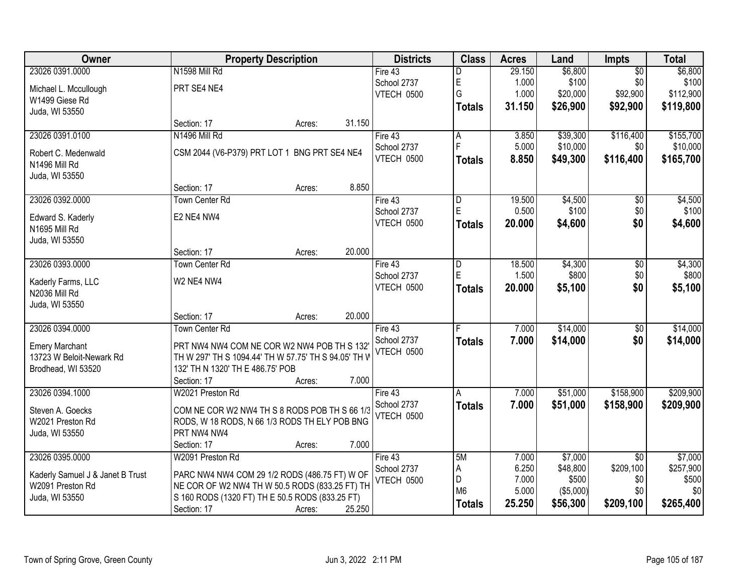| Owner | Property Description | Districts | Class | Acres | Land | Impts | Total |
|---|---|---|---|---|---|---|---|
| 23026 0391.0000<br>Michael L. Mccullough<br>W1499 Giese Rd<br>Juda, WI 53550 | N1598 Mill Rd<br>PRT SE4 NE4<br>Section: 17 Acres: 31.150 | Fire 43<br>School 2737<br>VTECH 0500 | D<br>E<br>G<br>**Totals** | 29.150<br>1.000<br>1.000<br>**31.150** | $6,800<br>$100<br>$20,000<br>**$26,900** | $0<br>$0<br>$92,900<br>**$92,900** | $6,800<br>$100<br>$112,900<br>**$119,800** |
| 23026 0391.0100<br>Robert C. Medenwald<br>N1496 Mill Rd<br>Juda, WI 53550 | N1496 Mill Rd<br>CSM 2044 (V6-P379) PRT LOT 1 BNG PRT SE4 NE4<br>Section: 17 Acres: 8.850 | Fire 43<br>School 2737<br>VTECH 0500 | A<br>F<br>**Totals** | 3.850<br>5.000<br>**8.850** | $39,300<br>$10,000<br>**$49,300** | $116,400<br>$0<br>**$116,400** | $155,700<br>$10,000<br>**$165,700** |
| 23026 0392.0000<br>Edward S. Kaderly<br>N1695 Mill Rd<br>Juda, WI 53550 | Town Center Rd<br>E2 NE4 NW4<br>Section: 17 Acres: 20.000 | Fire 43<br>School 2737<br>VTECH 0500 | D<br>E<br>**Totals** | 19.500<br>0.500<br>**20.000** | $4,500<br>$100<br>**$4,600** | $0<br>$0<br>**$0** | $4,500<br>$100<br>**$4,600** |
| 23026 0393.0000<br>Kaderly Farms, LLC<br>N2036 Mill Rd<br>Juda, WI 53550 | Town Center Rd<br>W2 NE4 NW4<br>Section: 17 Acres: 20.000 | Fire 43<br>School 2737<br>VTECH 0500 | D<br>E<br>**Totals** | 18.500<br>1.500<br>**20.000** | $4,300<br>$800<br>**$5,100** | $0<br>$0<br>**$0** | $4,300<br>$800<br>**$5,100** |
| 23026 0394.0000<br>Emery Marchant<br>13723 W Beloit-Newark Rd<br>Brodhead, WI 53520 | Town Center Rd<br>PRT NW4 NW4 COM NE COR W2 NW4 POB TH S 132' TH W 297' TH S 1094.44' TH W 57.75' TH S 94.05' TH W 132' TH N 1320' TH E 486.75' POB<br>Section: 17 Acres: 7.000 | Fire 43<br>School 2737<br>VTECH 0500 | F<br>**Totals** | 7.000<br>**7.000** | $14,000<br>**$14,000** | $0<br>**$0** | $14,000<br>**$14,000** |
| 23026 0394.1000<br>Steven A. Goecks<br>W2021 Preston Rd<br>Juda, WI 53550 | W2021 Preston Rd<br>COM NE COR W2 NW4 TH S 8 RODS POB TH S 66 1/3 RODS, W 18 RODS, N 66 1/3 RODS TH ELY POB BNG PRT NW4 NW4<br>Section: 17 Acres: 7.000 | Fire 43<br>School 2737<br>VTECH 0500 | A<br>**Totals** | 7.000<br>**7.000** | $51,000<br>**$51,000** | $158,900<br>**$158,900** | $209,900<br>**$209,900** |
| 23026 0395.0000<br>Kaderly Samuel J & Janet B Trust<br>W2091 Preston Rd<br>Juda, WI 53550 | W2091 Preston Rd<br>PARC NW4 NW4 COM 29 1/2 RODS (486.75 FT) W OF NE COR OF W2 NW4 TH W 50.5 RODS (833.25 FT) TH S 160 RODS (1320 FT) TH E 50.5 RODS (833.25 FT)<br>Section: 17 Acres: 25.250 | Fire 43<br>School 2737<br>VTECH 0500 | 5M<br>A<br>D<br>M6<br>**Totals** | 7.000<br>6.250<br>7.000<br>5.000<br>**25.250** | $7,000<br>$48,800<br>$500<br>($5,000)<br>**$56,300** | $0<br>$209,100<br>$0<br>$0<br>**$209,100** | $7,000<br>$257,900<br>$500<br>$0<br>**$265,400** |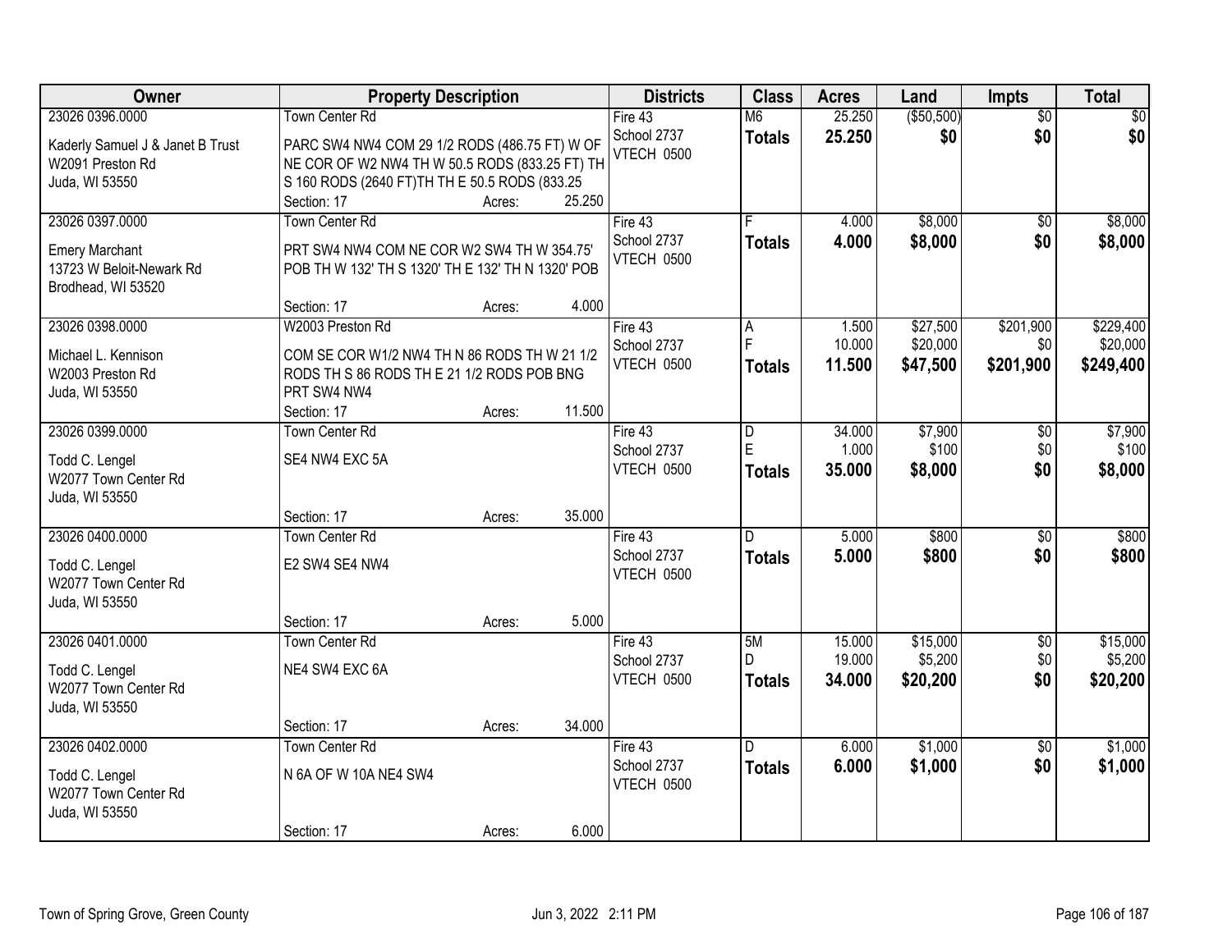| Owner | Property Description | Districts | Class | Acres | Land | Impts | Total |
|---|---|---|---|---|---|---|---|
| 23026 0396.0000<br>Kaderly Samuel J & Janet B Trust<br>W2091 Preston Rd<br>Juda, WI 53550 | Town Center Rd<br>PARC SW4 NW4 COM 29 1/2 RODS (486.75 FT) W OF NE COR OF W2 NW4 TH W 50.5 RODS (833.25 FT) TH S 160 RODS (2640 FT)TH TH E 50.5 RODS (833.25<br>Section: 17 Acres: 25.250 | Fire 43<br>School 2737<br>VTECH 0500 | M6<br>**Totals** | 25.250<br>**25.250** | ($50,500)<br>**$0** | $0<br>**$0** | $0<br>**$0** |
| 23026 0397.0000<br>Emery Marchant<br>13723 W Beloit-Newark Rd<br>Brodhead, WI 53520 | Town Center Rd<br>PRT SW4 NW4 COM NE COR W2 SW4 TH W 354.75' POB TH W 132' TH S 1320' TH E 132' TH N 1320' POB<br>Section: 17 Acres: 4.000 | Fire 43<br>School 2737<br>VTECH 0500 | F<br>**Totals** | 4.000<br>**4.000** | $8,000<br>**$8,000** | $0<br>**$0** | $8,000<br>**$8,000** |
| 23026 0398.0000<br>Michael L. Kennison<br>W2003 Preston Rd<br>Juda, WI 53550 | W2003 Preston Rd<br>COM SE COR W1/2 NW4 TH N 86 RODS TH W 21 1/2 RODS TH S 86 RODS TH E 21 1/2 RODS POB BNG PRT SW4 NW4<br>Section: 17 Acres: 11.500 | Fire 43<br>School 2737<br>VTECH 0500 | A<br>F<br>**Totals** | 1.500<br>10.000<br>**11.500** | $27,500<br>$20,000<br>**$47,500** | $201,900<br>$0<br>**$201,900** | $229,400<br>$20,000<br>**$249,400** |
| 23026 0399.0000<br>Todd C. Lengel<br>W2077 Town Center Rd<br>Juda, WI 53550 | Town Center Rd<br>SE4 NW4 EXC 5A<br>Section: 17 Acres: 35.000 | Fire 43<br>School 2737<br>VTECH 0500 | D<br>E<br>**Totals** | 34.000<br>1.000<br>**35.000** | $7,900<br>$100<br>**$8,000** | $0<br>$0<br>**$0** | $7,900<br>$100<br>**$8,000** |
| 23026 0400.0000<br>Todd C. Lengel<br>W2077 Town Center Rd<br>Juda, WI 53550 | Town Center Rd<br>E2 SW4 SE4 NW4<br>Section: 17 Acres: 5.000 | Fire 43<br>School 2737<br>VTECH 0500 | D<br>**Totals** | 5.000<br>**5.000** | $800<br>**$800** | $0<br>**$0** | $800<br>**$800** |
| 23026 0401.0000<br>Todd C. Lengel<br>W2077 Town Center Rd<br>Juda, WI 53550 | Town Center Rd<br>NE4 SW4 EXC 6A<br>Section: 17 Acres: 34.000 | Fire 43<br>School 2737<br>VTECH 0500 | 5M<br>D<br>**Totals** | 15.000<br>19.000<br>**34.000** | $15,000<br>$5,200<br>**$20,200** | $0<br>$0<br>**$0** | $15,000<br>$5,200<br>**$20,200** |
| 23026 0402.0000<br>Todd C. Lengel<br>W2077 Town Center Rd<br>Juda, WI 53550 | Town Center Rd<br>N 6A OF W 10A NE4 SW4<br>Section: 17 Acres: 6.000 | Fire 43<br>School 2737<br>VTECH 0500 | D<br>**Totals** | 6.000<br>**6.000** | $1,000<br>**$1,000** | $0<br>**$0** | $1,000<br>**$1,000** |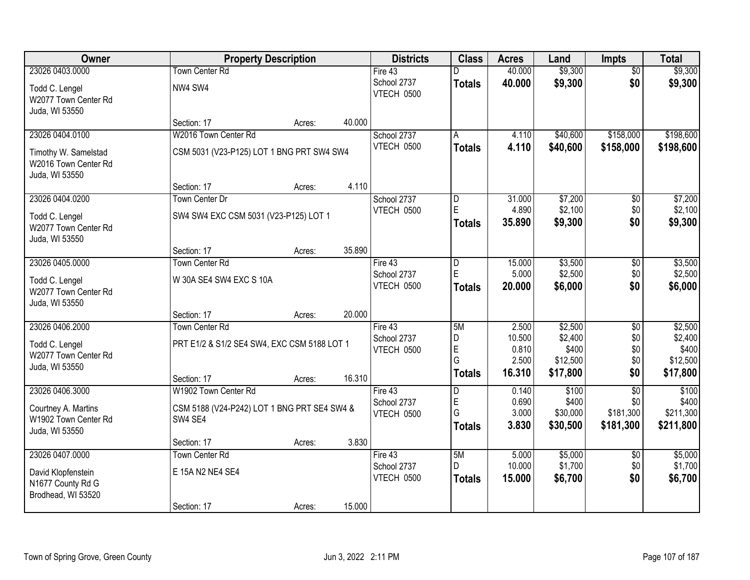| Owner | Property Description | Districts | Class | Acres | Land | Impts | Total |
|---|---|---|---|---|---|---|---|
| 23026 0403.0000<br>Todd C. Lengel<br>W2077 Town Center Rd<br>Juda, WI 53550 | Town Center Rd<br>NW4 SW4<br>Section: 17 Acres: 40.000 | Fire 43<br>School 2737<br>VTECH 0500 | D<br>**Totals** | 40.000<br>**40.000** | $9,300<br>**$9,300** | $0<br>**$0** | $9,300<br>**$9,300** |
| 23026 0404.0100<br>Timothy W. Samelstad<br>W2016 Town Center Rd<br>Juda, WI 53550 | W2016 Town Center Rd<br>CSM 5031 (V23-P125) LOT 1 BNG PRT SW4 SW4<br>Section: 17 Acres: 4.110 | School 2737<br>VTECH 0500 | A<br>**Totals** | 4.110<br>**4.110** | $40,600<br>**$40,600** | $158,000<br>**$158,000** | $198,600<br>**$198,600** |
| 23026 0404.0200<br>Todd C. Lengel<br>W2077 Town Center Rd<br>Juda, WI 53550 | Town Center Dr<br>SW4 SW4 EXC CSM 5031 (V23-P125) LOT 1<br>Section: 17 Acres: 35.890 | School 2737<br>VTECH 0500 | D<br>E<br>**Totals** | 31.000<br>4.890<br>**35.890** | $7,200<br>$2,100<br>**$9,300** | $0<br>$0<br>**$0** | $7,200<br>$2,100<br>**$9,300** |
| 23026 0405.0000<br>Todd C. Lengel<br>W2077 Town Center Rd<br>Juda, WI 53550 | Town Center Rd<br>W 30A SE4 SW4 EXC S 10A<br>Section: 17 Acres: 20.000 | Fire 43<br>School 2737<br>VTECH 0500 | D<br>E<br>**Totals** | 15.000<br>5.000<br>**20.000** | $3,500<br>$2,500<br>**$6,000** | $0<br>$0<br>**$0** | $3,500<br>$2,500<br>**$6,000** |
| 23026 0406.2000<br>Todd C. Lengel<br>W2077 Town Center Rd<br>Juda, WI 53550 | Town Center Rd<br>PRT E1/2 & S1/2 SE4 SW4, EXC CSM 5188 LOT 1<br>Section: 17 Acres: 16.310 | Fire 43<br>School 2737<br>VTECH 0500 | 5M<br>D<br>E<br>G<br>**Totals** | 2.500<br>10.500<br>0.810<br>2.500<br>**16.310** | $2,500<br>$2,400<br>$400<br>$12,500<br>**$17,800** | $0<br>$0<br>$0<br>$0<br>**$0** | $2,500<br>$2,400<br>$400<br>$12,500<br>**$17,800** |
| 23026 0406.3000<br>Courtney A. Martins<br>W1902 Town Center Rd<br>Juda, WI 53550 | W1902 Town Center Rd<br>CSM 5188 (V24-P242) LOT 1 BNG PRT SE4 SW4 & SW4 SE4<br>Section: 17 Acres: 3.830 | Fire 43<br>School 2737<br>VTECH 0500 | D<br>E<br>G<br>**Totals** | 0.140<br>0.690<br>3.000<br>**3.830** | $100<br>$400<br>$30,000<br>**$30,500** | $0<br>$0<br>$181,300<br>**$181,300** | $100<br>$400<br>$211,300<br>**$211,800** |
| 23026 0407.0000<br>David Klopfenstein<br>N1677 County Rd G<br>Brodhead, WI 53520 | Town Center Rd<br>E 15A N2 NE4 SE4<br>Section: 17 Acres: 15.000 | Fire 43<br>School 2737<br>VTECH 0500 | 5M<br>D<br>**Totals** | 5.000<br>10.000<br>**15.000** | $5,000<br>$1,700<br>**$6,700** | $0<br>$0<br>**$0** | $5,000<br>$1,700<br>**$6,700** |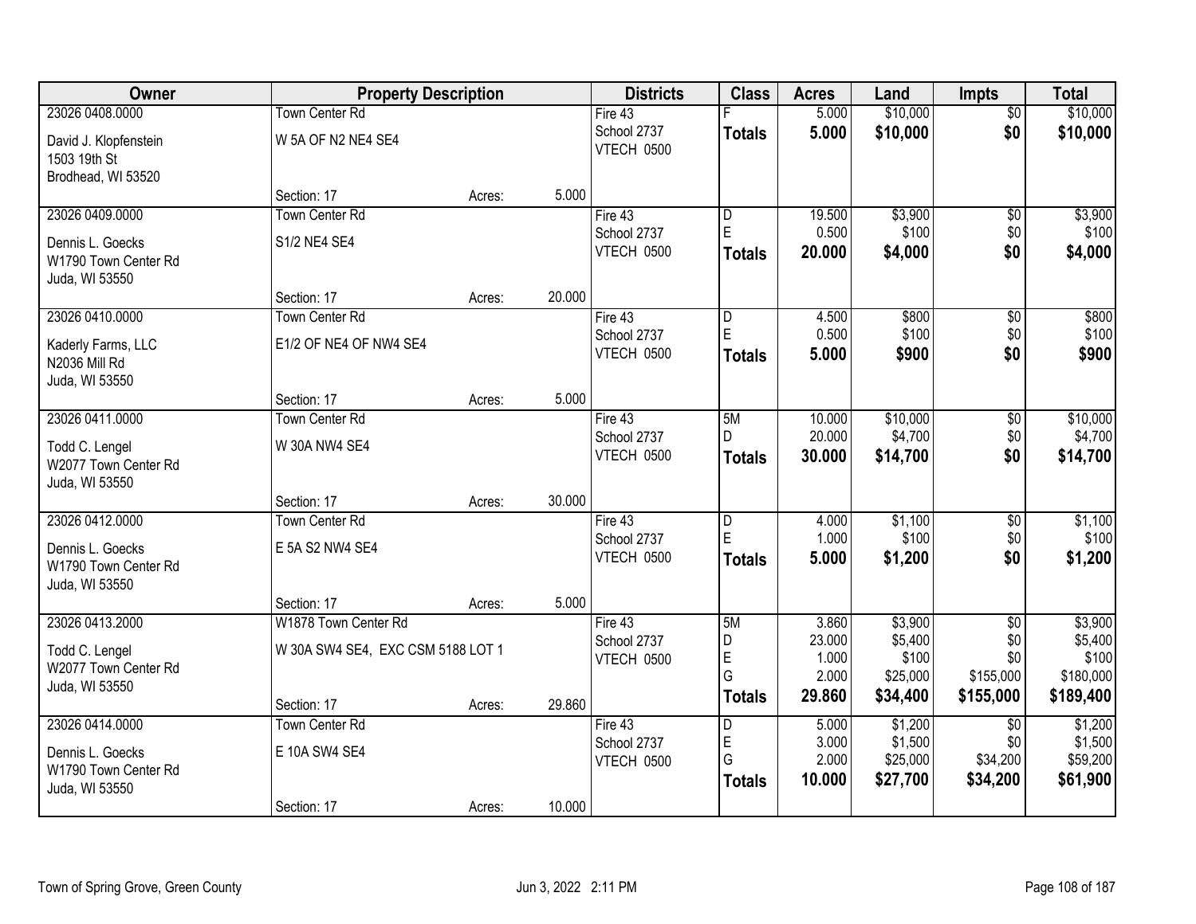| Owner | Property Description | | | Districts | Class | Acres | Land | Impts | Total |
|---|---|---|---|---|---|---|---|---|---|
| 23026 0408.0000 | Town Center Rd | | | Fire 43 | F | 5.000 | $10,000 | $0 | $10,000 |
| David J. Klopfenstein<br>1503 19th St<br>Brodhead, WI 53520 | W 5A OF N2 NE4 SE4 | | | School 2737<br>VTECH 0500 | **Totals** | **5.000** | **$10,000** | **$0** | **$10,000** |
| | Section: 17 | Acres: | 5.000 | | | | | | |
| 23026 0409.0000 | Town Center Rd | | | Fire 43 | D | 19.500 | $3,900 | $0 | $3,900 |
| Dennis L. Goecks<br>W1790 Town Center Rd<br>Juda, WI 53550 | S1/2 NE4 SE4 | | | School 2737 | E | 0.500 | $100 | $0 | $100 |
| | | | | VTECH 0500 | **Totals** | **20.000** | **$4,000** | **$0** | **$4,000** |
| | Section: 17 | Acres: | 20.000 | | | | | | |
| 23026 0410.0000 | Town Center Rd | | | Fire 43 | D | 4.500 | $800 | $0 | $800 |
| Kaderly Farms, LLC<br>N2036 Mill Rd<br>Juda, WI 53550 | E1/2 OF NE4 OF NW4 SE4 | | | School 2737 | E | 0.500 | $100 | $0 | $100 |
| | | | | VTECH 0500 | **Totals** | **5.000** | **$900** | **$0** | **$900** |
| | Section: 17 | Acres: | 5.000 | | | | | | |
| 23026 0411.0000 | Town Center Rd | | | Fire 43 | 5M | 10.000 | $10,000 | $0 | $10,000 |
| Todd C. Lengel<br>W2077 Town Center Rd<br>Juda, WI 53550 | W 30A NW4 SE4 | | | School 2737 | D | 20.000 | $4,700 | $0 | $4,700 |
| | | | | VTECH 0500 | **Totals** | **30.000** | **$14,700** | **$0** | **$14,700** |
| | Section: 17 | Acres: | 30.000 | | | | | | |
| 23026 0412.0000 | Town Center Rd | | | Fire 43 | D | 4.000 | $1,100 | $0 | $1,100 |
| Dennis L. Goecks<br>W1790 Town Center Rd<br>Juda, WI 53550 | E 5A S2 NW4 SE4 | | | School 2737 | E | 1.000 | $100 | $0 | $100 |
| | | | | VTECH 0500 | **Totals** | **5.000** | **$1,200** | **$0** | **$1,200** |
| | Section: 17 | Acres: | 5.000 | | | | | | |
| 23026 0413.2000 | W1878 Town Center Rd | | | Fire 43 | 5M | 3.860 | $3,900 | $0 | $3,900 |
| Todd C. Lengel<br>W2077 Town Center Rd<br>Juda, WI 53550 | W 30A SW4 SE4, EXC CSM 5188 LOT 1 | | | School 2737 | D | 23.000 | $5,400 | $0 | $5,400 |
| | | | | VTECH 0500 | E | 1.000 | $100 | $0 | $100 |
| | | | | | G | 2.000 | $25,000 | $155,000 | $180,000 |
| | Section: 17 | Acres: | 29.860 | | **Totals** | **29.860** | **$34,400** | **$155,000** | **$189,400** |
| 23026 0414.0000 | Town Center Rd | | | Fire 43 | D | 5.000 | $1,200 | $0 | $1,200 |
| Dennis L. Goecks<br>W1790 Town Center Rd<br>Juda, WI 53550 | E 10A SW4 SE4 | | | School 2737 | E | 3.000 | $1,500 | $0 | $1,500 |
| | | | | VTECH 0500 | G | 2.000 | $25,000 | $34,200 | $59,200 |
| | | | | | **Totals** | **10.000** | **$27,700** | **$34,200** | **$61,900** |
| | Section: 17 | Acres: | 10.000 | | | | | | |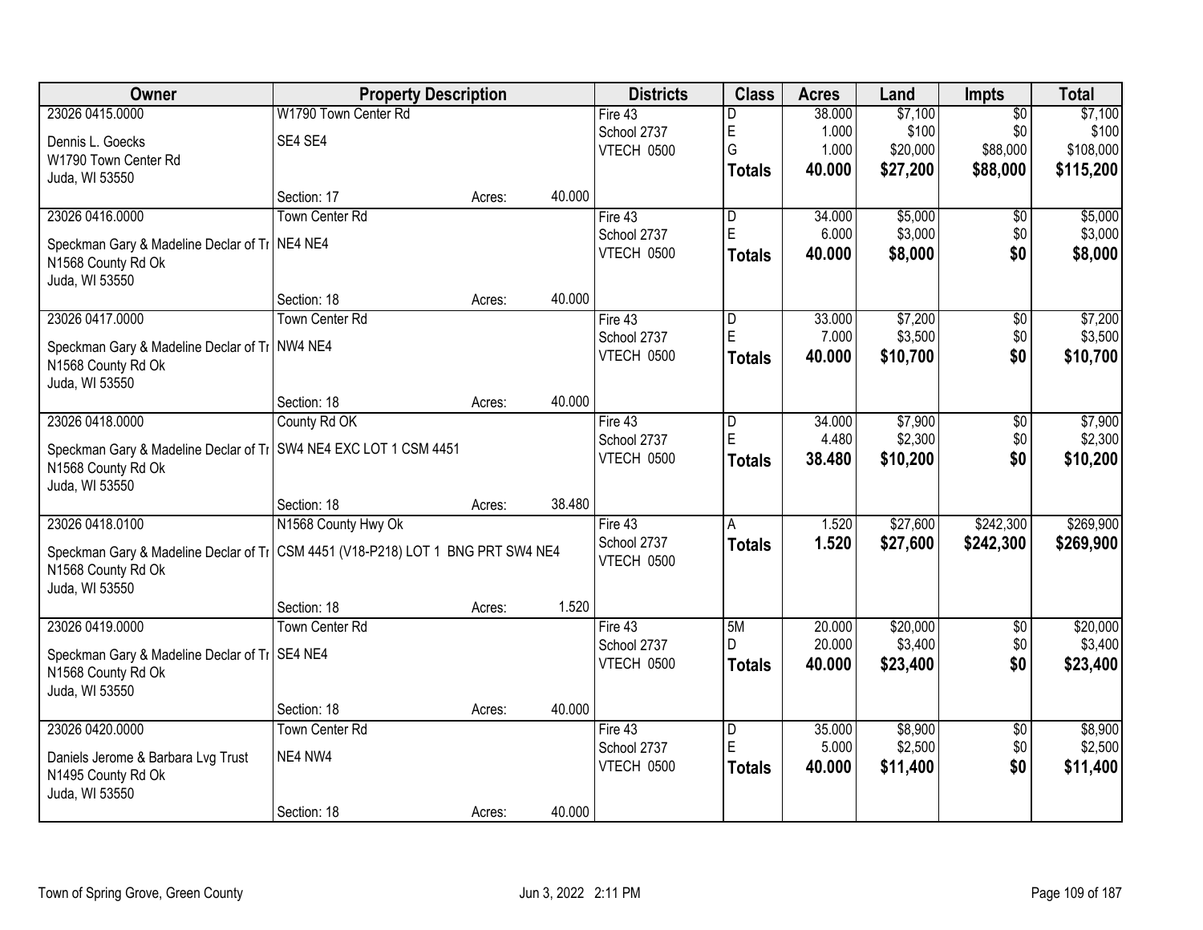| Owner | Property Description | | | Districts | Class | Acres | Land | Impts | Total |
|---|---|---|---|---|---|---|---|---|---|
| 23026 0415.0000<br>Dennis L. Goecks<br>W1790 Town Center Rd<br>Juda, WI 53550 | W1790 Town Center Rd<br>SE4 SE4 | | | Fire 43<br>School 2737<br>VTECH 0500 | D<br>E<br>G<br>**Totals** | 38.000<br>1.000<br>1.000<br>**40.000** | $7,100<br>$100<br>$20,000<br>**$27,200** | $0<br>$0<br>$88,000<br>**$88,000** | $7,100<br>$100<br>$108,000<br>**$115,200** |
| | Section: 17 | Acres: | 40.000 | | | | | | |
| 23026 0416.0000<br>Speckman Gary & Madeline Declar of Tr<br>N1568 County Rd Ok<br>Juda, WI 53550 | Town Center Rd<br>NE4 NE4 | | | Fire 43<br>School 2737<br>VTECH 0500 | D<br>E<br>**Totals** | 34.000<br>6.000<br>**40.000** | $5,000<br>$3,000<br>**$8,000** | $0<br>$0<br>**$0** | $5,000<br>$3,000<br>**$8,000** |
| | Section: 18 | Acres: | 40.000 | | | | | | |
| 23026 0417.0000<br>Speckman Gary & Madeline Declar of Tr<br>N1568 County Rd Ok<br>Juda, WI 53550 | Town Center Rd<br>NW4 NE4 | | | Fire 43<br>School 2737<br>VTECH 0500 | D<br>E<br>**Totals** | 33.000<br>7.000<br>**40.000** | $7,200<br>$3,500<br>**$10,700** | $0<br>$0<br>**$0** | $7,200<br>$3,500<br>**$10,700** |
| | Section: 18 | Acres: | 40.000 | | | | | | |
| 23026 0418.0000<br>Speckman Gary & Madeline Declar of Tr<br>N1568 County Rd Ok<br>Juda, WI 53550 | County Rd OK<br>SW4 NE4 EXC LOT 1 CSM 4451 | | | Fire 43<br>School 2737<br>VTECH 0500 | D<br>E<br>**Totals** | 34.000<br>4.480<br>**38.480** | $7,900<br>$2,300<br>**$10,200** | $0<br>$0<br>**$0** | $7,900<br>$2,300<br>**$10,200** |
| | Section: 18 | Acres: | 38.480 | | | | | | |
| 23026 0418.0100<br>Speckman Gary & Madeline Declar of Tr<br>N1568 County Rd Ok<br>Juda, WI 53550 | N1568 County Hwy Ok<br>CSM 4451 (V18-P218) LOT 1 BNG PRT SW4 NE4 | | | Fire 43<br>School 2737<br>VTECH 0500 | A<br>**Totals** | 1.520<br>**1.520** | $27,600<br>**$27,600** | $242,300<br>**$242,300** | $269,900<br>**$269,900** |
| | Section: 18 | Acres: | 1.520 | | | | | | |
| 23026 0419.0000<br>Speckman Gary & Madeline Declar of Tr<br>N1568 County Rd Ok<br>Juda, WI 53550 | Town Center Rd<br>SE4 NE4 | | | Fire 43<br>School 2737<br>VTECH 0500 | 5M<br>D<br>**Totals** | 20.000<br>20.000<br>**40.000** | $20,000<br>$3,400<br>**$23,400** | $0<br>$0<br>**$0** | $20,000<br>$3,400<br>**$23,400** |
| | Section: 18 | Acres: | 40.000 | | | | | | |
| 23026 0420.0000<br>Daniels Jerome & Barbara Lvg Trust<br>N1495 County Rd Ok<br>Juda, WI 53550 | Town Center Rd<br>NE4 NW4 | | | Fire 43<br>School 2737<br>VTECH 0500 | D<br>E<br>**Totals** | 35.000<br>5.000<br>**40.000** | $8,900<br>$2,500<br>**$11,400** | $0<br>$0<br>**$0** | $8,900<br>$2,500<br>**$11,400** |
| | Section: 18 | Acres: | 40.000 | | | | | | |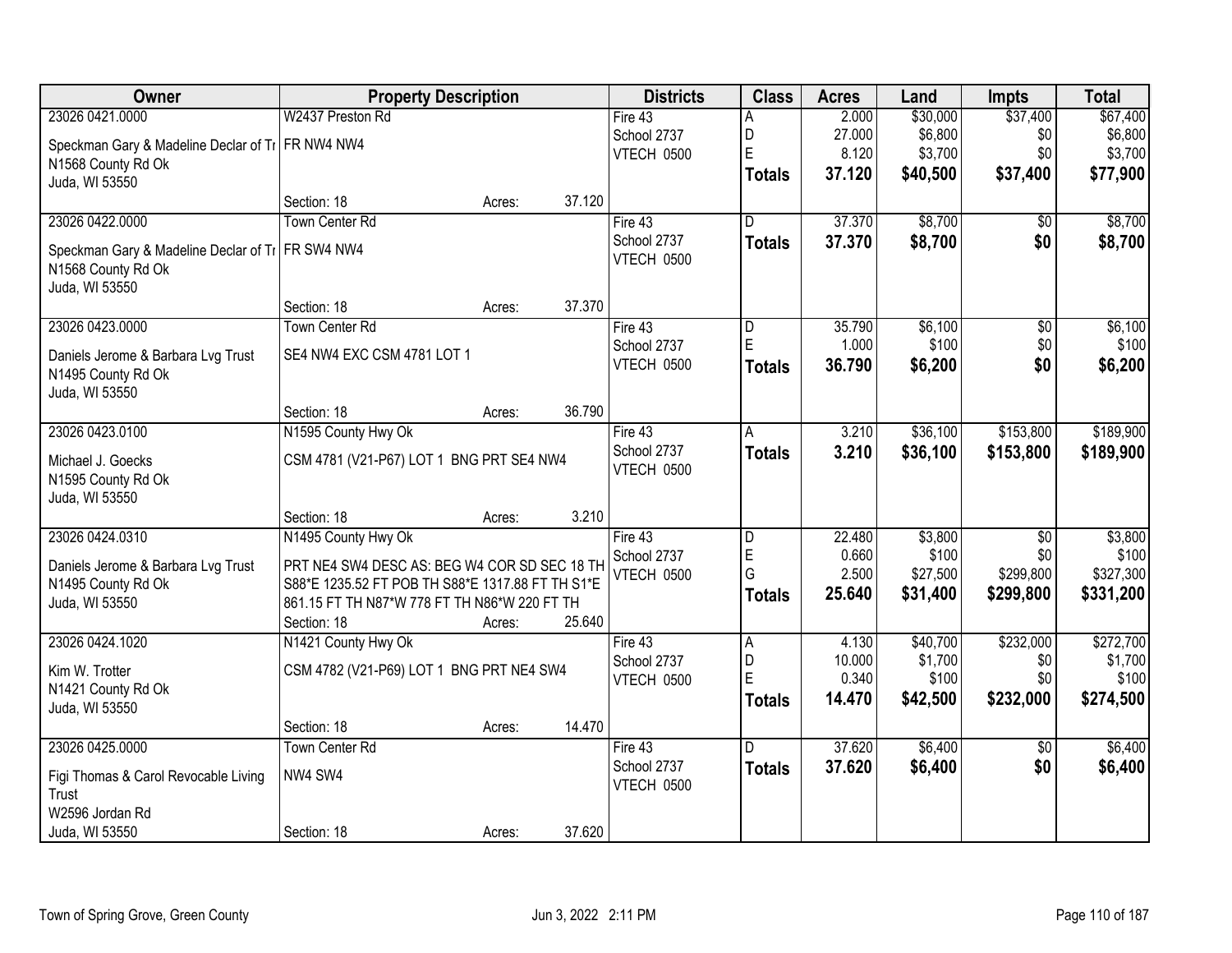| Owner | Property Description | | | Districts | Class | Acres | Land | Impts | Total |
|---|---|---|---|---|---|---|---|---|---|
| 23026 0421.0000 | W2437 Preston Rd | | | Fire 43 | A | 2.000 | $30,000 | $37,400 | $67,400 |
| Speckman Gary & Madeline Declar of Tr | FR NW4 NW4 | | | School 2737 | D | 27.000 | $6,800 | $0 | $6,800 |
| N1568 County Rd Ok | | | | VTECH 0500 | E | 8.120 | $3,700 | $0 | $3,700 |
| Juda, WI 53550 | | | | | **Totals** | **37.120** | **$40,500** | **$37,400** | **$77,900** |
| | Section: 18 | Acres: | 37.120 | | | | | | |
| 23026 0422.0000 | Town Center Rd | | | Fire 43 | D | 37.370 | $8,700 | $0 | $8,700 |
| Speckman Gary & Madeline Declar of Tr | FR SW4 NW4 | | | School 2737 | **Totals** | **37.370** | **$8,700** | **$0** | **$8,700** |
| N1568 County Rd Ok | | | | VTECH 0500 | | | | | |
| Juda, WI 53550 | | | | | | | | | |
| | Section: 18 | Acres: | 37.370 | | | | | | |
| 23026 0423.0000 | Town Center Rd | | | Fire 43 | D | 35.790 | $6,100 | $0 | $6,100 |
| Daniels Jerome & Barbara Lvg Trust | SE4 NW4 EXC CSM 4781 LOT 1 | | | School 2737 | E | 1.000 | $100 | $0 | $100 |
| N1495 County Rd Ok | | | | VTECH 0500 | **Totals** | **36.790** | **$6,200** | **$0** | **$6,200** |
| Juda, WI 53550 | | | | | | | | | |
| | Section: 18 | Acres: | 36.790 | | | | | | |
| 23026 0423.0100 | N1595 County Hwy Ok | | | Fire 43 | A | 3.210 | $36,100 | $153,800 | $189,900 |
| Michael J. Goecks | CSM 4781 (V21-P67) LOT 1 BNG PRT SE4 NW4 | | | School 2737 | **Totals** | **3.210** | **$36,100** | **$153,800** | **$189,900** |
| N1595 County Rd Ok | | | | VTECH 0500 | | | | | |
| Juda, WI 53550 | | | | | | | | | |
| | Section: 18 | Acres: | 3.210 | | | | | | |
| 23026 0424.0310 | N1495 County Hwy Ok | | | Fire 43 | D | 22.480 | $3,800 | $0 | $3,800 |
| Daniels Jerome & Barbara Lvg Trust | PRT NE4 SW4 DESC AS: BEG W4 COR SD SEC 18 TH | | | School 2737 | E | 0.660 | $100 | $0 | $100 |
| N1495 County Rd Ok | S88*E 1235.52 FT POB TH S88*E 1317.88 FT TH S1*E | | | VTECH 0500 | G | 2.500 | $27,500 | $299,800 | $327,300 |
| Juda, WI 53550 | 861.15 FT TH N87*W 778 FT TH N86*W 220 FT TH | | | | **Totals** | **25.640** | **$31,400** | **$299,800** | **$331,200** |
| | Section: 18 | Acres: | 25.640 | | | | | | |
| 23026 0424.1020 | N1421 County Hwy Ok | | | Fire 43 | A | 4.130 | $40,700 | $232,000 | $272,700 |
| Kim W. Trotter | CSM 4782 (V21-P69) LOT 1 BNG PRT NE4 SW4 | | | School 2737 | D | 10.000 | $1,700 | $0 | $1,700 |
| N1421 County Rd Ok | | | | VTECH 0500 | E | 0.340 | $100 | $0 | $100 |
| Juda, WI 53550 | | | | | **Totals** | **14.470** | **$42,500** | **$232,000** | **$274,500** |
| | Section: 18 | Acres: | 14.470 | | | | | | |
| 23026 0425.0000 | Town Center Rd | | | Fire 43 | D | 37.620 | $6,400 | $0 | $6,400 |
| Figi Thomas & Carol Revocable Living Trust | NW4 SW4 | | | School 2737 | **Totals** | **37.620** | **$6,400** | **$0** | **$6,400** |
| W2596 Jordan Rd | | | | VTECH 0500 | | | | | |
| Juda, WI 53550 | Section: 18 | Acres: | 37.620 | | | | | | |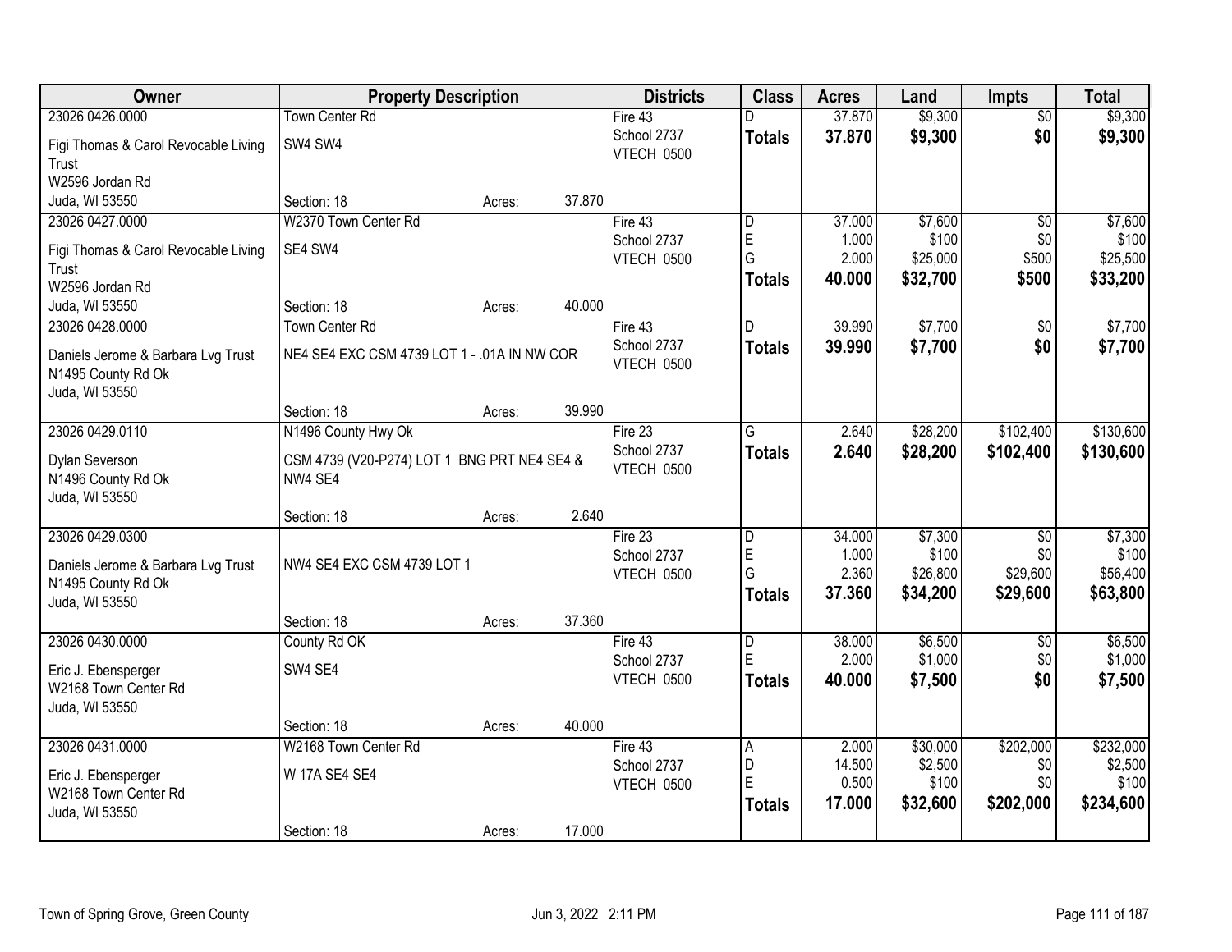| Owner | Property Description | Districts | Class | Acres | Land | Impts | Total |
|---|---|---|---|---|---|---|---|
| 23026 0426.0000<br>Figi Thomas & Carol Revocable Living Trust<br>W2596 Jordan Rd<br>Juda, WI 53550 | Town Center Rd<br>SW4 SW4<br>Section: 18 Acres: 37.870 | Fire 43<br>School 2737<br>VTECH 0500 | D<br>**Totals** | 37.870<br>**37.870** | $9,300<br>**$9,300** | $0<br>**$0** | $9,300<br>**$9,300** |
| 23026 0427.0000<br>Figi Thomas & Carol Revocable Living Trust<br>W2596 Jordan Rd<br>Juda, WI 53550 | W2370 Town Center Rd<br>SE4 SW4<br>Section: 18 Acres: 40.000 | Fire 43<br>School 2737<br>VTECH 0500 | D<br>E<br>G<br>**Totals** | 37.000<br>1.000<br>2.000<br>**40.000** | $7,600<br>$100<br>$25,000<br>**$32,700** | $0<br>$0<br>$500<br>**$500** | $7,600<br>$100<br>$25,500<br>**$33,200** |
| 23026 0428.0000<br>Daniels Jerome & Barbara Lvg Trust<br>N1495 County Rd Ok<br>Juda, WI 53550 | Town Center Rd<br>NE4 SE4 EXC CSM 4739 LOT 1 - .01A IN NW COR<br>Section: 18 Acres: 39.990 | Fire 43<br>School 2737<br>VTECH 0500 | D<br>**Totals** | 39.990<br>**39.990** | $7,700<br>**$7,700** | $0<br>**$0** | $7,700<br>**$7,700** |
| 23026 0429.0110<br>Dylan Severson<br>N1496 County Rd Ok<br>Juda, WI 53550 | N1496 County Hwy Ok<br>CSM 4739 (V20-P274) LOT 1 BNG PRT NE4 SE4 & NW4 SE4<br>Section: 18 Acres: 2.640 | Fire 23<br>School 2737<br>VTECH 0500 | G<br>**Totals** | 2.640<br>**2.640** | $28,200<br>**$28,200** | $102,400<br>**$102,400** | $130,600<br>**$130,600** |
| 23026 0429.0300<br>Daniels Jerome & Barbara Lvg Trust<br>N1495 County Rd Ok<br>Juda, WI 53550 | NW4 SE4 EXC CSM 4739 LOT 1<br>Section: 18 Acres: 37.360 | Fire 23<br>School 2737<br>VTECH 0500 | D<br>E<br>G<br>**Totals** | 34.000<br>1.000<br>2.360<br>**37.360** | $7,300<br>$100<br>$26,800<br>**$34,200** | $0<br>$0<br>$29,600<br>**$29,600** | $7,300<br>$100<br>$56,400<br>**$63,800** |
| 23026 0430.0000<br>Eric J. Ebensperger<br>W2168 Town Center Rd<br>Juda, WI 53550 | County Rd OK<br>SW4 SE4<br>Section: 18 Acres: 40.000 | Fire 43<br>School 2737<br>VTECH 0500 | D<br>E<br>**Totals** | 38.000<br>2.000<br>**40.000** | $6,500<br>$1,000<br>**$7,500** | $0<br>$0<br>**$0** | $6,500<br>$1,000<br>**$7,500** |
| 23026 0431.0000<br>Eric J. Ebensperger<br>W2168 Town Center Rd<br>Juda, WI 53550 | W2168 Town Center Rd<br>W 17A SE4 SE4<br>Section: 18 Acres: 17.000 | Fire 43<br>School 2737<br>VTECH 0500 | A<br>D<br>E<br>**Totals** | 2.000<br>14.500<br>0.500<br>**17.000** | $30,000<br>$2,500<br>$100<br>**$32,600** | $202,000<br>$0<br>$0<br>**$202,000** | $232,000<br>$2,500<br>$100<br>**$234,600** |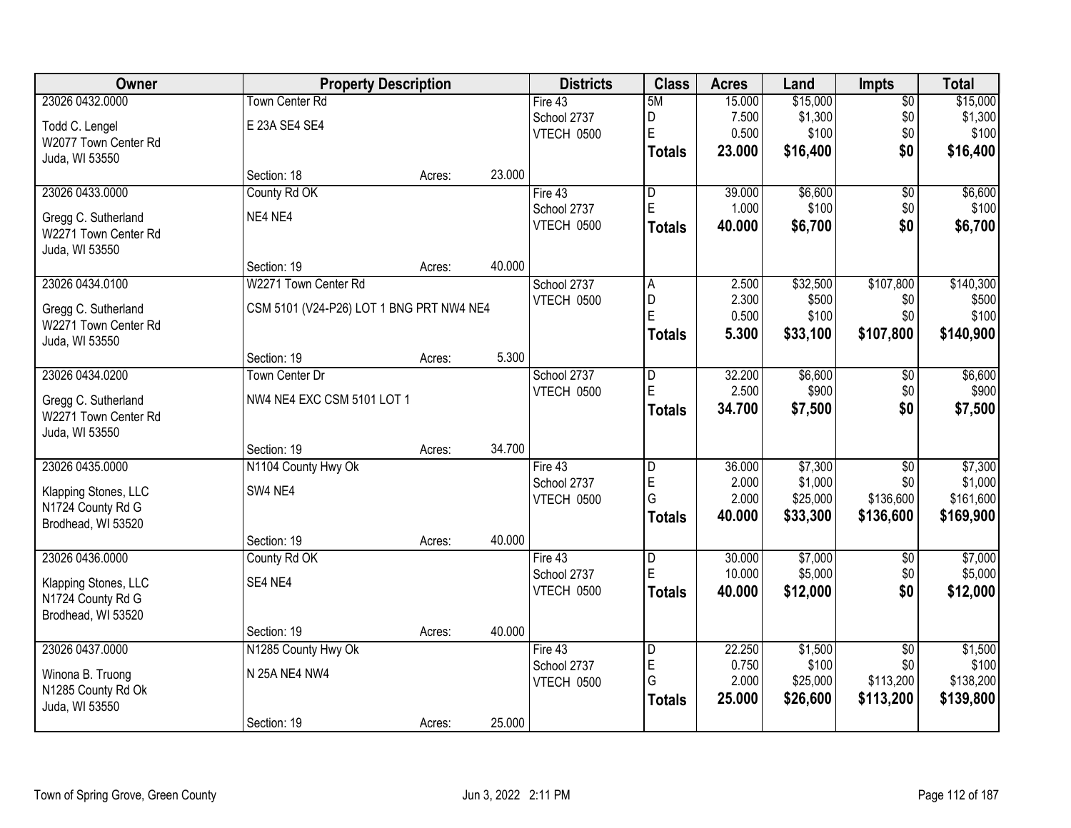| Owner | Property Description | | | Districts | Class | Acres | Land | Impts | Total |
|---|---|---|---|---|---|---|---|---|---|
| 23026 0432.0000 | Town Center Rd | | | Fire 43 | 5M | 15.000 | $15,000 | $0 | $15,000 |
| Todd C. Lengel | E 23A SE4 SE4 | | | School 2737 | D | 7.500 | $1,300 | $0 | $1,300 |
| W2077 Town Center Rd | | | | VTECH 0500 | E | 0.500 | $100 | $0 | $100 |
| Juda, WI 53550 | | | | | **Totals** | **23.000** | **$16,400** | **$0** | **$16,400** |
| | Section: 18 | Acres: | 23.000 | | | | | | |
| 23026 0433.0000 | County Rd OK | | | Fire 43 | D | 39.000 | $6,600 | $0 | $6,600 |
| Gregg C. Sutherland | NE4 NE4 | | | School 2737 | E | 1.000 | $100 | $0 | $100 |
| W2271 Town Center Rd | | | | VTECH 0500 | **Totals** | **40.000** | **$6,700** | **$0** | **$6,700** |
| Juda, WI 53550 | | | | | | | | | |
| | Section: 19 | Acres: | 40.000 | | | | | | |
| 23026 0434.0100 | W2271 Town Center Rd | | | School 2737 | A | 2.500 | $32,500 | $107,800 | $140,300 |
| Gregg C. Sutherland | CSM 5101 (V24-P26) LOT 1 BNG PRT NW4 NE4 | | | VTECH 0500 | D | 2.300 | $500 | $0 | $500 |
| W2271 Town Center Rd | | | | | E | 0.500 | $100 | $0 | $100 |
| Juda, WI 53550 | | | | | **Totals** | **5.300** | **$33,100** | **$107,800** | **$140,900** |
| | Section: 19 | Acres: | 5.300 | | | | | | |
| 23026 0434.0200 | Town Center Dr | | | School 2737 | D | 32.200 | $6,600 | $0 | $6,600 |
| Gregg C. Sutherland | NW4 NE4 EXC CSM 5101 LOT 1 | | | VTECH 0500 | E | 2.500 | $900 | $0 | $900 |
| W2271 Town Center Rd | | | | | **Totals** | **34.700** | **$7,500** | **$0** | **$7,500** |
| Juda, WI 53550 | | | | | | | | | |
| | Section: 19 | Acres: | 34.700 | | | | | | |
| 23026 0435.0000 | N1104 County Hwy Ok | | | Fire 43 | D | 36.000 | $7,300 | $0 | $7,300 |
| Klapping Stones, LLC | SW4 NE4 | | | School 2737 | E | 2.000 | $1,000 | $0 | $1,000 |
| N1724 County Rd G | | | | VTECH 0500 | G | 2.000 | $25,000 | $136,600 | $161,600 |
| Brodhead, WI 53520 | | | | | **Totals** | **40.000** | **$33,300** | **$136,600** | **$169,900** |
| | Section: 19 | Acres: | 40.000 | | | | | | |
| 23026 0436.0000 | County Rd OK | | | Fire 43 | D | 30.000 | $7,000 | $0 | $7,000 |
| Klapping Stones, LLC | SE4 NE4 | | | School 2737 | E | 10.000 | $5,000 | $0 | $5,000 |
| N1724 County Rd G | | | | VTECH 0500 | **Totals** | **40.000** | **$12,000** | **$0** | **$12,000** |
| Brodhead, WI 53520 | | | | | | | | | |
| | Section: 19 | Acres: | 40.000 | | | | | | |
| 23026 0437.0000 | N1285 County Hwy Ok | | | Fire 43 | D | 22.250 | $1,500 | $0 | $1,500 |
| Winona B. Truong | N 25A NE4 NW4 | | | School 2737 | E | 0.750 | $100 | $0 | $100 |
| N1285 County Rd Ok | | | | VTECH 0500 | G | 2.000 | $25,000 | $113,200 | $138,200 |
| Juda, WI 53550 | | | | | **Totals** | **25.000** | **$26,600** | **$113,200** | **$139,800** |
| | Section: 19 | Acres: | 25.000 | | | | | | |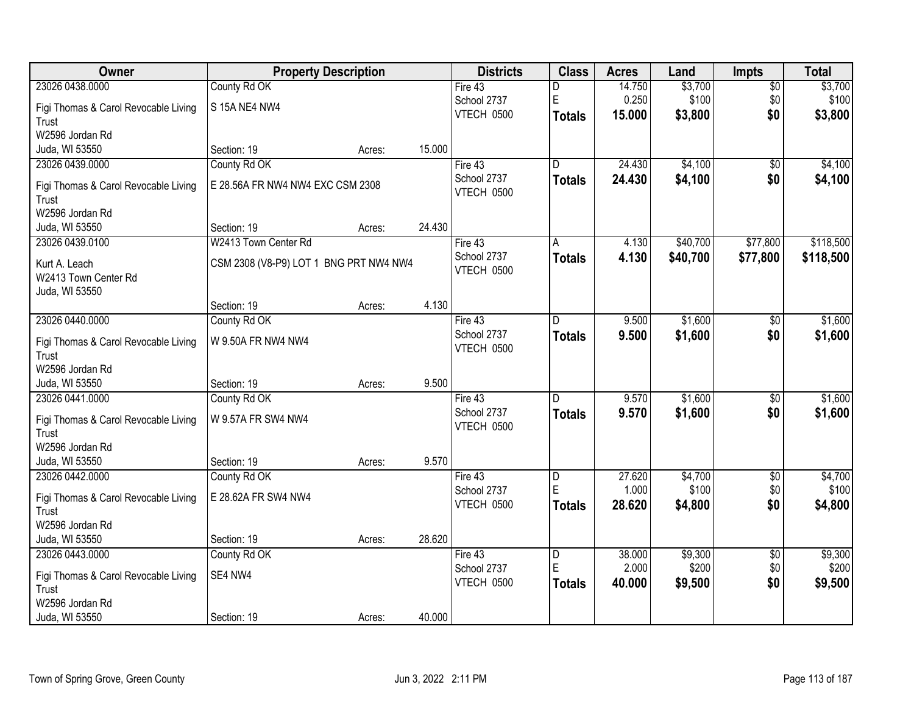| Owner | Property Description | | | Districts | Class | Acres | Land | Impts | Total |
|---|---|---|---|---|---|---|---|---|---|
| 23026 0438.0000 | County Rd OK | | | Fire 43 | D | 14.750 | $3,700 | $0 | $3,700 |
| Figi Thomas & Carol Revocable Living Trust | S 15A NE4 NW4 | | | School 2737 | E | 0.250 | $100 | $0 | $100 |
| W2596 Jordan Rd | | | | VTECH 0500 | **Totals** | **15.000** | **$3,800** | **$0** | **$3,800** |
| Juda, WI 53550 | Section: 19 | Acres: | 15.000 | | | | | | |
| 23026 0439.0000 | County Rd OK | | | Fire 43 | D | 24.430 | $4,100 | $0 | $4,100 |
| Figi Thomas & Carol Revocable Living Trust | E 28.56A FR NW4 NW4 EXC CSM 2308 | | | School 2737 | **Totals** | **24.430** | **$4,100** | **$0** | **$4,100** |
| W2596 Jordan Rd | | | | VTECH 0500 | | | | | |
| Juda, WI 53550 | Section: 19 | Acres: | 24.430 | | | | | | |
| 23026 0439.0100 | W2413 Town Center Rd | | | Fire 43 | A | 4.130 | $40,700 | $77,800 | $118,500 |
| Kurt A. Leach | CSM 2308 (V8-P9) LOT 1 BNG PRT NW4 NW4 | | | School 2737 | **Totals** | **4.130** | **$40,700** | **$77,800** | **$118,500** |
| W2413 Town Center Rd | | | | VTECH 0500 | | | | | |
| Juda, WI 53550 | Section: 19 | Acres: | 4.130 | | | | | | |
| 23026 0440.0000 | County Rd OK | | | Fire 43 | D | 9.500 | $1,600 | $0 | $1,600 |
| Figi Thomas & Carol Revocable Living Trust | W 9.50A FR NW4 NW4 | | | School 2737 | **Totals** | **9.500** | **$1,600** | **$0** | **$1,600** |
| W2596 Jordan Rd | | | | VTECH 0500 | | | | | |
| Juda, WI 53550 | Section: 19 | Acres: | 9.500 | | | | | | |
| 23026 0441.0000 | County Rd OK | | | Fire 43 | D | 9.570 | $1,600 | $0 | $1,600 |
| Figi Thomas & Carol Revocable Living Trust | W 9.57A FR SW4 NW4 | | | School 2737 | **Totals** | **9.570** | **$1,600** | **$0** | **$1,600** |
| W2596 Jordan Rd | | | | VTECH 0500 | | | | | |
| Juda, WI 53550 | Section: 19 | Acres: | 9.570 | | | | | | |
| 23026 0442.0000 | County Rd OK | | | Fire 43 | D | 27.620 | $4,700 | $0 | $4,700 |
| Figi Thomas & Carol Revocable Living Trust | E 28.62A FR SW4 NW4 | | | School 2737 | E | 1.000 | $100 | $0 | $100 |
| W2596 Jordan Rd | | | | VTECH 0500 | **Totals** | **28.620** | **$4,800** | **$0** | **$4,800** |
| Juda, WI 53550 | Section: 19 | Acres: | 28.620 | | | | | | |
| 23026 0443.0000 | County Rd OK | | | Fire 43 | D | 38.000 | $9,300 | $0 | $9,300 |
| Figi Thomas & Carol Revocable Living Trust | SE4 NW4 | | | School 2737 | E | 2.000 | $200 | $0 | $200 |
| W2596 Jordan Rd | | | | VTECH 0500 | **Totals** | **40.000** | **$9,500** | **$0** | **$9,500** |
| Juda, WI 53550 | Section: 19 | Acres: | 40.000 | | | | | | |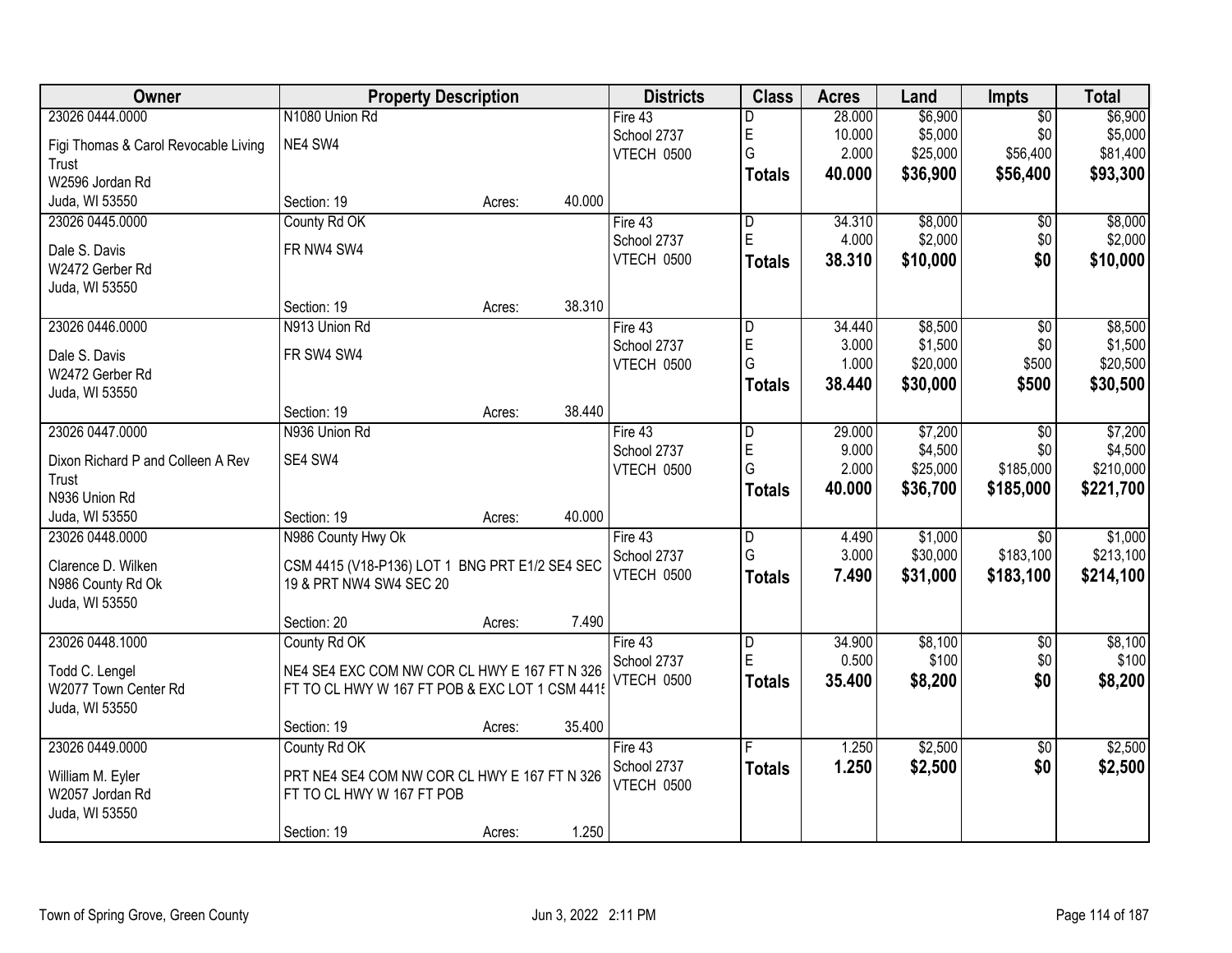| Owner | Property Description | | | Districts | Class | Acres | Land | Impts | Total |
|---|---|---|---|---|---|---|---|---|---|
| 23026 0444.0000 | N1080 Union Rd | | | Fire 43 | D | 28.000 | $6,900 | $0 | $6,900 |
| Figi Thomas & Carol Revocable Living Trust | NE4 SW4 | | | School 2737 | E | 10.000 | $5,000 | $0 | $5,000 |
| W2596 Jordan Rd | | | | VTECH 0500 | G | 2.000 | $25,000 | $56,400 | $81,400 |
| Juda, WI 53550 | Section: 19 | Acres: | 40.000 | | **Totals** | **40.000** | **$36,900** | **$56,400** | **$93,300** |
| 23026 0445.0000 | County Rd OK | | | Fire 43 | D | 34.310 | $8,000 | $0 | $8,000 |
| Dale S. Davis | FR NW4 SW4 | | | School 2737 | E | 4.000 | $2,000 | $0 | $2,000 |
| W2472 Gerber Rd | | | | VTECH 0500 | **Totals** | **38.310** | **$10,000** | **$0** | **$10,000** |
| Juda, WI 53550 | Section: 19 | Acres: | 38.310 | | | | | | |
| 23026 0446.0000 | N913 Union Rd | | | Fire 43 | D | 34.440 | $8,500 | $0 | $8,500 |
| Dale S. Davis | FR SW4 SW4 | | | School 2737 | E | 3.000 | $1,500 | $0 | $1,500 |
| W2472 Gerber Rd | | | | VTECH 0500 | G | 1.000 | $20,000 | $500 | $20,500 |
| Juda, WI 53550 | Section: 19 | Acres: | 38.440 | | **Totals** | **38.440** | **$30,000** | **$500** | **$30,500** |
| 23026 0447.0000 | N936 Union Rd | | | Fire 43 | D | 29.000 | $7,200 | $0 | $7,200 |
| Dixon Richard P and Colleen A Rev Trust | SE4 SW4 | | | School 2737 | E | 9.000 | $4,500 | $0 | $4,500 |
| N936 Union Rd | | | | VTECH 0500 | G | 2.000 | $25,000 | $185,000 | $210,000 |
| Juda, WI 53550 | Section: 19 | Acres: | 40.000 | | **Totals** | **40.000** | **$36,700** | **$185,000** | **$221,700** |
| 23026 0448.0000 | N986 County Hwy Ok | | | Fire 43 | D | 4.490 | $1,000 | $0 | $1,000 |
| Clarence D. Wilken | CSM 4415 (V18-P136) LOT 1 BNG PRT E1/2 SE4 SEC 19 & PRT NW4 SW4 SEC 20 | | | School 2737 | G | 3.000 | $30,000 | $183,100 | $213,100 |
| N986 County Rd Ok | | | | VTECH 0500 | **Totals** | **7.490** | **$31,000** | **$183,100** | **$214,100** |
| Juda, WI 53550 | Section: 20 | Acres: | 7.490 | | | | | | |
| 23026 0448.1000 | County Rd OK | | | Fire 43 | D | 34.900 | $8,100 | $0 | $8,100 |
| Todd C. Lengel | NE4 SE4 EXC COM NW COR CL HWY E 167 FT N 326 FT TO CL HWY W 167 FT POB & EXC LOT 1 CSM 4415 | | | School 2737 | E | 0.500 | $100 | $0 | $100 |
| W2077 Town Center Rd | | | | VTECH 0500 | **Totals** | **35.400** | **$8,200** | **$0** | **$8,200** |
| Juda, WI 53550 | Section: 19 | Acres: | 35.400 | | | | | | |
| 23026 0449.0000 | County Rd OK | | | Fire 43 | F | 1.250 | $2,500 | $0 | $2,500 |
| William M. Eyler | PRT NE4 SE4 COM NW COR CL HWY E 167 FT N 326 FT TO CL HWY W 167 FT POB | | | School 2737 | **Totals** | **1.250** | **$2,500** | **$0** | **$2,500** |
| W2057 Jordan Rd | | | | VTECH 0500 | | | | | |
| Juda, WI 53550 | Section: 19 | Acres: | 1.250 | | | | | | |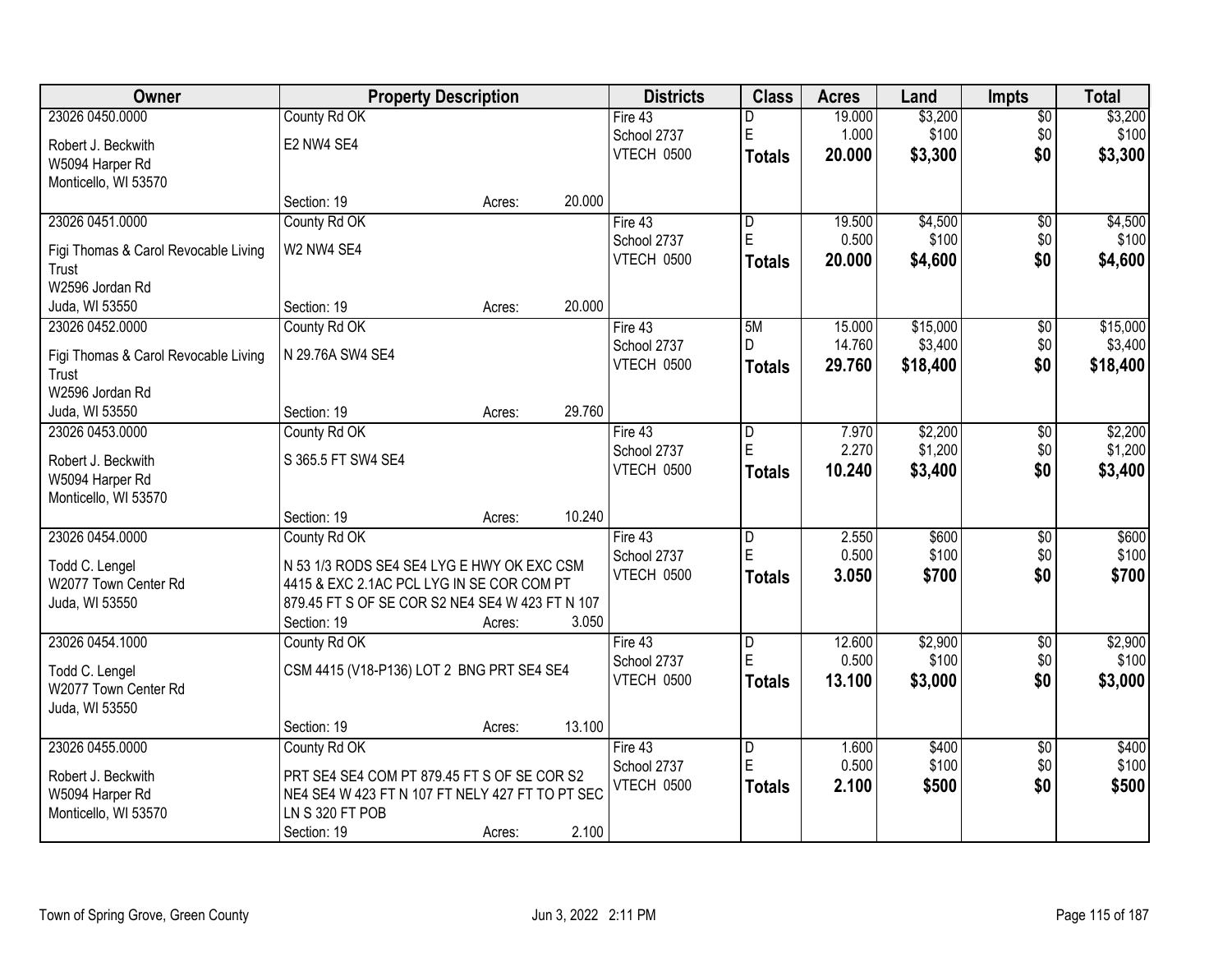| Owner | Property Description | Districts | Class | Acres | Land | Impts | Total |
|---|---|---|---|---|---|---|---|
| 23026 0450.0000<br>Robert J. Beckwith<br>W5094 Harper Rd<br>Monticello, WI 53570 | County Rd OK<br>E2 NW4 SE4<br>Section: 19 Acres: 20.000 | Fire 43<br>School 2737<br>VTECH 0500 | D<br>E<br>**Totals** | 19.000<br>1.000<br>**20.000** | $3,200<br>$100<br>**$3,300** | $0<br>$0<br>**$0** | $3,200<br>$100<br>**$3,300** |
| 23026 0451.0000<br>Figi Thomas & Carol Revocable Living Trust<br>W2596 Jordan Rd<br>Juda, WI 53550 | County Rd OK<br>W2 NW4 SE4<br>Section: 19 Acres: 20.000 | Fire 43<br>School 2737<br>VTECH 0500 | D<br>E<br>**Totals** | 19.500<br>0.500<br>**20.000** | $4,500<br>$100<br>**$4,600** | $0<br>$0<br>**$0** | $4,500<br>$100<br>**$4,600** |
| 23026 0452.0000<br>Figi Thomas & Carol Revocable Living Trust<br>W2596 Jordan Rd<br>Juda, WI 53550 | County Rd OK<br>N 29.76A SW4 SE4<br>Section: 19 Acres: 29.760 | Fire 43<br>School 2737<br>VTECH 0500 | 5M<br>D<br>**Totals** | 15.000<br>14.760<br>**29.760** | $15,000<br>$3,400<br>**$18,400** | $0<br>$0<br>**$0** | $15,000<br>$3,400<br>**$18,400** |
| 23026 0453.0000<br>Robert J. Beckwith<br>W5094 Harper Rd<br>Monticello, WI 53570 | County Rd OK<br>S 365.5 FT SW4 SE4<br>Section: 19 Acres: 10.240 | Fire 43<br>School 2737<br>VTECH 0500 | D<br>E<br>**Totals** | 7.970<br>2.270<br>**10.240** | $2,200<br>$1,200<br>**$3,400** | $0<br>$0<br>**$0** | $2,200<br>$1,200<br>**$3,400** |
| 23026 0454.0000<br>Todd C. Lengel<br>W2077 Town Center Rd<br>Juda, WI 53550 | County Rd OK<br>N 53 1/3 RODS SE4 SE4 LYG E HWY OK EXC CSM 4415 & EXC 2.1AC PCL LYG IN SE COR COM PT 879.45 FT S OF SE COR S2 NE4 SE4 W 423 FT N 107<br>Section: 19 Acres: 3.050 | Fire 43<br>School 2737<br>VTECH 0500 | D<br>E<br>**Totals** | 2.550<br>0.500<br>**3.050** | $600<br>$100<br>**$700** | $0<br>$0<br>**$0** | $600<br>$100<br>**$700** |
| 23026 0454.1000<br>Todd C. Lengel<br>W2077 Town Center Rd<br>Juda, WI 53550 | County Rd OK<br>CSM 4415 (V18-P136) LOT 2 BNG PRT SE4 SE4<br>Section: 19 Acres: 13.100 | Fire 43<br>School 2737<br>VTECH 0500 | D<br>E<br>**Totals** | 12.600<br>0.500<br>**13.100** | $2,900<br>$100<br>**$3,000** | $0<br>$0<br>**$0** | $2,900<br>$100<br>**$3,000** |
| 23026 0455.0000<br>Robert J. Beckwith<br>W5094 Harper Rd<br>Monticello, WI 53570 | County Rd OK<br>PRT SE4 SE4 COM PT 879.45 FT S OF SE COR S2 NE4 SE4 W 423 FT N 107 FT NELY 427 FT TO PT SEC LN S 320 FT POB<br>Section: 19 Acres: 2.100 | Fire 43<br>School 2737<br>VTECH 0500 | D<br>E<br>**Totals** | 1.600<br>0.500<br>**2.100** | $400<br>$100<br>**$500** | $0<br>$0<br>**$0** | $400<br>$100<br>**$500** |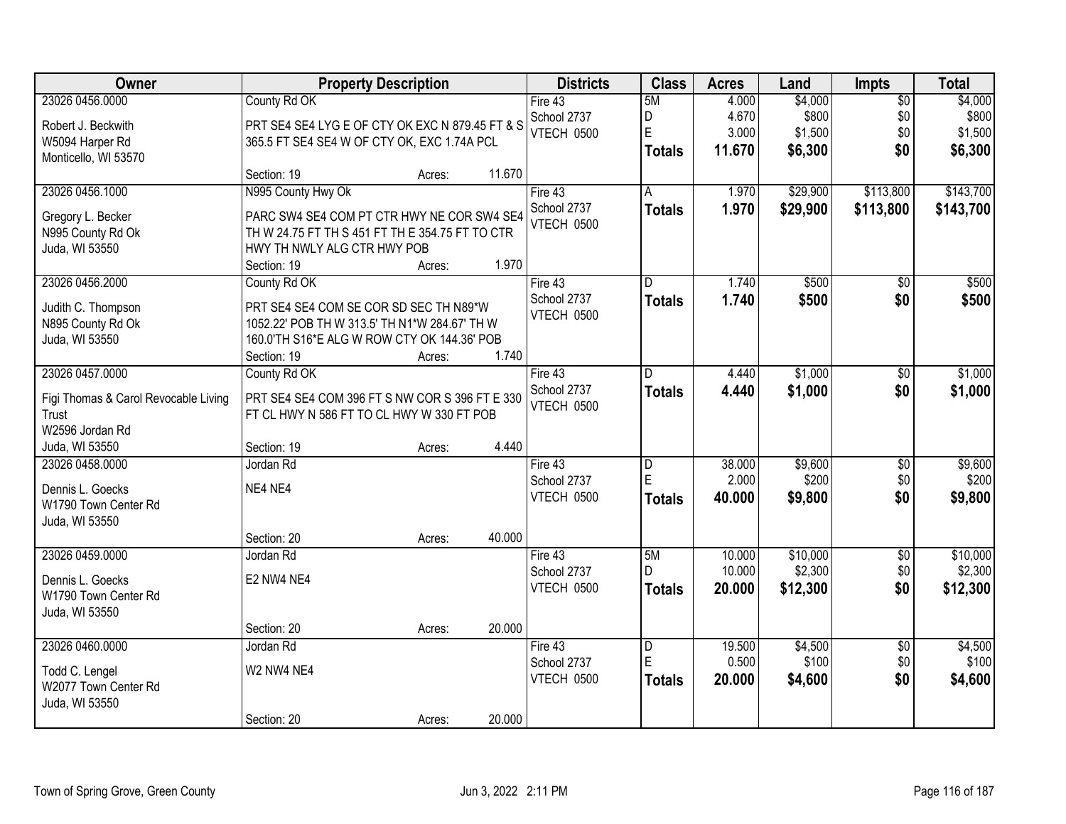| Owner | Property Description | Districts | Class | Acres | Land | Impts | Total |
|---|---|---|---|---|---|---|---|
| 23026 0456.0000<br>Robert J. Beckwith<br>W5094 Harper Rd<br>Monticello, WI 53570 | County Rd OK<br>PRT SE4 SE4 LYG E OF CTY OK EXC N 879.45 FT & S 365.5 FT SE4 SE4 W OF CTY OK, EXC 1.74A PCL<br>Section: 19 Acres: 11.670 | Fire 43<br>School 2737<br>VTECH 0500 | 5M<br>D<br>E<br>**Totals** | 4.000<br>4.670<br>3.000<br>**11.670** | $4,000<br>$800<br>$1,500<br>**$6,300** | $0<br>$0<br>$0<br>**$0** | $4,000<br>$800<br>$1,500<br>**$6,300** |
| 23026 0456.1000<br>Gregory L. Becker<br>N995 County Rd Ok<br>Juda, WI 53550 | N995 County Hwy Ok<br>PARC SW4 SE4 COM PT CTR HWY NE COR SW4 SE4 TH W 24.75 FT TH S 451 FT TH E 354.75 FT TO CTR HWY TH NWLY ALG CTR HWY POB<br>Section: 19 Acres: 1.970 | Fire 43<br>School 2737<br>VTECH 0500 | A<br>**Totals** | 1.970<br>**1.970** | $29,900<br>**$29,900** | $113,800<br>**$113,800** | $143,700<br>**$143,700** |
| 23026 0456.2000<br>Judith C. Thompson<br>N895 County Rd Ok<br>Juda, WI 53550 | County Rd OK<br>PRT SE4 SE4 COM SE COR SD SEC TH N89*W 1052.22' POB TH W 313.5' TH N1*W 284.67' TH W 160.0'TH S16*E ALG W ROW CTY OK 144.36' POB<br>Section: 19 Acres: 1.740 | Fire 43<br>School 2737<br>VTECH 0500 | D<br>**Totals** | 1.740<br>**1.740** | $500<br>**$500** | $0<br>**$0** | $500<br>**$500** |
| 23026 0457.0000<br>Figi Thomas & Carol Revocable Living Trust<br>W2596 Jordan Rd<br>Juda, WI 53550 | County Rd OK<br>PRT SE4 SE4 COM 396 FT S NW COR S 396 FT E 330 FT CL HWY N 586 FT TO CL HWY W 330 FT POB<br>Section: 19 Acres: 4.440 | Fire 43<br>School 2737<br>VTECH 0500 | D<br>**Totals** | 4.440<br>**4.440** | $1,000<br>**$1,000** | $0<br>**$0** | $1,000<br>**$1,000** |
| 23026 0458.0000<br>Dennis L. Goecks<br>W1790 Town Center Rd<br>Juda, WI 53550 | Jordan Rd<br>NE4 NE4<br>Section: 20 Acres: 40.000 | Fire 43<br>School 2737<br>VTECH 0500 | D<br>E<br>**Totals** | 38.000<br>2.000<br>**40.000** | $9,600<br>$200<br>**$9,800** | $0<br>$0<br>**$0** | $9,600<br>$200<br>**$9,800** |
| 23026 0459.0000<br>Dennis L. Goecks<br>W1790 Town Center Rd<br>Juda, WI 53550 | Jordan Rd<br>E2 NW4 NE4<br>Section: 20 Acres: 20.000 | Fire 43<br>School 2737<br>VTECH 0500 | 5M<br>D<br>**Totals** | 10.000<br>10.000<br>**20.000** | $10,000<br>$2,300<br>**$12,300** | $0<br>$0<br>**$0** | $10,000<br>$2,300<br>**$12,300** |
| 23026 0460.0000<br>Todd C. Lengel<br>W2077 Town Center Rd<br>Juda, WI 53550 | Jordan Rd<br>W2 NW4 NE4<br>Section: 20 Acres: 20.000 | Fire 43<br>School 2737<br>VTECH 0500 | D<br>E<br>**Totals** | 19.500<br>0.500<br>**20.000** | $4,500<br>$100<br>**$4,600** | $0<br>$0<br>**$0** | $4,500<br>$100<br>**$4,600** |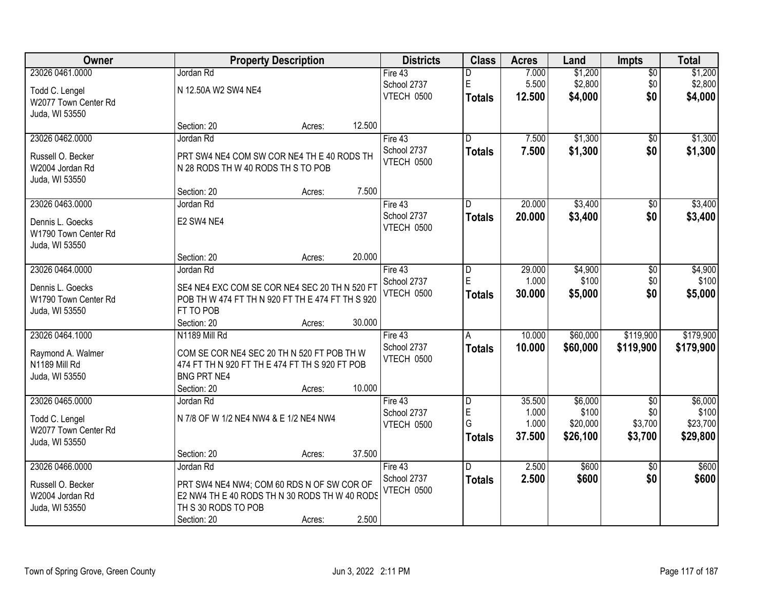| Owner | Property Description | Districts | Class | Acres | Land | Impts | Total |
|---|---|---|---|---|---|---|---|
| 23026 0461.0000<br>Todd C. Lengel<br>W2077 Town Center Rd<br>Juda, WI 53550 | Jordan Rd<br>N 12.50A W2 SW4 NE4<br>Section: 20 Acres: 12.500 | Fire 43<br>School 2737<br>VTECH 0500 | D<br>E<br>**Totals** | 7.000<br>5.500<br>**12.500** | $1,200<br>$2,800<br>**$4,000** | $0<br>$0<br>**$0** | $1,200<br>$2,800<br>**$4,000** |
| 23026 0462.0000<br>Russell O. Becker<br>W2004 Jordan Rd<br>Juda, WI 53550 | Jordan Rd<br>PRT SW4 NE4 COM SW COR NE4 TH E 40 RODS TH N 28 RODS TH W 40 RODS TH S TO POB<br>Section: 20 Acres: 7.500 | Fire 43<br>School 2737<br>VTECH 0500 | D<br>**Totals** | 7.500<br>**7.500** | $1,300<br>**$1,300** | $0<br>**$0** | $1,300<br>**$1,300** |
| 23026 0463.0000<br>Dennis L. Goecks<br>W1790 Town Center Rd<br>Juda, WI 53550 | Jordan Rd<br>E2 SW4 NE4<br>Section: 20 Acres: 20.000 | Fire 43<br>School 2737<br>VTECH 0500 | D<br>**Totals** | 20.000<br>**20.000** | $3,400<br>**$3,400** | $0<br>**$0** | $3,400<br>**$3,400** |
| 23026 0464.0000<br>Dennis L. Goecks<br>W1790 Town Center Rd<br>Juda, WI 53550 | Jordan Rd<br>SE4 NE4 EXC COM SE COR NE4 SEC 20 TH N 520 FT POB TH W 474 FT TH N 920 FT TH E 474 FT TH S 920 FT TO POB<br>Section: 20 Acres: 30.000 | Fire 43<br>School 2737<br>VTECH 0500 | D<br>E<br>**Totals** | 29.000<br>1.000<br>**30.000** | $4,900<br>$100<br>**$5,000** | $0<br>$0<br>**$0** | $4,900<br>$100<br>**$5,000** |
| 23026 0464.1000<br>Raymond A. Walmer<br>N1189 Mill Rd<br>Juda, WI 53550 | N1189 Mill Rd<br>COM SE COR NE4 SEC 20 TH N 520 FT POB TH W 474 FT TH N 920 FT TH E 474 FT TH S 920 FT POB BNG PRT NE4<br>Section: 20 Acres: 10.000 | Fire 43<br>School 2737<br>VTECH 0500 | A<br>**Totals** | 10.000<br>**10.000** | $60,000<br>**$60,000** | $119,900<br>**$119,900** | $179,900<br>**$179,900** |
| 23026 0465.0000<br>Todd C. Lengel<br>W2077 Town Center Rd<br>Juda, WI 53550 | Jordan Rd<br>N 7/8 OF W 1/2 NE4 NW4 & E 1/2 NE4 NW4<br>Section: 20 Acres: 37.500 | Fire 43<br>School 2737<br>VTECH 0500 | D<br>E<br>G<br>**Totals** | 35.500<br>1.000<br>1.000<br>**37.500** | $6,000<br>$100<br>$20,000<br>**$26,100** | $0<br>$0<br>$3,700<br>**$3,700** | $6,000<br>$100<br>$23,700<br>**$29,800** |
| 23026 0466.0000<br>Russell O. Becker<br>W2004 Jordan Rd<br>Juda, WI 53550 | Jordan Rd<br>PRT SW4 NE4 NW4; COM 60 RDS N OF SW COR OF E2 NW4 TH E 40 RODS TH N 30 RODS TH W 40 RODS TH S 30 RODS TO POB<br>Section: 20 Acres: 2.500 | Fire 43<br>School 2737<br>VTECH 0500 | D<br>**Totals** | 2.500<br>**2.500** | $600<br>**$600** | $0<br>**$0** | $600<br>**$600** |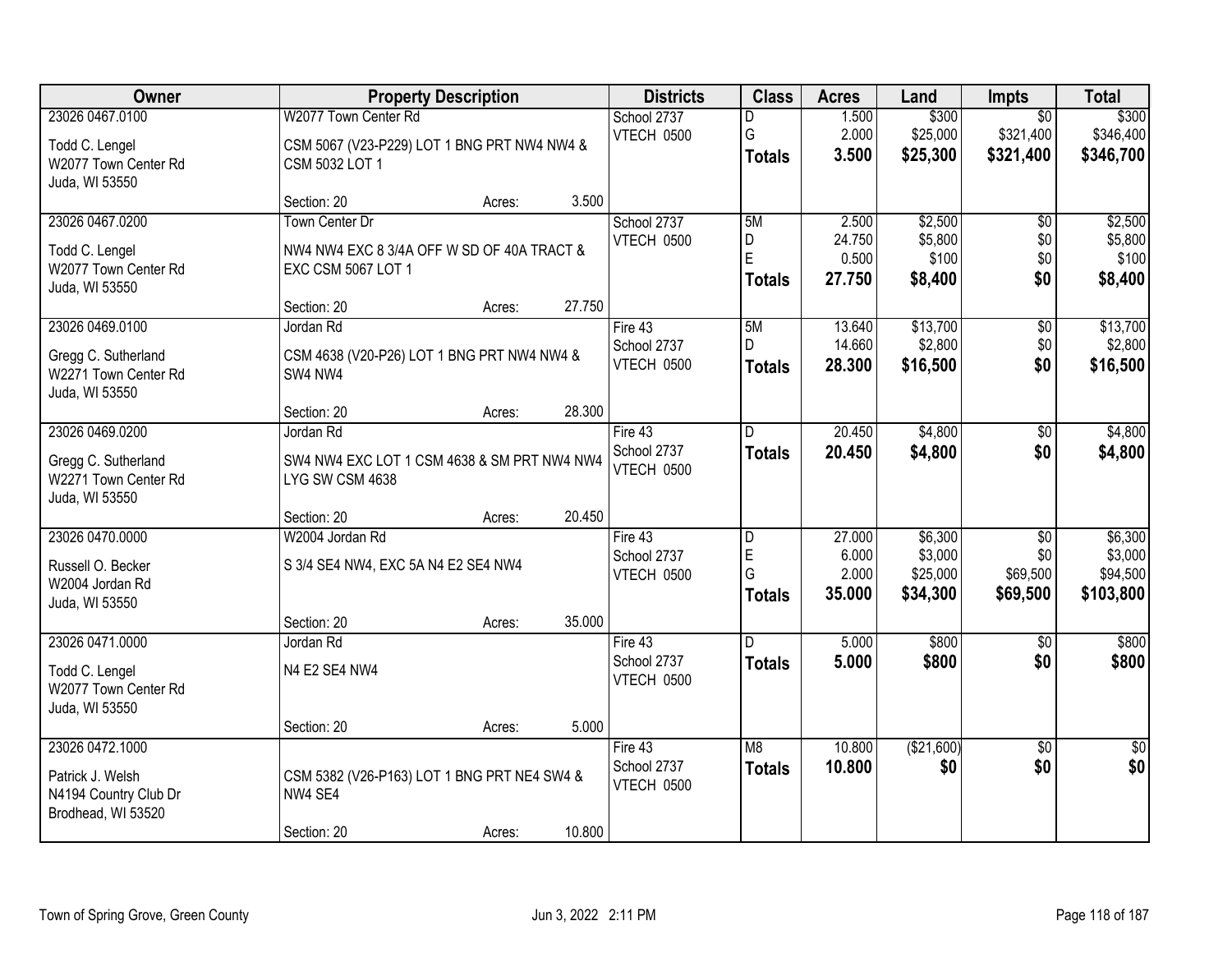| Owner | Property Description | Districts | Class | Acres | Land | Impts | Total |
|---|---|---|---|---|---|---|---|
| 23026 0467.0100<br>Todd C. Lengel<br>W2077 Town Center Rd<br>Juda, WI 53550 | W2077 Town Center Rd<br>CSM 5067 (V23-P229) LOT 1 BNG PRT NW4 NW4 & CSM 5032 LOT 1<br>Section: 20 Acres: 3.500 | School 2737<br>VTECH 0500 | D<br>G<br>**Totals** | 1.500<br>2.000<br>**3.500** | $300<br>$25,000<br>**$25,300** | $0<br>$321,400<br>**$321,400** | $300<br>$346,400<br>**$346,700** |
| 23026 0467.0200<br>Todd C. Lengel<br>W2077 Town Center Rd<br>Juda, WI 53550 | Town Center Dr<br>NW4 NW4 EXC 8 3/4A OFF W SD OF 40A TRACT & EXC CSM 5067 LOT 1<br>Section: 20 Acres: 27.750 | School 2737<br>VTECH 0500 | 5M<br>D<br>E<br>**Totals** | 2.500<br>24.750<br>0.500<br>**27.750** | $2,500<br>$5,800<br>$100<br>**$8,400** | $0<br>$0<br>$0<br>**$0** | $2,500<br>$5,800<br>$100<br>**$8,400** |
| 23026 0469.0100<br>Gregg C. Sutherland<br>W2271 Town Center Rd<br>Juda, WI 53550 | Jordan Rd<br>CSM 4638 (V20-P26) LOT 1 BNG PRT NW4 NW4 & SW4 NW4<br>Section: 20 Acres: 28.300 | Fire 43<br>School 2737<br>VTECH 0500 | 5M<br>D<br>**Totals** | 13.640<br>14.660<br>**28.300** | $13,700<br>$2,800<br>**$16,500** | $0<br>$0<br>**$0** | $13,700<br>$2,800<br>**$16,500** |
| 23026 0469.0200<br>Gregg C. Sutherland<br>W2271 Town Center Rd<br>Juda, WI 53550 | Jordan Rd<br>SW4 NW4 EXC LOT 1 CSM 4638 & SM PRT NW4 NW4 LYG SW CSM 4638<br>Section: 20 Acres: 20.450 | Fire 43<br>School 2737<br>VTECH 0500 | D<br>**Totals** | 20.450<br>**20.450** | $4,800<br>**$4,800** | $0<br>**$0** | $4,800<br>**$4,800** |
| 23026 0470.0000<br>Russell O. Becker<br>W2004 Jordan Rd<br>Juda, WI 53550 | W2004 Jordan Rd<br>S 3/4 SE4 NW4, EXC 5A N4 E2 SE4 NW4<br>Section: 20 Acres: 35.000 | Fire 43<br>School 2737<br>VTECH 0500 | D<br>E<br>G<br>**Totals** | 27.000<br>6.000<br>2.000<br>**35.000** | $6,300<br>$3,000<br>$25,000<br>**$34,300** | $0<br>$0<br>$69,500<br>**$69,500** | $6,300<br>$3,000<br>$94,500<br>**$103,800** |
| 23026 0471.0000<br>Todd C. Lengel<br>W2077 Town Center Rd<br>Juda, WI 53550 | Jordan Rd<br>N4 E2 SE4 NW4<br>Section: 20 Acres: 5.000 | Fire 43<br>School 2737<br>VTECH 0500 | D<br>**Totals** | 5.000<br>**5.000** | $800<br>**$800** | $0<br>**$0** | $800<br>**$800** |
| 23026 0472.1000<br>Patrick J. Welsh<br>N4194 Country Club Dr<br>Brodhead, WI 53520 | CSM 5382 (V26-P163) LOT 1 BNG PRT NE4 SW4 & NW4 SE4<br>Section: 20 Acres: 10.800 | Fire 43<br>School 2737<br>VTECH 0500 | M8<br>**Totals** | 10.800<br>**10.800** | ($21,600)<br>**$0** | $0<br>**$0** | $0<br>**$0** |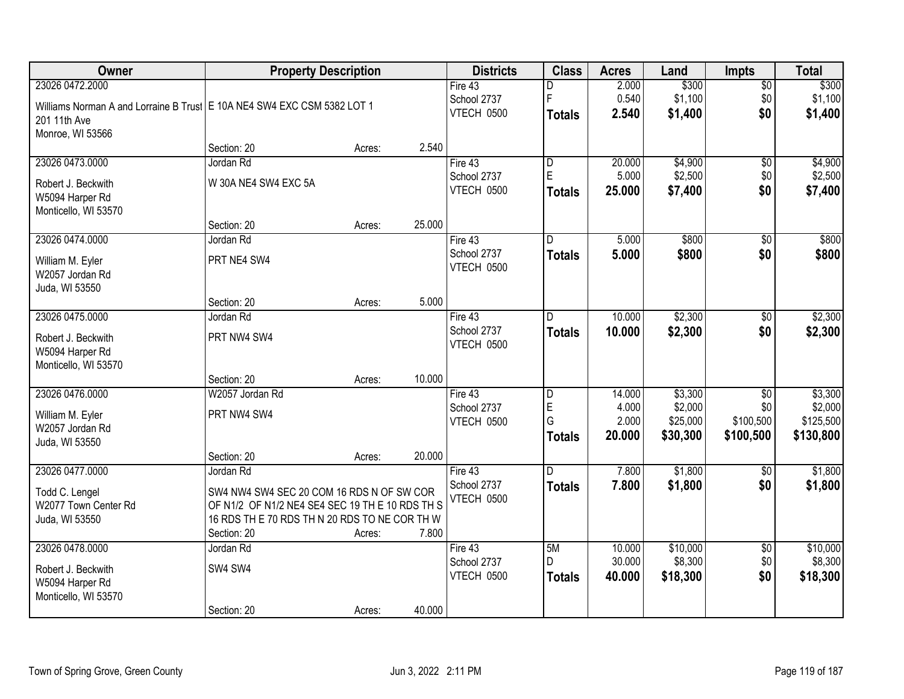| Owner | Property Description | | | Districts | Class | Acres | Land | Impts | Total |
|---|---|---|---|---|---|---|---|---|---|
| 23026 0472.2000 | | | | Fire 43 | D | 2.000 | $300 | $0 | $300 |
| Williams Norman A and Lorraine B Trust | E 10A NE4 SW4 EXC CSM 5382 LOT 1 | | | School 2737 | F | 0.540 | $1,100 | $0 | $1,100 |
| 201 11th Ave | | | | VTECH 0500 | **Totals** | **2.540** | **$1,400** | **$0** | **$1,400** |
| Monroe, WI 53566 | | | | | | | | | |
| | Section: 20 | Acres: | 2.540 | | | | | | |
| 23026 0473.0000 | Jordan Rd | | | Fire 43 | D | 20.000 | $4,900 | $0 | $4,900 |
| Robert J. Beckwith | W 30A NE4 SW4 EXC 5A | | | School 2737 | E | 5.000 | $2,500 | $0 | $2,500 |
| W5094 Harper Rd | | | | VTECH 0500 | **Totals** | **25.000** | **$7,400** | **$0** | **$7,400** |
| Monticello, WI 53570 | | | | | | | | | |
| | Section: 20 | Acres: | 25.000 | | | | | | |
| 23026 0474.0000 | Jordan Rd | | | Fire 43 | D | 5.000 | $800 | $0 | $800 |
| William M. Eyler | PRT NE4 SW4 | | | School 2737 | **Totals** | **5.000** | **$800** | **$0** | **$800** |
| W2057 Jordan Rd | | | | VTECH 0500 | | | | | |
| Juda, WI 53550 | | | | | | | | | |
| | Section: 20 | Acres: | 5.000 | | | | | | |
| 23026 0475.0000 | Jordan Rd | | | Fire 43 | D | 10.000 | $2,300 | $0 | $2,300 |
| Robert J. Beckwith | PRT NW4 SW4 | | | School 2737 | **Totals** | **10.000** | **$2,300** | **$0** | **$2,300** |
| W5094 Harper Rd | | | | VTECH 0500 | | | | | |
| Monticello, WI 53570 | | | | | | | | | |
| | Section: 20 | Acres: | 10.000 | | | | | | |
| 23026 0476.0000 | W2057 Jordan Rd | | | Fire 43 | D | 14.000 | $3,300 | $0 | $3,300 |
| William M. Eyler | PRT NW4 SW4 | | | School 2737 | E | 4.000 | $2,000 | $0 | $2,000 |
| W2057 Jordan Rd | | | | VTECH 0500 | G | 2.000 | $25,000 | $100,500 | $125,500 |
| Juda, WI 53550 | | | | | **Totals** | **20.000** | **$30,300** | **$100,500** | **$130,800** |
| | Section: 20 | Acres: | 20.000 | | | | | | |
| 23026 0477.0000 | Jordan Rd | | | Fire 43 | D | 7.800 | $1,800 | $0 | $1,800 |
| Todd C. Lengel | SW4 NW4 SW4 SEC 20 COM 16 RDS N OF SW COR OF N1/2 OF N1/2 NE4 SE4 SEC 19 TH E 10 RDS TH S 16 RDS TH E 70 RDS TH N 20 RDS TO NE COR TH W | | | School 2737 | **Totals** | **7.800** | **$1,800** | **$0** | **$1,800** |
| W2077 Town Center Rd | | | | VTECH 0500 | | | | | |
| Juda, WI 53550 | | | | | | | | | |
| | Section: 20 | Acres: | 7.800 | | | | | | |
| 23026 0478.0000 | Jordan Rd | | | Fire 43 | 5M | 10.000 | $10,000 | $0 | $10,000 |
| Robert J. Beckwith | SW4 SW4 | | | School 2737 | D | 30.000 | $8,300 | $0 | $8,300 |
| W5094 Harper Rd | | | | VTECH 0500 | **Totals** | **40.000** | **$18,300** | **$0** | **$18,300** |
| Monticello, WI 53570 | | | | | | | | | |
| | Section: 20 | Acres: | 40.000 | | | | | | |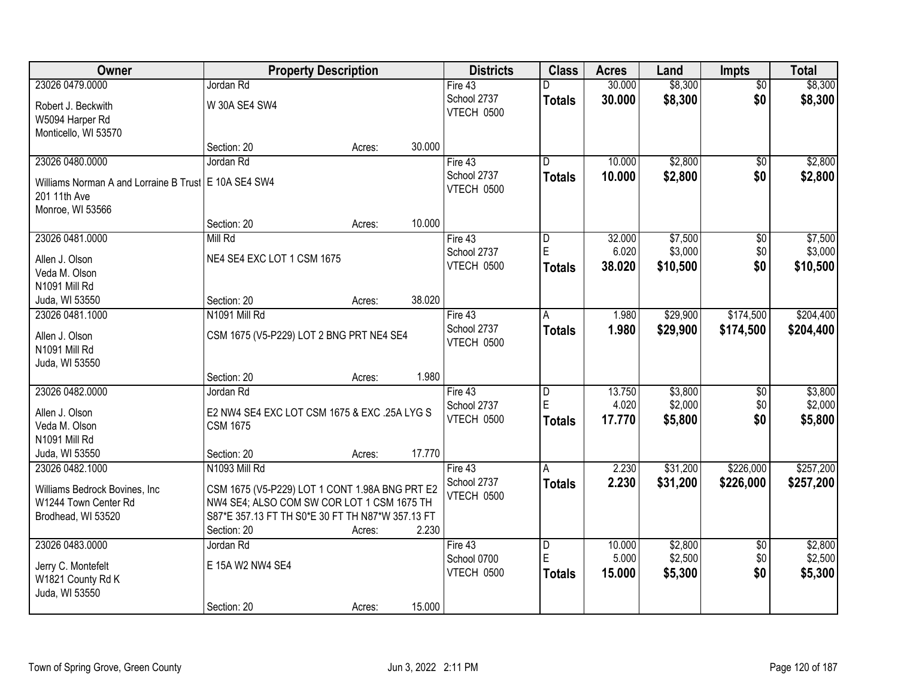| Owner | Property Description | | | Districts | Class | Acres | Land | Impts | Total |
|---|---|---|---|---|---|---|---|---|---|
| 23026 0479.0000 | Jordan Rd | | | Fire 43 | D | 30.000 | $8,300 | $0 | $8,300 |
| Robert J. Beckwith<br>W5094 Harper Rd<br>Monticello, WI 53570 | W 30A SE4 SW4 | | | School 2737<br>VTECH 0500 | **Totals** | **30.000** | **$8,300** | **$0** | **$8,300** |
| | Section: 20 | Acres: | 30.000 | | | | | | |
| 23026 0480.0000 | Jordan Rd | | | Fire 43 | D | 10.000 | $2,800 | $0 | $2,800 |
| Williams Norman A and Lorraine B Trust<br>201 11th Ave<br>Monroe, WI 53566 | E 10A SE4 SW4 | | | School 2737<br>VTECH 0500 | **Totals** | **10.000** | **$2,800** | **$0** | **$2,800** |
| | Section: 20 | Acres: | 10.000 | | | | | | |
| 23026 0481.0000 | Mill Rd | | | Fire 43 | D | 32.000 | $7,500 | $0 | $7,500 |
| Allen J. Olson<br>Veda M. Olson<br>N1091 Mill Rd<br>Juda, WI 53550 | NE4 SE4 EXC LOT 1 CSM 1675 | | | School 2737<br>VTECH 0500 | E | 6.020 | $3,000 | $0 | $3,000 |
| | | | | | **Totals** | **38.020** | **$10,500** | **$0** | **$10,500** |
| | Section: 20 | Acres: | 38.020 | | | | | | |
| 23026 0481.1000 | N1091 Mill Rd | | | Fire 43 | A | 1.980 | $29,900 | $174,500 | $204,400 |
| Allen J. Olson<br>N1091 Mill Rd<br>Juda, WI 53550 | CSM 1675 (V5-P229) LOT 2 BNG PRT NE4 SE4 | | | School 2737<br>VTECH 0500 | **Totals** | **1.980** | **$29,900** | **$174,500** | **$204,400** |
| | Section: 20 | Acres: | 1.980 | | | | | | |
| 23026 0482.0000 | Jordan Rd | | | Fire 43 | D | 13.750 | $3,800 | $0 | $3,800 |
| Allen J. Olson<br>Veda M. Olson<br>N1091 Mill Rd<br>Juda, WI 53550 | E2 NW4 SE4 EXC LOT CSM 1675 & EXC .25A LYG S CSM 1675 | | | School 2737<br>VTECH 0500 | E | 4.020 | $2,000 | $0 | $2,000 |
| | | | | | **Totals** | **17.770** | **$5,800** | **$0** | **$5,800** |
| | Section: 20 | Acres: | 17.770 | | | | | | |
| 23026 0482.1000 | N1093 Mill Rd | | | Fire 43 | A | 2.230 | $31,200 | $226,000 | $257,200 |
| Williams Bedrock Bovines, Inc<br>W1244 Town Center Rd<br>Brodhead, WI 53520 | CSM 1675 (V5-P229) LOT 1 CONT 1.98A BNG PRT E2 NW4 SE4; ALSO COM SW COR LOT 1 CSM 1675 TH S87*E 357.13 FT TH S0*E 30 FT TH N87*W 357.13 FT | | | School 2737<br>VTECH 0500 | **Totals** | **2.230** | **$31,200** | **$226,000** | **$257,200** |
| | Section: 20 | Acres: | 2.230 | | | | | | |
| 23026 0483.0000 | Jordan Rd | | | Fire 43 | D | 10.000 | $2,800 | $0 | $2,800 |
| Jerry C. Montefelt<br>W1821 County Rd K<br>Juda, WI 53550 | E 15A W2 NW4 SE4 | | | School 0700<br>VTECH 0500 | E | 5.000 | $2,500 | $0 | $2,500 |
| | | | | | **Totals** | **15.000** | **$5,300** | **$0** | **$5,300** |
| | Section: 20 | Acres: | 15.000 | | | | | | |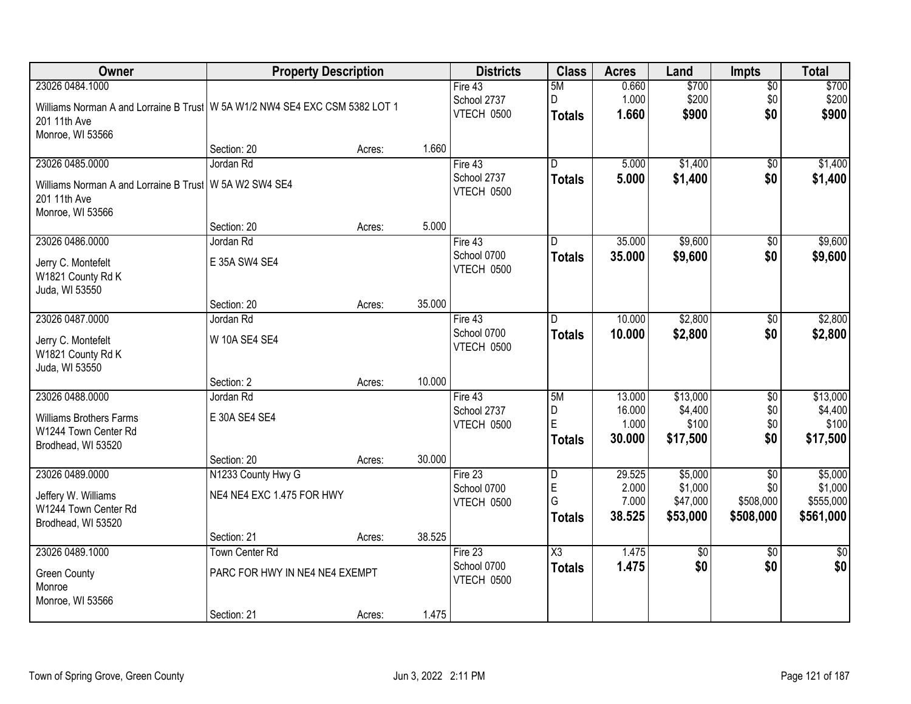| Owner | Property Description | | | Districts | Class | Acres | Land | Impts | Total |
|---|---|---|---|---|---|---|---|---|---|
| 23026 0484.1000<br>Williams Norman A and Lorraine B Trust<br>201 11th Ave<br>Monroe, WI 53566 | W 5A W1/2 NW4 SE4 EXC CSM 5382 LOT 1<br><br>Section: 20 | Acres: | 1.660 | Fire 43<br>School 2737<br>VTECH 0500 | 5M<br>D<br>**Totals** | 0.660<br>1.000<br>**1.660** | $700<br>$200<br>**$900** | $0<br>$0<br>**$0** | $700<br>$200<br>**$900** |
| 23026 0485.0000<br>Williams Norman A and Lorraine B Trust<br>201 11th Ave<br>Monroe, WI 53566 | Jordan Rd<br>W 5A W2 SW4 SE4<br><br>Section: 20 | Acres: | 5.000 | Fire 43<br>School 2737<br>VTECH 0500 | D<br>**Totals** | 5.000<br>**5.000** | $1,400<br>**$1,400** | $0<br>**$0** | $1,400<br>**$1,400** |
| 23026 0486.0000<br>Jerry C. Montefelt<br>W1821 County Rd K<br>Juda, WI 53550 | Jordan Rd<br>E 35A SW4 SE4<br><br>Section: 20 | Acres: | 35.000 | Fire 43<br>School 0700<br>VTECH 0500 | D<br>**Totals** | 35.000<br>**35.000** | $9,600<br>**$9,600** | $0<br>**$0** | $9,600<br>**$9,600** |
| 23026 0487.0000<br>Jerry C. Montefelt<br>W1821 County Rd K<br>Juda, WI 53550 | Jordan Rd<br>W 10A SE4 SE4<br><br>Section: 2 | Acres: | 10.000 | Fire 43<br>School 0700<br>VTECH 0500 | D<br>**Totals** | 10.000<br>**10.000** | $2,800<br>**$2,800** | $0<br>**$0** | $2,800<br>**$2,800** |
| 23026 0488.0000<br>Williams Brothers Farms<br>W1244 Town Center Rd<br>Brodhead, WI 53520 | Jordan Rd<br>E 30A SE4 SE4<br><br>Section: 20 | Acres: | 30.000 | Fire 43<br>School 2737<br>VTECH 0500 | 5M<br>D<br>E<br>**Totals** | 13.000<br>16.000<br>1.000<br>**30.000** | $13,000<br>$4,400<br>$100<br>**$17,500** | $0<br>$0<br>$0<br>**$0** | $13,000<br>$4,400<br>$100<br>**$17,500** |
| 23026 0489.0000<br>Jeffery W. Williams<br>W1244 Town Center Rd<br>Brodhead, WI 53520 | N1233 County Hwy G<br>NE4 NE4 EXC 1.475 FOR HWY<br><br>Section: 21 | Acres: | 38.525 | Fire 23<br>School 0700<br>VTECH 0500 | D<br>E<br>G<br>**Totals** | 29.525<br>2.000<br>7.000<br>**38.525** | $5,000<br>$1,000<br>$47,000<br>**$53,000** | $0<br>$0<br>$508,000<br>**$508,000** | $5,000<br>$1,000<br>$555,000<br>**$561,000** |
| 23026 0489.1000<br>Green County<br>Monroe<br>Monroe, WI 53566 | Town Center Rd<br>PARC FOR HWY IN NE4 NE4 EXEMPT<br><br>Section: 21 | Acres: | 1.475 | Fire 23<br>School 0700<br>VTECH 0500 | X3<br>**Totals** | 1.475<br>**1.475** | $0<br>**$0** | $0<br>**$0** | $0<br>**$0** |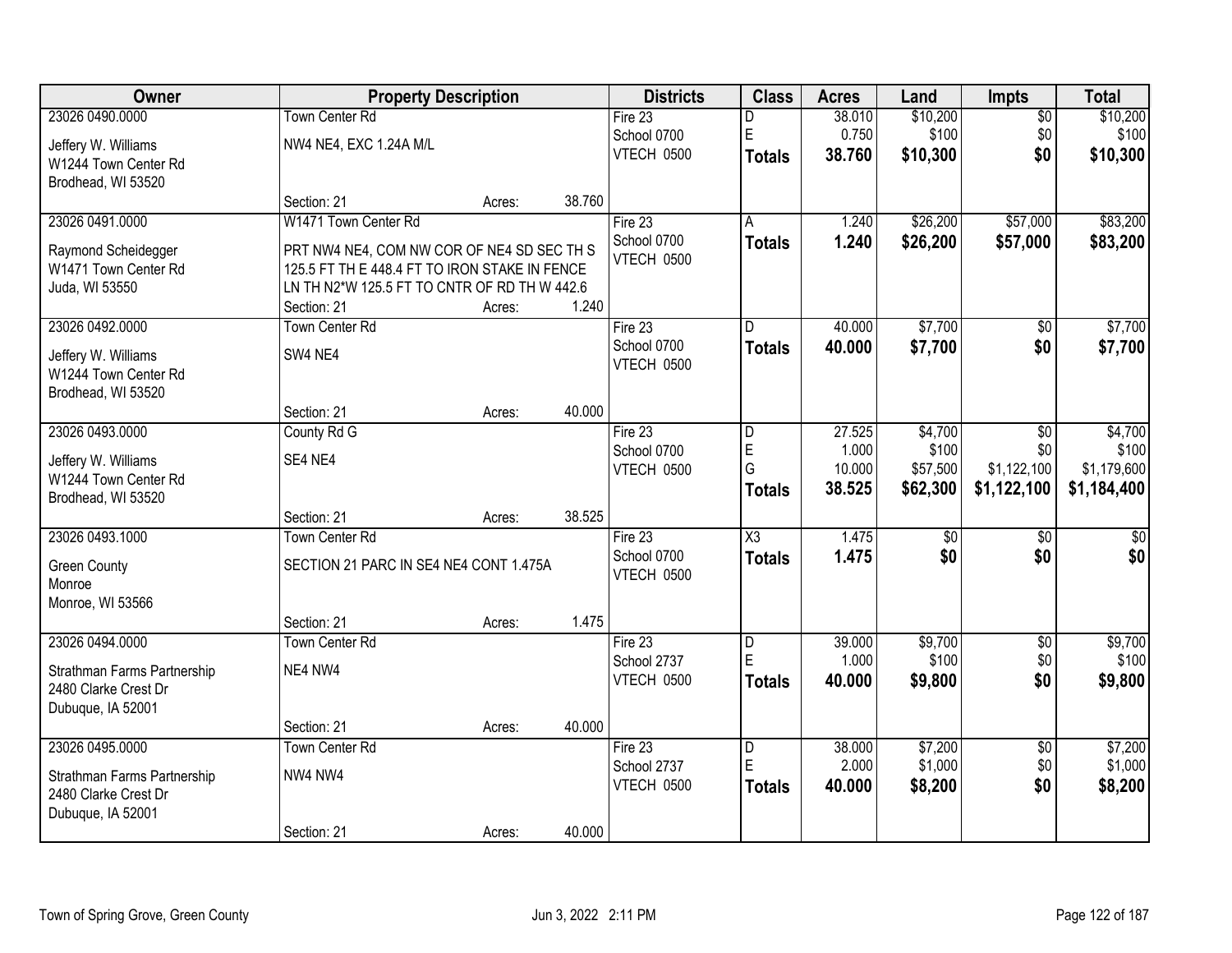| Owner | Property Description | | | Districts | Class | Acres | Land | Impts | Total |
|---|---|---|---|---|---|---|---|---|---|
| 23026 0490.0000<br>Jeffery W. Williams<br>W1244 Town Center Rd<br>Brodhead, WI 53520 | Town Center Rd<br>NW4 NE4, EXC 1.24A M/L<br>Section: 21 | Acres: | 38.760 | Fire 23<br>School 0700<br>VTECH 0500 | D<br>E<br>**Totals** | 38.010<br>0.750<br>**38.760** | $10,200<br>$100<br>**$10,300** | $0<br>$0<br>**$0** | $10,200<br>$100<br>**$10,300** |
| 23026 0491.0000<br>Raymond Scheidegger<br>W1471 Town Center Rd<br>Juda, WI 53550 | W1471 Town Center Rd<br>PRT NW4 NE4, COM NW COR OF NE4 SD SEC TH S 125.5 FT TH E 448.4 FT TO IRON STAKE IN FENCE LN TH N2*W 125.5 FT TO CNTR OF RD TH W 442.6<br>Section: 21 | Acres: | 1.240 | Fire 23<br>School 0700<br>VTECH 0500 | A<br>**Totals** | 1.240<br>**1.240** | $26,200<br>**$26,200** | $57,000<br>**$57,000** | $83,200<br>**$83,200** |
| 23026 0492.0000<br>Jeffery W. Williams<br>W1244 Town Center Rd<br>Brodhead, WI 53520 | Town Center Rd<br>SW4 NE4<br>Section: 21 | Acres: | 40.000 | Fire 23<br>School 0700<br>VTECH 0500 | D<br>**Totals** | 40.000<br>**40.000** | $7,700<br>**$7,700** | $0<br>**$0** | $7,700<br>**$7,700** |
| 23026 0493.0000<br>Jeffery W. Williams<br>W1244 Town Center Rd<br>Brodhead, WI 53520 | County Rd G<br>SE4 NE4<br>Section: 21 | Acres: | 38.525 | Fire 23<br>School 0700<br>VTECH 0500 | D<br>E<br>G<br>**Totals** | 27.525<br>1.000<br>10.000<br>**38.525** | $4,700<br>$100<br>$57,500<br>**$62,300** | $0<br>$0<br>$1,122,100<br>**$1,122,100** | $4,700<br>$100<br>$1,179,600<br>**$1,184,400** |
| 23026 0493.1000<br>Green County<br>Monroe<br>Monroe, WI 53566 | Town Center Rd<br>SECTION 21 PARC IN SE4 NE4 CONT 1.475A<br>Section: 21 | Acres: | 1.475 | Fire 23<br>School 0700<br>VTECH 0500 | X3<br>**Totals** | 1.475<br>**1.475** | $0<br>**$0** | $0<br>**$0** | $0<br>**$0** |
| 23026 0494.0000<br>Strathman Farms Partnership<br>2480 Clarke Crest Dr<br>Dubuque, IA 52001 | Town Center Rd<br>NE4 NW4<br>Section: 21 | Acres: | 40.000 | Fire 23<br>School 2737<br>VTECH 0500 | D<br>E<br>**Totals** | 39.000<br>1.000<br>**40.000** | $9,700<br>$100<br>**$9,800** | $0<br>$0<br>**$0** | $9,700<br>$100<br>**$9,800** |
| 23026 0495.0000<br>Strathman Farms Partnership<br>2480 Clarke Crest Dr<br>Dubuque, IA 52001 | Town Center Rd<br>NW4 NW4<br>Section: 21 | Acres: | 40.000 | Fire 23<br>School 2737<br>VTECH 0500 | D<br>E<br>**Totals** | 38.000<br>2.000<br>**40.000** | $7,200<br>$1,000<br>**$8,200** | $0<br>$0<br>**$0** | $7,200<br>$1,000<br>**$8,200** |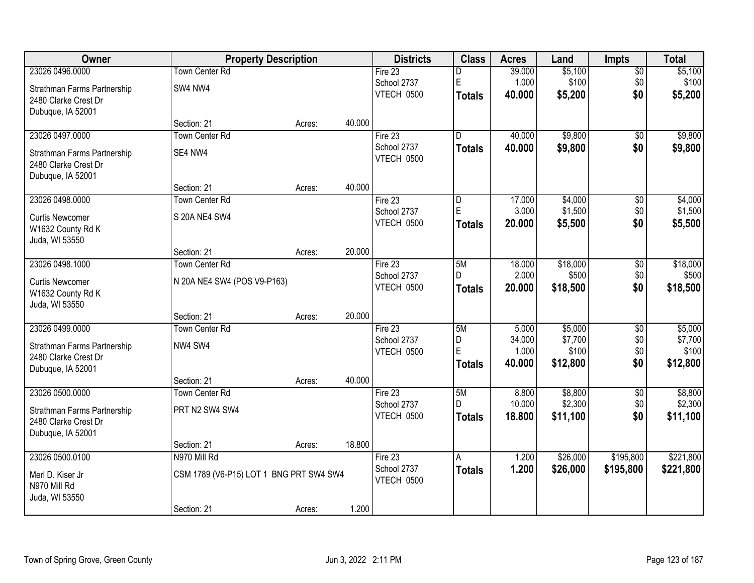| Owner | Property Description | | | Districts | Class | Acres | Land | Impts | Total |
|---|---|---|---|---|---|---|---|---|---|
| 23026 0496.0000 | Town Center Rd | | | Fire 23 | D | 39.000 | $5,100 | $0 | $5,100 |
| Strathman Farms Partnership | SW4 NW4 | | | School 2737 | E | 1.000 | $100 | $0 | $100 |
| 2480 Clarke Crest Dr | | | | VTECH 0500 | **Totals** | **40.000** | **$5,200** | **$0** | **$5,200** |
| Dubuque, IA 52001 | | | | | | | | | |
| | Section: 21 | Acres: | 40.000 | | | | | | |
| 23026 0497.0000 | Town Center Rd | | | Fire 23 | D | 40.000 | $9,800 | $0 | $9,800 |
| Strathman Farms Partnership | SE4 NW4 | | | School 2737 | **Totals** | **40.000** | **$9,800** | **$0** | **$9,800** |
| 2480 Clarke Crest Dr | | | | VTECH 0500 | | | | | |
| Dubuque, IA 52001 | | | | | | | | | |
| | Section: 21 | Acres: | 40.000 | | | | | | |
| 23026 0498.0000 | Town Center Rd | | | Fire 23 | D | 17.000 | $4,000 | $0 | $4,000 |
| Curtis Newcomer | S 20A NE4 SW4 | | | School 2737 | E | 3.000 | $1,500 | $0 | $1,500 |
| W1632 County Rd K | | | | VTECH 0500 | **Totals** | **20.000** | **$5,500** | **$0** | **$5,500** |
| Juda, WI 53550 | | | | | | | | | |
| | Section: 21 | Acres: | 20.000 | | | | | | |
| 23026 0498.1000 | Town Center Rd | | | Fire 23 | 5M | 18.000 | $18,000 | $0 | $18,000 |
| Curtis Newcomer | N 20A NE4 SW4 (POS V9-P163) | | | School 2737 | D | 2.000 | $500 | $0 | $500 |
| W1632 County Rd K | | | | VTECH 0500 | **Totals** | **20.000** | **$18,500** | **$0** | **$18,500** |
| Juda, WI 53550 | | | | | | | | | |
| | Section: 21 | Acres: | 20.000 | | | | | | |
| 23026 0499.0000 | Town Center Rd | | | Fire 23 | 5M | 5.000 | $5,000 | $0 | $5,000 |
| Strathman Farms Partnership | NW4 SW4 | | | School 2737 | D | 34.000 | $7,700 | $0 | $7,700 |
| 2480 Clarke Crest Dr | | | | VTECH 0500 | E | 1.000 | $100 | $0 | $100 |
| Dubuque, IA 52001 | | | | | **Totals** | **40.000** | **$12,800** | **$0** | **$12,800** |
| | Section: 21 | Acres: | 40.000 | | | | | | |
| 23026 0500.0000 | Town Center Rd | | | Fire 23 | 5M | 8.800 | $8,800 | $0 | $8,800 |
| Strathman Farms Partnership | PRT N2 SW4 SW4 | | | School 2737 | D | 10.000 | $2,300 | $0 | $2,300 |
| 2480 Clarke Crest Dr | | | | VTECH 0500 | **Totals** | **18.800** | **$11,100** | **$0** | **$11,100** |
| Dubuque, IA 52001 | | | | | | | | | |
| | Section: 21 | Acres: | 18.800 | | | | | | |
| 23026 0500.0100 | N970 Mill Rd | | | Fire 23 | A | 1.200 | $26,000 | $195,800 | $221,800 |
| Merl D. Kiser Jr | CSM 1789 (V6-P15) LOT 1 BNG PRT SW4 SW4 | | | School 2737 | **Totals** | **1.200** | **$26,000** | **$195,800** | **$221,800** |
| N970 Mill Rd | | | | VTECH 0500 | | | | | |
| Juda, WI 53550 | | | | | | | | | |
| | Section: 21 | Acres: | 1.200 | | | | | | |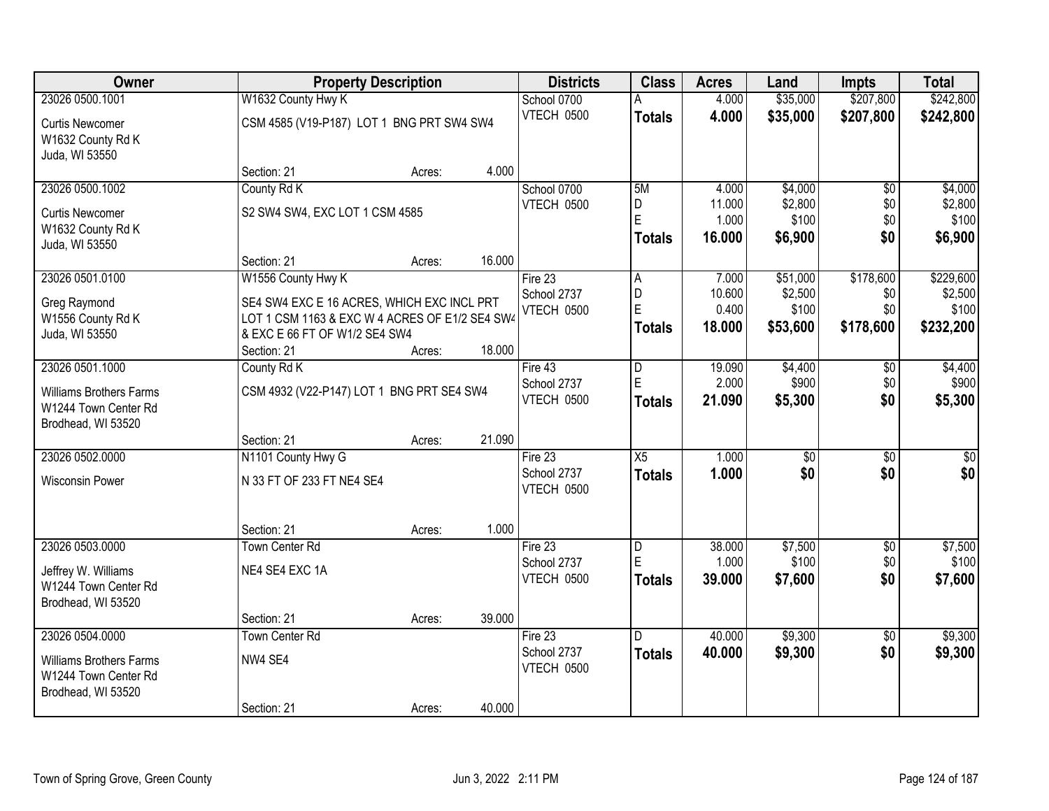| Owner | Property Description | Districts | Class | Acres | Land | Impts | Total |
|---|---|---|---|---|---|---|---|
| 23026 0500.1001<br>Curtis Newcomer<br>W1632 County Rd K<br>Juda, WI 53550 | W1632 County Hwy K<br>CSM 4585 (V19-P187) LOT 1 BNG PRT SW4 SW4<br>Section: 21 Acres: 4.000 | School 0700<br>VTECH 0500 | A<br>**Totals** | 4.000<br>**4.000** | $35,000<br>**$35,000** | $207,800<br>**$207,800** | $242,800<br>**$242,800** |
| 23026 0500.1002<br>Curtis Newcomer<br>W1632 County Rd K<br>Juda, WI 53550 | County Rd K<br>S2 SW4 SW4, EXC LOT 1 CSM 4585<br>Section: 21 Acres: 16.000 | School 0700<br>VTECH 0500 | 5M<br>D<br>E<br>**Totals** | 4.000<br>11.000<br>1.000<br>**16.000** | $4,000<br>$2,800<br>$100<br>**$6,900** | $0<br>$0<br>$0<br>**$0** | $4,000<br>$2,800<br>$100<br>**$6,900** |
| 23026 0501.0100<br>Greg Raymond<br>W1556 County Rd K<br>Juda, WI 53550 | W1556 County Hwy K<br>SE4 SW4 EXC E 16 ACRES, WHICH EXC INCL PRT LOT 1 CSM 1163 & EXC W 4 ACRES OF E1/2 SE4 SW4 & EXC E 66 FT OF W1/2 SE4 SW4<br>Section: 21 Acres: 18.000 | Fire 23<br>School 2737<br>VTECH 0500 | A<br>D<br>E<br>**Totals** | 7.000<br>10.600<br>0.400<br>**18.000** | $51,000<br>$2,500<br>$100<br>**$53,600** | $178,600<br>$0<br>$0<br>**$178,600** | $229,600<br>$2,500<br>$100<br>**$232,200** |
| 23026 0501.1000<br>Williams Brothers Farms<br>W1244 Town Center Rd<br>Brodhead, WI 53520 | County Rd K<br>CSM 4932 (V22-P147) LOT 1 BNG PRT SE4 SW4<br>Section: 21 Acres: 21.090 | Fire 43<br>School 2737<br>VTECH 0500 | D<br>E<br>**Totals** | 19.090<br>2.000<br>**21.090** | $4,400<br>$900<br>**$5,300** | $0<br>$0<br>**$0** | $4,400<br>$900<br>**$5,300** |
| 23026 0502.0000<br>Wisconsin Power | N1101 County Hwy G<br>N 33 FT OF 233 FT NE4 SE4<br>Section: 21 Acres: 1.000 | Fire 23<br>School 2737<br>VTECH 0500 | X5<br>**Totals** | 1.000<br>**1.000** | $0<br>**$0** | $0<br>**$0** | $0<br>**$0** |
| 23026 0503.0000<br>Jeffrey W. Williams<br>W1244 Town Center Rd<br>Brodhead, WI 53520 | Town Center Rd<br>NE4 SE4 EXC 1A<br>Section: 21 Acres: 39.000 | Fire 23<br>School 2737<br>VTECH 0500 | D<br>E<br>**Totals** | 38.000<br>1.000<br>**39.000** | $7,500<br>$100<br>**$7,600** | $0<br>$0<br>**$0** | $7,500<br>$100<br>**$7,600** |
| 23026 0504.0000<br>Williams Brothers Farms<br>W1244 Town Center Rd<br>Brodhead, WI 53520 | Town Center Rd<br>NW4 SE4<br>Section: 21 Acres: 40.000 | Fire 23<br>School 2737<br>VTECH 0500 | D<br>**Totals** | 40.000<br>**40.000** | $9,300<br>**$9,300** | $0<br>**$0** | $9,300<br>**$9,300** |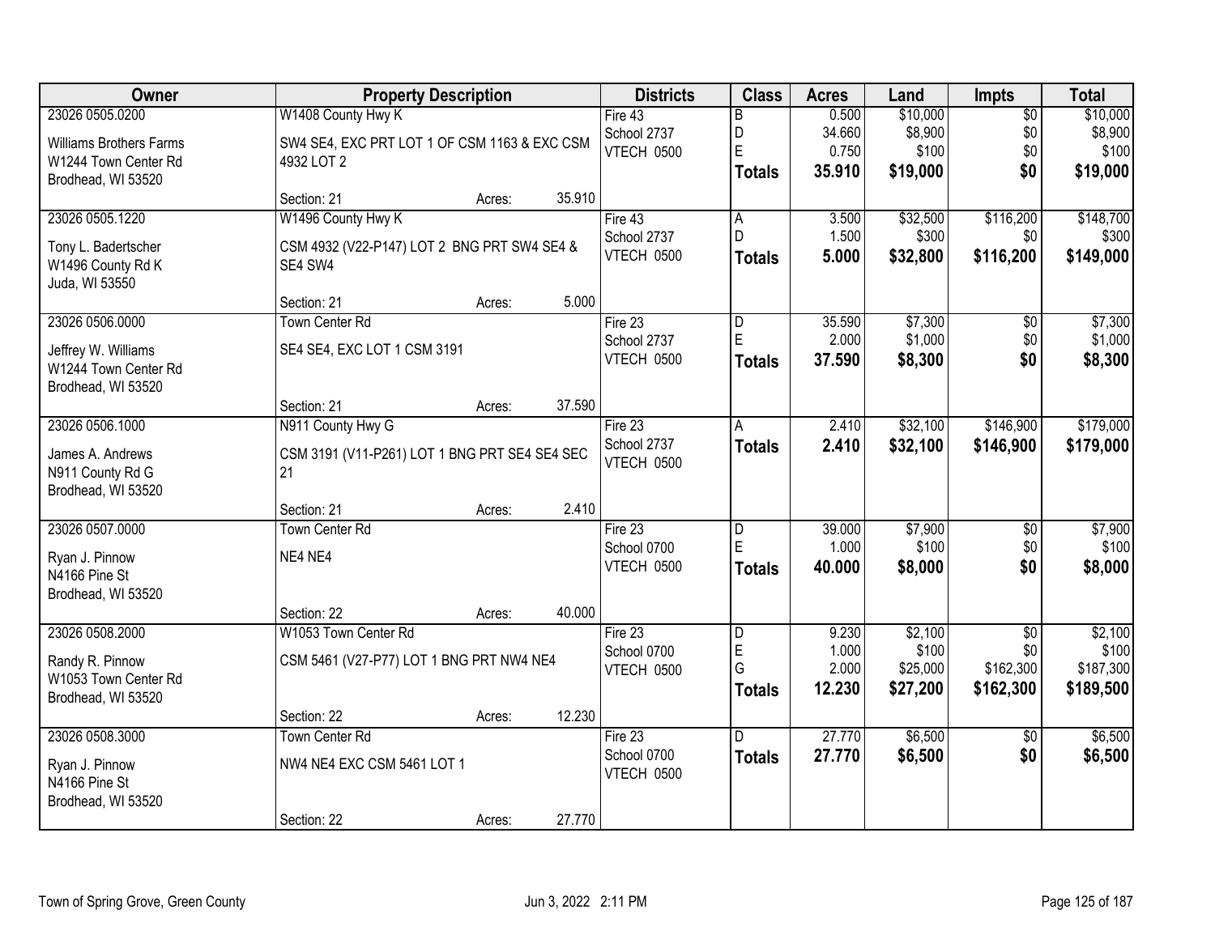| Owner | Property Description | Districts | Class | Acres | Land | Impts | Total |
|---|---|---|---|---|---|---|---|
| 23026 0505.0200<br>Williams Brothers Farms<br>W1244 Town Center Rd<br>Brodhead, WI 53520 | W1408 County Hwy K<br>SW4 SE4, EXC PRT LOT 1 OF CSM 1163 & EXC CSM 4932 LOT 2<br>Section: 21 Acres: 35.910 | Fire 43<br>School 2737<br>VTECH 0500 | B<br>D<br>E<br>**Totals** | 0.500<br>34.660<br>0.750<br>**35.910** | $10,000<br>$8,900<br>$100<br>**$19,000** | $0<br>$0<br>$0<br>**$0** | $10,000<br>$8,900<br>$100<br>**$19,000** |
| 23026 0505.1220<br>Tony L. Badertscher<br>W1496 County Rd K<br>Juda, WI 53550 | W1496 County Hwy K<br>CSM 4932 (V22-P147) LOT 2 BNG PRT SW4 SE4 & SE4 SW4<br>Section: 21 Acres: 5.000 | Fire 43<br>School 2737<br>VTECH 0500 | A<br>D<br>**Totals** | 3.500<br>1.500<br>**5.000** | $32,500<br>$300<br>**$32,800** | $116,200<br>$0<br>**$116,200** | $148,700<br>$300<br>**$149,000** |
| 23026 0506.0000<br>Jeffrey W. Williams<br>W1244 Town Center Rd<br>Brodhead, WI 53520 | Town Center Rd<br>SE4 SE4, EXC LOT 1 CSM 3191<br>Section: 21 Acres: 37.590 | Fire 23<br>School 2737<br>VTECH 0500 | D<br>E<br>**Totals** | 35.590<br>2.000<br>**37.590** | $7,300<br>$1,000<br>**$8,300** | $0<br>$0<br>**$0** | $7,300<br>$1,000<br>**$8,300** |
| 23026 0506.1000<br>James A. Andrews<br>N911 County Rd G<br>Brodhead, WI 53520 | N911 County Hwy G<br>CSM 3191 (V11-P261) LOT 1 BNG PRT SE4 SE4 SEC 21<br>Section: 21 Acres: 2.410 | Fire 23<br>School 2737<br>VTECH 0500 | A<br>**Totals** | 2.410<br>**2.410** | $32,100<br>**$32,100** | $146,900<br>**$146,900** | $179,000<br>**$179,000** |
| 23026 0507.0000<br>Ryan J. Pinnow<br>N4166 Pine St<br>Brodhead, WI 53520 | Town Center Rd<br>NE4 NE4<br>Section: 22 Acres: 40.000 | Fire 23<br>School 0700<br>VTECH 0500 | D<br>E<br>**Totals** | 39.000<br>1.000<br>**40.000** | $7,900<br>$100<br>**$8,000** | $0<br>$0<br>**$0** | $7,900<br>$100<br>**$8,000** |
| 23026 0508.2000<br>Randy R. Pinnow<br>W1053 Town Center Rd<br>Brodhead, WI 53520 | W1053 Town Center Rd<br>CSM 5461 (V27-P77) LOT 1 BNG PRT NW4 NE4<br>Section: 22 Acres: 12.230 | Fire 23<br>School 0700<br>VTECH 0500 | D<br>E<br>G<br>**Totals** | 9.230<br>1.000<br>2.000<br>**12.230** | $2,100<br>$100<br>$25,000<br>**$27,200** | $0<br>$0<br>$162,300<br>**$162,300** | $2,100<br>$100<br>$187,300<br>**$189,500** |
| 23026 0508.3000<br>Ryan J. Pinnow<br>N4166 Pine St<br>Brodhead, WI 53520 | Town Center Rd<br>NW4 NE4 EXC CSM 5461 LOT 1<br>Section: 22 Acres: 27.770 | Fire 23<br>School 0700<br>VTECH 0500 | D<br>**Totals** | 27.770<br>**27.770** | $6,500<br>**$6,500** | $0<br>**$0** | $6,500<br>**$6,500** |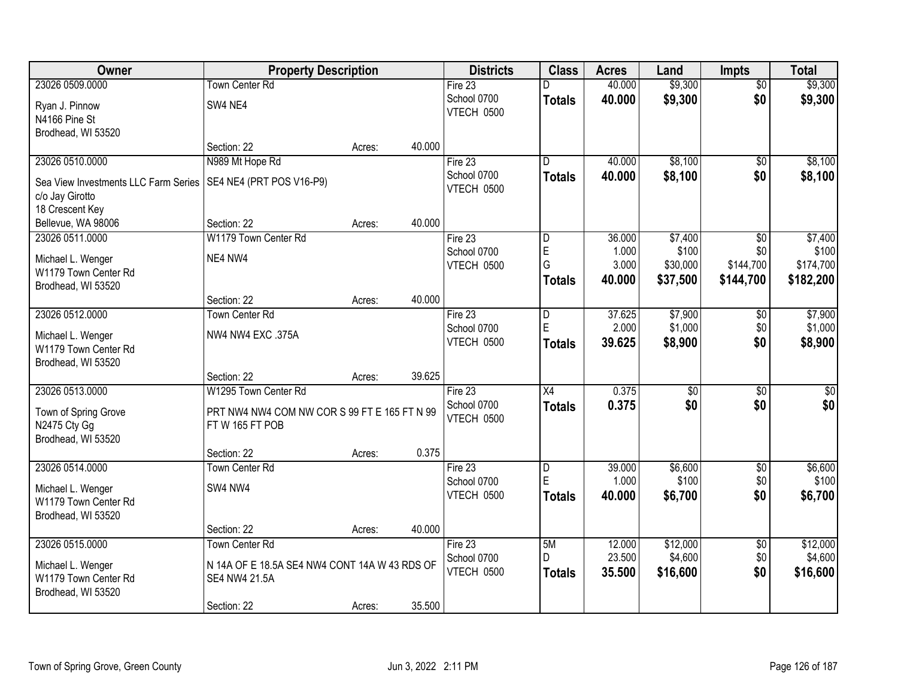| Owner | Property Description | Districts | Class | Acres | Land | Impts | Total |
|---|---|---|---|---|---|---|---|
| 23026 0509.0000<br>Ryan J. Pinnow<br>N4166 Pine St<br>Brodhead, WI 53520 | Town Center Rd<br>SW4 NE4<br>Section: 22 Acres: 40.000 | Fire 23<br>School 0700<br>VTECH 0500 | D<br>**Totals** | 40.000<br>**40.000** | $9,300<br>**$9,300** | $0<br>**$0** | $9,300<br>**$9,300** |
| 23026 0510.0000<br>Sea View Investments LLC Farm Series<br>c/o Jay Girotto<br>18 Crescent Key<br>Bellevue, WA 98006 | N989 Mt Hope Rd<br>SE4 NE4 (PRT POS V16-P9)<br>Section: 22 Acres: 40.000 | Fire 23<br>School 0700<br>VTECH 0500 | D<br>**Totals** | 40.000<br>**40.000** | $8,100<br>**$8,100** | $0<br>**$0** | $8,100<br>**$8,100** |
| 23026 0511.0000<br>Michael L. Wenger<br>W1179 Town Center Rd<br>Brodhead, WI 53520 | W1179 Town Center Rd<br>NE4 NW4<br>Section: 22 Acres: 40.000 | Fire 23<br>School 0700<br>VTECH 0500 | D<br>E<br>G<br>**Totals** | 36.000<br>1.000<br>3.000<br>**40.000** | $7,400<br>$100<br>$30,000<br>**$37,500** | $0<br>$0<br>$144,700<br>**$144,700** | $7,400<br>$100<br>$174,700<br>**$182,200** |
| 23026 0512.0000<br>Michael L. Wenger<br>W1179 Town Center Rd<br>Brodhead, WI 53520 | Town Center Rd<br>NW4 NW4 EXC .375A<br>Section: 22 Acres: 39.625 | Fire 23<br>School 0700<br>VTECH 0500 | D<br>E<br>**Totals** | 37.625<br>2.000<br>**39.625** | $7,900<br>$1,000<br>**$8,900** | $0<br>$0<br>**$0** | $7,900<br>$1,000<br>**$8,900** |
| 23026 0513.0000<br>Town of Spring Grove<br>N2475 Cty Gg<br>Brodhead, WI 53520 | W1295 Town Center Rd<br>PRT NW4 NW4 COM NW COR S 99 FT E 165 FT N 99 FT W 165 FT POB<br>Section: 22 Acres: 0.375 | Fire 23<br>School 0700<br>VTECH 0500 | X4<br>**Totals** | 0.375<br>**0.375** | $0<br>**$0** | $0<br>**$0** | $0<br>**$0** |
| 23026 0514.0000<br>Michael L. Wenger<br>W1179 Town Center Rd<br>Brodhead, WI 53520 | Town Center Rd<br>SW4 NW4<br>Section: 22 Acres: 40.000 | Fire 23<br>School 0700<br>VTECH 0500 | D<br>E<br>**Totals** | 39.000<br>1.000<br>**40.000** | $6,600<br>$100<br>**$6,700** | $0<br>$0<br>**$0** | $6,600<br>$100<br>**$6,700** |
| 23026 0515.0000<br>Michael L. Wenger<br>W1179 Town Center Rd<br>Brodhead, WI 53520 | Town Center Rd<br>N 14A OF E 18.5A SE4 NW4 CONT 14A W 43 RDS OF SE4 NW4 21.5A<br>Section: 22 Acres: 35.500 | Fire 23<br>School 0700<br>VTECH 0500 | 5M<br>D<br>**Totals** | 12.000<br>23.500<br>**35.500** | $12,000<br>$4,600<br>**$16,600** | $0<br>$0<br>**$0** | $12,000<br>$4,600<br>**$16,600** |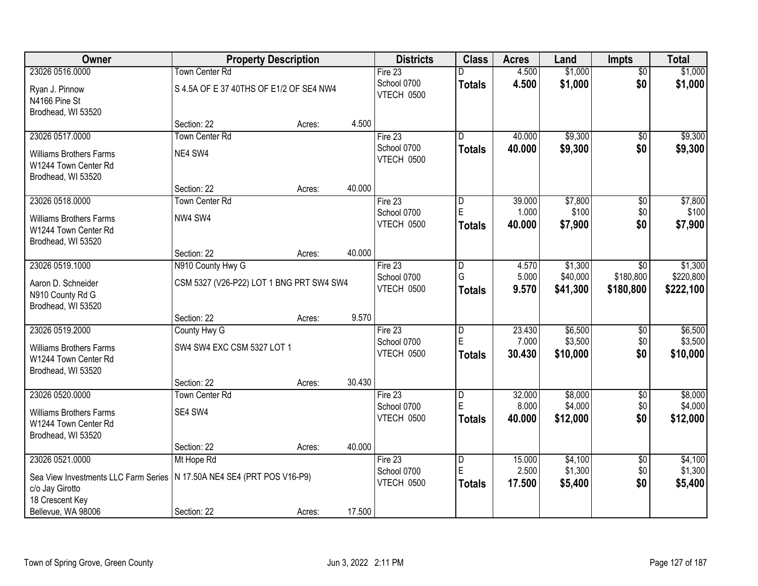| Owner | Property Description | | | Districts | Class | Acres | Land | Impts | Total |
|---|---|---|---|---|---|---|---|---|---|
| 23026 0516.0000 | Town Center Rd | | | Fire 23 | D | 4.500 | $1,000 | $0 | $1,000 |
| Ryan J. Pinnow<br>N4166 Pine St<br>Brodhead, WI 53520 | S 4.5A OF E 37 40THS OF E1/2 OF SE4 NW4 | | | School 0700<br>VTECH 0500 | **Totals** | **4.500** | **$1,000** | **$0** | **$1,000** |
| | Section: 22 | Acres: | 4.500 | | | | | | |
| 23026 0517.0000 | Town Center Rd | | | Fire 23 | D | 40.000 | $9,300 | $0 | $9,300 |
| Williams Brothers Farms<br>W1244 Town Center Rd<br>Brodhead, WI 53520 | NE4 SW4 | | | School 0700<br>VTECH 0500 | **Totals** | **40.000** | **$9,300** | **$0** | **$9,300** |
| | Section: 22 | Acres: | 40.000 | | | | | | |
| 23026 0518.0000 | Town Center Rd | | | Fire 23 | D | 39.000 | $7,800 | $0 | $7,800 |
| Williams Brothers Farms<br>W1244 Town Center Rd<br>Brodhead, WI 53520 | NW4 SW4 | | | School 0700<br>VTECH 0500 | E | 1.000 | $100 | $0 | $100 |
| | | | | | **Totals** | **40.000** | **$7,900** | **$0** | **$7,900** |
| | Section: 22 | Acres: | 40.000 | | | | | | |
| 23026 0519.1000 | N910 County Hwy G | | | Fire 23 | D | 4.570 | $1,300 | $0 | $1,300 |
| Aaron D. Schneider<br>N910 County Rd G<br>Brodhead, WI 53520 | CSM 5327 (V26-P22) LOT 1 BNG PRT SW4 SW4 | | | School 0700<br>VTECH 0500 | G | 5.000 | $40,000 | $180,800 | $220,800 |
| | | | | | **Totals** | **9.570** | **$41,300** | **$180,800** | **$222,100** |
| | Section: 22 | Acres: | 9.570 | | | | | | |
| 23026 0519.2000 | County Hwy G | | | Fire 23 | D | 23.430 | $6,500 | $0 | $6,500 |
| Williams Brothers Farms<br>W1244 Town Center Rd<br>Brodhead, WI 53520 | SW4 SW4 EXC CSM 5327 LOT 1 | | | School 0700<br>VTECH 0500 | E | 7.000 | $3,500 | $0 | $3,500 |
| | | | | | **Totals** | **30.430** | **$10,000** | **$0** | **$10,000** |
| | Section: 22 | Acres: | 30.430 | | | | | | |
| 23026 0520.0000 | Town Center Rd | | | Fire 23 | D | 32.000 | $8,000 | $0 | $8,000 |
| Williams Brothers Farms<br>W1244 Town Center Rd<br>Brodhead, WI 53520 | SE4 SW4 | | | School 0700<br>VTECH 0500 | E | 8.000 | $4,000 | $0 | $4,000 |
| | | | | | **Totals** | **40.000** | **$12,000** | **$0** | **$12,000** |
| | Section: 22 | Acres: | 40.000 | | | | | | |
| 23026 0521.0000 | Mt Hope Rd | | | Fire 23 | D | 15.000 | $4,100 | $0 | $4,100 |
| Sea View Investments LLC Farm Series<br>c/o Jay Girotto<br>18 Crescent Key<br>Bellevue, WA 98006 | N 17.50A NE4 SE4 (PRT POS V16-P9) | | | School 0700<br>VTECH 0500 | E | 2.500 | $1,300 | $0 | $1,300 |
| | | | | | **Totals** | **17.500** | **$5,400** | **$0** | **$5,400** |
| | Section: 22 | Acres: | 17.500 | | | | | | |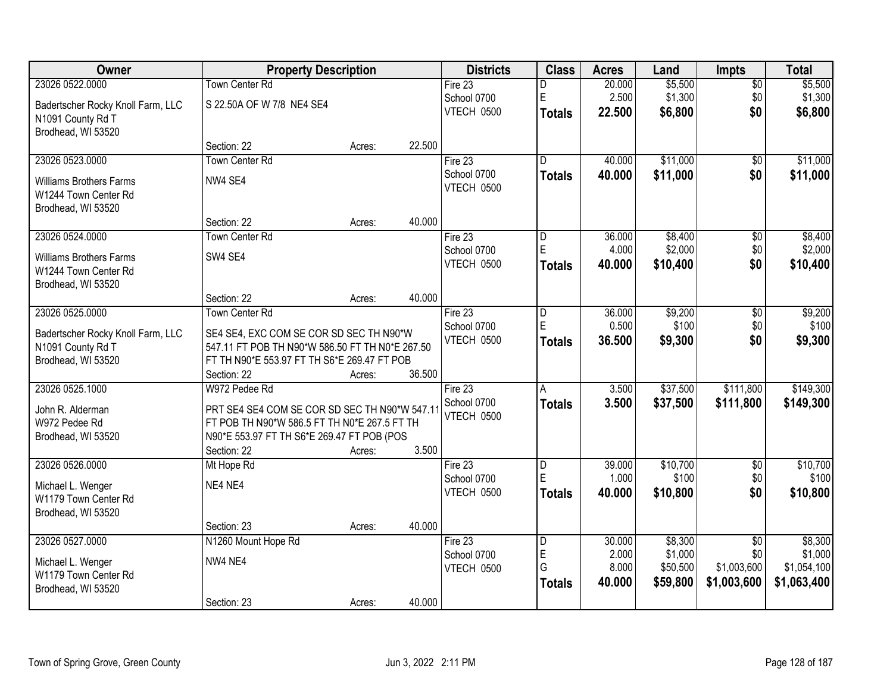| Owner | Property Description | Districts | Class | Acres | Land | Impts | Total |
|---|---|---|---|---|---|---|---|
| 23026 0522.0000<br>Badertscher Rocky Knoll Farm, LLC<br>N1091 County Rd T<br>Brodhead, WI 53520 | Town Center Rd<br>S 22.50A OF W 7/8 NE4 SE4<br>Section: 22 Acres: 22.500 | Fire 23<br>School 0700<br>VTECH 0500 | D<br>E<br>**Totals** | 20.000<br>2.500<br>**22.500** | $5,500<br>$1,300<br>**$6,800** | $0<br>$0<br>**$0** | $5,500<br>$1,300<br>**$6,800** |
| 23026 0523.0000<br>Williams Brothers Farms<br>W1244 Town Center Rd<br>Brodhead, WI 53520 | Town Center Rd<br>NW4 SE4<br>Section: 22 Acres: 40.000 | Fire 23<br>School 0700<br>VTECH 0500 | D<br>**Totals** | 40.000<br>**40.000** | $11,000<br>**$11,000** | $0<br>**$0** | $11,000<br>**$11,000** |
| 23026 0524.0000<br>Williams Brothers Farms<br>W1244 Town Center Rd<br>Brodhead, WI 53520 | Town Center Rd<br>SW4 SE4<br>Section: 22 Acres: 40.000 | Fire 23<br>School 0700<br>VTECH 0500 | D<br>E<br>**Totals** | 36.000<br>4.000<br>**40.000** | $8,400<br>$2,000<br>**$10,400** | $0<br>$0<br>**$0** | $8,400<br>$2,000<br>**$10,400** |
| 23026 0525.0000<br>Badertscher Rocky Knoll Farm, LLC<br>N1091 County Rd T<br>Brodhead, WI 53520 | Town Center Rd<br>SE4 SE4, EXC COM SE COR SD SEC TH N90*W 547.11 FT POB TH N90*W 586.50 FT TH N0*E 267.50 FT TH N90*E 553.97 FT TH S6*E 269.47 FT POB<br>Section: 22 Acres: 36.500 | Fire 23<br>School 0700<br>VTECH 0500 | D<br>E<br>**Totals** | 36.000<br>0.500<br>**36.500** | $9,200<br>$100<br>**$9,300** | $0<br>$0<br>**$0** | $9,200<br>$100<br>**$9,300** |
| 23026 0525.1000<br>John R. Alderman<br>W972 Pedee Rd<br>Brodhead, WI 53520 | W972 Pedee Rd<br>PRT SE4 SE4 COM SE COR SD SEC TH N90*W 547.11 FT POB TH N90*W 586.5 FT TH N0*E 267.5 FT TH N90*E 553.97 FT TH S6*E 269.47 FT POB (POS<br>Section: 22 Acres: 3.500 | Fire 23<br>School 0700<br>VTECH 0500 | A<br>**Totals** | 3.500<br>**3.500** | $37,500<br>**$37,500** | $111,800<br>**$111,800** | $149,300<br>**$149,300** |
| 23026 0526.0000<br>Michael L. Wenger<br>W1179 Town Center Rd<br>Brodhead, WI 53520 | Mt Hope Rd<br>NE4 NE4<br>Section: 23 Acres: 40.000 | Fire 23<br>School 0700<br>VTECH 0500 | D<br>E<br>**Totals** | 39.000<br>1.000<br>**40.000** | $10,700<br>$100<br>**$10,800** | $0<br>$0<br>**$0** | $10,700<br>$100<br>**$10,800** |
| 23026 0527.0000<br>Michael L. Wenger<br>W1179 Town Center Rd<br>Brodhead, WI 53520 | N1260 Mount Hope Rd<br>NW4 NE4<br>Section: 23 Acres: 40.000 | Fire 23<br>School 0700<br>VTECH 0500 | D<br>E<br>G<br>**Totals** | 30.000<br>2.000<br>8.000<br>**40.000** | $8,300<br>$1,000<br>$50,500<br>**$59,800** | $0<br>$0<br>$1,003,600<br>**$1,003,600** | $8,300<br>$1,000<br>$1,054,100<br>**$1,063,400** |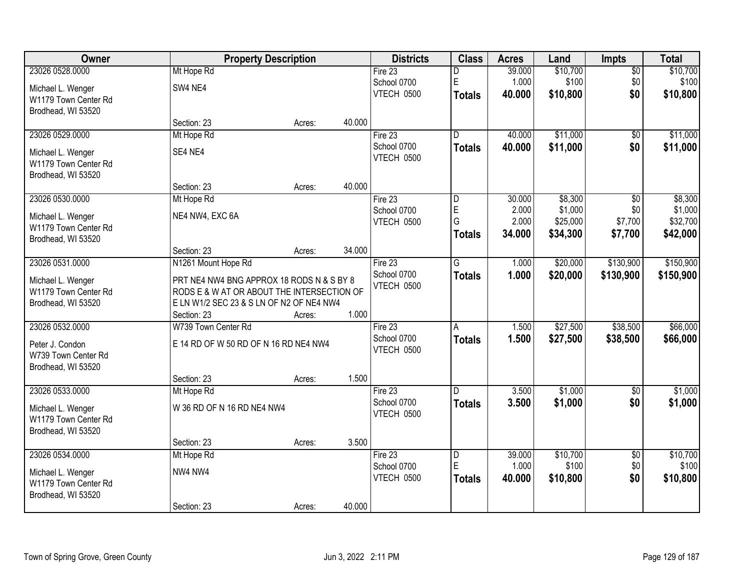| Owner | Property Description | Districts | Class | Acres | Land | Impts | Total |
|---|---|---|---|---|---|---|---|
| 23026 0528.0000<br>Michael L. Wenger<br>W1179 Town Center Rd<br>Brodhead, WI 53520 | Mt Hope Rd<br>SW4 NE4<br>Section: 23 Acres: 40.000 | Fire 23<br>School 0700<br>VTECH 0500 | D<br>E<br>**Totals** | 39.000<br>1.000<br>**40.000** | $10,700<br>$100<br>**$10,800** | $0<br>$0<br>**$0** | $10,700<br>$100<br>**$10,800** |
| 23026 0529.0000<br>Michael L. Wenger<br>W1179 Town Center Rd<br>Brodhead, WI 53520 | Mt Hope Rd<br>SE4 NE4<br>Section: 23 Acres: 40.000 | Fire 23<br>School 0700<br>VTECH 0500 | D<br>**Totals** | 40.000<br>**40.000** | $11,000<br>**$11,000** | $0<br>**$0** | $11,000<br>**$11,000** |
| 23026 0530.0000<br>Michael L. Wenger<br>W1179 Town Center Rd<br>Brodhead, WI 53520 | Mt Hope Rd<br>NE4 NW4, EXC 6A<br>Section: 23 Acres: 34.000 | Fire 23<br>School 0700<br>VTECH 0500 | D<br>E<br>G<br>**Totals** | 30.000<br>2.000<br>2.000<br>**34.000** | $8,300<br>$1,000<br>$25,000<br>**$34,300** | $0<br>$0<br>$7,700<br>**$7,700** | $8,300<br>$1,000<br>$32,700<br>**$42,000** |
| 23026 0531.0000<br>Michael L. Wenger<br>W1179 Town Center Rd<br>Brodhead, WI 53520 | N1261 Mount Hope Rd<br>PRT NE4 NW4 BNG APPROX 18 RODS N & S BY 8 RODS E & W AT OR ABOUT THE INTERSECTION OF E LN W1/2 SEC 23 & S LN OF N2 OF NE4 NW4<br>Section: 23 Acres: 1.000 | Fire 23<br>School 0700<br>VTECH 0500 | G<br>**Totals** | 1.000<br>**1.000** | $20,000<br>**$20,000** | $130,900<br>**$130,900** | $150,900<br>**$150,900** |
| 23026 0532.0000<br>Peter J. Condon<br>W739 Town Center Rd<br>Brodhead, WI 53520 | W739 Town Center Rd<br>E 14 RD OF W 50 RD OF N 16 RD NE4 NW4<br>Section: 23 Acres: 1.500 | Fire 23<br>School 0700<br>VTECH 0500 | A<br>**Totals** | 1.500<br>**1.500** | $27,500<br>**$27,500** | $38,500<br>**$38,500** | $66,000<br>**$66,000** |
| 23026 0533.0000<br>Michael L. Wenger<br>W1179 Town Center Rd<br>Brodhead, WI 53520 | Mt Hope Rd<br>W 36 RD OF N 16 RD NE4 NW4<br>Section: 23 Acres: 3.500 | Fire 23<br>School 0700<br>VTECH 0500 | D<br>**Totals** | 3.500<br>**3.500** | $1,000<br>**$1,000** | $0<br>**$0** | $1,000<br>**$1,000** |
| 23026 0534.0000<br>Michael L. Wenger<br>W1179 Town Center Rd<br>Brodhead, WI 53520 | Mt Hope Rd<br>NW4 NW4<br>Section: 23 Acres: 40.000 | Fire 23<br>School 0700<br>VTECH 0500 | D<br>E<br>**Totals** | 39.000<br>1.000<br>**40.000** | $10,700<br>$100<br>**$10,800** | $0<br>$0<br>**$0** | $10,700<br>$100<br>**$10,800** |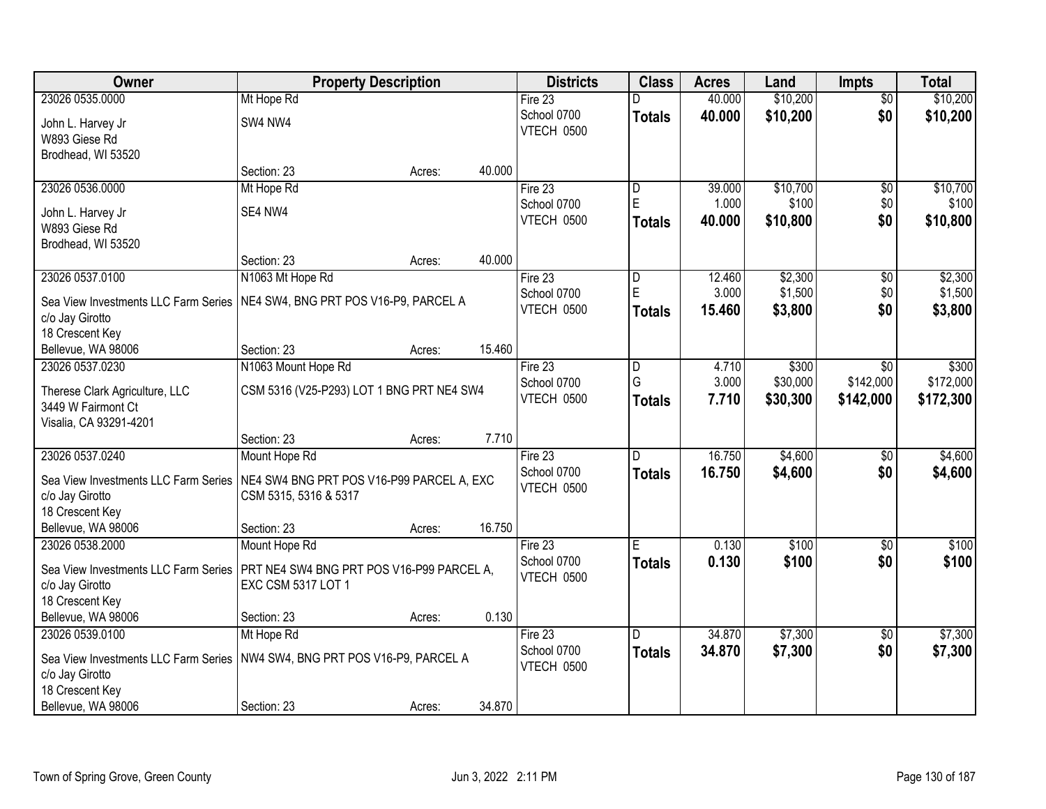| Owner | Property Description | | | Districts | Class | Acres | Land | Impts | Total |
|---|---|---|---|---|---|---|---|---|---|
| 23026 0535.0000 | Mt Hope Rd | | | Fire 23 | D | 40.000 | $10,200 | $0 | $10,200 |
| John L. Harvey Jr<br>W893 Giese Rd<br>Brodhead, WI 53520 | SW4 NW4 | | | School 0700<br>VTECH 0500 | **Totals** | **40.000** | **$10,200** | **$0** | **$10,200** |
| | Section: 23 | Acres: | 40.000 | | | | | | |
| 23026 0536.0000 | Mt Hope Rd | | | Fire 23 | D | 39.000 | $10,700 | $0 | $10,700 |
| John L. Harvey Jr<br>W893 Giese Rd<br>Brodhead, WI 53520 | SE4 NW4 | | | School 0700<br>VTECH 0500 | E | 1.000 | $100 | $0 | $100 |
| | | | | | **Totals** | **40.000** | **$10,800** | **$0** | **$10,800** |
| | Section: 23 | Acres: | 40.000 | | | | | | |
| 23026 0537.0100 | N1063 Mt Hope Rd | | | Fire 23 | D | 12.460 | $2,300 | $0 | $2,300 |
| Sea View Investments LLC Farm Series<br>c/o Jay Girotto<br>18 Crescent Key<br>Bellevue, WA 98006 | NE4 SW4, BNG PRT POS V16-P9, PARCEL A | | | School 0700<br>VTECH 0500 | E | 3.000 | $1,500 | $0 | $1,500 |
| | | | | | **Totals** | **15.460** | **$3,800** | **$0** | **$3,800** |
| | Section: 23 | Acres: | 15.460 | | | | | | |
| 23026 0537.0230 | N1063 Mount Hope Rd | | | Fire 23 | D | 4.710 | $300 | $0 | $300 |
| Therese Clark Agriculture, LLC<br>3449 W Fairmont Ct<br>Visalia, CA 93291-4201 | CSM 5316 (V25-P293) LOT 1 BNG PRT NE4 SW4 | | | School 0700<br>VTECH 0500 | G | 3.000 | $30,000 | $142,000 | $172,000 |
| | | | | | **Totals** | **7.710** | **$30,300** | **$142,000** | **$172,300** |
| | Section: 23 | Acres: | 7.710 | | | | | | |
| 23026 0537.0240 | Mount Hope Rd | | | Fire 23 | D | 16.750 | $4,600 | $0 | $4,600 |
| Sea View Investments LLC Farm Series<br>c/o Jay Girotto<br>18 Crescent Key<br>Bellevue, WA 98006 | NE4 SW4 BNG PRT POS V16-P99 PARCEL A, EXC CSM 5315, 5316 & 5317 | | | School 0700<br>VTECH 0500 | **Totals** | **16.750** | **$4,600** | **$0** | **$4,600** |
| | Section: 23 | Acres: | 16.750 | | | | | | |
| 23026 0538.2000 | Mount Hope Rd | | | Fire 23 | E | 0.130 | $100 | $0 | $100 |
| Sea View Investments LLC Farm Series<br>c/o Jay Girotto<br>18 Crescent Key<br>Bellevue, WA 98006 | PRT NE4 SW4 BNG PRT POS V16-P99 PARCEL A, EXC CSM 5317 LOT 1 | | | School 0700<br>VTECH 0500 | **Totals** | **0.130** | **$100** | **$0** | **$100** |
| | Section: 23 | Acres: | 0.130 | | | | | | |
| 23026 0539.0100 | Mt Hope Rd | | | Fire 23 | D | 34.870 | $7,300 | $0 | $7,300 |
| Sea View Investments LLC Farm Series<br>c/o Jay Girotto<br>18 Crescent Key<br>Bellevue, WA 98006 | NW4 SW4, BNG PRT POS V16-P9, PARCEL A | | | School 0700<br>VTECH 0500 | **Totals** | **34.870** | **$7,300** | **$0** | **$7,300** |
| | Section: 23 | Acres: | 34.870 | | | | | | |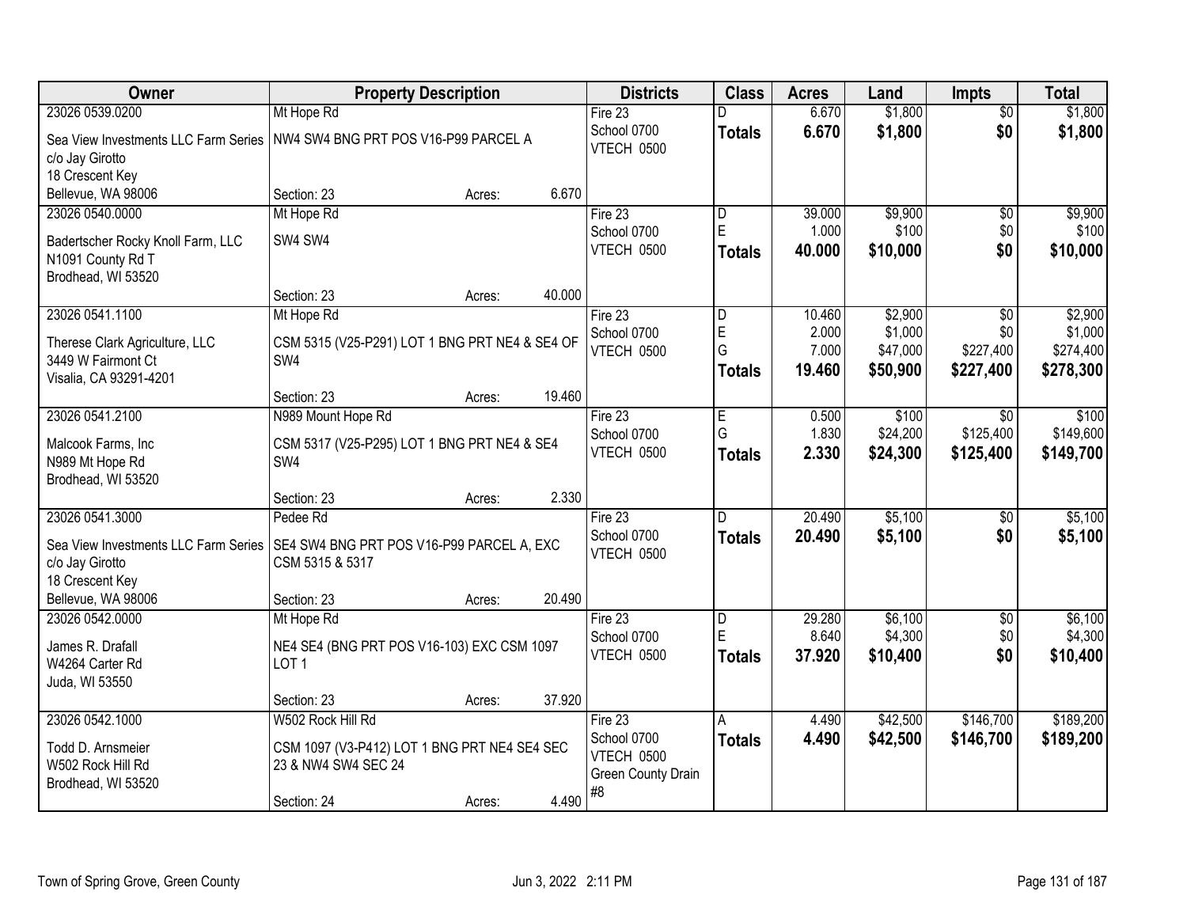| Owner | Property Description | | | Districts | Class | Acres | Land | Impts | Total |
|---|---|---|---|---|---|---|---|---|---|
| 23026 0539.0200 | Mt Hope Rd | | | Fire 23 | D | 6.670 | $1,800 | $0 | $1,800 |
| Sea View Investments LLC Farm Series<br>c/o Jay Girotto<br>18 Crescent Key<br>Bellevue, WA 98006 | NW4 SW4 BNG PRT POS V16-P99 PARCEL A | | | School 0700<br>VTECH 0500 | **Totals** | **6.670** | **$1,800** | **$0** | **$1,800** |
| | Section: 23 | Acres: | 6.670 | | | | | | |
| 23026 0540.0000 | Mt Hope Rd | | | Fire 23 | D | 39.000 | $9,900 | $0 | $9,900 |
| Badertscher Rocky Knoll Farm, LLC<br>N1091 County Rd T<br>Brodhead, WI 53520 | SW4 SW4 | | | School 0700<br>VTECH 0500 | E | 1.000 | $100 | $0 | $100 |
| | | | | | **Totals** | **40.000** | **$10,000** | **$0** | **$10,000** |
| | Section: 23 | Acres: | 40.000 | | | | | | |
| 23026 0541.1100 | Mt Hope Rd | | | Fire 23 | D | 10.460 | $2,900 | $0 | $2,900 |
| Therese Clark Agriculture, LLC<br>3449 W Fairmont Ct<br>Visalia, CA 93291-4201 | CSM 5315 (V25-P291) LOT 1 BNG PRT NE4 & SE4 OF SW4 | | | School 0700<br>VTECH 0500 | E | 2.000 | $1,000 | $0 | $1,000 |
| | | | | | G | 7.000 | $47,000 | $227,400 | $274,400 |
| | | | | | **Totals** | **19.460** | **$50,900** | **$227,400** | **$278,300** |
| | Section: 23 | Acres: | 19.460 | | | | | | |
| 23026 0541.2100 | N989 Mount Hope Rd | | | Fire 23 | E | 0.500 | $100 | $0 | $100 |
| Malcook Farms, Inc<br>N989 Mt Hope Rd<br>Brodhead, WI 53520 | CSM 5317 (V25-P295) LOT 1 BNG PRT NE4 & SE4 SW4 | | | School 0700<br>VTECH 0500 | G | 1.830 | $24,200 | $125,400 | $149,600 |
| | | | | | **Totals** | **2.330** | **$24,300** | **$125,400** | **$149,700** |
| | Section: 23 | Acres: | 2.330 | | | | | | |
| 23026 0541.3000 | Pedee Rd | | | Fire 23 | D | 20.490 | $5,100 | $0 | $5,100 |
| Sea View Investments LLC Farm Series<br>c/o Jay Girotto<br>18 Crescent Key<br>Bellevue, WA 98006 | SE4 SW4 BNG PRT POS V16-P99 PARCEL A, EXC CSM 5315 & 5317 | | | School 0700<br>VTECH 0500 | **Totals** | **20.490** | **$5,100** | **$0** | **$5,100** |
| | Section: 23 | Acres: | 20.490 | | | | | | |
| 23026 0542.0000 | Mt Hope Rd | | | Fire 23 | D | 29.280 | $6,100 | $0 | $6,100 |
| James R. Drafall<br>W4264 Carter Rd<br>Juda, WI 53550 | NE4 SE4 (BNG PRT POS V16-103) EXC CSM 1097 LOT 1 | | | School 0700<br>VTECH 0500 | E | 8.640 | $4,300 | $0 | $4,300 |
| | | | | | **Totals** | **37.920** | **$10,400** | **$0** | **$10,400** |
| | Section: 23 | Acres: | 37.920 | | | | | | |
| 23026 0542.1000 | W502 Rock Hill Rd | | | Fire 23 | A | 4.490 | $42,500 | $146,700 | $189,200 |
| Todd D. Arnsmeier<br>W502 Rock Hill Rd<br>Brodhead, WI 53520 | CSM 1097 (V3-P412) LOT 1 BNG PRT NE4 SE4 SEC 23 & NW4 SW4 SEC 24 | | | School 0700<br>VTECH 0500<br>Green County Drain #8 | **Totals** | **4.490** | **$42,500** | **$146,700** | **$189,200** |
| | Section: 24 | Acres: | 4.490 | | | | | | |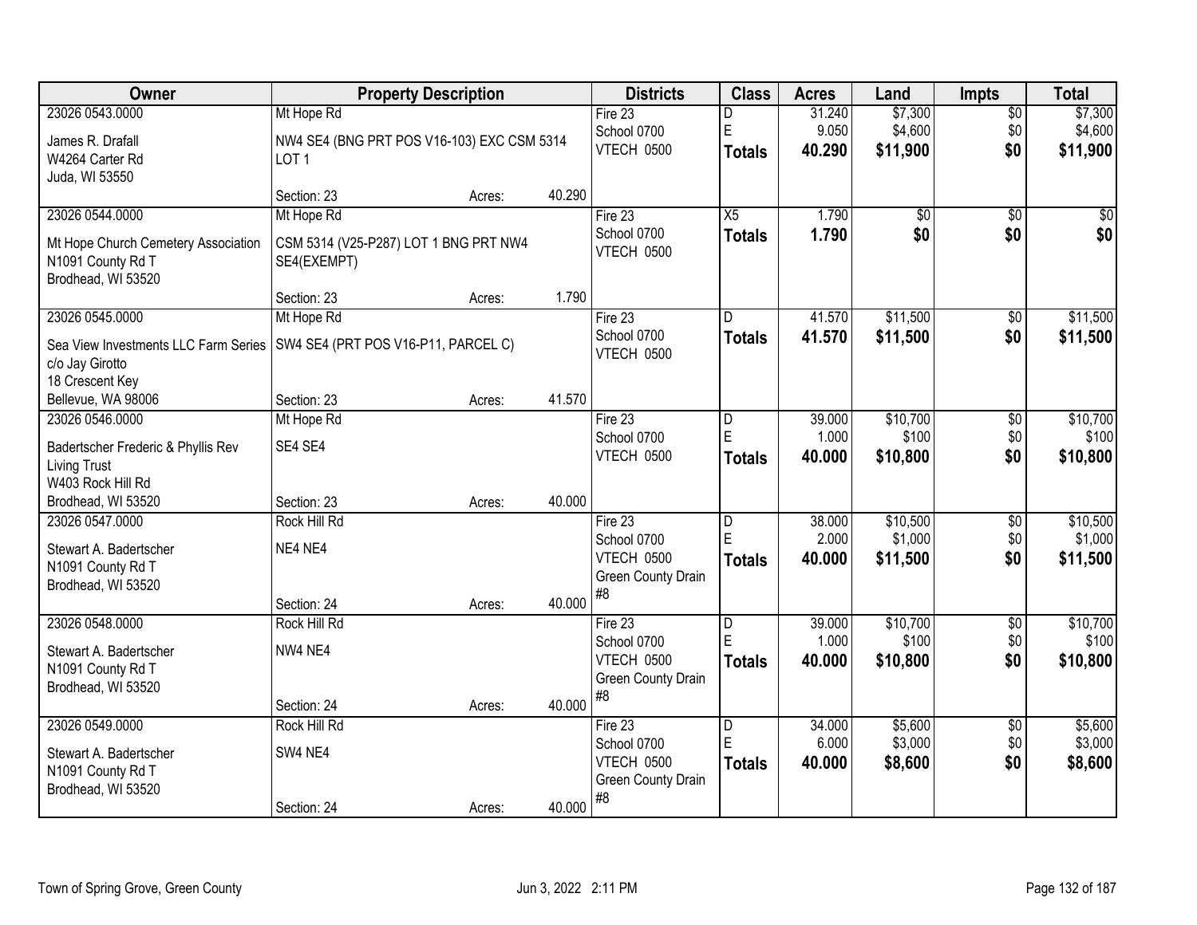| Owner | Property Description | Districts | Class | Acres | Land | Impts | Total |
|---|---|---|---|---|---|---|---|
| 23026 0543.0000<br>James R. Drafall<br>W4264 Carter Rd<br>Juda, WI 53550 | Mt Hope Rd<br>NW4 SE4 (BNG PRT POS V16-103) EXC CSM 5314 LOT 1<br>Section: 23 Acres: 40.290 | Fire 23<br>School 0700<br>VTECH 0500 | D<br>E<br>**Totals** | 31.240<br>9.050<br>**40.290** | $7,300<br>$4,600<br>**$11,900** | $0<br>$0<br>**$0** | $7,300<br>$4,600<br>**$11,900** |
| 23026 0544.0000<br>Mt Hope Church Cemetery Association<br>N1091 County Rd T<br>Brodhead, WI 53520 | Mt Hope Rd<br>CSM 5314 (V25-P287) LOT 1 BNG PRT NW4 SE4(EXEMPT)<br>Section: 23 Acres: 1.790 | Fire 23<br>School 0700<br>VTECH 0500 | X5<br>**Totals** | 1.790<br>**1.790** | $0<br>**$0** | $0<br>**$0** | $0<br>**$0** |
| 23026 0545.0000<br>Sea View Investments LLC Farm Series<br>c/o Jay Girotto<br>18 Crescent Key<br>Bellevue, WA 98006 | Mt Hope Rd<br>SW4 SE4 (PRT POS V16-P11, PARCEL C)<br>Section: 23 Acres: 41.570 | Fire 23<br>School 0700<br>VTECH 0500 | D<br>**Totals** | 41.570<br>**41.570** | $11,500<br>**$11,500** | $0<br>**$0** | $11,500<br>**$11,500** |
| 23026 0546.0000<br>Badertscher Frederic & Phyllis Rev Living Trust<br>W403 Rock Hill Rd<br>Brodhead, WI 53520 | Mt Hope Rd<br>SE4 SE4<br>Section: 23 Acres: 40.000 | Fire 23<br>School 0700<br>VTECH 0500 | D<br>E<br>**Totals** | 39.000<br>1.000<br>**40.000** | $10,700<br>$100<br>**$10,800** | $0<br>$0<br>**$0** | $10,700<br>$100<br>**$10,800** |
| 23026 0547.0000<br>Stewart A. Badertscher<br>N1091 County Rd T<br>Brodhead, WI 53520 | Rock Hill Rd<br>NE4 NE4<br>Section: 24 Acres: 40.000 | Fire 23<br>School 0700<br>VTECH 0500<br>Green County Drain #8 | D<br>E<br>**Totals** | 38.000<br>2.000<br>**40.000** | $10,500<br>$1,000<br>**$11,500** | $0<br>$0<br>**$0** | $10,500<br>$1,000<br>**$11,500** |
| 23026 0548.0000<br>Stewart A. Badertscher<br>N1091 County Rd T<br>Brodhead, WI 53520 | Rock Hill Rd<br>NW4 NE4<br>Section: 24 Acres: 40.000 | Fire 23<br>School 0700<br>VTECH 0500<br>Green County Drain #8 | D<br>E<br>**Totals** | 39.000<br>1.000<br>**40.000** | $10,700<br>$100<br>**$10,800** | $0<br>$0<br>**$0** | $10,700<br>$100<br>**$10,800** |
| 23026 0549.0000<br>Stewart A. Badertscher<br>N1091 County Rd T<br>Brodhead, WI 53520 | Rock Hill Rd<br>SW4 NE4<br>Section: 24 Acres: 40.000 | Fire 23<br>School 0700<br>VTECH 0500<br>Green County Drain #8 | D<br>E<br>**Totals** | 34.000<br>6.000<br>**40.000** | $5,600<br>$3,000<br>**$8,600** | $0<br>$0<br>**$0** | $5,600<br>$3,000<br>**$8,600** |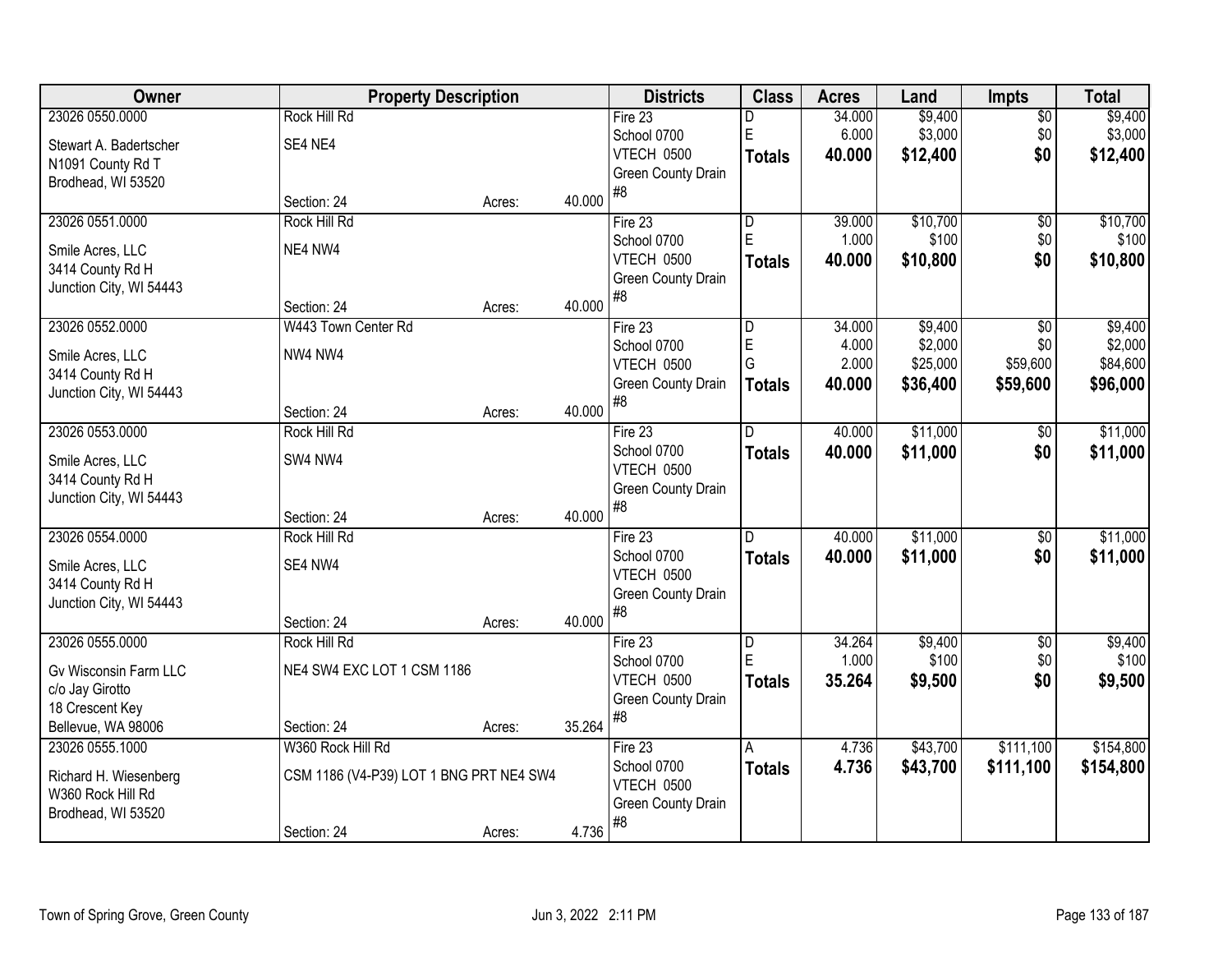| Owner | Property Description | Districts | Class | Acres | Land | Impts | Total |
|---|---|---|---|---|---|---|---|
| 23026 0550.0000<br>Stewart A. Badertscher<br>N1091 County Rd T<br>Brodhead, WI 53520 | Rock Hill Rd<br>SE4 NE4<br>Section: 24 Acres: 40.000 | Fire 23<br>School 0700<br>VTECH 0500<br>Green County Drain #8 | D<br>E<br>**Totals** | 34.000<br>6.000<br>**40.000** | $9,400<br>$3,000<br>**$12,400** | $0<br>$0<br>**$0** | $9,400<br>$3,000<br>**$12,400** |
| 23026 0551.0000<br>Smile Acres, LLC<br>3414 County Rd H<br>Junction City, WI 54443 | Rock Hill Rd<br>NE4 NW4<br>Section: 24 Acres: 40.000 | Fire 23<br>School 0700<br>VTECH 0500<br>Green County Drain #8 | D<br>E<br>**Totals** | 39.000<br>1.000<br>**40.000** | $10,700<br>$100<br>**$10,800** | $0<br>$0<br>**$0** | $10,700<br>$100<br>**$10,800** |
| 23026 0552.0000<br>Smile Acres, LLC<br>3414 County Rd H<br>Junction City, WI 54443 | W443 Town Center Rd<br>NW4 NW4<br>Section: 24 Acres: 40.000 | Fire 23<br>School 0700<br>VTECH 0500<br>Green County Drain #8 | D<br>E<br>G<br>**Totals** | 34.000<br>4.000<br>2.000<br>**40.000** | $9,400<br>$2,000<br>$25,000<br>**$36,400** | $0<br>$0<br>$59,600<br>**$59,600** | $9,400<br>$2,000<br>$84,600<br>**$96,000** |
| 23026 0553.0000<br>Smile Acres, LLC<br>3414 County Rd H<br>Junction City, WI 54443 | Rock Hill Rd<br>SW4 NW4<br>Section: 24 Acres: 40.000 | Fire 23<br>School 0700<br>VTECH 0500<br>Green County Drain #8 | D<br>**Totals** | 40.000<br>**40.000** | $11,000<br>**$11,000** | $0<br>**$0** | $11,000<br>**$11,000** |
| 23026 0554.0000<br>Smile Acres, LLC<br>3414 County Rd H<br>Junction City, WI 54443 | Rock Hill Rd<br>SE4 NW4<br>Section: 24 Acres: 40.000 | Fire 23<br>School 0700<br>VTECH 0500<br>Green County Drain #8 | D<br>**Totals** | 40.000<br>**40.000** | $11,000<br>**$11,000** | $0<br>**$0** | $11,000<br>**$11,000** |
| 23026 0555.0000<br>Gv Wisconsin Farm LLC<br>c/o Jay Girotto<br>18 Crescent Key<br>Bellevue, WA 98006 | Rock Hill Rd<br>NE4 SW4 EXC LOT 1 CSM 1186<br>Section: 24 Acres: 35.264 | Fire 23<br>School 0700<br>VTECH 0500<br>Green County Drain #8 | D<br>E<br>**Totals** | 34.264<br>1.000<br>**35.264** | $9,400<br>$100<br>**$9,500** | $0<br>$0<br>**$0** | $9,400<br>$100<br>**$9,500** |
| 23026 0555.1000<br>Richard H. Wiesenberg<br>W360 Rock Hill Rd<br>Brodhead, WI 53520 | W360 Rock Hill Rd<br>CSM 1186 (V4-P39) LOT 1 BNG PRT NE4 SW4<br>Section: 24 Acres: 4.736 | Fire 23<br>School 0700<br>VTECH 0500<br>Green County Drain #8 | A<br>**Totals** | 4.736<br>**4.736** | $43,700<br>**$43,700** | $111,100<br>**$111,100** | $154,800<br>**$154,800** |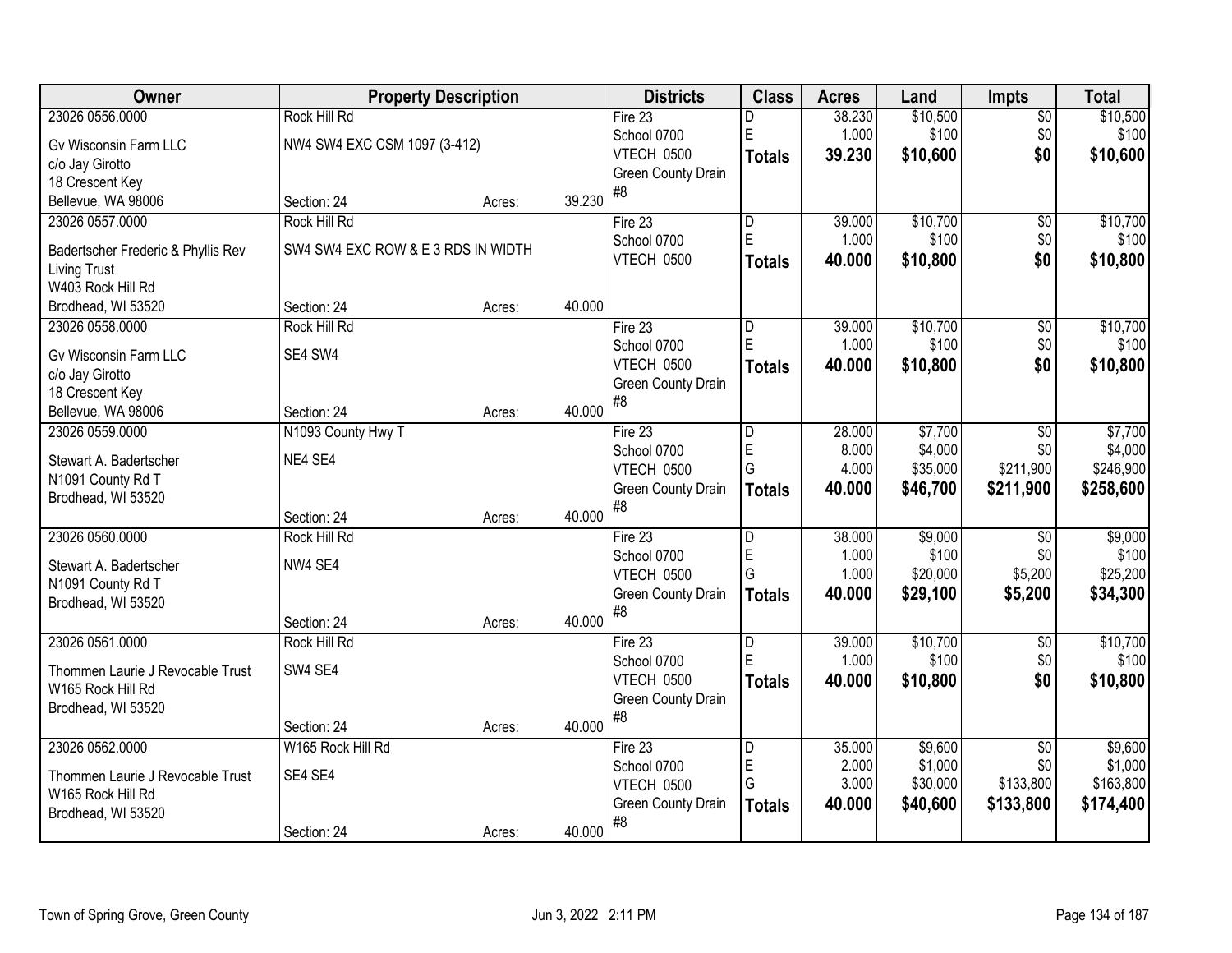| Owner | Property Description | | | Districts | Class | Acres | Land | Impts | Total |
|---|---|---|---|---|---|---|---|---|---|
| 23026 0556.0000 | Rock Hill Rd | | | Fire 23 | D | 38.230 | $10,500 | $0 | $10,500 |
| Gv Wisconsin Farm LLC | NW4 SW4 EXC CSM 1097 (3-412) | | | School 0700 | E | 1.000 | $100 | $0 | $100 |
| c/o Jay Girotto | | | | VTECH 0500 | **Totals** | **39.230** | **$10,600** | **$0** | **$10,600** |
| 18 Crescent Key | | | | Green County Drain #8 | | | | | |
| Bellevue, WA 98006 | Section: 24 | Acres: | 39.230 | | | | | | |
| 23026 0557.0000 | Rock Hill Rd | | | Fire 23 | D | 39.000 | $10,700 | $0 | $10,700 |
| Badertscher Frederic & Phyllis Rev Living Trust | SW4 SW4 EXC ROW & E 3 RDS IN WIDTH | | | School 0700 | E | 1.000 | $100 | $0 | $100 |
| W403 Rock Hill Rd | | | | VTECH 0500 | **Totals** | **40.000** | **$10,800** | **$0** | **$10,800** |
| Brodhead, WI 53520 | Section: 24 | Acres: | 40.000 | | | | | | |
| 23026 0558.0000 | Rock Hill Rd | | | Fire 23 | D | 39.000 | $10,700 | $0 | $10,700 |
| Gv Wisconsin Farm LLC | SE4 SW4 | | | School 0700 | E | 1.000 | $100 | $0 | $100 |
| c/o Jay Girotto | | | | VTECH 0500 | **Totals** | **40.000** | **$10,800** | **$0** | **$10,800** |
| 18 Crescent Key | | | | Green County Drain #8 | | | | | |
| Bellevue, WA 98006 | Section: 24 | Acres: | 40.000 | | | | | | |
| 23026 0559.0000 | N1093 County Hwy T | | | Fire 23 | D | 28.000 | $7,700 | $0 | $7,700 |
| Stewart A. Badertscher | NE4 SE4 | | | School 0700 | E | 8.000 | $4,000 | $0 | $4,000 |
| N1091 County Rd T | | | | VTECH 0500 | G | 4.000 | $35,000 | $211,900 | $246,900 |
| Brodhead, WI 53520 | | | | Green County Drain #8 | **Totals** | **40.000** | **$46,700** | **$211,900** | **$258,600** |
| | Section: 24 | Acres: | 40.000 | | | | | | |
| 23026 0560.0000 | Rock Hill Rd | | | Fire 23 | D | 38.000 | $9,000 | $0 | $9,000 |
| Stewart A. Badertscher | NW4 SE4 | | | School 0700 | E | 1.000 | $100 | $0 | $100 |
| N1091 County Rd T | | | | VTECH 0500 | G | 1.000 | $20,000 | $5,200 | $25,200 |
| Brodhead, WI 53520 | | | | Green County Drain #8 | **Totals** | **40.000** | **$29,100** | **$5,200** | **$34,300** |
| | Section: 24 | Acres: | 40.000 | | | | | | |
| 23026 0561.0000 | Rock Hill Rd | | | Fire 23 | D | 39.000 | $10,700 | $0 | $10,700 |
| Thommen Laurie J Revocable Trust | SW4 SE4 | | | School 0700 | E | 1.000 | $100 | $0 | $100 |
| W165 Rock Hill Rd | | | | VTECH 0500 | **Totals** | **40.000** | **$10,800** | **$0** | **$10,800** |
| Brodhead, WI 53520 | | | | Green County Drain #8 | | | | | |
| | Section: 24 | Acres: | 40.000 | | | | | | |
| 23026 0562.0000 | W165 Rock Hill Rd | | | Fire 23 | D | 35.000 | $9,600 | $0 | $9,600 |
| Thommen Laurie J Revocable Trust | SE4 SE4 | | | School 0700 | E | 2.000 | $1,000 | $0 | $1,000 |
| W165 Rock Hill Rd | | | | VTECH 0500 | G | 3.000 | $30,000 | $133,800 | $163,800 |
| Brodhead, WI 53520 | | | | Green County Drain #8 | **Totals** | **40.000** | **$40,600** | **$133,800** | **$174,400** |
| | Section: 24 | Acres: | 40.000 | | | | | | |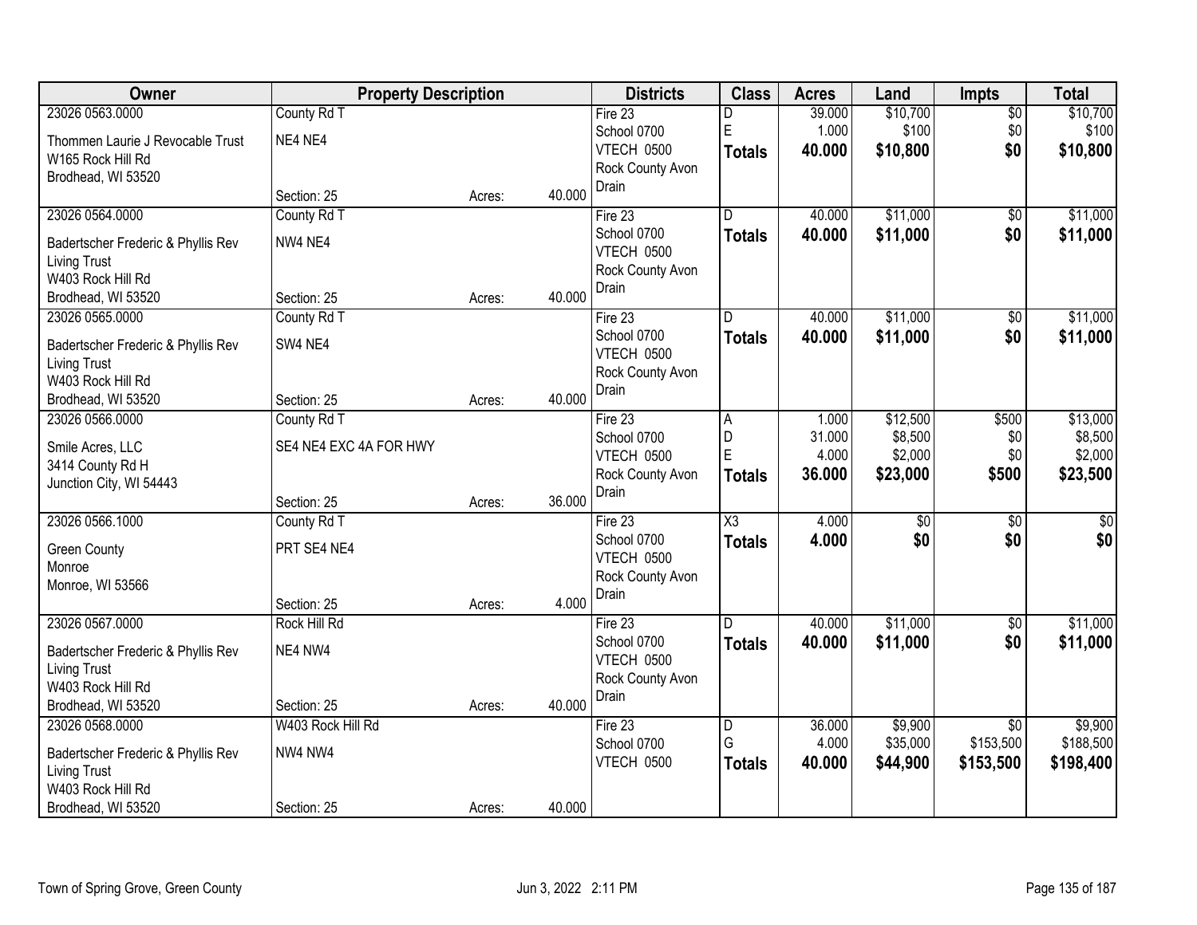| Owner | Property Description | | | Districts | Class | Acres | Land | Impts | Total |
|---|---|---|---|---|---|---|---|---|---|
| 23026 0563.0000<br>Thommen Laurie J Revocable Trust<br>W165 Rock Hill Rd<br>Brodhead, WI 53520 | County Rd T<br>NE4 NE4<br>Section: 25 | Acres: | 40.000 | Fire 23<br>School 0700<br>VTECH 0500<br>Rock County Avon Drain | D<br>E<br>**Totals** | 39.000<br>1.000<br>**40.000** | $10,700<br>$100<br>**$10,800** | $0<br>$0<br>**$0** | $10,700<br>$100<br>**$10,800** |
| 23026 0564.0000<br>Badertscher Frederic & Phyllis Rev Living Trust<br>W403 Rock Hill Rd<br>Brodhead, WI 53520 | County Rd T<br>NW4 NE4<br>Section: 25 | Acres: | 40.000 | Fire 23<br>School 0700<br>VTECH 0500<br>Rock County Avon Drain | D<br>**Totals** | 40.000<br>**40.000** | $11,000<br>**$11,000** | $0<br>**$0** | $11,000<br>**$11,000** |
| 23026 0565.0000<br>Badertscher Frederic & Phyllis Rev Living Trust<br>W403 Rock Hill Rd<br>Brodhead, WI 53520 | County Rd T<br>SW4 NE4<br>Section: 25 | Acres: | 40.000 | Fire 23<br>School 0700<br>VTECH 0500<br>Rock County Avon Drain | D<br>**Totals** | 40.000<br>**40.000** | $11,000<br>**$11,000** | $0<br>**$0** | $11,000<br>**$11,000** |
| 23026 0566.0000<br>Smile Acres, LLC<br>3414 County Rd H<br>Junction City, WI 54443 | County Rd T<br>SE4 NE4 EXC 4A FOR HWY<br>Section: 25 | Acres: | 36.000 | Fire 23<br>School 0700<br>VTECH 0500<br>Rock County Avon Drain | A<br>D<br>E<br>**Totals** | 1.000<br>31.000<br>4.000<br>**36.000** | $12,500<br>$8,500<br>$2,000<br>**$23,000** | $500<br>$0<br>$0<br>**$500** | $13,000<br>$8,500<br>$2,000<br>**$23,500** |
| 23026 0566.1000<br>Green County<br>Monroe<br>Monroe, WI 53566 | County Rd T<br>PRT SE4 NE4<br>Section: 25 | Acres: | 4.000 | Fire 23<br>School 0700<br>VTECH 0500<br>Rock County Avon Drain | X3<br>**Totals** | 4.000<br>**4.000** | $0<br>**$0** | $0<br>**$0** | $0<br>**$0** |
| 23026 0567.0000<br>Badertscher Frederic & Phyllis Rev Living Trust<br>W403 Rock Hill Rd<br>Brodhead, WI 53520 | Rock Hill Rd<br>NE4 NW4<br>Section: 25 | Acres: | 40.000 | Fire 23<br>School 0700<br>VTECH 0500<br>Rock County Avon Drain | D<br>**Totals** | 40.000<br>**40.000** | $11,000<br>**$11,000** | $0<br>**$0** | $11,000<br>**$11,000** |
| 23026 0568.0000<br>Badertscher Frederic & Phyllis Rev Living Trust<br>W403 Rock Hill Rd<br>Brodhead, WI 53520 | W403 Rock Hill Rd<br>NW4 NW4<br>Section: 25 | Acres: | 40.000 | Fire 23<br>School 0700<br>VTECH 0500 | D<br>G<br>**Totals** | 36.000<br>4.000<br>**40.000** | $9,900<br>$35,000<br>**$44,900** | $0<br>$153,500<br>**$153,500** | $9,900<br>$188,500<br>**$198,400** |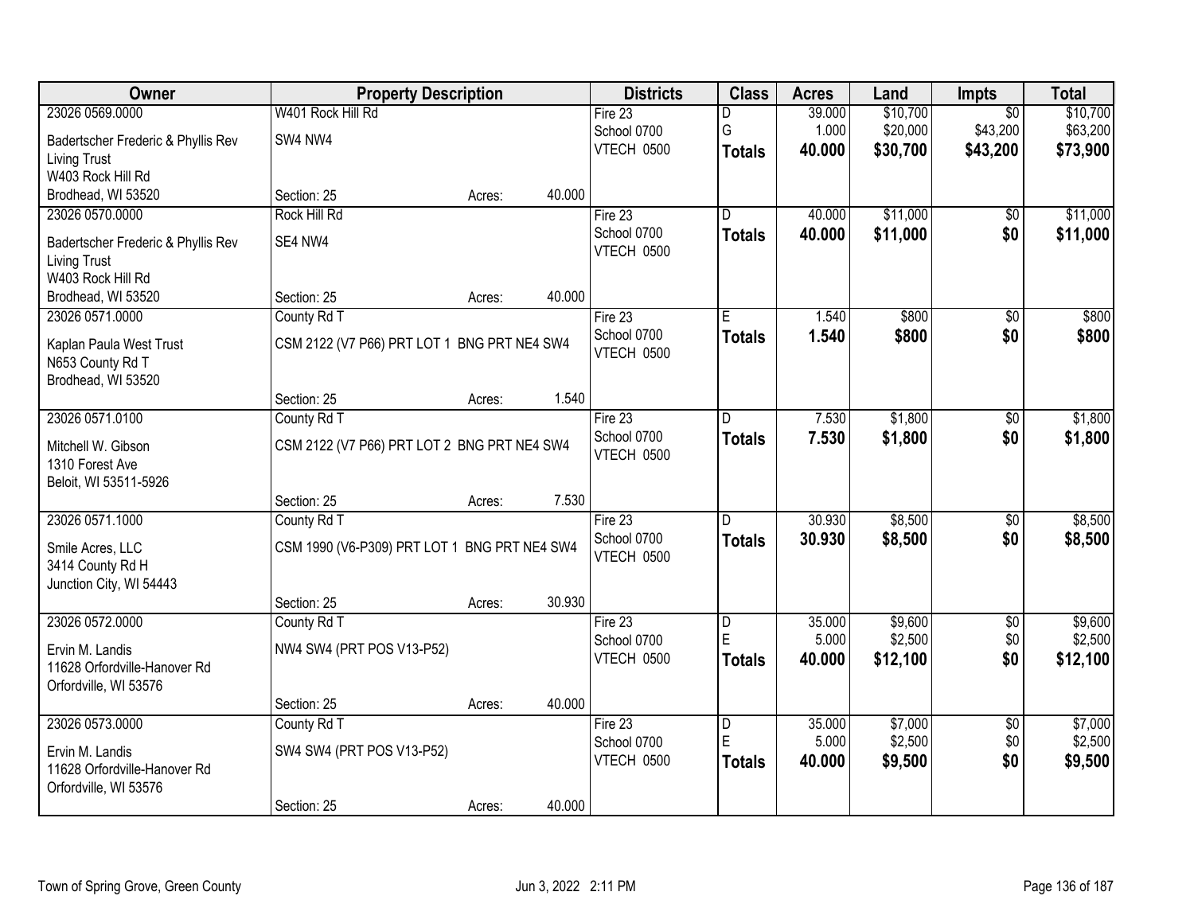| Owner | Property Description | Districts | Class | Acres | Land | Impts | Total |
|---|---|---|---|---|---|---|---|
| 23026 0569.0000<br>Badertscher Frederic & Phyllis Rev Living Trust<br>W403 Rock Hill Rd<br>Brodhead, WI 53520 | W401 Rock Hill Rd<br>SW4 NW4<br>Section: 25 Acres: 40.000 | Fire 23<br>School 0700<br>VTECH 0500 | D<br>G<br>**Totals** | 39.000<br>1.000<br>**40.000** | $10,700<br>$20,000<br>**$30,700** | $0<br>$43,200<br>**$43,200** | $10,700<br>$63,200<br>**$73,900** |
| 23026 0570.0000<br>Badertscher Frederic & Phyllis Rev Living Trust<br>W403 Rock Hill Rd<br>Brodhead, WI 53520 | Rock Hill Rd<br>SE4 NW4<br>Section: 25 Acres: 40.000 | Fire 23<br>School 0700<br>VTECH 0500 | D<br>**Totals** | 40.000<br>**40.000** | $11,000<br>**$11,000** | $0<br>**$0** | $11,000<br>**$11,000** |
| 23026 0571.0000<br>Kaplan Paula West Trust<br>N653 County Rd T<br>Brodhead, WI 53520 | County Rd T<br>CSM 2122 (V7 P66) PRT LOT 1 BNG PRT NE4 SW4<br>Section: 25 Acres: 1.540 | Fire 23<br>School 0700<br>VTECH 0500 | E<br>**Totals** | 1.540<br>**1.540** | $800<br>**$800** | $0<br>**$0** | $800<br>**$800** |
| 23026 0571.0100<br>Mitchell W. Gibson<br>1310 Forest Ave<br>Beloit, WI 53511-5926 | County Rd T<br>CSM 2122 (V7 P66) PRT LOT 2 BNG PRT NE4 SW4<br>Section: 25 Acres: 7.530 | Fire 23<br>School 0700<br>VTECH 0500 | D<br>**Totals** | 7.530<br>**7.530** | $1,800<br>**$1,800** | $0<br>**$0** | $1,800<br>**$1,800** |
| 23026 0571.1000<br>Smile Acres, LLC<br>3414 County Rd H<br>Junction City, WI 54443 | County Rd T<br>CSM 1990 (V6-P309) PRT LOT 1 BNG PRT NE4 SW4<br>Section: 25 Acres: 30.930 | Fire 23<br>School 0700<br>VTECH 0500 | D<br>**Totals** | 30.930<br>**30.930** | $8,500<br>**$8,500** | $0<br>**$0** | $8,500<br>**$8,500** |
| 23026 0572.0000<br>Ervin M. Landis<br>11628 Orfordville-Hanover Rd<br>Orfordville, WI 53576 | County Rd T<br>NW4 SW4 (PRT POS V13-P52)<br>Section: 25 Acres: 40.000 | Fire 23<br>School 0700<br>VTECH 0500 | D<br>E<br>**Totals** | 35.000<br>5.000<br>**40.000** | $9,600<br>$2,500<br>**$12,100** | $0<br>$0<br>**$0** | $9,600<br>$2,500<br>**$12,100** |
| 23026 0573.0000<br>Ervin M. Landis<br>11628 Orfordville-Hanover Rd<br>Orfordville, WI 53576 | County Rd T<br>SW4 SW4 (PRT POS V13-P52)<br>Section: 25 Acres: 40.000 | Fire 23<br>School 0700<br>VTECH 0500 | D<br>E<br>**Totals** | 35.000<br>5.000<br>**40.000** | $7,000<br>$2,500<br>**$9,500** | $0<br>$0<br>**$0** | $7,000<br>$2,500<br>**$9,500** |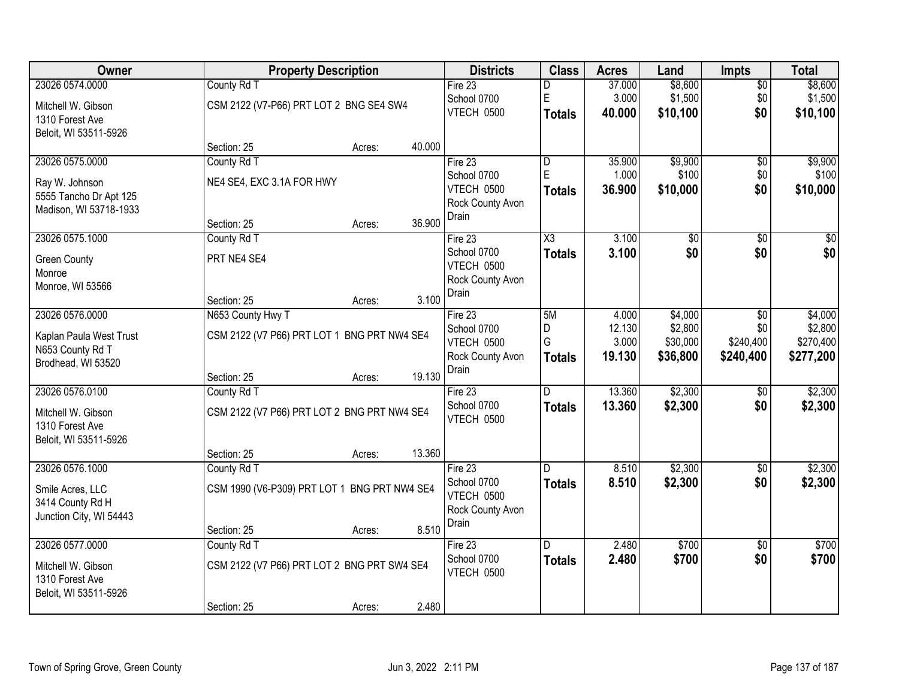| Owner | Property Description | | | Districts | Class | Acres | Land | Impts | Total |
|---|---|---|---|---|---|---|---|---|---|
| 23026 0574.0000<br>Mitchell W. Gibson<br>1310 Forest Ave<br>Beloit, WI 53511-5926 | County Rd T<br>CSM 2122 (V7-P66) PRT LOT 2 BNG SE4 SW4<br>Section: 25 | Acres: | 40.000 | Fire 23<br>School 0700<br>VTECH 0500 | D<br>E<br>**Totals** | 37.000<br>3.000<br>**40.000** | $8,600<br>$1,500<br>**$10,100** | $0<br>$0<br>**$0** | $8,600<br>$1,500<br>**$10,100** |
| 23026 0575.0000<br>Ray W. Johnson<br>5555 Tancho Dr Apt 125<br>Madison, WI 53718-1933 | County Rd T<br>NE4 SE4, EXC 3.1A FOR HWY<br>Section: 25 | Acres: | 36.900 | Fire 23<br>School 0700<br>VTECH 0500<br>Rock County Avon Drain | D<br>E<br>**Totals** | 35.900<br>1.000<br>**36.900** | $9,900<br>$100<br>**$10,000** | $0<br>$0<br>**$0** | $9,900<br>$100<br>**$10,000** |
| 23026 0575.1000<br>Green County<br>Monroe<br>Monroe, WI 53566 | County Rd T<br>PRT NE4 SE4<br>Section: 25 | Acres: | 3.100 | Fire 23<br>School 0700<br>VTECH 0500<br>Rock County Avon Drain | X3<br>**Totals** | 3.100<br>**3.100** | $0<br>**$0** | $0<br>**$0** | $0<br>**$0** |
| 23026 0576.0000<br>Kaplan Paula West Trust<br>N653 County Rd T<br>Brodhead, WI 53520 | N653 County Hwy T<br>CSM 2122 (V7 P66) PRT LOT 1 BNG PRT NW4 SE4<br>Section: 25 | Acres: | 19.130 | Fire 23<br>School 0700<br>VTECH 0500<br>Rock County Avon Drain | 5M<br>D<br>G<br>**Totals** | 4.000<br>12.130<br>3.000<br>**19.130** | $4,000<br>$2,800<br>$30,000<br>**$36,800** | $0<br>$0<br>$240,400<br>**$240,400** | $4,000<br>$2,800<br>$270,400<br>**$277,200** |
| 23026 0576.0100<br>Mitchell W. Gibson<br>1310 Forest Ave<br>Beloit, WI 53511-5926 | County Rd T<br>CSM 2122 (V7 P66) PRT LOT 2 BNG PRT NW4 SE4<br>Section: 25 | Acres: | 13.360 | Fire 23<br>School 0700<br>VTECH 0500 | D<br>**Totals** | 13.360<br>**13.360** | $2,300<br>**$2,300** | $0<br>**$0** | $2,300<br>**$2,300** |
| 23026 0576.1000<br>Smile Acres, LLC<br>3414 County Rd H<br>Junction City, WI 54443 | County Rd T<br>CSM 1990 (V6-P309) PRT LOT 1 BNG PRT NW4 SE4<br>Section: 25 | Acres: | 8.510 | Fire 23<br>School 0700<br>VTECH 0500<br>Rock County Avon Drain | D<br>**Totals** | 8.510<br>**8.510** | $2,300<br>**$2,300** | $0<br>**$0** | $2,300<br>**$2,300** |
| 23026 0577.0000<br>Mitchell W. Gibson<br>1310 Forest Ave<br>Beloit, WI 53511-5926 | County Rd T<br>CSM 2122 (V7 P66) PRT LOT 2 BNG PRT SW4 SE4<br>Section: 25 | Acres: | 2.480 | Fire 23<br>School 0700<br>VTECH 0500 | D<br>**Totals** | 2.480<br>**2.480** | $700<br>**$700** | $0<br>**$0** | $700<br>**$700** |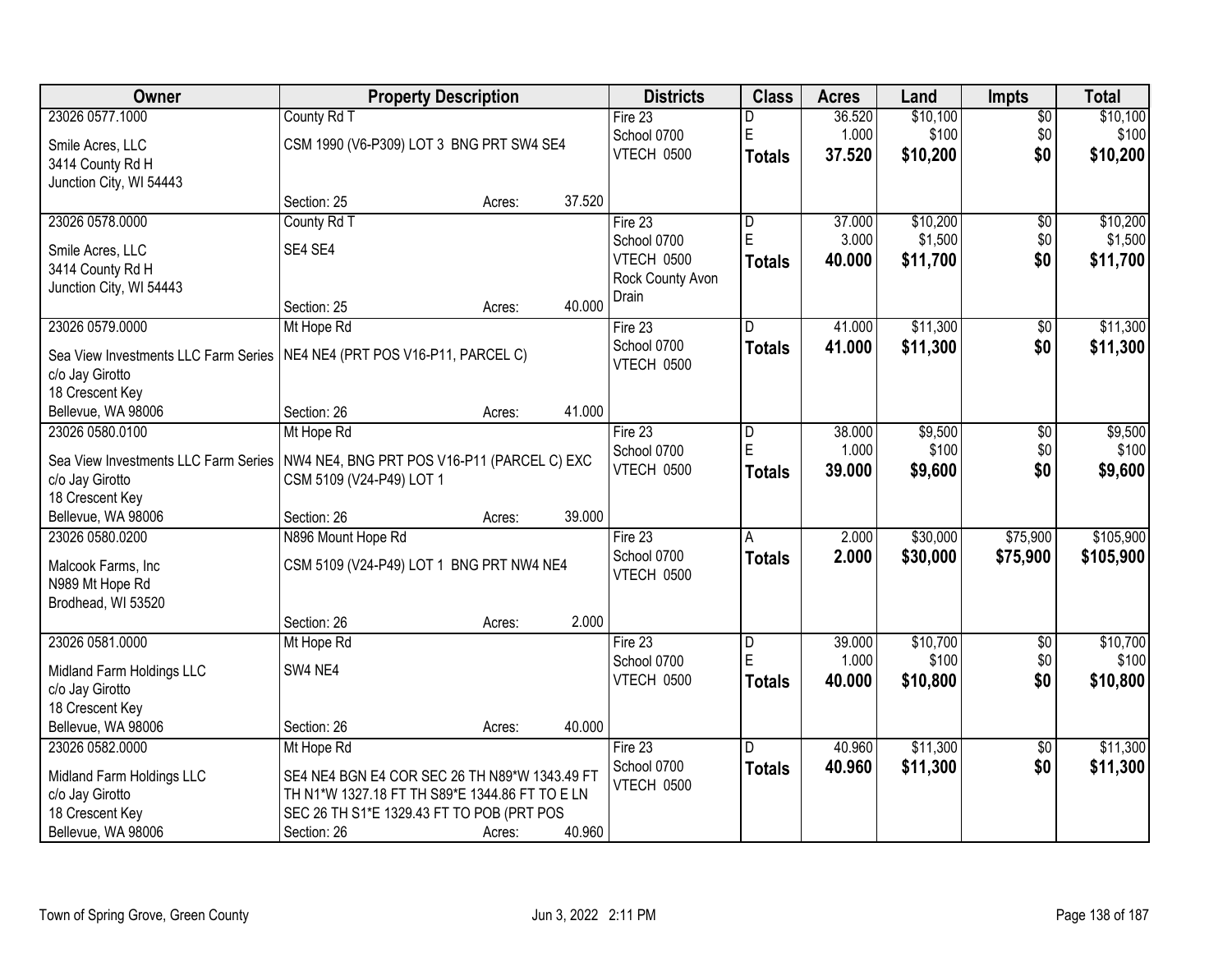| Owner | Property Description | Districts | Class | Acres | Land | Impts | Total |
|---|---|---|---|---|---|---|---|
| 23026 0577.1000<br>Smile Acres, LLC<br>3414 County Rd H<br>Junction City, WI 54443 | County Rd T<br>CSM 1990 (V6-P309) LOT 3 BNG PRT SW4 SE4<br>Section: 25 Acres: 37.520 | Fire 23<br>School 0700<br>VTECH 0500 | D<br>E<br>**Totals** | 36.520<br>1.000<br>**37.520** | $10,100<br>$100<br>**$10,200** | $0<br>$0<br>**$0** | $10,100<br>$100<br>**$10,200** |
| 23026 0578.0000<br>Smile Acres, LLC<br>3414 County Rd H<br>Junction City, WI 54443 | County Rd T<br>SE4 SE4<br>Section: 25 Acres: 40.000 | Fire 23<br>School 0700<br>VTECH 0500<br>Rock County Avon Drain | D<br>E<br>**Totals** | 37.000<br>3.000<br>**40.000** | $10,200<br>$1,500<br>**$11,700** | $0<br>$0<br>**$0** | $10,200<br>$1,500<br>**$11,700** |
| 23026 0579.0000<br>Sea View Investments LLC Farm Series<br>c/o Jay Girotto<br>18 Crescent Key<br>Bellevue, WA 98006 | Mt Hope Rd<br>NE4 NE4 (PRT POS V16-P11, PARCEL C)<br>Section: 26 Acres: 41.000 | Fire 23<br>School 0700<br>VTECH 0500 | D<br>**Totals** | 41.000<br>**41.000** | $11,300<br>**$11,300** | $0<br>**$0** | $11,300<br>**$11,300** |
| 23026 0580.0100<br>Sea View Investments LLC Farm Series<br>c/o Jay Girotto<br>18 Crescent Key<br>Bellevue, WA 98006 | Mt Hope Rd<br>NW4 NE4, BNG PRT POS V16-P11 (PARCEL C) EXC CSM 5109 (V24-P49) LOT 1<br>Section: 26 Acres: 39.000 | Fire 23<br>School 0700<br>VTECH 0500 | D<br>E<br>**Totals** | 38.000<br>1.000<br>**39.000** | $9,500<br>$100<br>**$9,600** | $0<br>$0<br>**$0** | $9,500<br>$100<br>**$9,600** |
| 23026 0580.0200<br>Malcook Farms, Inc<br>N989 Mt Hope Rd<br>Brodhead, WI 53520 | N896 Mount Hope Rd<br>CSM 5109 (V24-P49) LOT 1 BNG PRT NW4 NE4<br>Section: 26 Acres: 2.000 | Fire 23<br>School 0700<br>VTECH 0500 | A<br>**Totals** | 2.000<br>**2.000** | $30,000<br>**$30,000** | $75,900<br>**$75,900** | $105,900<br>**$105,900** |
| 23026 0581.0000<br>Midland Farm Holdings LLC<br>c/o Jay Girotto<br>18 Crescent Key<br>Bellevue, WA 98006 | Mt Hope Rd<br>SW4 NE4<br>Section: 26 Acres: 40.000 | Fire 23<br>School 0700<br>VTECH 0500 | D<br>E<br>**Totals** | 39.000<br>1.000<br>**40.000** | $10,700<br>$100<br>**$10,800** | $0<br>$0<br>**$0** | $10,700<br>$100<br>**$10,800** |
| 23026 0582.0000<br>Midland Farm Holdings LLC<br>c/o Jay Girotto<br>18 Crescent Key<br>Bellevue, WA 98006 | Mt Hope Rd<br>SE4 NE4 BGN E4 COR SEC 26 TH N89*W 1343.49 FT TH N1*W 1327.18 FT TH S89*E 1344.86 FT TO E LN SEC 26 TH S1*E 1329.43 FT TO POB (PRT POS<br>Section: 26 Acres: 40.960 | Fire 23<br>School 0700<br>VTECH 0500 | D<br>**Totals** | 40.960<br>**40.960** | $11,300<br>**$11,300** | $0<br>**$0** | $11,300<br>**$11,300** |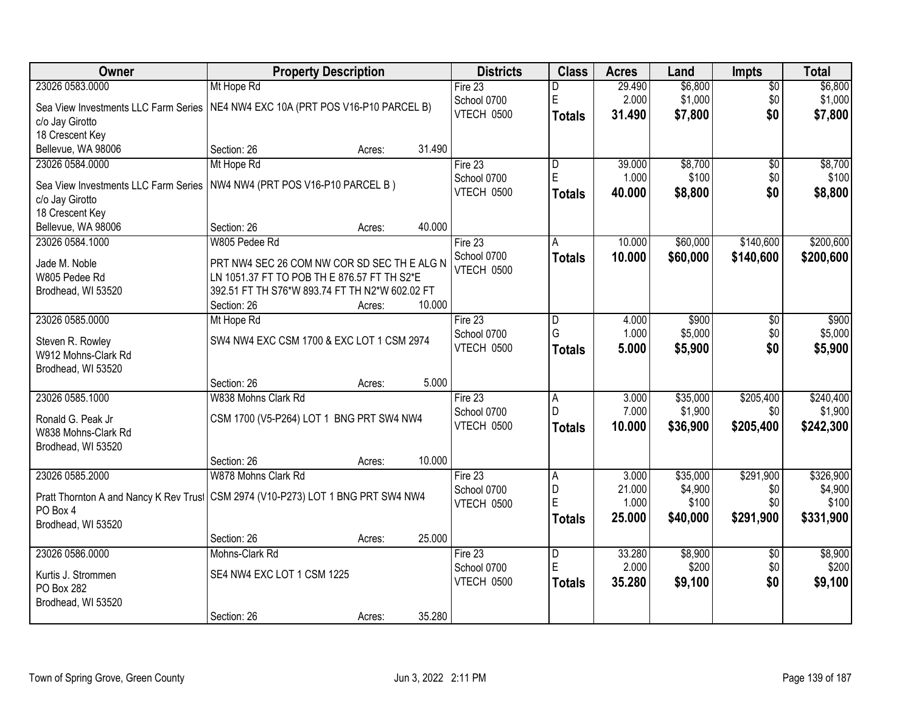| Owner | Property Description | Districts | Class | Acres | Land | Impts | Total |
|---|---|---|---|---|---|---|---|
| 23026 0583.0000<br>Sea View Investments LLC Farm Series<br>c/o Jay Girotto<br>18 Crescent Key<br>Bellevue, WA 98006 | Mt Hope Rd<br>NE4 NW4 EXC 10A (PRT POS V16-P10 PARCEL B)<br>Section: 26 Acres: 31.490 | Fire 23<br>School 0700<br>VTECH 0500 | D<br>E<br>**Totals** | 29.490<br>2.000<br>**31.490** | $6,800<br>$1,000<br>**$7,800** | $0<br>$0<br>**$0** | $6,800<br>$1,000<br>**$7,800** |
| 23026 0584.0000<br>Sea View Investments LLC Farm Series<br>c/o Jay Girotto<br>18 Crescent Key<br>Bellevue, WA 98006 | Mt Hope Rd<br>NW4 NW4 (PRT POS V16-P10 PARCEL B )<br>Section: 26 Acres: 40.000 | Fire 23<br>School 0700<br>VTECH 0500 | D<br>E<br>**Totals** | 39.000<br>1.000<br>**40.000** | $8,700<br>$100<br>**$8,800** | $0<br>$0<br>**$0** | $8,700<br>$100<br>**$8,800** |
| 23026 0584.1000<br>Jade M. Noble<br>W805 Pedee Rd<br>Brodhead, WI 53520 | W805 Pedee Rd<br>PRT NW4 SEC 26 COM NW COR SD SEC TH E ALG N LN 1051.37 FT TO POB TH E 876.57 FT TH S2*E 392.51 FT TH S76*W 893.74 FT TH N2*W 602.02 FT<br>Section: 26 Acres: 10.000 | Fire 23<br>School 0700<br>VTECH 0500 | A<br>**Totals** | 10.000<br>**10.000** | $60,000<br>**$60,000** | $140,600<br>**$140,600** | $200,600<br>**$200,600** |
| 23026 0585.0000<br>Steven R. Rowley<br>W912 Mohns-Clark Rd<br>Brodhead, WI 53520 | Mt Hope Rd<br>SW4 NW4 EXC CSM 1700 & EXC LOT 1 CSM 2974<br>Section: 26 Acres: 5.000 | Fire 23<br>School 0700<br>VTECH 0500 | D<br>G<br>**Totals** | 4.000<br>1.000<br>**5.000** | $900<br>$5,000<br>**$5,900** | $0<br>$0<br>**$0** | $900<br>$5,000<br>**$5,900** |
| 23026 0585.1000<br>Ronald G. Peak Jr<br>W838 Mohns-Clark Rd<br>Brodhead, WI 53520 | W838 Mohns Clark Rd<br>CSM 1700 (V5-P264) LOT 1 BNG PRT SW4 NW4<br>Section: 26 Acres: 10.000 | Fire 23<br>School 0700<br>VTECH 0500 | A<br>D<br>**Totals** | 3.000<br>7.000<br>**10.000** | $35,000<br>$1,900<br>**$36,900** | $205,400<br>$0<br>**$205,400** | $240,400<br>$1,900<br>**$242,300** |
| 23026 0585.2000<br>Pratt Thornton A and Nancy K Rev Trust<br>PO Box 4<br>Brodhead, WI 53520 | W878 Mohns Clark Rd<br>CSM 2974 (V10-P273) LOT 1 BNG PRT SW4 NW4<br>Section: 26 Acres: 25.000 | Fire 23<br>School 0700<br>VTECH 0500 | A<br>D<br>E<br>**Totals** | 3.000<br>21.000<br>1.000<br>**25.000** | $35,000<br>$4,900<br>$100<br>**$40,000** | $291,900<br>$0<br>$0<br>**$291,900** | $326,900<br>$4,900<br>$100<br>**$331,900** |
| 23026 0586.0000<br>Kurtis J. Strommen<br>PO Box 282<br>Brodhead, WI 53520 | Mohns-Clark Rd<br>SE4 NW4 EXC LOT 1 CSM 1225<br>Section: 26 Acres: 35.280 | Fire 23<br>School 0700<br>VTECH 0500 | D<br>E<br>**Totals** | 33.280<br>2.000<br>**35.280** | $8,900<br>$200<br>**$9,100** | $0<br>$0<br>**$0** | $8,900<br>$200<br>**$9,100** |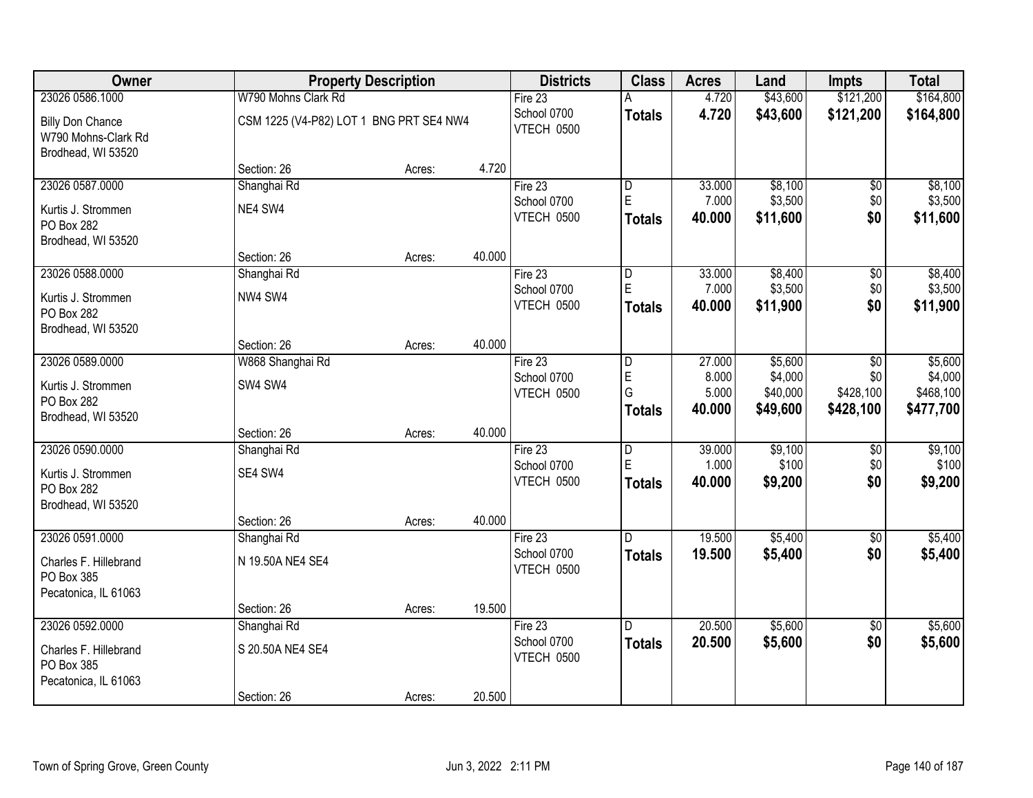| Owner | Property Description | | | Districts | Class | Acres | Land | Impts | Total |
|---|---|---|---|---|---|---|---|---|---|
| 23026 0586.1000 | W790 Mohns Clark Rd | | | Fire 23 | A | 4.720 | $43,600 | $121,200 | $164,800 |
| Billy Don Chance<br>W790 Mohns-Clark Rd<br>Brodhead, WI 53520 | CSM 1225 (V4-P82) LOT 1 BNG PRT SE4 NW4 | | | School 0700<br>VTECH 0500 | **Totals** | **4.720** | **$43,600** | **$121,200** | **$164,800** |
| | Section: 26 | Acres: | 4.720 | | | | | | |
| 23026 0587.0000 | Shanghai Rd | | | Fire 23 | D | 33.000 | $8,100 | $0 | $8,100 |
| Kurtis J. Strommen<br>PO Box 282<br>Brodhead, WI 53520 | NE4 SW4 | | | School 0700<br>VTECH 0500 | E | 7.000 | $3,500 | $0 | $3,500 |
| | | | | | **Totals** | **40.000** | **$11,600** | **$0** | **$11,600** |
| | Section: 26 | Acres: | 40.000 | | | | | | |
| 23026 0588.0000 | Shanghai Rd | | | Fire 23 | D | 33.000 | $8,400 | $0 | $8,400 |
| Kurtis J. Strommen<br>PO Box 282<br>Brodhead, WI 53520 | NW4 SW4 | | | School 0700<br>VTECH 0500 | E | 7.000 | $3,500 | $0 | $3,500 |
| | | | | | **Totals** | **40.000** | **$11,900** | **$0** | **$11,900** |
| | Section: 26 | Acres: | 40.000 | | | | | | |
| 23026 0589.0000 | W868 Shanghai Rd | | | Fire 23 | D | 27.000 | $5,600 | $0 | $5,600 |
| Kurtis J. Strommen<br>PO Box 282<br>Brodhead, WI 53520 | SW4 SW4 | | | School 0700<br>VTECH 0500 | E | 8.000 | $4,000 | $0 | $4,000 |
| | | | | | G | 5.000 | $40,000 | $428,100 | $468,100 |
| | | | | | **Totals** | **40.000** | **$49,600** | **$428,100** | **$477,700** |
| | Section: 26 | Acres: | 40.000 | | | | | | |
| 23026 0590.0000 | Shanghai Rd | | | Fire 23 | D | 39.000 | $9,100 | $0 | $9,100 |
| Kurtis J. Strommen<br>PO Box 282<br>Brodhead, WI 53520 | SE4 SW4 | | | School 0700<br>VTECH 0500 | E | 1.000 | $100 | $0 | $100 |
| | | | | | **Totals** | **40.000** | **$9,200** | **$0** | **$9,200** |
| | Section: 26 | Acres: | 40.000 | | | | | | |
| 23026 0591.0000 | Shanghai Rd | | | Fire 23 | D | 19.500 | $5,400 | $0 | $5,400 |
| Charles F. Hillebrand<br>PO Box 385<br>Pecatonica, IL 61063 | N 19.50A NE4 SE4 | | | School 0700<br>VTECH 0500 | **Totals** | **19.500** | **$5,400** | **$0** | **$5,400** |
| | Section: 26 | Acres: | 19.500 | | | | | | |
| 23026 0592.0000 | Shanghai Rd | | | Fire 23 | D | 20.500 | $5,600 | $0 | $5,600 |
| Charles F. Hillebrand<br>PO Box 385<br>Pecatonica, IL 61063 | S 20.50A NE4 SE4 | | | School 0700<br>VTECH 0500 | **Totals** | **20.500** | **$5,600** | **$0** | **$5,600** |
| | Section: 26 | Acres: | 20.500 | | | | | | |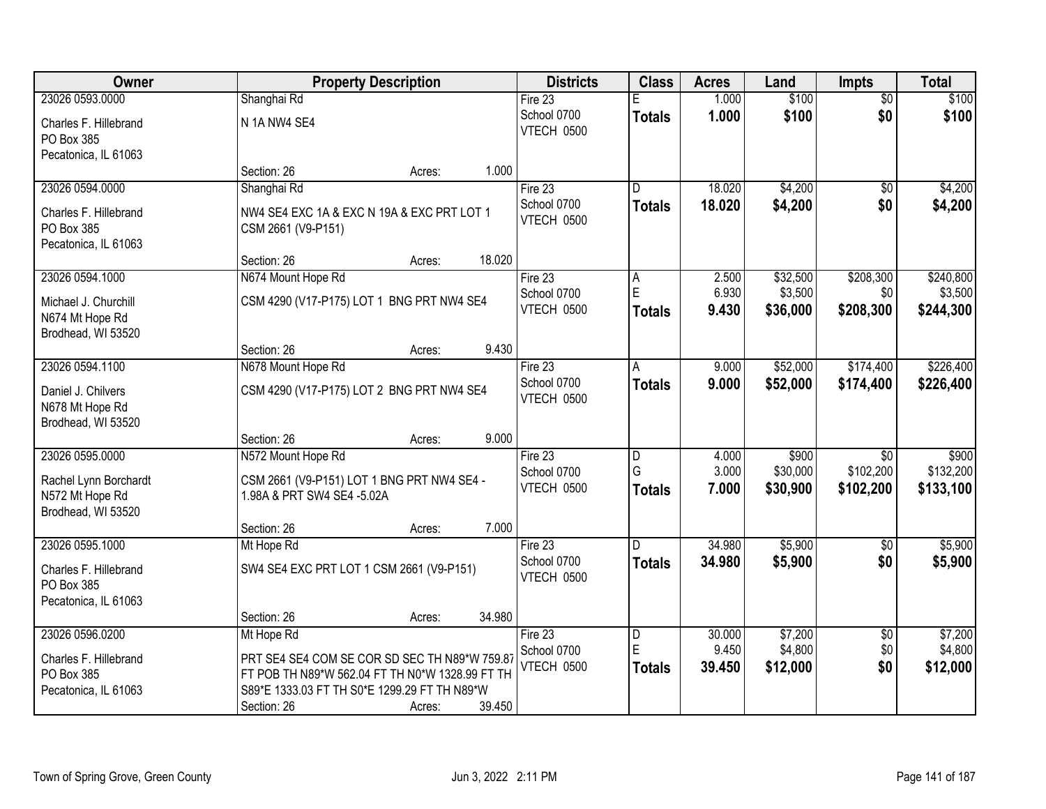| Owner | Property Description | Districts | Class | Acres | Land | Impts | Total |
|---|---|---|---|---|---|---|---|
| 23026 0593.0000<br>Charles F. Hillebrand<br>PO Box 385<br>Pecatonica, IL 61063 | Shanghai Rd<br>N 1A NW4 SE4<br>Section: 26 Acres: 1.000 | Fire 23<br>School 0700<br>VTECH 0500 | E<br>**Totals** | 1.000<br>**1.000** | $100<br>**$100** | $0<br>**$0** | $100<br>**$100** |
| 23026 0594.0000<br>Charles F. Hillebrand<br>PO Box 385<br>Pecatonica, IL 61063 | Shanghai Rd<br>NW4 SE4 EXC 1A & EXC N 19A & EXC PRT LOT 1 CSM 2661 (V9-P151)<br>Section: 26 Acres: 18.020 | Fire 23<br>School 0700<br>VTECH 0500 | D<br>**Totals** | 18.020<br>**18.020** | $4,200<br>**$4,200** | $0<br>**$0** | $4,200<br>**$4,200** |
| 23026 0594.1000<br>Michael J. Churchill<br>N674 Mt Hope Rd<br>Brodhead, WI 53520 | N674 Mount Hope Rd<br>CSM 4290 (V17-P175) LOT 1 BNG PRT NW4 SE4<br>Section: 26 Acres: 9.430 | Fire 23<br>School 0700<br>VTECH 0500 | A<br>E<br>**Totals** | 2.500<br>6.930<br>**9.430** | $32,500<br>$3,500<br>**$36,000** | $208,300<br>$0<br>**$208,300** | $240,800<br>$3,500<br>**$244,300** |
| 23026 0594.1100<br>Daniel J. Chilvers<br>N678 Mt Hope Rd<br>Brodhead, WI 53520 | N678 Mount Hope Rd<br>CSM 4290 (V17-P175) LOT 2 BNG PRT NW4 SE4<br>Section: 26 Acres: 9.000 | Fire 23<br>School 0700<br>VTECH 0500 | A<br>**Totals** | 9.000<br>**9.000** | $52,000<br>**$52,000** | $174,400<br>**$174,400** | $226,400<br>**$226,400** |
| 23026 0595.0000<br>Rachel Lynn Borchardt<br>N572 Mt Hope Rd<br>Brodhead, WI 53520 | N572 Mount Hope Rd<br>CSM 2661 (V9-P151) LOT 1 BNG PRT NW4 SE4 - 1.98A & PRT SW4 SE4 -5.02A<br>Section: 26 Acres: 7.000 | Fire 23<br>School 0700<br>VTECH 0500 | D<br>G<br>**Totals** | 4.000<br>3.000<br>**7.000** | $900<br>$30,000<br>**$30,900** | $0<br>$102,200<br>**$102,200** | $900<br>$132,200<br>**$133,100** |
| 23026 0595.1000<br>Charles F. Hillebrand<br>PO Box 385<br>Pecatonica, IL 61063 | Mt Hope Rd<br>SW4 SE4 EXC PRT LOT 1 CSM 2661 (V9-P151)<br>Section: 26 Acres: 34.980 | Fire 23<br>School 0700<br>VTECH 0500 | D<br>**Totals** | 34.980<br>**34.980** | $5,900<br>**$5,900** | $0<br>**$0** | $5,900<br>**$5,900** |
| 23026 0596.0200<br>Charles F. Hillebrand<br>PO Box 385<br>Pecatonica, IL 61063 | Mt Hope Rd<br>PRT SE4 SE4 COM SE COR SD SEC TH N89*W 759.87 FT POB TH N89*W 562.04 FT TH N0*W 1328.99 FT TH S89*E 1333.03 FT TH S0*E 1299.29 FT TH N89*W<br>Section: 26 Acres: 39.450 | Fire 23<br>School 0700<br>VTECH 0500 | D<br>E<br>**Totals** | 30.000<br>9.450<br>**39.450** | $7,200<br>$4,800<br>**$12,000** | $0<br>$0<br>**$0** | $7,200<br>$4,800<br>**$12,000** |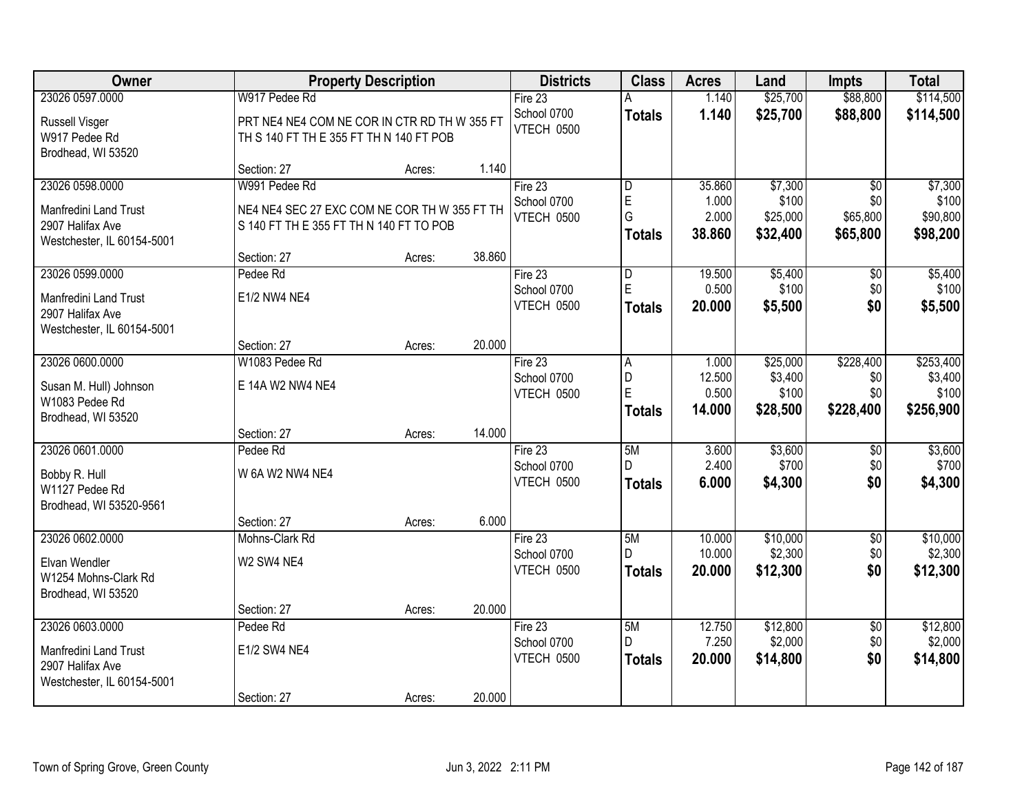| Owner | Property Description | Districts | Class | Acres | Land | Impts | Total |
|---|---|---|---|---|---|---|---|
| 23026 0597.0000<br>Russell Visger<br>W917 Pedee Rd<br>Brodhead, WI 53520 | W917 Pedee Rd<br>PRT NE4 NE4 COM NE COR IN CTR RD TH W 355 FT TH S 140 FT TH E 355 FT TH N 140 FT POB<br>Section: 27 Acres: 1.140 | Fire 23<br>School 0700<br>VTECH 0500 | A<br>**Totals** | 1.140<br>**1.140** | $25,700<br>**$25,700** | $88,800<br>**$88,800** | $114,500<br>**$114,500** |
| 23026 0598.0000<br>Manfredini Land Trust<br>2907 Halifax Ave<br>Westchester, IL 60154-5001 | W991 Pedee Rd<br>NE4 NE4 SEC 27 EXC COM NE COR TH W 355 FT TH S 140 FT TH E 355 FT TH N 140 FT TO POB<br>Section: 27 Acres: 38.860 | Fire 23<br>School 0700<br>VTECH 0500 | D<br>E<br>G<br>**Totals** | 35.860<br>1.000<br>2.000<br>**38.860** | $7,300<br>$100<br>$25,000<br>**$32,400** | $0<br>$0<br>$65,800<br>**$65,800** | $7,300<br>$100<br>$90,800<br>**$98,200** |
| 23026 0599.0000<br>Manfredini Land Trust<br>2907 Halifax Ave<br>Westchester, IL 60154-5001 | Pedee Rd<br>E1/2 NW4 NE4<br>Section: 27 Acres: 20.000 | Fire 23<br>School 0700<br>VTECH 0500 | D<br>E<br>**Totals** | 19.500<br>0.500<br>**20.000** | $5,400<br>$100<br>**$5,500** | $0<br>$0<br>**$0** | $5,400<br>$100<br>**$5,500** |
| 23026 0600.0000<br>Susan M. Hull) Johnson<br>W1083 Pedee Rd<br>Brodhead, WI 53520 | W1083 Pedee Rd<br>E 14A W2 NW4 NE4<br>Section: 27 Acres: 14.000 | Fire 23<br>School 0700<br>VTECH 0500 | A<br>D<br>E<br>**Totals** | 1.000<br>12.500<br>0.500<br>**14.000** | $25,000<br>$3,400<br>$100<br>**$28,500** | $228,400<br>$0<br>$0<br>**$228,400** | $253,400<br>$3,400<br>$100<br>**$256,900** |
| 23026 0601.0000<br>Bobby R. Hull<br>W1127 Pedee Rd<br>Brodhead, WI 53520-9561 | Pedee Rd<br>W 6A W2 NW4 NE4<br>Section: 27 Acres: 6.000 | Fire 23<br>School 0700<br>VTECH 0500 | 5M<br>D<br>**Totals** | 3.600<br>2.400<br>**6.000** | $3,600<br>$700<br>**$4,300** | $0<br>$0<br>**$0** | $3,600<br>$700<br>**$4,300** |
| 23026 0602.0000<br>Elvan Wendler<br>W1254 Mohns-Clark Rd<br>Brodhead, WI 53520 | Mohns-Clark Rd<br>W2 SW4 NE4<br>Section: 27 Acres: 20.000 | Fire 23<br>School 0700<br>VTECH 0500 | 5M<br>D<br>**Totals** | 10.000<br>10.000<br>**20.000** | $10,000<br>$2,300<br>**$12,300** | $0<br>$0<br>**$0** | $10,000<br>$2,300<br>**$12,300** |
| 23026 0603.0000<br>Manfredini Land Trust<br>2907 Halifax Ave<br>Westchester, IL 60154-5001 | Pedee Rd<br>E1/2 SW4 NE4<br>Section: 27 Acres: 20.000 | Fire 23<br>School 0700<br>VTECH 0500 | 5M<br>D<br>**Totals** | 12.750<br>7.250<br>**20.000** | $12,800<br>$2,000<br>**$14,800** | $0<br>$0<br>**$0** | $12,800<br>$2,000<br>**$14,800** |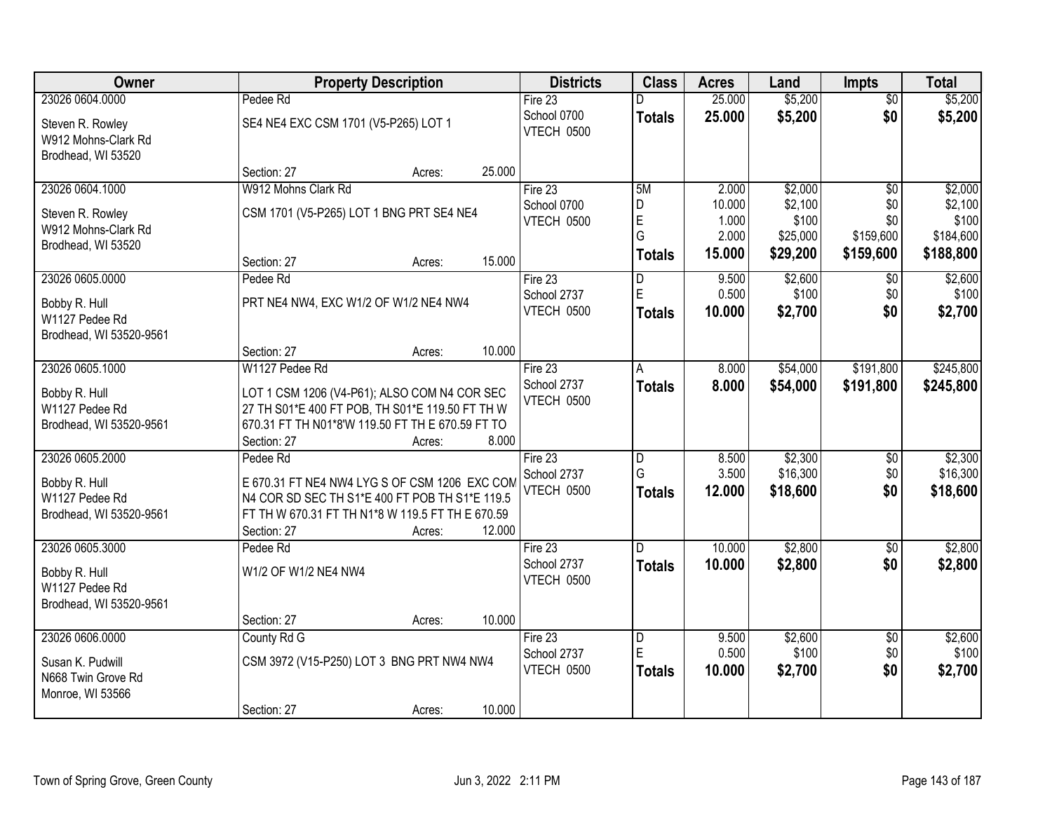| Owner | Property Description | Districts | Class | Acres | Land | Impts | Total |
|---|---|---|---|---|---|---|---|
| 23026 0604.0000<br>Steven R. Rowley<br>W912 Mohns-Clark Rd<br>Brodhead, WI 53520 | Pedee Rd<br>SE4 NE4 EXC CSM 1701 (V5-P265) LOT 1<br>Section: 27 Acres: 25.000 | Fire 23<br>School 0700<br>VTECH 0500 | D<br>**Totals** | 25.000<br>**25.000** | $5,200<br>**$5,200** | $0<br>**$0** | $5,200<br>**$5,200** |
| 23026 0604.1000<br>Steven R. Rowley<br>W912 Mohns-Clark Rd<br>Brodhead, WI 53520 | W912 Mohns Clark Rd<br>CSM 1701 (V5-P265) LOT 1 BNG PRT SE4 NE4<br>Section: 27 Acres: 15.000 | Fire 23<br>School 0700<br>VTECH 0500 | 5M<br>D<br>E<br>G<br>**Totals** | 2.000<br>10.000<br>1.000<br>2.000<br>**15.000** | $2,000<br>$2,100<br>$100<br>$25,000<br>**$29,200** | $0<br>$0<br>$0<br>$159,600<br>**$159,600** | $2,000<br>$2,100<br>$100<br>$184,600<br>**$188,800** |
| 23026 0605.0000<br>Bobby R. Hull<br>W1127 Pedee Rd<br>Brodhead, WI 53520-9561 | Pedee Rd<br>PRT NE4 NW4, EXC W1/2 OF W1/2 NE4 NW4<br>Section: 27 Acres: 10.000 | Fire 23<br>School 2737<br>VTECH 0500 | D<br>E<br>**Totals** | 9.500<br>0.500<br>**10.000** | $2,600<br>$100<br>**$2,700** | $0<br>$0<br>**$0** | $2,600<br>$100<br>**$2,700** |
| 23026 0605.1000<br>Bobby R. Hull<br>W1127 Pedee Rd<br>Brodhead, WI 53520-9561 | W1127 Pedee Rd<br>LOT 1 CSM 1206 (V4-P61); ALSO COM N4 COR SEC 27 TH S01*E 400 FT POB, TH S01*E 119.50 FT TH W 670.31 FT TH N01*8'W 119.50 FT TH E 670.59 FT TO<br>Section: 27 Acres: 8.000 | Fire 23<br>School 2737<br>VTECH 0500 | A<br>**Totals** | 8.000<br>**8.000** | $54,000<br>**$54,000** | $191,800<br>**$191,800** | $245,800<br>**$245,800** |
| 23026 0605.2000<br>Bobby R. Hull<br>W1127 Pedee Rd<br>Brodhead, WI 53520-9561 | Pedee Rd<br>E 670.31 FT NE4 NW4 LYG S OF CSM 1206 EXC COM N4 COR SD SEC TH S1*E 400 FT POB TH S1*E 119.5 FT TH W 670.31 FT TH N1*8 W 119.5 FT TH E 670.59<br>Section: 27 Acres: 12.000 | Fire 23<br>School 2737<br>VTECH 0500 | D<br>G<br>**Totals** | 8.500<br>3.500<br>**12.000** | $2,300<br>$16,300<br>**$18,600** | $0<br>$0<br>**$0** | $2,300<br>$16,300<br>**$18,600** |
| 23026 0605.3000<br>Bobby R. Hull<br>W1127 Pedee Rd<br>Brodhead, WI 53520-9561 | Pedee Rd<br>W1/2 OF W1/2 NE4 NW4<br>Section: 27 Acres: 10.000 | Fire 23<br>School 2737<br>VTECH 0500 | D<br>**Totals** | 10.000<br>**10.000** | $2,800<br>**$2,800** | $0<br>**$0** | $2,800<br>**$2,800** |
| 23026 0606.0000<br>Susan K. Pudwill<br>N668 Twin Grove Rd<br>Monroe, WI 53566 | County Rd G<br>CSM 3972 (V15-P250) LOT 3 BNG PRT NW4 NW4<br>Section: 27 Acres: 10.000 | Fire 23<br>School 2737<br>VTECH 0500 | D<br>E<br>**Totals** | 9.500<br>0.500<br>**10.000** | $2,600<br>$100<br>**$2,700** | $0<br>$0<br>**$0** | $2,600<br>$100<br>**$2,700** |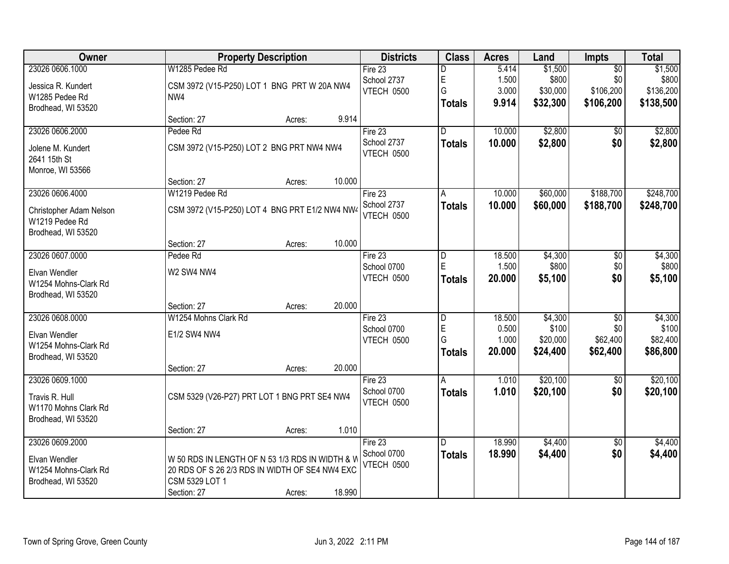| Owner | Property Description | Districts | Class | Acres | Land | Impts | Total |
|---|---|---|---|---|---|---|---|
| 23026 0606.1000<br>Jessica R. Kundert<br>W1285 Pedee Rd<br>Brodhead, WI 53520 | W1285 Pedee Rd<br>CSM 3972 (V15-P250) LOT 1 BNG PRT W 20A NW4 NW4<br>Section: 27 Acres: 9.914 | Fire 23<br>School 2737<br>VTECH 0500 | D<br>E<br>G<br>**Totals** | 5.414<br>1.500<br>3.000<br>**9.914** | $1,500<br>$800<br>$30,000<br>**$32,300** | $0<br>$0<br>$106,200<br>**$106,200** | $1,500<br>$800<br>$136,200<br>**$138,500** |
| 23026 0606.2000<br>Jolene M. Kundert<br>2641 15th St<br>Monroe, WI 53566 | Pedee Rd<br>CSM 3972 (V15-P250) LOT 2 BNG PRT NW4 NW4<br>Section: 27 Acres: 10.000 | Fire 23<br>School 2737<br>VTECH 0500 | D<br>**Totals** | 10.000<br>**10.000** | $2,800<br>**$2,800** | $0<br>**$0** | $2,800<br>**$2,800** |
| 23026 0606.4000<br>Christopher Adam Nelson<br>W1219 Pedee Rd<br>Brodhead, WI 53520 | W1219 Pedee Rd<br>CSM 3972 (V15-P250) LOT 4 BNG PRT E1/2 NW4 NW4<br>Section: 27 Acres: 10.000 | Fire 23<br>School 2737<br>VTECH 0500 | A<br>**Totals** | 10.000<br>**10.000** | $60,000<br>**$60,000** | $188,700<br>**$188,700** | $248,700<br>**$248,700** |
| 23026 0607.0000<br>Elvan Wendler<br>W1254 Mohns-Clark Rd<br>Brodhead, WI 53520 | Pedee Rd<br>W2 SW4 NW4<br>Section: 27 Acres: 20.000 | Fire 23<br>School 0700<br>VTECH 0500 | D<br>E<br>**Totals** | 18.500<br>1.500<br>**20.000** | $4,300<br>$800<br>**$5,100** | $0<br>$0<br>**$0** | $4,300<br>$800<br>**$5,100** |
| 23026 0608.0000<br>Elvan Wendler<br>W1254 Mohns-Clark Rd<br>Brodhead, WI 53520 | W1254 Mohns Clark Rd<br>E1/2 SW4 NW4<br>Section: 27 Acres: 20.000 | Fire 23<br>School 0700<br>VTECH 0500 | D<br>E<br>G<br>**Totals** | 18.500<br>0.500<br>1.000<br>**20.000** | $4,300<br>$100<br>$20,000<br>**$24,400** | $0<br>$0<br>$62,400<br>**$62,400** | $4,300<br>$100<br>$82,400<br>**$86,800** |
| 23026 0609.1000<br>Travis R. Hull<br>W1170 Mohns Clark Rd<br>Brodhead, WI 53520 | CSM 5329 (V26-P27) PRT LOT 1 BNG PRT SE4 NW4<br>Section: 27 Acres: 1.010 | Fire 23<br>School 0700<br>VTECH 0500 | A<br>**Totals** | 1.010<br>**1.010** | $20,100<br>**$20,100** | $0<br>**$0** | $20,100<br>**$20,100** |
| 23026 0609.2000<br>Elvan Wendler<br>W1254 Mohns-Clark Rd<br>Brodhead, WI 53520 | W 50 RDS IN LENGTH OF N 53 1/3 RDS IN WIDTH & W 20 RDS OF S 26 2/3 RDS IN WIDTH OF SE4 NW4 EXC CSM 5329 LOT 1<br>Section: 27 Acres: 18.990 | Fire 23<br>School 0700<br>VTECH 0500 | D<br>**Totals** | 18.990<br>**18.990** | $4,400<br>**$4,400** | $0<br>**$0** | $4,400<br>**$4,400** |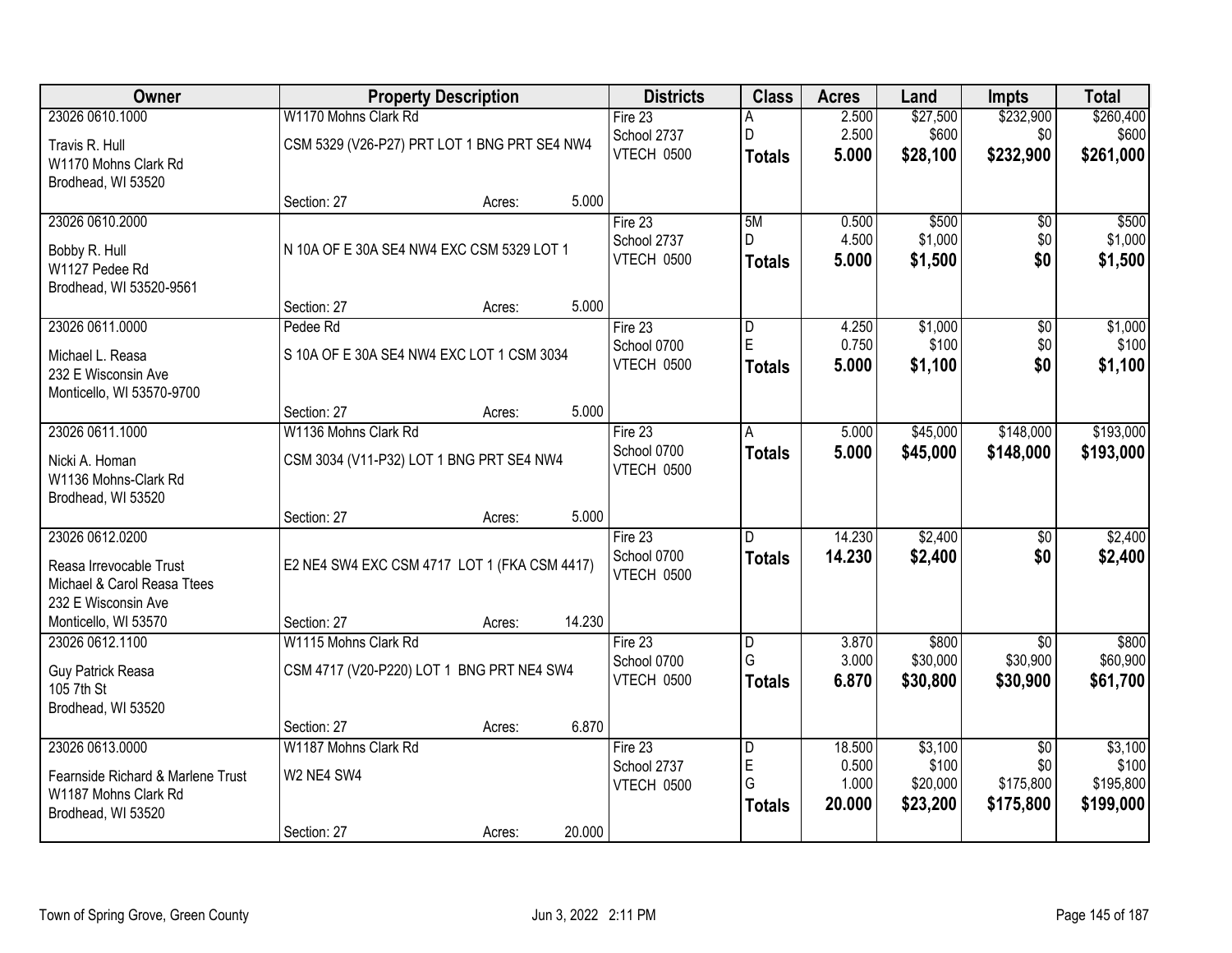| Owner | Property Description | Districts | Class | Acres | Land | Impts | Total |
|---|---|---|---|---|---|---|---|
| 23026 0610.1000<br>Travis R. Hull<br>W1170 Mohns Clark Rd<br>Brodhead, WI 53520 | W1170 Mohns Clark Rd<br>CSM 5329 (V26-P27) PRT LOT 1 BNG PRT SE4 NW4<br>Section: 27 Acres: 5.000 | Fire 23<br>School 2737<br>VTECH 0500 | A<br>D<br>**Totals** | 2.500<br>2.500<br>**5.000** | $27,500<br>$600<br>**$28,100** | $232,900<br>$0<br>**$232,900** | $260,400<br>$600<br>**$261,000** |
| 23026 0610.2000<br>Bobby R. Hull<br>W1127 Pedee Rd<br>Brodhead, WI 53520-9561 | N 10A OF E 30A SE4 NW4 EXC CSM 5329 LOT 1<br>Section: 27 Acres: 5.000 | Fire 23<br>School 2737<br>VTECH 0500 | 5M<br>D<br>**Totals** | 0.500<br>4.500<br>**5.000** | $500<br>$1,000<br>**$1,500** | $0<br>$0<br>**$0** | $500<br>$1,000<br>**$1,500** |
| 23026 0611.0000<br>Michael L. Reasa<br>232 E Wisconsin Ave<br>Monticello, WI 53570-9700 | Pedee Rd<br>S 10A OF E 30A SE4 NW4 EXC LOT 1 CSM 3034<br>Section: 27 Acres: 5.000 | Fire 23<br>School 0700<br>VTECH 0500 | D<br>E<br>**Totals** | 4.250<br>0.750<br>**5.000** | $1,000<br>$100<br>**$1,100** | $0<br>$0<br>**$0** | $1,000<br>$100<br>**$1,100** |
| 23026 0611.1000<br>Nicki A. Homan<br>W1136 Mohns-Clark Rd<br>Brodhead, WI 53520 | W1136 Mohns Clark Rd<br>CSM 3034 (V11-P32) LOT 1 BNG PRT SE4 NW4<br>Section: 27 Acres: 5.000 | Fire 23<br>School 0700<br>VTECH 0500 | A<br>**Totals** | 5.000<br>**5.000** | $45,000<br>**$45,000** | $148,000<br>**$148,000** | $193,000<br>**$193,000** |
| 23026 0612.0200<br>Reasa Irrevocable Trust<br>Michael & Carol Reasa Ttees<br>232 E Wisconsin Ave<br>Monticello, WI 53570 | E2 NE4 SW4 EXC CSM 4717 LOT 1 (FKA CSM 4417)<br>Section: 27 Acres: 14.230 | Fire 23<br>School 0700<br>VTECH 0500 | D<br>**Totals** | 14.230<br>**14.230** | $2,400<br>**$2,400** | $0<br>**$0** | $2,400<br>**$2,400** |
| 23026 0612.1100<br>Guy Patrick Reasa<br>105 7th St<br>Brodhead, WI 53520 | W1115 Mohns Clark Rd<br>CSM 4717 (V20-P220) LOT 1 BNG PRT NE4 SW4<br>Section: 27 Acres: 6.870 | Fire 23<br>School 0700<br>VTECH 0500 | D<br>G<br>**Totals** | 3.870<br>3.000<br>**6.870** | $800<br>$30,000<br>**$30,800** | $0<br>$30,900<br>**$30,900** | $800<br>$60,900<br>**$61,700** |
| 23026 0613.0000<br>Fearnside Richard & Marlene Trust<br>W1187 Mohns Clark Rd<br>Brodhead, WI 53520 | W1187 Mohns Clark Rd<br>W2 NE4 SW4<br>Section: 27 Acres: 20.000 | Fire 23<br>School 2737<br>VTECH 0500 | D<br>E<br>G<br>**Totals** | 18.500<br>0.500<br>1.000<br>**20.000** | $3,100<br>$100<br>$20,000<br>**$23,200** | $0<br>$0<br>$175,800<br>**$175,800** | $3,100<br>$100<br>$195,800<br>**$199,000** |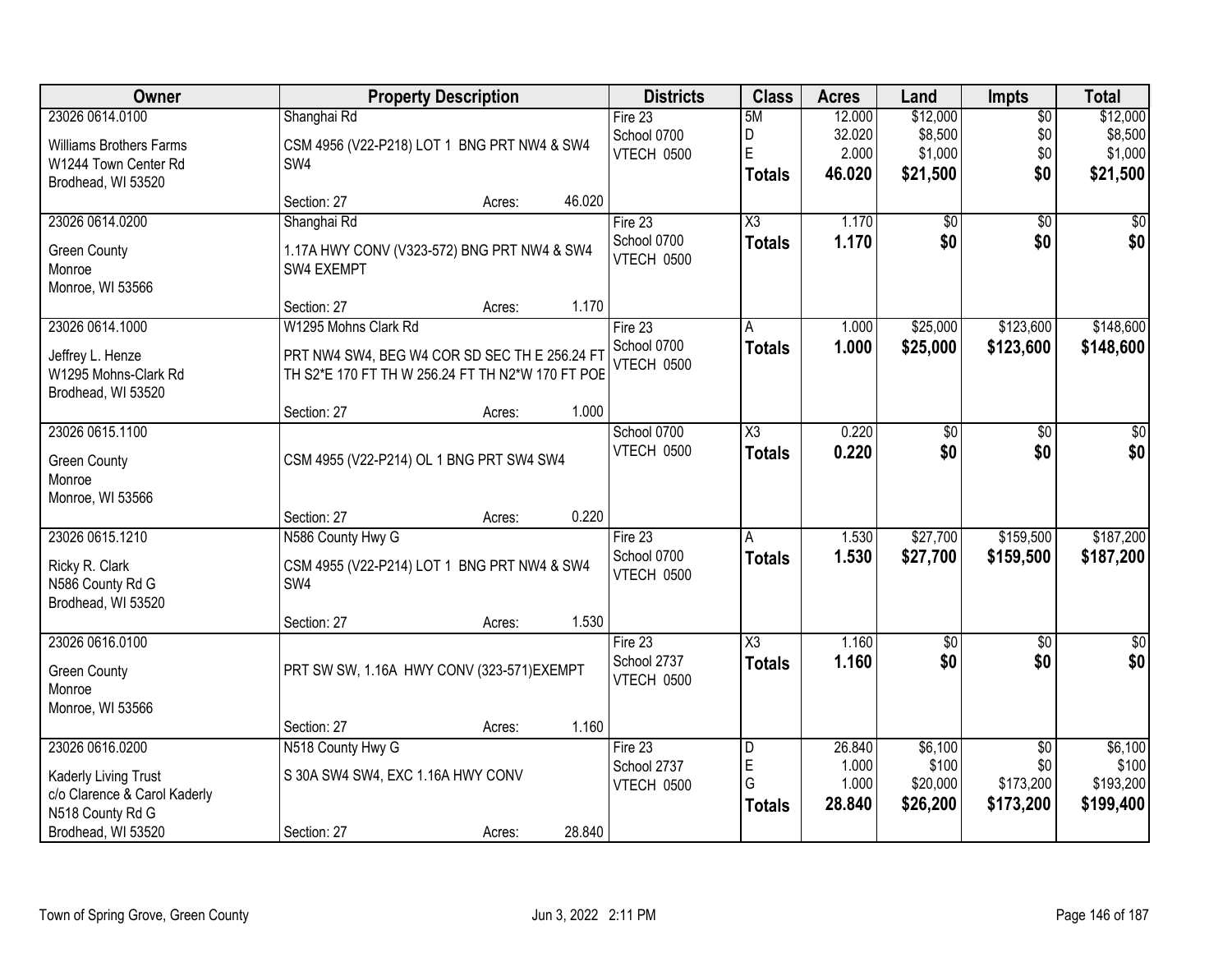| Owner | Property Description | Districts | Class | Acres | Land | Impts | Total |
|---|---|---|---|---|---|---|---|
| 23026 0614.0100<br>Williams Brothers Farms<br>W1244 Town Center Rd<br>Brodhead, WI 53520 | Shanghai Rd<br>CSM 4956 (V22-P218) LOT 1 BNG PRT NW4 & SW4 SW4<br>Section: 27 Acres: 46.020 | Fire 23<br>School 0700<br>VTECH 0500 | 5M<br>D<br>E<br>**Totals** | 12.000<br>32.020<br>2.000<br>**46.020** | $12,000<br>$8,500<br>$1,000<br>**$21,500** | $0<br>$0<br>$0<br>**$0** | $12,000<br>$8,500<br>$1,000<br>**$21,500** |
| 23026 0614.0200<br>Green County<br>Monroe<br>Monroe, WI 53566 | Shanghai Rd<br>1.17A HWY CONV (V323-572) BNG PRT NW4 & SW4 SW4 EXEMPT<br>Section: 27 Acres: 1.170 | Fire 23<br>School 0700<br>VTECH 0500 | X3<br>**Totals** | 1.170<br>**1.170** | $0<br>**$0** | $0<br>**$0** | $0<br>**$0** |
| 23026 0614.1000<br>Jeffrey L. Henze<br>W1295 Mohns-Clark Rd<br>Brodhead, WI 53520 | W1295 Mohns Clark Rd<br>PRT NW4 SW4, BEG W4 COR SD SEC TH E 256.24 FT TH S2*E 170 FT TH W 256.24 FT TH N2*W 170 FT POE<br>Section: 27 Acres: 1.000 | Fire 23<br>School 0700<br>VTECH 0500 | A<br>**Totals** | 1.000<br>**1.000** | $25,000<br>**$25,000** | $123,600<br>**$123,600** | $148,600<br>**$148,600** |
| 23026 0615.1100<br>Green County<br>Monroe<br>Monroe, WI 53566 | CSM 4955 (V22-P214) OL 1 BNG PRT SW4 SW4<br>Section: 27 Acres: 0.220 | School 0700<br>VTECH 0500 | X3<br>**Totals** | 0.220<br>**0.220** | $0<br>**$0** | $0<br>**$0** | $0<br>**$0** |
| 23026 0615.1210<br>Ricky R. Clark<br>N586 County Rd G<br>Brodhead, WI 53520 | N586 County Hwy G<br>CSM 4955 (V22-P214) LOT 1 BNG PRT NW4 & SW4 SW4<br>Section: 27 Acres: 1.530 | Fire 23<br>School 0700<br>VTECH 0500 | A<br>**Totals** | 1.530<br>**1.530** | $27,700<br>**$27,700** | $159,500<br>**$159,500** | $187,200<br>**$187,200** |
| 23026 0616.0100<br>Green County<br>Monroe<br>Monroe, WI 53566 | PRT SW SW, 1.16A HWY CONV (323-571)EXEMPT<br>Section: 27 Acres: 1.160 | Fire 23<br>School 2737<br>VTECH 0500 | X3<br>**Totals** | 1.160<br>**1.160** | $0<br>**$0** | $0<br>**$0** | $0<br>**$0** |
| 23026 0616.0200<br>Kaderly Living Trust<br>c/o Clarence & Carol Kaderly<br>N518 County Rd G<br>Brodhead, WI 53520 | N518 County Hwy G<br>S 30A SW4 SW4, EXC 1.16A HWY CONV<br>Section: 27 Acres: 28.840 | Fire 23<br>School 2737<br>VTECH 0500 | D<br>E<br>G<br>**Totals** | 26.840<br>1.000<br>1.000<br>**28.840** | $6,100<br>$100<br>$20,000<br>**$26,200** | $0<br>$0<br>$173,200<br>**$173,200** | $6,100<br>$100<br>$193,200<br>**$199,400** |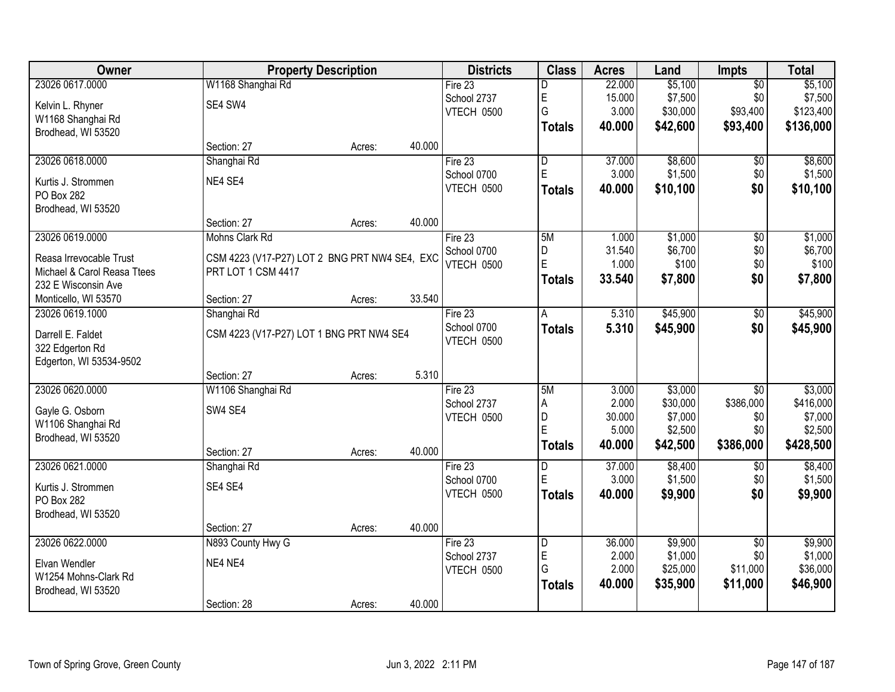| Owner | Property Description | | | Districts | Class | Acres | Land | Impts | Total |
|---|---|---|---|---|---|---|---|---|---|
| 23026 0617.0000 | W1168 Shanghai Rd | | | Fire 23 | D | 22.000 | $5,100 | $0 | $5,100 |
| Kelvin L. Rhyner | SE4 SW4 | | | School 2737 | E | 15.000 | $7,500 | $0 | $7,500 |
| W1168 Shanghai Rd | | | | VTECH 0500 | G | 3.000 | $30,000 | $93,400 | $123,400 |
| Brodhead, WI 53520 | | | | | **Totals** | **40.000** | **$42,600** | **$93,400** | **$136,000** |
| | Section: 27 | Acres: | 40.000 | | | | | | |
| 23026 0618.0000 | Shanghai Rd | | | Fire 23 | D | 37.000 | $8,600 | $0 | $8,600 |
| Kurtis J. Strommen | NE4 SE4 | | | School 0700 | E | 3.000 | $1,500 | $0 | $1,500 |
| PO Box 282 | | | | VTECH 0500 | **Totals** | **40.000** | **$10,100** | **$0** | **$10,100** |
| Brodhead, WI 53520 | | | | | | | | | |
| | Section: 27 | Acres: | 40.000 | | | | | | |
| 23026 0619.0000 | Mohns Clark Rd | | | Fire 23 | 5M | 1.000 | $1,000 | $0 | $1,000 |
| Reasa Irrevocable Trust | CSM 4223 (V17-P27) LOT 2 BNG PRT NW4 SE4, EXC | | | School 0700 | D | 31.540 | $6,700 | $0 | $6,700 |
| Michael & Carol Reasa Ttees | PRT LOT 1 CSM 4417 | | | VTECH 0500 | E | 1.000 | $100 | $0 | $100 |
| 232 E Wisconsin Ave | | | | | **Totals** | **33.540** | **$7,800** | **$0** | **$7,800** |
| Monticello, WI 53570 | Section: 27 | Acres: | 33.540 | | | | | | |
| 23026 0619.1000 | Shanghai Rd | | | Fire 23 | A | 5.310 | $45,900 | $0 | $45,900 |
| Darrell E. Faldet | CSM 4223 (V17-P27) LOT 1 BNG PRT NW4 SE4 | | | School 0700 | **Totals** | **5.310** | **$45,900** | **$0** | **$45,900** |
| 322 Edgerton Rd | | | | VTECH 0500 | | | | | |
| Edgerton, WI 53534-9502 | | | | | | | | | |
| | Section: 27 | Acres: | 5.310 | | | | | | |
| 23026 0620.0000 | W1106 Shanghai Rd | | | Fire 23 | 5M | 3.000 | $3,000 | $0 | $3,000 |
| Gayle G. Osborn | SW4 SE4 | | | School 2737 | A | 2.000 | $30,000 | $386,000 | $416,000 |
| W1106 Shanghai Rd | | | | VTECH 0500 | D | 30.000 | $7,000 | $0 | $7,000 |
| Brodhead, WI 53520 | | | | | E | 5.000 | $2,500 | $0 | $2,500 |
| | Section: 27 | Acres: | 40.000 | | **Totals** | **40.000** | **$42,500** | **$386,000** | **$428,500** |
| 23026 0621.0000 | Shanghai Rd | | | Fire 23 | D | 37.000 | $8,400 | $0 | $8,400 |
| Kurtis J. Strommen | SE4 SE4 | | | School 0700 | E | 3.000 | $1,500 | $0 | $1,500 |
| PO Box 282 | | | | VTECH 0500 | **Totals** | **40.000** | **$9,900** | **$0** | **$9,900** |
| Brodhead, WI 53520 | | | | | | | | | |
| | Section: 27 | Acres: | 40.000 | | | | | | |
| 23026 0622.0000 | N893 County Hwy G | | | Fire 23 | D | 36.000 | $9,900 | $0 | $9,900 |
| Elvan Wendler | NE4 NE4 | | | School 2737 | E | 2.000 | $1,000 | $0 | $1,000 |
| W1254 Mohns-Clark Rd | | | | VTECH 0500 | G | 2.000 | $25,000 | $11,000 | $36,000 |
| Brodhead, WI 53520 | | | | | **Totals** | **40.000** | **$35,900** | **$11,000** | **$46,900** |
| | Section: 28 | Acres: | 40.000 | | | | | | |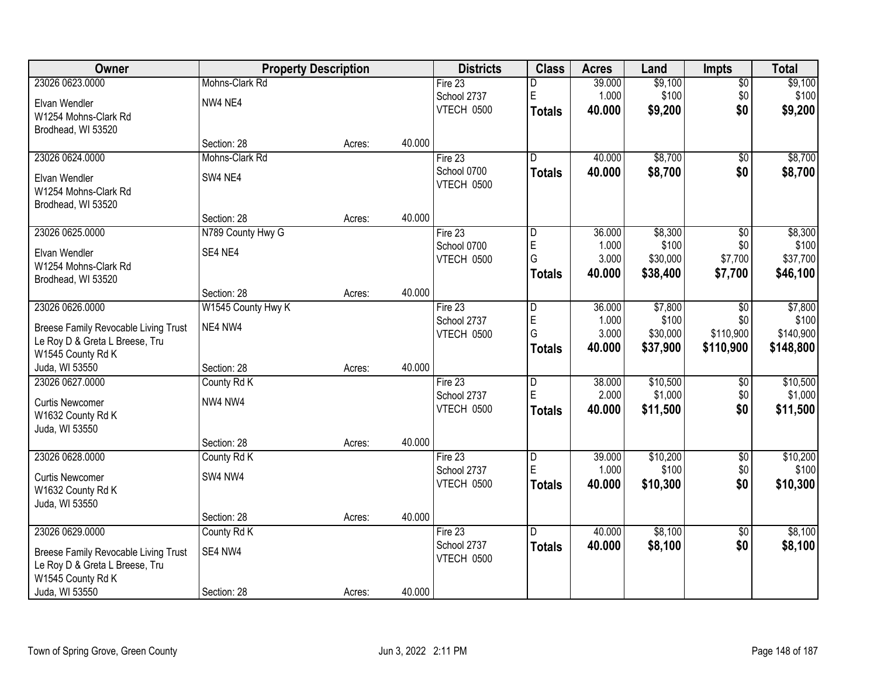| Owner | Property Description | | | Districts | Class | Acres | Land | Impts | Total |
|---|---|---|---|---|---|---|---|---|---|
| 23026 0623.0000 | Mohns-Clark Rd | | | Fire 23 | D | 39.000 | $9,100 | $0 | $9,100 |
| Elvan Wendler | NW4 NE4 | | | School 2737 | E | 1.000 | $100 | $0 | $100 |
| W1254 Mohns-Clark Rd | | | | VTECH 0500 | **Totals** | **40.000** | **$9,200** | **$0** | **$9,200** |
| Brodhead, WI 53520 | | | | | | | | | |
| | Section: 28 | Acres: | 40.000 | | | | | | |
| 23026 0624.0000 | Mohns-Clark Rd | | | Fire 23 | D | 40.000 | $8,700 | $0 | $8,700 |
| Elvan Wendler | SW4 NE4 | | | School 0700 | **Totals** | **40.000** | **$8,700** | **$0** | **$8,700** |
| W1254 Mohns-Clark Rd | | | | VTECH 0500 | | | | | |
| Brodhead, WI 53520 | | | | | | | | | |
| | Section: 28 | Acres: | 40.000 | | | | | | |
| 23026 0625.0000 | N789 County Hwy G | | | Fire 23 | D | 36.000 | $8,300 | $0 | $8,300 |
| Elvan Wendler | SE4 NE4 | | | School 0700 | E | 1.000 | $100 | $0 | $100 |
| W1254 Mohns-Clark Rd | | | | VTECH 0500 | G | 3.000 | $30,000 | $7,700 | $37,700 |
| Brodhead, WI 53520 | | | | | **Totals** | **40.000** | **$38,400** | **$7,700** | **$46,100** |
| | Section: 28 | Acres: | 40.000 | | | | | | |
| 23026 0626.0000 | W1545 County Hwy K | | | Fire 23 | D | 36.000 | $7,800 | $0 | $7,800 |
| Breese Family Revocable Living Trust | NE4 NW4 | | | School 2737 | E | 1.000 | $100 | $0 | $100 |
| Le Roy D & Greta L Breese, Tru | | | | VTECH 0500 | G | 3.000 | $30,000 | $110,900 | $140,900 |
| W1545 County Rd K | | | | | **Totals** | **40.000** | **$37,900** | **$110,900** | **$148,800** |
| Juda, WI 53550 | Section: 28 | Acres: | 40.000 | | | | | | |
| 23026 0627.0000 | County Rd K | | | Fire 23 | D | 38.000 | $10,500 | $0 | $10,500 |
| Curtis Newcomer | NW4 NW4 | | | School 2737 | E | 2.000 | $1,000 | $0 | $1,000 |
| W1632 County Rd K | | | | VTECH 0500 | **Totals** | **40.000** | **$11,500** | **$0** | **$11,500** |
| Juda, WI 53550 | | | | | | | | | |
| | Section: 28 | Acres: | 40.000 | | | | | | |
| 23026 0628.0000 | County Rd K | | | Fire 23 | D | 39.000 | $10,200 | $0 | $10,200 |
| Curtis Newcomer | SW4 NW4 | | | School 2737 | E | 1.000 | $100 | $0 | $100 |
| W1632 County Rd K | | | | VTECH 0500 | **Totals** | **40.000** | **$10,300** | **$0** | **$10,300** |
| Juda, WI 53550 | | | | | | | | | |
| | Section: 28 | Acres: | 40.000 | | | | | | |
| 23026 0629.0000 | County Rd K | | | Fire 23 | D | 40.000 | $8,100 | $0 | $8,100 |
| Breese Family Revocable Living Trust | SE4 NW4 | | | School 2737 | **Totals** | **40.000** | **$8,100** | **$0** | **$8,100** |
| Le Roy D & Greta L Breese, Tru | | | | VTECH 0500 | | | | | |
| W1545 County Rd K | | | | | | | | | |
| Juda, WI 53550 | Section: 28 | Acres: | 40.000 | | | | | | |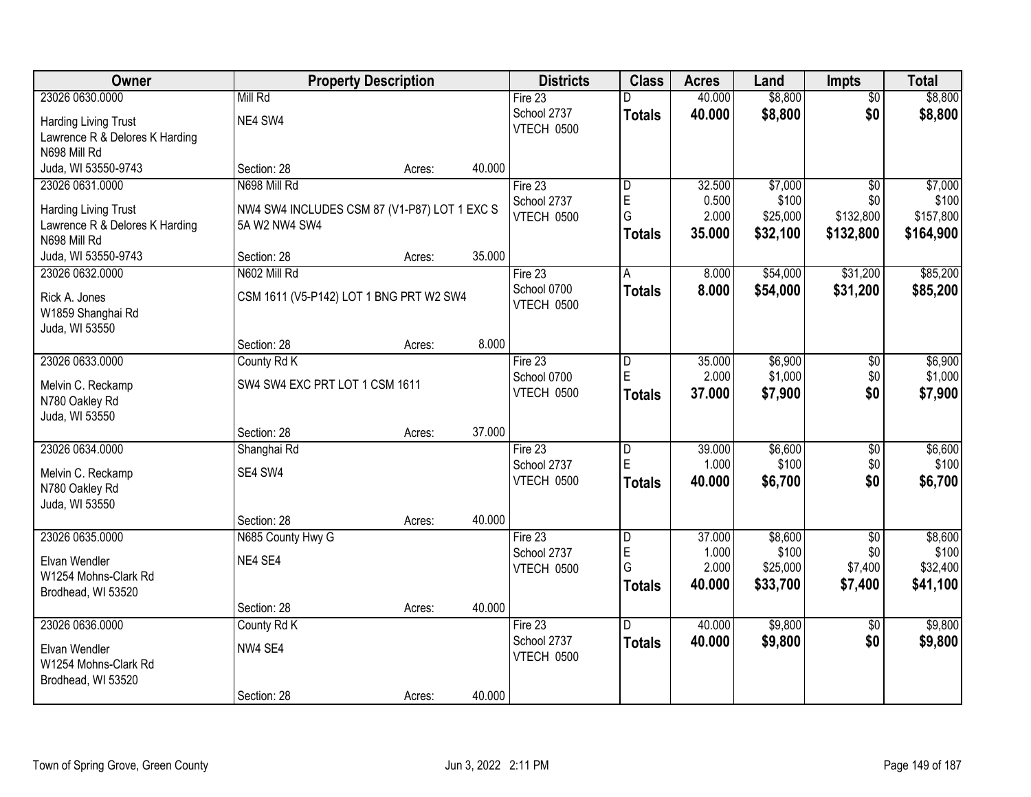| Owner | Property Description | Districts | Class | Acres | Land | Impts | Total |
|---|---|---|---|---|---|---|---|
| 23026 0630.0000<br>Harding Living Trust<br>Lawrence R & Delores K Harding<br>N698 Mill Rd<br>Juda, WI 53550-9743 | Mill Rd<br>NE4 SW4<br>Section: 28 Acres: 40.000 | Fire 23<br>School 2737<br>VTECH 0500 | D<br>**Totals** | 40.000<br>**40.000** | $8,800<br>**$8,800** | $0<br>**$0** | $8,800<br>**$8,800** |
| 23026 0631.0000<br>Harding Living Trust<br>Lawrence R & Delores K Harding<br>N698 Mill Rd<br>Juda, WI 53550-9743 | N698 Mill Rd<br>NW4 SW4 INCLUDES CSM 87 (V1-P87) LOT 1 EXC S 5A W2 NW4 SW4<br>Section: 28 Acres: 35.000 | Fire 23<br>School 2737<br>VTECH 0500 | D<br>E<br>G<br>**Totals** | 32.500<br>0.500<br>2.000<br>**35.000** | $7,000<br>$100<br>$25,000<br>**$32,100** | $0<br>$0<br>$132,800<br>**$132,800** | $7,000<br>$100<br>$157,800<br>**$164,900** |
| 23026 0632.0000<br>Rick A. Jones<br>W1859 Shanghai Rd<br>Juda, WI 53550 | N602 Mill Rd<br>CSM 1611 (V5-P142) LOT 1 BNG PRT W2 SW4<br>Section: 28 Acres: 8.000 | Fire 23<br>School 0700<br>VTECH 0500 | A<br>**Totals** | 8.000<br>**8.000** | $54,000<br>**$54,000** | $31,200<br>**$31,200** | $85,200<br>**$85,200** |
| 23026 0633.0000<br>Melvin C. Reckamp<br>N780 Oakley Rd<br>Juda, WI 53550 | County Rd K<br>SW4 SW4 EXC PRT LOT 1 CSM 1611<br>Section: 28 Acres: 37.000 | Fire 23<br>School 0700<br>VTECH 0500 | D<br>E<br>**Totals** | 35.000<br>2.000<br>**37.000** | $6,900<br>$1,000<br>**$7,900** | $0<br>$0<br>**$0** | $6,900<br>$1,000<br>**$7,900** |
| 23026 0634.0000<br>Melvin C. Reckamp<br>N780 Oakley Rd<br>Juda, WI 53550 | Shanghai Rd<br>SE4 SW4<br>Section: 28 Acres: 40.000 | Fire 23<br>School 2737<br>VTECH 0500 | D<br>E<br>**Totals** | 39.000<br>1.000<br>**40.000** | $6,600<br>$100<br>**$6,700** | $0<br>$0<br>**$0** | $6,600<br>$100<br>**$6,700** |
| 23026 0635.0000<br>Elvan Wendler<br>W1254 Mohns-Clark Rd<br>Brodhead, WI 53520 | N685 County Hwy G<br>NE4 SE4<br>Section: 28 Acres: 40.000 | Fire 23<br>School 2737<br>VTECH 0500 | D<br>E<br>G<br>**Totals** | 37.000<br>1.000<br>2.000<br>**40.000** | $8,600<br>$100<br>$25,000<br>**$33,700** | $0<br>$0<br>$7,400<br>**$7,400** | $8,600<br>$100<br>$32,400<br>**$41,100** |
| 23026 0636.0000<br>Elvan Wendler<br>W1254 Mohns-Clark Rd<br>Brodhead, WI 53520 | County Rd K<br>NW4 SE4<br>Section: 28 Acres: 40.000 | Fire 23<br>School 2737<br>VTECH 0500 | D<br>**Totals** | 40.000<br>**40.000** | $9,800<br>**$9,800** | $0<br>**$0** | $9,800<br>**$9,800** |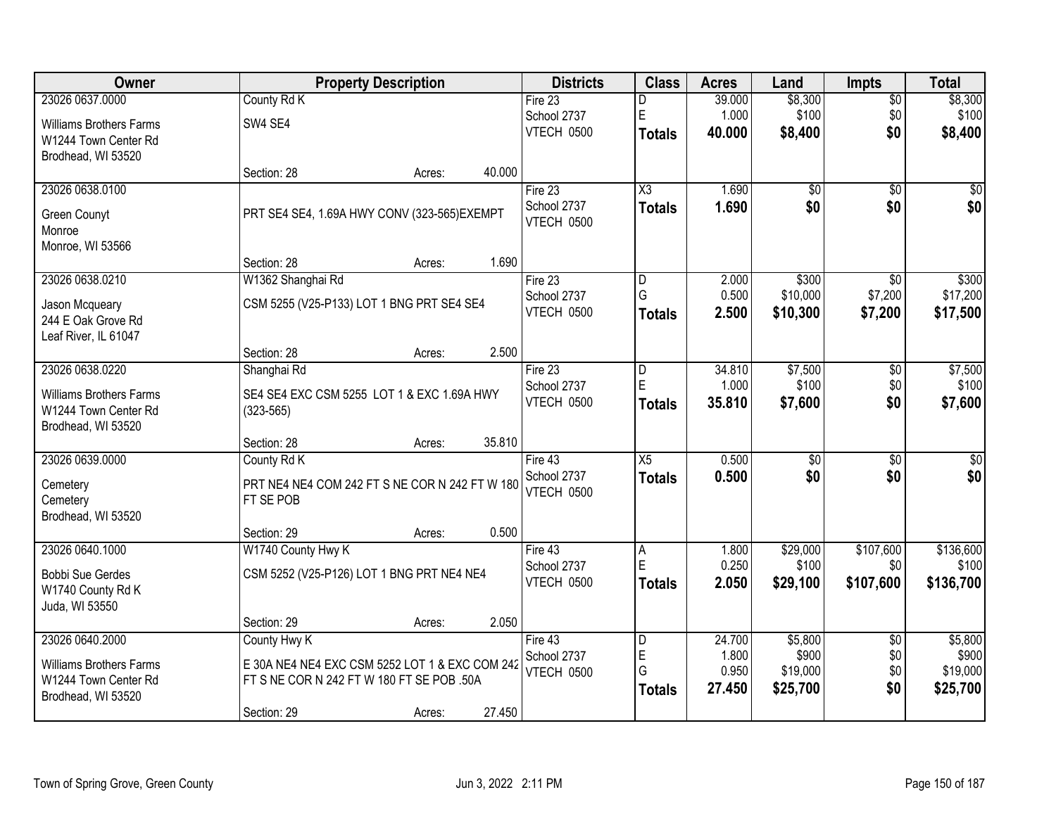| Owner | Property Description | Districts | Class | Acres | Land | Impts | Total |
|---|---|---|---|---|---|---|---|
| 23026 0637.0000<br>Williams Brothers Farms<br>W1244 Town Center Rd<br>Brodhead, WI 53520 | County Rd K<br>SW4 SE4<br>Section: 28 Acres: 40.000 | Fire 23<br>School 2737<br>VTECH 0500 | D<br>E<br>**Totals** | 39.000<br>1.000<br>**40.000** | $8,300<br>$100<br>**$8,400** | $0<br>$0<br>**$0** | $8,300<br>$100<br>**$8,400** |
| 23026 0638.0100<br>Green Counyt<br>Monroe<br>Monroe, WI 53566 | PRT SE4 SE4, 1.69A HWY CONV (323-565)EXEMPT<br>Section: 28 Acres: 1.690 | Fire 23<br>School 2737<br>VTECH 0500 | X3<br>**Totals** | 1.690<br>**1.690** | $0<br>**$0** | $0<br>**$0** | $0<br>**$0** |
| 23026 0638.0210<br>Jason Mcqueary<br>244 E Oak Grove Rd<br>Leaf River, IL 61047 | W1362 Shanghai Rd<br>CSM 5255 (V25-P133) LOT 1 BNG PRT SE4 SE4<br>Section: 28 Acres: 2.500 | Fire 23<br>School 2737<br>VTECH 0500 | D<br>G<br>**Totals** | 2.000<br>0.500<br>**2.500** | $300<br>$10,000<br>**$10,300** | $0<br>$7,200<br>**$7,200** | $300<br>$17,200<br>**$17,500** |
| 23026 0638.0220<br>Williams Brothers Farms<br>W1244 Town Center Rd<br>Brodhead, WI 53520 | Shanghai Rd<br>SE4 SE4 EXC CSM 5255 LOT 1 & EXC 1.69A HWY (323-565)<br>Section: 28 Acres: 35.810 | Fire 23<br>School 2737<br>VTECH 0500 | D<br>E<br>**Totals** | 34.810<br>1.000<br>**35.810** | $7,500<br>$100<br>**$7,600** | $0<br>$0<br>**$0** | $7,500<br>$100<br>**$7,600** |
| 23026 0639.0000<br>Cemetery<br>Cemetery<br>Brodhead, WI 53520 | County Rd K<br>PRT NE4 NE4 COM 242 FT S NE COR N 242 FT W 180 FT SE POB<br>Section: 29 Acres: 0.500 | Fire 43<br>School 2737<br>VTECH 0500 | X5<br>**Totals** | 0.500<br>**0.500** | $0<br>**$0** | $0<br>**$0** | $0<br>**$0** |
| 23026 0640.1000<br>Bobbi Sue Gerdes<br>W1740 County Rd K<br>Juda, WI 53550 | W1740 County Hwy K<br>CSM 5252 (V25-P126) LOT 1 BNG PRT NE4 NE4<br>Section: 29 Acres: 2.050 | Fire 43<br>School 2737<br>VTECH 0500 | A<br>E<br>**Totals** | 1.800<br>0.250<br>**2.050** | $29,000<br>$100<br>**$29,100** | $107,600<br>$0<br>**$107,600** | $136,600<br>$100<br>**$136,700** |
| 23026 0640.2000<br>Williams Brothers Farms<br>W1244 Town Center Rd<br>Brodhead, WI 53520 | County Hwy K<br>E 30A NE4 NE4 EXC CSM 5252 LOT 1 & EXC COM 242 FT S NE COR N 242 FT W 180 FT SE POB .50A<br>Section: 29 Acres: 27.450 | Fire 43<br>School 2737<br>VTECH 0500 | D<br>E<br>G<br>**Totals** | 24.700<br>1.800<br>0.950<br>**27.450** | $5,800<br>$900<br>$19,000<br>**$25,700** | $0<br>$0<br>$0<br>**$0** | $5,800<br>$900<br>$19,000<br>**$25,700** |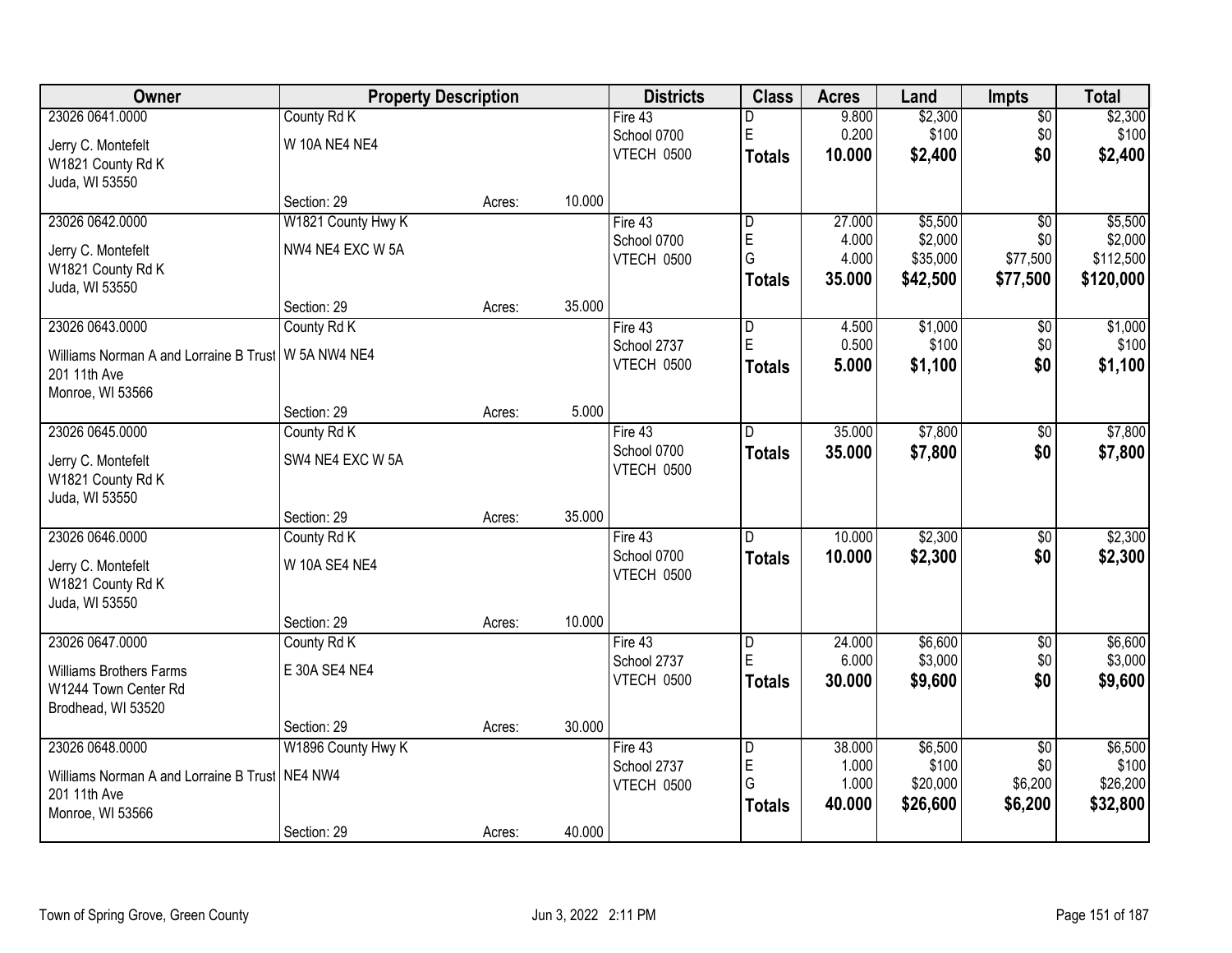| Owner | Property Description | | | Districts | Class | Acres | Land | Impts | Total |
|---|---|---|---|---|---|---|---|---|---|
| 23026 0641.0000 | County Rd K | | | Fire 43 | D | 9.800 | $2,300 | $0 | $2,300 |
| Jerry C. Montefelt | W 10A NE4 NE4 | | | School 0700 | E | 0.200 | $100 | $0 | $100 |
| W1821 County Rd K | | | | VTECH 0500 | **Totals** | **10.000** | **$2,400** | **$0** | **$2,400** |
| Juda, WI 53550 | | | | | | | | | |
| | Section: 29 | Acres: | 10.000 | | | | | | |
| 23026 0642.0000 | W1821 County Hwy K | | | Fire 43 | D | 27.000 | $5,500 | $0 | $5,500 |
| Jerry C. Montefelt | NW4 NE4 EXC W 5A | | | School 0700 | E | 4.000 | $2,000 | $0 | $2,000 |
| W1821 County Rd K | | | | VTECH 0500 | G | 4.000 | $35,000 | $77,500 | $112,500 |
| Juda, WI 53550 | | | | | **Totals** | **35.000** | **$42,500** | **$77,500** | **$120,000** |
| | Section: 29 | Acres: | 35.000 | | | | | | |
| 23026 0643.0000 | County Rd K | | | Fire 43 | D | 4.500 | $1,000 | $0 | $1,000 |
| Williams Norman A and Lorraine B Trust | W 5A NW4 NE4 | | | School 2737 | E | 0.500 | $100 | $0 | $100 |
| 201 11th Ave | | | | VTECH 0500 | **Totals** | **5.000** | **$1,100** | **$0** | **$1,100** |
| Monroe, WI 53566 | | | | | | | | | |
| | Section: 29 | Acres: | 5.000 | | | | | | |
| 23026 0645.0000 | County Rd K | | | Fire 43 | D | 35.000 | $7,800 | $0 | $7,800 |
| Jerry C. Montefelt | SW4 NE4 EXC W 5A | | | School 0700 | **Totals** | **35.000** | **$7,800** | **$0** | **$7,800** |
| W1821 County Rd K | | | | VTECH 0500 | | | | | |
| Juda, WI 53550 | | | | | | | | | |
| | Section: 29 | Acres: | 35.000 | | | | | | |
| 23026 0646.0000 | County Rd K | | | Fire 43 | D | 10.000 | $2,300 | $0 | $2,300 |
| Jerry C. Montefelt | W 10A SE4 NE4 | | | School 0700 | **Totals** | **10.000** | **$2,300** | **$0** | **$2,300** |
| W1821 County Rd K | | | | VTECH 0500 | | | | | |
| Juda, WI 53550 | | | | | | | | | |
| | Section: 29 | Acres: | 10.000 | | | | | | |
| 23026 0647.0000 | County Rd K | | | Fire 43 | D | 24.000 | $6,600 | $0 | $6,600 |
| Williams Brothers Farms | E 30A SE4 NE4 | | | School 2737 | E | 6.000 | $3,000 | $0 | $3,000 |
| W1244 Town Center Rd | | | | VTECH 0500 | **Totals** | **30.000** | **$9,600** | **$0** | **$9,600** |
| Brodhead, WI 53520 | | | | | | | | | |
| | Section: 29 | Acres: | 30.000 | | | | | | |
| 23026 0648.0000 | W1896 County Hwy K | | | Fire 43 | D | 38.000 | $6,500 | $0 | $6,500 |
| Williams Norman A and Lorraine B Trust | NE4 NW4 | | | School 2737 | E | 1.000 | $100 | $0 | $100 |
| 201 11th Ave | | | | VTECH 0500 | G | 1.000 | $20,000 | $6,200 | $26,200 |
| Monroe, WI 53566 | | | | | **Totals** | **40.000** | **$26,600** | **$6,200** | **$32,800** |
| | Section: 29 | Acres: | 40.000 | | | | | | |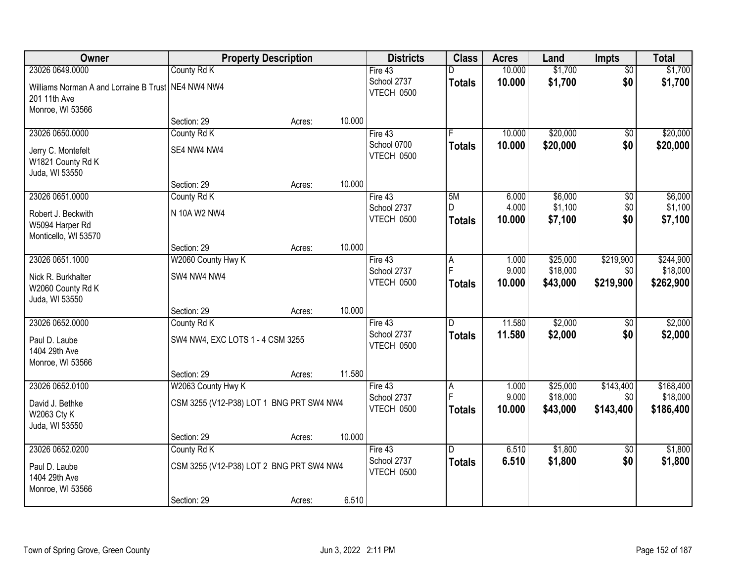| Owner | Property Description | | | Districts | Class | Acres | Land | Impts | Total |
|---|---|---|---|---|---|---|---|---|---|
| 23026 0649.0000 | County Rd K | | | Fire 43 | D | 10.000 | $1,700 | $0 | $1,700 |
| Williams Norman A and Lorraine B Trust<br>201 11th Ave<br>Monroe, WI 53566 | NE4 NW4 NW4 | | | School 2737<br>VTECH 0500 | **Totals** | **10.000** | **$1,700** | **$0** | **$1,700** |
| | Section: 29 | Acres: | 10.000 | | | | | | |
| 23026 0650.0000 | County Rd K | | | Fire 43 | F | 10.000 | $20,000 | $0 | $20,000 |
| Jerry C. Montefelt<br>W1821 County Rd K<br>Juda, WI 53550 | SE4 NW4 NW4 | | | School 0700<br>VTECH 0500 | **Totals** | **10.000** | **$20,000** | **$0** | **$20,000** |
| | Section: 29 | Acres: | 10.000 | | | | | | |
| 23026 0651.0000 | County Rd K | | | Fire 43 | 5M | 6.000 | $6,000 | $0 | $6,000 |
| Robert J. Beckwith<br>W5094 Harper Rd<br>Monticello, WI 53570 | N 10A W2 NW4 | | | School 2737<br>VTECH 0500 | D | 4.000 | $1,100 | $0 | $1,100 |
| | | | | | **Totals** | **10.000** | **$7,100** | **$0** | **$7,100** |
| | Section: 29 | Acres: | 10.000 | | | | | | |
| 23026 0651.1000 | W2060 County Hwy K | | | Fire 43 | A | 1.000 | $25,000 | $219,900 | $244,900 |
| Nick R. Burkhalter<br>W2060 County Rd K<br>Juda, WI 53550 | SW4 NW4 NW4 | | | School 2737<br>VTECH 0500 | F | 9.000 | $18,000 | $0 | $18,000 |
| | | | | | **Totals** | **10.000** | **$43,000** | **$219,900** | **$262,900** |
| | Section: 29 | Acres: | 10.000 | | | | | | |
| 23026 0652.0000 | County Rd K | | | Fire 43 | D | 11.580 | $2,000 | $0 | $2,000 |
| Paul D. Laube<br>1404 29th Ave<br>Monroe, WI 53566 | SW4 NW4, EXC LOTS 1 - 4 CSM 3255 | | | School 2737<br>VTECH 0500 | **Totals** | **11.580** | **$2,000** | **$0** | **$2,000** |
| | Section: 29 | Acres: | 11.580 | | | | | | |
| 23026 0652.0100 | W2063 County Hwy K | | | Fire 43 | A | 1.000 | $25,000 | $143,400 | $168,400 |
| David J. Bethke<br>W2063 Cty K<br>Juda, WI 53550 | CSM 3255 (V12-P38) LOT 1 BNG PRT SW4 NW4 | | | School 2737<br>VTECH 0500 | F | 9.000 | $18,000 | $0 | $18,000 |
| | | | | | **Totals** | **10.000** | **$43,000** | **$143,400** | **$186,400** |
| | Section: 29 | Acres: | 10.000 | | | | | | |
| 23026 0652.0200 | County Rd K | | | Fire 43 | D | 6.510 | $1,800 | $0 | $1,800 |
| Paul D. Laube<br>1404 29th Ave<br>Monroe, WI 53566 | CSM 3255 (V12-P38) LOT 2 BNG PRT SW4 NW4 | | | School 2737<br>VTECH 0500 | **Totals** | **6.510** | **$1,800** | **$0** | **$1,800** |
| | Section: 29 | Acres: | 6.510 | | | | | | |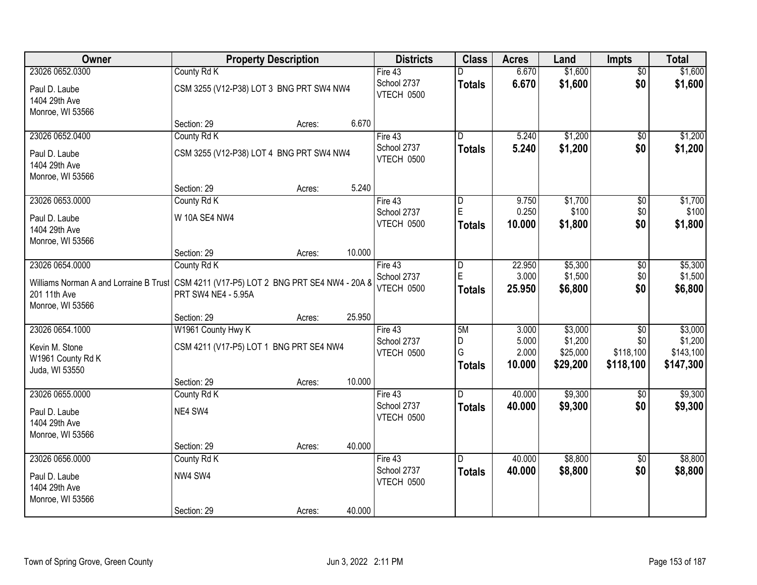| Owner | Property Description | Districts | Class | Acres | Land | Impts | Total |
|---|---|---|---|---|---|---|---|
| 23026 0652.0300<br>Paul D. Laube<br>1404 29th Ave<br>Monroe, WI 53566 | County Rd K<br>CSM 3255 (V12-P38) LOT 3 BNG PRT SW4 NW4<br>Section: 29 Acres: 6.670 | Fire 43<br>School 2737<br>VTECH 0500 | D<br>**Totals** | 6.670<br>**6.670** | $1,600<br>**$1,600** | $0<br>**$0** | $1,600<br>**$1,600** |
| 23026 0652.0400<br>Paul D. Laube<br>1404 29th Ave<br>Monroe, WI 53566 | County Rd K<br>CSM 3255 (V12-P38) LOT 4 BNG PRT SW4 NW4<br>Section: 29 Acres: 5.240 | Fire 43<br>School 2737<br>VTECH 0500 | D<br>**Totals** | 5.240<br>**5.240** | $1,200<br>**$1,200** | $0<br>**$0** | $1,200<br>**$1,200** |
| 23026 0653.0000<br>Paul D. Laube<br>1404 29th Ave<br>Monroe, WI 53566 | County Rd K<br>W 10A SE4 NW4<br>Section: 29 Acres: 10.000 | Fire 43<br>School 2737<br>VTECH 0500 | D<br>E<br>**Totals** | 9.750<br>0.250<br>**10.000** | $1,700<br>$100<br>**$1,800** | $0<br>$0<br>**$0** | $1,700<br>$100<br>**$1,800** |
| 23026 0654.0000<br>Williams Norman A and Lorraine B Trust<br>201 11th Ave<br>Monroe, WI 53566 | County Rd K<br>CSM 4211 (V17-P5) LOT 2 BNG PRT SE4 NW4 - 20A & PRT SW4 NE4 - 5.95A<br>Section: 29 Acres: 25.950 | Fire 43<br>School 2737<br>VTECH 0500 | D<br>E<br>**Totals** | 22.950<br>3.000<br>**25.950** | $5,300<br>$1,500<br>**$6,800** | $0<br>$0<br>**$0** | $5,300<br>$1,500<br>**$6,800** |
| 23026 0654.1000<br>Kevin M. Stone<br>W1961 County Rd K<br>Juda, WI 53550 | W1961 County Hwy K<br>CSM 4211 (V17-P5) LOT 1 BNG PRT SE4 NW4<br>Section: 29 Acres: 10.000 | Fire 43<br>School 2737<br>VTECH 0500 | 5M<br>D<br>G<br>**Totals** | 3.000<br>5.000<br>2.000<br>**10.000** | $3,000<br>$1,200<br>$25,000<br>**$29,200** | $0<br>$0<br>$118,100<br>**$118,100** | $3,000<br>$1,200<br>$143,100<br>**$147,300** |
| 23026 0655.0000<br>Paul D. Laube<br>1404 29th Ave<br>Monroe, WI 53566 | County Rd K<br>NE4 SW4<br>Section: 29 Acres: 40.000 | Fire 43<br>School 2737<br>VTECH 0500 | D<br>**Totals** | 40.000<br>**40.000** | $9,300<br>**$9,300** | $0<br>**$0** | $9,300<br>**$9,300** |
| 23026 0656.0000<br>Paul D. Laube<br>1404 29th Ave<br>Monroe, WI 53566 | County Rd K<br>NW4 SW4<br>Section: 29 Acres: 40.000 | Fire 43<br>School 2737<br>VTECH 0500 | D<br>**Totals** | 40.000<br>**40.000** | $8,800<br>**$8,800** | $0<br>**$0** | $8,800<br>**$8,800** |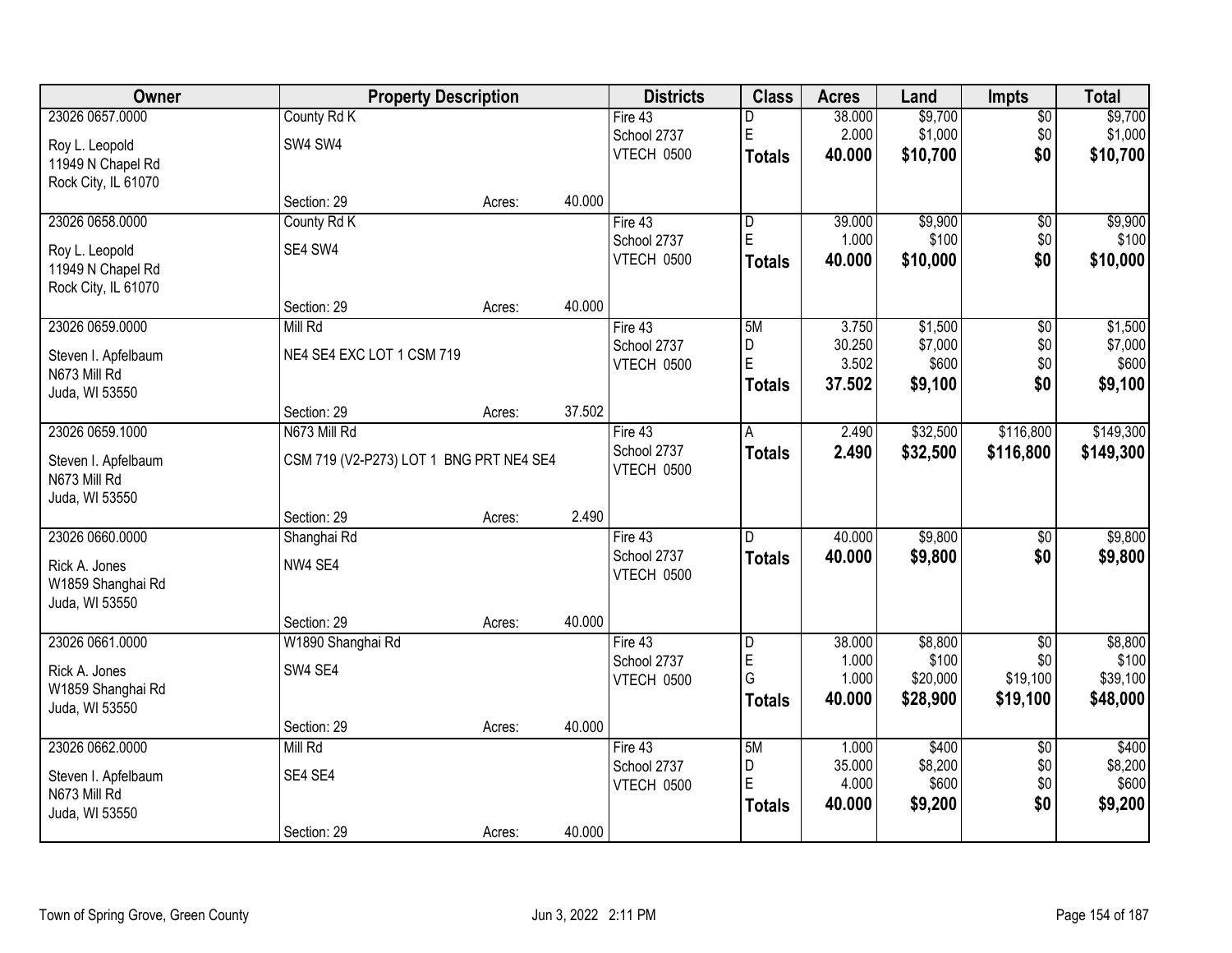| Owner | Property Description | | | Districts | Class | Acres | Land | Impts | Total |
|---|---|---|---|---|---|---|---|---|---|
| 23026 0657.0000 | County Rd K | | | Fire 43 | D | 38.000 | $9,700 | $0 | $9,700 |
| Roy L. Leopold | SW4 SW4 | | | School 2737 | E | 2.000 | $1,000 | $0 | $1,000 |
| 11949 N Chapel Rd | | | | VTECH 0500 | **Totals** | **40.000** | **$10,700** | **$0** | **$10,700** |
| Rock City, IL 61070 | | | | | | | | | |
| | Section: 29 | Acres: | 40.000 | | | | | | |
| 23026 0658.0000 | County Rd K | | | Fire 43 | D | 39.000 | $9,900 | $0 | $9,900 |
| Roy L. Leopold | SE4 SW4 | | | School 2737 | E | 1.000 | $100 | $0 | $100 |
| 11949 N Chapel Rd | | | | VTECH 0500 | **Totals** | **40.000** | **$10,000** | **$0** | **$10,000** |
| Rock City, IL 61070 | | | | | | | | | |
| | Section: 29 | Acres: | 40.000 | | | | | | |
| 23026 0659.0000 | Mill Rd | | | Fire 43 | 5M | 3.750 | $1,500 | $0 | $1,500 |
| Steven I. Apfelbaum | NE4 SE4 EXC LOT 1 CSM 719 | | | School 2737 | D | 30.250 | $7,000 | $0 | $7,000 |
| N673 Mill Rd | | | | VTECH 0500 | E | 3.502 | $600 | $0 | $600 |
| Juda, WI 53550 | | | | | **Totals** | **37.502** | **$9,100** | **$0** | **$9,100** |
| | Section: 29 | Acres: | 37.502 | | | | | | |
| 23026 0659.1000 | N673 Mill Rd | | | Fire 43 | A | 2.490 | $32,500 | $116,800 | $149,300 |
| Steven I. Apfelbaum | CSM 719 (V2-P273) LOT 1 BNG PRT NE4 SE4 | | | School 2737 | **Totals** | **2.490** | **$32,500** | **$116,800** | **$149,300** |
| N673 Mill Rd | | | | VTECH 0500 | | | | | |
| Juda, WI 53550 | | | | | | | | | |
| | Section: 29 | Acres: | 2.490 | | | | | | |
| 23026 0660.0000 | Shanghai Rd | | | Fire 43 | D | 40.000 | $9,800 | $0 | $9,800 |
| Rick A. Jones | NW4 SE4 | | | School 2737 | **Totals** | **40.000** | **$9,800** | **$0** | **$9,800** |
| W1859 Shanghai Rd | | | | VTECH 0500 | | | | | |
| Juda, WI 53550 | | | | | | | | | |
| | Section: 29 | Acres: | 40.000 | | | | | | |
| 23026 0661.0000 | W1890 Shanghai Rd | | | Fire 43 | D | 38.000 | $8,800 | $0 | $8,800 |
| Rick A. Jones | SW4 SE4 | | | School 2737 | E | 1.000 | $100 | $0 | $100 |
| W1859 Shanghai Rd | | | | VTECH 0500 | G | 1.000 | $20,000 | $19,100 | $39,100 |
| Juda, WI 53550 | | | | | **Totals** | **40.000** | **$28,900** | **$19,100** | **$48,000** |
| | Section: 29 | Acres: | 40.000 | | | | | | |
| 23026 0662.0000 | Mill Rd | | | Fire 43 | 5M | 1.000 | $400 | $0 | $400 |
| Steven I. Apfelbaum | SE4 SE4 | | | School 2737 | D | 35.000 | $8,200 | $0 | $8,200 |
| N673 Mill Rd | | | | VTECH 0500 | E | 4.000 | $600 | $0 | $600 |
| Juda, WI 53550 | | | | | **Totals** | **40.000** | **$9,200** | **$0** | **$9,200** |
| | Section: 29 | Acres: | 40.000 | | | | | | |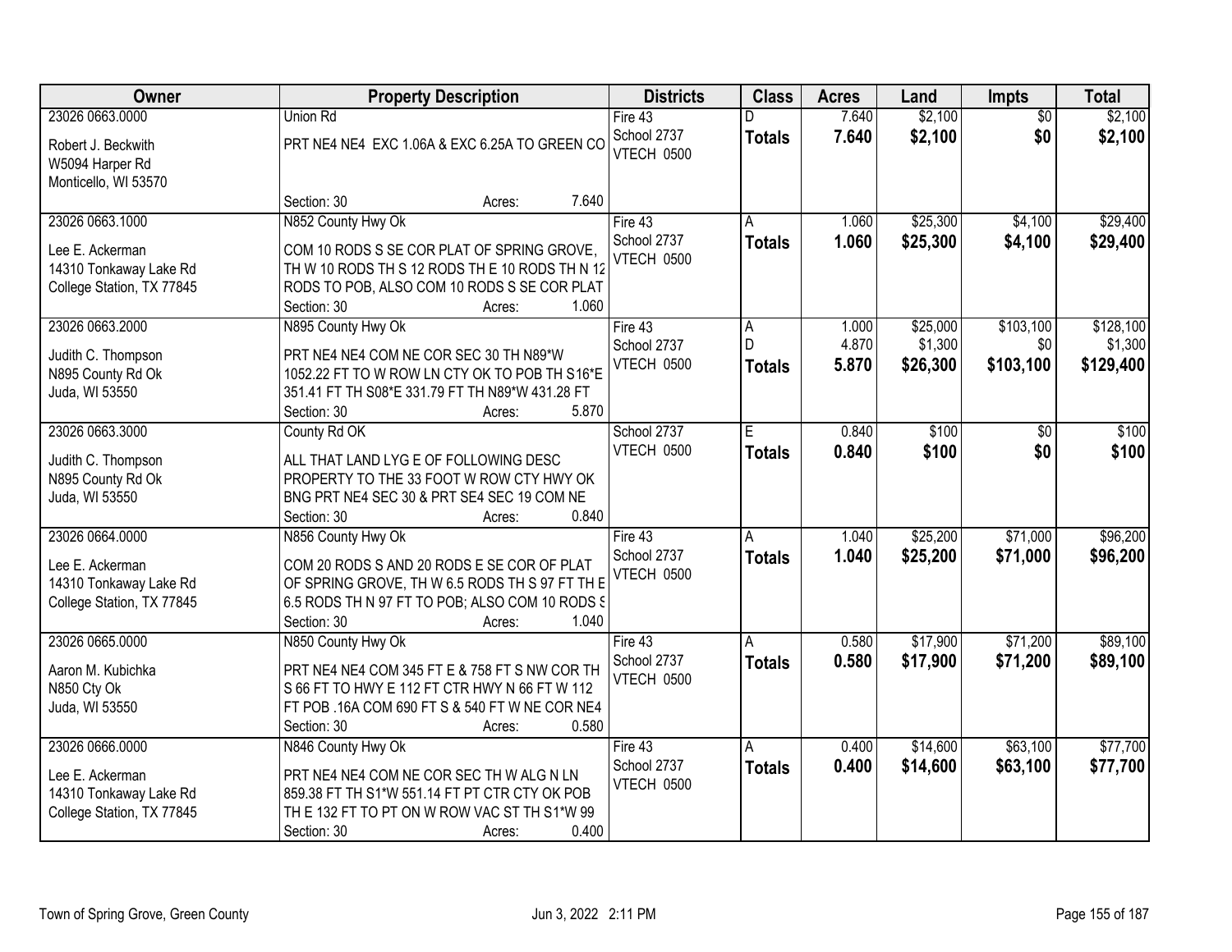| Owner | Property Description | Districts | Class | Acres | Land | Impts | Total |
|---|---|---|---|---|---|---|---|
| 23026 0663.0000<br>Robert J. Beckwith<br>W5094 Harper Rd<br>Monticello, WI 53570 | Union Rd<br>PRT NE4 NE4 EXC 1.06A & EXC 6.25A TO GREEN CO<br>Section: 30 Acres: 7.640 | Fire 43<br>School 2737<br>VTECH 0500 | D<br>**Totals** | 7.640<br>**7.640** | $2,100<br>**$2,100** | $0<br>**$0** | $2,100<br>**$2,100** |
| 23026 0663.1000<br>Lee E. Ackerman<br>14310 Tonkaway Lake Rd<br>College Station, TX 77845 | N852 County Hwy Ok<br>COM 10 RODS S SE COR PLAT OF SPRING GROVE, TH W 10 RODS TH S 12 RODS TH E 10 RODS TH N 12 RODS TO POB, ALSO COM 10 RODS S SE COR PLAT<br>Section: 30 Acres: 1.060 | Fire 43<br>School 2737<br>VTECH 0500 | A<br>**Totals** | 1.060<br>**1.060** | $25,300<br>**$25,300** | $4,100<br>**$4,100** | $29,400<br>**$29,400** |
| 23026 0663.2000<br>Judith C. Thompson<br>N895 County Rd Ok<br>Juda, WI 53550 | N895 County Hwy Ok<br>PRT NE4 NE4 COM NE COR SEC 30 TH N89*W 1052.22 FT TO W ROW LN CTY OK TO POB TH S16*E 351.41 FT TH S08*E 331.79 FT TH N89*W 431.28 FT<br>Section: 30 Acres: 5.870 | Fire 43<br>School 2737<br>VTECH 0500 | A<br>D<br>**Totals** | 1.000<br>4.870<br>**5.870** | $25,000<br>$1,300<br>**$26,300** | $103,100<br>$0<br>**$103,100** | $128,100<br>$1,300<br>**$129,400** |
| 23026 0663.3000<br>Judith C. Thompson<br>N895 County Rd Ok<br>Juda, WI 53550 | County Rd OK<br>ALL THAT LAND LYG E OF FOLLOWING DESC PROPERTY TO THE 33 FOOT W ROW CTY HWY OK BNG PRT NE4 SEC 30 & PRT SE4 SEC 19 COM NE<br>Section: 30 Acres: 0.840 | School 2737<br>VTECH 0500 | E<br>**Totals** | 0.840<br>**0.840** | $100<br>**$100** | $0<br>**$0** | $100<br>**$100** |
| 23026 0664.0000<br>Lee E. Ackerman<br>14310 Tonkaway Lake Rd<br>College Station, TX 77845 | N856 County Hwy Ok<br>COM 20 RODS S AND 20 RODS E SE COR OF PLAT OF SPRING GROVE, TH W 6.5 RODS TH S 97 FT TH E 6.5 RODS TH N 97 FT TO POB; ALSO COM 10 RODS S<br>Section: 30 Acres: 1.040 | Fire 43<br>School 2737<br>VTECH 0500 | A<br>**Totals** | 1.040<br>**1.040** | $25,200<br>**$25,200** | $71,000<br>**$71,000** | $96,200<br>**$96,200** |
| 23026 0665.0000<br>Aaron M. Kubichka<br>N850 Cty Ok<br>Juda, WI 53550 | N850 County Hwy Ok<br>PRT NE4 NE4 COM 345 FT E & 758 FT S NW COR TH S 66 FT TO HWY E 112 FT CTR HWY N 66 FT W 112 FT POB .16A COM 690 FT S & 540 FT W NE COR NE4<br>Section: 30 Acres: 0.580 | Fire 43<br>School 2737<br>VTECH 0500 | A<br>**Totals** | 0.580<br>**0.580** | $17,900<br>**$17,900** | $71,200<br>**$71,200** | $89,100<br>**$89,100** |
| 23026 0666.0000<br>Lee E. Ackerman<br>14310 Tonkaway Lake Rd<br>College Station, TX 77845 | N846 County Hwy Ok<br>PRT NE4 NE4 COM NE COR SEC TH W ALG N LN 859.38 FT TH S1*W 551.14 FT PT CTR CTY OK POB TH E 132 FT TO PT ON W ROW VAC ST TH S1*W 99<br>Section: 30 Acres: 0.400 | Fire 43<br>School 2737<br>VTECH 0500 | A<br>**Totals** | 0.400<br>**0.400** | $14,600<br>**$14,600** | $63,100<br>**$63,100** | $77,700<br>**$77,700** |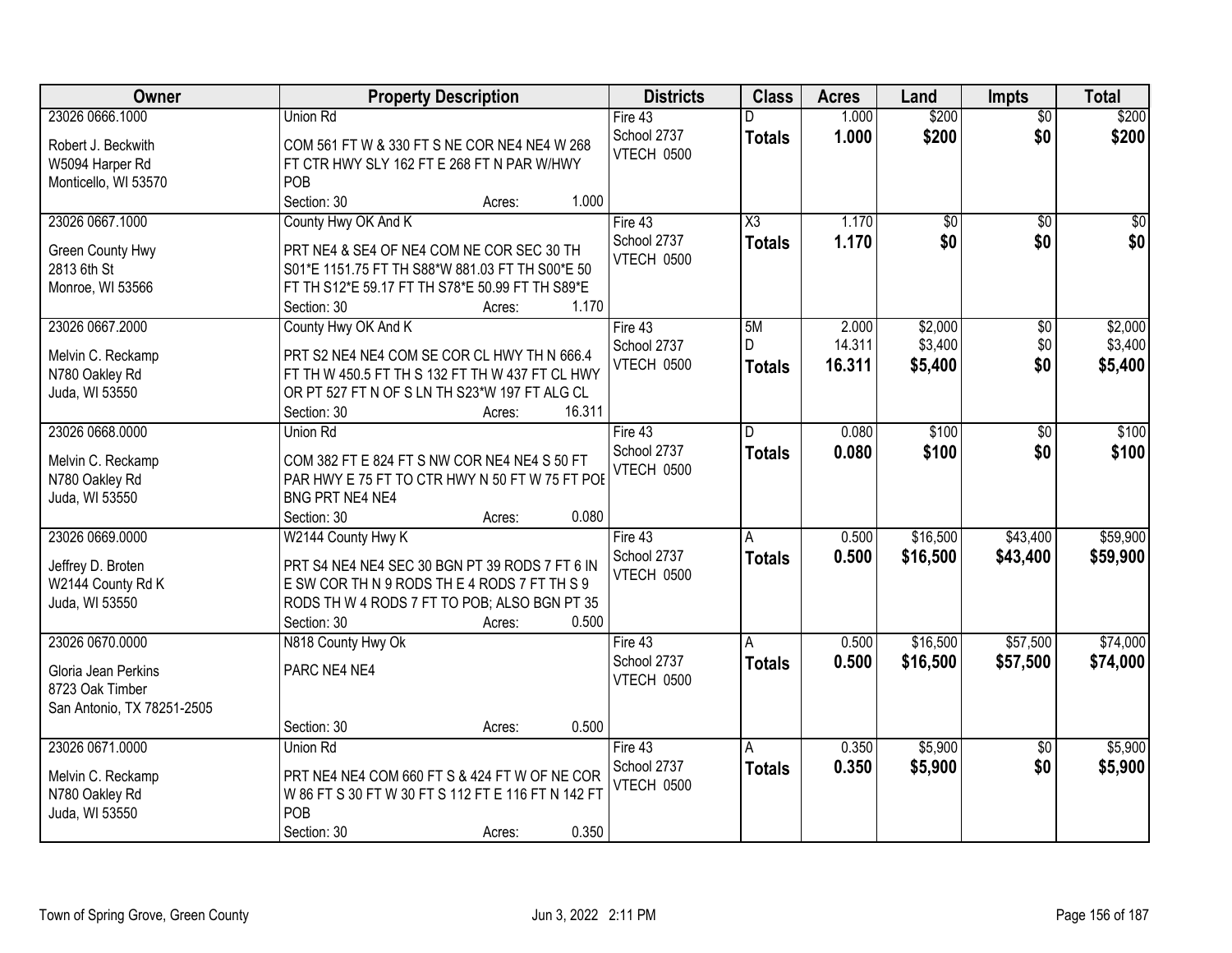| Owner | Property Description | Districts | Class | Acres | Land | Impts | Total |
|---|---|---|---|---|---|---|---|
| 23026 0666.1000<br>Robert J. Beckwith<br>W5094 Harper Rd<br>Monticello, WI 53570 | Union Rd<br>COM 561 FT W & 330 FT S NE COR NE4 NE4 W 268 FT CTR HWY SLY 162 FT E 268 FT N PAR W/HWY POB<br>Section: 30 Acres: 1.000 | Fire 43<br>School 2737<br>VTECH 0500 | D<br>**Totals** | 1.000<br>**1.000** | $200<br>**$200** | $0<br>**$0** | $200<br>**$200** |
| 23026 0667.1000<br>Green County Hwy<br>2813 6th St<br>Monroe, WI 53566 | County Hwy OK And K<br>PRT NE4 & SE4 OF NE4 COM NE COR SEC 30 TH S01*E 1151.75 FT TH S88*W 881.03 FT TH S00*E 50 FT TH S12*E 59.17 FT TH S78*E 50.99 FT TH S89*E<br>Section: 30 Acres: 1.170 | Fire 43<br>School 2737<br>VTECH 0500 | X3<br>**Totals** | 1.170<br>**1.170** | $0<br>**$0** | $0<br>**$0** | $0<br>**$0** |
| 23026 0667.2000<br>Melvin C. Reckamp<br>N780 Oakley Rd<br>Juda, WI 53550 | County Hwy OK And K<br>PRT S2 NE4 NE4 COM SE COR CL HWY TH N 666.4 FT TH W 450.5 FT TH S 132 FT TH W 437 FT CL HWY OR PT 527 FT N OF S LN TH S23*W 197 FT ALG CL<br>Section: 30 Acres: 16.311 | Fire 43<br>School 2737<br>VTECH 0500 | 5M<br>D<br>**Totals** | 2.000<br>14.311<br>**16.311** | $2,000<br>$3,400<br>**$5,400** | $0<br>$0<br>**$0** | $2,000<br>$3,400<br>**$5,400** |
| 23026 0668.0000<br>Melvin C. Reckamp<br>N780 Oakley Rd<br>Juda, WI 53550 | Union Rd<br>COM 382 FT E 824 FT S NW COR NE4 NE4 S 50 FT PAR HWY E 75 FT TO CTR HWY N 50 FT W 75 FT POB BNG PRT NE4 NE4<br>Section: 30 Acres: 0.080 | Fire 43<br>School 2737<br>VTECH 0500 | D<br>**Totals** | 0.080<br>**0.080** | $100<br>**$100** | $0<br>**$0** | $100<br>**$100** |
| 23026 0669.0000<br>Jeffrey D. Broten<br>W2144 County Rd K<br>Juda, WI 53550 | W2144 County Hwy K<br>PRT S4 NE4 NE4 SEC 30 BGN PT 39 RODS 7 FT 6 IN E SW COR TH N 9 RODS TH E 4 RODS 7 FT TH S 9 RODS TH W 4 RODS 7 FT TO POB; ALSO BGN PT 35<br>Section: 30 Acres: 0.500 | Fire 43<br>School 2737<br>VTECH 0500 | A<br>**Totals** | 0.500<br>**0.500** | $16,500<br>**$16,500** | $43,400<br>**$43,400** | $59,900<br>**$59,900** |
| 23026 0670.0000<br>Gloria Jean Perkins<br>8723 Oak Timber<br>San Antonio, TX 78251-2505 | N818 County Hwy Ok<br>PARC NE4 NE4<br>Section: 30 Acres: 0.500 | Fire 43<br>School 2737<br>VTECH 0500 | A<br>**Totals** | 0.500<br>**0.500** | $16,500<br>**$16,500** | $57,500<br>**$57,500** | $74,000<br>**$74,000** |
| 23026 0671.0000<br>Melvin C. Reckamp<br>N780 Oakley Rd<br>Juda, WI 53550 | Union Rd<br>PRT NE4 NE4 COM 660 FT S & 424 FT W OF NE COR W 86 FT S 30 FT W 30 FT S 112 FT E 116 FT N 142 FT POB<br>Section: 30 Acres: 0.350 | Fire 43<br>School 2737<br>VTECH 0500 | A<br>**Totals** | 0.350<br>**0.350** | $5,900<br>**$5,900** | $0<br>**$0** | $5,900<br>**$5,900** |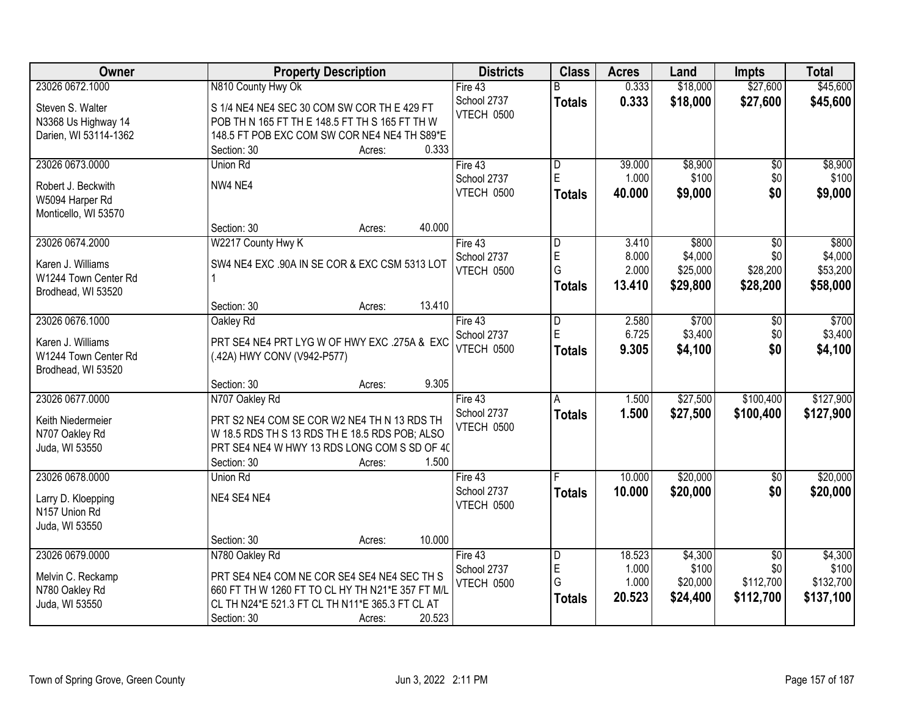| Owner | Property Description | Districts | Class | Acres | Land | Impts | Total |
|---|---|---|---|---|---|---|---|
| 23026 0672.1000<br>Steven S. Walter<br>N3368 Us Highway 14<br>Darien, WI 53114-1362 | N810 County Hwy Ok<br>S 1/4 NE4 NE4 SEC 30 COM SW COR TH E 429 FT POB TH N 165 FT TH E 148.5 FT TH S 165 FT TH W 148.5 FT POB EXC COM SW COR NE4 NE4 TH S89*E<br>Section: 30 Acres: 0.333 | Fire 43<br>School 2737<br>VTECH 0500 | B<br>**Totals** | 0.333<br>**0.333** | $18,000<br>**$18,000** | $27,600<br>**$27,600** | $45,600<br>**$45,600** |
| 23026 0673.0000<br>Robert J. Beckwith<br>W5094 Harper Rd<br>Monticello, WI 53570 | Union Rd<br>NW4 NE4<br>Section: 30 Acres: 40.000 | Fire 43<br>School 2737<br>VTECH 0500 | D<br>E<br>**Totals** | 39.000<br>1.000<br>**40.000** | $8,900<br>$100<br>**$9,000** | $0<br>$0<br>**$0** | $8,900<br>$100<br>**$9,000** |
| 23026 0674.2000<br>Karen J. Williams<br>W1244 Town Center Rd<br>Brodhead, WI 53520 | W2217 County Hwy K<br>SW4 NE4 EXC .90A IN SE COR & EXC CSM 5313 LOT 1<br>Section: 30 Acres: 13.410 | Fire 43<br>School 2737<br>VTECH 0500 | D<br>E<br>G<br>**Totals** | 3.410<br>8.000<br>2.000<br>**13.410** | $800<br>$4,000<br>$25,000<br>**$29,800** | $0<br>$0<br>$28,200<br>**$28,200** | $800<br>$4,000<br>$53,200<br>**$58,000** |
| 23026 0676.1000<br>Karen J. Williams<br>W1244 Town Center Rd<br>Brodhead, WI 53520 | Oakley Rd<br>PRT SE4 NE4 PRT LYG W OF HWY EXC .275A & EXC (.42A) HWY CONV (V942-P577)<br>Section: 30 Acres: 9.305 | Fire 43<br>School 2737<br>VTECH 0500 | D<br>E<br>**Totals** | 2.580<br>6.725<br>**9.305** | $700<br>$3,400<br>**$4,100** | $0<br>$0<br>**$0** | $700<br>$3,400<br>**$4,100** |
| 23026 0677.0000<br>Keith Niedermeier<br>N707 Oakley Rd<br>Juda, WI 53550 | N707 Oakley Rd<br>PRT S2 NE4 COM SE COR W2 NE4 TH N 13 RDS TH W 18.5 RDS TH S 13 RDS TH E 18.5 RDS POB; ALSO PRT SE4 NE4 W HWY 13 RDS LONG COM S SD OF 40<br>Section: 30 Acres: 1.500 | Fire 43<br>School 2737<br>VTECH 0500 | A<br>**Totals** | 1.500<br>**1.500** | $27,500<br>**$27,500** | $100,400<br>**$100,400** | $127,900<br>**$127,900** |
| 23026 0678.0000<br>Larry D. Kloepping<br>N157 Union Rd<br>Juda, WI 53550 | Union Rd<br>NE4 SE4 NE4<br>Section: 30 Acres: 10.000 | Fire 43<br>School 2737<br>VTECH 0500 | F<br>**Totals** | 10.000<br>**10.000** | $20,000<br>**$20,000** | $0<br>**$0** | $20,000<br>**$20,000** |
| 23026 0679.0000<br>Melvin C. Reckamp<br>N780 Oakley Rd<br>Juda, WI 53550 | N780 Oakley Rd<br>PRT SE4 NE4 COM NE COR SE4 SE4 NE4 SEC TH S 660 FT TH W 1260 FT TO CL HY TH N21*E 357 FT M/L CL TH N24*E 521.3 FT CL TH N11*E 365.3 FT CL AT<br>Section: 30 Acres: 20.523 | Fire 43<br>School 2737<br>VTECH 0500 | D<br>E<br>G<br>**Totals** | 18.523<br>1.000<br>1.000<br>**20.523** | $4,300<br>$100<br>$20,000<br>**$24,400** | $0<br>$0<br>$112,700<br>**$112,700** | $4,300<br>$100<br>$132,700<br>**$137,100** |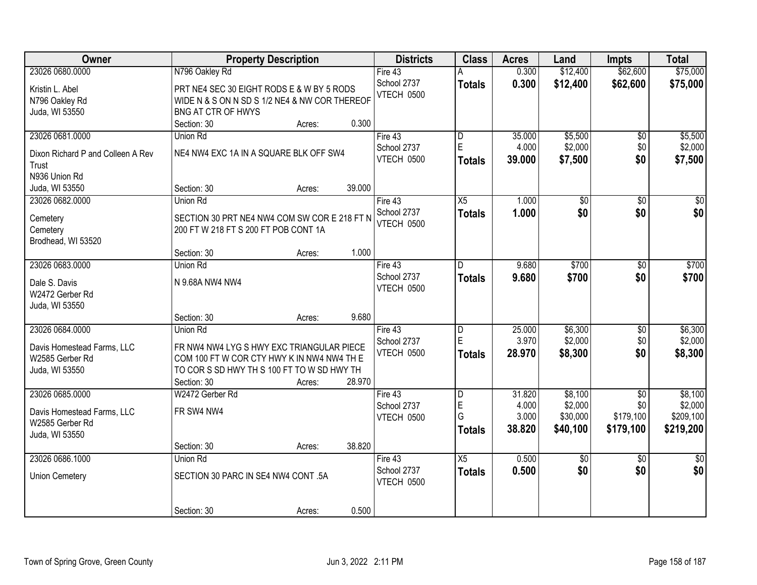| Owner | Property Description | Districts | Class | Acres | Land | Impts | Total |
|---|---|---|---|---|---|---|---|
| 23026 0680.0000<br>Kristin L. Abel<br>N796 Oakley Rd<br>Juda, WI 53550 | N796 Oakley Rd<br>PRT NE4 SEC 30 EIGHT RODS E & W BY 5 RODS WIDE N & S ON N SD S 1/2 NE4 & NW COR THEREOF BNG AT CTR OF HWYS<br>Section: 30 Acres: 0.300 | Fire 43<br>School 2737<br>VTECH 0500 | A<br>**Totals** | 0.300<br>**0.300** | $12,400<br>**$12,400** | $62,600<br>**$62,600** | $75,000<br>**$75,000** |
| 23026 0681.0000<br>Dixon Richard P and Colleen A Rev Trust<br>N936 Union Rd<br>Juda, WI 53550 | Union Rd<br>NE4 NW4 EXC 1A IN A SQUARE BLK OFF SW4<br>Section: 30 Acres: 39.000 | Fire 43<br>School 2737<br>VTECH 0500 | D<br>E<br>**Totals** | 35.000<br>4.000<br>**39.000** | $5,500<br>$2,000<br>**$7,500** | $0<br>$0<br>**$0** | $5,500<br>$2,000<br>**$7,500** |
| 23026 0682.0000<br>Cemetery<br>Cemetery<br>Brodhead, WI 53520 | Union Rd<br>SECTION 30 PRT NE4 NW4 COM SW COR E 218 FT N 200 FT W 218 FT S 200 FT POB CONT 1A<br>Section: 30 Acres: 1.000 | Fire 43<br>School 2737<br>VTECH 0500 | X5<br>**Totals** | 1.000<br>**1.000** | $0<br>**$0** | $0<br>**$0** | $0<br>**$0** |
| 23026 0683.0000<br>Dale S. Davis<br>W2472 Gerber Rd<br>Juda, WI 53550 | Union Rd<br>N 9.68A NW4 NW4<br>Section: 30 Acres: 9.680 | Fire 43<br>School 2737<br>VTECH 0500 | D<br>**Totals** | 9.680<br>**9.680** | $700<br>**$700** | $0<br>**$0** | $700<br>**$700** |
| 23026 0684.0000<br>Davis Homestead Farms, LLC<br>W2585 Gerber Rd<br>Juda, WI 53550 | Union Rd<br>FR NW4 NW4 LYG S HWY EXC TRIANGULAR PIECE COM 100 FT W COR CTY HWY K IN NW4 NW4 TH E TO COR S SD HWY TH S 100 FT TO W SD HWY TH<br>Section: 30 Acres: 28.970 | Fire 43<br>School 2737<br>VTECH 0500 | D<br>E<br>**Totals** | 25.000<br>3.970<br>**28.970** | $6,300<br>$2,000<br>**$8,300** | $0<br>$0<br>**$0** | $6,300<br>$2,000<br>**$8,300** |
| 23026 0685.0000<br>Davis Homestead Farms, LLC<br>W2585 Gerber Rd<br>Juda, WI 53550 | W2472 Gerber Rd<br>FR SW4 NW4<br>Section: 30 Acres: 38.820 | Fire 43<br>School 2737<br>VTECH 0500 | D<br>E<br>G<br>**Totals** | 31.820<br>4.000<br>3.000<br>**38.820** | $8,100<br>$2,000<br>$30,000<br>**$40,100** | $0<br>$0<br>$179,100<br>**$179,100** | $8,100<br>$2,000<br>$209,100<br>**$219,200** |
| 23026 0686.1000<br>Union Cemetery | Union Rd<br>SECTION 30 PARC IN SE4 NW4 CONT .5A<br>Section: 30 Acres: 0.500 | Fire 43<br>School 2737<br>VTECH 0500 | X5<br>**Totals** | 0.500<br>**0.500** | $0<br>**$0** | $0<br>**$0** | $0<br>**$0** |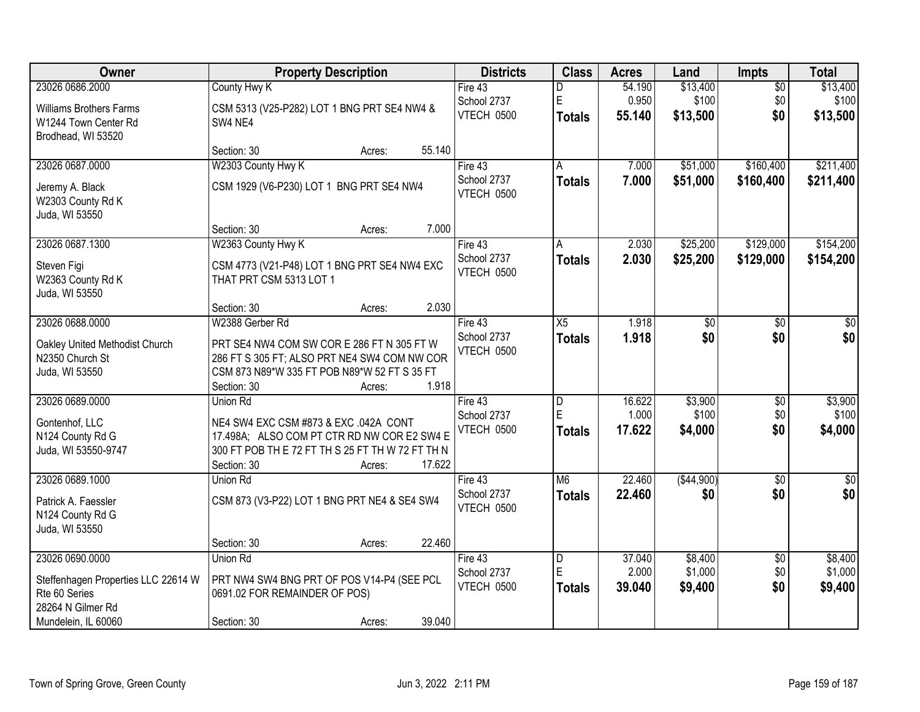| Owner | Property Description | Districts | Class | Acres | Land | Impts | Total |
|---|---|---|---|---|---|---|---|
| 23026 0686.2000<br>Williams Brothers Farms<br>W1244 Town Center Rd<br>Brodhead, WI 53520 | County Hwy K<br>CSM 5313 (V25-P282) LOT 1 BNG PRT SE4 NW4 & SW4 NE4<br>Section: 30 Acres: 55.140 | Fire 43<br>School 2737<br>VTECH 0500 | D<br>E<br>**Totals** | 54.190<br>0.950<br>**55.140** | $13,400<br>$100<br>**$13,500** | $0<br>$0<br>**$0** | $13,400<br>$100<br>**$13,500** |
| 23026 0687.0000<br>Jeremy A. Black<br>W2303 County Rd K<br>Juda, WI 53550 | W2303 County Hwy K<br>CSM 1929 (V6-P230) LOT 1 BNG PRT SE4 NW4<br>Section: 30 Acres: 7.000 | Fire 43<br>School 2737<br>VTECH 0500 | A<br>**Totals** | 7.000<br>**7.000** | $51,000<br>**$51,000** | $160,400<br>**$160,400** | $211,400<br>**$211,400** |
| 23026 0687.1300<br>Steven Figi<br>W2363 County Rd K<br>Juda, WI 53550 | W2363 County Hwy K<br>CSM 4773 (V21-P48) LOT 1 BNG PRT SE4 NW4 EXC THAT PRT CSM 5313 LOT 1<br>Section: 30 Acres: 2.030 | Fire 43<br>School 2737<br>VTECH 0500 | A<br>**Totals** | 2.030<br>**2.030** | $25,200<br>**$25,200** | $129,000<br>**$129,000** | $154,200<br>**$154,200** |
| 23026 0688.0000<br>Oakley United Methodist Church<br>N2350 Church St<br>Juda, WI 53550 | W2388 Gerber Rd<br>PRT SE4 NW4 COM SW COR E 286 FT N 305 FT W 286 FT S 305 FT; ALSO PRT NE4 SW4 COM NW COR CSM 873 N89*W 335 FT POB N89*W 52 FT S 35 FT<br>Section: 30 Acres: 1.918 | Fire 43<br>School 2737<br>VTECH 0500 | X5<br>**Totals** | 1.918<br>**1.918** | $0<br>**$0** | $0<br>**$0** | $0<br>**$0** |
| 23026 0689.0000<br>Gontenhof, LLC<br>N124 County Rd G<br>Juda, WI 53550-9747 | Union Rd<br>NE4 SW4 EXC CSM #873 & EXC .042A CONT 17.498A; ALSO COM PT CTR RD NW COR E2 SW4 E 300 FT POB TH E 72 FT TH S 25 FT TH W 72 FT TH N<br>Section: 30 Acres: 17.622 | Fire 43<br>School 2737<br>VTECH 0500 | D<br>E<br>**Totals** | 16.622<br>1.000<br>**17.622** | $3,900<br>$100<br>**$4,000** | $0<br>$0<br>**$0** | $3,900<br>$100<br>**$4,000** |
| 23026 0689.1000<br>Patrick A. Faessler<br>N124 County Rd G<br>Juda, WI 53550 | Union Rd<br>CSM 873 (V3-P22) LOT 1 BNG PRT NE4 & SE4 SW4<br>Section: 30 Acres: 22.460 | Fire 43<br>School 2737<br>VTECH 0500 | M6<br>**Totals** | 22.460<br>**22.460** | ($44,900)<br>**$0** | $0<br>**$0** | $0<br>**$0** |
| 23026 0690.0000<br>Steffenhagen Properties LLC 22614 W Rte 60 Series<br>28264 N Gilmer Rd<br>Mundelein, IL 60060 | Union Rd<br>PRT NW4 SW4 BNG PRT OF POS V14-P4 (SEE PCL 0691.02 FOR REMAINDER OF POS)<br>Section: 30 Acres: 39.040 | Fire 43<br>School 2737<br>VTECH 0500 | D<br>E<br>**Totals** | 37.040<br>2.000<br>**39.040** | $8,400<br>$1,000<br>**$9,400** | $0<br>$0<br>**$0** | $8,400<br>$1,000<br>**$9,400** |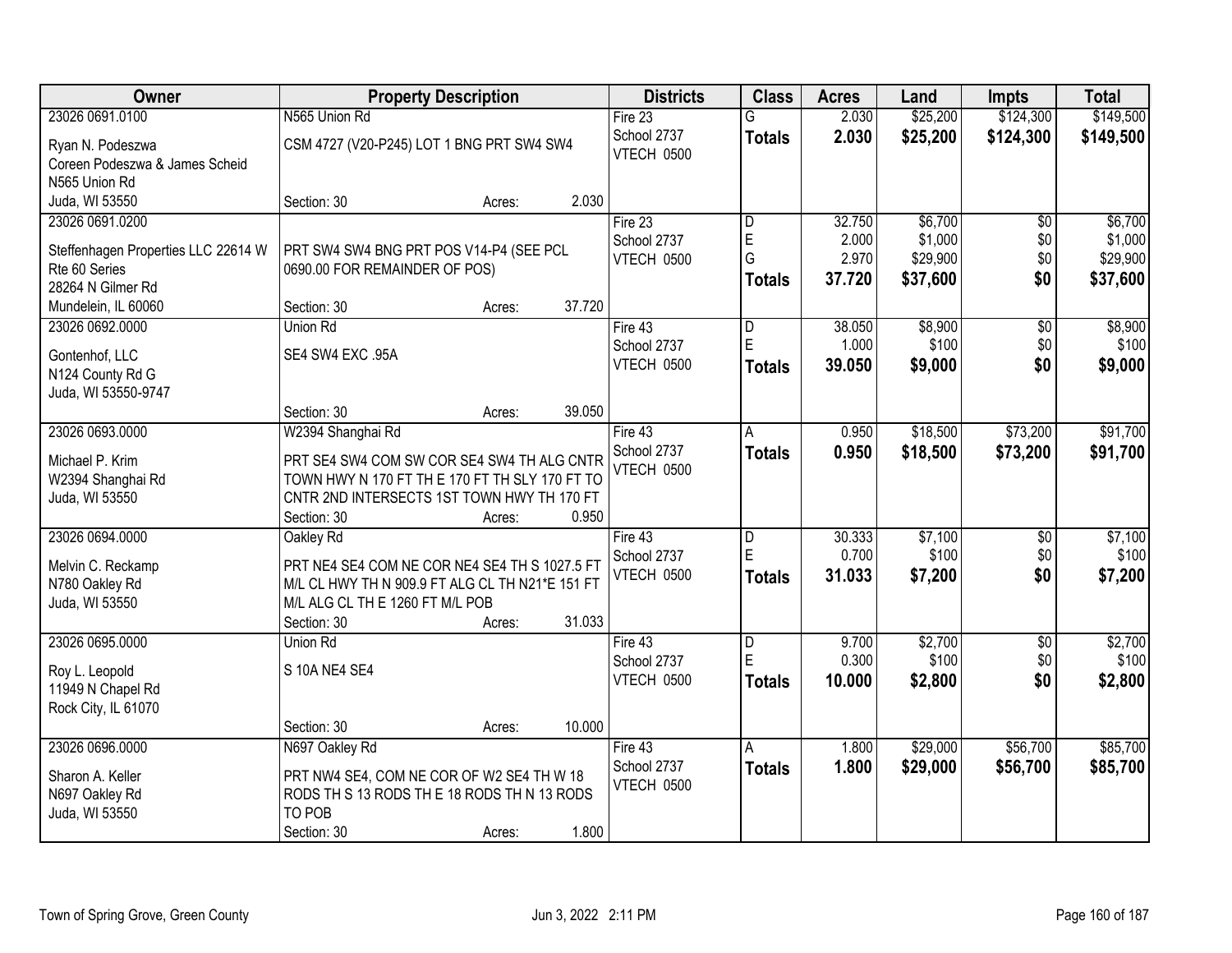| Owner | Property Description | Districts | Class | Acres | Land | Impts | Total |
|---|---|---|---|---|---|---|---|
| 23026 0691.0100<br>Ryan N. Podeszwa<br>Coreen Podeszwa & James Scheid<br>N565 Union Rd<br>Juda, WI 53550 | N565 Union Rd<br>CSM 4727 (V20-P245) LOT 1 BNG PRT SW4 SW4<br>Section: 30 Acres: 2.030 | Fire 23<br>School 2737<br>VTECH 0500 | G<br>**Totals** | 2.030<br>**2.030** | $25,200<br>**$25,200** | $124,300<br>**$124,300** | $149,500<br>**$149,500** |
| 23026 0691.0200<br>Steffenhagen Properties LLC 22614 W Rte 60 Series<br>28264 N Gilmer Rd<br>Mundelein, IL 60060 | PRT SW4 SW4 BNG PRT POS V14-P4 (SEE PCL 0690.00 FOR REMAINDER OF POS)<br>Section: 30 Acres: 37.720 | Fire 23<br>School 2737<br>VTECH 0500 | D<br>E<br>G<br>**Totals** | 32.750<br>2.000<br>2.970<br>**37.720** | $6,700<br>$1,000<br>$29,900<br>**$37,600** | $0<br>$0<br>$0<br>**$0** | $6,700<br>$1,000<br>$29,900<br>**$37,600** |
| 23026 0692.0000<br>Gontenhof, LLC<br>N124 County Rd G<br>Juda, WI 53550-9747 | Union Rd<br>SE4 SW4 EXC .95A<br>Section: 30 Acres: 39.050 | Fire 43<br>School 2737<br>VTECH 0500 | D<br>E<br>**Totals** | 38.050<br>1.000<br>**39.050** | $8,900<br>$100<br>**$9,000** | $0<br>$0<br>**$0** | $8,900<br>$100<br>**$9,000** |
| 23026 0693.0000<br>Michael P. Krim<br>W2394 Shanghai Rd<br>Juda, WI 53550 | W2394 Shanghai Rd<br>PRT SE4 SW4 COM SW COR SE4 SW4 TH ALG CNTR TOWN HWY N 170 FT TH E 170 FT TH SLY 170 FT TO CNTR 2ND INTERSECTS 1ST TOWN HWY TH 170 FT<br>Section: 30 Acres: 0.950 | Fire 43<br>School 2737<br>VTECH 0500 | A<br>**Totals** | 0.950<br>**0.950** | $18,500<br>**$18,500** | $73,200<br>**$73,200** | $91,700<br>**$91,700** |
| 23026 0694.0000<br>Melvin C. Reckamp<br>N780 Oakley Rd<br>Juda, WI 53550 | Oakley Rd<br>PRT NE4 SE4 COM NE COR NE4 SE4 TH S 1027.5 FT M/L CL HWY TH N 909.9 FT ALG CL TH N21*E 151 FT M/L ALG CL TH E 1260 FT M/L POB<br>Section: 30 Acres: 31.033 | Fire 43<br>School 2737<br>VTECH 0500 | D<br>E<br>**Totals** | 30.333<br>0.700<br>**31.033** | $7,100<br>$100<br>**$7,200** | $0<br>$0<br>**$0** | $7,100<br>$100<br>**$7,200** |
| 23026 0695.0000<br>Roy L. Leopold<br>11949 N Chapel Rd<br>Rock City, IL 61070 | Union Rd<br>S 10A NE4 SE4<br>Section: 30 Acres: 10.000 | Fire 43<br>School 2737<br>VTECH 0500 | D<br>E<br>**Totals** | 9.700<br>0.300<br>**10.000** | $2,700<br>$100<br>**$2,800** | $0<br>$0<br>**$0** | $2,700<br>$100<br>**$2,800** |
| 23026 0696.0000<br>Sharon A. Keller<br>N697 Oakley Rd<br>Juda, WI 53550 | N697 Oakley Rd<br>PRT NW4 SE4, COM NE COR OF W2 SE4 TH W 18 RODS TH S 13 RODS TH E 18 RODS TH N 13 RODS TO POB<br>Section: 30 Acres: 1.800 | Fire 43<br>School 2737<br>VTECH 0500 | A<br>**Totals** | 1.800<br>**1.800** | $29,000<br>**$29,000** | $56,700<br>**$56,700** | $85,700<br>**$85,700** |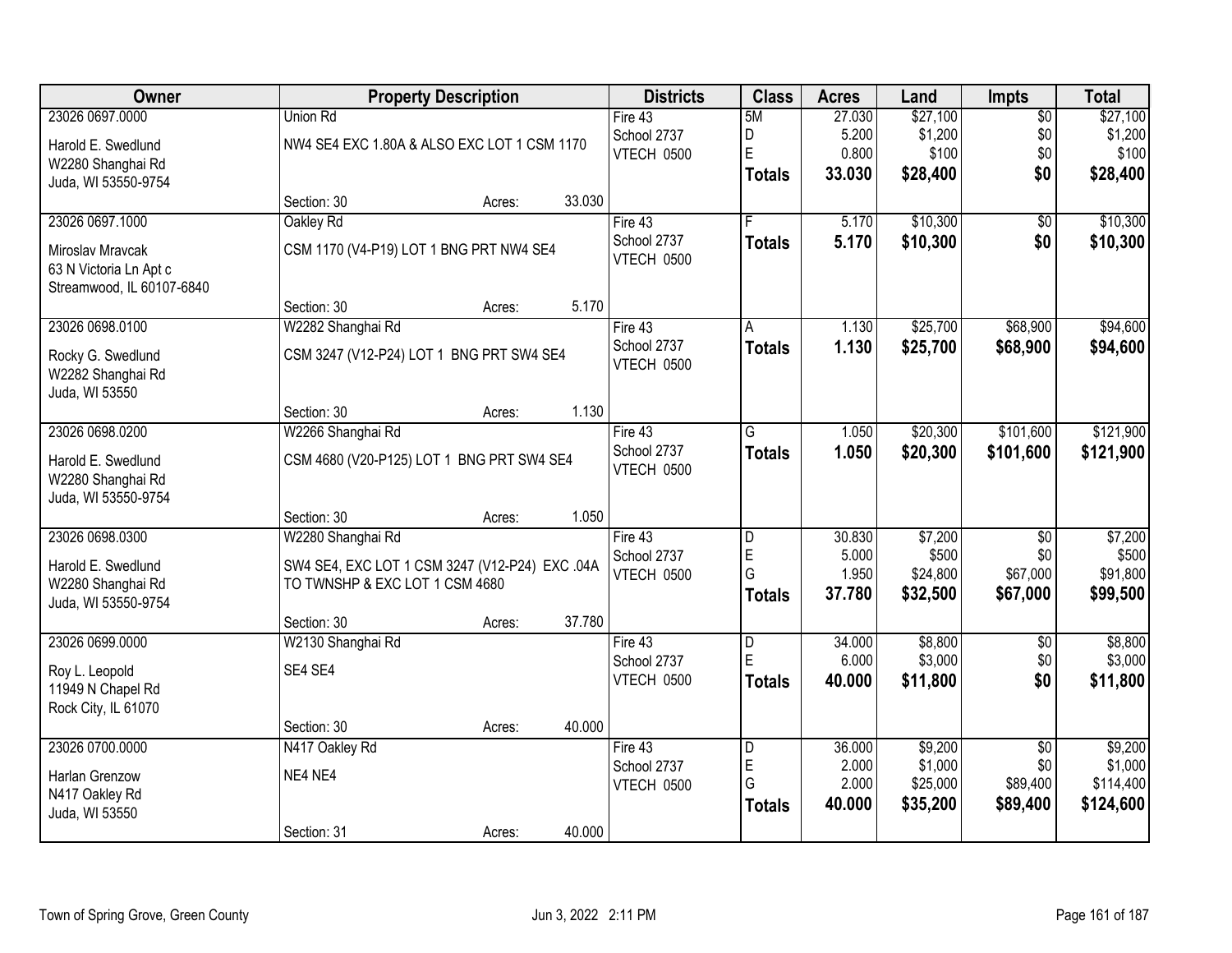| Owner | Property Description | | | Districts | Class | Acres | Land | Impts | Total |
|---|---|---|---|---|---|---|---|---|---|
| 23026 0697.0000 | Union Rd | | | Fire 43 | 5M | 27.030 | $27,100 | $0 | $27,100 |
| Harold E. Swedlund | NW4 SE4 EXC 1.80A & ALSO EXC LOT 1 CSM 1170 | | | School 2737 | D | 5.200 | $1,200 | $0 | $1,200 |
| W2280 Shanghai Rd | | | | VTECH 0500 | E | 0.800 | $100 | $0 | $100 |
| Juda, WI 53550-9754 | | | | | **Totals** | **33.030** | **$28,400** | **$0** | **$28,400** |
| | Section: 30 | Acres: | 33.030 | | | | | | |
| 23026 0697.1000 | Oakley Rd | | | Fire 43 | F | 5.170 | $10,300 | $0 | $10,300 |
| Miroslav Mravcak | CSM 1170 (V4-P19) LOT 1 BNG PRT NW4 SE4 | | | School 2737 | **Totals** | **5.170** | **$10,300** | **$0** | **$10,300** |
| 63 N Victoria Ln Apt c | | | | VTECH 0500 | | | | | |
| Streamwood, IL 60107-6840 | | | | | | | | | |
| | Section: 30 | Acres: | 5.170 | | | | | | |
| 23026 0698.0100 | W2282 Shanghai Rd | | | Fire 43 | A | 1.130 | $25,700 | $68,900 | $94,600 |
| Rocky G. Swedlund | CSM 3247 (V12-P24) LOT 1 BNG PRT SW4 SE4 | | | School 2737 | **Totals** | **1.130** | **$25,700** | **$68,900** | **$94,600** |
| W2282 Shanghai Rd | | | | VTECH 0500 | | | | | |
| Juda, WI 53550 | | | | | | | | | |
| | Section: 30 | Acres: | 1.130 | | | | | | |
| 23026 0698.0200 | W2266 Shanghai Rd | | | Fire 43 | G | 1.050 | $20,300 | $101,600 | $121,900 |
| Harold E. Swedlund | CSM 4680 (V20-P125) LOT 1 BNG PRT SW4 SE4 | | | School 2737 | **Totals** | **1.050** | **$20,300** | **$101,600** | **$121,900** |
| W2280 Shanghai Rd | | | | VTECH 0500 | | | | | |
| Juda, WI 53550-9754 | | | | | | | | | |
| | Section: 30 | Acres: | 1.050 | | | | | | |
| 23026 0698.0300 | W2280 Shanghai Rd | | | Fire 43 | D | 30.830 | $7,200 | $0 | $7,200 |
| Harold E. Swedlund | SW4 SE4, EXC LOT 1 CSM 3247 (V12-P24) EXC .04A | | | School 2737 | E | 5.000 | $500 | $0 | $500 |
| W2280 Shanghai Rd | TO TWNSHP & EXC LOT 1 CSM 4680 | | | VTECH 0500 | G | 1.950 | $24,800 | $67,000 | $91,800 |
| Juda, WI 53550-9754 | | | | | **Totals** | **37.780** | **$32,500** | **$67,000** | **$99,500** |
| | Section: 30 | Acres: | 37.780 | | | | | | |
| 23026 0699.0000 | W2130 Shanghai Rd | | | Fire 43 | D | 34.000 | $8,800 | $0 | $8,800 |
| Roy L. Leopold | SE4 SE4 | | | School 2737 | E | 6.000 | $3,000 | $0 | $3,000 |
| 11949 N Chapel Rd | | | | VTECH 0500 | **Totals** | **40.000** | **$11,800** | **$0** | **$11,800** |
| Rock City, IL 61070 | | | | | | | | | |
| | Section: 30 | Acres: | 40.000 | | | | | | |
| 23026 0700.0000 | N417 Oakley Rd | | | Fire 43 | D | 36.000 | $9,200 | $0 | $9,200 |
| Harlan Grenzow | NE4 NE4 | | | School 2737 | E | 2.000 | $1,000 | $0 | $1,000 |
| N417 Oakley Rd | | | | VTECH 0500 | G | 2.000 | $25,000 | $89,400 | $114,400 |
| Juda, WI 53550 | | | | | **Totals** | **40.000** | **$35,200** | **$89,400** | **$124,600** |
| | Section: 31 | Acres: | 40.000 | | | | | | |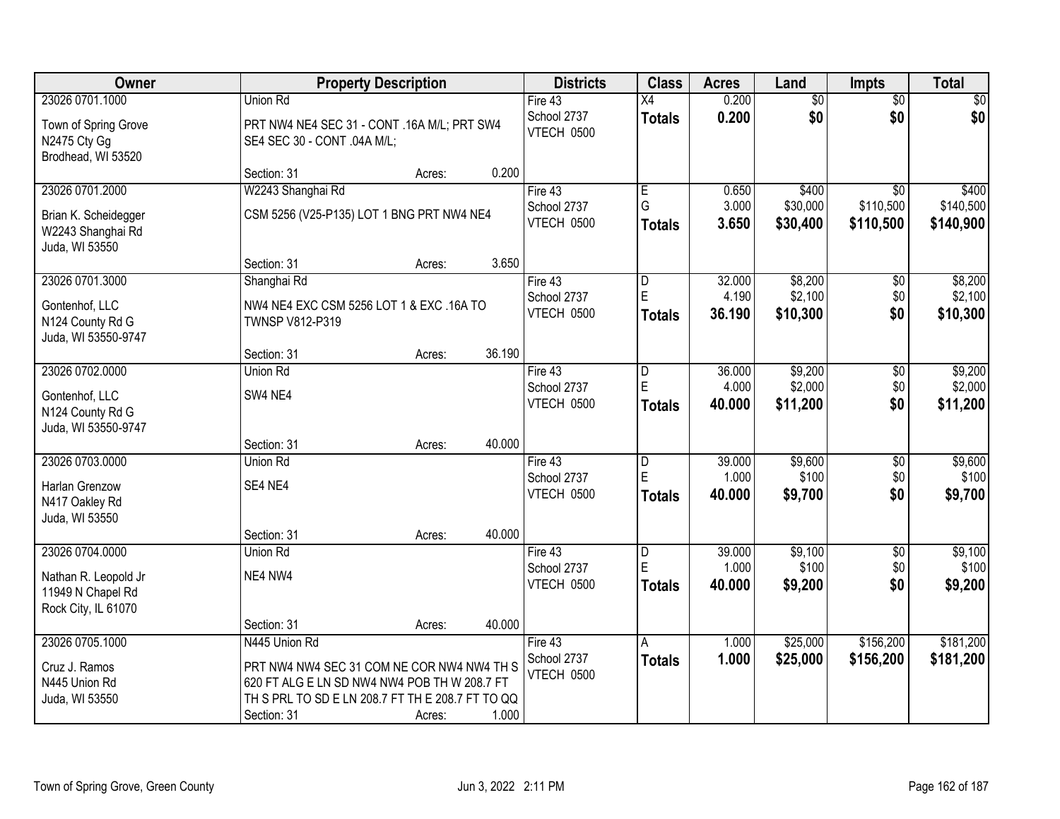| Owner | Property Description | Districts | Class | Acres | Land | Impts | Total |
|---|---|---|---|---|---|---|---|
| 23026 0701.1000<br>Town of Spring Grove<br>N2475 Cty Gg<br>Brodhead, WI 53520 | Union Rd<br>PRT NW4 NE4 SEC 31 - CONT .16A M/L; PRT SW4 SE4 SEC 30 - CONT .04A M/L;<br>Section: 31 Acres: 0.200 | Fire 43<br>School 2737<br>VTECH 0500 | X4<br>**Totals** | 0.200<br>**0.200** | $0<br>**$0** | $0<br>**$0** | $0<br>**$0** |
| 23026 0701.2000<br>Brian K. Scheidegger<br>W2243 Shanghai Rd<br>Juda, WI 53550 | W2243 Shanghai Rd<br>CSM 5256 (V25-P135) LOT 1 BNG PRT NW4 NE4<br>Section: 31 Acres: 3.650 | Fire 43<br>School 2737<br>VTECH 0500 | E<br>G<br>**Totals** | 0.650<br>3.000<br>**3.650** | $400<br>$30,000<br>**$30,400** | $0<br>$110,500<br>**$110,500** | $400<br>$140,500<br>**$140,900** |
| 23026 0701.3000<br>Gontenhof, LLC<br>N124 County Rd G<br>Juda, WI 53550-9747 | Shanghai Rd<br>NW4 NE4 EXC CSM 5256 LOT 1 & EXC .16A TO TWNSP V812-P319<br>Section: 31 Acres: 36.190 | Fire 43<br>School 2737<br>VTECH 0500 | D<br>E<br>**Totals** | 32.000<br>4.190<br>**36.190** | $8,200<br>$2,100<br>**$10,300** | $0<br>$0<br>**$0** | $8,200<br>$2,100<br>**$10,300** |
| 23026 0702.0000<br>Gontenhof, LLC<br>N124 County Rd G<br>Juda, WI 53550-9747 | Union Rd<br>SW4 NE4<br>Section: 31 Acres: 40.000 | Fire 43<br>School 2737<br>VTECH 0500 | D<br>E<br>**Totals** | 36.000<br>4.000<br>**40.000** | $9,200<br>$2,000<br>**$11,200** | $0<br>$0<br>**$0** | $9,200<br>$2,000<br>**$11,200** |
| 23026 0703.0000<br>Harlan Grenzow<br>N417 Oakley Rd<br>Juda, WI 53550 | Union Rd<br>SE4 NE4<br>Section: 31 Acres: 40.000 | Fire 43<br>School 2737<br>VTECH 0500 | D<br>E<br>**Totals** | 39.000<br>1.000<br>**40.000** | $9,600<br>$100<br>**$9,700** | $0<br>$0<br>**$0** | $9,600<br>$100<br>**$9,700** |
| 23026 0704.0000<br>Nathan R. Leopold Jr<br>11949 N Chapel Rd<br>Rock City, IL 61070 | Union Rd<br>NE4 NW4<br>Section: 31 Acres: 40.000 | Fire 43<br>School 2737<br>VTECH 0500 | D<br>E<br>**Totals** | 39.000<br>1.000<br>**40.000** | $9,100<br>$100<br>**$9,200** | $0<br>$0<br>**$0** | $9,100<br>$100<br>**$9,200** |
| 23026 0705.1000<br>Cruz J. Ramos<br>N445 Union Rd<br>Juda, WI 53550 | N445 Union Rd<br>PRT NW4 NW4 SEC 31 COM NE COR NW4 NW4 TH S 620 FT ALG E LN SD NW4 NW4 POB TH W 208.7 FT TH S PRL TO SD E LN 208.7 FT TH E 208.7 FT TO QQ<br>Section: 31 Acres: 1.000 | Fire 43<br>School 2737<br>VTECH 0500 | A<br>**Totals** | 1.000<br>**1.000** | $25,000<br>**$25,000** | $156,200<br>**$156,200** | $181,200<br>**$181,200** |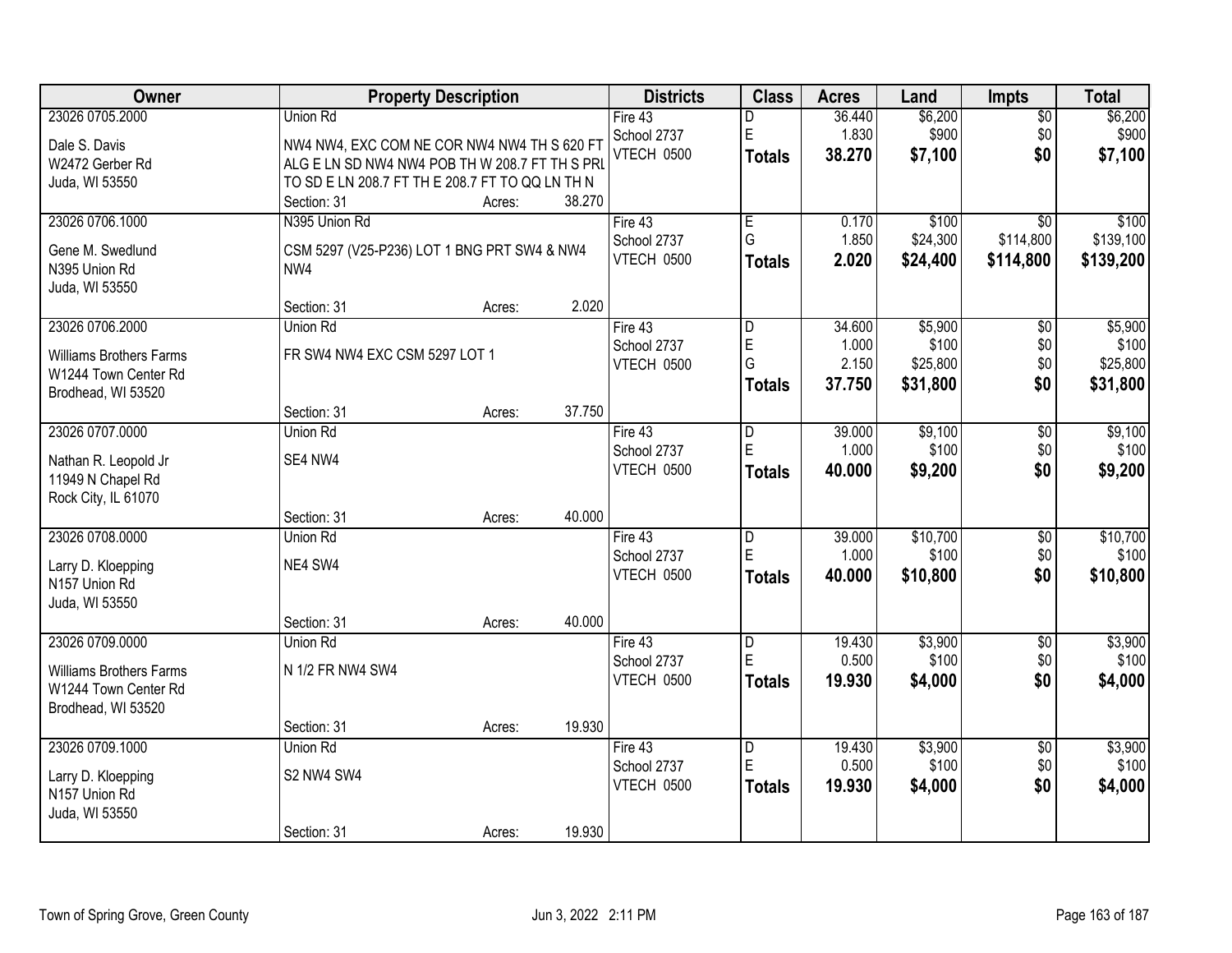| Owner | Property Description | | | Districts | Class | Acres | Land | Impts | Total |
|---|---|---|---|---|---|---|---|---|---|
| 23026 0705.2000 | Union Rd | | | Fire 43 | D | 36.440 | $6,200 | $0 | $6,200 |
| Dale S. Davis | NW4 NW4, EXC COM NE COR NW4 NW4 TH S 620 FT | | | School 2737 | E | 1.830 | $900 | $0 | $900 |
| W2472 Gerber Rd | ALG E LN SD NW4 NW4 POB TH W 208.7 FT TH S PRL | | | VTECH 0500 | **Totals** | **38.270** | **$7,100** | **$0** | **$7,100** |
| Juda, WI 53550 | TO SD E LN 208.7 FT TH E 208.7 FT TO QQ LN TH N | | | | | | | | |
| | Section: 31 | Acres: | 38.270 | | | | | | |
| 23026 0706.1000 | N395 Union Rd | | | Fire 43 | E | 0.170 | $100 | $0 | $100 |
| Gene M. Swedlund | CSM 5297 (V25-P236) LOT 1 BNG PRT SW4 & NW4 NW4 | | | School 2737 | G | 1.850 | $24,300 | $114,800 | $139,100 |
| N395 Union Rd | | | | VTECH 0500 | **Totals** | **2.020** | **$24,400** | **$114,800** | **$139,200** |
| Juda, WI 53550 | | | | | | | | | |
| | Section: 31 | Acres: | 2.020 | | | | | | |
| 23026 0706.2000 | Union Rd | | | Fire 43 | D | 34.600 | $5,900 | $0 | $5,900 |
| Williams Brothers Farms | FR SW4 NW4 EXC CSM 5297 LOT 1 | | | School 2737 | E | 1.000 | $100 | $0 | $100 |
| W1244 Town Center Rd | | | | VTECH 0500 | G | 2.150 | $25,800 | $0 | $25,800 |
| Brodhead, WI 53520 | | | | | **Totals** | **37.750** | **$31,800** | **$0** | **$31,800** |
| | Section: 31 | Acres: | 37.750 | | | | | | |
| 23026 0707.0000 | Union Rd | | | Fire 43 | D | 39.000 | $9,100 | $0 | $9,100 |
| Nathan R. Leopold Jr | SE4 NW4 | | | School 2737 | E | 1.000 | $100 | $0 | $100 |
| 11949 N Chapel Rd | | | | VTECH 0500 | **Totals** | **40.000** | **$9,200** | **$0** | **$9,200** |
| Rock City, IL 61070 | | | | | | | | | |
| | Section: 31 | Acres: | 40.000 | | | | | | |
| 23026 0708.0000 | Union Rd | | | Fire 43 | D | 39.000 | $10,700 | $0 | $10,700 |
| Larry D. Kloepping | NE4 SW4 | | | School 2737 | E | 1.000 | $100 | $0 | $100 |
| N157 Union Rd | | | | VTECH 0500 | **Totals** | **40.000** | **$10,800** | **$0** | **$10,800** |
| Juda, WI 53550 | | | | | | | | | |
| | Section: 31 | Acres: | 40.000 | | | | | | |
| 23026 0709.0000 | Union Rd | | | Fire 43 | D | 19.430 | $3,900 | $0 | $3,900 |
| Williams Brothers Farms | N 1/2 FR NW4 SW4 | | | School 2737 | E | 0.500 | $100 | $0 | $100 |
| W1244 Town Center Rd | | | | VTECH 0500 | **Totals** | **19.930** | **$4,000** | **$0** | **$4,000** |
| Brodhead, WI 53520 | | | | | | | | | |
| | Section: 31 | Acres: | 19.930 | | | | | | |
| 23026 0709.1000 | Union Rd | | | Fire 43 | D | 19.430 | $3,900 | $0 | $3,900 |
| Larry D. Kloepping | S2 NW4 SW4 | | | School 2737 | E | 0.500 | $100 | $0 | $100 |
| N157 Union Rd | | | | VTECH 0500 | **Totals** | **19.930** | **$4,000** | **$0** | **$4,000** |
| Juda, WI 53550 | | | | | | | | | |
| | Section: 31 | Acres: | 19.930 | | | | | | |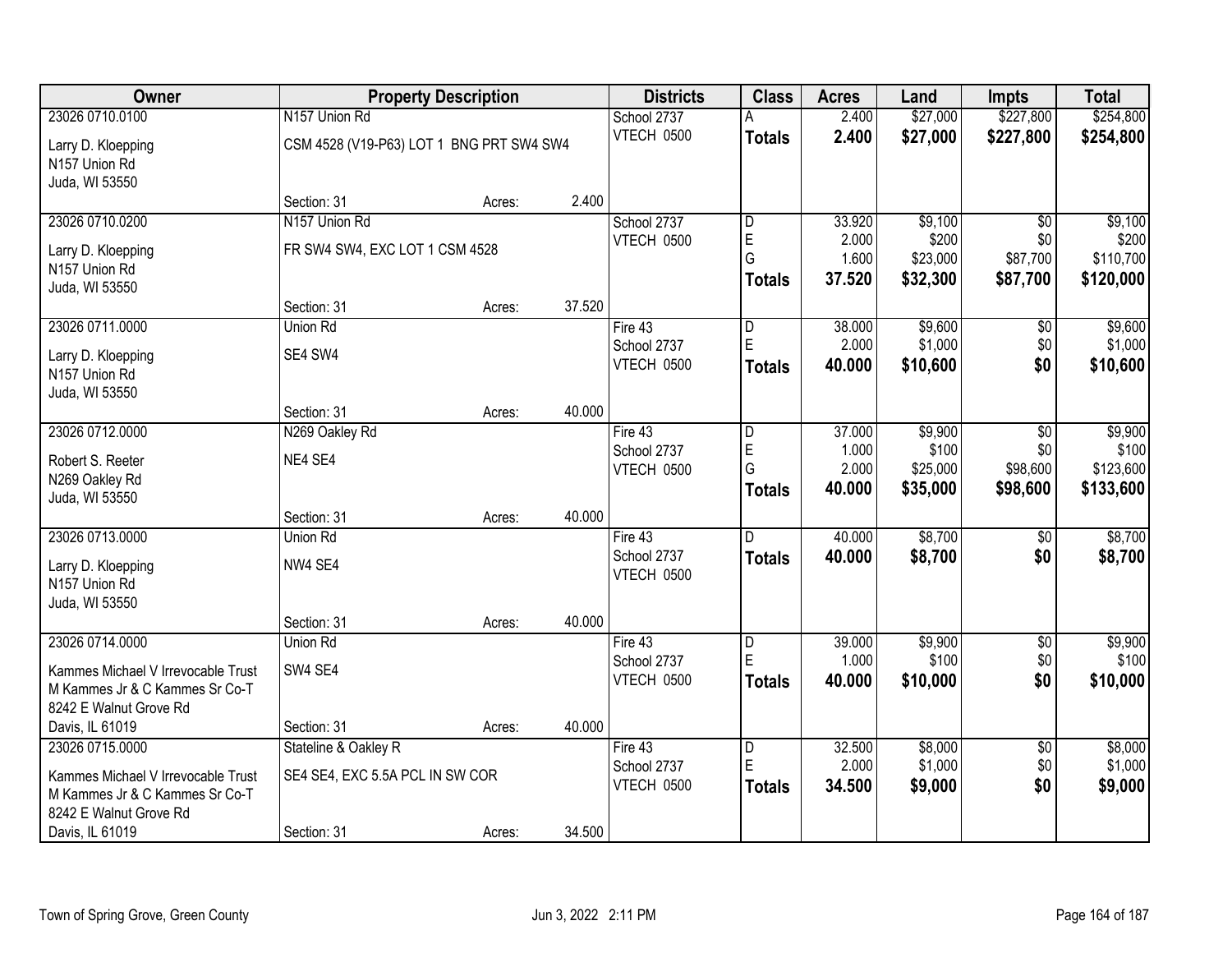| Owner | Property Description | | | Districts | Class | Acres | Land | Impts | Total |
|---|---|---|---|---|---|---|---|---|---|
| 23026 0710.0100 | N157 Union Rd | | | School 2737 | A | 2.400 | $27,000 | $227,800 | $254,800 |
| Larry D. Kloepping<br>N157 Union Rd<br>Juda, WI 53550 | CSM 4528 (V19-P63) LOT 1 BNG PRT SW4 SW4 | | | VTECH 0500 | **Totals** | **2.400** | **$27,000** | **$227,800** | **$254,800** |
| | Section: 31 | Acres: | 2.400 | | | | | | |
| 23026 0710.0200 | N157 Union Rd | | | School 2737 | D | 33.920 | $9,100 | $0 | $9,100 |
| Larry D. Kloepping<br>N157 Union Rd<br>Juda, WI 53550 | FR SW4 SW4, EXC LOT 1 CSM 4528 | | | VTECH 0500 | E | 2.000 | $200 | $0 | $200 |
| | | | | | G | 1.600 | $23,000 | $87,700 | $110,700 |
| | | | | | **Totals** | **37.520** | **$32,300** | **$87,700** | **$120,000** |
| | Section: 31 | Acres: | 37.520 | | | | | | |
| 23026 0711.0000 | Union Rd | | | Fire 43 | D | 38.000 | $9,600 | $0 | $9,600 |
| Larry D. Kloepping<br>N157 Union Rd<br>Juda, WI 53550 | SE4 SW4 | | | School 2737 | E | 2.000 | $1,000 | $0 | $1,000 |
| | | | | VTECH 0500 | **Totals** | **40.000** | **$10,600** | **$0** | **$10,600** |
| | Section: 31 | Acres: | 40.000 | | | | | | |
| 23026 0712.0000 | N269 Oakley Rd | | | Fire 43 | D | 37.000 | $9,900 | $0 | $9,900 |
| Robert S. Reeter<br>N269 Oakley Rd<br>Juda, WI 53550 | NE4 SE4 | | | School 2737 | E | 1.000 | $100 | $0 | $100 |
| | | | | VTECH 0500 | G | 2.000 | $25,000 | $98,600 | $123,600 |
| | | | | | **Totals** | **40.000** | **$35,000** | **$98,600** | **$133,600** |
| | Section: 31 | Acres: | 40.000 | | | | | | |
| 23026 0713.0000 | Union Rd | | | Fire 43 | D | 40.000 | $8,700 | $0 | $8,700 |
| Larry D. Kloepping<br>N157 Union Rd<br>Juda, WI 53550 | NW4 SE4 | | | School 2737<br>VTECH 0500 | **Totals** | **40.000** | **$8,700** | **$0** | **$8,700** |
| | Section: 31 | Acres: | 40.000 | | | | | | |
| 23026 0714.0000 | Union Rd | | | Fire 43 | D | 39.000 | $9,900 | $0 | $9,900 |
| Kammes Michael V Irrevocable Trust<br>M Kammes Jr & C Kammes Sr Co-T<br>8242 E Walnut Grove Rd<br>Davis, IL 61019 | SW4 SE4 | | | School 2737 | E | 1.000 | $100 | $0 | $100 |
| | | | | VTECH 0500 | **Totals** | **40.000** | **$10,000** | **$0** | **$10,000** |
| | Section: 31 | Acres: | 40.000 | | | | | | |
| 23026 0715.0000 | Stateline & Oakley R | | | Fire 43 | D | 32.500 | $8,000 | $0 | $8,000 |
| Kammes Michael V Irrevocable Trust<br>M Kammes Jr & C Kammes Sr Co-T<br>8242 E Walnut Grove Rd<br>Davis, IL 61019 | SE4 SE4, EXC 5.5A PCL IN SW COR | | | School 2737 | E | 2.000 | $1,000 | $0 | $1,000 |
| | | | | VTECH 0500 | **Totals** | **34.500** | **$9,000** | **$0** | **$9,000** |
| | Section: 31 | Acres: | 34.500 | | | | | | |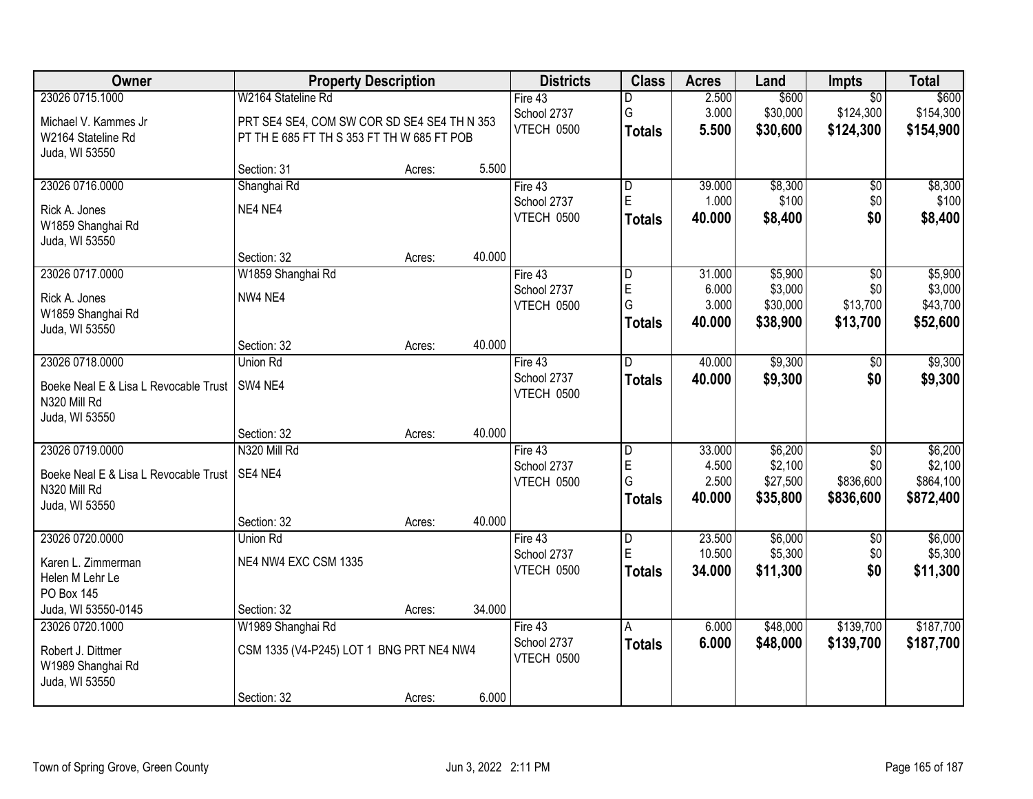| Owner | Property Description | | | Districts | Class | Acres | Land | Impts | Total |
|---|---|---|---|---|---|---|---|---|---|
| 23026 0715.1000<br>Michael V. Kammes Jr<br>W2164 Stateline Rd<br>Juda, WI 53550 | W2164 Stateline Rd<br>PRT SE4 SE4, COM SW COR SD SE4 SE4 TH N 353 PT TH E 685 FT TH S 353 FT TH W 685 FT POB<br>Section: 31 | Acres: | 5.500 | Fire 43<br>School 2737<br>VTECH 0500 | D<br>G<br>**Totals** | 2.500<br>3.000<br>**5.500** | $600<br>$30,000<br>**$30,600** | $0<br>$124,300<br>**$124,300** | $600<br>$154,300<br>**$154,900** |
| 23026 0716.0000<br>Rick A. Jones<br>W1859 Shanghai Rd<br>Juda, WI 53550 | Shanghai Rd<br>NE4 NE4<br>Section: 32 | Acres: | 40.000 | Fire 43<br>School 2737<br>VTECH 0500 | D<br>E<br>**Totals** | 39.000<br>1.000<br>**40.000** | $8,300<br>$100<br>**$8,400** | $0<br>$0<br>**$0** | $8,300<br>$100<br>**$8,400** |
| 23026 0717.0000<br>Rick A. Jones<br>W1859 Shanghai Rd<br>Juda, WI 53550 | W1859 Shanghai Rd<br>NW4 NE4<br>Section: 32 | Acres: | 40.000 | Fire 43<br>School 2737<br>VTECH 0500 | D<br>E<br>G<br>**Totals** | 31.000<br>6.000<br>3.000<br>**40.000** | $5,900<br>$3,000<br>$30,000<br>**$38,900** | $0<br>$0<br>$13,700<br>**$13,700** | $5,900<br>$3,000<br>$43,700<br>**$52,600** |
| 23026 0718.0000<br>Boeke Neal E & Lisa L Revocable Trust<br>N320 Mill Rd<br>Juda, WI 53550 | Union Rd<br>SW4 NE4<br>Section: 32 | Acres: | 40.000 | Fire 43<br>School 2737<br>VTECH 0500 | D<br>**Totals** | 40.000<br>**40.000** | $9,300<br>**$9,300** | $0<br>**$0** | $9,300<br>**$9,300** |
| 23026 0719.0000<br>Boeke Neal E & Lisa L Revocable Trust<br>N320 Mill Rd<br>Juda, WI 53550 | N320 Mill Rd<br>SE4 NE4<br>Section: 32 | Acres: | 40.000 | Fire 43<br>School 2737<br>VTECH 0500 | D<br>E<br>G<br>**Totals** | 33.000<br>4.500<br>2.500<br>**40.000** | $6,200<br>$2,100<br>$27,500<br>**$35,800** | $0<br>$0<br>$836,600<br>**$836,600** | $6,200<br>$2,100<br>$864,100<br>**$872,400** |
| 23026 0720.0000<br>Karen L. Zimmerman<br>Helen M Lehr Le<br>PO Box 145<br>Juda, WI 53550-0145 | Union Rd<br>NE4 NW4 EXC CSM 1335<br>Section: 32 | Acres: | 34.000 | Fire 43<br>School 2737<br>VTECH 0500 | D<br>E<br>**Totals** | 23.500<br>10.500<br>**34.000** | $6,000<br>$5,300<br>**$11,300** | $0<br>$0<br>**$0** | $6,000<br>$5,300<br>**$11,300** |
| 23026 0720.1000<br>Robert J. Dittmer<br>W1989 Shanghai Rd<br>Juda, WI 53550 | W1989 Shanghai Rd<br>CSM 1335 (V4-P245) LOT 1 BNG PRT NE4 NW4<br>Section: 32 | Acres: | 6.000 | Fire 43<br>School 2737<br>VTECH 0500 | A<br>**Totals** | 6.000<br>**6.000** | $48,000<br>**$48,000** | $139,700<br>**$139,700** | $187,700<br>**$187,700** |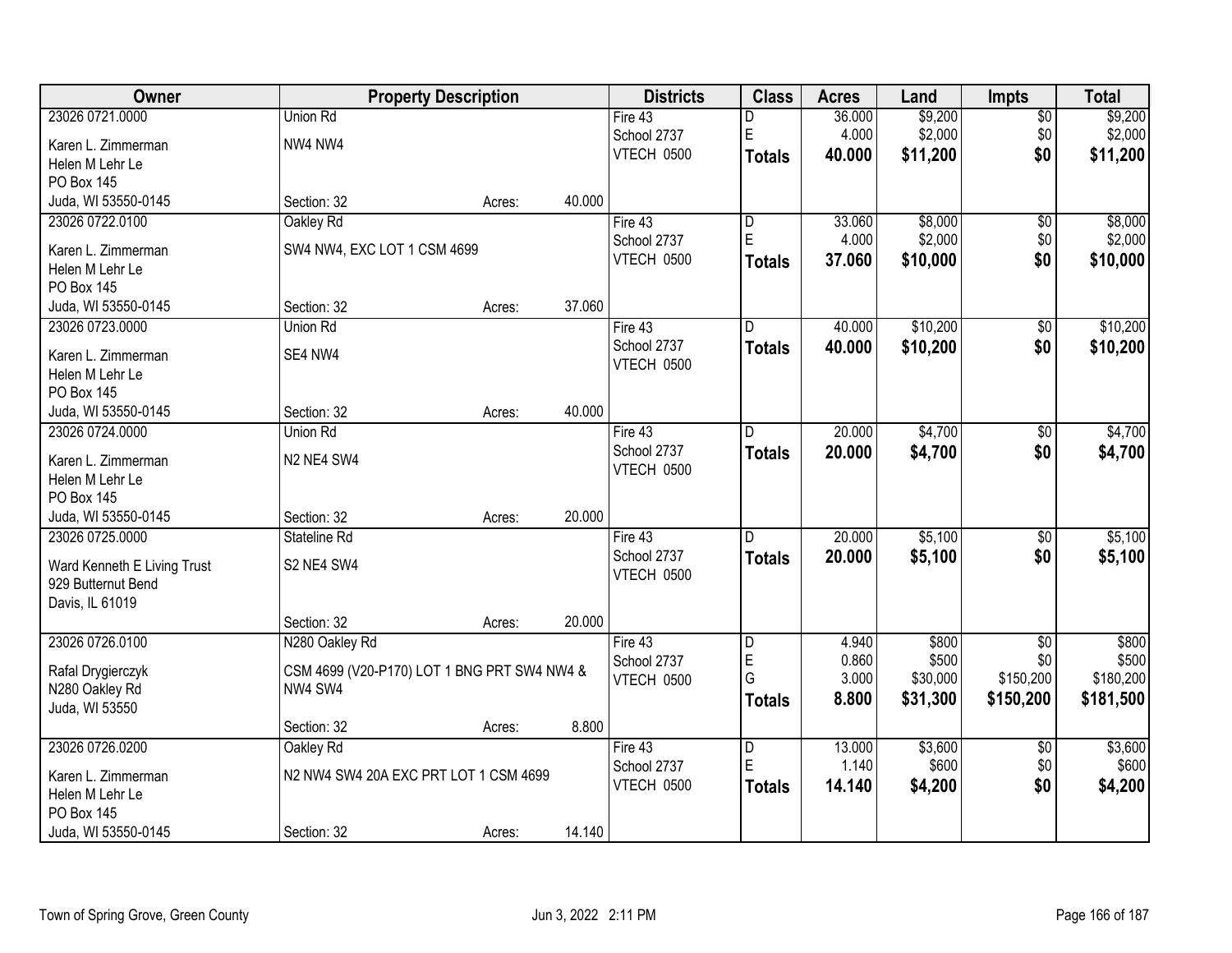| Owner | Property Description | Districts | Class | Acres | Land | Impts | Total |
|---|---|---|---|---|---|---|---|
| 23026 0721.0000<br>Karen L. Zimmerman<br>Helen M Lehr Le<br>PO Box 145<br>Juda, WI 53550-0145 | Union Rd<br>NW4 NW4<br>Section: 32 Acres: 40.000 | Fire 43<br>School 2737<br>VTECH 0500 | D<br>E<br>**Totals** | 36.000<br>4.000<br>**40.000** | $9,200<br>$2,000<br>**$11,200** | $0<br>$0<br>**$0** | $9,200<br>$2,000<br>**$11,200** |
| 23026 0722.0100<br>Karen L. Zimmerman<br>Helen M Lehr Le<br>PO Box 145<br>Juda, WI 53550-0145 | Oakley Rd<br>SW4 NW4, EXC LOT 1 CSM 4699<br>Section: 32 Acres: 37.060 | Fire 43<br>School 2737<br>VTECH 0500 | D<br>E<br>**Totals** | 33.060<br>4.000<br>**37.060** | $8,000<br>$2,000<br>**$10,000** | $0<br>$0<br>**$0** | $8,000<br>$2,000<br>**$10,000** |
| 23026 0723.0000<br>Karen L. Zimmerman<br>Helen M Lehr Le<br>PO Box 145<br>Juda, WI 53550-0145 | Union Rd<br>SE4 NW4<br>Section: 32 Acres: 40.000 | Fire 43<br>School 2737<br>VTECH 0500 | D<br>**Totals** | 40.000<br>**40.000** | $10,200<br>**$10,200** | $0<br>**$0** | $10,200<br>**$10,200** |
| 23026 0724.0000<br>Karen L. Zimmerman<br>Helen M Lehr Le<br>PO Box 145<br>Juda, WI 53550-0145 | Union Rd<br>N2 NE4 SW4<br>Section: 32 Acres: 20.000 | Fire 43<br>School 2737<br>VTECH 0500 | D<br>**Totals** | 20.000<br>**20.000** | $4,700<br>**$4,700** | $0<br>**$0** | $4,700<br>**$4,700** |
| 23026 0725.0000<br>Ward Kenneth E Living Trust<br>929 Butternut Bend<br>Davis, IL 61019 | Stateline Rd<br>S2 NE4 SW4<br>Section: 32 Acres: 20.000 | Fire 43<br>School 2737<br>VTECH 0500 | D<br>**Totals** | 20.000<br>**20.000** | $5,100<br>**$5,100** | $0<br>**$0** | $5,100<br>**$5,100** |
| 23026 0726.0100<br>Rafal Drygierczyk<br>N280 Oakley Rd<br>Juda, WI 53550 | N280 Oakley Rd<br>CSM 4699 (V20-P170) LOT 1 BNG PRT SW4 NW4 & NW4 SW4<br>Section: 32 Acres: 8.800 | Fire 43<br>School 2737<br>VTECH 0500 | D<br>E<br>G<br>**Totals** | 4.940<br>0.860<br>3.000<br>**8.800** | $800<br>$500<br>$30,000<br>**$31,300** | $0<br>$0<br>$150,200<br>**$150,200** | $800<br>$500<br>$180,200<br>**$181,500** |
| 23026 0726.0200<br>Karen L. Zimmerman<br>Helen M Lehr Le<br>PO Box 145<br>Juda, WI 53550-0145 | Oakley Rd<br>N2 NW4 SW4 20A EXC PRT LOT 1 CSM 4699<br>Section: 32 Acres: 14.140 | Fire 43<br>School 2737<br>VTECH 0500 | D<br>E<br>**Totals** | 13.000<br>1.140<br>**14.140** | $3,600<br>$600<br>**$4,200** | $0<br>$0<br>**$0** | $3,600<br>$600<br>**$4,200** |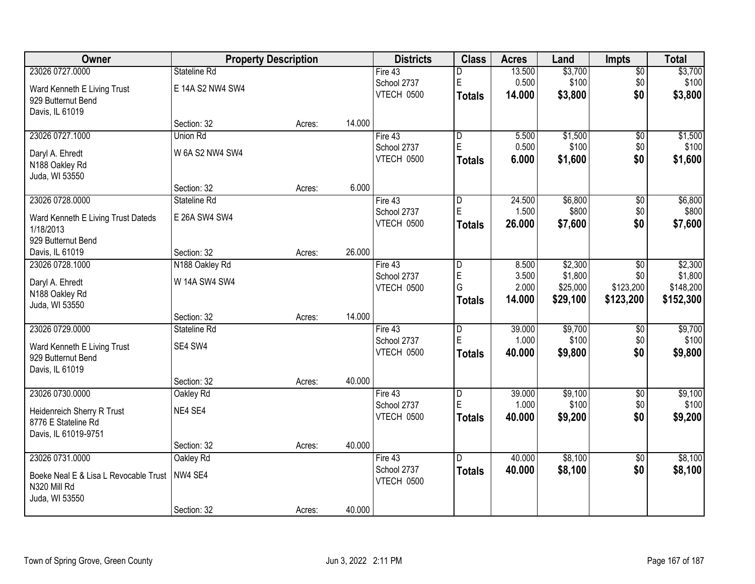| Owner | Property Description | | | Districts | Class | Acres | Land | Impts | Total |
|---|---|---|---|---|---|---|---|---|---|
| 23026 0727.0000 | Stateline Rd | | | Fire 43 | D | 13.500 | $3,700 | $0 | $3,700 |
| Ward Kenneth E Living Trust | E 14A S2 NW4 SW4 | | | School 2737 | E | 0.500 | $100 | $0 | $100 |
| 929 Butternut Bend | | | | VTECH 0500 | **Totals** | **14.000** | **$3,800** | **$0** | **$3,800** |
| Davis, IL 61019 | | | | | | | | | |
| | Section: 32 | Acres: | 14.000 | | | | | | |
| 23026 0727.1000 | Union Rd | | | Fire 43 | D | 5.500 | $1,500 | $0 | $1,500 |
| Daryl A. Ehredt | W 6A S2 NW4 SW4 | | | School 2737 | E | 0.500 | $100 | $0 | $100 |
| N188 Oakley Rd | | | | VTECH 0500 | **Totals** | **6.000** | **$1,600** | **$0** | **$1,600** |
| Juda, WI 53550 | | | | | | | | | |
| | Section: 32 | Acres: | 6.000 | | | | | | |
| 23026 0728.0000 | Stateline Rd | | | Fire 43 | D | 24.500 | $6,800 | $0 | $6,800 |
| Ward Kenneth E Living Trust Dateds 1/18/2013 | E 26A SW4 SW4 | | | School 2737 | E | 1.500 | $800 | $0 | $800 |
| 929 Butternut Bend | | | | VTECH 0500 | **Totals** | **26.000** | **$7,600** | **$0** | **$7,600** |
| Davis, IL 61019 | Section: 32 | Acres: | 26.000 | | | | | | |
| 23026 0728.1000 | N188 Oakley Rd | | | Fire 43 | D | 8.500 | $2,300 | $0 | $2,300 |
| Daryl A. Ehredt | W 14A SW4 SW4 | | | School 2737 | E | 3.500 | $1,800 | $0 | $1,800 |
| N188 Oakley Rd | | | | VTECH 0500 | G | 2.000 | $25,000 | $123,200 | $148,200 |
| Juda, WI 53550 | | | | | **Totals** | **14.000** | **$29,100** | **$123,200** | **$152,300** |
| | Section: 32 | Acres: | 14.000 | | | | | | |
| 23026 0729.0000 | Stateline Rd | | | Fire 43 | D | 39.000 | $9,700 | $0 | $9,700 |
| Ward Kenneth E Living Trust | SE4 SW4 | | | School 2737 | E | 1.000 | $100 | $0 | $100 |
| 929 Butternut Bend | | | | VTECH 0500 | **Totals** | **40.000** | **$9,800** | **$0** | **$9,800** |
| Davis, IL 61019 | | | | | | | | | |
| | Section: 32 | Acres: | 40.000 | | | | | | |
| 23026 0730.0000 | Oakley Rd | | | Fire 43 | D | 39.000 | $9,100 | $0 | $9,100 |
| Heidenreich Sherry R Trust | NE4 SE4 | | | School 2737 | E | 1.000 | $100 | $0 | $100 |
| 8776 E Stateline Rd | | | | VTECH 0500 | **Totals** | **40.000** | **$9,200** | **$0** | **$9,200** |
| Davis, IL 61019-9751 | | | | | | | | | |
| | Section: 32 | Acres: | 40.000 | | | | | | |
| 23026 0731.0000 | Oakley Rd | | | Fire 43 | D | 40.000 | $8,100 | $0 | $8,100 |
| Boeke Neal E & Lisa L Revocable Trust | NW4 SE4 | | | School 2737 | **Totals** | **40.000** | **$8,100** | **$0** | **$8,100** |
| N320 Mill Rd | | | | VTECH 0500 | | | | | |
| Juda, WI 53550 | | | | | | | | | |
| | Section: 32 | Acres: | 40.000 | | | | | | |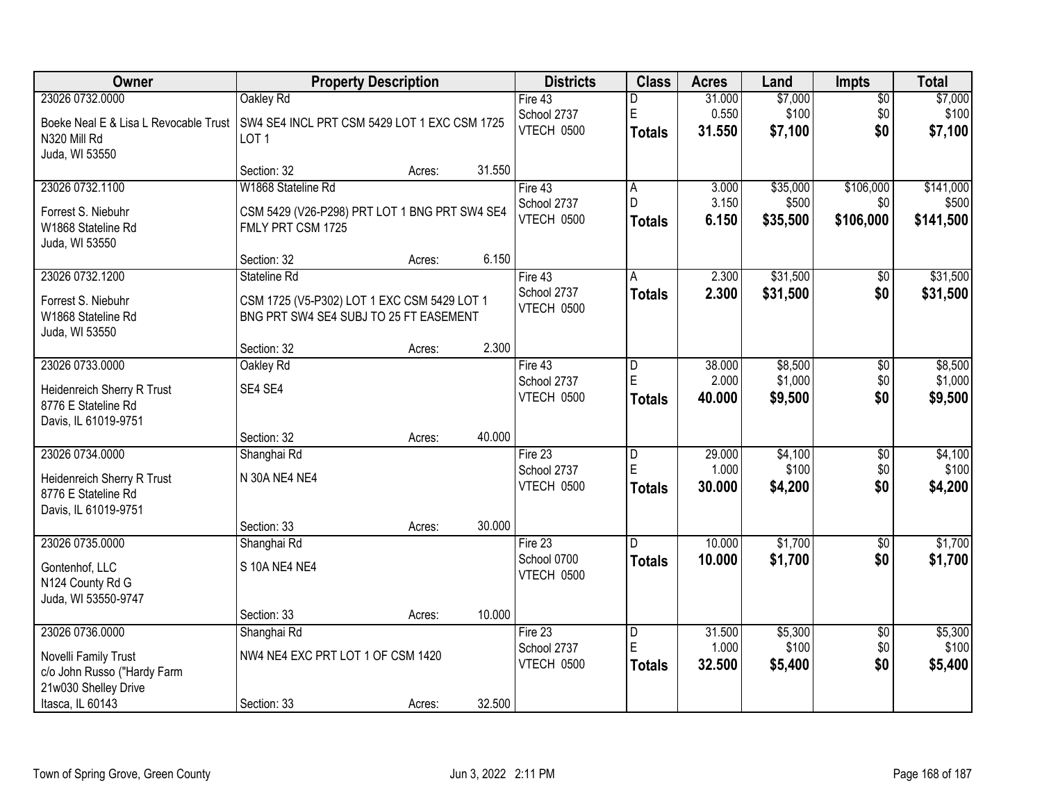| Owner | Property Description | Districts | Class | Acres | Land | Impts | Total |
|---|---|---|---|---|---|---|---|
| 23026 0732.0000<br>Boeke Neal E & Lisa L Revocable Trust<br>N320 Mill Rd<br>Juda, WI 53550 | Oakley Rd<br>SW4 SE4 INCL PRT CSM 5429 LOT 1 EXC CSM 1725 LOT 1<br>Section: 32 Acres: 31.550 | Fire 43<br>School 2737<br>VTECH 0500 | D<br>E<br>**Totals** | 31.000<br>0.550<br>**31.550** | $7,000<br>$100<br>**$7,100** | $0<br>$0<br>**$0** | $7,000<br>$100<br>**$7,100** |
| 23026 0732.1100<br>Forrest S. Niebuhr<br>W1868 Stateline Rd<br>Juda, WI 53550 | W1868 Stateline Rd<br>CSM 5429 (V26-P298) PRT LOT 1 BNG PRT SW4 SE4 FMLY PRT CSM 1725<br>Section: 32 Acres: 6.150 | Fire 43<br>School 2737<br>VTECH 0500 | A<br>D<br>**Totals** | 3.000<br>3.150<br>**6.150** | $35,000<br>$500<br>**$35,500** | $106,000<br>$0<br>**$106,000** | $141,000<br>$500<br>**$141,500** |
| 23026 0732.1200<br>Forrest S. Niebuhr<br>W1868 Stateline Rd<br>Juda, WI 53550 | Stateline Rd<br>CSM 1725 (V5-P302) LOT 1 EXC CSM 5429 LOT 1 BNG PRT SW4 SE4 SUBJ TO 25 FT EASEMENT<br>Section: 32 Acres: 2.300 | Fire 43<br>School 2737<br>VTECH 0500 | A<br>**Totals** | 2.300<br>**2.300** | $31,500<br>**$31,500** | $0<br>**$0** | $31,500<br>**$31,500** |
| 23026 0733.0000<br>Heidenreich Sherry R Trust<br>8776 E Stateline Rd<br>Davis, IL 61019-9751 | Oakley Rd<br>SE4 SE4<br>Section: 32 Acres: 40.000 | Fire 43<br>School 2737<br>VTECH 0500 | D<br>E<br>**Totals** | 38.000<br>2.000<br>**40.000** | $8,500<br>$1,000<br>**$9,500** | $0<br>$0<br>**$0** | $8,500<br>$1,000<br>**$9,500** |
| 23026 0734.0000<br>Heidenreich Sherry R Trust<br>8776 E Stateline Rd<br>Davis, IL 61019-9751 | Shanghai Rd<br>N 30A NE4 NE4<br>Section: 33 Acres: 30.000 | Fire 23<br>School 2737<br>VTECH 0500 | D<br>E<br>**Totals** | 29.000<br>1.000<br>**30.000** | $4,100<br>$100<br>**$4,200** | $0<br>$0<br>**$0** | $4,100<br>$100<br>**$4,200** |
| 23026 0735.0000<br>Gontenhof, LLC<br>N124 County Rd G<br>Juda, WI 53550-9747 | Shanghai Rd<br>S 10A NE4 NE4<br>Section: 33 Acres: 10.000 | Fire 23<br>School 0700<br>VTECH 0500 | D<br>**Totals** | 10.000<br>**10.000** | $1,700<br>**$1,700** | $0<br>**$0** | $1,700<br>**$1,700** |
| 23026 0736.0000<br>Novelli Family Trust<br>c/o John Russo ("Hardy Farm<br>21w030 Shelley Drive<br>Itasca, IL 60143 | Shanghai Rd<br>NW4 NE4 EXC PRT LOT 1 OF CSM 1420<br>Section: 33 Acres: 32.500 | Fire 23<br>School 2737<br>VTECH 0500 | D<br>E<br>**Totals** | 31.500<br>1.000<br>**32.500** | $5,300<br>$100<br>**$5,400** | $0<br>$0<br>**$0** | $5,300<br>$100<br>**$5,400** |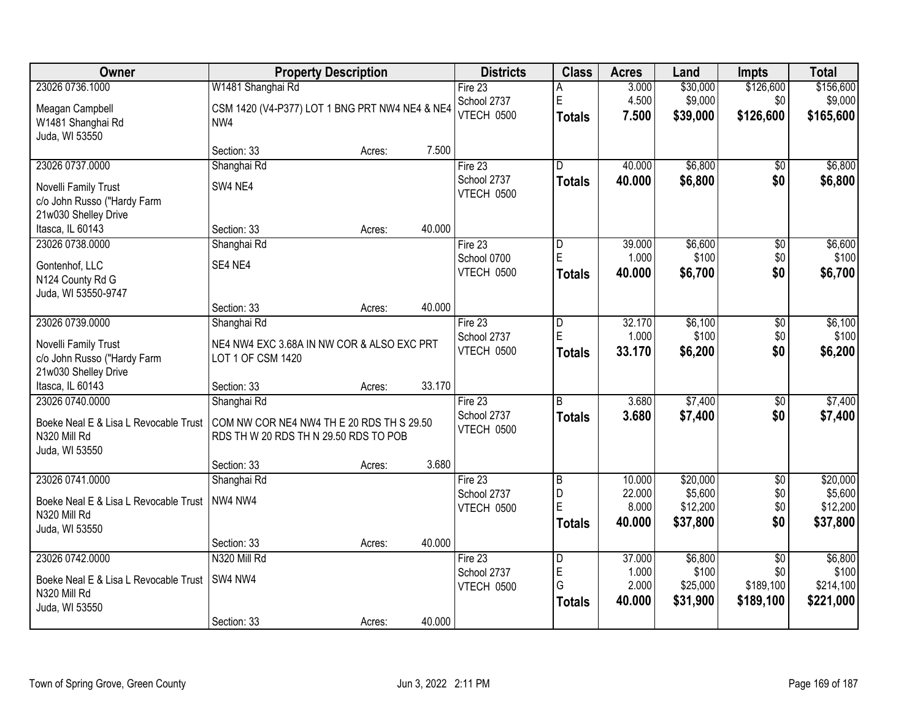| Owner | Property Description | | | Districts | Class | Acres | Land | Impts | Total |
|---|---|---|---|---|---|---|---|---|---|
| 23026 0736.1000 | W1481 Shanghai Rd | | | Fire 23 | A | 3.000 | $30,000 | $126,600 | $156,600 |
| Meagan Campbell | CSM 1420 (V4-P377) LOT 1 BNG PRT NW4 NE4 & NE4 | | | School 2737 | E | 4.500 | $9,000 | $0 | $9,000 |
| W1481 Shanghai Rd | NW4 | | | VTECH 0500 | **Totals** | **7.500** | **$39,000** | **$126,600** | **$165,600** |
| Juda, WI 53550 | | | | | | | | | |
| | Section: 33 | Acres: | 7.500 | | | | | | |
| 23026 0737.0000 | Shanghai Rd | | | Fire 23 | D | 40.000 | $6,800 | $0 | $6,800 |
| Novelli Family Trust | SW4 NE4 | | | School 2737 | **Totals** | **40.000** | **$6,800** | **$0** | **$6,800** |
| c/o John Russo ("Hardy Farm | | | | VTECH 0500 | | | | | |
| 21w030 Shelley Drive | | | | | | | | | |
| Itasca, IL 60143 | Section: 33 | Acres: | 40.000 | | | | | | |
| 23026 0738.0000 | Shanghai Rd | | | Fire 23 | D | 39.000 | $6,600 | $0 | $6,600 |
| Gontenhof, LLC | SE4 NE4 | | | School 0700 | E | 1.000 | $100 | $0 | $100 |
| N124 County Rd G | | | | VTECH 0500 | **Totals** | **40.000** | **$6,700** | **$0** | **$6,700** |
| Juda, WI 53550-9747 | | | | | | | | | |
| | Section: 33 | Acres: | 40.000 | | | | | | |
| 23026 0739.0000 | Shanghai Rd | | | Fire 23 | D | 32.170 | $6,100 | $0 | $6,100 |
| Novelli Family Trust | NE4 NW4 EXC 3.68A IN NW COR & ALSO EXC PRT | | | School 2737 | E | 1.000 | $100 | $0 | $100 |
| c/o John Russo ("Hardy Farm | LOT 1 OF CSM 1420 | | | VTECH 0500 | **Totals** | **33.170** | **$6,200** | **$0** | **$6,200** |
| 21w030 Shelley Drive | | | | | | | | | |
| Itasca, IL 60143 | Section: 33 | Acres: | 33.170 | | | | | | |
| 23026 0740.0000 | Shanghai Rd | | | Fire 23 | B | 3.680 | $7,400 | $0 | $7,400 |
| Boeke Neal E & Lisa L Revocable Trust | COM NW COR NE4 NW4 TH E 20 RDS TH S 29.50 | | | School 2737 | **Totals** | **3.680** | **$7,400** | **$0** | **$7,400** |
| N320 Mill Rd | RDS TH W 20 RDS TH N 29.50 RDS TO POB | | | VTECH 0500 | | | | | |
| Juda, WI 53550 | | | | | | | | | |
| | Section: 33 | Acres: | 3.680 | | | | | | |
| 23026 0741.0000 | Shanghai Rd | | | Fire 23 | B | 10.000 | $20,000 | $0 | $20,000 |
| Boeke Neal E & Lisa L Revocable Trust | NW4 NW4 | | | School 2737 | D | 22.000 | $5,600 | $0 | $5,600 |
| N320 Mill Rd | | | | VTECH 0500 | E | 8.000 | $12,200 | $0 | $12,200 |
| Juda, WI 53550 | | | | | **Totals** | **40.000** | **$37,800** | **$0** | **$37,800** |
| | Section: 33 | Acres: | 40.000 | | | | | | |
| 23026 0742.0000 | N320 Mill Rd | | | Fire 23 | D | 37.000 | $6,800 | $0 | $6,800 |
| Boeke Neal E & Lisa L Revocable Trust | SW4 NW4 | | | School 2737 | E | 1.000 | $100 | $0 | $100 |
| N320 Mill Rd | | | | VTECH 0500 | G | 2.000 | $25,000 | $189,100 | $214,100 |
| Juda, WI 53550 | | | | | **Totals** | **40.000** | **$31,900** | **$189,100** | **$221,000** |
| | Section: 33 | Acres: | 40.000 | | | | | | |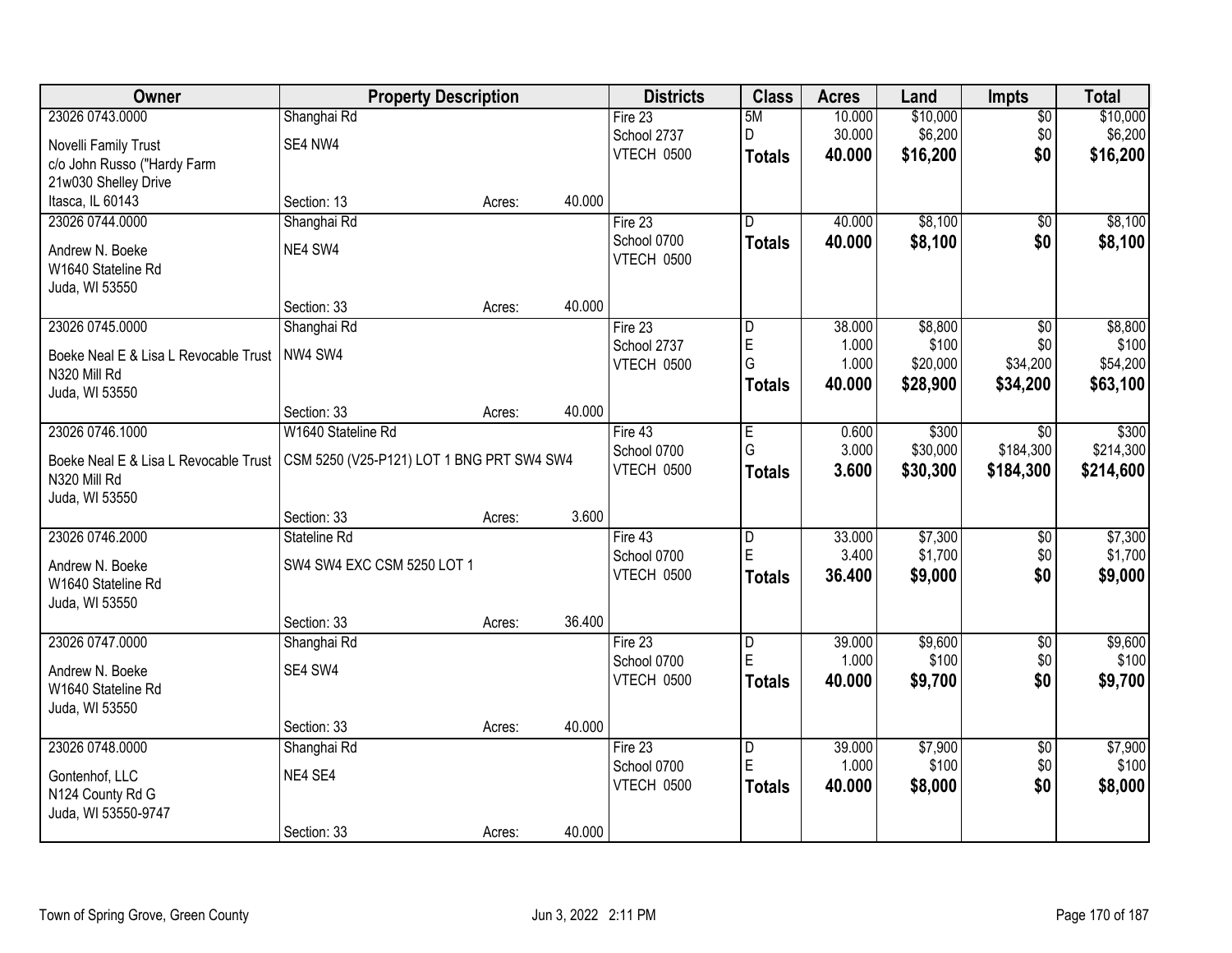| Owner | Property Description | Districts | Class | Acres | Land | Impts | Total |
|---|---|---|---|---|---|---|---|
| 23026 0743.0000<br>Novelli Family Trust<br>c/o John Russo ("Hardy Farm<br>21w030 Shelley Drive<br>Itasca, IL 60143 | Shanghai Rd<br>SE4 NW4<br>Section: 13 Acres: 40.000 | Fire 23<br>School 2737<br>VTECH 0500 | 5M<br>D<br>**Totals** | 10.000<br>30.000<br>**40.000** | $10,000<br>$6,200<br>**$16,200** | $0<br>$0<br>**$0** | $10,000<br>$6,200<br>**$16,200** |
| 23026 0744.0000<br>Andrew N. Boeke<br>W1640 Stateline Rd<br>Juda, WI 53550 | Shanghai Rd<br>NE4 SW4<br>Section: 33 Acres: 40.000 | Fire 23<br>School 0700<br>VTECH 0500 | D<br>**Totals** | 40.000<br>**40.000** | $8,100<br>**$8,100** | $0<br>**$0** | $8,100<br>**$8,100** |
| 23026 0745.0000<br>Boeke Neal E & Lisa L Revocable Trust<br>N320 Mill Rd<br>Juda, WI 53550 | Shanghai Rd<br>NW4 SW4<br>Section: 33 Acres: 40.000 | Fire 23<br>School 2737<br>VTECH 0500 | D<br>E<br>G<br>**Totals** | 38.000<br>1.000<br>1.000<br>**40.000** | $8,800<br>$100<br>$20,000<br>**$28,900** | $0<br>$0<br>$34,200<br>**$34,200** | $8,800<br>$100<br>$54,200<br>**$63,100** |
| 23026 0746.1000<br>Boeke Neal E & Lisa L Revocable Trust<br>N320 Mill Rd<br>Juda, WI 53550 | W1640 Stateline Rd<br>CSM 5250 (V25-P121) LOT 1 BNG PRT SW4 SW4<br>Section: 33 Acres: 3.600 | Fire 43<br>School 0700<br>VTECH 0500 | E<br>G<br>**Totals** | 0.600<br>3.000<br>**3.600** | $300<br>$30,000<br>**$30,300** | $0<br>$184,300<br>**$184,300** | $300<br>$214,300<br>**$214,600** |
| 23026 0746.2000<br>Andrew N. Boeke<br>W1640 Stateline Rd<br>Juda, WI 53550 | Stateline Rd<br>SW4 SW4 EXC CSM 5250 LOT 1<br>Section: 33 Acres: 36.400 | Fire 43<br>School 0700<br>VTECH 0500 | D<br>E<br>**Totals** | 33.000<br>3.400<br>**36.400** | $7,300<br>$1,700<br>**$9,000** | $0<br>$0<br>**$0** | $7,300<br>$1,700<br>**$9,000** |
| 23026 0747.0000<br>Andrew N. Boeke<br>W1640 Stateline Rd<br>Juda, WI 53550 | Shanghai Rd<br>SE4 SW4<br>Section: 33 Acres: 40.000 | Fire 23<br>School 0700<br>VTECH 0500 | D<br>E<br>**Totals** | 39.000<br>1.000<br>**40.000** | $9,600<br>$100<br>**$9,700** | $0<br>$0<br>**$0** | $9,600<br>$100<br>**$9,700** |
| 23026 0748.0000<br>Gontenhof, LLC<br>N124 County Rd G<br>Juda, WI 53550-9747 | Shanghai Rd<br>NE4 SE4<br>Section: 33 Acres: 40.000 | Fire 23<br>School 0700<br>VTECH 0500 | D<br>E<br>**Totals** | 39.000<br>1.000<br>**40.000** | $7,900<br>$100<br>**$8,000** | $0<br>$0<br>**$0** | $7,900<br>$100<br>**$8,000** |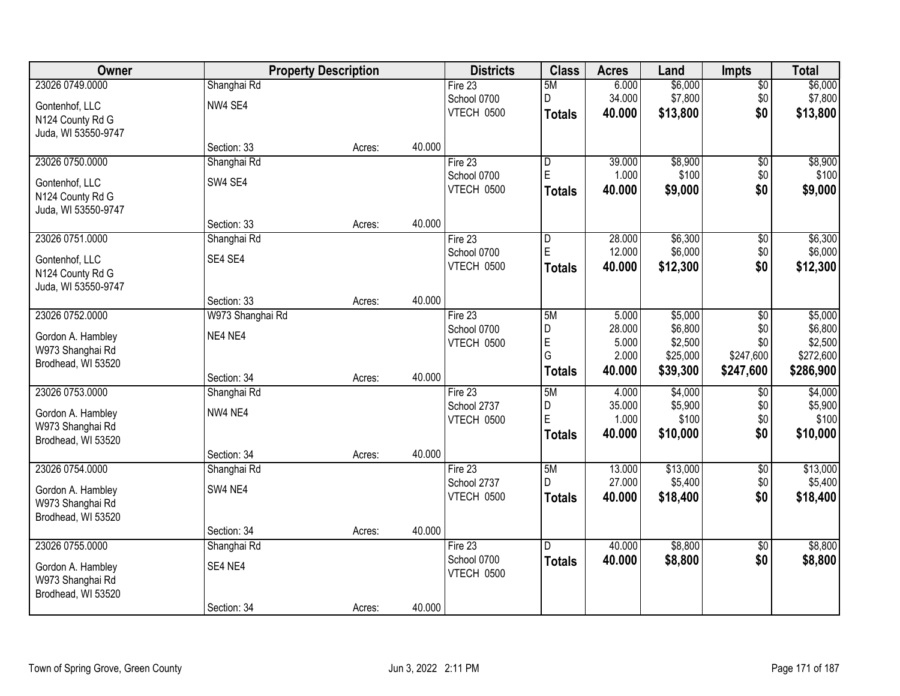| Owner | Property Description | | | Districts | Class | Acres | Land | Impts | Total |
|---|---|---|---|---|---|---|---|---|---|
| 23026 0749.0000 | Shanghai Rd | | | Fire 23 | 5M | 6.000 | $6,000 | $0 | $6,000 |
| Gontenhof, LLC | NW4 SE4 | | | School 0700 | D | 34.000 | $7,800 | $0 | $7,800 |
| N124 County Rd G | | | | VTECH 0500 | **Totals** | **40.000** | **$13,800** | **$0** | **$13,800** |
| Juda, WI 53550-9747 | | | | | | | | | |
| | Section: 33 | Acres: | 40.000 | | | | | | |
| 23026 0750.0000 | Shanghai Rd | | | Fire 23 | D | 39.000 | $8,900 | $0 | $8,900 |
| Gontenhof, LLC | SW4 SE4 | | | School 0700 | E | 1.000 | $100 | $0 | $100 |
| N124 County Rd G | | | | VTECH 0500 | **Totals** | **40.000** | **$9,000** | **$0** | **$9,000** |
| Juda, WI 53550-9747 | | | | | | | | | |
| | Section: 33 | Acres: | 40.000 | | | | | | |
| 23026 0751.0000 | Shanghai Rd | | | Fire 23 | D | 28.000 | $6,300 | $0 | $6,300 |
| Gontenhof, LLC | SE4 SE4 | | | School 0700 | E | 12.000 | $6,000 | $0 | $6,000 |
| N124 County Rd G | | | | VTECH 0500 | **Totals** | **40.000** | **$12,300** | **$0** | **$12,300** |
| Juda, WI 53550-9747 | | | | | | | | | |
| | Section: 33 | Acres: | 40.000 | | | | | | |
| 23026 0752.0000 | W973 Shanghai Rd | | | Fire 23 | 5M | 5.000 | $5,000 | $0 | $5,000 |
| Gordon A. Hambley | NE4 NE4 | | | School 0700 | D | 28.000 | $6,800 | $0 | $6,800 |
| W973 Shanghai Rd | | | | VTECH 0500 | E | 5.000 | $2,500 | $0 | $2,500 |
| Brodhead, WI 53520 | | | | | G | 2.000 | $25,000 | $247,600 | $272,600 |
| | Section: 34 | Acres: | 40.000 | | **Totals** | **40.000** | **$39,300** | **$247,600** | **$286,900** |
| 23026 0753.0000 | Shanghai Rd | | | Fire 23 | 5M | 4.000 | $4,000 | $0 | $4,000 |
| Gordon A. Hambley | NW4 NE4 | | | School 2737 | D | 35.000 | $5,900 | $0 | $5,900 |
| W973 Shanghai Rd | | | | VTECH 0500 | E | 1.000 | $100 | $0 | $100 |
| Brodhead, WI 53520 | | | | | **Totals** | **40.000** | **$10,000** | **$0** | **$10,000** |
| | Section: 34 | Acres: | 40.000 | | | | | | |
| 23026 0754.0000 | Shanghai Rd | | | Fire 23 | 5M | 13.000 | $13,000 | $0 | $13,000 |
| Gordon A. Hambley | SW4 NE4 | | | School 2737 | D | 27.000 | $5,400 | $0 | $5,400 |
| W973 Shanghai Rd | | | | VTECH 0500 | **Totals** | **40.000** | **$18,400** | **$0** | **$18,400** |
| Brodhead, WI 53520 | | | | | | | | | |
| | Section: 34 | Acres: | 40.000 | | | | | | |
| 23026 0755.0000 | Shanghai Rd | | | Fire 23 | D | 40.000 | $8,800 | $0 | $8,800 |
| Gordon A. Hambley | SE4 NE4 | | | School 0700 | **Totals** | **40.000** | **$8,800** | **$0** | **$8,800** |
| W973 Shanghai Rd | | | | VTECH 0500 | | | | | |
| Brodhead, WI 53520 | | | | | | | | | |
| | Section: 34 | Acres: | 40.000 | | | | | | |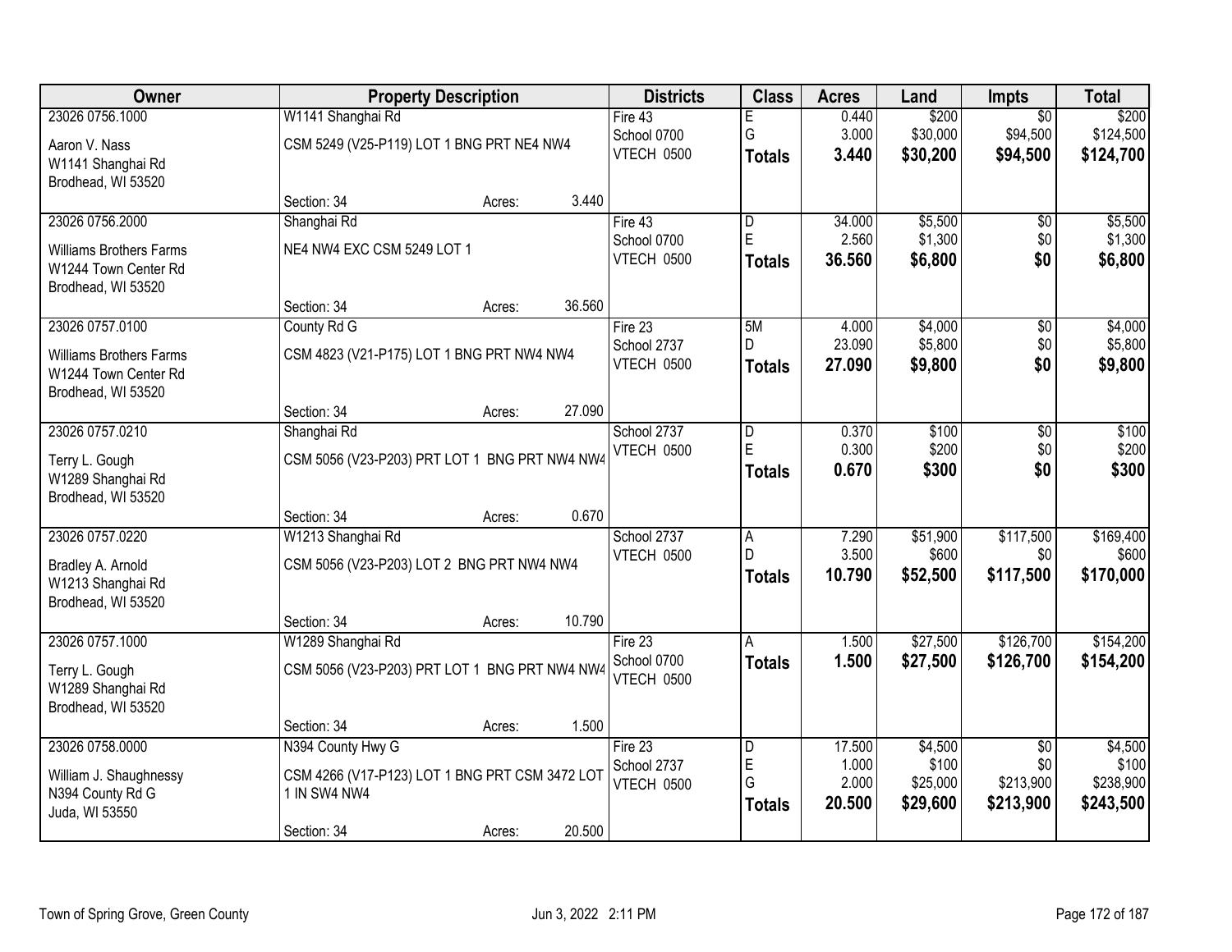| Owner | Property Description | Districts | Class | Acres | Land | Impts | Total |
|---|---|---|---|---|---|---|---|
| 23026 0756.1000<br>Aaron V. Nass<br>W1141 Shanghai Rd<br>Brodhead, WI 53520 | W1141 Shanghai Rd<br>CSM 5249 (V25-P119) LOT 1 BNG PRT NE4 NW4<br>Section: 34 Acres: 3.440 | Fire 43<br>School 0700<br>VTECH 0500 | E<br>G<br>**Totals** | 0.440<br>3.000<br>**3.440** | $200<br>$30,000<br>**$30,200** | $0<br>$94,500<br>**$94,500** | $200<br>$124,500<br>**$124,700** |
| 23026 0756.2000<br>Williams Brothers Farms<br>W1244 Town Center Rd<br>Brodhead, WI 53520 | Shanghai Rd<br>NE4 NW4 EXC CSM 5249 LOT 1<br>Section: 34 Acres: 36.560 | Fire 43<br>School 0700<br>VTECH 0500 | D<br>E<br>**Totals** | 34.000<br>2.560<br>**36.560** | $5,500<br>$1,300<br>**$6,800** | $0<br>$0<br>**$0** | $5,500<br>$1,300<br>**$6,800** |
| 23026 0757.0100<br>Williams Brothers Farms<br>W1244 Town Center Rd<br>Brodhead, WI 53520 | County Rd G<br>CSM 4823 (V21-P175) LOT 1 BNG PRT NW4 NW4<br>Section: 34 Acres: 27.090 | Fire 23<br>School 2737<br>VTECH 0500 | 5M<br>D<br>**Totals** | 4.000<br>23.090<br>**27.090** | $4,000<br>$5,800<br>**$9,800** | $0<br>$0<br>**$0** | $4,000<br>$5,800<br>**$9,800** |
| 23026 0757.0210<br>Terry L. Gough<br>W1289 Shanghai Rd<br>Brodhead, WI 53520 | Shanghai Rd<br>CSM 5056 (V23-P203) PRT LOT 1 BNG PRT NW4 NW4<br>Section: 34 Acres: 0.670 | School 2737<br>VTECH 0500 | D<br>E<br>**Totals** | 0.370<br>0.300<br>**0.670** | $100<br>$200<br>**$300** | $0<br>$0<br>**$0** | $100<br>$200<br>**$300** |
| 23026 0757.0220<br>Bradley A. Arnold<br>W1213 Shanghai Rd<br>Brodhead, WI 53520 | W1213 Shanghai Rd<br>CSM 5056 (V23-P203) LOT 2 BNG PRT NW4 NW4<br>Section: 34 Acres: 10.790 | School 2737<br>VTECH 0500 | A<br>D<br>**Totals** | 7.290<br>3.500<br>**10.790** | $51,900<br>$600<br>**$52,500** | $117,500<br>$0<br>**$117,500** | $169,400<br>$600<br>**$170,000** |
| 23026 0757.1000<br>Terry L. Gough<br>W1289 Shanghai Rd<br>Brodhead, WI 53520 | W1289 Shanghai Rd<br>CSM 5056 (V23-P203) PRT LOT 1 BNG PRT NW4 NW4<br>Section: 34 Acres: 1.500 | Fire 23<br>School 0700<br>VTECH 0500 | A<br>**Totals** | 1.500<br>**1.500** | $27,500<br>**$27,500** | $126,700<br>**$126,700** | $154,200<br>**$154,200** |
| 23026 0758.0000<br>William J. Shaughnessy<br>N394 County Rd G<br>Juda, WI 53550 | N394 County Hwy G<br>CSM 4266 (V17-P123) LOT 1 BNG PRT CSM 3472 LOT 1 IN SW4 NW4<br>Section: 34 Acres: 20.500 | Fire 23<br>School 2737<br>VTECH 0500 | D<br>E<br>G<br>**Totals** | 17.500<br>1.000<br>2.000<br>**20.500** | $4,500<br>$100<br>$25,000<br>**$29,600** | $0<br>$0<br>$213,900<br>**$213,900** | $4,500<br>$100<br>$238,900<br>**$243,500** |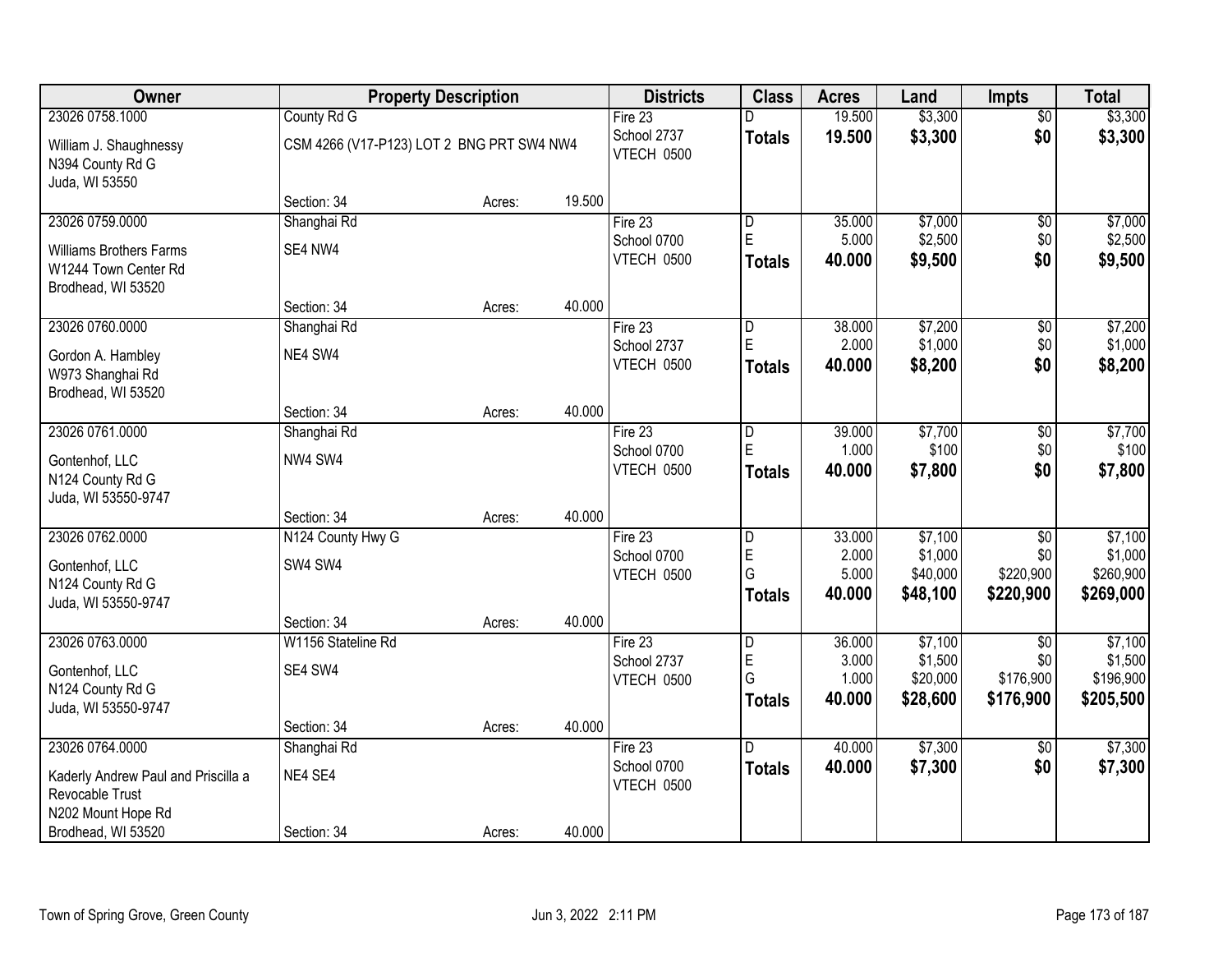| Owner | Property Description | Districts | Class | Acres | Land | Impts | Total |
|---|---|---|---|---|---|---|---|
| 23026 0758.1000<br>William J. Shaughnessy<br>N394 County Rd G<br>Juda, WI 53550 | County Rd G<br>CSM 4266 (V17-P123) LOT 2 BNG PRT SW4 NW4<br>Section: 34 Acres: 19.500 | Fire 23<br>School 2737<br>VTECH 0500 | D<br>**Totals** | 19.500<br>**19.500** | $3,300<br>**$3,300** | $0<br>**$0** | $3,300<br>**$3,300** |
| 23026 0759.0000<br>Williams Brothers Farms<br>W1244 Town Center Rd<br>Brodhead, WI 53520 | Shanghai Rd<br>SE4 NW4<br>Section: 34 Acres: 40.000 | Fire 23<br>School 0700<br>VTECH 0500 | D<br>E<br>**Totals** | 35.000<br>5.000<br>**40.000** | $7,000<br>$2,500<br>**$9,500** | $0<br>$0<br>**$0** | $7,000<br>$2,500<br>**$9,500** |
| 23026 0760.0000<br>Gordon A. Hambley<br>W973 Shanghai Rd<br>Brodhead, WI 53520 | Shanghai Rd<br>NE4 SW4<br>Section: 34 Acres: 40.000 | Fire 23<br>School 2737<br>VTECH 0500 | D<br>E<br>**Totals** | 38.000<br>2.000<br>**40.000** | $7,200<br>$1,000<br>**$8,200** | $0<br>$0<br>**$0** | $7,200<br>$1,000<br>**$8,200** |
| 23026 0761.0000<br>Gontenhof, LLC<br>N124 County Rd G<br>Juda, WI 53550-9747 | Shanghai Rd<br>NW4 SW4<br>Section: 34 Acres: 40.000 | Fire 23<br>School 0700<br>VTECH 0500 | D<br>E<br>**Totals** | 39.000<br>1.000<br>**40.000** | $7,700<br>$100<br>**$7,800** | $0<br>$0<br>**$0** | $7,700<br>$100<br>**$7,800** |
| 23026 0762.0000<br>Gontenhof, LLC<br>N124 County Rd G<br>Juda, WI 53550-9747 | N124 County Hwy G<br>SW4 SW4<br>Section: 34 Acres: 40.000 | Fire 23<br>School 0700<br>VTECH 0500 | D<br>E<br>G<br>**Totals** | 33.000<br>2.000<br>5.000<br>**40.000** | $7,100<br>$1,000<br>$40,000<br>**$48,100** | $0<br>$0<br>$220,900<br>**$220,900** | $7,100<br>$1,000<br>$260,900<br>**$269,000** |
| 23026 0763.0000<br>Gontenhof, LLC<br>N124 County Rd G<br>Juda, WI 53550-9747 | W1156 Stateline Rd<br>SE4 SW4<br>Section: 34 Acres: 40.000 | Fire 23<br>School 2737<br>VTECH 0500 | D<br>E<br>G<br>**Totals** | 36.000<br>3.000<br>1.000<br>**40.000** | $7,100<br>$1,500<br>$20,000<br>**$28,600** | $0<br>$0<br>$176,900<br>**$176,900** | $7,100<br>$1,500<br>$196,900<br>**$205,500** |
| 23026 0764.0000<br>Kaderly Andrew Paul and Priscilla a Revocable Trust<br>N202 Mount Hope Rd<br>Brodhead, WI 53520 | Shanghai Rd<br>NE4 SE4<br>Section: 34 Acres: 40.000 | Fire 23<br>School 0700<br>VTECH 0500 | D<br>**Totals** | 40.000<br>**40.000** | $7,300<br>**$7,300** | $0<br>**$0** | $7,300<br>**$7,300** |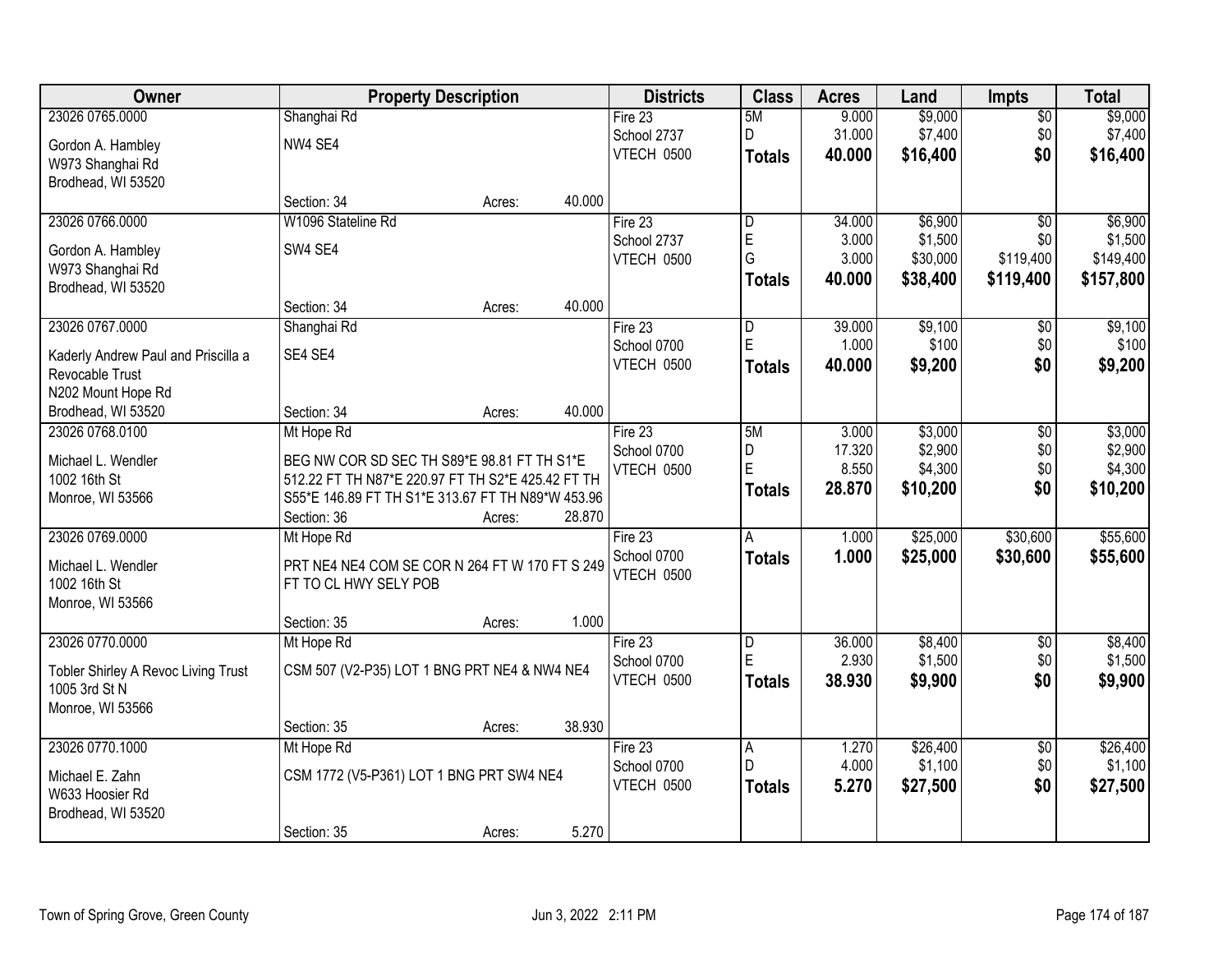| Owner | Property Description | | | Districts | Class | Acres | Land | Impts | Total |
|---|---|---|---|---|---|---|---|---|---|
| 23026 0765.0000 | Shanghai Rd | | | Fire 23 | 5M | 9.000 | $9,000 | $0 | $9,000 |
| Gordon A. Hambley | NW4 SE4 | | | School 2737 | D | 31.000 | $7,400 | $0 | $7,400 |
| W973 Shanghai Rd | | | | VTECH 0500 | **Totals** | **40.000** | **$16,400** | **$0** | **$16,400** |
| Brodhead, WI 53520 | | | | | | | | | |
| | Section: 34 | Acres: | 40.000 | | | | | | |
| 23026 0766.0000 | W1096 Stateline Rd | | | Fire 23 | D | 34.000 | $6,900 | $0 | $6,900 |
| Gordon A. Hambley | SW4 SE4 | | | School 2737 | E | 3.000 | $1,500 | $0 | $1,500 |
| W973 Shanghai Rd | | | | VTECH 0500 | G | 3.000 | $30,000 | $119,400 | $149,400 |
| Brodhead, WI 53520 | | | | | **Totals** | **40.000** | **$38,400** | **$119,400** | **$157,800** |
| | Section: 34 | Acres: | 40.000 | | | | | | |
| 23026 0767.0000 | Shanghai Rd | | | Fire 23 | D | 39.000 | $9,100 | $0 | $9,100 |
| Kaderly Andrew Paul and Priscilla a | SE4 SE4 | | | School 0700 | E | 1.000 | $100 | $0 | $100 |
| Revocable Trust | | | | VTECH 0500 | **Totals** | **40.000** | **$9,200** | **$0** | **$9,200** |
| N202 Mount Hope Rd | | | | | | | | | |
| Brodhead, WI 53520 | Section: 34 | Acres: | 40.000 | | | | | | |
| 23026 0768.0100 | Mt Hope Rd | | | Fire 23 | 5M | 3.000 | $3,000 | $0 | $3,000 |
| Michael L. Wendler | BEG NW COR SD SEC TH S89*E 98.81 FT TH S1*E 512.22 FT TH N87*E 220.97 FT TH S2*E 425.42 FT TH S55*E 146.89 FT TH S1*E 313.67 FT TH N89*W 453.96 | | | School 0700 | D | 17.320 | $2,900 | $0 | $2,900 |
| 1002 16th St | | | | VTECH 0500 | E | 8.550 | $4,300 | $0 | $4,300 |
| Monroe, WI 53566 | | | | | **Totals** | **28.870** | **$10,200** | **$0** | **$10,200** |
| | Section: 36 | Acres: | 28.870 | | | | | | |
| 23026 0769.0000 | Mt Hope Rd | | | Fire 23 | A | 1.000 | $25,000 | $30,600 | $55,600 |
| Michael L. Wendler | PRT NE4 NE4 COM SE COR N 264 FT W 170 FT S 249 FT TO CL HWY SELY POB | | | School 0700 | **Totals** | **1.000** | **$25,000** | **$30,600** | **$55,600** |
| 1002 16th St | | | | VTECH 0500 | | | | | |
| Monroe, WI 53566 | | | | | | | | | |
| | Section: 35 | Acres: | 1.000 | | | | | | |
| 23026 0770.0000 | Mt Hope Rd | | | Fire 23 | D | 36.000 | $8,400 | $0 | $8,400 |
| Tobler Shirley A Revoc Living Trust | CSM 507 (V2-P35) LOT 1 BNG PRT NE4 & NW4 NE4 | | | School 0700 | E | 2.930 | $1,500 | $0 | $1,500 |
| 1005 3rd St N | | | | VTECH 0500 | **Totals** | **38.930** | **$9,900** | **$0** | **$9,900** |
| Monroe, WI 53566 | | | | | | | | | |
| | Section: 35 | Acres: | 38.930 | | | | | | |
| 23026 0770.1000 | Mt Hope Rd | | | Fire 23 | A | 1.270 | $26,400 | $0 | $26,400 |
| Michael E. Zahn | CSM 1772 (V5-P361) LOT 1 BNG PRT SW4 NE4 | | | School 0700 | D | 4.000 | $1,100 | $0 | $1,100 |
| W633 Hoosier Rd | | | | VTECH 0500 | **Totals** | **5.270** | **$27,500** | **$0** | **$27,500** |
| Brodhead, WI 53520 | | | | | | | | | |
| | Section: 35 | Acres: | 5.270 | | | | | | |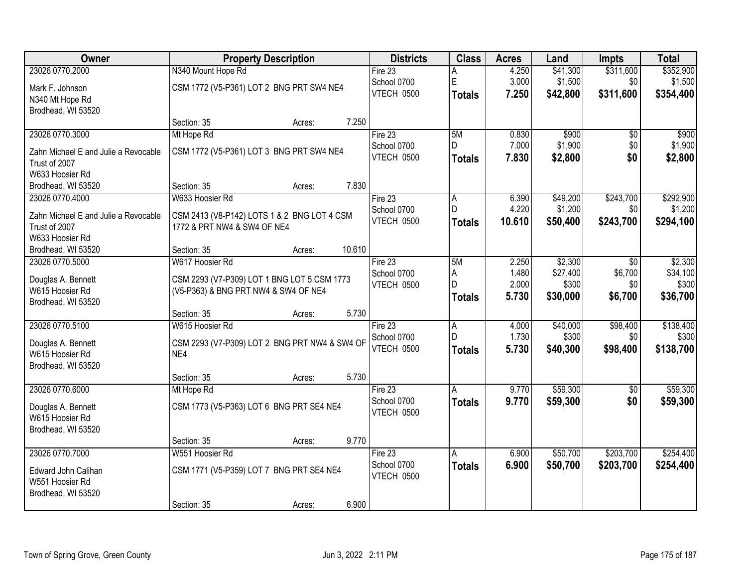| Owner | Property Description | Districts | Class | Acres | Land | Impts | Total |
|---|---|---|---|---|---|---|---|
| 23026 0770.2000<br>Mark F. Johnson<br>N340 Mt Hope Rd<br>Brodhead, WI 53520 | N340 Mount Hope Rd<br>CSM 1772 (V5-P361) LOT 2 BNG PRT SW4 NE4<br>Section: 35 Acres: 7.250 | Fire 23<br>School 0700<br>VTECH 0500 | A<br>E<br>**Totals** | 4.250<br>3.000<br>**7.250** | $41,300<br>$1,500<br>**$42,800** | $311,600<br>$0<br>**$311,600** | $352,900<br>$1,500<br>**$354,400** |
| 23026 0770.3000<br>Zahn Michael E and Julie a Revocable Trust of 2007<br>W633 Hoosier Rd<br>Brodhead, WI 53520 | Mt Hope Rd<br>CSM 1772 (V5-P361) LOT 3 BNG PRT SW4 NE4<br>Section: 35 Acres: 7.830 | Fire 23<br>School 0700<br>VTECH 0500 | 5M<br>D<br>**Totals** | 0.830<br>7.000<br>**7.830** | $900<br>$1,900<br>**$2,800** | $0<br>$0<br>**$0** | $900<br>$1,900<br>**$2,800** |
| 23026 0770.4000<br>Zahn Michael E and Julie a Revocable Trust of 2007<br>W633 Hoosier Rd<br>Brodhead, WI 53520 | W633 Hoosier Rd<br>CSM 2413 (V8-P142) LOTS 1 & 2 BNG LOT 4 CSM 1772 & PRT NW4 & SW4 OF NE4<br>Section: 35 Acres: 10.610 | Fire 23<br>School 0700<br>VTECH 0500 | A<br>D<br>**Totals** | 6.390<br>4.220<br>**10.610** | $49,200<br>$1,200<br>**$50,400** | $243,700<br>$0<br>**$243,700** | $292,900<br>$1,200<br>**$294,100** |
| 23026 0770.5000<br>Douglas A. Bennett<br>W615 Hoosier Rd<br>Brodhead, WI 53520 | W617 Hoosier Rd<br>CSM 2293 (V7-P309) LOT 1 BNG LOT 5 CSM 1773 (V5-P363) & BNG PRT NW4 & SW4 OF NE4<br>Section: 35 Acres: 5.730 | Fire 23<br>School 0700<br>VTECH 0500 | 5M<br>A<br>D<br>**Totals** | 2.250<br>1.480<br>2.000<br>**5.730** | $2,300<br>$27,400<br>$300<br>**$30,000** | $0<br>$6,700<br>$0<br>**$6,700** | $2,300<br>$34,100<br>$300<br>**$36,700** |
| 23026 0770.5100<br>Douglas A. Bennett<br>W615 Hoosier Rd<br>Brodhead, WI 53520 | W615 Hoosier Rd<br>CSM 2293 (V7-P309) LOT 2 BNG PRT NW4 & SW4 OF NE4<br>Section: 35 Acres: 5.730 | Fire 23<br>School 0700<br>VTECH 0500 | A<br>D<br>**Totals** | 4.000<br>1.730<br>**5.730** | $40,000<br>$300<br>**$40,300** | $98,400<br>$0<br>**$98,400** | $138,400<br>$300<br>**$138,700** |
| 23026 0770.6000<br>Douglas A. Bennett<br>W615 Hoosier Rd<br>Brodhead, WI 53520 | Mt Hope Rd<br>CSM 1773 (V5-P363) LOT 6 BNG PRT SE4 NE4<br>Section: 35 Acres: 9.770 | Fire 23<br>School 0700<br>VTECH 0500 | A<br>**Totals** | 9.770<br>**9.770** | $59,300<br>**$59,300** | $0<br>**$0** | $59,300<br>**$59,300** |
| 23026 0770.7000<br>Edward John Calihan<br>W551 Hoosier Rd<br>Brodhead, WI 53520 | W551 Hoosier Rd<br>CSM 1771 (V5-P359) LOT 7 BNG PRT SE4 NE4<br>Section: 35 Acres: 6.900 | Fire 23<br>School 0700<br>VTECH 0500 | A<br>**Totals** | 6.900<br>**6.900** | $50,700<br>**$50,700** | $203,700<br>**$203,700** | $254,400<br>**$254,400** |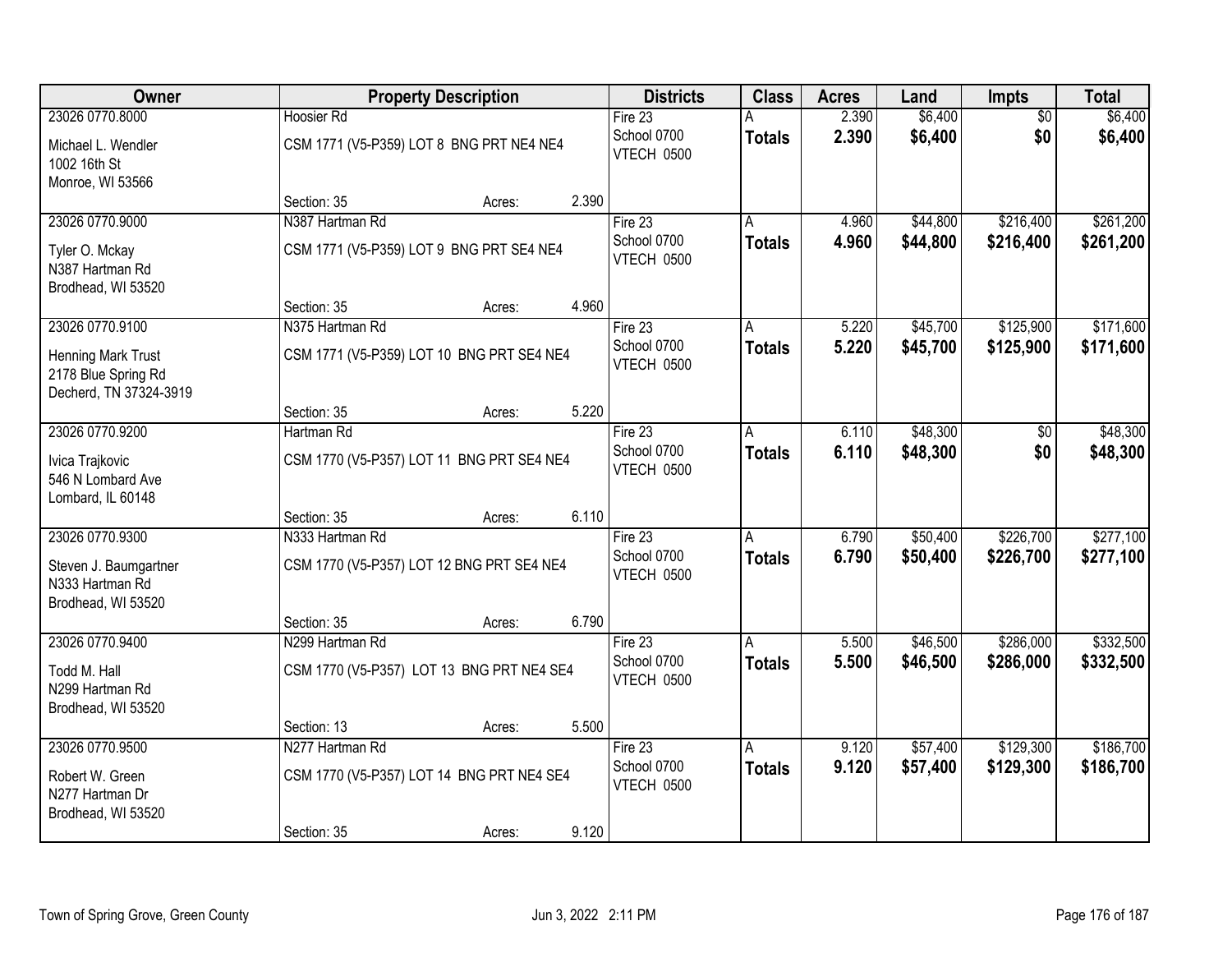| Owner | Property Description | | | Districts | Class | Acres | Land | Impts | Total |
|---|---|---|---|---|---|---|---|---|---|
| 23026 0770.8000 | Hoosier Rd | | | Fire 23 | A | 2.390 | $6,400 | $0 | $6,400 |
| Michael L. Wendler<br>1002 16th St<br>Monroe, WI 53566 | CSM 1771 (V5-P359) LOT 8 BNG PRT NE4 NE4 | | | School 0700<br>VTECH 0500 | **Totals** | **2.390** | **$6,400** | **$0** | **$6,400** |
| | Section: 35 | Acres: | 2.390 | | | | | | |
| 23026 0770.9000 | N387 Hartman Rd | | | Fire 23 | A | 4.960 | $44,800 | $216,400 | $261,200 |
| Tyler O. Mckay<br>N387 Hartman Rd<br>Brodhead, WI 53520 | CSM 1771 (V5-P359) LOT 9 BNG PRT SE4 NE4 | | | School 0700<br>VTECH 0500 | **Totals** | **4.960** | **$44,800** | **$216,400** | **$261,200** |
| | Section: 35 | Acres: | 4.960 | | | | | | |
| 23026 0770.9100 | N375 Hartman Rd | | | Fire 23 | A | 5.220 | $45,700 | $125,900 | $171,600 |
| Henning Mark Trust<br>2178 Blue Spring Rd<br>Decherd, TN 37324-3919 | CSM 1771 (V5-P359) LOT 10 BNG PRT SE4 NE4 | | | School 0700<br>VTECH 0500 | **Totals** | **5.220** | **$45,700** | **$125,900** | **$171,600** |
| | Section: 35 | Acres: | 5.220 | | | | | | |
| 23026 0770.9200 | Hartman Rd | | | Fire 23 | A | 6.110 | $48,300 | $0 | $48,300 |
| Ivica Trajkovic<br>546 N Lombard Ave<br>Lombard, IL 60148 | CSM 1770 (V5-P357) LOT 11 BNG PRT SE4 NE4 | | | School 0700<br>VTECH 0500 | **Totals** | **6.110** | **$48,300** | **$0** | **$48,300** |
| | Section: 35 | Acres: | 6.110 | | | | | | |
| 23026 0770.9300 | N333 Hartman Rd | | | Fire 23 | A | 6.790 | $50,400 | $226,700 | $277,100 |
| Steven J. Baumgartner<br>N333 Hartman Rd<br>Brodhead, WI 53520 | CSM 1770 (V5-P357) LOT 12 BNG PRT SE4 NE4 | | | School 0700<br>VTECH 0500 | **Totals** | **6.790** | **$50,400** | **$226,700** | **$277,100** |
| | Section: 35 | Acres: | 6.790 | | | | | | |
| 23026 0770.9400 | N299 Hartman Rd | | | Fire 23 | A | 5.500 | $46,500 | $286,000 | $332,500 |
| Todd M. Hall<br>N299 Hartman Rd<br>Brodhead, WI 53520 | CSM 1770 (V5-P357) LOT 13 BNG PRT NE4 SE4 | | | School 0700<br>VTECH 0500 | **Totals** | **5.500** | **$46,500** | **$286,000** | **$332,500** |
| | Section: 13 | Acres: | 5.500 | | | | | | |
| 23026 0770.9500 | N277 Hartman Rd | | | Fire 23 | A | 9.120 | $57,400 | $129,300 | $186,700 |
| Robert W. Green<br>N277 Hartman Dr<br>Brodhead, WI 53520 | CSM 1770 (V5-P357) LOT 14 BNG PRT NE4 SE4 | | | School 0700<br>VTECH 0500 | **Totals** | **9.120** | **$57,400** | **$129,300** | **$186,700** |
| | Section: 35 | Acres: | 9.120 | | | | | | |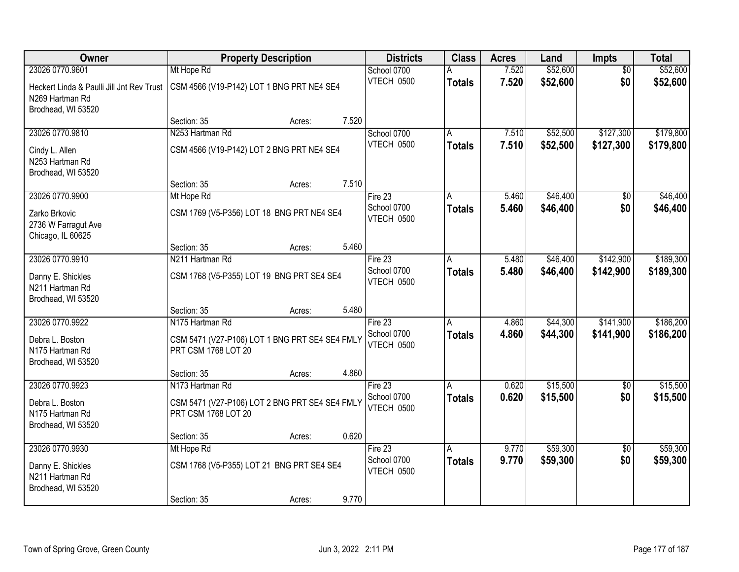| Owner | Property Description | | | Districts | Class | Acres | Land | Impts | Total |
|---|---|---|---|---|---|---|---|---|---|
| 23026 0770.9601 | Mt Hope Rd | | | School 0700 | A | 7.520 | $52,600 | $0 | $52,600 |
| Heckert Linda & Paulli Jill Jnt Rev Trust<br>N269 Hartman Rd<br>Brodhead, WI 53520 | CSM 4566 (V19-P142) LOT 1 BNG PRT NE4 SE4 | | | VTECH 0500 | **Totals** | **7.520** | **$52,600** | **$0** | **$52,600** |
| | Section: 35 | Acres: | 7.520 | | | | | | |
| 23026 0770.9810 | N253 Hartman Rd | | | School 0700 | A | 7.510 | $52,500 | $127,300 | $179,800 |
| Cindy L. Allen<br>N253 Hartman Rd<br>Brodhead, WI 53520 | CSM 4566 (V19-P142) LOT 2 BNG PRT NE4 SE4 | | | VTECH 0500 | **Totals** | **7.510** | **$52,500** | **$127,300** | **$179,800** |
| | Section: 35 | Acres: | 7.510 | | | | | | |
| 23026 0770.9900 | Mt Hope Rd | | | Fire 23 | A | 5.460 | $46,400 | $0 | $46,400 |
| Zarko Brkovic<br>2736 W Farragut Ave<br>Chicago, IL 60625 | CSM 1769 (V5-P356) LOT 18 BNG PRT NE4 SE4 | | | School 0700<br>VTECH 0500 | **Totals** | **5.460** | **$46,400** | **$0** | **$46,400** |
| | Section: 35 | Acres: | 5.460 | | | | | | |
| 23026 0770.9910 | N211 Hartman Rd | | | Fire 23 | A | 5.480 | $46,400 | $142,900 | $189,300 |
| Danny E. Shickles<br>N211 Hartman Rd<br>Brodhead, WI 53520 | CSM 1768 (V5-P355) LOT 19 BNG PRT SE4 SE4 | | | School 0700<br>VTECH 0500 | **Totals** | **5.480** | **$46,400** | **$142,900** | **$189,300** |
| | Section: 35 | Acres: | 5.480 | | | | | | |
| 23026 0770.9922 | N175 Hartman Rd | | | Fire 23 | A | 4.860 | $44,300 | $141,900 | $186,200 |
| Debra L. Boston<br>N175 Hartman Rd<br>Brodhead, WI 53520 | CSM 5471 (V27-P106) LOT 1 BNG PRT SE4 SE4 FMLY PRT CSM 1768 LOT 20 | | | School 0700<br>VTECH 0500 | **Totals** | **4.860** | **$44,300** | **$141,900** | **$186,200** |
| | Section: 35 | Acres: | 4.860 | | | | | | |
| 23026 0770.9923 | N173 Hartman Rd | | | Fire 23 | A | 0.620 | $15,500 | $0 | $15,500 |
| Debra L. Boston<br>N175 Hartman Rd<br>Brodhead, WI 53520 | CSM 5471 (V27-P106) LOT 2 BNG PRT SE4 SE4 FMLY PRT CSM 1768 LOT 20 | | | School 0700<br>VTECH 0500 | **Totals** | **0.620** | **$15,500** | **$0** | **$15,500** |
| | Section: 35 | Acres: | 0.620 | | | | | | |
| 23026 0770.9930 | Mt Hope Rd | | | Fire 23 | A | 9.770 | $59,300 | $0 | $59,300 |
| Danny E. Shickles<br>N211 Hartman Rd<br>Brodhead, WI 53520 | CSM 1768 (V5-P355) LOT 21 BNG PRT SE4 SE4 | | | School 0700<br>VTECH 0500 | **Totals** | **9.770** | **$59,300** | **$0** | **$59,300** |
| | Section: 35 | Acres: | 9.770 | | | | | | |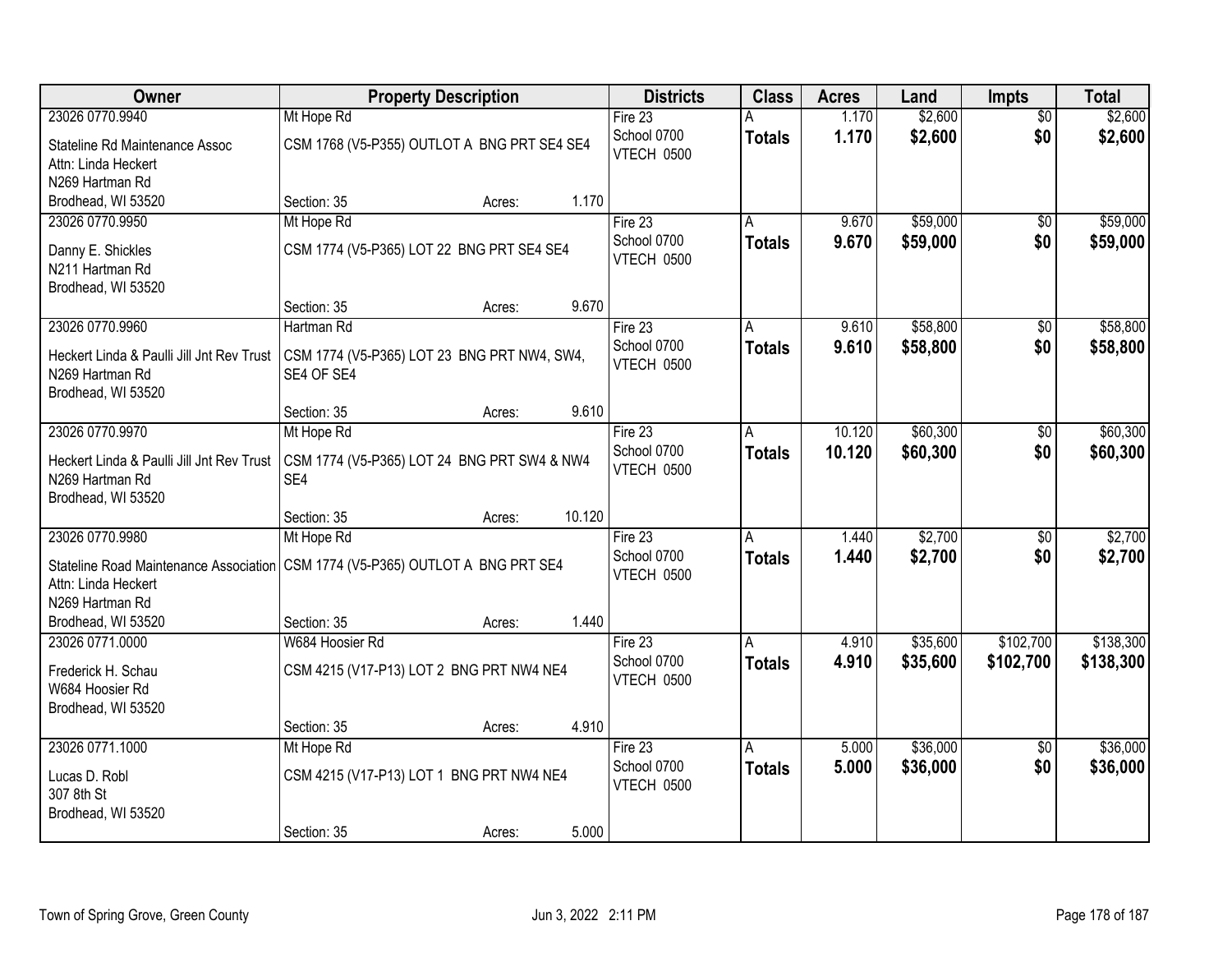| Owner | Property Description | Districts | Class | Acres | Land | Impts | Total |
|---|---|---|---|---|---|---|---|
| 23026 0770.9940<br>Stateline Rd Maintenance Assoc<br>Attn: Linda Heckert<br>N269 Hartman Rd<br>Brodhead, WI 53520 | Mt Hope Rd<br>CSM 1768 (V5-P355) OUTLOT A BNG PRT SE4 SE4<br>Section: 35 Acres: 1.170 | Fire 23<br>School 0700<br>VTECH 0500 | A<br>**Totals** | 1.170<br>**1.170** | $2,600<br>**$2,600** | $0<br>**$0** | $2,600<br>**$2,600** |
| 23026 0770.9950<br>Danny E. Shickles<br>N211 Hartman Rd<br>Brodhead, WI 53520 | Mt Hope Rd<br>CSM 1774 (V5-P365) LOT 22 BNG PRT SE4 SE4<br>Section: 35 Acres: 9.670 | Fire 23<br>School 0700<br>VTECH 0500 | A<br>**Totals** | 9.670<br>**9.670** | $59,000<br>**$59,000** | $0<br>**$0** | $59,000<br>**$59,000** |
| 23026 0770.9960<br>Heckert Linda & Paulli Jill Jnt Rev Trust<br>N269 Hartman Rd<br>Brodhead, WI 53520 | Hartman Rd<br>CSM 1774 (V5-P365) LOT 23 BNG PRT NW4, SW4, SE4 OF SE4<br>Section: 35 Acres: 9.610 | Fire 23<br>School 0700<br>VTECH 0500 | A<br>**Totals** | 9.610<br>**9.610** | $58,800<br>**$58,800** | $0<br>**$0** | $58,800<br>**$58,800** |
| 23026 0770.9970<br>Heckert Linda & Paulli Jill Jnt Rev Trust<br>N269 Hartman Rd<br>Brodhead, WI 53520 | Mt Hope Rd<br>CSM 1774 (V5-P365) LOT 24 BNG PRT SW4 & NW4 SE4<br>Section: 35 Acres: 10.120 | Fire 23<br>School 0700<br>VTECH 0500 | A<br>**Totals** | 10.120<br>**10.120** | $60,300<br>**$60,300** | $0<br>**$0** | $60,300<br>**$60,300** |
| 23026 0770.9980<br>Stateline Road Maintenance Association<br>Attn: Linda Heckert<br>N269 Hartman Rd<br>Brodhead, WI 53520 | Mt Hope Rd<br>CSM 1774 (V5-P365) OUTLOT A BNG PRT SE4<br>Section: 35 Acres: 1.440 | Fire 23<br>School 0700<br>VTECH 0500 | A<br>**Totals** | 1.440<br>**1.440** | $2,700<br>**$2,700** | $0<br>**$0** | $2,700<br>**$2,700** |
| 23026 0771.0000<br>Frederick H. Schau<br>W684 Hoosier Rd<br>Brodhead, WI 53520 | W684 Hoosier Rd<br>CSM 4215 (V17-P13) LOT 2 BNG PRT NW4 NE4<br>Section: 35 Acres: 4.910 | Fire 23<br>School 0700<br>VTECH 0500 | A<br>**Totals** | 4.910<br>**4.910** | $35,600<br>**$35,600** | $102,700<br>**$102,700** | $138,300<br>**$138,300** |
| 23026 0771.1000<br>Lucas D. Robl<br>307 8th St<br>Brodhead, WI 53520 | Mt Hope Rd<br>CSM 4215 (V17-P13) LOT 1 BNG PRT NW4 NE4<br>Section: 35 Acres: 5.000 | Fire 23<br>School 0700<br>VTECH 0500 | A<br>**Totals** | 5.000<br>**5.000** | $36,000<br>**$36,000** | $0<br>**$0** | $36,000<br>**$36,000** |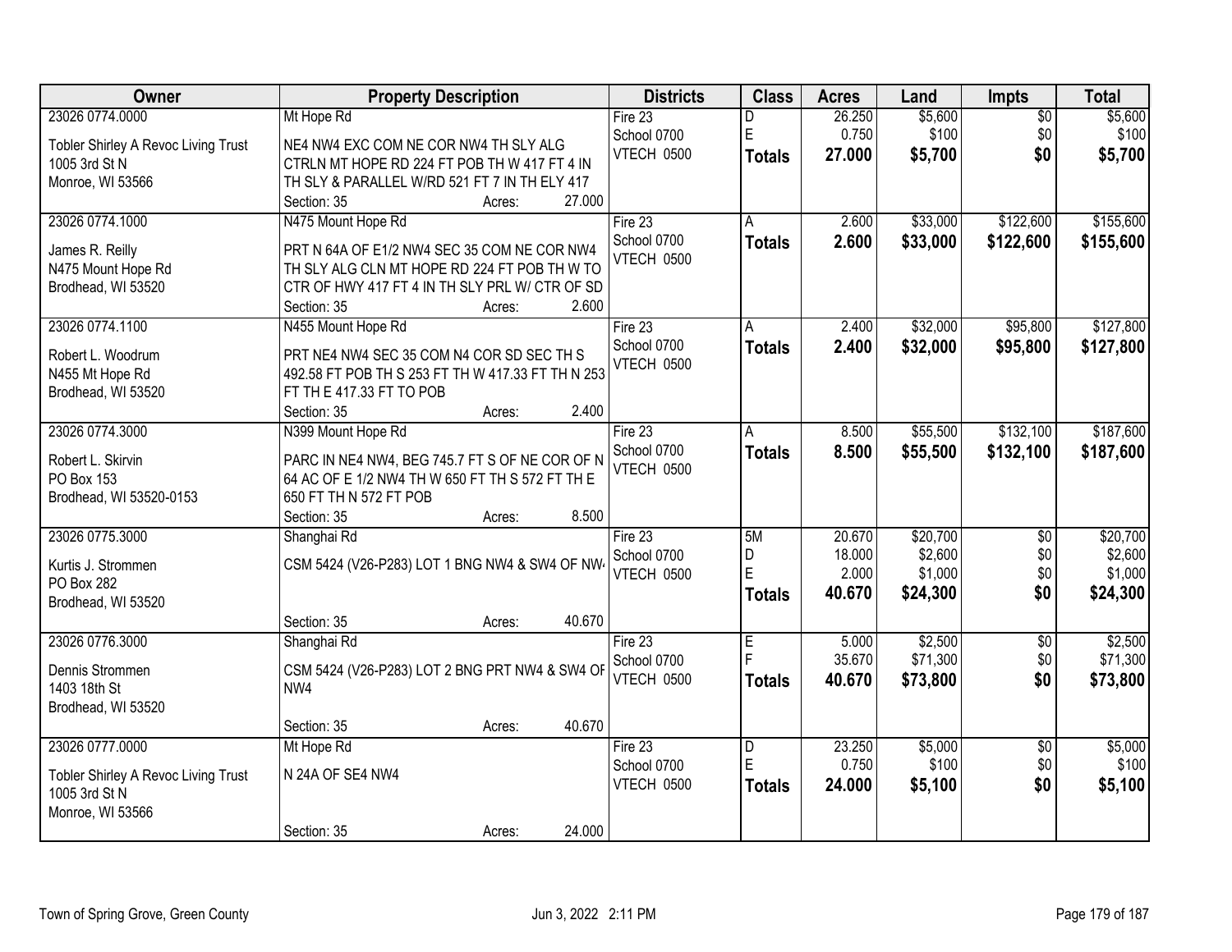| Owner | Property Description | Districts | Class | Acres | Land | Impts | Total |
|---|---|---|---|---|---|---|---|
| 23026 0774.0000<br>Tobler Shirley A Revoc Living Trust<br>1005 3rd St N<br>Monroe, WI 53566 | Mt Hope Rd<br>NE4 NW4 EXC COM NE COR NW4 TH SLY ALG CTRLN MT HOPE RD 224 FT POB TH W 417 FT 4 IN TH SLY & PARALLEL W/RD 521 FT 7 IN TH ELY 417<br>Section: 35 Acres: 27.000 | Fire 23<br>School 0700<br>VTECH 0500 | D<br>E<br>**Totals** | 26.250<br>0.750<br>**27.000** | $5,600<br>$100<br>**$5,700** | $0<br>$0<br>**$0** | $5,600<br>$100<br>**$5,700** |
| 23026 0774.1000<br>James R. Reilly<br>N475 Mount Hope Rd<br>Brodhead, WI 53520 | N475 Mount Hope Rd<br>PRT N 64A OF E1/2 NW4 SEC 35 COM NE COR NW4 TH SLY ALG CLN MT HOPE RD 224 FT POB TH W TO CTR OF HWY 417 FT 4 IN TH SLY PRL W/ CTR OF SD<br>Section: 35 Acres: 2.600 | Fire 23<br>School 0700<br>VTECH 0500 | A<br>**Totals** | 2.600<br>**2.600** | $33,000<br>**$33,000** | $122,600<br>**$122,600** | $155,600<br>**$155,600** |
| 23026 0774.1100<br>Robert L. Woodrum<br>N455 Mt Hope Rd<br>Brodhead, WI 53520 | N455 Mount Hope Rd<br>PRT NE4 NW4 SEC 35 COM N4 COR SD SEC TH S 492.58 FT POB TH S 253 FT TH W 417.33 FT TH N 253 FT TH E 417.33 FT TO POB<br>Section: 35 Acres: 2.400 | Fire 23<br>School 0700<br>VTECH 0500 | A<br>**Totals** | 2.400<br>**2.400** | $32,000<br>**$32,000** | $95,800<br>**$95,800** | $127,800<br>**$127,800** |
| 23026 0774.3000<br>Robert L. Skirvin<br>PO Box 153<br>Brodhead, WI 53520-0153 | N399 Mount Hope Rd<br>PARC IN NE4 NW4, BEG 745.7 FT S OF NE COR OF N 64 AC OF E 1/2 NW4 TH W 650 FT TH S 572 FT TH E 650 FT TH N 572 FT POB<br>Section: 35 Acres: 8.500 | Fire 23<br>School 0700<br>VTECH 0500 | A<br>**Totals** | 8.500<br>**8.500** | $55,500<br>**$55,500** | $132,100<br>**$132,100** | $187,600<br>**$187,600** |
| 23026 0775.3000<br>Kurtis J. Strommen<br>PO Box 282<br>Brodhead, WI 53520 | Shanghai Rd<br>CSM 5424 (V26-P283) LOT 1 BNG NW4 & SW4 OF NW4<br>Section: 35 Acres: 40.670 | Fire 23<br>School 0700<br>VTECH 0500 | 5M<br>D<br>E<br>**Totals** | 20.670<br>18.000<br>2.000<br>**40.670** | $20,700<br>$2,600<br>$1,000<br>**$24,300** | $0<br>$0<br>$0<br>**$0** | $20,700<br>$2,600<br>$1,000<br>**$24,300** |
| 23026 0776.3000<br>Dennis Strommen<br>1403 18th St<br>Brodhead, WI 53520 | Shanghai Rd<br>CSM 5424 (V26-P283) LOT 2 BNG PRT NW4 & SW4 OF NW4<br>Section: 35 Acres: 40.670 | Fire 23<br>School 0700<br>VTECH 0500 | E<br>F<br>**Totals** | 5.000<br>35.670<br>**40.670** | $2,500<br>$71,300<br>**$73,800** | $0<br>$0<br>**$0** | $2,500<br>$71,300<br>**$73,800** |
| 23026 0777.0000<br>Tobler Shirley A Revoc Living Trust<br>1005 3rd St N<br>Monroe, WI 53566 | Mt Hope Rd<br>N 24A OF SE4 NW4<br>Section: 35 Acres: 24.000 | Fire 23<br>School 0700<br>VTECH 0500 | D<br>E<br>**Totals** | 23.250<br>0.750<br>**24.000** | $5,000<br>$100<br>**$5,100** | $0<br>$0<br>**$0** | $5,000<br>$100<br>**$5,100** |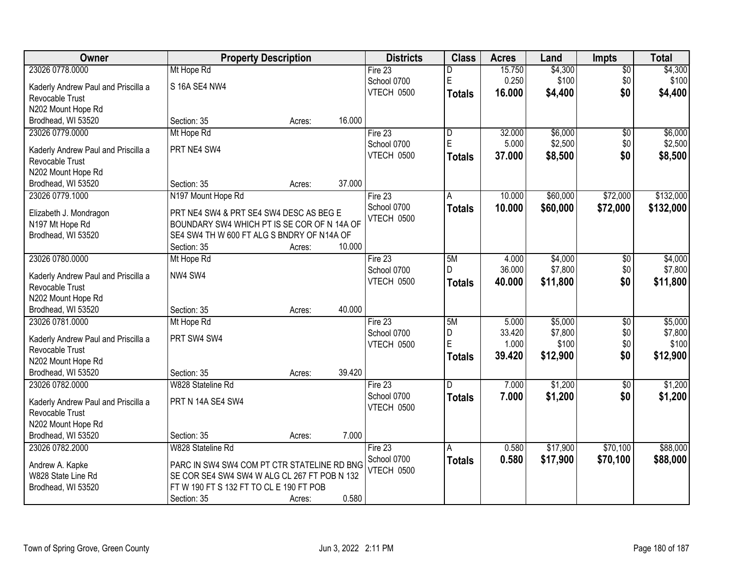| Owner | Property Description | Districts | Class | Acres | Land | Impts | Total |
|---|---|---|---|---|---|---|---|
| 23026 0778.0000<br>Kaderly Andrew Paul and Priscilla a Revocable Trust<br>N202 Mount Hope Rd<br>Brodhead, WI 53520 | Mt Hope Rd<br>S 16A SE4 NW4<br>Section: 35 Acres: 16.000 | Fire 23<br>School 0700<br>VTECH 0500 | D<br>E<br>**Totals** | 15.750<br>0.250<br>**16.000** | $4,300<br>$100<br>**$4,400** | $0<br>$0<br>**$0** | $4,300<br>$100<br>**$4,400** |
| 23026 0779.0000<br>Kaderly Andrew Paul and Priscilla a Revocable Trust<br>N202 Mount Hope Rd<br>Brodhead, WI 53520 | Mt Hope Rd<br>PRT NE4 SW4<br>Section: 35 Acres: 37.000 | Fire 23<br>School 0700<br>VTECH 0500 | D<br>E<br>**Totals** | 32.000<br>5.000<br>**37.000** | $6,000<br>$2,500<br>**$8,500** | $0<br>$0<br>**$0** | $6,000<br>$2,500<br>**$8,500** |
| 23026 0779.1000<br>Elizabeth J. Mondragon<br>N197 Mt Hope Rd<br>Brodhead, WI 53520 | N197 Mount Hope Rd<br>PRT NE4 SW4 & PRT SE4 SW4 DESC AS BEG E BOUNDARY SW4 WHICH PT IS SE COR OF N 14A OF SE4 SW4 TH W 600 FT ALG S BNDRY OF N14A OF<br>Section: 35 Acres: 10.000 | Fire 23<br>School 0700<br>VTECH 0500 | A<br>**Totals** | 10.000<br>**10.000** | $60,000<br>**$60,000** | $72,000<br>**$72,000** | $132,000<br>**$132,000** |
| 23026 0780.0000<br>Kaderly Andrew Paul and Priscilla a Revocable Trust<br>N202 Mount Hope Rd<br>Brodhead, WI 53520 | Mt Hope Rd<br>NW4 SW4<br>Section: 35 Acres: 40.000 | Fire 23<br>School 0700<br>VTECH 0500 | 5M<br>D<br>**Totals** | 4.000<br>36.000<br>**40.000** | $4,000<br>$7,800<br>**$11,800** | $0<br>$0<br>**$0** | $4,000<br>$7,800<br>**$11,800** |
| 23026 0781.0000<br>Kaderly Andrew Paul and Priscilla a Revocable Trust<br>N202 Mount Hope Rd<br>Brodhead, WI 53520 | Mt Hope Rd<br>PRT SW4 SW4<br>Section: 35 Acres: 39.420 | Fire 23<br>School 0700<br>VTECH 0500 | 5M<br>D<br>E<br>**Totals** | 5.000<br>33.420<br>1.000<br>**39.420** | $5,000<br>$7,800<br>$100<br>**$12,900** | $0<br>$0<br>$0<br>**$0** | $5,000<br>$7,800<br>$100<br>**$12,900** |
| 23026 0782.0000<br>Kaderly Andrew Paul and Priscilla a Revocable Trust<br>N202 Mount Hope Rd<br>Brodhead, WI 53520 | W828 Stateline Rd<br>PRT N 14A SE4 SW4<br>Section: 35 Acres: 7.000 | Fire 23<br>School 0700<br>VTECH 0500 | D<br>**Totals** | 7.000<br>**7.000** | $1,200<br>**$1,200** | $0<br>**$0** | $1,200<br>**$1,200** |
| 23026 0782.2000<br>Andrew A. Kapke<br>W828 State Line Rd<br>Brodhead, WI 53520 | W828 Stateline Rd<br>PARC IN SW4 SW4 COM PT CTR STATELINE RD BNG SE COR SE4 SW4 SW4 W ALG CL 267 FT POB N 132 FT W 190 FT S 132 FT TO CL E 190 FT POB<br>Section: 35 Acres: 0.580 | Fire 23<br>School 0700<br>VTECH 0500 | A<br>**Totals** | 0.580<br>**0.580** | $17,900<br>**$17,900** | $70,100<br>**$70,100** | $88,000<br>**$88,000** |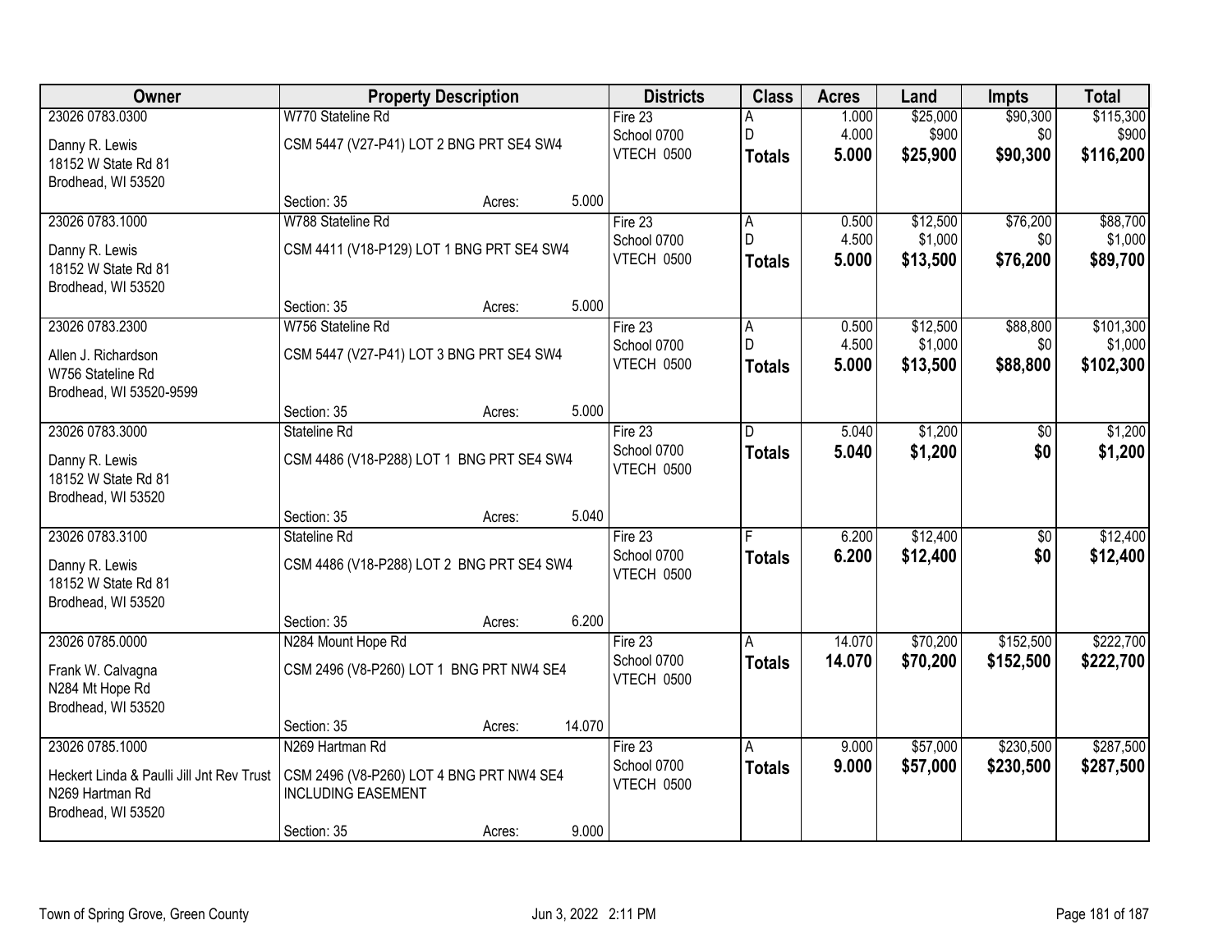| Owner | Property Description | Districts | Class | Acres | Land | Impts | Total |
|---|---|---|---|---|---|---|---|
| 23026 0783.0300<br>Danny R. Lewis<br>18152 W State Rd 81<br>Brodhead, WI 53520 | W770 Stateline Rd<br>CSM 5447 (V27-P41) LOT 2 BNG PRT SE4 SW4<br>Section: 35 Acres: 5.000 | Fire 23<br>School 0700<br>VTECH 0500 | A<br>D<br>**Totals** | 1.000<br>4.000<br>**5.000** | $25,000<br>$900<br>**$25,900** | $90,300<br>$0<br>**$90,300** | $115,300<br>$900<br>**$116,200** |
| 23026 0783.1000<br>Danny R. Lewis<br>18152 W State Rd 81<br>Brodhead, WI 53520 | W788 Stateline Rd<br>CSM 4411 (V18-P129) LOT 1 BNG PRT SE4 SW4<br>Section: 35 Acres: 5.000 | Fire 23<br>School 0700<br>VTECH 0500 | A<br>D<br>**Totals** | 0.500<br>4.500<br>**5.000** | $12,500<br>$1,000<br>**$13,500** | $76,200<br>$0<br>**$76,200** | $88,700<br>$1,000<br>**$89,700** |
| 23026 0783.2300<br>Allen J. Richardson<br>W756 Stateline Rd<br>Brodhead, WI 53520-9599 | W756 Stateline Rd<br>CSM 5447 (V27-P41) LOT 3 BNG PRT SE4 SW4<br>Section: 35 Acres: 5.000 | Fire 23<br>School 0700<br>VTECH 0500 | A<br>D<br>**Totals** | 0.500<br>4.500<br>**5.000** | $12,500<br>$1,000<br>**$13,500** | $88,800<br>$0<br>**$88,800** | $101,300<br>$1,000<br>**$102,300** |
| 23026 0783.3000<br>Danny R. Lewis<br>18152 W State Rd 81<br>Brodhead, WI 53520 | Stateline Rd<br>CSM 4486 (V18-P288) LOT 1 BNG PRT SE4 SW4<br>Section: 35 Acres: 5.040 | Fire 23<br>School 0700<br>VTECH 0500 | D<br>**Totals** | 5.040<br>**5.040** | $1,200<br>**$1,200** | $0<br>**$0** | $1,200<br>**$1,200** |
| 23026 0783.3100<br>Danny R. Lewis<br>18152 W State Rd 81<br>Brodhead, WI 53520 | Stateline Rd<br>CSM 4486 (V18-P288) LOT 2 BNG PRT SE4 SW4<br>Section: 35 Acres: 6.200 | Fire 23<br>School 0700<br>VTECH 0500 | F<br>**Totals** | 6.200<br>**6.200** | $12,400<br>**$12,400** | $0<br>**$0** | $12,400<br>**$12,400** |
| 23026 0785.0000<br>Frank W. Calvagna<br>N284 Mt Hope Rd<br>Brodhead, WI 53520 | N284 Mount Hope Rd<br>CSM 2496 (V8-P260) LOT 1 BNG PRT NW4 SE4<br>Section: 35 Acres: 14.070 | Fire 23<br>School 0700<br>VTECH 0500 | A<br>**Totals** | 14.070<br>**14.070** | $70,200<br>**$70,200** | $152,500<br>**$152,500** | $222,700<br>**$222,700** |
| 23026 0785.1000<br>Heckert Linda & Paulli Jill Jnt Rev Trust<br>N269 Hartman Rd<br>Brodhead, WI 53520 | N269 Hartman Rd<br>CSM 2496 (V8-P260) LOT 4 BNG PRT NW4 SE4 INCLUDING EASEMENT<br>Section: 35 Acres: 9.000 | Fire 23<br>School 0700<br>VTECH 0500 | A<br>**Totals** | 9.000<br>**9.000** | $57,000<br>**$57,000** | $230,500<br>**$230,500** | $287,500<br>**$287,500** |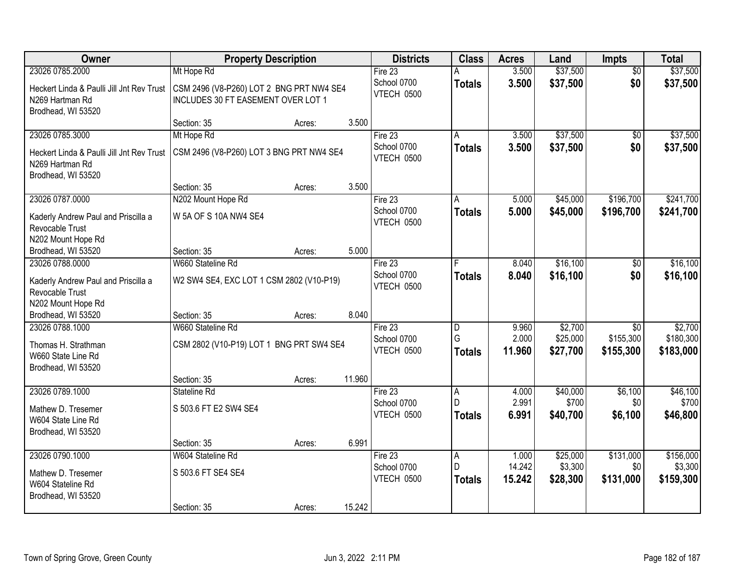| Owner | Property Description | | | Districts | Class | Acres | Land | Impts | Total |
|---|---|---|---|---|---|---|---|---|---|
| 23026 0785.2000 | Mt Hope Rd | | | Fire 23 | A | 3.500 | $37,500 | $0 | $37,500 |
| Heckert Linda & Paulli Jill Jnt Rev Trust<br>N269 Hartman Rd<br>Brodhead, WI 53520 | CSM 2496 (V8-P260) LOT 2 BNG PRT NW4 SE4 INCLUDES 30 FT EASEMENT OVER LOT 1 | | | School 0700<br>VTECH 0500 | **Totals** | **3.500** | **$37,500** | **$0** | **$37,500** |
| | Section: 35 | Acres: | 3.500 | | | | | | |
| 23026 0785.3000 | Mt Hope Rd | | | Fire 23 | A | 3.500 | $37,500 | $0 | $37,500 |
| Heckert Linda & Paulli Jill Jnt Rev Trust<br>N269 Hartman Rd<br>Brodhead, WI 53520 | CSM 2496 (V8-P260) LOT 3 BNG PRT NW4 SE4 | | | School 0700<br>VTECH 0500 | **Totals** | **3.500** | **$37,500** | **$0** | **$37,500** |
| | Section: 35 | Acres: | 3.500 | | | | | | |
| 23026 0787.0000 | N202 Mount Hope Rd | | | Fire 23 | A | 5.000 | $45,000 | $196,700 | $241,700 |
| Kaderly Andrew Paul and Priscilla a Revocable Trust<br>N202 Mount Hope Rd<br>Brodhead, WI 53520 | W 5A OF S 10A NW4 SE4 | | | School 0700<br>VTECH 0500 | **Totals** | **5.000** | **$45,000** | **$196,700** | **$241,700** |
| | Section: 35 | Acres: | 5.000 | | | | | | |
| 23026 0788.0000 | W660 Stateline Rd | | | Fire 23 | F | 8.040 | $16,100 | $0 | $16,100 |
| Kaderly Andrew Paul and Priscilla a Revocable Trust<br>N202 Mount Hope Rd<br>Brodhead, WI 53520 | W2 SW4 SE4, EXC LOT 1 CSM 2802 (V10-P19) | | | School 0700<br>VTECH 0500 | **Totals** | **8.040** | **$16,100** | **$0** | **$16,100** |
| | Section: 35 | Acres: | 8.040 | | | | | | |
| 23026 0788.1000 | W660 Stateline Rd | | | Fire 23 | D | 9.960 | $2,700 | $0 | $2,700 |
| Thomas H. Strathman<br>W660 State Line Rd<br>Brodhead, WI 53520 | CSM 2802 (V10-P19) LOT 1 BNG PRT SW4 SE4 | | | School 0700<br>VTECH 0500 | G | 2.000 | $25,000 | $155,300 | $180,300 |
| | | | | | **Totals** | **11.960** | **$27,700** | **$155,300** | **$183,000** |
| | Section: 35 | Acres: | 11.960 | | | | | | |
| 23026 0789.1000 | Stateline Rd | | | Fire 23 | A | 4.000 | $40,000 | $6,100 | $46,100 |
| Mathew D. Tresemer<br>W604 State Line Rd<br>Brodhead, WI 53520 | S 503.6 FT E2 SW4 SE4 | | | School 0700<br>VTECH 0500 | D | 2.991 | $700 | $0 | $700 |
| | | | | | **Totals** | **6.991** | **$40,700** | **$6,100** | **$46,800** |
| | Section: 35 | Acres: | 6.991 | | | | | | |
| 23026 0790.1000 | W604 Stateline Rd | | | Fire 23 | A | 1.000 | $25,000 | $131,000 | $156,000 |
| Mathew D. Tresemer<br>W604 Stateline Rd<br>Brodhead, WI 53520 | S 503.6 FT SE4 SE4 | | | School 0700<br>VTECH 0500 | D | 14.242 | $3,300 | $0 | $3,300 |
| | | | | | **Totals** | **15.242** | **$28,300** | **$131,000** | **$159,300** |
| | Section: 35 | Acres: | 15.242 | | | | | | |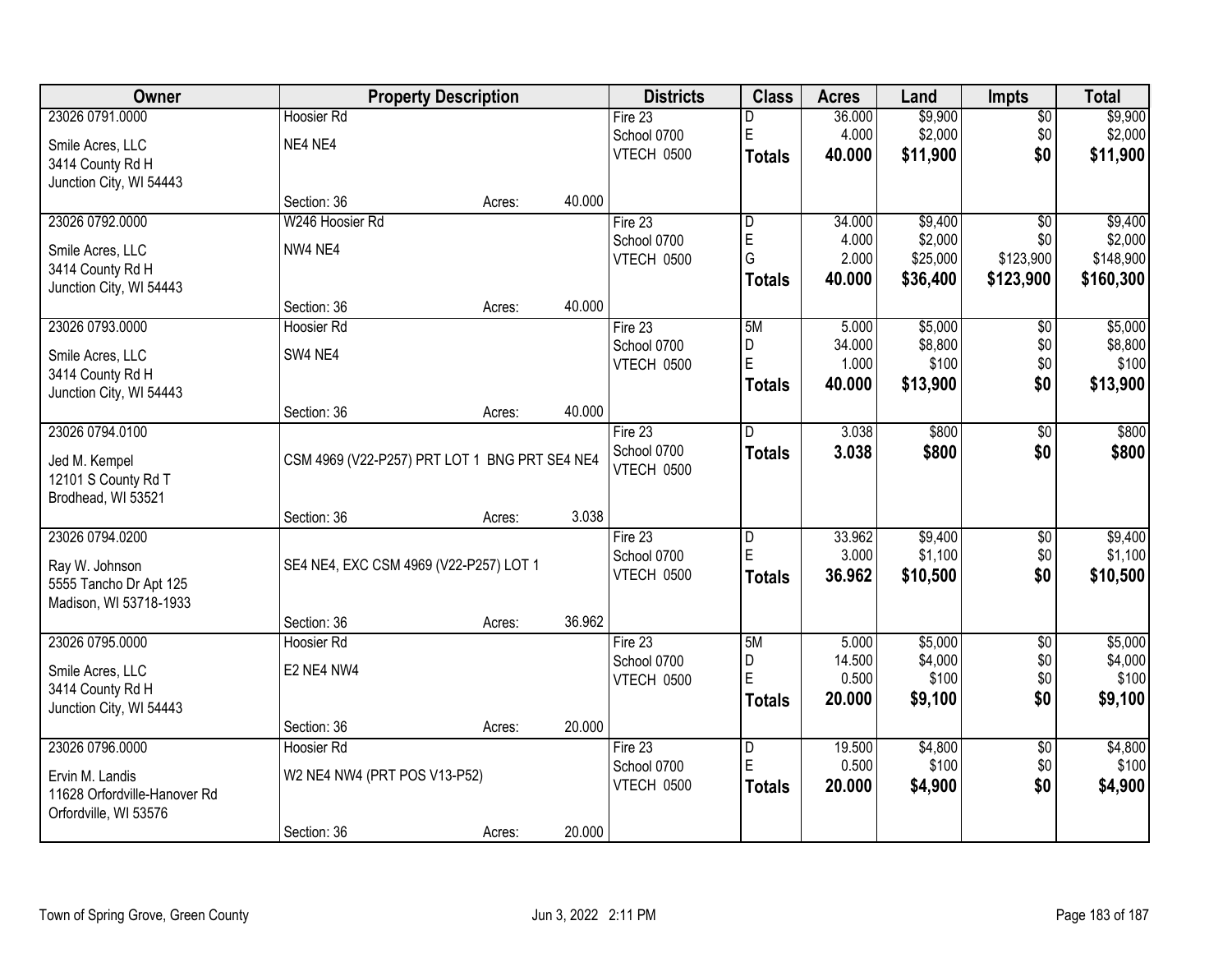| Owner | Property Description | | | Districts | Class | Acres | Land | Impts | Total |
|---|---|---|---|---|---|---|---|---|---|
| 23026 0791.0000 | Hoosier Rd | | | Fire 23 | D | 36.000 | $9,900 | $0 | $9,900 |
| Smile Acres, LLC | NE4 NE4 | | | School 0700 | E | 4.000 | $2,000 | $0 | $2,000 |
| 3414 County Rd H | | | | VTECH 0500 | **Totals** | **40.000** | **$11,900** | **$0** | **$11,900** |
| Junction City, WI 54443 | | | | | | | | | |
| | Section: 36 | Acres: | 40.000 | | | | | | |
| 23026 0792.0000 | W246 Hoosier Rd | | | Fire 23 | D | 34.000 | $9,400 | $0 | $9,400 |
| Smile Acres, LLC | NW4 NE4 | | | School 0700 | E | 4.000 | $2,000 | $0 | $2,000 |
| 3414 County Rd H | | | | VTECH 0500 | G | 2.000 | $25,000 | $123,900 | $148,900 |
| Junction City, WI 54443 | | | | | **Totals** | **40.000** | **$36,400** | **$123,900** | **$160,300** |
| | Section: 36 | Acres: | 40.000 | | | | | | |
| 23026 0793.0000 | Hoosier Rd | | | Fire 23 | 5M | 5.000 | $5,000 | $0 | $5,000 |
| Smile Acres, LLC | SW4 NE4 | | | School 0700 | D | 34.000 | $8,800 | $0 | $8,800 |
| 3414 County Rd H | | | | VTECH 0500 | E | 1.000 | $100 | $0 | $100 |
| Junction City, WI 54443 | | | | | **Totals** | **40.000** | **$13,900** | **$0** | **$13,900** |
| | Section: 36 | Acres: | 40.000 | | | | | | |
| 23026 0794.0100 | | | | Fire 23 | D | 3.038 | $800 | $0 | $800 |
| Jed M. Kempel | CSM 4969 (V22-P257) PRT LOT 1 BNG PRT SE4 NE4 | | | School 0700 | **Totals** | **3.038** | **$800** | **$0** | **$800** |
| 12101 S County Rd T | | | | VTECH 0500 | | | | | |
| Brodhead, WI 53521 | | | | | | | | | |
| | Section: 36 | Acres: | 3.038 | | | | | | |
| 23026 0794.0200 | | | | Fire 23 | D | 33.962 | $9,400 | $0 | $9,400 |
| Ray W. Johnson | SE4 NE4, EXC CSM 4969 (V22-P257) LOT 1 | | | School 0700 | E | 3.000 | $1,100 | $0 | $1,100 |
| 5555 Tancho Dr Apt 125 | | | | VTECH 0500 | **Totals** | **36.962** | **$10,500** | **$0** | **$10,500** |
| Madison, WI 53718-1933 | | | | | | | | | |
| | Section: 36 | Acres: | 36.962 | | | | | | |
| 23026 0795.0000 | Hoosier Rd | | | Fire 23 | 5M | 5.000 | $5,000 | $0 | $5,000 |
| Smile Acres, LLC | E2 NE4 NW4 | | | School 0700 | D | 14.500 | $4,000 | $0 | $4,000 |
| 3414 County Rd H | | | | VTECH 0500 | E | 0.500 | $100 | $0 | $100 |
| Junction City, WI 54443 | | | | | **Totals** | **20.000** | **$9,100** | **$0** | **$9,100** |
| | Section: 36 | Acres: | 20.000 | | | | | | |
| 23026 0796.0000 | Hoosier Rd | | | Fire 23 | D | 19.500 | $4,800 | $0 | $4,800 |
| Ervin M. Landis | W2 NE4 NW4 (PRT POS V13-P52) | | | School 0700 | E | 0.500 | $100 | $0 | $100 |
| 11628 Orfordville-Hanover Rd | | | | VTECH 0500 | **Totals** | **20.000** | **$4,900** | **$0** | **$4,900** |
| Orfordville, WI 53576 | | | | | | | | | |
| | Section: 36 | Acres: | 20.000 | | | | | | |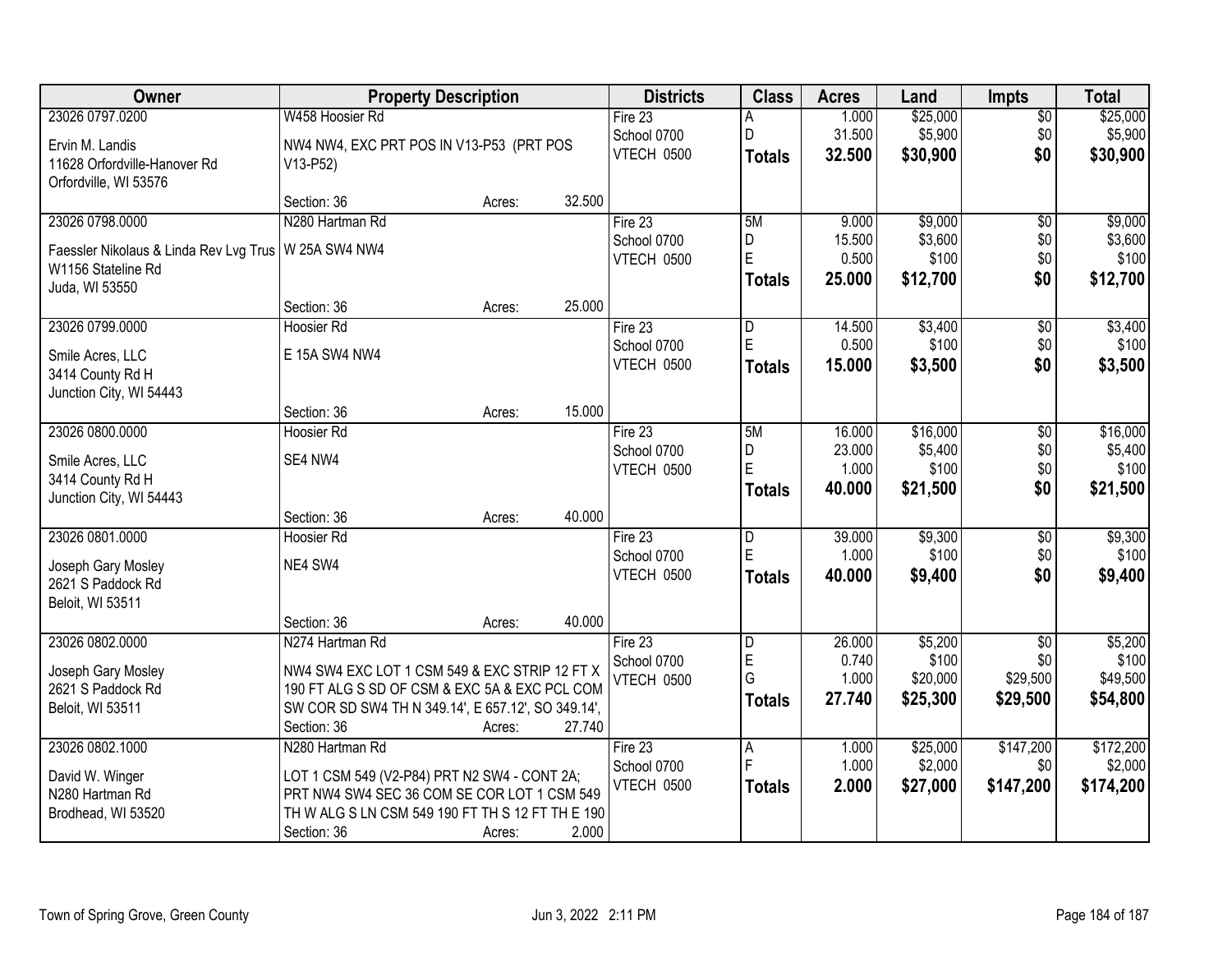| Owner | Property Description | | | Districts | Class | Acres | Land | Impts | Total |
|---|---|---|---|---|---|---|---|---|---|
| 23026 0797.0200 | W458 Hoosier Rd | | | Fire 23 | A | 1.000 | $25,000 | $0 | $25,000 |
| Ervin M. Landis | NW4 NW4, EXC PRT POS IN V13-P53 (PRT POS | | | School 0700 | D | 31.500 | $5,900 | $0 | $5,900 |
| 11628 Orfordville-Hanover Rd | V13-P52) | | | VTECH 0500 | **Totals** | **32.500** | **$30,900** | **$0** | **$30,900** |
| Orfordville, WI 53576 | | | | | | | | | |
| | Section: 36 | Acres: | 32.500 | | | | | | |
| 23026 0798.0000 | N280 Hartman Rd | | | Fire 23 | 5M | 9.000 | $9,000 | $0 | $9,000 |
| Faessler Nikolaus & Linda Rev Lvg Trus | W 25A SW4 NW4 | | | School 0700 | D | 15.500 | $3,600 | $0 | $3,600 |
| W1156 Stateline Rd | | | | VTECH 0500 | E | 0.500 | $100 | $0 | $100 |
| Juda, WI 53550 | | | | | **Totals** | **25.000** | **$12,700** | **$0** | **$12,700** |
| | Section: 36 | Acres: | 25.000 | | | | | | |
| 23026 0799.0000 | Hoosier Rd | | | Fire 23 | D | 14.500 | $3,400 | $0 | $3,400 |
| Smile Acres, LLC | E 15A SW4 NW4 | | | School 0700 | E | 0.500 | $100 | $0 | $100 |
| 3414 County Rd H | | | | VTECH 0500 | **Totals** | **15.000** | **$3,500** | **$0** | **$3,500** |
| Junction City, WI 54443 | | | | | | | | | |
| | Section: 36 | Acres: | 15.000 | | | | | | |
| 23026 0800.0000 | Hoosier Rd | | | Fire 23 | 5M | 16.000 | $16,000 | $0 | $16,000 |
| Smile Acres, LLC | SE4 NW4 | | | School 0700 | D | 23.000 | $5,400 | $0 | $5,400 |
| 3414 County Rd H | | | | VTECH 0500 | E | 1.000 | $100 | $0 | $100 |
| Junction City, WI 54443 | | | | | **Totals** | **40.000** | **$21,500** | **$0** | **$21,500** |
| | Section: 36 | Acres: | 40.000 | | | | | | |
| 23026 0801.0000 | Hoosier Rd | | | Fire 23 | D | 39.000 | $9,300 | $0 | $9,300 |
| Joseph Gary Mosley | NE4 SW4 | | | School 0700 | E | 1.000 | $100 | $0 | $100 |
| 2621 S Paddock Rd | | | | VTECH 0500 | **Totals** | **40.000** | **$9,400** | **$0** | **$9,400** |
| Beloit, WI 53511 | | | | | | | | | |
| | Section: 36 | Acres: | 40.000 | | | | | | |
| 23026 0802.0000 | N274 Hartman Rd | | | Fire 23 | D | 26.000 | $5,200 | $0 | $5,200 |
| Joseph Gary Mosley | NW4 SW4 EXC LOT 1 CSM 549 & EXC STRIP 12 FT X | | | School 0700 | E | 0.740 | $100 | $0 | $100 |
| 2621 S Paddock Rd | 190 FT ALG S SD OF CSM & EXC 5A & EXC PCL COM | | | VTECH 0500 | G | 1.000 | $20,000 | $29,500 | $49,500 |
| Beloit, WI 53511 | SW COR SD SW4 TH N 349.14', E 657.12', SO 349.14', | | | | **Totals** | **27.740** | **$25,300** | **$29,500** | **$54,800** |
| | Section: 36 | Acres: | 27.740 | | | | | | |
| 23026 0802.1000 | N280 Hartman Rd | | | Fire 23 | A | 1.000 | $25,000 | $147,200 | $172,200 |
| David W. Winger | LOT 1 CSM 549 (V2-P84) PRT N2 SW4 - CONT 2A; | | | School 0700 | F | 1.000 | $2,000 | $0 | $2,000 |
| N280 Hartman Rd | PRT NW4 SW4 SEC 36 COM SE COR LOT 1 CSM 549 | | | VTECH 0500 | **Totals** | **2.000** | **$27,000** | **$147,200** | **$174,200** |
| Brodhead, WI 53520 | TH W ALG S LN CSM 549 190 FT TH S 12 FT TH E 190 | | | | | | | | |
| | Section: 36 | Acres: | 2.000 | | | | | | |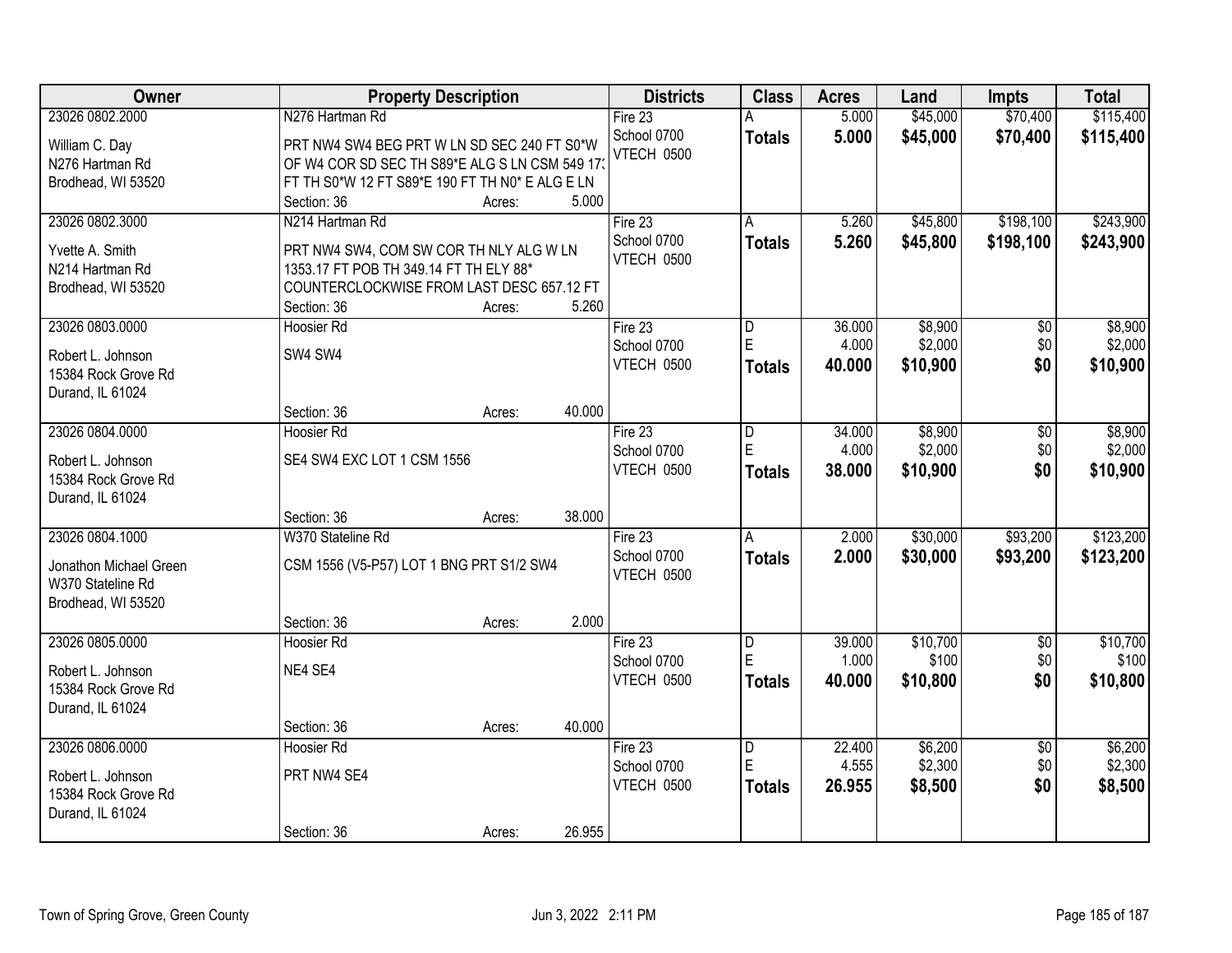| Owner | Property Description | Districts | Class | Acres | Land | Impts | Total |
|---|---|---|---|---|---|---|---|
| 23026 0802.2000<br>William C. Day<br>N276 Hartman Rd<br>Brodhead, WI 53520 | N276 Hartman Rd<br>PRT NW4 SW4 BEG PRT W LN SD SEC 240 FT S0*W OF W4 COR SD SEC TH S89*E ALG S LN CSM 549 173 FT TH S0*W 12 FT S89*E 190 FT TH N0* E ALG E LN<br>Section: 36 Acres: 5.000 | Fire 23<br>School 0700<br>VTECH 0500 | A<br>**Totals** | 5.000<br>**5.000** | $45,000<br>**$45,000** | $70,400<br>**$70,400** | $115,400<br>**$115,400** |
| 23026 0802.3000<br>Yvette A. Smith<br>N214 Hartman Rd<br>Brodhead, WI 53520 | N214 Hartman Rd<br>PRT NW4 SW4, COM SW COR TH NLY ALG W LN 1353.17 FT POB TH 349.14 FT TH ELY 88* COUNTERCLOCKWISE FROM LAST DESC 657.12 FT<br>Section: 36 Acres: 5.260 | Fire 23<br>School 0700<br>VTECH 0500 | A<br>**Totals** | 5.260<br>**5.260** | $45,800<br>**$45,800** | $198,100<br>**$198,100** | $243,900<br>**$243,900** |
| 23026 0803.0000<br>Robert L. Johnson<br>15384 Rock Grove Rd<br>Durand, IL 61024 | Hoosier Rd<br>SW4 SW4<br>Section: 36 Acres: 40.000 | Fire 23<br>School 0700<br>VTECH 0500 | D<br>E<br>**Totals** | 36.000<br>4.000<br>**40.000** | $8,900<br>$2,000<br>**$10,900** | $0<br>$0<br>**$0** | $8,900<br>$2,000<br>**$10,900** |
| 23026 0804.0000<br>Robert L. Johnson<br>15384 Rock Grove Rd<br>Durand, IL 61024 | Hoosier Rd<br>SE4 SW4 EXC LOT 1 CSM 1556<br>Section: 36 Acres: 38.000 | Fire 23<br>School 0700<br>VTECH 0500 | D<br>E<br>**Totals** | 34.000<br>4.000<br>**38.000** | $8,900<br>$2,000<br>**$10,900** | $0<br>$0<br>**$0** | $8,900<br>$2,000<br>**$10,900** |
| 23026 0804.1000<br>Jonathon Michael Green<br>W370 Stateline Rd<br>Brodhead, WI 53520 | W370 Stateline Rd<br>CSM 1556 (V5-P57) LOT 1 BNG PRT S1/2 SW4<br>Section: 36 Acres: 2.000 | Fire 23<br>School 0700<br>VTECH 0500 | A<br>**Totals** | 2.000<br>**2.000** | $30,000<br>**$30,000** | $93,200<br>**$93,200** | $123,200<br>**$123,200** |
| 23026 0805.0000<br>Robert L. Johnson<br>15384 Rock Grove Rd<br>Durand, IL 61024 | Hoosier Rd<br>NE4 SE4<br>Section: 36 Acres: 40.000 | Fire 23<br>School 0700<br>VTECH 0500 | D<br>E<br>**Totals** | 39.000<br>1.000<br>**40.000** | $10,700<br>$100<br>**$10,800** | $0<br>$0<br>**$0** | $10,700<br>$100<br>**$10,800** |
| 23026 0806.0000<br>Robert L. Johnson<br>15384 Rock Grove Rd<br>Durand, IL 61024 | Hoosier Rd<br>PRT NW4 SE4<br>Section: 36 Acres: 26.955 | Fire 23<br>School 0700<br>VTECH 0500 | D<br>E<br>**Totals** | 22.400<br>4.555<br>**26.955** | $6,200<br>$2,300<br>**$8,500** | $0<br>$0<br>**$0** | $6,200<br>$2,300<br>**$8,500** |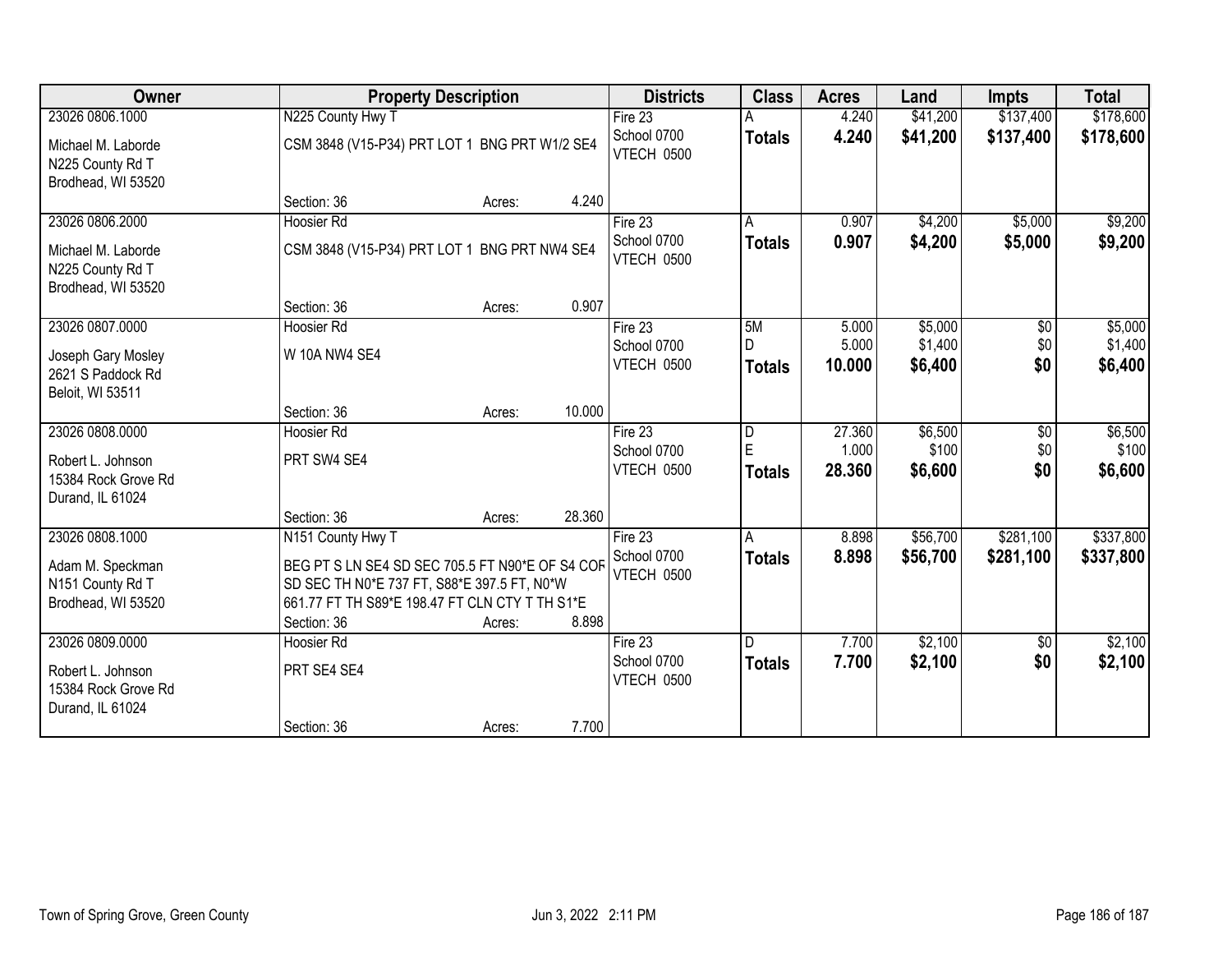| Owner | Property Description | Districts | Class | Acres | Land | Impts | Total |
|---|---|---|---|---|---|---|---|
| 23026 0806.1000<br>Michael M. Laborde<br>N225 County Rd T<br>Brodhead, WI 53520 | N225 County Hwy T<br>CSM 3848 (V15-P34) PRT LOT 1 BNG PRT W1/2 SE4<br>Section: 36 Acres: 4.240 | Fire 23<br>School 0700<br>VTECH 0500 | A<br>**Totals** | 4.240<br>**4.240** | $41,200<br>**$41,200** | $137,400<br>**$137,400** | $178,600<br>**$178,600** |
| 23026 0806.2000<br>Michael M. Laborde<br>N225 County Rd T<br>Brodhead, WI 53520 | Hoosier Rd<br>CSM 3848 (V15-P34) PRT LOT 1 BNG PRT NW4 SE4<br>Section: 36 Acres: 0.907 | Fire 23<br>School 0700<br>VTECH 0500 | A<br>**Totals** | 0.907<br>**0.907** | $4,200<br>**$4,200** | $5,000<br>**$5,000** | $9,200<br>**$9,200** |
| 23026 0807.0000<br>Joseph Gary Mosley<br>2621 S Paddock Rd<br>Beloit, WI 53511 | Hoosier Rd<br>W 10A NW4 SE4<br>Section: 36 Acres: 10.000 | Fire 23<br>School 0700<br>VTECH 0500 | 5M<br>D<br>**Totals** | 5.000<br>5.000<br>**10.000** | $5,000<br>$1,400<br>**$6,400** | $0<br>$0<br>**$0** | $5,000<br>$1,400<br>**$6,400** |
| 23026 0808.0000<br>Robert L. Johnson<br>15384 Rock Grove Rd<br>Durand, IL 61024 | Hoosier Rd<br>PRT SW4 SE4<br>Section: 36 Acres: 28.360 | Fire 23<br>School 0700<br>VTECH 0500 | D<br>E<br>**Totals** | 27.360<br>1.000<br>**28.360** | $6,500<br>$100<br>**$6,600** | $0<br>$0<br>**$0** | $6,500<br>$100<br>**$6,600** |
| 23026 0808.1000<br>Adam M. Speckman<br>N151 County Rd T<br>Brodhead, WI 53520 | N151 County Hwy T<br>BEG PT S LN SE4 SD SEC 705.5 FT N90*E OF S4 COR SD SEC TH N0*E 737 FT, S88*E 397.5 FT, N0*W 661.77 FT TH S89*E 198.47 FT CLN CTY T TH S1*E<br>Section: 36 Acres: 8.898 | Fire 23<br>School 0700<br>VTECH 0500 | A<br>**Totals** | 8.898<br>**8.898** | $56,700<br>**$56,700** | $281,100<br>**$281,100** | $337,800<br>**$337,800** |
| 23026 0809.0000<br>Robert L. Johnson<br>15384 Rock Grove Rd<br>Durand, IL 61024 | Hoosier Rd<br>PRT SE4 SE4<br>Section: 36 Acres: 7.700 | Fire 23<br>School 0700<br>VTECH 0500 | D<br>**Totals** | 7.700<br>**7.700** | $2,100<br>**$2,100** | $0<br>**$0** | $2,100<br>**$2,100** |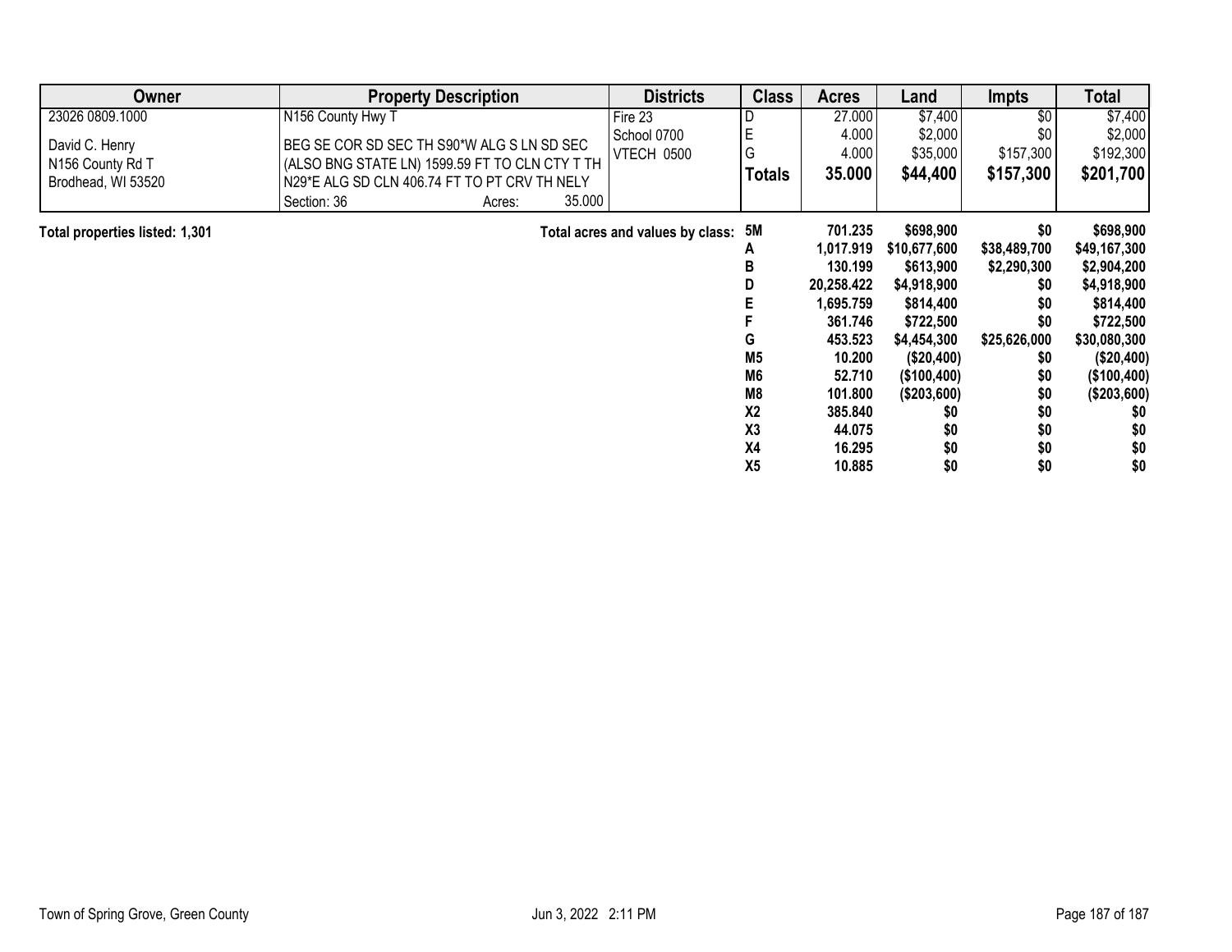| Owner | Property Description | Districts | Class | Acres | Land | Impts | Total |
|---|---|---|---|---|---|---|---|
| 23026 0809.1000 | N156 County Hwy T | Fire 23 | D | 27.000 | $7,400 | $0 | $7,400 |
| David C. Henry | BEG SE COR SD SEC TH S90*W ALG S LN SD SEC | School 0700 | E | 4.000 | $2,000 | $0 | $2,000 |
| N156 County Rd T | (ALSO BNG STATE LN) 1599.59 FT TO CLN CTY T TH | VTECH 0500 | G | 4.000 | $35,000 | $157,300 | $192,300 |
| Brodhead, WI 53520 | N29*E ALG SD CLN 406.74 FT TO PT CRV TH NELY | | **Totals** | **35.000** | **$44,400** | **$157,300** | **$201,700** |
| | Section: 36 Acres: 35.000 | | | | | | |

**Total properties listed: 1,301**

**Total acres and values by class:**

| Class | Acres | Land | Impts | Total |
|---|---|---|---|---|
| 5M | 701.235 | $698,900 | $0 | $698,900 |
| A | 1,017.919 | $10,677,600 | $38,489,700 | $49,167,300 |
| B | 130.199 | $613,900 | $2,290,300 | $2,904,200 |
| D | 20,258.422 | $4,918,900 | $0 | $4,918,900 |
| E | 1,695.759 | $814,400 | $0 | $814,400 |
| F | 361.746 | $722,500 | $0 | $722,500 |
| G | 453.523 | $4,454,300 | $25,626,000 | $30,080,300 |
| M5 | 10.200 | ($20,400) | $0 | ($20,400) |
| M6 | 52.710 | ($100,400) | $0 | ($100,400) |
| M8 | 101.800 | ($203,600) | $0 | ($203,600) |
| X2 | 385.840 | $0 | $0 | $0 |
| X3 | 44.075 | $0 | $0 | $0 |
| X4 | 16.295 | $0 | $0 | $0 |
| X5 | 10.885 | $0 | $0 | $0 |